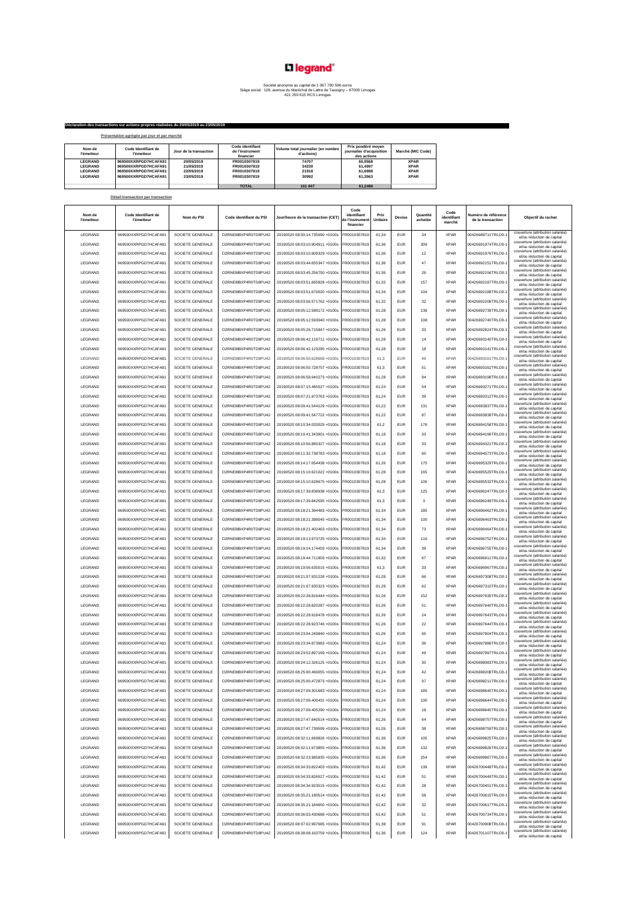# legrand®

Société anonyme au capital de 1 067 780 596 euros
Siège social : 128, avenue du Maréchal de Lattre de Tassigny – 87000 Limoges
421 259 615 RCS Limoges

**Déclaration des transactions sur actions propres réalisées du 20/05/2019 au 23/05/2019**

**Présentation agrégée par jour et par marché**

| Nom de l'émetteur | Code Identifiant de l'émetteur | Jour de la transaction | Code identifiant de l'instrument financier | Volume total journalier (en nombre d'actions) | Prix pondéré moyen journalier d'acquisition des actions | Marché (MIC Code) |
|---|---|---|---|---|---|---|
| LEGRAND | 969500XXRPGD7HCAFA91 | 20/05/2019 | FR0010307819 | 74707 | 60,9568 | XPAR |
| LEGRAND | 969500XXRPGD7HCAFA91 | 21/05/2019 | FR0010307819 | 34230 | 61,4997 | XPAR |
| LEGRAND | 969500XXRPGD7HCAFA91 | 22/05/2019 | FR0010307819 | 21918 | 61,6988 | XPAR |
| LEGRAND | 969500XXRPGD7HCAFA91 | 23/05/2019 | FR0010307819 | 30992 | 61,3563 | XPAR |
| | | | TOTAL | 161 847 | 61,2486 | |

**Détail transaction par transaction**

| Nom de l'émetteur | Code Identifiant de l'émetteur | Nom du PSI | Code identifiant du PSI | Jour/heure de la transaction (CET) | Code identifiant de l'instrument financier | Prix Unitaire | Devise | Quantité achetée | Code identifiant marché | Numéro de référence de la transaction | Objectif du rachat |
|---|---|---|---|---|---|---|---|---|---|---|---|
| LEGRAND | 969500XXRPGD7HCAFA91 | SOCIETE GENERALE | O2RNE8IBXP4R0TD8PU42 | 20190520 08:00:14.735090 +0100s | FR0010307819 | 61,34 | EUR | 34 | XPAR | 00426689711TRLO0-1 | couverture (attribution salariée) et/ou réduction de capital |
| LEGRAND | 969500XXRPGD7HCAFA91 | SOCIETE GENERALE | O2RNE8IBXP4R0TD8PU42 | 20190520 08:03:10.904911 +0100s | FR0010307819 | 61,36 | EUR | 309 | XPAR | 00426691974TRLO0-1 | couverture (attribution salariée) et/ou réduction de capital |
| LEGRAND | 969500XXRPGD7HCAFA91 | SOCIETE GENERALE | O2RNE8IBXP4R0TD8PU42 | 20190520 08:03:10.909329 +0100s | FR0010307819 | 61,36 | EUR | 12 | XPAR | 00426691976TRLO0-1 | couverture (attribution salariée) et/ou réduction de capital |
| LEGRAND | 969500XXRPGD7HCAFA91 | SOCIETE GENERALE | O2RNE8IBXP4R0TD8PU42 | 20190520 08:03:44.655347 +0100s | FR0010307819 | 61,36 | EUR | 47 | XPAR | 00426692151TRLO0-1 | couverture (attribution salariée) et/ou réduction de capital |
| LEGRAND | 969500XXRPGD7HCAFA91 | SOCIETE GENERALE | O2RNE8IBXP4R0TD8PU42 | 20190520 08:03:45.256750 +0100s | FR0010307819 | 61,36 | EUR | 26 | XPAR | 00426692156TRLO0-1 | couverture (attribution salariée) et/ou réduction de capital |
| LEGRAND | 969500XXRPGD7HCAFA91 | SOCIETE GENERALE | O2RNE8IBXP4R0TD8PU42 | 20190520 08:03:51.665828 +0100s | FR0010307819 | 61,32 | EUR | 157 | XPAR | 00426692187TRLO0-1 | couverture (attribution salariée) et/ou réduction de capital |
| LEGRAND | 969500XXRPGD7HCAFA91 | SOCIETE GENERALE | O2RNE8IBXP4R0TD8PU42 | 20190520 08:03:51.670020 +0100s | FR0010307819 | 61,34 | EUR | 104 | XPAR | 00426692188TRLO0-1 | couverture (attribution salariée) et/ou réduction de capital |
| LEGRAND | 969500XXRPGD7HCAFA91 | SOCIETE GENERALE | O2RNE8IBXP4R0TD8PU42 | 20190520 08:03:56.571762 +0100s | FR0010307819 | 61,32 | EUR | 32 | XPAR | 00426692206TRLO0-1 | couverture (attribution salariée) et/ou réduction de capital |
| LEGRAND | 969500XXRPGD7HCAFA91 | SOCIETE GENERALE | O2RNE8IBXP4R0TD8PU42 | 20190520 08:05:12.589172 +0100s | FR0010307819 | 61,28 | EUR | 138 | XPAR | 00426692739TRLO0-1 | couverture (attribution salariée) et/ou réduction de capital |
| LEGRAND | 969500XXRPGD7HCAFA91 | SOCIETE GENERALE | O2RNE8IBXP4R0TD8PU42 | 20190520 08:05:12.593040 +0100s | FR0010307819 | 61,28 | EUR | 108 | XPAR | 00426692740TRLO0-1 | couverture (attribution salariée) et/ou réduction de capital |
| LEGRAND | 969500XXRPGD7HCAFA91 | SOCIETE GENERALE | O2RNE8IBXP4R0TD8PU42 | 20190520 08:05:26.715847 +0100s | FR0010307819 | 61,26 | EUR | 33 | XPAR | 00426692824TRLO0-1 | couverture (attribution salariée) et/ou réduction de capital |
| LEGRAND | 969500XXRPGD7HCAFA91 | SOCIETE GENERALE | O2RNE8IBXP4R0TD8PU42 | 20190520 08:06:42.119711 +0100s | FR0010307819 | 61,28 | EUR | 14 | XPAR | 00426693140TRLO0-1 | couverture (attribution salariée) et/ou réduction de capital |
| LEGRAND | 969500XXRPGD7HCAFA91 | SOCIETE GENERALE | O2RNE8IBXP4R0TD8PU42 | 20190520 08:06:42.123295 +0100s | FR0010307819 | 61,28 | EUR | 18 | XPAR | 00426693141TRLO0-1 | couverture (attribution salariée) et/ou réduction de capital |
| LEGRAND | 969500XXRPGD7HCAFA91 | SOCIETE GENERALE | O2RNE8IBXP4R0TD8PU42 | 20190520 08:06:50.628868 +0100s | FR0010307819 | 61,3 | EUR | 46 | XPAR | 00426693161TRLO0-1 | couverture (attribution salariée) et/ou réduction de capital |
| LEGRAND | 969500XXRPGD7HCAFA91 | SOCIETE GENERALE | O2RNE8IBXP4R0TD8PU42 | 20190520 08:06:50.728757 +0100s | FR0010307819 | 61,3 | EUR | 51 | XPAR | 00426693162TRLO0-1 | couverture (attribution salariée) et/ou réduction de capital |
| LEGRAND | 969500XXRPGD7HCAFA91 | SOCIETE GENERALE | O2RNE8IBXP4R0TD8PU42 | 20190520 08:06:58.940273 +0100s | FR0010307819 | 61,28 | EUR | 94 | XPAR | 00426693198TRLO0-1 | couverture (attribution salariée) et/ou réduction de capital |
| LEGRAND | 969500XXRPGD7HCAFA91 | SOCIETE GENERALE | O2RNE8IBXP4R0TD8PU42 | 20190520 08:07:15.465027 +0100s | FR0010307819 | 61,24 | EUR | 54 | XPAR | 00426693271TRLO0-1 | couverture (attribution salariée) et/ou réduction de capital |
| LEGRAND | 969500XXRPGD7HCAFA91 | SOCIETE GENERALE | O2RNE8IBXP4R0TD8PU42 | 20190520 08:07:21.973763 +0100s | FR0010307819 | 61,24 | EUR | 39 | XPAR | 00426693312TRLO0-1 | couverture (attribution salariée) et/ou réduction de capital |
| LEGRAND | 969500XXRPGD7HCAFA91 | SOCIETE GENERALE | O2RNE8IBXP4R0TD8PU42 | 20190520 08:09:41.544129 +0100s | FR0010307819 | 61,22 | EUR | 131 | XPAR | 00426693837TRLO0-1 | couverture (attribution salariée) et/ou réduction de capital |
| LEGRAND | 969500XXRPGD7HCAFA91 | SOCIETE GENERALE | O2RNE8IBXP4R0TD8PU42 | 20190520 08:09:41.547722 +0100s | FR0010307819 | 61,22 | EUR | 87 | XPAR | 00426693838TRLO0-1 | couverture (attribution salariée) et/ou réduction de capital |
| LEGRAND | 969500XXRPGD7HCAFA91 | SOCIETE GENERALE | O2RNE8IBXP4R0TD8PU42 | 20190520 08:10:34.033029 +0100s | FR0010307819 | 61,2 | EUR | 178 | XPAR | 00426694158TRLO0-1 | couverture (attribution salariée) et/ou réduction de capital |
| LEGRAND | 969500XXRPGD7HCAFA91 | SOCIETE GENERALE | O2RNE8IBXP4R0TD8PU42 | 20190520 08:10:41.343901 +0100s | FR0010307819 | 61,18 | EUR | 33 | XPAR | 00426694196TRLO0-1 | couverture (attribution salariée) et/ou réduction de capital |
| LEGRAND | 969500XXRPGD7HCAFA91 | SOCIETE GENERALE | O2RNE8IBXP4R0TD8PU42 | 20190520 08:10:56.880327 +0100s | FR0010307819 | 61,18 | EUR | 33 | XPAR | 00426694321TRLO0-1 | couverture (attribution salariée) et/ou réduction de capital |
| LEGRAND | 969500XXRPGD7HCAFA91 | SOCIETE GENERALE | O2RNE8IBXP4R0TD8PU42 | 20190520 08:11:32.738783 +0100s | FR0010307819 | 61,18 | EUR | 60 | XPAR | 00426694573TRLO0-1 | couverture (attribution salariée) et/ou réduction de capital |
| LEGRAND | 969500XXRPGD7HCAFA91 | SOCIETE GENERALE | O2RNE8IBXP4R0TD8PU42 | 20190520 08:14:17.054438 +0100s | FR0010307819 | 61,26 | EUR | 175 | XPAR | 00426695329TRLO0-1 | couverture (attribution salariée) et/ou réduction de capital |
| LEGRAND | 969500XXRPGD7HCAFA91 | SOCIETE GENERALE | O2RNE8IBXP4R0TD8PU42 | 20190520 08:15:10.621022 +0100s | FR0010307819 | 61,28 | EUR | 165 | XPAR | 00426695529TRLO0-1 | couverture (attribution salariée) et/ou réduction de capital |
| LEGRAND | 969500XXRPGD7HCAFA91 | SOCIETE GENERALE | O2RNE8IBXP4R0TD8PU42 | 20190520 08:15:10.628675 +0100s | FR0010307819 | 61,28 | EUR | 106 | XPAR | 00426695532TRLO0-1 | couverture (attribution salariée) et/ou réduction de capital |
| LEGRAND | 969500XXRPGD7HCAFA91 | SOCIETE GENERALE | O2RNE8IBXP4R0TD8PU42 | 20190520 08:17:39.838938 +0100s | FR0010307819 | 61,3 | EUR | 125 | XPAR | 00426696247TRLO0-1 | couverture (attribution salariée) et/ou réduction de capital |
| LEGRAND | 969500XXRPGD7HCAFA91 | SOCIETE GENERALE | O2RNE8IBXP4R0TD8PU42 | 20190520 08:17:39.842595 +0100s | FR0010307819 | 61,3 | EUR | 3 | XPAR | 00426696248TRLO0-1 | couverture (attribution salariée) et/ou réduction de capital |
| LEGRAND | 969500XXRPGD7HCAFA91 | SOCIETE GENERALE | O2RNE8IBXP4R0TD8PU42 | 20190520 08:18:21.394483 +0100s | FR0010307819 | 61,34 | EUR | 185 | XPAR | 00426696462TRLO0-1 | couverture (attribution salariée) et/ou réduction de capital |
| LEGRAND | 969500XXRPGD7HCAFA91 | SOCIETE GENERALE | O2RNE8IBXP4R0TD8PU42 | 20190520 08:18:21.398545 +0100s | FR0010307819 | 61,34 | EUR | 100 | XPAR | 00426696463TRLO0-1 | couverture (attribution salariée) et/ou réduction de capital |
| LEGRAND | 969500XXRPGD7HCAFA91 | SOCIETE GENERALE | O2RNE8IBXP4R0TD8PU42 | 20190520 08:18:21.402463 +0100s | FR0010307819 | 61,34 | EUR | 73 | XPAR | 00426696464TRLO0-1 | couverture (attribution salariée) et/ou réduction de capital |
| LEGRAND | 969500XXRPGD7HCAFA91 | SOCIETE GENERALE | O2RNE8IBXP4R0TD8PU42 | 20190520 08:19:13.973725 +0100s | FR0010307819 | 61,34 | EUR | 116 | XPAR | 00426696752TRLO0-1 | couverture (attribution salariée) et/ou réduction de capital |
| LEGRAND | 969500XXRPGD7HCAFA91 | SOCIETE GENERALE | O2RNE8IBXP4R0TD8PU42 | 20190520 08:19:14.174403 +0100s | FR0010307819 | 61,34 | EUR | 39 | XPAR | 00426696755TRLO0-1 | couverture (attribution salariée) et/ou réduction de capital |
| LEGRAND | 969500XXRPGD7HCAFA91 | SOCIETE GENERALE | O2RNE8IBXP4R0TD8PU42 | 20190520 08:19:44.711903 +0100s | FR0010307819 | 61,32 | EUR | 67 | XPAR | 00426696911TRLO0-1 | couverture (attribution salariée) et/ou réduction de capital |
| LEGRAND | 969500XXRPGD7HCAFA91 | SOCIETE GENERALE | O2RNE8IBXP4R0TD8PU42 | 20190520 08:19:56.635015 +0100s | FR0010307819 | 61,3 | EUR | 33 | XPAR | 00426696967TRLO0-1 | couverture (attribution salariée) et/ou réduction de capital |
| LEGRAND | 969500XXRPGD7HCAFA91 | SOCIETE GENERALE | O2RNE8IBXP4R0TD8PU42 | 20190520 08:21:07.931228 +0100s | FR0010307819 | 61,28 | EUR | 66 | XPAR | 00426697308TRLO0-1 | couverture (attribution salariée) et/ou réduction de capital |
| LEGRAND | 969500XXRPGD7HCAFA91 | SOCIETE GENERALE | O2RNE8IBXP4R0TD8PU42 | 20190520 08:21:07.935323 +0100s | FR0010307819 | 61,28 | EUR | 62 | XPAR | 00426697310TRLO0-1 | couverture (attribution salariée) et/ou réduction de capital |
| LEGRAND | 969500XXRPGD7HCAFA91 | SOCIETE GENERALE | O2RNE8IBXP4R0TD8PU42 | 20190520 08:22:28.816444 +0100s | FR0010307819 | 61,26 | EUR | 152 | XPAR | 00426697635TRLO0-1 | couverture (attribution salariée) et/ou réduction de capital |
| LEGRAND | 969500XXRPGD7HCAFA91 | SOCIETE GENERALE | O2RNE8IBXP4R0TD8PU42 | 20190520 08:22:28.820287 +0100s | FR0010307819 | 61,26 | EUR | 51 | XPAR | 00426697640TRLO0-1 | couverture (attribution salariée) et/ou réduction de capital |
| LEGRAND | 969500XXRPGD7HCAFA91 | SOCIETE GENERALE | O2RNE8IBXP4R0TD8PU42 | 20190520 08:22:28.918478 +0100s | FR0010307819 | 61,26 | EUR | 24 | XPAR | 00426697643TRLO0-1 | couverture (attribution salariée) et/ou réduction de capital |
| LEGRAND | 969500XXRPGD7HCAFA91 | SOCIETE GENERALE | O2RNE8IBXP4R0TD8PU42 | 20190520 08:22:28.923746 +0100s | FR0010307819 | 61,26 | EUR | 22 | XPAR | 00426697644TRLO0-1 | couverture (attribution salariée) et/ou réduction de capital |
| LEGRAND | 969500XXRPGD7HCAFA91 | SOCIETE GENERALE | O2RNE8IBXP4R0TD8PU42 | 20190520 08:23:04.249840 +0100s | FR0010307819 | 61,26 | EUR | 65 | XPAR | 00426697804TRLO0-1 | couverture (attribution salariée) et/ou réduction de capital |
| LEGRAND | 969500XXRPGD7HCAFA91 | SOCIETE GENERALE | O2RNE8IBXP4R0TD8PU42 | 20190520 08:23:34.873983 +0100s | FR0010307819 | 61,24 | EUR | 36 | XPAR | 00426697886TRLO0-1 | couverture (attribution salariée) et/ou réduction de capital |
| LEGRAND | 969500XXRPGD7HCAFA91 | SOCIETE GENERALE | O2RNE8IBXP4R0TD8PU42 | 20190520 08:23:52.897169 +0100s | FR0010307819 | 61,24 | EUR | 49 | XPAR | 00426697997TRLO0-1 | couverture (attribution salariée) et/ou réduction de capital |
| LEGRAND | 969500XXRPGD7HCAFA91 | SOCIETE GENERALE | O2RNE8IBXP4R0TD8PU42 | 20190520 08:24:12.326125 +0100s | FR0010307819 | 61,24 | EUR | 30 | XPAR | 00426698083TRLO0-1 | couverture (attribution salariée) et/ou réduction de capital |
| LEGRAND | 969500XXRPGD7HCAFA91 | SOCIETE GENERALE | O2RNE8IBXP4R0TD8PU42 | 20190520 08:25:00.469055 +0100s | FR0010307819 | 61,24 | EUR | 42 | XPAR | 00426698208TRLO0-1 | couverture (attribution salariée) et/ou réduction de capital |
| LEGRAND | 969500XXRPGD7HCAFA91 | SOCIETE GENERALE | O2RNE8IBXP4R0TD8PU42 | 20190520 08:25:00.472873 +0100s | FR0010307819 | 61,24 | EUR | 97 | XPAR | 00426698211TRLO0-1 | couverture (attribution salariée) et/ou réduction de capital |
| LEGRAND | 969500XXRPGD7HCAFA91 | SOCIETE GENERALE | O2RNE8IBXP4R0TD8PU42 | 20190520 08:27:09.301683 +0100s | FR0010307819 | 61,24 | EUR | 185 | XPAR | 00426698640TRLO0-1 | couverture (attribution salariée) et/ou réduction de capital |
| LEGRAND | 969500XXRPGD7HCAFA91 | SOCIETE GENERALE | O2RNE8IBXP4R0TD8PU42 | 20190520 08:27:09.400431 +0100s | FR0010307819 | 61,24 | EUR | 100 | XPAR | 00426698644TRLO0-1 | couverture (attribution salariée) et/ou réduction de capital |
| LEGRAND | 969500XXRPGD7HCAFA91 | SOCIETE GENERALE | O2RNE8IBXP4R0TD8PU42 | 20190520 08:27:09.405290 +0100s | FR0010307819 | 61,24 | EUR | 18 | XPAR | 00426698645TRLO0-1 | couverture (attribution salariée) et/ou réduction de capital |
| LEGRAND | 969500XXRPGD7HCAFA91 | SOCIETE GENERALE | O2RNE8IBXP4R0TD8PU42 | 20190520 08:27:47.640514 +0100s | FR0010307819 | 61,26 | EUR | 64 | XPAR | 00426698757TRLO0-1 | couverture (attribution salariée) et/ou réduction de capital |
| LEGRAND | 969500XXRPGD7HCAFA91 | SOCIETE GENERALE | O2RNE8IBXP4R0TD8PU42 | 20190520 08:27:47.739599 +0100s | FR0010307819 | 61,26 | EUR | 38 | XPAR | 00426698759TRLO0-1 | couverture (attribution salariée) et/ou réduction de capital |
| LEGRAND | 969500XXRPGD7HCAFA91 | SOCIETE GENERALE | O2RNE8IBXP4R0TD8PU42 | 20190520 08:32:11.669826 +0100s | FR0010307819 | 61,36 | EUR | 105 | XPAR | 00426699825TRLO0-1 | couverture (attribution salariée) et/ou réduction de capital |
| LEGRAND | 969500XXRPGD7HCAFA91 | SOCIETE GENERALE | O2RNE8IBXP4R0TD8PU42 | 20190520 08:32:11.673855 +0100s | FR0010307819 | 61,36 | EUR | 132 | XPAR | 00426699826TRLO0-1 | couverture (attribution salariée) et/ou réduction de capital |
| LEGRAND | 969500XXRPGD7HCAFA91 | SOCIETE GENERALE | O2RNE8IBXP4R0TD8PU42 | 20190520 08:32:23.985935 +0100s | FR0010307819 | 61,36 | EUR | 254 | XPAR | 00426699867TRLO0-1 | couverture (attribution salariée) et/ou réduction de capital |
| LEGRAND | 969500XXRPGD7HCAFA91 | SOCIETE GENERALE | O2RNE8IBXP4R0TD8PU42 | 20190520 08:34:33.822403 +0100s | FR0010307819 | 61,42 | EUR | 139 | XPAR | 00426700448TRLO0-1 | couverture (attribution salariée) et/ou réduction de capital |
| LEGRAND | 969500XXRPGD7HCAFA91 | SOCIETE GENERALE | O2RNE8IBXP4R0TD8PU42 | 20190520 08:34:33.826527 +0100s | FR0010307819 | 61,42 | EUR | 51 | XPAR | 00426700449TRLO0-1 | couverture (attribution salariée) et/ou réduction de capital |
| LEGRAND | 969500XXRPGD7HCAFA91 | SOCIETE GENERALE | O2RNE8IBXP4R0TD8PU42 | 20190520 08:34:34.923515 +0100s | FR0010307819 | 61,42 | EUR | 28 | XPAR | 00426700451TRLO0-1 | couverture (attribution salariée) et/ou réduction de capital |
| LEGRAND | 969500XXRPGD7HCAFA91 | SOCIETE GENERALE | O2RNE8IBXP4R0TD8PU42 | 20190520 08:35:21.180514 +0100s | FR0010307819 | 61,42 | EUR | 58 | XPAR | 00426700615TRLO0-1 | couverture (attribution salariée) et/ou réduction de capital |
| LEGRAND | 969500XXRPGD7HCAFA91 | SOCIETE GENERALE | O2RNE8IBXP4R0TD8PU42 | 20190520 08:35:21.184650 +0100s | FR0010307819 | 61,42 | EUR | 32 | XPAR | 00426700617TRLO0-1 | couverture (attribution salariée) et/ou réduction de capital |
| LEGRAND | 969500XXRPGD7HCAFA91 | SOCIETE GENERALE | O2RNE8IBXP4R0TD8PU42 | 20190520 08:36:03.430668 +0100s | FR0010307819 | 61,42 | EUR | 51 | XPAR | 00426700734TRLO0-1 | couverture (attribution salariée) et/ou réduction de capital |
| LEGRAND | 969500XXRPGD7HCAFA91 | SOCIETE GENERALE | O2RNE8IBXP4R0TD8PU42 | 20190520 08:37:02.997685 +0100s | FR0010307819 | 61,38 | EUR | 91 | XPAR | 00426700908TRLO0-1 | couverture (attribution salariée) et/ou réduction de capital |
| LEGRAND | 969500XXRPGD7HCAFA91 | SOCIETE GENERALE | O2RNE8IBXP4R0TD8PU42 | 20190520 08:38:08.163759 +0100s | FR0010307819 | 61,36 | EUR | 124 | XPAR | 00426701107TRLO0-1 | couverture (attribution salariée) et/ou réduction de capital |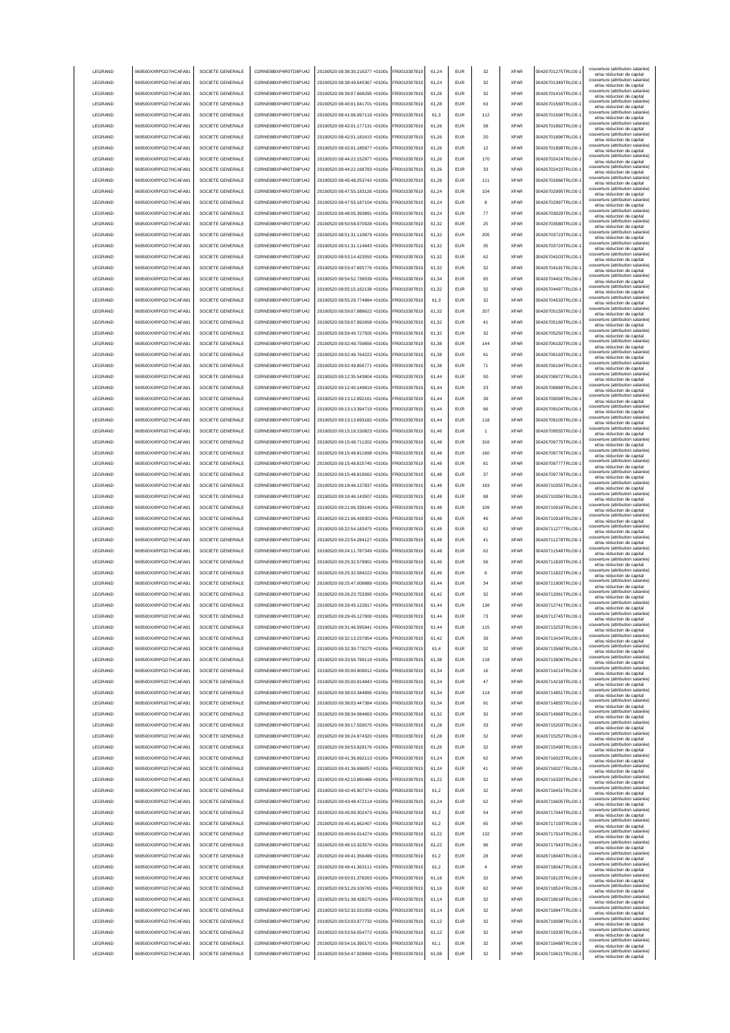| LEGRAND | 969500XXRPGD7HCAFA91 | SOCIETE GENERALE | O2RNE8IBXP4R0TD8PU42 | 20190520 08:38:30.216377 +0100s | FR0010307819 | 61,24 | EUR | 32 | XPAR | 00426701275TRLO0-1 | couverture (attribution salariée) et/ou réduction de capital |
|---|---|---|---|---|---|---|---|---|---|---|---|
| LEGRAND | 969500XXRPGD7HCAFA91 | SOCIETE GENERALE | O2RNE8IBXP4R0TD8PU42 | 20190520 08:38:49.645367 +0100s | FR0010307819 | 61,24 | EUR | 32 | XPAR | 00426701349TRLO0-1 | couverture (attribution salariée) et/ou réduction de capital |
| LEGRAND | 969500XXRPGD7HCAFA91 | SOCIETE GENERALE | O2RNE8IBXP4R0TD8PU42 | 20190520 08:39:07.668295 +0100s | FR0010307819 | 61,26 | EUR | 32 | XPAR | 00426701416TRLO0-1 | couverture (attribution salariée) et/ou réduction de capital |
| LEGRAND | 969500XXRPGD7HCAFA91 | SOCIETE GENERALE | O2RNE8IBXP4R0TD8PU42 | 20190520 08:40:01.041701 +0100s | FR0010307819 | 61,28 | EUR | 63 | XPAR | 00426701569TRLO0-1 | couverture (attribution salariée) et/ou réduction de capital |
| LEGRAND | 969500XXRPGD7HCAFA91 | SOCIETE GENERALE | O2RNE8IBXP4R0TD8PU42 | 20190520 08:41:06.097116 +0100s | FR0010307819 | 61,3 | EUR | 112 | XPAR | 00426701696TRLO0-1 | couverture (attribution salariée) et/ou réduction de capital |
| LEGRAND | 969500XXRPGD7HCAFA91 | SOCIETE GENERALE | O2RNE8IBXP4R0TD8PU42 | 20190520 08:42:01.177131 +0100s | FR0010307819 | 61,26 | EUR | 58 | XPAR | 00426701892TRLO0-1 | couverture (attribution salariée) et/ou réduction de capital |
| LEGRAND | 969500XXRPGD7HCAFA91 | SOCIETE GENERALE | O2RNE8IBXP4R0TD8PU42 | 20190520 08:42:01.181615 +0100s | FR0010307819 | 61,26 | EUR | 20 | XPAR | 00426701896TRLO0-1 | couverture (attribution salariée) et/ou réduction de capital |
| LEGRAND | 969500XXRPGD7HCAFA91 | SOCIETE GENERALE | O2RNE8IBXP4R0TD8PU42 | 20190520 08:42:01.185877 +0100s | FR0010307819 | 61,26 | EUR | 12 | XPAR | 00426701898TRLO0-1 | couverture (attribution salariée) et/ou réduction de capital |
| LEGRAND | 969500XXRPGD7HCAFA91 | SOCIETE GENERALE | O2RNE8IBXP4R0TD8PU42 | 20190520 08:44:22.152977 +0100s | FR0010307819 | 61,26 | EUR | 170 | XPAR | 00426702424TRLO0-1 | couverture (attribution salariée) et/ou réduction de capital |
| LEGRAND | 969500XXRPGD7HCAFA91 | SOCIETE GENERALE | O2RNE8IBXP4R0TD8PU42 | 20190520 08:44:22.168783 +0100s | FR0010307819 | 61,26 | EUR | 33 | XPAR | 00426702433TRLO0-1 | couverture (attribution salariée) et/ou réduction de capital |
| LEGRAND | 969500XXRPGD7HCAFA91 | SOCIETE GENERALE | O2RNE8IBXP4R0TD8PU42 | 20190520 08:45:48.253742 +0100s | FR0010307819 | 61,26 | EUR | 111 | XPAR | 00426702666TRLO0-1 | couverture (attribution salariée) et/ou réduction de capital |
| LEGRAND | 969500XXRPGD7HCAFA91 | SOCIETE GENERALE | O2RNE8IBXP4R0TD8PU42 | 20190520 08:47:55.183126 +0100s | FR0010307819 | 61,24 | EUR | 104 | XPAR | 00426702995TRLO0-1 | couverture (attribution salariée) et/ou réduction de capital |
| LEGRAND | 969500XXRPGD7HCAFA91 | SOCIETE GENERALE | O2RNE8IBXP4R0TD8PU42 | 20190520 08:47:55.187104 +0100s | FR0010307819 | 61,24 | EUR | 8 | XPAR | 00426702997TRLO0-1 | couverture (attribution salariée) et/ou réduction de capital |
| LEGRAND | 969500XXRPGD7HCAFA91 | SOCIETE GENERALE | O2RNE8IBXP4R0TD8PU42 | 20190520 08:48:05.393891 +0100s | FR0010307819 | 61,24 | EUR | 77 | XPAR | 00426703029TRLO0-1 | couverture (attribution salariée) et/ou réduction de capital |
| LEGRAND | 969500XXRPGD7HCAFA91 | SOCIETE GENERALE | O2RNE8IBXP4R0TD8PU42 | 20190520 08:50:58.070928 +0100s | FR0010307819 | 61,32 | EUR | 25 | XPAR | 00426703589TRLO0-1 | couverture (attribution salariée) et/ou réduction de capital |
| LEGRAND | 969500XXRPGD7HCAFA91 | SOCIETE GENERALE | O2RNE8IBXP4R0TD8PU42 | 20190520 08:51:31.110879 +0100s | FR0010307819 | 61,32 | EUR | 205 | XPAR | 00426703723TRLO0-1 | couverture (attribution salariée) et/ou réduction de capital |
| LEGRAND | 969500XXRPGD7HCAFA91 | SOCIETE GENERALE | O2RNE8IBXP4R0TD8PU42 | 20190520 08:51:31.114643 +0100s | FR0010307819 | 61,32 | EUR | 35 | XPAR | 00426703724TRLO0-1 | couverture (attribution salariée) et/ou réduction de capital |
| LEGRAND | 969500XXRPGD7HCAFA91 | SOCIETE GENERALE | O2RNE8IBXP4R0TD8PU42 | 20190520 08:53:14.423550 +0100s | FR0010307819 | 61,32 | EUR | 62 | XPAR | 00426704103TRLO0-1 | couverture (attribution salariée) et/ou réduction de capital |
| LEGRAND | 969500XXRPGD7HCAFA91 | SOCIETE GENERALE | O2RNE8IBXP4R0TD8PU42 | 20190520 08:53:47.655776 +0100s | FR0010307819 | 61,32 | EUR | 32 | XPAR | 00426704191TRLO0-1 | couverture (attribution salariée) et/ou réduction de capital |
| LEGRAND | 969500XXRPGD7HCAFA91 | SOCIETE GENERALE | O2RNE8IBXP4R0TD8PU42 | 20190520 08:54:52.739539 +0100s | FR0010307819 | 61,34 | EUR | 65 | XPAR | 00426704401TRLO0-1 | couverture (attribution salariée) et/ou réduction de capital |
| LEGRAND | 969500XXRPGD7HCAFA91 | SOCIETE GENERALE | O2RNE8IBXP4R0TD8PU42 | 20190520 08:55:15.162138 +0100s | FR0010307819 | 61,32 | EUR | 32 | XPAR | 00426704497TRLO0-1 | couverture (attribution salariée) et/ou réduction de capital |
| LEGRAND | 969500XXRPGD7HCAFA91 | SOCIETE GENERALE | O2RNE8IBXP4R0TD8PU42 | 20190520 08:55:29.774984 +0100s | FR0010307819 | 61,3 | EUR | 32 | XPAR | 00426704533TRLO0-1 | couverture (attribution salariée) et/ou réduction de capital |
| LEGRAND | 969500XXRPGD7HCAFA91 | SOCIETE GENERALE | O2RNE8IBXP4R0TD8PU42 | 20190520 08:59:07.888822 +0100s | FR0010307819 | 61,32 | EUR | 207 | XPAR | 00426705159TRLO0-1 | couverture (attribution salariée) et/ou réduction de capital |
| LEGRAND | 969500XXRPGD7HCAFA91 | SOCIETE GENERALE | O2RNE8IBXP4R0TD8PU42 | 20190520 08:59:07.892658 +0100s | FR0010307819 | 61,32 | EUR | 41 | XPAR | 00426705160TRLO0-1 | couverture (attribution salariée) et/ou réduction de capital |
| LEGRAND | 969500XXRPGD7HCAFA91 | SOCIETE GENERALE | O2RNE8IBXP4R0TD8PU42 | 20190520 08:59:40.727505 +0100s | FR0010307819 | 61,32 | EUR | 32 | XPAR | 00426705250TRLO0-1 | couverture (attribution salariée) et/ou réduction de capital |
| LEGRAND | 969500XXRPGD7HCAFA91 | SOCIETE GENERALE | O2RNE8IBXP4R0TD8PU42 | 20190520 09:02:49.759656 +0100s | FR0010307819 | 61,38 | EUR | 144 | XPAR | 00426706192TRLO0-1 | couverture (attribution salariée) et/ou réduction de capital |
| LEGRAND | 969500XXRPGD7HCAFA91 | SOCIETE GENERALE | O2RNE8IBXP4R0TD8PU42 | 20190520 09:02:49.764222 +0100s | FR0010307819 | 61,38 | EUR | 61 | XPAR | 00426706193TRLO0-1 | couverture (attribution salariée) et/ou réduction de capital |
| LEGRAND | 969500XXRPGD7HCAFA91 | SOCIETE GENERALE | O2RNE8IBXP4R0TD8PU42 | 20190520 09:02:49.856771 +0100s | FR0010307819 | 61,38 | EUR | 71 | XPAR | 00426706194TRLO0-1 | couverture (attribution salariée) et/ou réduction de capital |
| LEGRAND | 969500XXRPGD7HCAFA91 | SOCIETE GENERALE | O2RNE8IBXP4R0TD8PU42 | 20190520 09:12:35.543804 +0100s | FR0010307819 | 61,44 | EUR | 50 | XPAR | 00426708972TRLO0-1 | couverture (attribution salariée) et/ou réduction de capital |
| LEGRAND | 969500XXRPGD7HCAFA91 | SOCIETE GENERALE | O2RNE8IBXP4R0TD8PU42 | 20190520 09:12:40.149819 +0100s | FR0010307819 | 61,44 | EUR | 23 | XPAR | 00426708989TRLO0-1 | couverture (attribution salariée) et/ou réduction de capital |
| LEGRAND | 969500XXRPGD7HCAFA91 | SOCIETE GENERALE | O2RNE8IBXP4R0TD8PU42 | 20190520 09:13:12.892161 +0100s | FR0010307819 | 61,44 | EUR | 39 | XPAR | 00426709099TRLO0-1 | couverture (attribution salariée) et/ou réduction de capital |
| LEGRAND | 969500XXRPGD7HCAFA91 | SOCIETE GENERALE | O2RNE8IBXP4R0TD8PU42 | 20190520 09:13:13.394719 +0100s | FR0010307819 | 61,44 | EUR | 66 | XPAR | 00426709104TRLO0-1 | couverture (attribution salariée) et/ou réduction de capital |
| LEGRAND | 969500XXRPGD7HCAFA91 | SOCIETE GENERALE | O2RNE8IBXP4R0TD8PU42 | 20190520 09:13:13.693182 +0100s | FR0010307819 | 61,44 | EUR | 118 | XPAR | 00426709105TRLO0-1 | couverture (attribution salariée) et/ou réduction de capital |
| LEGRAND | 969500XXRPGD7HCAFA91 | SOCIETE GENERALE | O2RNE8IBXP4R0TD8PU42 | 20190520 09:15:18.150823 +0100s | FR0010307819 | 61,46 | EUR | 1 | XPAR | 00426709555TRLO0-1 | couverture (attribution salariée) et/ou réduction de capital |
| LEGRAND | 969500XXRPGD7HCAFA91 | SOCIETE GENERALE | O2RNE8IBXP4R0TD8PU42 | 20190520 09:15:48.711202 +0100s | FR0010307819 | 61,48 | EUR | 316 | XPAR | 00426709775TRLO0-1 | couverture (attribution salariée) et/ou réduction de capital |
| LEGRAND | 969500XXRPGD7HCAFA91 | SOCIETE GENERALE | O2RNE8IBXP4R0TD8PU42 | 20190520 09:15:48.811698 +0100s | FR0010307819 | 61,48 | EUR | 160 | XPAR | 00426709776TRLO0-1 | couverture (attribution salariée) et/ou réduction de capital |
| LEGRAND | 969500XXRPGD7HCAFA91 | SOCIETE GENERALE | O2RNE8IBXP4R0TD8PU42 | 20190520 09:15:48.815745 +0100s | FR0010307819 | 61,48 | EUR | 61 | XPAR | 00426709777TRLO0-1 | couverture (attribution salariée) et/ou réduction de capital |
| LEGRAND | 969500XXRPGD7HCAFA91 | SOCIETE GENERALE | O2RNE8IBXP4R0TD8PU42 | 20190520 09:15:48.819562 +0100s | FR0010307819 | 61,48 | EUR | 37 | XPAR | 00426709778TRLO0-1 | couverture (attribution salariée) et/ou réduction de capital |
| LEGRAND | 969500XXRPGD7HCAFA91 | SOCIETE GENERALE | O2RNE8IBXP4R0TD8PU42 | 20190520 09:18:46.137837 +0100s | FR0010307819 | 61,48 | EUR | 183 | XPAR | 00426710355TRLO0-1 | couverture (attribution salariée) et/ou réduction de capital |
| LEGRAND | 969500XXRPGD7HCAFA91 | SOCIETE GENERALE | O2RNE8IBXP4R0TD8PU42 | 20190520 09:18:46.143507 +0100s | FR0010307819 | 61,48 | EUR | 88 | XPAR | 00426710356TRLO0-1 | couverture (attribution salariée) et/ou réduction de capital |
| LEGRAND | 969500XXRPGD7HCAFA91 | SOCIETE GENERALE | O2RNE8IBXP4R0TD8PU42 | 20190520 09:21:06.339146 +0100s | FR0010307819 | 61,48 | EUR | 109 | XPAR | 00426710916TRLO0-1 | couverture (attribution salariée) et/ou réduction de capital |
| LEGRAND | 969500XXRPGD7HCAFA91 | SOCIETE GENERALE | O2RNE8IBXP4R0TD8PU42 | 20190520 09:21:06.439303 +0100s | FR0010307819 | 61,48 | EUR | 46 | XPAR | 00426710918TRLO0-1 | couverture (attribution salariée) et/ou réduction de capital |
| LEGRAND | 969500XXRPGD7HCAFA91 | SOCIETE GENERALE | O2RNE8IBXP4R0TD8PU42 | 20190520 09:22:54.183475 +0100s | FR0010307819 | 61,48 | EUR | 62 | XPAR | 00426711277TRLO0-1 | couverture (attribution salariée) et/ou réduction de capital |
| LEGRAND | 969500XXRPGD7HCAFA91 | SOCIETE GENERALE | O2RNE8IBXP4R0TD8PU42 | 20190520 09:22:54.284127 +0100s | FR0010307819 | 61,48 | EUR | 41 | XPAR | 00426711278TRLO0-1 | couverture (attribution salariée) et/ou réduction de capital |
| LEGRAND | 969500XXRPGD7HCAFA91 | SOCIETE GENERALE | O2RNE8IBXP4R0TD8PU42 | 20190520 09:24:11.787349 +0100s | FR0010307819 | 61,48 | EUR | 62 | XPAR | 00426711548TRLO0-1 | couverture (attribution salariée) et/ou réduction de capital |
| LEGRAND | 969500XXRPGD7HCAFA91 | SOCIETE GENERALE | O2RNE8IBXP4R0TD8PU42 | 20190520 09:25:32.579901 +0100s | FR0010307819 | 61,46 | EUR | 56 | XPAR | 00426711820TRLO0-1 | couverture (attribution salariée) et/ou réduction de capital |
| LEGRAND | 969500XXRPGD7HCAFA91 | SOCIETE GENERALE | O2RNE8IBXP4R0TD8PU42 | 20190520 09:25:32.584222 +0100s | FR0010307819 | 61,46 | EUR | 6 | XPAR | 00426711822TRLO0-1 | couverture (attribution salariée) et/ou réduction de capital |
| LEGRAND | 969500XXRPGD7HCAFA91 | SOCIETE GENERALE | O2RNE8IBXP4R0TD8PU42 | 20190520 09:25:47.009889 +0100s | FR0010307819 | 61,44 | EUR | 34 | XPAR | 00426711900TRLO0-1 | couverture (attribution salariée) et/ou réduction de capital |
| LEGRAND | 969500XXRPGD7HCAFA91 | SOCIETE GENERALE | O2RNE8IBXP4R0TD8PU42 | 20190520 09:26:23.753395 +0100s | FR0010307819 | 61,42 | EUR | 32 | XPAR | 00426712061TRLO0-1 | couverture (attribution salariée) et/ou réduction de capital |
| LEGRAND | 969500XXRPGD7HCAFA91 | SOCIETE GENERALE | O2RNE8IBXP4R0TD8PU42 | 20190520 09:29:45.122817 +0100s | FR0010307819 | 61,44 | EUR | 138 | XPAR | 00426712741TRLO0-1 | couverture (attribution salariée) et/ou réduction de capital |
| LEGRAND | 969500XXRPGD7HCAFA91 | SOCIETE GENERALE | O2RNE8IBXP4R0TD8PU42 | 20190520 09:29:45.127000 +0100s | FR0010307819 | 61,44 | EUR | 73 | XPAR | 00426712745TRLO0-1 | couverture (attribution salariée) et/ou réduction de capital |
| LEGRAND | 969500XXRPGD7HCAFA91 | SOCIETE GENERALE | O2RNE8IBXP4R0TD8PU42 | 20190520 09:31:46.595941 +0100s | FR0010307819 | 61,44 | EUR | 115 | XPAR | 00426713253TRLO0-1 | couverture (attribution salariée) et/ou réduction de capital |
| LEGRAND | 969500XXRPGD7HCAFA91 | SOCIETE GENERALE | O2RNE8IBXP4R0TD8PU42 | 20190520 09:32:13.237954 +0100s | FR0010307819 | 61,42 | EUR | 39 | XPAR | 00426713434TRLO0-1 | couverture (attribution salariée) et/ou réduction de capital |
| LEGRAND | 969500XXRPGD7HCAFA91 | SOCIETE GENERALE | O2RNE8IBXP4R0TD8PU42 | 20190520 09:32:39.779279 +0100s | FR0010307819 | 61,4 | EUR | 32 | XPAR | 00426713568TRLO0-1 | couverture (attribution salariée) et/ou réduction de capital |
| LEGRAND | 969500XXRPGD7HCAFA91 | SOCIETE GENERALE | O2RNE8IBXP4R0TD8PU42 | 20190520 09:33:56.799119 +0100s | FR0010307819 | 61,38 | EUR | 118 | XPAR | 00426713906TRLO0-1 | couverture (attribution salariée) et/ou réduction de capital |
| LEGRAND | 969500XXRPGD7HCAFA91 | SOCIETE GENERALE | O2RNE8IBXP4R0TD8PU42 | 20190520 09:35:00.909012 +0100s | FR0010307819 | 61,34 | EUR | 16 | XPAR | 00426714214TRLO0-1 | couverture (attribution salariée) et/ou réduction de capital |
| LEGRAND | 969500XXRPGD7HCAFA91 | SOCIETE GENERALE | O2RNE8IBXP4R0TD8PU42 | 20190520 09:35:00.914843 +0100s | FR0010307819 | 61,34 | EUR | 47 | XPAR | 00426714218TRLO0-1 | couverture (attribution salariée) et/ou réduction de capital |
| LEGRAND | 969500XXRPGD7HCAFA91 | SOCIETE GENERALE | O2RNE8IBXP4R0TD8PU42 | 20190520 09:38:03.344895 +0100s | FR0010307819 | 61,34 | EUR | 114 | XPAR | 00426714851TRLO0-1 | couverture (attribution salariée) et/ou réduction de capital |
| LEGRAND | 969500XXRPGD7HCAFA91 | SOCIETE GENERALE | O2RNE8IBXP4R0TD8PU42 | 20190520 09:38:03.447384 +0100s | FR0010307819 | 61,34 | EUR | 91 | XPAR | 00426714855TRLO0-1 | couverture (attribution salariée) et/ou réduction de capital |
| LEGRAND | 969500XXRPGD7HCAFA91 | SOCIETE GENERALE | O2RNE8IBXP4R0TD8PU42 | 20190520 09:38:34.084963 +0100s | FR0010307819 | 61,32 | EUR | 32 | XPAR | 00426714969TRLO0-1 | couverture (attribution salariée) et/ou réduction de capital |
| LEGRAND | 969500XXRPGD7HCAFA91 | SOCIETE GENERALE | O2RNE8IBXP4R0TD8PU42 | 20190520 09:39:17.559575 +0100s | FR0010307819 | 61,28 | EUR | 33 | XPAR | 00426715203TRLO0-1 | couverture (attribution salariée) et/ou réduction de capital |
| LEGRAND | 969500XXRPGD7HCAFA91 | SOCIETE GENERALE | O2RNE8IBXP4R0TD8PU42 | 20190520 09:39:24.874320 +0100s | FR0010307819 | 61,28 | EUR | 32 | XPAR | 00426715252TRLO0-1 | couverture (attribution salariée) et/ou réduction de capital |
| LEGRAND | 969500XXRPGD7HCAFA91 | SOCIETE GENERALE | O2RNE8IBXP4R0TD8PU42 | 20190520 09:39:53.928176 +0100s | FR0010307819 | 61,26 | EUR | 32 | XPAR | 00426715490TRLO0-1 | couverture (attribution salariée) et/ou réduction de capital |
| LEGRAND | 969500XXRPGD7HCAFA91 | SOCIETE GENERALE | O2RNE8IBXP4R0TD8PU42 | 20190520 09:41:36.692113 +0100s | FR0010307819 | 61,24 | EUR | 62 | XPAR | 00426716023TRLO0-1 | couverture (attribution salariée) et/ou réduction de capital |
| LEGRAND | 969500XXRPGD7HCAFA91 | SOCIETE GENERALE | O2RNE8IBXP4R0TD8PU42 | 20190520 09:41:36.696057 +0100s | FR0010307819 | 61,24 | EUR | 41 | XPAR | 00426716027TRLO0-1 | couverture (attribution salariée) et/ou réduction de capital |
| LEGRAND | 969500XXRPGD7HCAFA91 | SOCIETE GENERALE | O2RNE8IBXP4R0TD8PU42 | 20190520 09:42:10.860466 +0100s | FR0010307819 | 61,22 | EUR | 32 | XPAR | 00426716320TRLO0-1 | couverture (attribution salariée) et/ou réduction de capital |
| LEGRAND | 969500XXRPGD7HCAFA91 | SOCIETE GENERALE | O2RNE8IBXP4R0TD8PU42 | 20190520 09:42:45.907374 +0100s | FR0010307819 | 61,2 | EUR | 32 | XPAR | 00426716451TRLO0-1 | couverture (attribution salariée) et/ou réduction de capital |
| LEGRAND | 969500XXRPGD7HCAFA91 | SOCIETE GENERALE | O2RNE8IBXP4R0TD8PU42 | 20190520 09:43:48.472114 +0100s | FR0010307819 | 61,24 | EUR | 62 | XPAR | 00426716605TRLO0-1 | couverture (attribution salariée) et/ou réduction de capital |
| LEGRAND | 969500XXRPGD7HCAFA91 | SOCIETE GENERALE | O2RNE8IBXP4R0TD8PU42 | 20190520 09:45:09.302473 +0100s | FR0010307819 | 61,2 | EUR | 54 | XPAR | 00426717044TRLO0-1 | couverture (attribution salariée) et/ou réduction de capital |
| LEGRAND | 969500XXRPGD7HCAFA91 | SOCIETE GENERALE | O2RNE8IBXP4R0TD8PU42 | 20190520 09:45:41.662407 +0100s | FR0010307819 | 61,2 | EUR | 65 | XPAR | 00426717193TRLO0-1 | couverture (attribution salariée) et/ou réduction de capital |
| LEGRAND | 969500XXRPGD7HCAFA91 | SOCIETE GENERALE | O2RNE8IBXP4R0TD8PU42 | 20190520 09:49:04.014274 +0100s | FR0010307819 | 61,22 | EUR | 132 | XPAR | 00426717914TRLO0-1 | couverture (attribution salariée) et/ou réduction de capital |
| LEGRAND | 969500XXRPGD7HCAFA91 | SOCIETE GENERALE | O2RNE8IBXP4R0TD8PU42 | 20190520 09:49:10.323576 +0100s | FR0010307819 | 61,22 | EUR | 96 | XPAR | 00426717943TRLO0-1 | couverture (attribution salariée) et/ou réduction de capital |
| LEGRAND | 969500XXRPGD7HCAFA91 | SOCIETE GENERALE | O2RNE8IBXP4R0TD8PU42 | 20190520 09:49:41.356499 +0100s | FR0010307819 | 61,2 | EUR | 28 | XPAR | 00426718040TRLO0-1 | couverture (attribution salariée) et/ou réduction de capital |
| LEGRAND | 969500XXRPGD7HCAFA91 | SOCIETE GENERALE | O2RNE8IBXP4R0TD8PU42 | 20190520 09:49:41.363111 +0100s | FR0010307819 | 61,2 | EUR | 4 | XPAR | 00426718042TRLO0-1 | couverture (attribution salariée) et/ou réduction de capital |
| LEGRAND | 969500XXRPGD7HCAFA91 | SOCIETE GENERALE | O2RNE8IBXP4R0TD8PU42 | 20190520 09:50:01.378263 +0100s | FR0010307819 | 61,18 | EUR | 32 | XPAR | 00426718125TRLO0-1 | couverture (attribution salariée) et/ou réduction de capital |
| LEGRAND | 969500XXRPGD7HCAFA91 | SOCIETE GENERALE | O2RNE8IBXP4R0TD8PU42 | 20190520 09:51:29.109765 +0100s | FR0010307819 | 61,16 | EUR | 62 | XPAR | 00426718524TRLO0-1 | couverture (attribution salariée) et/ou réduction de capital |
| LEGRAND | 969500XXRPGD7HCAFA91 | SOCIETE GENERALE | O2RNE8IBXP4R0TD8PU42 | 20190520 09:51:38.428275 +0100s | FR0010307819 | 61,14 | EUR | 32 | XPAR | 00426718618TRLO0-1 | couverture (attribution salariée) et/ou réduction de capital |
| LEGRAND | 969500XXRPGD7HCAFA91 | SOCIETE GENERALE | O2RNE8IBXP4R0TD8PU42 | 20190520 09:52:32.031058 +0100s | FR0010307819 | 61,14 | EUR | 32 | XPAR | 00426718947TRLO0-1 | couverture (attribution salariée) et/ou réduction de capital |
| LEGRAND | 969500XXRPGD7HCAFA91 | SOCIETE GENERALE | O2RNE8IBXP4R0TD8PU42 | 20190520 09:53:03.977732 +0100s | FR0010307819 | 61,12 | EUR | 32 | XPAR | 00426719098TRLO0-1 | couverture (attribution salariée) et/ou réduction de capital |
| LEGRAND | 969500XXRPGD7HCAFA91 | SOCIETE GENERALE | O2RNE8IBXP4R0TD8PU42 | 20190520 09:53:56.554772 +0100s | FR0010307819 | 61,12 | EUR | 32 | XPAR | 00426719335TRLO0-1 | couverture (attribution salariée) et/ou réduction de capital |
| LEGRAND | 969500XXRPGD7HCAFA91 | SOCIETE GENERALE | O2RNE8IBXP4R0TD8PU42 | 20190520 09:54:16.390170 +0100s | FR0010307819 | 61,1 | EUR | 32 | XPAR | 00426719488TRLO0-1 | couverture (attribution salariée) et/ou réduction de capital |
| LEGRAND | 969500XXRPGD7HCAFA91 | SOCIETE GENERALE | O2RNE8IBXP4R0TD8PU42 | 20190520 09:54:47.929699 +0100s | FR0010307819 | 61,08 | EUR | 32 | XPAR | 00426719621TRLO0-1 | couverture (attribution salariée) et/ou réduction de capital |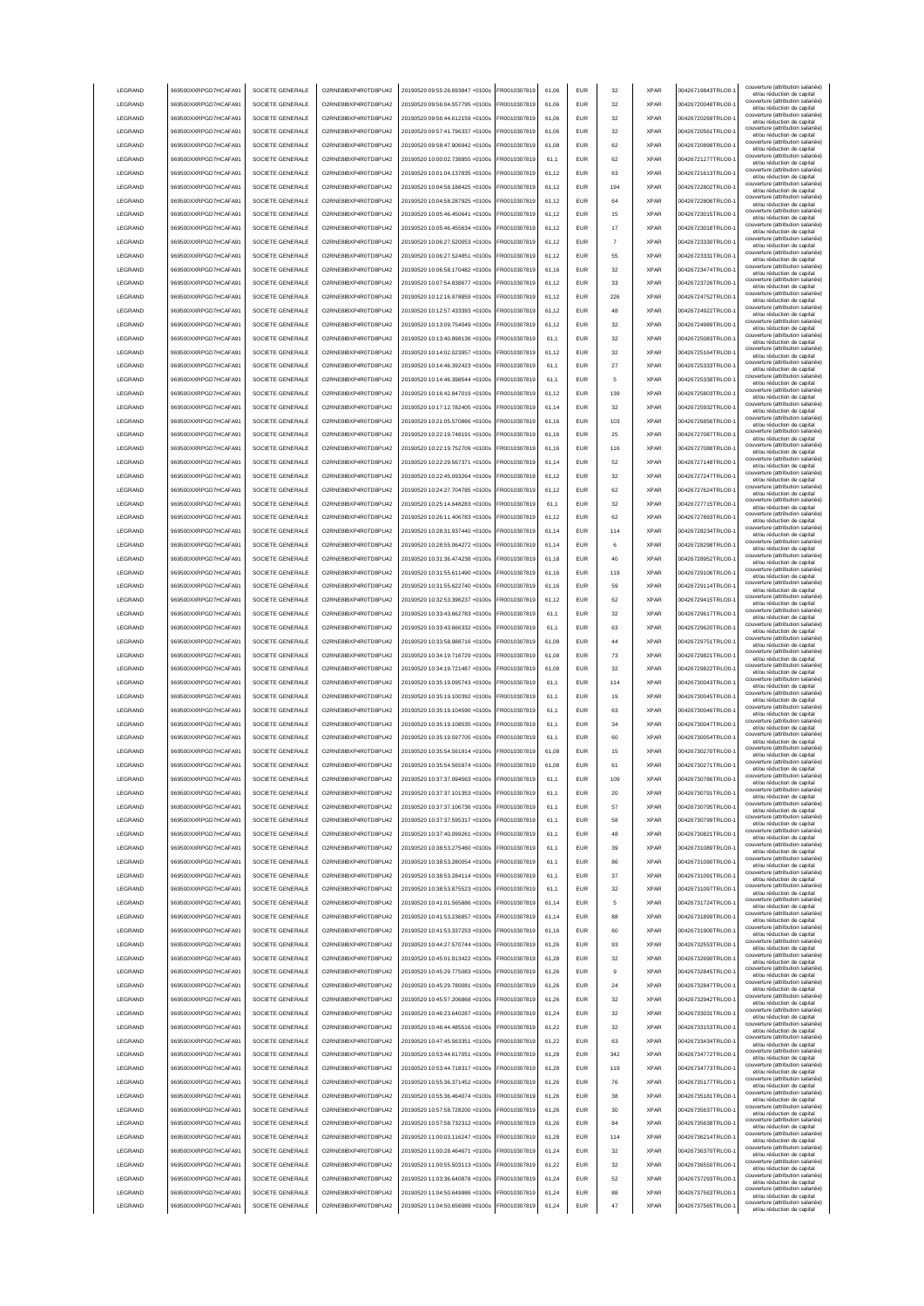| LEGRAND | 969500XXRPGD7HCAFA91 | SOCIETE GENERALE | O2RNE8IBXP4R0TD8PU42 | 20190520 09:55:26.693847 +0100s | FR0010307819 | 61,06 | EUR | 32 | XPAR | 00426719843TRLO0-1 | couverture (attribution salariée) et/ou réduction de capital |
|---|---|---|---|---|---|---|---|---|---|---|---|
| LEGRAND | 969500XXRPGD7HCAFA91 | SOCIETE GENERALE | O2RNE8IBXP4R0TD8PU42 | 20190520 09:56:04.557795 +0100s | FR0010307819 | 61,06 | EUR | 32 | XPAR | 00426720048TRLO0-1 | couverture (attribution salariée) et/ou réduction de capital |
| LEGRAND | 969500XXRPGD7HCAFA91 | SOCIETE GENERALE | O2RNE8IBXP4R0TD8PU42 | 20190520 09:56:44.612159 +0100s | FR0010307819 | 61,06 | EUR | 32 | XPAR | 00426720269TRLO0-1 | couverture (attribution salariée) et/ou réduction de capital |
| LEGRAND | 969500XXRPGD7HCAFA91 | SOCIETE GENERALE | O2RNE8IBXP4R0TD8PU42 | 20190520 09:57:41.796337 +0100s | FR0010307819 | 61,06 | EUR | 32 | XPAR | 00426720561TRLO0-1 | couverture (attribution salariée) et/ou réduction de capital |
| LEGRAND | 969500XXRPGD7HCAFA91 | SOCIETE GENERALE | O2RNE8IBXP4R0TD8PU42 | 20190520 09:58:47.906942 +0100s | FR0010307819 | 61,08 | EUR | 62 | XPAR | 00426720898TRLO0-1 | couverture (attribution salariée) et/ou réduction de capital |
| LEGRAND | 969500XXRPGD7HCAFA91 | SOCIETE GENERALE | O2RNE8IBXP4R0TD8PU42 | 20190520 10:00:02.738955 +0100s | FR0010307819 | 61,1 | EUR | 62 | XPAR | 00426721277TRLO0-1 | couverture (attribution salariée) et/ou réduction de capital |
| LEGRAND | 969500XXRPGD7HCAFA91 | SOCIETE GENERALE | O2RNE8IBXP4R0TD8PU42 | 20190520 10:01:04.137835 +0100s | FR0010307819 | 61,12 | EUR | 63 | XPAR | 00426721613TRLO0-1 | couverture (attribution salariée) et/ou réduction de capital |
| LEGRAND | 969500XXRPGD7HCAFA91 | SOCIETE GENERALE | O2RNE8IBXP4R0TD8PU42 | 20190520 10:04:58.188425 +0100s | FR0010307819 | 61,12 | EUR | 194 | XPAR | 00426722802TRLO0-1 | couverture (attribution salariée) et/ou réduction de capital |
| LEGRAND | 969500XXRPGD7HCAFA91 | SOCIETE GENERALE | O2RNE8IBXP4R0TD8PU42 | 20190520 10:04:58.287925 +0100s | FR0010307819 | 61,12 | EUR | 64 | XPAR | 00426722806TRLO0-1 | couverture (attribution salariée) et/ou réduction de capital |
| LEGRAND | 969500XXRPGD7HCAFA91 | SOCIETE GENERALE | O2RNE8IBXP4R0TD8PU42 | 20190520 10:05:46.450641 +0100s | FR0010307819 | 61,12 | EUR | 15 | XPAR | 00426723015TRLO0-1 | couverture (attribution salariée) et/ou réduction de capital |
| LEGRAND | 969500XXRPGD7HCAFA91 | SOCIETE GENERALE | O2RNE8IBXP4R0TD8PU42 | 20190520 10:05:46.455634 +0100s | FR0010307819 | 61,12 | EUR | 17 | XPAR | 00426723018TRLO0-1 | couverture (attribution salariée) et/ou réduction de capital |
| LEGRAND | 969500XXRPGD7HCAFA91 | SOCIETE GENERALE | O2RNE8IBXP4R0TD8PU42 | 20190520 10:06:27.520053 +0100s | FR0010307819 | 61,12 | EUR | 7 | XPAR | 00426723330TRLO0-1 | couverture (attribution salariée) et/ou réduction de capital |
| LEGRAND | 969500XXRPGD7HCAFA91 | SOCIETE GENERALE | O2RNE8IBXP4R0TD8PU42 | 20190520 10:06:27.524851 +0100s | FR0010307819 | 61,12 | EUR | 55 | XPAR | 00426723331TRLO0-1 | couverture (attribution salariée) et/ou réduction de capital |
| LEGRAND | 969500XXRPGD7HCAFA91 | SOCIETE GENERALE | O2RNE8IBXP4R0TD8PU42 | 20190520 10:06:58.170482 +0100s | FR0010307819 | 61,16 | EUR | 32 | XPAR | 00426723474TRLO0-1 | couverture (attribution salariée) et/ou réduction de capital |
| LEGRAND | 969500XXRPGD7HCAFA91 | SOCIETE GENERALE | O2RNE8IBXP4R0TD8PU42 | 20190520 10:07:54.838677 +0100s | FR0010307819 | 61,12 | EUR | 33 | XPAR | 00426723726TRLO0-1 | couverture (attribution salariée) et/ou réduction de capital |
| LEGRAND | 969500XXRPGD7HCAFA91 | SOCIETE GENERALE | O2RNE8IBXP4R0TD8PU42 | 20190520 10:12:16.978859 +0100s | FR0010307819 | 61,12 | EUR | 226 | XPAR | 00426724752TRLO0-1 | couverture (attribution salariée) et/ou réduction de capital |
| LEGRAND | 969500XXRPGD7HCAFA91 | SOCIETE GENERALE | O2RNE8IBXP4R0TD8PU42 | 20190520 10:12:57.433393 +0100s | FR0010307819 | 61,12 | EUR | 48 | XPAR | 00426724922TRLO0-1 | couverture (attribution salariée) et/ou réduction de capital |
| LEGRAND | 969500XXRPGD7HCAFA91 | SOCIETE GENERALE | O2RNE8IBXP4R0TD8PU42 | 20190520 10:13:09.754049 +0100s | FR0010307819 | 61,12 | EUR | 32 | XPAR | 00426724989TRLO0-1 | couverture (attribution salariée) et/ou réduction de capital |
| LEGRAND | 969500XXRPGD7HCAFA91 | SOCIETE GENERALE | O2RNE8IBXP4R0TD8PU42 | 20190520 10:13:40.898136 +0100s | FR0010307819 | 61,1 | EUR | 32 | XPAR | 00426725083TRLO0-1 | couverture (attribution salariée) et/ou réduction de capital |
| LEGRAND | 969500XXRPGD7HCAFA91 | SOCIETE GENERALE | O2RNE8IBXP4R0TD8PU42 | 20190520 10:14:02.023957 +0100s | FR0010307819 | 61,12 | EUR | 32 | XPAR | 00426725164TRLO0-1 | couverture (attribution salariée) et/ou réduction de capital |
| LEGRAND | 969500XXRPGD7HCAFA91 | SOCIETE GENERALE | O2RNE8IBXP4R0TD8PU42 | 20190520 10:14:46.392423 +0100s | FR0010307819 | 61,1 | EUR | 27 | XPAR | 00426725333TRLO0-1 | couverture (attribution salariée) et/ou réduction de capital |
| LEGRAND | 969500XXRPGD7HCAFA91 | SOCIETE GENERALE | O2RNE8IBXP4R0TD8PU42 | 20190520 10:14:46.398544 +0100s | FR0010307819 | 61,1 | EUR | 5 | XPAR | 00426725338TRLO0-1 | couverture (attribution salariée) et/ou réduction de capital |
| LEGRAND | 969500XXRPGD7HCAFA91 | SOCIETE GENERALE | O2RNE8IBXP4R0TD8PU42 | 20190520 10:16:42.847019 +0100s | FR0010307819 | 61,12 | EUR | 139 | XPAR | 00426725803TRLO0-1 | couverture (attribution salariée) et/ou réduction de capital |
| LEGRAND | 969500XXRPGD7HCAFA91 | SOCIETE GENERALE | O2RNE8IBXP4R0TD8PU42 | 20190520 10:17:12.782405 +0100s | FR0010307819 | 61,14 | EUR | 32 | XPAR | 00426725932TRLO0-1 | couverture (attribution salariée) et/ou réduction de capital |
| LEGRAND | 969500XXRPGD7HCAFA91 | SOCIETE GENERALE | O2RNE8IBXP4R0TD8PU42 | 20190520 10:21:05.570866 +0100s | FR0010307819 | 61,16 | EUR | 103 | XPAR | 00426726856TRLO0-1 | couverture (attribution salariée) et/ou réduction de capital |
| LEGRAND | 969500XXRPGD7HCAFA91 | SOCIETE GENERALE | O2RNE8IBXP4R0TD8PU42 | 20190520 10:22:19.748191 +0100s | FR0010307819 | 61,16 | EUR | 25 | XPAR | 00426727087TRLO0-1 | couverture (attribution salariée) et/ou réduction de capital |
| LEGRAND | 969500XXRPGD7HCAFA91 | SOCIETE GENERALE | O2RNE8IBXP4R0TD8PU42 | 20190520 10:22:19.752709 +0100s | FR0010307819 | 61,16 | EUR | 116 | XPAR | 00426727088TRLO0-1 | couverture (attribution salariée) et/ou réduction de capital |
| LEGRAND | 969500XXRPGD7HCAFA91 | SOCIETE GENERALE | O2RNE8IBXP4R0TD8PU42 | 20190520 10:22:29.567371 +0100s | FR0010307819 | 61,14 | EUR | 52 | XPAR | 00426727148TRLO0-1 | couverture (attribution salariée) et/ou réduction de capital |
| LEGRAND | 969500XXRPGD7HCAFA91 | SOCIETE GENERALE | O2RNE8IBXP4R0TD8PU42 | 20190520 10:22:45.093264 +0100s | FR0010307819 | 61,12 | EUR | 32 | XPAR | 00426727247TRLO0-1 | couverture (attribution salariée) et/ou réduction de capital |
| LEGRAND | 969500XXRPGD7HCAFA91 | SOCIETE GENERALE | O2RNE8IBXP4R0TD8PU42 | 20190520 10:24:27.704785 +0100s | FR0010307819 | 61,12 | EUR | 62 | XPAR | 00426727624TRLO0-1 | couverture (attribution salariée) et/ou réduction de capital |
| LEGRAND | 969500XXRPGD7HCAFA91 | SOCIETE GENERALE | O2RNE8IBXP4R0TD8PU42 | 20190520 10:25:14.648283 +0100s | FR0010307819 | 61,1 | EUR | 32 | XPAR | 00426727715TRLO0-1 | couverture (attribution salariée) et/ou réduction de capital |
| LEGRAND | 969500XXRPGD7HCAFA91 | SOCIETE GENERALE | O2RNE8IBXP4R0TD8PU42 | 20190520 10:26:11.406783 +0100s | FR0010307819 | 61,12 | EUR | 62 | XPAR | 00426727893TRLO0-1 | couverture (attribution salariée) et/ou réduction de capital |
| LEGRAND | 969500XXRPGD7HCAFA91 | SOCIETE GENERALE | O2RNE8IBXP4R0TD8PU42 | 20190520 10:28:31.937440 +0100s | FR0010307819 | 61,14 | EUR | 114 | XPAR | 00426728234TRLO0-1 | couverture (attribution salariée) et/ou réduction de capital |
| LEGRAND | 969500XXRPGD7HCAFA91 | SOCIETE GENERALE | O2RNE8IBXP4R0TD8PU42 | 20190520 10:28:55.064272 +0100s | FR0010307819 | 61,14 | EUR | 6 | XPAR | 00426728298TRLO0-1 | couverture (attribution salariée) et/ou réduction de capital |
| LEGRAND | 969500XXRPGD7HCAFA91 | SOCIETE GENERALE | O2RNE8IBXP4R0TD8PU42 | 20190520 10:31:36.474238 +0100s | FR0010307819 | 61,18 | EUR | 40 | XPAR | 00426728952TRLO0-1 | couverture (attribution salariée) et/ou réduction de capital |
| LEGRAND | 969500XXRPGD7HCAFA91 | SOCIETE GENERALE | O2RNE8IBXP4R0TD8PU42 | 20190520 10:31:55.611490 +0100s | FR0010307819 | 61,16 | EUR | 119 | XPAR | 00426729106TRLO0-1 | couverture (attribution salariée) et/ou réduction de capital |
| LEGRAND | 969500XXRPGD7HCAFA91 | SOCIETE GENERALE | O2RNE8IBXP4R0TD8PU42 | 20190520 10:31:55.622740 +0100s | FR0010307819 | 61,16 | EUR | 59 | XPAR | 00426729114TRLO0-1 | couverture (attribution salariée) et/ou réduction de capital |
| LEGRAND | 969500XXRPGD7HCAFA91 | SOCIETE GENERALE | O2RNE8IBXP4R0TD8PU42 | 20190520 10:32:53.396237 +0100s | FR0010307819 | 61,12 | EUR | 62 | XPAR | 00426729415TRLO0-1 | couverture (attribution salariée) et/ou réduction de capital |
| LEGRAND | 969500XXRPGD7HCAFA91 | SOCIETE GENERALE | O2RNE8IBXP4R0TD8PU42 | 20190520 10:33:43.662783 +0100s | FR0010307819 | 61,1 | EUR | 32 | XPAR | 00426729617TRLO0-1 | couverture (attribution salariée) et/ou réduction de capital |
| LEGRAND | 969500XXRPGD7HCAFA91 | SOCIETE GENERALE | O2RNE8IBXP4R0TD8PU42 | 20190520 10:33:43.666332 +0100s | FR0010307819 | 61,1 | EUR | 63 | XPAR | 00426729620TRLO0-1 | couverture (attribution salariée) et/ou réduction de capital |
| LEGRAND | 969500XXRPGD7HCAFA91 | SOCIETE GENERALE | O2RNE8IBXP4R0TD8PU42 | 20190520 10:33:58.988716 +0100s | FR0010307819 | 61,08 | EUR | 44 | XPAR | 00426729751TRLO0-1 | couverture (attribution salariée) et/ou réduction de capital |
| LEGRAND | 969500XXRPGD7HCAFA91 | SOCIETE GENERALE | O2RNE8IBXP4R0TD8PU42 | 20190520 10:34:19.716729 +0100s | FR0010307819 | 61,08 | EUR | 73 | XPAR | 00426729821TRLO0-1 | couverture (attribution salariée) et/ou réduction de capital |
| LEGRAND | 969500XXRPGD7HCAFA91 | SOCIETE GENERALE | O2RNE8IBXP4R0TD8PU42 | 20190520 10:34:19.721487 +0100s | FR0010307819 | 61,08 | EUR | 32 | XPAR | 00426729822TRLO0-1 | couverture (attribution salariée) et/ou réduction de capital |
| LEGRAND | 969500XXRPGD7HCAFA91 | SOCIETE GENERALE | O2RNE8IBXP4R0TD8PU42 | 20190520 10:35:19.095743 +0100s | FR0010307819 | 61,1 | EUR | 114 | XPAR | 00426730043TRLO0-1 | couverture (attribution salariée) et/ou réduction de capital |
| LEGRAND | 969500XXRPGD7HCAFA91 | SOCIETE GENERALE | O2RNE8IBXP4R0TD8PU42 | 20190520 10:35:19.100392 +0100s | FR0010307819 | 61,1 | EUR | 19 | XPAR | 00426730045TRLO0-1 | couverture (attribution salariée) et/ou réduction de capital |
| LEGRAND | 969500XXRPGD7HCAFA91 | SOCIETE GENERALE | O2RNE8IBXP4R0TD8PU42 | 20190520 10:35:19.104590 +0100s | FR0010307819 | 61,1 | EUR | 63 | XPAR | 00426730046TRLO0-1 | couverture (attribution salariée) et/ou réduction de capital |
| LEGRAND | 969500XXRPGD7HCAFA91 | SOCIETE GENERALE | O2RNE8IBXP4R0TD8PU42 | 20190520 10:35:19.108535 +0100s | FR0010307819 | 61,1 | EUR | 34 | XPAR | 00426730047TRLO0-1 | couverture (attribution salariée) et/ou réduction de capital |
| LEGRAND | 969500XXRPGD7HCAFA91 | SOCIETE GENERALE | O2RNE8IBXP4R0TD8PU42 | 20190520 10:35:19.597705 +0100s | FR0010307819 | 61,1 | EUR | 60 | XPAR | 00426730054TRLO0-1 | couverture (attribution salariée) et/ou réduction de capital |
| LEGRAND | 969500XXRPGD7HCAFA91 | SOCIETE GENERALE | O2RNE8IBXP4R0TD8PU42 | 20190520 10:35:54.561914 +0100s | FR0010307819 | 61,08 | EUR | 15 | XPAR | 00426730270TRLO0-1 | couverture (attribution salariée) et/ou réduction de capital |
| LEGRAND | 969500XXRPGD7HCAFA91 | SOCIETE GENERALE | O2RNE8IBXP4R0TD8PU42 | 20190520 10:35:54.565974 +0100s | FR0010307819 | 61,08 | EUR | 61 | XPAR | 00426730271TRLO0-1 | couverture (attribution salariée) et/ou réduction de capital |
| LEGRAND | 969500XXRPGD7HCAFA91 | SOCIETE GENERALE | O2RNE8IBXP4R0TD8PU42 | 20190520 10:37:37.094563 +0100s | FR0010307819 | 61,1 | EUR | 109 | XPAR | 00426730786TRLO0-1 | couverture (attribution salariée) et/ou réduction de capital |
| LEGRAND | 969500XXRPGD7HCAFA91 | SOCIETE GENERALE | O2RNE8IBXP4R0TD8PU42 | 20190520 10:37:37.101353 +0100s | FR0010307819 | 61,1 | EUR | 20 | XPAR | 00426730791TRLO0-1 | couverture (attribution salariée) et/ou réduction de capital |
| LEGRAND | 969500XXRPGD7HCAFA91 | SOCIETE GENERALE | O2RNE8IBXP4R0TD8PU42 | 20190520 10:37:37.106736 +0100s | FR0010307819 | 61,1 | EUR | 57 | XPAR | 00426730795TRLO0-1 | couverture (attribution salariée) et/ou réduction de capital |
| LEGRAND | 969500XXRPGD7HCAFA91 | SOCIETE GENERALE | O2RNE8IBXP4R0TD8PU42 | 20190520 10:37:37.595317 +0100s | FR0010307819 | 61,1 | EUR | 58 | XPAR | 00426730799TRLO0-1 | couverture (attribution salariée) et/ou réduction de capital |
| LEGRAND | 969500XXRPGD7HCAFA91 | SOCIETE GENERALE | O2RNE8IBXP4R0TD8PU42 | 20190520 10:37:40.099261 +0100s | FR0010307819 | 61,1 | EUR | 48 | XPAR | 00426730821TRLO0-1 | couverture (attribution salariée) et/ou réduction de capital |
| LEGRAND | 969500XXRPGD7HCAFA91 | SOCIETE GENERALE | O2RNE8IBXP4R0TD8PU42 | 20190520 10:38:53.275460 +0100s | FR0010307819 | 61,1 | EUR | 39 | XPAR | 00426731089TRLO0-1 | couverture (attribution salariée) et/ou réduction de capital |
| LEGRAND | 969500XXRPGD7HCAFA91 | SOCIETE GENERALE | O2RNE8IBXP4R0TD8PU42 | 20190520 10:38:53.280054 +0100s | FR0010307819 | 61,1 | EUR | 86 | XPAR | 00426731090TRLO0-1 | couverture (attribution salariée) et/ou réduction de capital |
| LEGRAND | 969500XXRPGD7HCAFA91 | SOCIETE GENERALE | O2RNE8IBXP4R0TD8PU42 | 20190520 10:38:53.284114 +0100s | FR0010307819 | 61,1 | EUR | 37 | XPAR | 00426731091TRLO0-1 | couverture (attribution salariée) et/ou réduction de capital |
| LEGRAND | 969500XXRPGD7HCAFA91 | SOCIETE GENERALE | O2RNE8IBXP4R0TD8PU42 | 20190520 10:38:53.875523 +0100s | FR0010307819 | 61,1 | EUR | 32 | XPAR | 00426731097TRLO0-1 | couverture (attribution salariée) et/ou réduction de capital |
| LEGRAND | 969500XXRPGD7HCAFA91 | SOCIETE GENERALE | O2RNE8IBXP4R0TD8PU42 | 20190520 10:41:01.565886 +0100s | FR0010307819 | 61,14 | EUR | 5 | XPAR | 00426731724TRLO0-1 | couverture (attribution salariée) et/ou réduction de capital |
| LEGRAND | 969500XXRPGD7HCAFA91 | SOCIETE GENERALE | O2RNE8IBXP4R0TD8PU42 | 20190520 10:41:53.236857 +0100s | FR0010307819 | 61,14 | EUR | 88 | XPAR | 00426731899TRLO0-1 | couverture (attribution salariée) et/ou réduction de capital |
| LEGRAND | 969500XXRPGD7HCAFA91 | SOCIETE GENERALE | O2RNE8IBXP4R0TD8PU42 | 20190520 10:41:53.337253 +0100s | FR0010307819 | 61,16 | EUR | 60 | XPAR | 00426731900TRLO0-1 | couverture (attribution salariée) et/ou réduction de capital |
| LEGRAND | 969500XXRPGD7HCAFA91 | SOCIETE GENERALE | O2RNE8IBXP4R0TD8PU42 | 20190520 10:44:27.570744 +0100s | FR0010307819 | 61,26 | EUR | 93 | XPAR | 00426732553TRLO0-1 | couverture (attribution salariée) et/ou réduction de capital |
| LEGRAND | 969500XXRPGD7HCAFA91 | SOCIETE GENERALE | O2RNE8IBXP4R0TD8PU42 | 20190520 10:45:01.813422 +0100s | FR0010307819 | 61,28 | EUR | 32 | XPAR | 00426732690TRLO0-1 | couverture (attribution salariée) et/ou réduction de capital |
| LEGRAND | 969500XXRPGD7HCAFA91 | SOCIETE GENERALE | O2RNE8IBXP4R0TD8PU42 | 20190520 10:45:29.775083 +0100s | FR0010307819 | 61,26 | EUR | 9 | XPAR | 00426732845TRLO0-1 | couverture (attribution salariée) et/ou réduction de capital |
| LEGRAND | 969500XXRPGD7HCAFA91 | SOCIETE GENERALE | O2RNE8IBXP4R0TD8PU42 | 20190520 10:45:29.780081 +0100s | FR0010307819 | 61,26 | EUR | 24 | XPAR | 00426732847TRLO0-1 | couverture (attribution salariée) et/ou réduction de capital |
| LEGRAND | 969500XXRPGD7HCAFA91 | SOCIETE GENERALE | O2RNE8IBXP4R0TD8PU42 | 20190520 10:45:57.206868 +0100s | FR0010307819 | 61,26 | EUR | 32 | XPAR | 00426732942TRLO0-1 | couverture (attribution salariée) et/ou réduction de capital |
| LEGRAND | 969500XXRPGD7HCAFA91 | SOCIETE GENERALE | O2RNE8IBXP4R0TD8PU42 | 20190520 10:46:23.640287 +0100s | FR0010307819 | 61,24 | EUR | 32 | XPAR | 00426733031TRLO0-1 | couverture (attribution salariée) et/ou réduction de capital |
| LEGRAND | 969500XXRPGD7HCAFA91 | SOCIETE GENERALE | O2RNE8IBXP4R0TD8PU42 | 20190520 10:46:44.485516 +0100s | FR0010307819 | 61,22 | EUR | 32 | XPAR | 00426733153TRLO0-1 | couverture (attribution salariée) et/ou réduction de capital |
| LEGRAND | 969500XXRPGD7HCAFA91 | SOCIETE GENERALE | O2RNE8IBXP4R0TD8PU42 | 20190520 10:47:45.563351 +0100s | FR0010307819 | 61,22 | EUR | 63 | XPAR | 00426733434TRLO0-1 | couverture (attribution salariée) et/ou réduction de capital |
| LEGRAND | 969500XXRPGD7HCAFA91 | SOCIETE GENERALE | O2RNE8IBXP4R0TD8PU42 | 20190520 10:53:44.617051 +0100s | FR0010307819 | 61,28 | EUR | 342 | XPAR | 00426734772TRLO0-1 | couverture (attribution salariée) et/ou réduction de capital |
| LEGRAND | 969500XXRPGD7HCAFA91 | SOCIETE GENERALE | O2RNE8IBXP4R0TD8PU42 | 20190520 10:53:44.718317 +0100s | FR0010307819 | 61,28 | EUR | 119 | XPAR | 00426734773TRLO0-1 | couverture (attribution salariée) et/ou réduction de capital |
| LEGRAND | 969500XXRPGD7HCAFA91 | SOCIETE GENERALE | O2RNE8IBXP4R0TD8PU42 | 20190520 10:55:36.371452 +0100s | FR0010307819 | 61,26 | EUR | 76 | XPAR | 00426735177TRLO0-1 | couverture (attribution salariée) et/ou réduction de capital |
| LEGRAND | 969500XXRPGD7HCAFA91 | SOCIETE GENERALE | O2RNE8IBXP4R0TD8PU42 | 20190520 10:55:36.464074 +0100s | FR0010307819 | 61,26 | EUR | 38 | XPAR | 00426735181TRLO0-1 | couverture (attribution salariée) et/ou réduction de capital |
| LEGRAND | 969500XXRPGD7HCAFA91 | SOCIETE GENERALE | O2RNE8IBXP4R0TD8PU42 | 20190520 10:57:58.728200 +0100s | FR0010307819 | 61,26 | EUR | 30 | XPAR | 00426735637TRLO0-1 | couverture (attribution salariée) et/ou réduction de capital |
| LEGRAND | 969500XXRPGD7HCAFA91 | SOCIETE GENERALE | O2RNE8IBXP4R0TD8PU42 | 20190520 10:57:58.732312 +0100s | FR0010307819 | 61,26 | EUR | 84 | XPAR | 00426735638TRLO0-1 | couverture (attribution salariée) et/ou réduction de capital |
| LEGRAND | 969500XXRPGD7HCAFA91 | SOCIETE GENERALE | O2RNE8IBXP4R0TD8PU42 | 20190520 11:00:03.116247 +0100s | FR0010307819 | 61,28 | EUR | 114 | XPAR | 00426736214TRLO0-1 | couverture (attribution salariée) et/ou réduction de capital |
| LEGRAND | 969500XXRPGD7HCAFA91 | SOCIETE GENERALE | O2RNE8IBXP4R0TD8PU42 | 20190520 11:00:28.464671 +0100s | FR0010307819 | 61,24 | EUR | 32 | XPAR | 00426736370TRLO0-1 | couverture (attribution salariée) et/ou réduction de capital |
| LEGRAND | 969500XXRPGD7HCAFA91 | SOCIETE GENERALE | O2RNE8IBXP4R0TD8PU42 | 20190520 11:00:55.503113 +0100s | FR0010307819 | 61,22 | EUR | 32 | XPAR | 00426736550TRLO0-1 | couverture (attribution salariée) et/ou réduction de capital |
| LEGRAND | 969500XXRPGD7HCAFA91 | SOCIETE GENERALE | O2RNE8IBXP4R0TD8PU42 | 20190520 11:03:36.640878 +0100s | FR0010307819 | 61,24 | EUR | 52 | XPAR | 00426737293TRLO0-1 | couverture (attribution salariée) et/ou réduction de capital |
| LEGRAND | 969500XXRPGD7HCAFA91 | SOCIETE GENERALE | O2RNE8IBXP4R0TD8PU42 | 20190520 11:04:50.649986 +0100s | FR0010307819 | 61,24 | EUR | 88 | XPAR | 00426737563TRLO0-1 | couverture (attribution salariée) et/ou réduction de capital |
| LEGRAND | 969500XXRPGD7HCAFA91 | SOCIETE GENERALE | O2RNE8IBXP4R0TD8PU42 | 20190520 11:04:50.656089 +0100s | FR0010307819 | 61,24 | EUR | 47 | XPAR | 00426737565TRLO0-1 | couverture (attribution salariée) et/ou réduction de capital |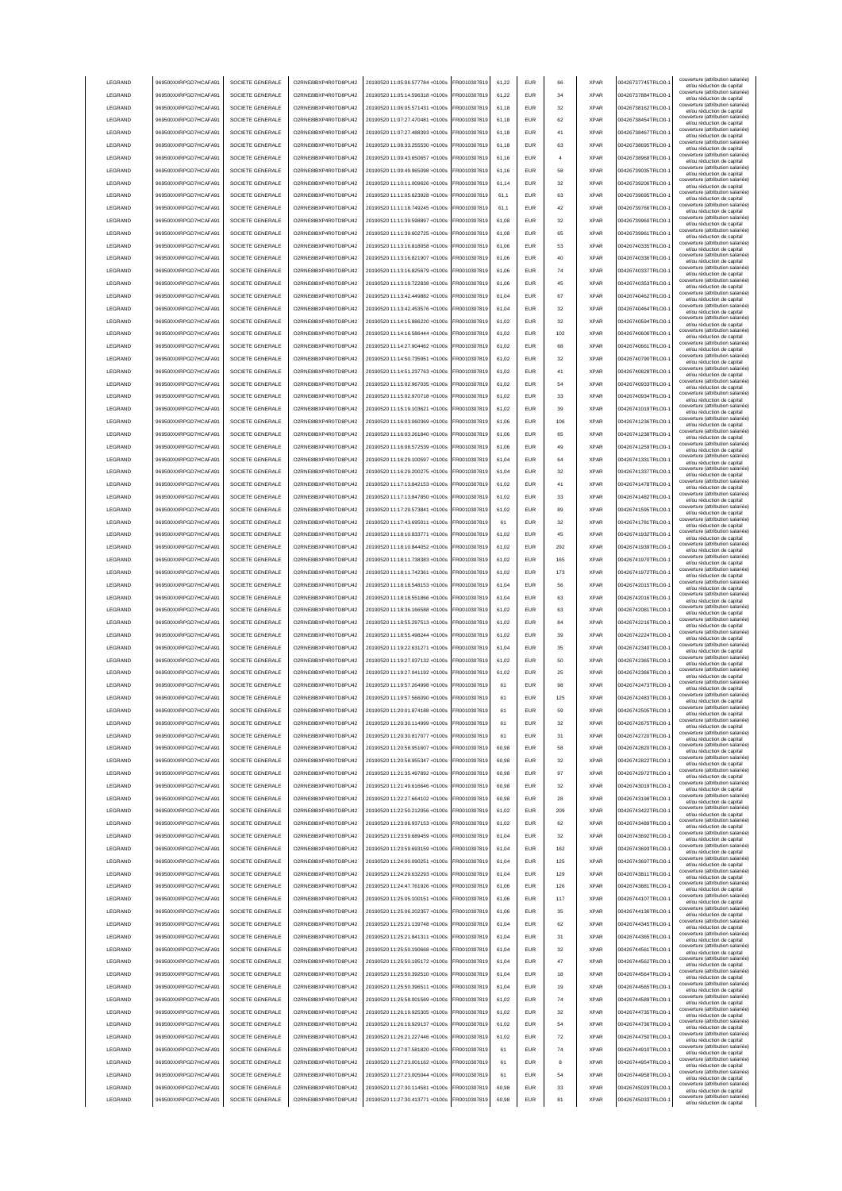| LEGRAND | 969500XXRPGD7HCAFA91 | SOCIETE GENERALE | O2RNE8IBXP4R0TD8PU42 | 20190520 11:05:06.577784 +0100s | FR0010307819 | 61,22 | EUR | 66 | XPAR | 00426737745TRLO0-1 | couverture (attribution salariée) et/ou réduction de capital |
|---|---|---|---|---|---|---|---|---|---|---|---|
| LEGRAND | 969500XXRPGD7HCAFA91 | SOCIETE GENERALE | O2RNE8IBXP4R0TD8PU42 | 20190520 11:05:14.596318 +0100s | FR0010307819 | 61,22 | EUR | 34 | XPAR | 00426737884TRLO0-1 | couverture (attribution salariée) et/ou réduction de capital |
| LEGRAND | 969500XXRPGD7HCAFA91 | SOCIETE GENERALE | O2RNE8IBXP4R0TD8PU42 | 20190520 11:06:05.571431 +0100s | FR0010307819 | 61,18 | EUR | 32 | XPAR | 00426738162TRLO0-1 | couverture (attribution salariée) et/ou réduction de capital |
| LEGRAND | 969500XXRPGD7HCAFA91 | SOCIETE GENERALE | O2RNE8IBXP4R0TD8PU42 | 20190520 11:07:27.470481 +0100s | FR0010307819 | 61,18 | EUR | 62 | XPAR | 00426738454TRLO0-1 | couverture (attribution salariée) et/ou réduction de capital |
| LEGRAND | 969500XXRPGD7HCAFA91 | SOCIETE GENERALE | O2RNE8IBXP4R0TD8PU42 | 20190520 11:07:27.488393 +0100s | FR0010307819 | 61,18 | EUR | 41 | XPAR | 00426738467TRLO0-1 | couverture (attribution salariée) et/ou réduction de capital |
| LEGRAND | 969500XXRPGD7HCAFA91 | SOCIETE GENERALE | O2RNE8IBXP4R0TD8PU42 | 20190520 11:08:33.255530 +0100s | FR0010307819 | 61,18 | EUR | 63 | XPAR | 00426738695TRLO0-1 | couverture (attribution salariée) et/ou réduction de capital |
| LEGRAND | 969500XXRPGD7HCAFA91 | SOCIETE GENERALE | O2RNE8IBXP4R0TD8PU42 | 20190520 11:09:43.650657 +0100s | FR0010307819 | 61,16 | EUR | 4 | XPAR | 00426738968TRLO0-1 | couverture (attribution salariée) et/ou réduction de capital |
| LEGRAND | 969500XXRPGD7HCAFA91 | SOCIETE GENERALE | O2RNE8IBXP4R0TD8PU42 | 20190520 11:09:49.965098 +0100s | FR0010307819 | 61,16 | EUR | 58 | XPAR | 00426739035TRLO0-1 | couverture (attribution salariée) et/ou réduction de capital |
| LEGRAND | 969500XXRPGD7HCAFA91 | SOCIETE GENERALE | O2RNE8IBXP4R0TD8PU42 | 20190520 11:10:11.009626 +0100s | FR0010307819 | 61,14 | EUR | 32 | XPAR | 00426739206TRLO0-1 | couverture (attribution salariée) et/ou réduction de capital |
| LEGRAND | 969500XXRPGD7HCAFA91 | SOCIETE GENERALE | O2RNE8IBXP4R0TD8PU42 | 20190520 11:11:05.623928 +0100s | FR0010307819 | 61,1 | EUR | 63 | XPAR | 00426739695TRLO0-1 | couverture (attribution salariée) et/ou réduction de capital |
| LEGRAND | 969500XXRPGD7HCAFA91 | SOCIETE GENERALE | O2RNE8IBXP4R0TD8PU42 | 20190520 11:11:18.749245 +0100s | FR0010307819 | 61,1 | EUR | 42 | XPAR | 00426739766TRLO0-1 | couverture (attribution salariée) et/ou réduction de capital |
| LEGRAND | 969500XXRPGD7HCAFA91 | SOCIETE GENERALE | O2RNE8IBXP4R0TD8PU42 | 20190520 11:11:39.598897 +0100s | FR0010307819 | 61,08 | EUR | 32 | XPAR | 00426739960TRLO0-1 | couverture (attribution salariée) et/ou réduction de capital |
| LEGRAND | 969500XXRPGD7HCAFA91 | SOCIETE GENERALE | O2RNE8IBXP4R0TD8PU42 | 20190520 11:11:39.602725 +0100s | FR0010307819 | 61,08 | EUR | 65 | XPAR | 00426739961TRLO0-1 | couverture (attribution salariée) et/ou réduction de capital |
| LEGRAND | 969500XXRPGD7HCAFA91 | SOCIETE GENERALE | O2RNE8IBXP4R0TD8PU42 | 20190520 11:13:16.818058 +0100s | FR0010307819 | 61,06 | EUR | 53 | XPAR | 00426740335TRLO0-1 | couverture (attribution salariée) et/ou réduction de capital |
| LEGRAND | 969500XXRPGD7HCAFA91 | SOCIETE GENERALE | O2RNE8IBXP4R0TD8PU42 | 20190520 11:13:16.821907 +0100s | FR0010307819 | 61,06 | EUR | 40 | XPAR | 00426740336TRLO0-1 | couverture (attribution salariée) et/ou réduction de capital |
| LEGRAND | 969500XXRPGD7HCAFA91 | SOCIETE GENERALE | O2RNE8IBXP4R0TD8PU42 | 20190520 11:13:16.825679 +0100s | FR0010307819 | 61,06 | EUR | 74 | XPAR | 00426740337TRLO0-1 | couverture (attribution salariée) et/ou réduction de capital |
| LEGRAND | 969500XXRPGD7HCAFA91 | SOCIETE GENERALE | O2RNE8IBXP4R0TD8PU42 | 20190520 11:13:19.722838 +0100s | FR0010307819 | 61,06 | EUR | 45 | XPAR | 00426740353TRLO0-1 | couverture (attribution salariée) et/ou réduction de capital |
| LEGRAND | 969500XXRPGD7HCAFA91 | SOCIETE GENERALE | O2RNE8IBXP4R0TD8PU42 | 20190520 11:13:42.449882 +0100s | FR0010307819 | 61,04 | EUR | 67 | XPAR | 00426740462TRLO0-1 | couverture (attribution salariée) et/ou réduction de capital |
| LEGRAND | 969500XXRPGD7HCAFA91 | SOCIETE GENERALE | O2RNE8IBXP4R0TD8PU42 | 20190520 11:13:42.453576 +0100s | FR0010307819 | 61,04 | EUR | 32 | XPAR | 00426740464TRLO0-1 | couverture (attribution salariée) et/ou réduction de capital |
| LEGRAND | 969500XXRPGD7HCAFA91 | SOCIETE GENERALE | O2RNE8IBXP4R0TD8PU42 | 20190520 11:14:15.886220 +0100s | FR0010307819 | 61,02 | EUR | 32 | XPAR | 00426740594TRLO0-1 | couverture (attribution salariée) et/ou réduction de capital |
| LEGRAND | 969500XXRPGD7HCAFA91 | SOCIETE GENERALE | O2RNE8IBXP4R0TD8PU42 | 20190520 11:14:16.586444 +0100s | FR0010307819 | 61,02 | EUR | 102 | XPAR | 00426740606TRLO0-1 | couverture (attribution salariée) et/ou réduction de capital |
| LEGRAND | 969500XXRPGD7HCAFA91 | SOCIETE GENERALE | O2RNE8IBXP4R0TD8PU42 | 20190520 11:14:27.904462 +0100s | FR0010307819 | 61,02 | EUR | 68 | XPAR | 00426740661TRLO0-1 | couverture (attribution salariée) et/ou réduction de capital |
| LEGRAND | 969500XXRPGD7HCAFA91 | SOCIETE GENERALE | O2RNE8IBXP4R0TD8PU42 | 20190520 11:14:50.735951 +0100s | FR0010307819 | 61,02 | EUR | 32 | XPAR | 00426740790TRLO0-1 | couverture (attribution salariée) et/ou réduction de capital |
| LEGRAND | 969500XXRPGD7HCAFA91 | SOCIETE GENERALE | O2RNE8IBXP4R0TD8PU42 | 20190520 11:14:51.237763 +0100s | FR0010307819 | 61,02 | EUR | 41 | XPAR | 00426740828TRLO0-1 | couverture (attribution salariée) et/ou réduction de capital |
| LEGRAND | 969500XXRPGD7HCAFA91 | SOCIETE GENERALE | O2RNE8IBXP4R0TD8PU42 | 20190520 11:15:02.967035 +0100s | FR0010307819 | 61,02 | EUR | 54 | XPAR | 00426740933TRLO0-1 | couverture (attribution salariée) et/ou réduction de capital |
| LEGRAND | 969500XXRPGD7HCAFA91 | SOCIETE GENERALE | O2RNE8IBXP4R0TD8PU42 | 20190520 11:15:02.970718 +0100s | FR0010307819 | 61,02 | EUR | 33 | XPAR | 00426740934TRLO0-1 | couverture (attribution salariée) et/ou réduction de capital |
| LEGRAND | 969500XXRPGD7HCAFA91 | SOCIETE GENERALE | O2RNE8IBXP4R0TD8PU42 | 20190520 11:15:19.103621 +0100s | FR0010307819 | 61,02 | EUR | 39 | XPAR | 00426741019TRLO0-1 | couverture (attribution salariée) et/ou réduction de capital |
| LEGRAND | 969500XXRPGD7HCAFA91 | SOCIETE GENERALE | O2RNE8IBXP4R0TD8PU42 | 20190520 11:16:03.060369 +0100s | FR0010307819 | 61,06 | EUR | 106 | XPAR | 00426741236TRLO0-1 | couverture (attribution salariée) et/ou réduction de capital |
| LEGRAND | 969500XXRPGD7HCAFA91 | SOCIETE GENERALE | O2RNE8IBXP4R0TD8PU42 | 20190520 11:16:03.261840 +0100s | FR0010307819 | 61,06 | EUR | 65 | XPAR | 00426741238TRLO0-1 | couverture (attribution salariée) et/ou réduction de capital |
| LEGRAND | 969500XXRPGD7HCAFA91 | SOCIETE GENERALE | O2RNE8IBXP4R0TD8PU42 | 20190520 11:16:08.572539 +0100s | FR0010307819 | 61,06 | EUR | 49 | XPAR | 00426741259TRLO0-1 | couverture (attribution salariée) et/ou réduction de capital |
| LEGRAND | 969500XXRPGD7HCAFA91 | SOCIETE GENERALE | O2RNE8IBXP4R0TD8PU42 | 20190520 11:16:29.100597 +0100s | FR0010307819 | 61,04 | EUR | 64 | XPAR | 00426741331TRLO0-1 | couverture (attribution salariée) et/ou réduction de capital |
| LEGRAND | 969500XXRPGD7HCAFA91 | SOCIETE GENERALE | O2RNE8IBXP4R0TD8PU42 | 20190520 11:16:29.200275 +0100s | FR0010307819 | 61,04 | EUR | 32 | XPAR | 00426741337TRLO0-1 | couverture (attribution salariée) et/ou réduction de capital |
| LEGRAND | 969500XXRPGD7HCAFA91 | SOCIETE GENERALE | O2RNE8IBXP4R0TD8PU42 | 20190520 11:17:13.842153 +0100s | FR0010307819 | 61,02 | EUR | 41 | XPAR | 00426741478TRLO0-1 | couverture (attribution salariée) et/ou réduction de capital |
| LEGRAND | 969500XXRPGD7HCAFA91 | SOCIETE GENERALE | O2RNE8IBXP4R0TD8PU42 | 20190520 11:17:13.847850 +0100s | FR0010307819 | 61,02 | EUR | 33 | XPAR | 00426741482TRLO0-1 | couverture (attribution salariée) et/ou réduction de capital |
| LEGRAND | 969500XXRPGD7HCAFA91 | SOCIETE GENERALE | O2RNE8IBXP4R0TD8PU42 | 20190520 11:17:29.573841 +0100s | FR0010307819 | 61,02 | EUR | 89 | XPAR | 00426741595TRLO0-1 | couverture (attribution salariée) et/ou réduction de capital |
| LEGRAND | 969500XXRPGD7HCAFA91 | SOCIETE GENERALE | O2RNE8IBXP4R0TD8PU42 | 20190520 11:17:43.695011 +0100s | FR0010307819 | 61 | EUR | 32 | XPAR | 00426741781TRLO0-1 | couverture (attribution salariée) et/ou réduction de capital |
| LEGRAND | 969500XXRPGD7HCAFA91 | SOCIETE GENERALE | O2RNE8IBXP4R0TD8PU42 | 20190520 11:18:10.833771 +0100s | FR0010307819 | 61,02 | EUR | 45 | XPAR | 00426741932TRLO0-1 | couverture (attribution salariée) et/ou réduction de capital |
| LEGRAND | 969500XXRPGD7HCAFA91 | SOCIETE GENERALE | O2RNE8IBXP4R0TD8PU42 | 20190520 11:18:10.844052 +0100s | FR0010307819 | 61,02 | EUR | 292 | XPAR | 00426741939TRLO0-1 | couverture (attribution salariée) et/ou réduction de capital |
| LEGRAND | 969500XXRPGD7HCAFA91 | SOCIETE GENERALE | O2RNE8IBXP4R0TD8PU42 | 20190520 11:18:11.738383 +0100s | FR0010307819 | 61,02 | EUR | 165 | XPAR | 00426741970TRLO0-1 | couverture (attribution salariée) et/ou réduction de capital |
| LEGRAND | 969500XXRPGD7HCAFA91 | SOCIETE GENERALE | O2RNE8IBXP4R0TD8PU42 | 20190520 11:18:11.742361 +0100s | FR0010307819 | 61,02 | EUR | 173 | XPAR | 00426741972TRLO0-1 | couverture (attribution salariée) et/ou réduction de capital |
| LEGRAND | 969500XXRPGD7HCAFA91 | SOCIETE GENERALE | O2RNE8IBXP4R0TD8PU42 | 20190520 11:18:18.548153 +0100s | FR0010307819 | 61,04 | EUR | 56 | XPAR | 00426742015TRLO0-1 | couverture (attribution salariée) et/ou réduction de capital |
| LEGRAND | 969500XXRPGD7HCAFA91 | SOCIETE GENERALE | O2RNE8IBXP4R0TD8PU42 | 20190520 11:18:18.551866 +0100s | FR0010307819 | 61,04 | EUR | 63 | XPAR | 00426742016TRLO0-1 | couverture (attribution salariée) et/ou réduction de capital |
| LEGRAND | 969500XXRPGD7HCAFA91 | SOCIETE GENERALE | O2RNE8IBXP4R0TD8PU42 | 20190520 11:18:36.166588 +0100s | FR0010307819 | 61,02 | EUR | 63 | XPAR | 00426742081TRLO0-1 | couverture (attribution salariée) et/ou réduction de capital |
| LEGRAND | 969500XXRPGD7HCAFA91 | SOCIETE GENERALE | O2RNE8IBXP4R0TD8PU42 | 20190520 11:18:55.297513 +0100s | FR0010307819 | 61,02 | EUR | 84 | XPAR | 00426742216TRLO0-1 | couverture (attribution salariée) et/ou réduction de capital |
| LEGRAND | 969500XXRPGD7HCAFA91 | SOCIETE GENERALE | O2RNE8IBXP4R0TD8PU42 | 20190520 11:18:55.498244 +0100s | FR0010307819 | 61,02 | EUR | 39 | XPAR | 00426742224TRLO0-1 | couverture (attribution salariée) et/ou réduction de capital |
| LEGRAND | 969500XXRPGD7HCAFA91 | SOCIETE GENERALE | O2RNE8IBXP4R0TD8PU42 | 20190520 11:19:22.631271 +0100s | FR0010307819 | 61,04 | EUR | 35 | XPAR | 00426742340TRLO0-1 | couverture (attribution salariée) et/ou réduction de capital |
| LEGRAND | 969500XXRPGD7HCAFA91 | SOCIETE GENERALE | O2RNE8IBXP4R0TD8PU42 | 20190520 11:19:27.037132 +0100s | FR0010307819 | 61,02 | EUR | 50 | XPAR | 00426742365TRLO0-1 | couverture (attribution salariée) et/ou réduction de capital |
| LEGRAND | 969500XXRPGD7HCAFA91 | SOCIETE GENERALE | O2RNE8IBXP4R0TD8PU42 | 20190520 11:19:27.041192 +0100s | FR0010307819 | 61,02 | EUR | 25 | XPAR | 00426742366TRLO0-1 | couverture (attribution salariée) et/ou réduction de capital |
| LEGRAND | 969500XXRPGD7HCAFA91 | SOCIETE GENERALE | O2RNE8IBXP4R0TD8PU42 | 20190520 11:19:57.264998 +0100s | FR0010307819 | 61 | EUR | 98 | XPAR | 00426742473TRLO0-1 | couverture (attribution salariée) et/ou réduction de capital |
| LEGRAND | 969500XXRPGD7HCAFA91 | SOCIETE GENERALE | O2RNE8IBXP4R0TD8PU42 | 20190520 11:19:57.566090 +0100s | FR0010307819 | 61 | EUR | 125 | XPAR | 00426742483TRLO0-1 | couverture (attribution salariée) et/ou réduction de capital |
| LEGRAND | 969500XXRPGD7HCAFA91 | SOCIETE GENERALE | O2RNE8IBXP4R0TD8PU42 | 20190520 11:20:01.874188 +0100s | FR0010307819 | 61 | EUR | 59 | XPAR | 00426742505TRLO0-1 | couverture (attribution salariée) et/ou réduction de capital |
| LEGRAND | 969500XXRPGD7HCAFA91 | SOCIETE GENERALE | O2RNE8IBXP4R0TD8PU42 | 20190520 11:20:30.114999 +0100s | FR0010307819 | 61 | EUR | 32 | XPAR | 00426742675TRLO0-1 | couverture (attribution salariée) et/ou réduction de capital |
| LEGRAND | 969500XXRPGD7HCAFA91 | SOCIETE GENERALE | O2RNE8IBXP4R0TD8PU42 | 20190520 11:20:30.817077 +0100s | FR0010307819 | 61 | EUR | 31 | XPAR | 00426742720TRLO0-1 | couverture (attribution salariée) et/ou réduction de capital |
| LEGRAND | 969500XXRPGD7HCAFA91 | SOCIETE GENERALE | O2RNE8IBXP4R0TD8PU42 | 20190520 11:20:58.951607 +0100s | FR0010307819 | 60,98 | EUR | 58 | XPAR | 00426742820TRLO0-1 | couverture (attribution salariée) et/ou réduction de capital |
| LEGRAND | 969500XXRPGD7HCAFA91 | SOCIETE GENERALE | O2RNE8IBXP4R0TD8PU42 | 20190520 11:20:58.955347 +0100s | FR0010307819 | 60,98 | EUR | 32 | XPAR | 00426742822TRLO0-1 | couverture (attribution salariée) et/ou réduction de capital |
| LEGRAND | 969500XXRPGD7HCAFA91 | SOCIETE GENERALE | O2RNE8IBXP4R0TD8PU42 | 20190520 11:21:35.497892 +0100s | FR0010307819 | 60,98 | EUR | 97 | XPAR | 00426742972TRLO0-1 | couverture (attribution salariée) et/ou réduction de capital |
| LEGRAND | 969500XXRPGD7HCAFA91 | SOCIETE GENERALE | O2RNE8IBXP4R0TD8PU42 | 20190520 11:21:49.616646 +0100s | FR0010307819 | 60,98 | EUR | 32 | XPAR | 00426743019TRLO0-1 | couverture (attribution salariée) et/ou réduction de capital |
| LEGRAND | 969500XXRPGD7HCAFA91 | SOCIETE GENERALE | O2RNE8IBXP4R0TD8PU42 | 20190520 11:22:27.664102 +0100s | FR0010307819 | 60,98 | EUR | 28 | XPAR | 00426743198TRLO0-1 | couverture (attribution salariée) et/ou réduction de capital |
| LEGRAND | 969500XXRPGD7HCAFA91 | SOCIETE GENERALE | O2RNE8IBXP4R0TD8PU42 | 20190520 11:22:50.212056 +0100s | FR0010307819 | 61,02 | EUR | 209 | XPAR | 00426743422TRLO0-1 | couverture (attribution salariée) et/ou réduction de capital |
| LEGRAND | 969500XXRPGD7HCAFA91 | SOCIETE GENERALE | O2RNE8IBXP4R0TD8PU42 | 20190520 11:23:06.937153 +0100s | FR0010307819 | 61,02 | EUR | 62 | XPAR | 00426743489TRLO0-1 | couverture (attribution salariée) et/ou réduction de capital |
| LEGRAND | 969500XXRPGD7HCAFA91 | SOCIETE GENERALE | O2RNE8IBXP4R0TD8PU42 | 20190520 11:23:59.689459 +0100s | FR0010307819 | 61,04 | EUR | 32 | XPAR | 00426743692TRLO0-1 | couverture (attribution salariée) et/ou réduction de capital |
| LEGRAND | 969500XXRPGD7HCAFA91 | SOCIETE GENERALE | O2RNE8IBXP4R0TD8PU42 | 20190520 11:23:59.693159 +0100s | FR0010307819 | 61,04 | EUR | 162 | XPAR | 00426743693TRLO0-1 | couverture (attribution salariée) et/ou réduction de capital |
| LEGRAND | 969500XXRPGD7HCAFA91 | SOCIETE GENERALE | O2RNE8IBXP4R0TD8PU42 | 20190520 11:24:00.090251 +0100s | FR0010307819 | 61,04 | EUR | 125 | XPAR | 00426743697TRLO0-1 | couverture (attribution salariée) et/ou réduction de capital |
| LEGRAND | 969500XXRPGD7HCAFA91 | SOCIETE GENERALE | O2RNE8IBXP4R0TD8PU42 | 20190520 11:24:29.632293 +0100s | FR0010307819 | 61,04 | EUR | 129 | XPAR | 00426743811TRLO0-1 | couverture (attribution salariée) et/ou réduction de capital |
| LEGRAND | 969500XXRPGD7HCAFA91 | SOCIETE GENERALE | O2RNE8IBXP4R0TD8PU42 | 20190520 11:24:47.761926 +0100s | FR0010307819 | 61,06 | EUR | 126 | XPAR | 00426743881TRLO0-1 | couverture (attribution salariée) et/ou réduction de capital |
| LEGRAND | 969500XXRPGD7HCAFA91 | SOCIETE GENERALE | O2RNE8IBXP4R0TD8PU42 | 20190520 11:25:05.100151 +0100s | FR0010307819 | 61,06 | EUR | 117 | XPAR | 00426744107TRLO0-1 | couverture (attribution salariée) et/ou réduction de capital |
| LEGRAND | 969500XXRPGD7HCAFA91 | SOCIETE GENERALE | O2RNE8IBXP4R0TD8PU42 | 20190520 11:25:06.202357 +0100s | FR0010307819 | 61,06 | EUR | 35 | XPAR | 00426744136TRLO0-1 | couverture (attribution salariée) et/ou réduction de capital |
| LEGRAND | 969500XXRPGD7HCAFA91 | SOCIETE GENERALE | O2RNE8IBXP4R0TD8PU42 | 20190520 11:25:21.139748 +0100s | FR0010307819 | 61,04 | EUR | 62 | XPAR | 00426744345TRLO0-1 | couverture (attribution salariée) et/ou réduction de capital |
| LEGRAND | 969500XXRPGD7HCAFA91 | SOCIETE GENERALE | O2RNE8IBXP4R0TD8PU42 | 20190520 11:25:21.841311 +0100s | FR0010307819 | 61,04 | EUR | 31 | XPAR | 00426744365TRLO0-1 | couverture (attribution salariée) et/ou réduction de capital |
| LEGRAND | 969500XXRPGD7HCAFA91 | SOCIETE GENERALE | O2RNE8IBXP4R0TD8PU42 | 20190520 11:25:50.190668 +0100s | FR0010307819 | 61,04 | EUR | 32 | XPAR | 00426744561TRLO0-1 | couverture (attribution salariée) et/ou réduction de capital |
| LEGRAND | 969500XXRPGD7HCAFA91 | SOCIETE GENERALE | O2RNE8IBXP4R0TD8PU42 | 20190520 11:25:50.195172 +0100s | FR0010307819 | 61,04 | EUR | 47 | XPAR | 00426744562TRLO0-1 | couverture (attribution salariée) et/ou réduction de capital |
| LEGRAND | 969500XXRPGD7HCAFA91 | SOCIETE GENERALE | O2RNE8IBXP4R0TD8PU42 | 20190520 11:25:50.392510 +0100s | FR0010307819 | 61,04 | EUR | 18 | XPAR | 00426744564TRLO0-1 | couverture (attribution salariée) et/ou réduction de capital |
| LEGRAND | 969500XXRPGD7HCAFA91 | SOCIETE GENERALE | O2RNE8IBXP4R0TD8PU42 | 20190520 11:25:50.396511 +0100s | FR0010307819 | 61,04 | EUR | 19 | XPAR | 00426744565TRLO0-1 | couverture (attribution salariée) et/ou réduction de capital |
| LEGRAND | 969500XXRPGD7HCAFA91 | SOCIETE GENERALE | O2RNE8IBXP4R0TD8PU42 | 20190520 11:25:58.001569 +0100s | FR0010307819 | 61,02 | EUR | 74 | XPAR | 00426744589TRLO0-1 | couverture (attribution salariée) et/ou réduction de capital |
| LEGRAND | 969500XXRPGD7HCAFA91 | SOCIETE GENERALE | O2RNE8IBXP4R0TD8PU42 | 20190520 11:26:19.925305 +0100s | FR0010307819 | 61,02 | EUR | 32 | XPAR | 00426744735TRLO0-1 | couverture (attribution salariée) et/ou réduction de capital |
| LEGRAND | 969500XXRPGD7HCAFA91 | SOCIETE GENERALE | O2RNE8IBXP4R0TD8PU42 | 20190520 11:26:19.929137 +0100s | FR0010307819 | 61,02 | EUR | 54 | XPAR | 00426744736TRLO0-1 | couverture (attribution salariée) et/ou réduction de capital |
| LEGRAND | 969500XXRPGD7HCAFA91 | SOCIETE GENERALE | O2RNE8IBXP4R0TD8PU42 | 20190520 11:26:21.227446 +0100s | FR0010307819 | 61,02 | EUR | 72 | XPAR | 00426744750TRLO0-1 | couverture (attribution salariée) et/ou réduction de capital |
| LEGRAND | 969500XXRPGD7HCAFA91 | SOCIETE GENERALE | O2RNE8IBXP4R0TD8PU42 | 20190520 11:27:07.581820 +0100s | FR0010307819 | 61 | EUR | 74 | XPAR | 00426744910TRLO0-1 | couverture (attribution salariée) et/ou réduction de capital |
| LEGRAND | 969500XXRPGD7HCAFA91 | SOCIETE GENERALE | O2RNE8IBXP4R0TD8PU42 | 20190520 11:27:23.001162 +0100s | FR0010307819 | 61 | EUR | 8 | XPAR | 00426744954TRLO0-1 | couverture (attribution salariée) et/ou réduction de capital |
| LEGRAND | 969500XXRPGD7HCAFA91 | SOCIETE GENERALE | O2RNE8IBXP4R0TD8PU42 | 20190520 11:27:23.005044 +0100s | FR0010307819 | 61 | EUR | 54 | XPAR | 00426744958TRLO0-1 | couverture (attribution salariée) et/ou réduction de capital |
| LEGRAND | 969500XXRPGD7HCAFA91 | SOCIETE GENERALE | O2RNE8IBXP4R0TD8PU42 | 20190520 11:27:30.114581 +0100s | FR0010307819 | 60,98 | EUR | 33 | XPAR | 00426745029TRLO0-1 | couverture (attribution salariée) et/ou réduction de capital |
| LEGRAND | 969500XXRPGD7HCAFA91 | SOCIETE GENERALE | O2RNE8IBXP4R0TD8PU42 | 20190520 11:27:30.413771 +0100s | FR0010307819 | 60,98 | EUR | 81 | XPAR | 00426745033TRLO0-1 | couverture (attribution salariée) et/ou réduction de capital |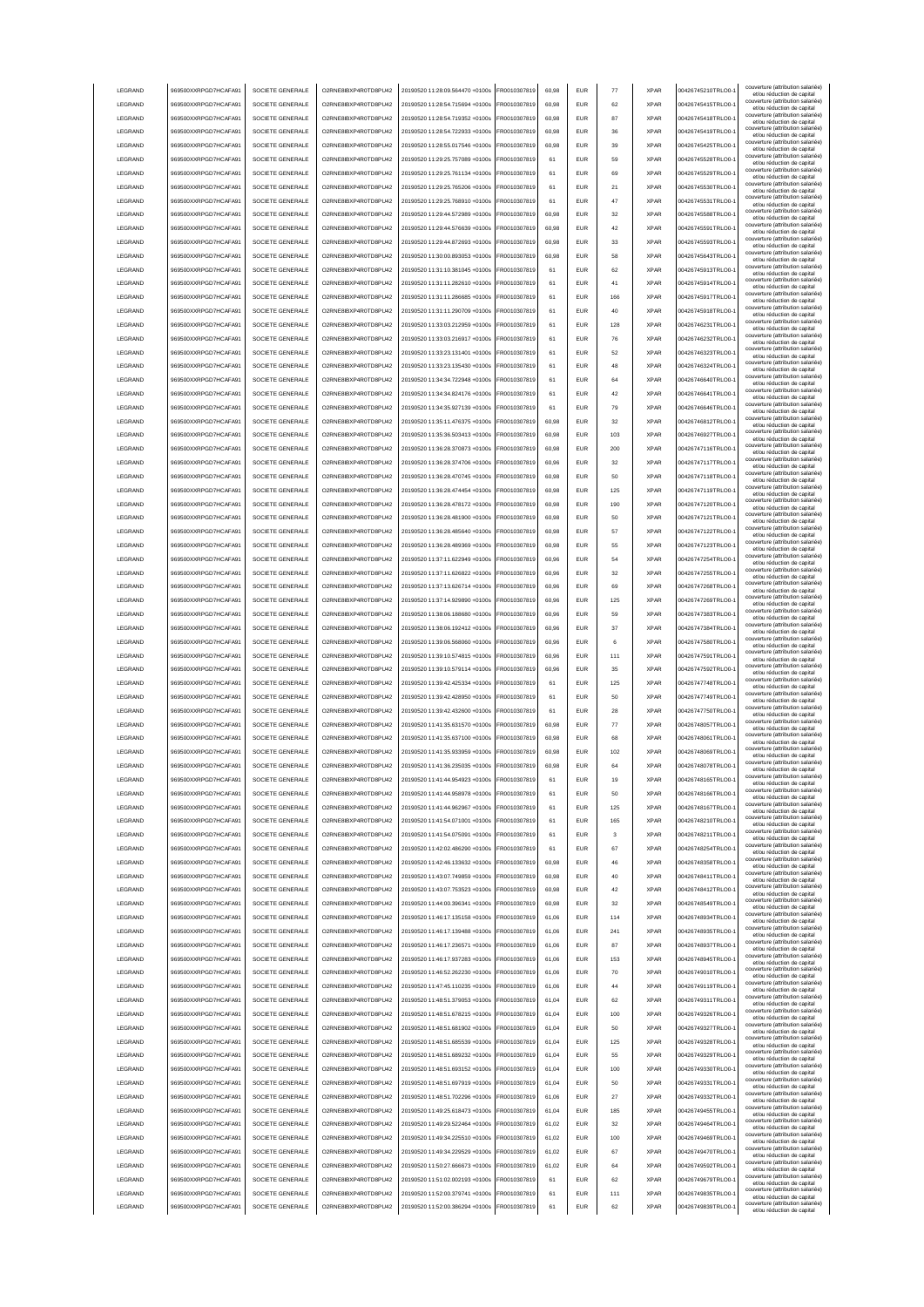| LEGRAND | 969500XXRPGD7HCAFA91 | SOCIETE GENERALE | O2RNE8IBXP4R0TD8PU42 | 20190520 11:28:09.564470 +0100s | FR0010307819 | 60,98 | EUR | 77 | XPAR | 00426745210TRLO0-1 | couverture (attribution salariée) et/ou réduction de capital |
|---|---|---|---|---|---|---|---|---|---|---|---|
| LEGRAND | 969500XXRPGD7HCAFA91 | SOCIETE GENERALE | O2RNE8IBXP4R0TD8PU42 | 20190520 11:28:54.715694 +0100s | FR0010307819 | 60,98 | EUR | 62 | XPAR | 00426745415TRLO0-1 | couverture (attribution salariée) et/ou réduction de capital |
| LEGRAND | 969500XXRPGD7HCAFA91 | SOCIETE GENERALE | O2RNE8IBXP4R0TD8PU42 | 20190520 11:28:54.719352 +0100s | FR0010307819 | 60,98 | EUR | 87 | XPAR | 00426745418TRLO0-1 | couverture (attribution salariée) et/ou réduction de capital |
| LEGRAND | 969500XXRPGD7HCAFA91 | SOCIETE GENERALE | O2RNE8IBXP4R0TD8PU42 | 20190520 11:28:54.722933 +0100s | FR0010307819 | 60,98 | EUR | 36 | XPAR | 00426745419TRLO0-1 | couverture (attribution salariée) et/ou réduction de capital |
| LEGRAND | 969500XXRPGD7HCAFA91 | SOCIETE GENERALE | O2RNE8IBXP4R0TD8PU42 | 20190520 11:28:55.017546 +0100s | FR0010307819 | 60,98 | EUR | 39 | XPAR | 00426745425TRLO0-1 | couverture (attribution salariée) et/ou réduction de capital |
| LEGRAND | 969500XXRPGD7HCAFA91 | SOCIETE GENERALE | O2RNE8IBXP4R0TD8PU42 | 20190520 11:29:25.757089 +0100s | FR0010307819 | 61 | EUR | 59 | XPAR | 00426745528TRLO0-1 | couverture (attribution salariée) et/ou réduction de capital |
| LEGRAND | 969500XXRPGD7HCAFA91 | SOCIETE GENERALE | O2RNE8IBXP4R0TD8PU42 | 20190520 11:29:25.761134 +0100s | FR0010307819 | 61 | EUR | 69 | XPAR | 00426745529TRLO0-1 | couverture (attribution salariée) et/ou réduction de capital |
| LEGRAND | 969500XXRPGD7HCAFA91 | SOCIETE GENERALE | O2RNE8IBXP4R0TD8PU42 | 20190520 11:29:25.765206 +0100s | FR0010307819 | 61 | EUR | 21 | XPAR | 00426745530TRLO0-1 | couverture (attribution salariée) et/ou réduction de capital |
| LEGRAND | 969500XXRPGD7HCAFA91 | SOCIETE GENERALE | O2RNE8IBXP4R0TD8PU42 | 20190520 11:29:25.768910 +0100s | FR0010307819 | 61 | EUR | 47 | XPAR | 00426745531TRLO0-1 | couverture (attribution salariée) et/ou réduction de capital |
| LEGRAND | 969500XXRPGD7HCAFA91 | SOCIETE GENERALE | O2RNE8IBXP4R0TD8PU42 | 20190520 11:29:44.572989 +0100s | FR0010307819 | 60,98 | EUR | 32 | XPAR | 00426745588TRLO0-1 | couverture (attribution salariée) et/ou réduction de capital |
| LEGRAND | 969500XXRPGD7HCAFA91 | SOCIETE GENERALE | O2RNE8IBXP4R0TD8PU42 | 20190520 11:29:44.576639 +0100s | FR0010307819 | 60,98 | EUR | 42 | XPAR | 00426745591TRLO0-1 | couverture (attribution salariée) et/ou réduction de capital |
| LEGRAND | 969500XXRPGD7HCAFA91 | SOCIETE GENERALE | O2RNE8IBXP4R0TD8PU42 | 20190520 11:29:44.872693 +0100s | FR0010307819 | 60,98 | EUR | 33 | XPAR | 00426745593TRLO0-1 | couverture (attribution salariée) et/ou réduction de capital |
| LEGRAND | 969500XXRPGD7HCAFA91 | SOCIETE GENERALE | O2RNE8IBXP4R0TD8PU42 | 20190520 11:30:00.893053 +0100s | FR0010307819 | 60,98 | EUR | 58 | XPAR | 00426745643TRLO0-1 | couverture (attribution salariée) et/ou réduction de capital |
| LEGRAND | 969500XXRPGD7HCAFA91 | SOCIETE GENERALE | O2RNE8IBXP4R0TD8PU42 | 20190520 11:31:10.381045 +0100s | FR0010307819 | 61 | EUR | 62 | XPAR | 00426745913TRLO0-1 | couverture (attribution salariée) et/ou réduction de capital |
| LEGRAND | 969500XXRPGD7HCAFA91 | SOCIETE GENERALE | O2RNE8IBXP4R0TD8PU42 | 20190520 11:31:11.282610 +0100s | FR0010307819 | 61 | EUR | 41 | XPAR | 00426745914TRLO0-1 | couverture (attribution salariée) et/ou réduction de capital |
| LEGRAND | 969500XXRPGD7HCAFA91 | SOCIETE GENERALE | O2RNE8IBXP4R0TD8PU42 | 20190520 11:31:11.286685 +0100s | FR0010307819 | 61 | EUR | 166 | XPAR | 00426745917TRLO0-1 | couverture (attribution salariée) et/ou réduction de capital |
| LEGRAND | 969500XXRPGD7HCAFA91 | SOCIETE GENERALE | O2RNE8IBXP4R0TD8PU42 | 20190520 11:31:11.290709 +0100s | FR0010307819 | 61 | EUR | 40 | XPAR | 00426745918TRLO0-1 | couverture (attribution salariée) et/ou réduction de capital |
| LEGRAND | 969500XXRPGD7HCAFA91 | SOCIETE GENERALE | O2RNE8IBXP4R0TD8PU42 | 20190520 11:33:03.212959 +0100s | FR0010307819 | 61 | EUR | 128 | XPAR | 00426746231TRLO0-1 | couverture (attribution salariée) et/ou réduction de capital |
| LEGRAND | 969500XXRPGD7HCAFA91 | SOCIETE GENERALE | O2RNE8IBXP4R0TD8PU42 | 20190520 11:33:03.216917 +0100s | FR0010307819 | 61 | EUR | 76 | XPAR | 00426746232TRLO0-1 | couverture (attribution salariée) et/ou réduction de capital |
| LEGRAND | 969500XXRPGD7HCAFA91 | SOCIETE GENERALE | O2RNE8IBXP4R0TD8PU42 | 20190520 11:33:23.131401 +0100s | FR0010307819 | 61 | EUR | 52 | XPAR | 00426746323TRLO0-1 | couverture (attribution salariée) et/ou réduction de capital |
| LEGRAND | 969500XXRPGD7HCAFA91 | SOCIETE GENERALE | O2RNE8IBXP4R0TD8PU42 | 20190520 11:33:23.135430 +0100s | FR0010307819 | 61 | EUR | 48 | XPAR | 00426746324TRLO0-1 | couverture (attribution salariée) et/ou réduction de capital |
| LEGRAND | 969500XXRPGD7HCAFA91 | SOCIETE GENERALE | O2RNE8IBXP4R0TD8PU42 | 20190520 11:34:34.722948 +0100s | FR0010307819 | 61 | EUR | 64 | XPAR | 00426746640TRLO0-1 | couverture (attribution salariée) et/ou réduction de capital |
| LEGRAND | 969500XXRPGD7HCAFA91 | SOCIETE GENERALE | O2RNE8IBXP4R0TD8PU42 | 20190520 11:34:34.824176 +0100s | FR0010307819 | 61 | EUR | 42 | XPAR | 00426746641TRLO0-1 | couverture (attribution salariée) et/ou réduction de capital |
| LEGRAND | 969500XXRPGD7HCAFA91 | SOCIETE GENERALE | O2RNE8IBXP4R0TD8PU42 | 20190520 11:34:35.927139 +0100s | FR0010307819 | 61 | EUR | 79 | XPAR | 00426746646TRLO0-1 | couverture (attribution salariée) et/ou réduction de capital |
| LEGRAND | 969500XXRPGD7HCAFA91 | SOCIETE GENERALE | O2RNE8IBXP4R0TD8PU42 | 20190520 11:35:11.476375 +0100s | FR0010307819 | 60,98 | EUR | 32 | XPAR | 00426746812TRLO0-1 | couverture (attribution salariée) et/ou réduction de capital |
| LEGRAND | 969500XXRPGD7HCAFA91 | SOCIETE GENERALE | O2RNE8IBXP4R0TD8PU42 | 20190520 11:35:36.503413 +0100s | FR0010307819 | 60,98 | EUR | 103 | XPAR | 00426746927TRLO0-1 | couverture (attribution salariée) et/ou réduction de capital |
| LEGRAND | 969500XXRPGD7HCAFA91 | SOCIETE GENERALE | O2RNE8IBXP4R0TD8PU42 | 20190520 11:36:28.370873 +0100s | FR0010307819 | 60,98 | EUR | 200 | XPAR | 00426747116TRLO0-1 | couverture (attribution salariée) et/ou réduction de capital |
| LEGRAND | 969500XXRPGD7HCAFA91 | SOCIETE GENERALE | O2RNE8IBXP4R0TD8PU42 | 20190520 11:36:28.374706 +0100s | FR0010307819 | 60,96 | EUR | 32 | XPAR | 00426747117TRLO0-1 | couverture (attribution salariée) et/ou réduction de capital |
| LEGRAND | 969500XXRPGD7HCAFA91 | SOCIETE GENERALE | O2RNE8IBXP4R0TD8PU42 | 20190520 11:36:28.470745 +0100s | FR0010307819 | 60,98 | EUR | 50 | XPAR | 00426747118TRLO0-1 | couverture (attribution salariée) et/ou réduction de capital |
| LEGRAND | 969500XXRPGD7HCAFA91 | SOCIETE GENERALE | O2RNE8IBXP4R0TD8PU42 | 20190520 11:36:28.474454 +0100s | FR0010307819 | 60,98 | EUR | 125 | XPAR | 00426747119TRLO0-1 | couverture (attribution salariée) et/ou réduction de capital |
| LEGRAND | 969500XXRPGD7HCAFA91 | SOCIETE GENERALE | O2RNE8IBXP4R0TD8PU42 | 20190520 11:36:28.478172 +0100s | FR0010307819 | 60,98 | EUR | 190 | XPAR | 00426747120TRLO0-1 | couverture (attribution salariée) et/ou réduction de capital |
| LEGRAND | 969500XXRPGD7HCAFA91 | SOCIETE GENERALE | O2RNE8IBXP4R0TD8PU42 | 20190520 11:36:28.481900 +0100s | FR0010307819 | 60,98 | EUR | 50 | XPAR | 00426747121TRLO0-1 | couverture (attribution salariée) et/ou réduction de capital |
| LEGRAND | 969500XXRPGD7HCAFA91 | SOCIETE GENERALE | O2RNE8IBXP4R0TD8PU42 | 20190520 11:36:28.485640 +0100s | FR0010307819 | 60,98 | EUR | 57 | XPAR | 00426747122TRLO0-1 | couverture (attribution salariée) et/ou réduction de capital |
| LEGRAND | 969500XXRPGD7HCAFA91 | SOCIETE GENERALE | O2RNE8IBXP4R0TD8PU42 | 20190520 11:36:28.489369 +0100s | FR0010307819 | 60,98 | EUR | 55 | XPAR | 00426747123TRLO0-1 | couverture (attribution salariée) et/ou réduction de capital |
| LEGRAND | 969500XXRPGD7HCAFA91 | SOCIETE GENERALE | O2RNE8IBXP4R0TD8PU42 | 20190520 11:37:11.622949 +0100s | FR0010307819 | 60,96 | EUR | 54 | XPAR | 00426747254TRLO0-1 | couverture (attribution salariée) et/ou réduction de capital |
| LEGRAND | 969500XXRPGD7HCAFA91 | SOCIETE GENERALE | O2RNE8IBXP4R0TD8PU42 | 20190520 11:37:11.626822 +0100s | FR0010307819 | 60,96 | EUR | 32 | XPAR | 00426747255TRLO0-1 | couverture (attribution salariée) et/ou réduction de capital |
| LEGRAND | 969500XXRPGD7HCAFA91 | SOCIETE GENERALE | O2RNE8IBXP4R0TD8PU42 | 20190520 11:37:13.626714 +0100s | FR0010307819 | 60,96 | EUR | 69 | XPAR | 00426747268TRLO0-1 | couverture (attribution salariée) et/ou réduction de capital |
| LEGRAND | 969500XXRPGD7HCAFA91 | SOCIETE GENERALE | O2RNE8IBXP4R0TD8PU42 | 20190520 11:37:14.929890 +0100s | FR0010307819 | 60,96 | EUR | 125 | XPAR | 00426747269TRLO0-1 | couverture (attribution salariée) et/ou réduction de capital |
| LEGRAND | 969500XXRPGD7HCAFA91 | SOCIETE GENERALE | O2RNE8IBXP4R0TD8PU42 | 20190520 11:38:06.188680 +0100s | FR0010307819 | 60,96 | EUR | 59 | XPAR | 00426747383TRLO0-1 | couverture (attribution salariée) et/ou réduction de capital |
| LEGRAND | 969500XXRPGD7HCAFA91 | SOCIETE GENERALE | O2RNE8IBXP4R0TD8PU42 | 20190520 11:38:06.192412 +0100s | FR0010307819 | 60,96 | EUR | 37 | XPAR | 00426747384TRLO0-1 | couverture (attribution salariée) et/ou réduction de capital |
| LEGRAND | 969500XXRPGD7HCAFA91 | SOCIETE GENERALE | O2RNE8IBXP4R0TD8PU42 | 20190520 11:39:06.568060 +0100s | FR0010307819 | 60,96 | EUR | 6 | XPAR | 00426747580TRLO0-1 | couverture (attribution salariée) et/ou réduction de capital |
| LEGRAND | 969500XXRPGD7HCAFA91 | SOCIETE GENERALE | O2RNE8IBXP4R0TD8PU42 | 20190520 11:39:10.574815 +0100s | FR0010307819 | 60,96 | EUR | 111 | XPAR | 00426747591TRLO0-1 | couverture (attribution salariée) et/ou réduction de capital |
| LEGRAND | 969500XXRPGD7HCAFA91 | SOCIETE GENERALE | O2RNE8IBXP4R0TD8PU42 | 20190520 11:39:10.579114 +0100s | FR0010307819 | 60,96 | EUR | 35 | XPAR | 00426747592TRLO0-1 | couverture (attribution salariée) et/ou réduction de capital |
| LEGRAND | 969500XXRPGD7HCAFA91 | SOCIETE GENERALE | O2RNE8IBXP4R0TD8PU42 | 20190520 11:39:42.425334 +0100s | FR0010307819 | 61 | EUR | 125 | XPAR | 00426747748TRLO0-1 | couverture (attribution salariée) et/ou réduction de capital |
| LEGRAND | 969500XXRPGD7HCAFA91 | SOCIETE GENERALE | O2RNE8IBXP4R0TD8PU42 | 20190520 11:39:42.428950 +0100s | FR0010307819 | 61 | EUR | 50 | XPAR | 00426747749TRLO0-1 | couverture (attribution salariée) et/ou réduction de capital |
| LEGRAND | 969500XXRPGD7HCAFA91 | SOCIETE GENERALE | O2RNE8IBXP4R0TD8PU42 | 20190520 11:39:42.432600 +0100s | FR0010307819 | 61 | EUR | 28 | XPAR | 00426747750TRLO0-1 | couverture (attribution salariée) et/ou réduction de capital |
| LEGRAND | 969500XXRPGD7HCAFA91 | SOCIETE GENERALE | O2RNE8IBXP4R0TD8PU42 | 20190520 11:41:35.631570 +0100s | FR0010307819 | 60,98 | EUR | 77 | XPAR | 00426748057TRLO0-1 | couverture (attribution salariée) et/ou réduction de capital |
| LEGRAND | 969500XXRPGD7HCAFA91 | SOCIETE GENERALE | O2RNE8IBXP4R0TD8PU42 | 20190520 11:41:35.637100 +0100s | FR0010307819 | 60,98 | EUR | 68 | XPAR | 00426748061TRLO0-1 | couverture (attribution salariée) et/ou réduction de capital |
| LEGRAND | 969500XXRPGD7HCAFA91 | SOCIETE GENERALE | O2RNE8IBXP4R0TD8PU42 | 20190520 11:41:35.933959 +0100s | FR0010307819 | 60,98 | EUR | 102 | XPAR | 00426748069TRLO0-1 | couverture (attribution salariée) et/ou réduction de capital |
| LEGRAND | 969500XXRPGD7HCAFA91 | SOCIETE GENERALE | O2RNE8IBXP4R0TD8PU42 | 20190520 11:41:36.235035 +0100s | FR0010307819 | 60,98 | EUR | 64 | XPAR | 00426748078TRLO0-1 | couverture (attribution salariée) et/ou réduction de capital |
| LEGRAND | 969500XXRPGD7HCAFA91 | SOCIETE GENERALE | O2RNE8IBXP4R0TD8PU42 | 20190520 11:41:44.954923 +0100s | FR0010307819 | 61 | EUR | 19 | XPAR | 00426748165TRLO0-1 | couverture (attribution salariée) et/ou réduction de capital |
| LEGRAND | 969500XXRPGD7HCAFA91 | SOCIETE GENERALE | O2RNE8IBXP4R0TD8PU42 | 20190520 11:41:44.958978 +0100s | FR0010307819 | 61 | EUR | 50 | XPAR | 00426748166TRLO0-1 | couverture (attribution salariée) et/ou réduction de capital |
| LEGRAND | 969500XXRPGD7HCAFA91 | SOCIETE GENERALE | O2RNE8IBXP4R0TD8PU42 | 20190520 11:41:44.962967 +0100s | FR0010307819 | 61 | EUR | 125 | XPAR | 00426748167TRLO0-1 | couverture (attribution salariée) et/ou réduction de capital |
| LEGRAND | 969500XXRPGD7HCAFA91 | SOCIETE GENERALE | O2RNE8IBXP4R0TD8PU42 | 20190520 11:41:54.071001 +0100s | FR0010307819 | 61 | EUR | 165 | XPAR | 00426748210TRLO0-1 | couverture (attribution salariée) et/ou réduction de capital |
| LEGRAND | 969500XXRPGD7HCAFA91 | SOCIETE GENERALE | O2RNE8IBXP4R0TD8PU42 | 20190520 11:41:54.075091 +0100s | FR0010307819 | 61 | EUR | 3 | XPAR | 00426748211TRLO0-1 | couverture (attribution salariée) et/ou réduction de capital |
| LEGRAND | 969500XXRPGD7HCAFA91 | SOCIETE GENERALE | O2RNE8IBXP4R0TD8PU42 | 20190520 11:42:02.486290 +0100s | FR0010307819 | 61 | EUR | 67 | XPAR | 00426748254TRLO0-1 | couverture (attribution salariée) et/ou réduction de capital |
| LEGRAND | 969500XXRPGD7HCAFA91 | SOCIETE GENERALE | O2RNE8IBXP4R0TD8PU42 | 20190520 11:42:46.133632 +0100s | FR0010307819 | 60,98 | EUR | 46 | XPAR | 00426748358TRLO0-1 | couverture (attribution salariée) et/ou réduction de capital |
| LEGRAND | 969500XXRPGD7HCAFA91 | SOCIETE GENERALE | O2RNE8IBXP4R0TD8PU42 | 20190520 11:43:07.749859 +0100s | FR0010307819 | 60,98 | EUR | 40 | XPAR | 00426748411TRLO0-1 | couverture (attribution salariée) et/ou réduction de capital |
| LEGRAND | 969500XXRPGD7HCAFA91 | SOCIETE GENERALE | O2RNE8IBXP4R0TD8PU42 | 20190520 11:43:07.753523 +0100s | FR0010307819 | 60,98 | EUR | 42 | XPAR | 00426748412TRLO0-1 | couverture (attribution salariée) et/ou réduction de capital |
| LEGRAND | 969500XXRPGD7HCAFA91 | SOCIETE GENERALE | O2RNE8IBXP4R0TD8PU42 | 20190520 11:44:00.396341 +0100s | FR0010307819 | 60,98 | EUR | 32 | XPAR | 00426748549TRLO0-1 | couverture (attribution salariée) et/ou réduction de capital |
| LEGRAND | 969500XXRPGD7HCAFA91 | SOCIETE GENERALE | O2RNE8IBXP4R0TD8PU42 | 20190520 11:46:17.135158 +0100s | FR0010307819 | 61,06 | EUR | 114 | XPAR | 00426748934TRLO0-1 | couverture (attribution salariée) et/ou réduction de capital |
| LEGRAND | 969500XXRPGD7HCAFA91 | SOCIETE GENERALE | O2RNE8IBXP4R0TD8PU42 | 20190520 11:46:17.139488 +0100s | FR0010307819 | 61,06 | EUR | 241 | XPAR | 00426748935TRLO0-1 | couverture (attribution salariée) et/ou réduction de capital |
| LEGRAND | 969500XXRPGD7HCAFA91 | SOCIETE GENERALE | O2RNE8IBXP4R0TD8PU42 | 20190520 11:46:17.236571 +0100s | FR0010307819 | 61,06 | EUR | 87 | XPAR | 00426748937TRLO0-1 | couverture (attribution salariée) et/ou réduction de capital |
| LEGRAND | 969500XXRPGD7HCAFA91 | SOCIETE GENERALE | O2RNE8IBXP4R0TD8PU42 | 20190520 11:46:17.937283 +0100s | FR0010307819 | 61,06 | EUR | 153 | XPAR | 00426748945TRLO0-1 | couverture (attribution salariée) et/ou réduction de capital |
| LEGRAND | 969500XXRPGD7HCAFA91 | SOCIETE GENERALE | O2RNE8IBXP4R0TD8PU42 | 20190520 11:46:52.262230 +0100s | FR0010307819 | 61,06 | EUR | 70 | XPAR | 00426749010TRLO0-1 | couverture (attribution salariée) et/ou réduction de capital |
| LEGRAND | 969500XXRPGD7HCAFA91 | SOCIETE GENERALE | O2RNE8IBXP4R0TD8PU42 | 20190520 11:47:45.110235 +0100s | FR0010307819 | 61,06 | EUR | 44 | XPAR | 00426749119TRLO0-1 | couverture (attribution salariée) et/ou réduction de capital |
| LEGRAND | 969500XXRPGD7HCAFA91 | SOCIETE GENERALE | O2RNE8IBXP4R0TD8PU42 | 20190520 11:48:51.379053 +0100s | FR0010307819 | 61,04 | EUR | 62 | XPAR | 00426749311TRLO0-1 | couverture (attribution salariée) et/ou réduction de capital |
| LEGRAND | 969500XXRPGD7HCAFA91 | SOCIETE GENERALE | O2RNE8IBXP4R0TD8PU42 | 20190520 11:48:51.678215 +0100s | FR0010307819 | 61,04 | EUR | 100 | XPAR | 00426749326TRLO0-1 | couverture (attribution salariée) et/ou réduction de capital |
| LEGRAND | 969500XXRPGD7HCAFA91 | SOCIETE GENERALE | O2RNE8IBXP4R0TD8PU42 | 20190520 11:48:51.681902 +0100s | FR0010307819 | 61,04 | EUR | 50 | XPAR | 00426749327TRLO0-1 | couverture (attribution salariée) et/ou réduction de capital |
| LEGRAND | 969500XXRPGD7HCAFA91 | SOCIETE GENERALE | O2RNE8IBXP4R0TD8PU42 | 20190520 11:48:51.685539 +0100s | FR0010307819 | 61,04 | EUR | 125 | XPAR | 00426749328TRLO0-1 | couverture (attribution salariée) et/ou réduction de capital |
| LEGRAND | 969500XXRPGD7HCAFA91 | SOCIETE GENERALE | O2RNE8IBXP4R0TD8PU42 | 20190520 11:48:51.689232 +0100s | FR0010307819 | 61,04 | EUR | 55 | XPAR | 00426749329TRLO0-1 | couverture (attribution salariée) et/ou réduction de capital |
| LEGRAND | 969500XXRPGD7HCAFA91 | SOCIETE GENERALE | O2RNE8IBXP4R0TD8PU42 | 20190520 11:48:51.693152 +0100s | FR0010307819 | 61,04 | EUR | 100 | XPAR | 00426749330TRLO0-1 | couverture (attribution salariée) et/ou réduction de capital |
| LEGRAND | 969500XXRPGD7HCAFA91 | SOCIETE GENERALE | O2RNE8IBXP4R0TD8PU42 | 20190520 11:48:51.697919 +0100s | FR0010307819 | 61,04 | EUR | 50 | XPAR | 00426749331TRLO0-1 | couverture (attribution salariée) et/ou réduction de capital |
| LEGRAND | 969500XXRPGD7HCAFA91 | SOCIETE GENERALE | O2RNE8IBXP4R0TD8PU42 | 20190520 11:48:51.702296 +0100s | FR0010307819 | 61,06 | EUR | 27 | XPAR | 00426749332TRLO0-1 | couverture (attribution salariée) et/ou réduction de capital |
| LEGRAND | 969500XXRPGD7HCAFA91 | SOCIETE GENERALE | O2RNE8IBXP4R0TD8PU42 | 20190520 11:49:25.618473 +0100s | FR0010307819 | 61,04 | EUR | 185 | XPAR | 00426749455TRLO0-1 | couverture (attribution salariée) et/ou réduction de capital |
| LEGRAND | 969500XXRPGD7HCAFA91 | SOCIETE GENERALE | O2RNE8IBXP4R0TD8PU42 | 20190520 11:49:29.522464 +0100s | FR0010307819 | 61,02 | EUR | 32 | XPAR | 00426749464TRLO0-1 | couverture (attribution salariée) et/ou réduction de capital |
| LEGRAND | 969500XXRPGD7HCAFA91 | SOCIETE GENERALE | O2RNE8IBXP4R0TD8PU42 | 20190520 11:49:34.225510 +0100s | FR0010307819 | 61,02 | EUR | 100 | XPAR | 00426749469TRLO0-1 | couverture (attribution salariée) et/ou réduction de capital |
| LEGRAND | 969500XXRPGD7HCAFA91 | SOCIETE GENERALE | O2RNE8IBXP4R0TD8PU42 | 20190520 11:49:34.229529 +0100s | FR0010307819 | 61,02 | EUR | 67 | XPAR | 00426749470TRLO0-1 | couverture (attribution salariée) et/ou réduction de capital |
| LEGRAND | 969500XXRPGD7HCAFA91 | SOCIETE GENERALE | O2RNE8IBXP4R0TD8PU42 | 20190520 11:50:27.666673 +0100s | FR0010307819 | 61,02 | EUR | 64 | XPAR | 00426749592TRLO0-1 | couverture (attribution salariée) et/ou réduction de capital |
| LEGRAND | 969500XXRPGD7HCAFA91 | SOCIETE GENERALE | O2RNE8IBXP4R0TD8PU42 | 20190520 11:51:02.002193 +0100s | FR0010307819 | 61 | EUR | 62 | XPAR | 00426749679TRLO0-1 | couverture (attribution salariée) et/ou réduction de capital |
| LEGRAND | 969500XXRPGD7HCAFA91 | SOCIETE GENERALE | O2RNE8IBXP4R0TD8PU42 | 20190520 11:52:00.379741 +0100s | FR0010307819 | 61 | EUR | 111 | XPAR | 00426749835TRLO0-1 | couverture (attribution salariée) et/ou réduction de capital |
| LEGRAND | 969500XXRPGD7HCAFA91 | SOCIETE GENERALE | O2RNE8IBXP4R0TD8PU42 | 20190520 11:52:00.386294 +0100s | FR0010307819 | 61 | EUR | 62 | XPAR | 00426749839TRLO0-1 | couverture (attribution salariée) et/ou réduction de capital |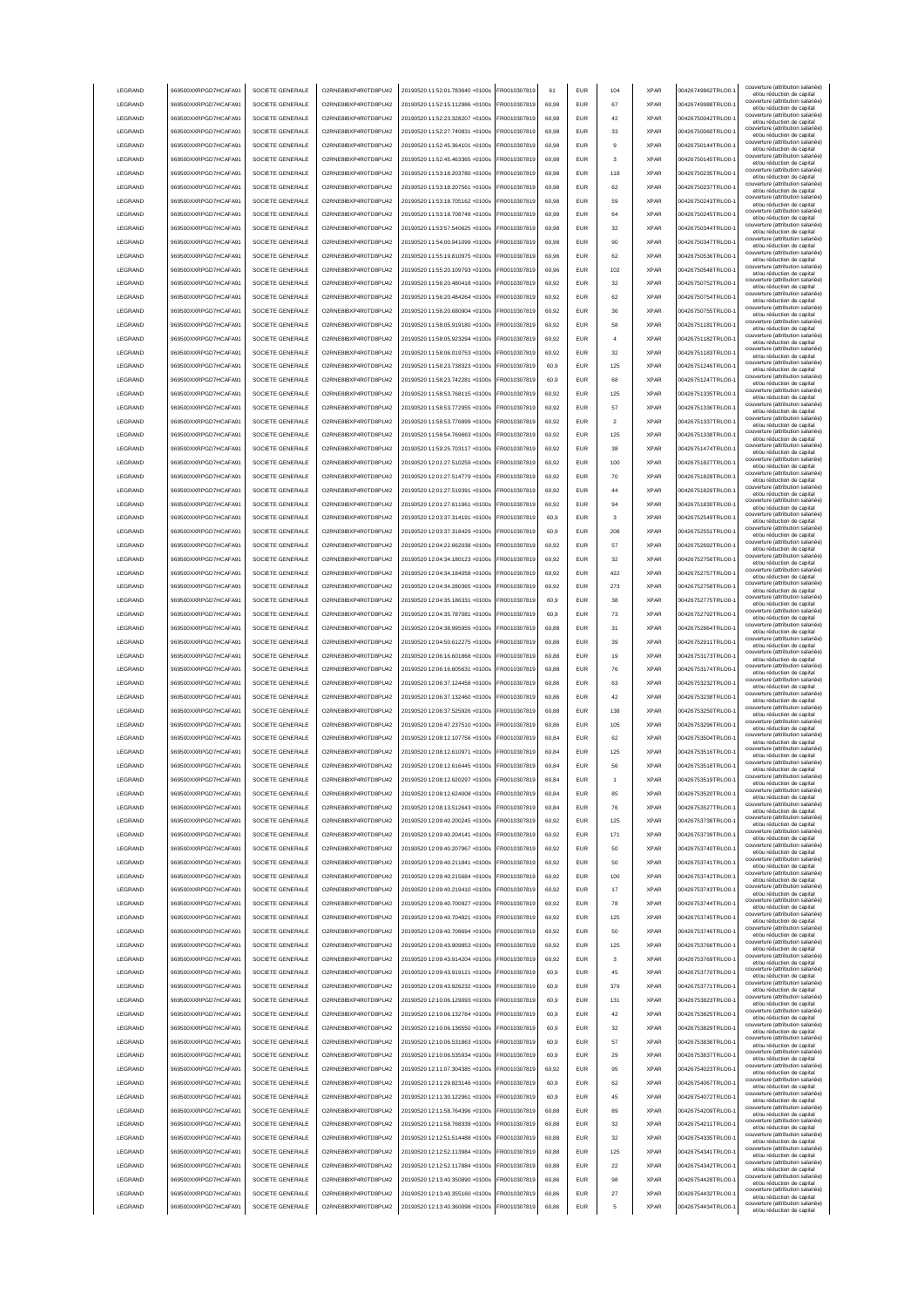| LEGRAND | 969500XXRPGD7HCAFA91 | SOCIETE GENERALE | O2RNE8IBXP4R0TD8PU42 | 20190520 11:52:01.783640 +0100s | FR0010307819 | 61 | EUR | 104 | XPAR | 00426749862TRLO0-1 | couverture (attribution salariée) et/ou réduction de capital |
|---|---|---|---|---|---|---|---|---|---|---|---|
| LEGRAND | 969500XXRPGD7HCAFA91 | SOCIETE GENERALE | O2RNE8IBXP4R0TD8PU42 | 20190520 11:52:15.112986 +0100s | FR0010307819 | 60,98 | EUR | 67 | XPAR | 00426749988TRLO0-1 | couverture (attribution salariée) et/ou réduction de capital |
| LEGRAND | 969500XXRPGD7HCAFA91 | SOCIETE GENERALE | O2RNE8IBXP4R0TD8PU42 | 20190520 11:52:23.328207 +0100s | FR0010307819 | 60,98 | EUR | 42 | XPAR | 00426750042TRLO0-1 | couverture (attribution salariée) et/ou réduction de capital |
| LEGRAND | 969500XXRPGD7HCAFA91 | SOCIETE GENERALE | O2RNE8IBXP4R0TD8PU42 | 20190520 11:52:27.740831 +0100s | FR0010307819 | 60,98 | EUR | 33 | XPAR | 00426750060TRLO0-1 | couverture (attribution salariée) et/ou réduction de capital |
| LEGRAND | 969500XXRPGD7HCAFA91 | SOCIETE GENERALE | O2RNE8IBXP4R0TD8PU42 | 20190520 11:52:45.364101 +0100s | FR0010307819 | 60,98 | EUR | 9 | XPAR | 00426750144TRLO0-1 | couverture (attribution salariée) et/ou réduction de capital |
| LEGRAND | 969500XXRPGD7HCAFA91 | SOCIETE GENERALE | O2RNE8IBXP4R0TD8PU42 | 20190520 11:52:45.463365 +0100s | FR0010307819 | 60,98 | EUR | 3 | XPAR | 00426750145TRLO0-1 | couverture (attribution salariée) et/ou réduction de capital |
| LEGRAND | 969500XXRPGD7HCAFA91 | SOCIETE GENERALE | O2RNE8IBXP4R0TD8PU42 | 20190520 11:53:18.203780 +0100s | FR0010307819 | 60,98 | EUR | 118 | XPAR | 00426750235TRLO0-1 | couverture (attribution salariée) et/ou réduction de capital |
| LEGRAND | 969500XXRPGD7HCAFA91 | SOCIETE GENERALE | O2RNE8IBXP4R0TD8PU42 | 20190520 11:53:18.207561 +0100s | FR0010307819 | 60,98 | EUR | 62 | XPAR | 00426750237TRLO0-1 | couverture (attribution salariée) et/ou réduction de capital |
| LEGRAND | 969500XXRPGD7HCAFA91 | SOCIETE GENERALE | O2RNE8IBXP4R0TD8PU42 | 20190520 11:53:18.705162 +0100s | FR0010307819 | 60,98 | EUR | 59 | XPAR | 00426750243TRLO0-1 | couverture (attribution salariée) et/ou réduction de capital |
| LEGRAND | 969500XXRPGD7HCAFA91 | SOCIETE GENERALE | O2RNE8IBXP4R0TD8PU42 | 20190520 11:53:18.708748 +0100s | FR0010307819 | 60,98 | EUR | 64 | XPAR | 00426750245TRLO0-1 | couverture (attribution salariée) et/ou réduction de capital |
| LEGRAND | 969500XXRPGD7HCAFA91 | SOCIETE GENERALE | O2RNE8IBXP4R0TD8PU42 | 20190520 11:53:57.540625 +0100s | FR0010307819 | 60,98 | EUR | 32 | XPAR | 00426750344TRLO0-1 | couverture (attribution salariée) et/ou réduction de capital |
| LEGRAND | 969500XXRPGD7HCAFA91 | SOCIETE GENERALE | O2RNE8IBXP4R0TD8PU42 | 20190520 11:54:00.941099 +0100s | FR0010307819 | 60,98 | EUR | 90 | XPAR | 00426750347TRLO0-1 | couverture (attribution salariée) et/ou réduction de capital |
| LEGRAND | 969500XXRPGD7HCAFA91 | SOCIETE GENERALE | O2RNE8IBXP4R0TD8PU42 | 20190520 11:55:19.810975 +0100s | FR0010307819 | 60,96 | EUR | 62 | XPAR | 00426750536TRLO0-1 | couverture (attribution salariée) et/ou réduction de capital |
| LEGRAND | 969500XXRPGD7HCAFA91 | SOCIETE GENERALE | O2RNE8IBXP4R0TD8PU42 | 20190520 11:55:20.109793 +0100s | FR0010307819 | 60,96 | EUR | 102 | XPAR | 00426750548TRLO0-1 | couverture (attribution salariée) et/ou réduction de capital |
| LEGRAND | 969500XXRPGD7HCAFA91 | SOCIETE GENERALE | O2RNE8IBXP4R0TD8PU42 | 20190520 11:56:20.480418 +0100s | FR0010307819 | 60,92 | EUR | 32 | XPAR | 00426750752TRLO0-1 | couverture (attribution salariée) et/ou réduction de capital |
| LEGRAND | 969500XXRPGD7HCAFA91 | SOCIETE GENERALE | O2RNE8IBXP4R0TD8PU42 | 20190520 11:56:20.484264 +0100s | FR0010307819 | 60,92 | EUR | 62 | XPAR | 00426750754TRLO0-1 | couverture (attribution salariée) et/ou réduction de capital |
| LEGRAND | 969500XXRPGD7HCAFA91 | SOCIETE GENERALE | O2RNE8IBXP4R0TD8PU42 | 20190520 11:56:20.680904 +0100s | FR0010307819 | 60,92 | EUR | 36 | XPAR | 00426750755TRLO0-1 | couverture (attribution salariée) et/ou réduction de capital |
| LEGRAND | 969500XXRPGD7HCAFA91 | SOCIETE GENERALE | O2RNE8IBXP4R0TD8PU42 | 20190520 11:58:05.919180 +0100s | FR0010307819 | 60,92 | EUR | 58 | XPAR | 00426751181TRLO0-1 | couverture (attribution salariée) et/ou réduction de capital |
| LEGRAND | 969500XXRPGD7HCAFA91 | SOCIETE GENERALE | O2RNE8IBXP4R0TD8PU42 | 20190520 11:58:05.923294 +0100s | FR0010307819 | 60,92 | EUR | 4 | XPAR | 00426751182TRLO0-1 | couverture (attribution salariée) et/ou réduction de capital |
| LEGRAND | 969500XXRPGD7HCAFA91 | SOCIETE GENERALE | O2RNE8IBXP4R0TD8PU42 | 20190520 11:58:06.019753 +0100s | FR0010307819 | 60,92 | EUR | 32 | XPAR | 00426751183TRLO0-1 | couverture (attribution salariée) et/ou réduction de capital |
| LEGRAND | 969500XXRPGD7HCAFA91 | SOCIETE GENERALE | O2RNE8IBXP4R0TD8PU42 | 20190520 11:58:23.738323 +0100s | FR0010307819 | 60,9 | EUR | 125 | XPAR | 00426751246TRLO0-1 | couverture (attribution salariée) et/ou réduction de capital |
| LEGRAND | 969500XXRPGD7HCAFA91 | SOCIETE GENERALE | O2RNE8IBXP4R0TD8PU42 | 20190520 11:58:23.742281 +0100s | FR0010307819 | 60,9 | EUR | 68 | XPAR | 00426751247TRLO0-1 | couverture (attribution salariée) et/ou réduction de capital |
| LEGRAND | 969500XXRPGD7HCAFA91 | SOCIETE GENERALE | O2RNE8IBXP4R0TD8PU42 | 20190520 11:58:53.768115 +0100s | FR0010307819 | 60,92 | EUR | 125 | XPAR | 00426751335TRLO0-1 | couverture (attribution salariée) et/ou réduction de capital |
| LEGRAND | 969500XXRPGD7HCAFA91 | SOCIETE GENERALE | O2RNE8IBXP4R0TD8PU42 | 20190520 11:58:53.772955 +0100s | FR0010307819 | 60,92 | EUR | 57 | XPAR | 00426751336TRLO0-1 | couverture (attribution salariée) et/ou réduction de capital |
| LEGRAND | 969500XXRPGD7HCAFA91 | SOCIETE GENERALE | O2RNE8IBXP4R0TD8PU42 | 20190520 11:58:53.776899 +0100s | FR0010307819 | 60,92 | EUR | 2 | XPAR | 00426751337TRLO0-1 | couverture (attribution salariée) et/ou réduction de capital |
| LEGRAND | 969500XXRPGD7HCAFA91 | SOCIETE GENERALE | O2RNE8IBXP4R0TD8PU42 | 20190520 11:58:54.769663 +0100s | FR0010307819 | 60,92 | EUR | 125 | XPAR | 00426751338TRLO0-1 | couverture (attribution salariée) et/ou réduction de capital |
| LEGRAND | 969500XXRPGD7HCAFA91 | SOCIETE GENERALE | O2RNE8IBXP4R0TD8PU42 | 20190520 11:59:25.703117 +0100s | FR0010307819 | 60,92 | EUR | 38 | XPAR | 00426751474TRLO0-1 | couverture (attribution salariée) et/ou réduction de capital |
| LEGRAND | 969500XXRPGD7HCAFA91 | SOCIETE GENERALE | O2RNE8IBXP4R0TD8PU42 | 20190520 12:01:27.510259 +0100s | FR0010307819 | 60,92 | EUR | 100 | XPAR | 00426751827TRLO0-1 | couverture (attribution salariée) et/ou réduction de capital |
| LEGRAND | 969500XXRPGD7HCAFA91 | SOCIETE GENERALE | O2RNE8IBXP4R0TD8PU42 | 20190520 12:01:27.514779 +0100s | FR0010307819 | 60,92 | EUR | 70 | XPAR | 00426751828TRLO0-1 | couverture (attribution salariée) et/ou réduction de capital |
| LEGRAND | 969500XXRPGD7HCAFA91 | SOCIETE GENERALE | O2RNE8IBXP4R0TD8PU42 | 20190520 12:01:27.519391 +0100s | FR0010307819 | 60,92 | EUR | 44 | XPAR | 00426751829TRLO0-1 | couverture (attribution salariée) et/ou réduction de capital |
| LEGRAND | 969500XXRPGD7HCAFA91 | SOCIETE GENERALE | O2RNE8IBXP4R0TD8PU42 | 20190520 12:01:27.611961 +0100s | FR0010307819 | 60,92 | EUR | 94 | XPAR | 00426751830TRLO0-1 | couverture (attribution salariée) et/ou réduction de capital |
| LEGRAND | 969500XXRPGD7HCAFA91 | SOCIETE GENERALE | O2RNE8IBXP4R0TD8PU42 | 20190520 12:03:37.314191 +0100s | FR0010307819 | 60,9 | EUR | 3 | XPAR | 00426752549TRLO0-1 | couverture (attribution salariée) et/ou réduction de capital |
| LEGRAND | 969500XXRPGD7HCAFA91 | SOCIETE GENERALE | O2RNE8IBXP4R0TD8PU42 | 20190520 12:03:37.318429 +0100s | FR0010307819 | 60,9 | EUR | 208 | XPAR | 00426752551TRLO0-1 | couverture (attribution salariée) et/ou réduction de capital |
| LEGRAND | 969500XXRPGD7HCAFA91 | SOCIETE GENERALE | O2RNE8IBXP4R0TD8PU42 | 20190520 12:04:22.662038 +0100s | FR0010307819 | 60,92 | EUR | 57 | XPAR | 00426752692TRLO0-1 | couverture (attribution salariée) et/ou réduction de capital |
| LEGRAND | 969500XXRPGD7HCAFA91 | SOCIETE GENERALE | O2RNE8IBXP4R0TD8PU42 | 20190520 12:04:34.180123 +0100s | FR0010307819 | 60,92 | EUR | 32 | XPAR | 00426752756TRLO0-1 | couverture (attribution salariée) et/ou réduction de capital |
| LEGRAND | 969500XXRPGD7HCAFA91 | SOCIETE GENERALE | O2RNE8IBXP4R0TD8PU42 | 20190520 12:04:34.184058 +0100s | FR0010307819 | 60,92 | EUR | 422 | XPAR | 00426752757TRLO0-1 | couverture (attribution salariée) et/ou réduction de capital |
| LEGRAND | 969500XXRPGD7HCAFA91 | SOCIETE GENERALE | O2RNE8IBXP4R0TD8PU42 | 20190520 12:04:34.280365 +0100s | FR0010307819 | 60,92 | EUR | 273 | XPAR | 00426752758TRLO0-1 | couverture (attribution salariée) et/ou réduction de capital |
| LEGRAND | 969500XXRPGD7HCAFA91 | SOCIETE GENERALE | O2RNE8IBXP4R0TD8PU42 | 20190520 12:04:35.186331 +0100s | FR0010307819 | 60,9 | EUR | 38 | XPAR | 00426752775TRLO0-1 | couverture (attribution salariée) et/ou réduction de capital |
| LEGRAND | 969500XXRPGD7HCAFA91 | SOCIETE GENERALE | O2RNE8IBXP4R0TD8PU42 | 20190520 12:04:35.787081 +0100s | FR0010307819 | 60,9 | EUR | 73 | XPAR | 00426752792TRLO0-1 | couverture (attribution salariée) et/ou réduction de capital |
| LEGRAND | 969500XXRPGD7HCAFA91 | SOCIETE GENERALE | O2RNE8IBXP4R0TD8PU42 | 20190520 12:04:38.995955 +0100s | FR0010307819 | 60,88 | EUR | 31 | XPAR | 00426752864TRLO0-1 | couverture (attribution salariée) et/ou réduction de capital |
| LEGRAND | 969500XXRPGD7HCAFA91 | SOCIETE GENERALE | O2RNE8IBXP4R0TD8PU42 | 20190520 12:04:50.612275 +0100s | FR0010307819 | 60,88 | EUR | 39 | XPAR | 00426752911TRLO0-1 | couverture (attribution salariée) et/ou réduction de capital |
| LEGRAND | 969500XXRPGD7HCAFA91 | SOCIETE GENERALE | O2RNE8IBXP4R0TD8PU42 | 20190520 12:06:16.601868 +0100s | FR0010307819 | 60,88 | EUR | 19 | XPAR | 00426753173TRLO0-1 | couverture (attribution salariée) et/ou réduction de capital |
| LEGRAND | 969500XXRPGD7HCAFA91 | SOCIETE GENERALE | O2RNE8IBXP4R0TD8PU42 | 20190520 12:06:16.605631 +0100s | FR0010307819 | 60,88 | EUR | 76 | XPAR | 00426753174TRLO0-1 | couverture (attribution salariée) et/ou réduction de capital |
| LEGRAND | 969500XXRPGD7HCAFA91 | SOCIETE GENERALE | O2RNE8IBXP4R0TD8PU42 | 20190520 12:06:37.124458 +0100s | FR0010307819 | 60,86 | EUR | 63 | XPAR | 00426753232TRLO0-1 | couverture (attribution salariée) et/ou réduction de capital |
| LEGRAND | 969500XXRPGD7HCAFA91 | SOCIETE GENERALE | O2RNE8IBXP4R0TD8PU42 | 20190520 12:06:37.132460 +0100s | FR0010307819 | 60,86 | EUR | 42 | XPAR | 00426753238TRLO0-1 | couverture (attribution salariée) et/ou réduction de capital |
| LEGRAND | 969500XXRPGD7HCAFA91 | SOCIETE GENERALE | O2RNE8IBXP4R0TD8PU42 | 20190520 12:06:37.525926 +0100s | FR0010307819 | 60,88 | EUR | 138 | XPAR | 00426753250TRLO0-1 | couverture (attribution salariée) et/ou réduction de capital |
| LEGRAND | 969500XXRPGD7HCAFA91 | SOCIETE GENERALE | O2RNE8IBXP4R0TD8PU42 | 20190520 12:06:47.237510 +0100s | FR0010307819 | 60,86 | EUR | 105 | XPAR | 00426753296TRLO0-1 | couverture (attribution salariée) et/ou réduction de capital |
| LEGRAND | 969500XXRPGD7HCAFA91 | SOCIETE GENERALE | O2RNE8IBXP4R0TD8PU42 | 20190520 12:08:12.107756 +0100s | FR0010307819 | 60,84 | EUR | 62 | XPAR | 00426753504TRLO0-1 | couverture (attribution salariée) et/ou réduction de capital |
| LEGRAND | 969500XXRPGD7HCAFA91 | SOCIETE GENERALE | O2RNE8IBXP4R0TD8PU42 | 20190520 12:08:12.610971 +0100s | FR0010307819 | 60,84 | EUR | 125 | XPAR | 00426753516TRLO0-1 | couverture (attribution salariée) et/ou réduction de capital |
| LEGRAND | 969500XXRPGD7HCAFA91 | SOCIETE GENERALE | O2RNE8IBXP4R0TD8PU42 | 20190520 12:08:12.616445 +0100s | FR0010307819 | 60,84 | EUR | 56 | XPAR | 00426753518TRLO0-1 | couverture (attribution salariée) et/ou réduction de capital |
| LEGRAND | 969500XXRPGD7HCAFA91 | SOCIETE GENERALE | O2RNE8IBXP4R0TD8PU42 | 20190520 12:08:12.620297 +0100s | FR0010307819 | 60,84 | EUR | 1 | XPAR | 00426753519TRLO0-1 | couverture (attribution salariée) et/ou réduction de capital |
| LEGRAND | 969500XXRPGD7HCAFA91 | SOCIETE GENERALE | O2RNE8IBXP4R0TD8PU42 | 20190520 12:08:12.624008 +0100s | FR0010307819 | 60,84 | EUR | 85 | XPAR | 00426753520TRLO0-1 | couverture (attribution salariée) et/ou réduction de capital |
| LEGRAND | 969500XXRPGD7HCAFA91 | SOCIETE GENERALE | O2RNE8IBXP4R0TD8PU42 | 20190520 12:08:13.512643 +0100s | FR0010307819 | 60,84 | EUR | 76 | XPAR | 00426753527TRLO0-1 | couverture (attribution salariée) et/ou réduction de capital |
| LEGRAND | 969500XXRPGD7HCAFA91 | SOCIETE GENERALE | O2RNE8IBXP4R0TD8PU42 | 20190520 12:09:40.200245 +0100s | FR0010307819 | 60,92 | EUR | 125 | XPAR | 00426753738TRLO0-1 | couverture (attribution salariée) et/ou réduction de capital |
| LEGRAND | 969500XXRPGD7HCAFA91 | SOCIETE GENERALE | O2RNE8IBXP4R0TD8PU42 | 20190520 12:09:40.204141 +0100s | FR0010307819 | 60,92 | EUR | 171 | XPAR | 00426753739TRLO0-1 | couverture (attribution salariée) et/ou réduction de capital |
| LEGRAND | 969500XXRPGD7HCAFA91 | SOCIETE GENERALE | O2RNE8IBXP4R0TD8PU42 | 20190520 12:09:40.207967 +0100s | FR0010307819 | 60,92 | EUR | 50 | XPAR | 00426753740TRLO0-1 | couverture (attribution salariée) et/ou réduction de capital |
| LEGRAND | 969500XXRPGD7HCAFA91 | SOCIETE GENERALE | O2RNE8IBXP4R0TD8PU42 | 20190520 12:09:40.211841 +0100s | FR0010307819 | 60,92 | EUR | 50 | XPAR | 00426753741TRLO0-1 | couverture (attribution salariée) et/ou réduction de capital |
| LEGRAND | 969500XXRPGD7HCAFA91 | SOCIETE GENERALE | O2RNE8IBXP4R0TD8PU42 | 20190520 12:09:40.215684 +0100s | FR0010307819 | 60,92 | EUR | 100 | XPAR | 00426753742TRLO0-1 | couverture (attribution salariée) et/ou réduction de capital |
| LEGRAND | 969500XXRPGD7HCAFA91 | SOCIETE GENERALE | O2RNE8IBXP4R0TD8PU42 | 20190520 12:09:40.219410 +0100s | FR0010307819 | 60,92 | EUR | 17 | XPAR | 00426753743TRLO0-1 | couverture (attribution salariée) et/ou réduction de capital |
| LEGRAND | 969500XXRPGD7HCAFA91 | SOCIETE GENERALE | O2RNE8IBXP4R0TD8PU42 | 20190520 12:09:40.700927 +0100s | FR0010307819 | 60,92 | EUR | 78 | XPAR | 00426753744TRLO0-1 | couverture (attribution salariée) et/ou réduction de capital |
| LEGRAND | 969500XXRPGD7HCAFA91 | SOCIETE GENERALE | O2RNE8IBXP4R0TD8PU42 | 20190520 12:09:40.704821 +0100s | FR0010307819 | 60,92 | EUR | 125 | XPAR | 00426753745TRLO0-1 | couverture (attribution salariée) et/ou réduction de capital |
| LEGRAND | 969500XXRPGD7HCAFA91 | SOCIETE GENERALE | O2RNE8IBXP4R0TD8PU42 | 20190520 12:09:40.708694 +0100s | FR0010307819 | 60,92 | EUR | 50 | XPAR | 00426753746TRLO0-1 | couverture (attribution salariée) et/ou réduction de capital |
| LEGRAND | 969500XXRPGD7HCAFA91 | SOCIETE GENERALE | O2RNE8IBXP4R0TD8PU42 | 20190520 12:09:43.909853 +0100s | FR0010307819 | 60,92 | EUR | 125 | XPAR | 00426753766TRLO0-1 | couverture (attribution salariée) et/ou réduction de capital |
| LEGRAND | 969500XXRPGD7HCAFA91 | SOCIETE GENERALE | O2RNE8IBXP4R0TD8PU42 | 20190520 12:09:43.914204 +0100s | FR0010307819 | 60,92 | EUR | 3 | XPAR | 00426753769TRLO0-1 | couverture (attribution salariée) et/ou réduction de capital |
| LEGRAND | 969500XXRPGD7HCAFA91 | SOCIETE GENERALE | O2RNE8IBXP4R0TD8PU42 | 20190520 12:09:43.919121 +0100s | FR0010307819 | 60,9 | EUR | 45 | XPAR | 00426753770TRLO0-1 | couverture (attribution salariée) et/ou réduction de capital |
| LEGRAND | 969500XXRPGD7HCAFA91 | SOCIETE GENERALE | O2RNE8IBXP4R0TD8PU42 | 20190520 12:09:43.926232 +0100s | FR0010307819 | 60,9 | EUR | 379 | XPAR | 00426753771TRLO0-1 | couverture (attribution salariée) et/ou réduction de capital |
| LEGRAND | 969500XXRPGD7HCAFA91 | SOCIETE GENERALE | O2RNE8IBXP4R0TD8PU42 | 20190520 12:10:06.129093 +0100s | FR0010307819 | 60,9 | EUR | 131 | XPAR | 00426753823TRLO0-1 | couverture (attribution salariée) et/ou réduction de capital |
| LEGRAND | 969500XXRPGD7HCAFA91 | SOCIETE GENERALE | O2RNE8IBXP4R0TD8PU42 | 20190520 12:10:06.132784 +0100s | FR0010307819 | 60,9 | EUR | 42 | XPAR | 00426753825TRLO0-1 | couverture (attribution salariée) et/ou réduction de capital |
| LEGRAND | 969500XXRPGD7HCAFA91 | SOCIETE GENERALE | O2RNE8IBXP4R0TD8PU42 | 20190520 12:10:06.136550 +0100s | FR0010307819 | 60,9 | EUR | 32 | XPAR | 00426753829TRLO0-1 | couverture (attribution salariée) et/ou réduction de capital |
| LEGRAND | 969500XXRPGD7HCAFA91 | SOCIETE GENERALE | O2RNE8IBXP4R0TD8PU42 | 20190520 12:10:06.531863 +0100s | FR0010307819 | 60,9 | EUR | 57 | XPAR | 00426753836TRLO0-1 | couverture (attribution salariée) et/ou réduction de capital |
| LEGRAND | 969500XXRPGD7HCAFA91 | SOCIETE GENERALE | O2RNE8IBXP4R0TD8PU42 | 20190520 12:10:06.535934 +0100s | FR0010307819 | 60,9 | EUR | 29 | XPAR | 00426753837TRLO0-1 | couverture (attribution salariée) et/ou réduction de capital |
| LEGRAND | 969500XXRPGD7HCAFA91 | SOCIETE GENERALE | O2RNE8IBXP4R0TD8PU42 | 20190520 12:11:07.304385 +0100s | FR0010307819 | 60,92 | EUR | 95 | XPAR | 00426754023TRLO0-1 | couverture (attribution salariée) et/ou réduction de capital |
| LEGRAND | 969500XXRPGD7HCAFA91 | SOCIETE GENERALE | O2RNE8IBXP4R0TD8PU42 | 20190520 12:11:29.823146 +0100s | FR0010307819 | 60,9 | EUR | 62 | XPAR | 00426754067TRLO0-1 | couverture (attribution salariée) et/ou réduction de capital |
| LEGRAND | 969500XXRPGD7HCAFA91 | SOCIETE GENERALE | O2RNE8IBXP4R0TD8PU42 | 20190520 12:11:30.122961 +0100s | FR0010307819 | 60,9 | EUR | 45 | XPAR | 00426754072TRLO0-1 | couverture (attribution salariée) et/ou réduction de capital |
| LEGRAND | 969500XXRPGD7HCAFA91 | SOCIETE GENERALE | O2RNE8IBXP4R0TD8PU42 | 20190520 12:11:58.764396 +0100s | FR0010307819 | 60,88 | EUR | 89 | XPAR | 00426754209TRLO0-1 | couverture (attribution salariée) et/ou réduction de capital |
| LEGRAND | 969500XXRPGD7HCAFA91 | SOCIETE GENERALE | O2RNE8IBXP4R0TD8PU42 | 20190520 12:11:58.768339 +0100s | FR0010307819 | 60,88 | EUR | 32 | XPAR | 00426754211TRLO0-1 | couverture (attribution salariée) et/ou réduction de capital |
| LEGRAND | 969500XXRPGD7HCAFA91 | SOCIETE GENERALE | O2RNE8IBXP4R0TD8PU42 | 20190520 12:12:51.514488 +0100s | FR0010307819 | 60,88 | EUR | 32 | XPAR | 00426754335TRLO0-1 | couverture (attribution salariée) et/ou réduction de capital |
| LEGRAND | 969500XXRPGD7HCAFA91 | SOCIETE GENERALE | O2RNE8IBXP4R0TD8PU42 | 20190520 12:12:52.113984 +0100s | FR0010307819 | 60,88 | EUR | 125 | XPAR | 00426754341TRLO0-1 | couverture (attribution salariée) et/ou réduction de capital |
| LEGRAND | 969500XXRPGD7HCAFA91 | SOCIETE GENERALE | O2RNE8IBXP4R0TD8PU42 | 20190520 12:12:52.117884 +0100s | FR0010307819 | 60,88 | EUR | 22 | XPAR | 00426754342TRLO0-1 | couverture (attribution salariée) et/ou réduction de capital |
| LEGRAND | 969500XXRPGD7HCAFA91 | SOCIETE GENERALE | O2RNE8IBXP4R0TD8PU42 | 20190520 12:13:40.350890 +0100s | FR0010307819 | 60,86 | EUR | 98 | XPAR | 00426754428TRLO0-1 | couverture (attribution salariée) et/ou réduction de capital |
| LEGRAND | 969500XXRPGD7HCAFA91 | SOCIETE GENERALE | O2RNE8IBXP4R0TD8PU42 | 20190520 12:13:40.355160 +0100s | FR0010307819 | 60,86 | EUR | 27 | XPAR | 00426754432TRLO0-1 | couverture (attribution salariée) et/ou réduction de capital |
| LEGRAND | 969500XXRPGD7HCAFA91 | SOCIETE GENERALE | O2RNE8IBXP4R0TD8PU42 | 20190520 12:13:40.360098 +0100s | FR0010307819 | 60,86 | EUR | 5 | XPAR | 00426754434TRLO0-1 | couverture (attribution salariée) et/ou réduction de capital |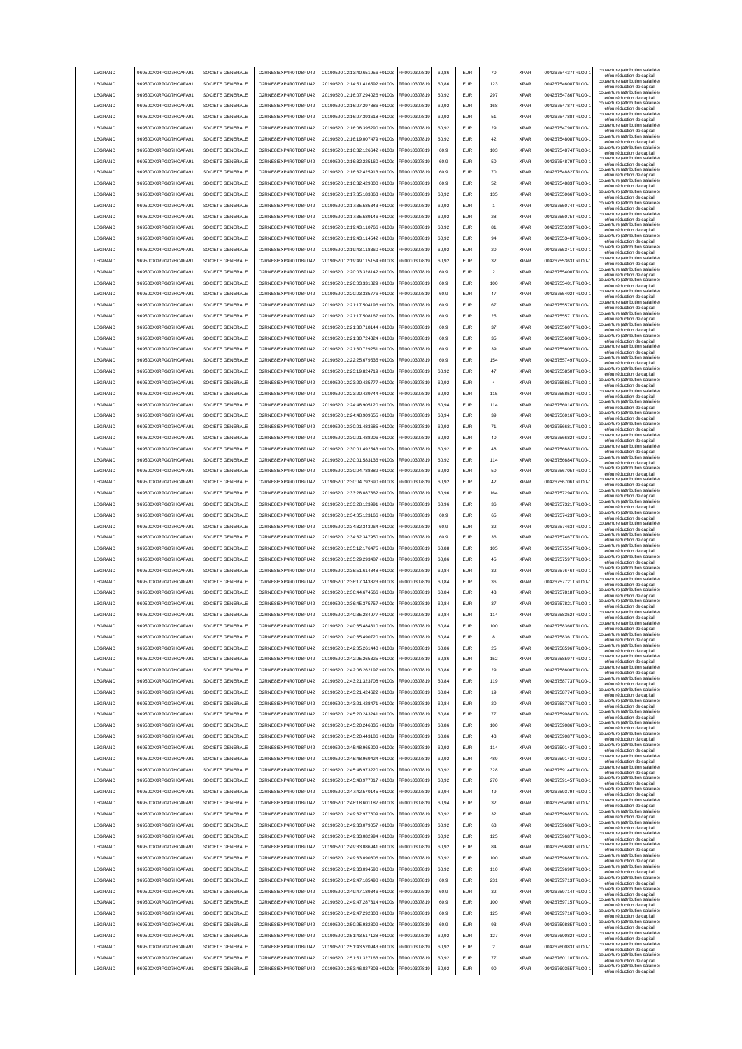| LEGRAND | 969500XXRPGD7HCAFA91 | SOCIETE GENERALE | O2RNE8IBXP4R0TD8PU42 | 20190520 12:13:40.651956 +0100s | FR0010307819 | 60,86 | EUR | 70 | XPAR | 00426754437TRLO0-1 | couverture (attribution salariée) et/ou réduction de capital |
|---|---|---|---|---|---|---|---|---|---|---|---|
| LEGRAND | 969500XXRPGD7HCAFA91 | SOCIETE GENERALE | O2RNE8IBXP4R0TD8PU42 | 20190520 12:14:51.416592 +0100s | FR0010307819 | 60,86 | EUR | 123 | XPAR | 00426754608TRLO0-1 | couverture (attribution salariée) et/ou réduction de capital |
| LEGRAND | 969500XXRPGD7HCAFA91 | SOCIETE GENERALE | O2RNE8IBXP4R0TD8PU42 | 20190520 12:16:07.294026 +0100s | FR0010307819 | 60,92 | EUR | 297 | XPAR | 00426754786TRLO0-1 | couverture (attribution salariée) et/ou réduction de capital |
| LEGRAND | 969500XXRPGD7HCAFA91 | SOCIETE GENERALE | O2RNE8IBXP4R0TD8PU42 | 20190520 12:16:07.297886 +0100s | FR0010307819 | 60,92 | EUR | 168 | XPAR | 00426754787TRLO0-1 | couverture (attribution salariée) et/ou réduction de capital |
| LEGRAND | 969500XXRPGD7HCAFA91 | SOCIETE GENERALE | O2RNE8IBXP4R0TD8PU42 | 20190520 12:16:07.393618 +0100s | FR0010307819 | 60,92 | EUR | 51 | XPAR | 00426754788TRLO0-1 | couverture (attribution salariée) et/ou réduction de capital |
| LEGRAND | 969500XXRPGD7HCAFA91 | SOCIETE GENERALE | O2RNE8IBXP4R0TD8PU42 | 20190520 12:16:08.395290 +0100s | FR0010307819 | 60,92 | EUR | 29 | XPAR | 00426754790TRLO0-1 | couverture (attribution salariée) et/ou réduction de capital |
| LEGRAND | 969500XXRPGD7HCAFA91 | SOCIETE GENERALE | O2RNE8IBXP4R0TD8PU42 | 20190520 12:16:19.007479 +0100s | FR0010307819 | 60,92 | EUR | 42 | XPAR | 00426754808TRLO0-1 | couverture (attribution salariée) et/ou réduction de capital |
| LEGRAND | 969500XXRPGD7HCAFA91 | SOCIETE GENERALE | O2RNE8IBXP4R0TD8PU42 | 20190520 12:16:32.126642 +0100s | FR0010307819 | 60,9 | EUR | 103 | XPAR | 00426754874TRLO0-1 | couverture (attribution salariée) et/ou réduction de capital |
| LEGRAND | 969500XXRPGD7HCAFA91 | SOCIETE GENERALE | O2RNE8IBXP4R0TD8PU42 | 20190520 12:16:32.225160 +0100s | FR0010307819 | 60,9 | EUR | 50 | XPAR | 00426754879TRLO0-1 | couverture (attribution salariée) et/ou réduction de capital |
| LEGRAND | 969500XXRPGD7HCAFA91 | SOCIETE GENERALE | O2RNE8IBXP4R0TD8PU42 | 20190520 12:16:32.425913 +0100s | FR0010307819 | 60,9 | EUR | 70 | XPAR | 00426754882TRLO0-1 | couverture (attribution salariée) et/ou réduction de capital |
| LEGRAND | 969500XXRPGD7HCAFA91 | SOCIETE GENERALE | O2RNE8IBXP4R0TD8PU42 | 20190520 12:16:32.429800 +0100s | FR0010307819 | 60,9 | EUR | 52 | XPAR | 00426754883TRLO0-1 | couverture (attribution salariée) et/ou réduction de capital |
| LEGRAND | 969500XXRPGD7HCAFA91 | SOCIETE GENERALE | O2RNE8IBXP4R0TD8PU42 | 20190520 12:17:35.183863 +0100s | FR0010307819 | 60,92 | EUR | 135 | XPAR | 00426755066TRLO0-1 | couverture (attribution salariée) et/ou réduction de capital |
| LEGRAND | 969500XXRPGD7HCAFA91 | SOCIETE GENERALE | O2RNE8IBXP4R0TD8PU42 | 20190520 12:17:35.585343 +0100s | FR0010307819 | 60,92 | EUR | 1 | XPAR | 00426755074TRLO0-1 | couverture (attribution salariée) et/ou réduction de capital |
| LEGRAND | 969500XXRPGD7HCAFA91 | SOCIETE GENERALE | O2RNE8IBXP4R0TD8PU42 | 20190520 12:17:35.589146 +0100s | FR0010307819 | 60,92 | EUR | 28 | XPAR | 00426755075TRLO0-1 | couverture (attribution salariée) et/ou réduction de capital |
| LEGRAND | 969500XXRPGD7HCAFA91 | SOCIETE GENERALE | O2RNE8IBXP4R0TD8PU42 | 20190520 12:19:43.110766 +0100s | FR0010307819 | 60,92 | EUR | 81 | XPAR | 00426755339TRLO0-1 | couverture (attribution salariée) et/ou réduction de capital |
| LEGRAND | 969500XXRPGD7HCAFA91 | SOCIETE GENERALE | O2RNE8IBXP4R0TD8PU42 | 20190520 12:19:43.114542 +0100s | FR0010307819 | 60,92 | EUR | 94 | XPAR | 00426755340TRLO0-1 | couverture (attribution salariée) et/ou réduction de capital |
| LEGRAND | 969500XXRPGD7HCAFA91 | SOCIETE GENERALE | O2RNE8IBXP4R0TD8PU42 | 20190520 12:19:43.118360 +0100s | FR0010307819 | 60,92 | EUR | 20 | XPAR | 00426755341TRLO0-1 | couverture (attribution salariée) et/ou réduction de capital |
| LEGRAND | 969500XXRPGD7HCAFA91 | SOCIETE GENERALE | O2RNE8IBXP4R0TD8PU42 | 20190520 12:19:49.115154 +0100s | FR0010307819 | 60,92 | EUR | 32 | XPAR | 00426755363TRLO0-1 | couverture (attribution salariée) et/ou réduction de capital |
| LEGRAND | 969500XXRPGD7HCAFA91 | SOCIETE GENERALE | O2RNE8IBXP4R0TD8PU42 | 20190520 12:20:03.328142 +0100s | FR0010307819 | 60,9 | EUR | 2 | XPAR | 00426755400TRLO0-1 | couverture (attribution salariée) et/ou réduction de capital |
| LEGRAND | 969500XXRPGD7HCAFA91 | SOCIETE GENERALE | O2RNE8IBXP4R0TD8PU42 | 20190520 12:20:03.331829 +0100s | FR0010307819 | 60,9 | EUR | 100 | XPAR | 00426755401TRLO0-1 | couverture (attribution salariée) et/ou réduction de capital |
| LEGRAND | 969500XXRPGD7HCAFA91 | SOCIETE GENERALE | O2RNE8IBXP4R0TD8PU42 | 20190520 12:20:03.335776 +0100s | FR0010307819 | 60,9 | EUR | 47 | XPAR | 00426755402TRLO0-1 | couverture (attribution salariée) et/ou réduction de capital |
| LEGRAND | 969500XXRPGD7HCAFA91 | SOCIETE GENERALE | O2RNE8IBXP4R0TD8PU42 | 20190520 12:21:17.504196 +0100s | FR0010307819 | 60,9 | EUR | 67 | XPAR | 00426755570TRLO0-1 | couverture (attribution salariée) et/ou réduction de capital |
| LEGRAND | 969500XXRPGD7HCAFA91 | SOCIETE GENERALE | O2RNE8IBXP4R0TD8PU42 | 20190520 12:21:17.508167 +0100s | FR0010307819 | 60,9 | EUR | 25 | XPAR | 00426755571TRLO0-1 | couverture (attribution salariée) et/ou réduction de capital |
| LEGRAND | 969500XXRPGD7HCAFA91 | SOCIETE GENERALE | O2RNE8IBXP4R0TD8PU42 | 20190520 12:21:30.718144 +0100s | FR0010307819 | 60,9 | EUR | 37 | XPAR | 00426755607TRLO0-1 | couverture (attribution salariée) et/ou réduction de capital |
| LEGRAND | 969500XXRPGD7HCAFA91 | SOCIETE GENERALE | O2RNE8IBXP4R0TD8PU42 | 20190520 12:21:30.724324 +0100s | FR0010307819 | 60,9 | EUR | 35 | XPAR | 00426755608TRLO0-1 | couverture (attribution salariée) et/ou réduction de capital |
| LEGRAND | 969500XXRPGD7HCAFA91 | SOCIETE GENERALE | O2RNE8IBXP4R0TD8PU42 | 20190520 12:21:30.729251 +0100s | FR0010307819 | 60,9 | EUR | 39 | XPAR | 00426755609TRLO0-1 | couverture (attribution salariée) et/ou réduction de capital |
| LEGRAND | 969500XXRPGD7HCAFA91 | SOCIETE GENERALE | O2RNE8IBXP4R0TD8PU42 | 20190520 12:22:25.679535 +0100s | FR0010307819 | 60,9 | EUR | 154 | XPAR | 00426755749TRLO0-1 | couverture (attribution salariée) et/ou réduction de capital |
| LEGRAND | 969500XXRPGD7HCAFA91 | SOCIETE GENERALE | O2RNE8IBXP4R0TD8PU42 | 20190520 12:23:19.824719 +0100s | FR0010307819 | 60,92 | EUR | 47 | XPAR | 00426755850TRLO0-1 | couverture (attribution salariée) et/ou réduction de capital |
| LEGRAND | 969500XXRPGD7HCAFA91 | SOCIETE GENERALE | O2RNE8IBXP4R0TD8PU42 | 20190520 12:23:20.425777 +0100s | FR0010307819 | 60,92 | EUR | 4 | XPAR | 00426755851TRLO0-1 | couverture (attribution salariée) et/ou réduction de capital |
| LEGRAND | 969500XXRPGD7HCAFA91 | SOCIETE GENERALE | O2RNE8IBXP4R0TD8PU42 | 20190520 12:23:20.429744 +0100s | FR0010307819 | 60,92 | EUR | 115 | XPAR | 00426755852TRLO0-1 | couverture (attribution salariée) et/ou réduction de capital |
| LEGRAND | 969500XXRPGD7HCAFA91 | SOCIETE GENERALE | O2RNE8IBXP4R0TD8PU42 | 20190520 12:24:48.905120 +0100s | FR0010307819 | 60,94 | EUR | 114 | XPAR | 00426756014TRLO0-1 | couverture (attribution salariée) et/ou réduction de capital |
| LEGRAND | 969500XXRPGD7HCAFA91 | SOCIETE GENERALE | O2RNE8IBXP4R0TD8PU42 | 20190520 12:24:48.909655 +0100s | FR0010307819 | 60,94 | EUR | 39 | XPAR | 00426756016TRLO0-1 | couverture (attribution salariée) et/ou réduction de capital |
| LEGRAND | 969500XXRPGD7HCAFA91 | SOCIETE GENERALE | O2RNE8IBXP4R0TD8PU42 | 20190520 12:30:01.483685 +0100s | FR0010307819 | 60,92 | EUR | 71 | XPAR | 00426756681TRLO0-1 | couverture (attribution salariée) et/ou réduction de capital |
| LEGRAND | 969500XXRPGD7HCAFA91 | SOCIETE GENERALE | O2RNE8IBXP4R0TD8PU42 | 20190520 12:30:01.488206 +0100s | FR0010307819 | 60,92 | EUR | 40 | XPAR | 00426756682TRLO0-1 | couverture (attribution salariée) et/ou réduction de capital |
| LEGRAND | 969500XXRPGD7HCAFA91 | SOCIETE GENERALE | O2RNE8IBXP4R0TD8PU42 | 20190520 12:30:01.492543 +0100s | FR0010307819 | 60,92 | EUR | 48 | XPAR | 00426756683TRLO0-1 | couverture (attribution salariée) et/ou réduction de capital |
| LEGRAND | 969500XXRPGD7HCAFA91 | SOCIETE GENERALE | O2RNE8IBXP4R0TD8PU42 | 20190520 12:30:01.583136 +0100s | FR0010307819 | 60,92 | EUR | 114 | XPAR | 00426756684TRLO0-1 | couverture (attribution salariée) et/ou réduction de capital |
| LEGRAND | 969500XXRPGD7HCAFA91 | SOCIETE GENERALE | O2RNE8IBXP4R0TD8PU42 | 20190520 12:30:04.788889 +0100s | FR0010307819 | 60,92 | EUR | 50 | XPAR | 00426756705TRLO0-1 | couverture (attribution salariée) et/ou réduction de capital |
| LEGRAND | 969500XXRPGD7HCAFA91 | SOCIETE GENERALE | O2RNE8IBXP4R0TD8PU42 | 20190520 12:30:04.792690 +0100s | FR0010307819 | 60,92 | EUR | 42 | XPAR | 00426756706TRLO0-1 | couverture (attribution salariée) et/ou réduction de capital |
| LEGRAND | 969500XXRPGD7HCAFA91 | SOCIETE GENERALE | O2RNE8IBXP4R0TD8PU42 | 20190520 12:33:28.087362 +0100s | FR0010307819 | 60,96 | EUR | 164 | XPAR | 00426757294TRLO0-1 | couverture (attribution salariée) et/ou réduction de capital |
| LEGRAND | 969500XXRPGD7HCAFA91 | SOCIETE GENERALE | O2RNE8IBXP4R0TD8PU42 | 20190520 12:33:28.123991 +0100s | FR0010307819 | 60,96 | EUR | 36 | XPAR | 00426757321TRLO0-1 | couverture (attribution salariée) et/ou réduction de capital |
| LEGRAND | 969500XXRPGD7HCAFA91 | SOCIETE GENERALE | O2RNE8IBXP4R0TD8PU42 | 20190520 12:34:05.123166 +0100s | FR0010307819 | 60,9 | EUR | 65 | XPAR | 00426757423TRLO0-1 | couverture (attribution salariée) et/ou réduction de capital |
| LEGRAND | 969500XXRPGD7HCAFA91 | SOCIETE GENERALE | O2RNE8IBXP4R0TD8PU42 | 20190520 12:34:32.343064 +0100s | FR0010307819 | 60,9 | EUR | 32 | XPAR | 00426757463TRLO0-1 | couverture (attribution salariée) et/ou réduction de capital |
| LEGRAND | 969500XXRPGD7HCAFA91 | SOCIETE GENERALE | O2RNE8IBXP4R0TD8PU42 | 20190520 12:34:32.347950 +0100s | FR0010307819 | 60,9 | EUR | 36 | XPAR | 00426757467TRLO0-1 | couverture (attribution salariée) et/ou réduction de capital |
| LEGRAND | 969500XXRPGD7HCAFA91 | SOCIETE GENERALE | O2RNE8IBXP4R0TD8PU42 | 20190520 12:35:12.176475 +0100s | FR0010307819 | 60,88 | EUR | 105 | XPAR | 00426757554TRLO0-1 | couverture (attribution salariée) et/ou réduction de capital |
| LEGRAND | 969500XXRPGD7HCAFA91 | SOCIETE GENERALE | O2RNE8IBXP4R0TD8PU42 | 20190520 12:35:29.293487 +0100s | FR0010307819 | 60,86 | EUR | 45 | XPAR | 00426757597TRLO0-1 | couverture (attribution salariée) et/ou réduction de capital |
| LEGRAND | 969500XXRPGD7HCAFA91 | SOCIETE GENERALE | O2RNE8IBXP4R0TD8PU42 | 20190520 12:35:51.614848 +0100s | FR0010307819 | 60,84 | EUR | 32 | XPAR | 00426757646TRLO0-1 | couverture (attribution salariée) et/ou réduction de capital |
| LEGRAND | 969500XXRPGD7HCAFA91 | SOCIETE GENERALE | O2RNE8IBXP4R0TD8PU42 | 20190520 12:36:17.343323 +0100s | FR0010307819 | 60,84 | EUR | 36 | XPAR | 00426757721TRLO0-1 | couverture (attribution salariée) et/ou réduction de capital |
| LEGRAND | 969500XXRPGD7HCAFA91 | SOCIETE GENERALE | O2RNE8IBXP4R0TD8PU42 | 20190520 12:36:44.674566 +0100s | FR0010307819 | 60,84 | EUR | 43 | XPAR | 00426757818TRLO0-1 | couverture (attribution salariée) et/ou réduction de capital |
| LEGRAND | 969500XXRPGD7HCAFA91 | SOCIETE GENERALE | O2RNE8IBXP4R0TD8PU42 | 20190520 12:36:45.375757 +0100s | FR0010307819 | 60,84 | EUR | 37 | XPAR | 00426757821TRLO0-1 | couverture (attribution salariée) et/ou réduction de capital |
| LEGRAND | 969500XXRPGD7HCAFA91 | SOCIETE GENERALE | O2RNE8IBXP4R0TD8PU42 | 20190520 12:40:35.284977 +0100s | FR0010307819 | 60,84 | EUR | 114 | XPAR | 00426758352TRLO0-1 | couverture (attribution salariée) et/ou réduction de capital |
| LEGRAND | 969500XXRPGD7HCAFA91 | SOCIETE GENERALE | O2RNE8IBXP4R0TD8PU42 | 20190520 12:40:35.484310 +0100s | FR0010307819 | 60,84 | EUR | 100 | XPAR | 00426758360TRLO0-1 | couverture (attribution salariée) et/ou réduction de capital |
| LEGRAND | 969500XXRPGD7HCAFA91 | SOCIETE GENERALE | O2RNE8IBXP4R0TD8PU42 | 20190520 12:40:35.490720 +0100s | FR0010307819 | 60,84 | EUR | 8 | XPAR | 00426758361TRLO0-1 | couverture (attribution salariée) et/ou réduction de capital |
| LEGRAND | 969500XXRPGD7HCAFA91 | SOCIETE GENERALE | O2RNE8IBXP4R0TD8PU42 | 20190520 12:42:05.261440 +0100s | FR0010307819 | 60,86 | EUR | 25 | XPAR | 00426758596TRLO0-1 | couverture (attribution salariée) et/ou réduction de capital |
| LEGRAND | 969500XXRPGD7HCAFA91 | SOCIETE GENERALE | O2RNE8IBXP4R0TD8PU42 | 20190520 12:42:05.265325 +0100s | FR0010307819 | 60,86 | EUR | 152 | XPAR | 00426758597TRLO0-1 | couverture (attribution salariée) et/ou réduction de capital |
| LEGRAND | 969500XXRPGD7HCAFA91 | SOCIETE GENERALE | O2RNE8IBXP4R0TD8PU42 | 20190520 12:42:06.262197 +0100s | FR0010307819 | 60,86 | EUR | 29 | XPAR | 00426758600TRLO0-1 | couverture (attribution salariée) et/ou réduction de capital |
| LEGRAND | 969500XXRPGD7HCAFA91 | SOCIETE GENERALE | O2RNE8IBXP4R0TD8PU42 | 20190520 12:43:21.323708 +0100s | FR0010307819 | 60,84 | EUR | 119 | XPAR | 00426758773TRLO0-1 | couverture (attribution salariée) et/ou réduction de capital |
| LEGRAND | 969500XXRPGD7HCAFA91 | SOCIETE GENERALE | O2RNE8IBXP4R0TD8PU42 | 20190520 12:43:21.424622 +0100s | FR0010307819 | 60,84 | EUR | 19 | XPAR | 00426758774TRLO0-1 | couverture (attribution salariée) et/ou réduction de capital |
| LEGRAND | 969500XXRPGD7HCAFA91 | SOCIETE GENERALE | O2RNE8IBXP4R0TD8PU42 | 20190520 12:43:21.428471 +0100s | FR0010307819 | 60,84 | EUR | 20 | XPAR | 00426758776TRLO0-1 | couverture (attribution salariée) et/ou réduction de capital |
| LEGRAND | 969500XXRPGD7HCAFA91 | SOCIETE GENERALE | O2RNE8IBXP4R0TD8PU42 | 20190520 12:45:20.243241 +0100s | FR0010307819 | 60,86 | EUR | 77 | XPAR | 00426759084TRLO0-1 | couverture (attribution salariée) et/ou réduction de capital |
| LEGRAND | 969500XXRPGD7HCAFA91 | SOCIETE GENERALE | O2RNE8IBXP4R0TD8PU42 | 20190520 12:45:20.246835 +0100s | FR0010307819 | 60,86 | EUR | 100 | XPAR | 00426759086TRLO0-1 | couverture (attribution salariée) et/ou réduction de capital |
| LEGRAND | 969500XXRPGD7HCAFA91 | SOCIETE GENERALE | O2RNE8IBXP4R0TD8PU42 | 20190520 12:45:20.443186 +0100s | FR0010307819 | 60,86 | EUR | 43 | XPAR | 00426759087TRLO0-1 | couverture (attribution salariée) et/ou réduction de capital |
| LEGRAND | 969500XXRPGD7HCAFA91 | SOCIETE GENERALE | O2RNE8IBXP4R0TD8PU42 | 20190520 12:45:48.965202 +0100s | FR0010307819 | 60,92 | EUR | 114 | XPAR | 00426759142TRLO0-1 | couverture (attribution salariée) et/ou réduction de capital |
| LEGRAND | 969500XXRPGD7HCAFA91 | SOCIETE GENERALE | O2RNE8IBXP4R0TD8PU42 | 20190520 12:45:48.969424 +0100s | FR0010307819 | 60,92 | EUR | 489 | XPAR | 00426759143TRLO0-1 | couverture (attribution salariée) et/ou réduction de capital |
| LEGRAND | 969500XXRPGD7HCAFA91 | SOCIETE GENERALE | O2RNE8IBXP4R0TD8PU42 | 20190520 12:45:48.973220 +0100s | FR0010307819 | 60,92 | EUR | 328 | XPAR | 00426759144TRLO0-1 | couverture (attribution salariée) et/ou réduction de capital |
| LEGRAND | 969500XXRPGD7HCAFA91 | SOCIETE GENERALE | O2RNE8IBXP4R0TD8PU42 | 20190520 12:45:48.977017 +0100s | FR0010307819 | 60,92 | EUR | 270 | XPAR | 00426759145TRLO0-1 | couverture (attribution salariée) et/ou réduction de capital |
| LEGRAND | 969500XXRPGD7HCAFA91 | SOCIETE GENERALE | O2RNE8IBXP4R0TD8PU42 | 20190520 12:47:42.570145 +0100s | FR0010307819 | 60,94 | EUR | 49 | XPAR | 00426759379TRLO0-1 | couverture (attribution salariée) et/ou réduction de capital |
| LEGRAND | 969500XXRPGD7HCAFA91 | SOCIETE GENERALE | O2RNE8IBXP4R0TD8PU42 | 20190520 12:48:18.601187 +0100s | FR0010307819 | 60,94 | EUR | 32 | XPAR | 00426759496TRLO0-1 | couverture (attribution salariée) et/ou réduction de capital |
| LEGRAND | 969500XXRPGD7HCAFA91 | SOCIETE GENERALE | O2RNE8IBXP4R0TD8PU42 | 20190520 12:49:32.977809 +0100s | FR0010307819 | 60,92 | EUR | 32 | XPAR | 00426759685TRLO0-1 | couverture (attribution salariée) et/ou réduction de capital |
| LEGRAND | 969500XXRPGD7HCAFA91 | SOCIETE GENERALE | O2RNE8IBXP4R0TD8PU42 | 20190520 12:49:33.079057 +0100s | FR0010307819 | 60,92 | EUR | 63 | XPAR | 00426759686TRLO0-1 | couverture (attribution salariée) et/ou réduction de capital |
| LEGRAND | 969500XXRPGD7HCAFA91 | SOCIETE GENERALE | O2RNE8IBXP4R0TD8PU42 | 20190520 12:49:33.082994 +0100s | FR0010307819 | 60,92 | EUR | 125 | XPAR | 00426759687TRLO0-1 | couverture (attribution salariée) et/ou réduction de capital |
| LEGRAND | 969500XXRPGD7HCAFA91 | SOCIETE GENERALE | O2RNE8IBXP4R0TD8PU42 | 20190520 12:49:33.086941 +0100s | FR0010307819 | 60,92 | EUR | 84 | XPAR | 00426759688TRLO0-1 | couverture (attribution salariée) et/ou réduction de capital |
| LEGRAND | 969500XXRPGD7HCAFA91 | SOCIETE GENERALE | O2RNE8IBXP4R0TD8PU42 | 20190520 12:49:33.090806 +0100s | FR0010307819 | 60,92 | EUR | 100 | XPAR | 00426759689TRLO0-1 | couverture (attribution salariée) et/ou réduction de capital |
| LEGRAND | 969500XXRPGD7HCAFA91 | SOCIETE GENERALE | O2RNE8IBXP4R0TD8PU42 | 20190520 12:49:33.094590 +0100s | FR0010307819 | 60,92 | EUR | 110 | XPAR | 00426759690TRLO0-1 | couverture (attribution salariée) et/ou réduction de capital |
| LEGRAND | 969500XXRPGD7HCAFA91 | SOCIETE GENERALE | O2RNE8IBXP4R0TD8PU42 | 20190520 12:49:47.185498 +0100s | FR0010307819 | 60,9 | EUR | 231 | XPAR | 00426759713TRLO0-1 | couverture (attribution salariée) et/ou réduction de capital |
| LEGRAND | 969500XXRPGD7HCAFA91 | SOCIETE GENERALE | O2RNE8IBXP4R0TD8PU42 | 20190520 12:49:47.189346 +0100s | FR0010307819 | 60,9 | EUR | 32 | XPAR | 00426759714TRLO0-1 | couverture (attribution salariée) et/ou réduction de capital |
| LEGRAND | 969500XXRPGD7HCAFA91 | SOCIETE GENERALE | O2RNE8IBXP4R0TD8PU42 | 20190520 12:49:47.287314 +0100s | FR0010307819 | 60,9 | EUR | 100 | XPAR | 00426759715TRLO0-1 | couverture (attribution salariée) et/ou réduction de capital |
| LEGRAND | 969500XXRPGD7HCAFA91 | SOCIETE GENERALE | O2RNE8IBXP4R0TD8PU42 | 20190520 12:49:47.292303 +0100s | FR0010307819 | 60,9 | EUR | 125 | XPAR | 00426759716TRLO0-1 | couverture (attribution salariée) et/ou réduction de capital |
| LEGRAND | 969500XXRPGD7HCAFA91 | SOCIETE GENERALE | O2RNE8IBXP4R0TD8PU42 | 20190520 12:50:25.932809 +0100s | FR0010307819 | 60,9 | EUR | 93 | XPAR | 00426759885TRLO0-1 | couverture (attribution salariée) et/ou réduction de capital |
| LEGRAND | 969500XXRPGD7HCAFA91 | SOCIETE GENERALE | O2RNE8IBXP4R0TD8PU42 | 20190520 12:51:43.517128 +0100s | FR0010307819 | 60,92 | EUR | 127 | XPAR | 00426760082TRLO0-1 | couverture (attribution salariée) et/ou réduction de capital |
| LEGRAND | 969500XXRPGD7HCAFA91 | SOCIETE GENERALE | O2RNE8IBXP4R0TD8PU42 | 20190520 12:51:43.520943 +0100s | FR0010307819 | 60,92 | EUR | 2 | XPAR | 00426760083TRLO0-1 | couverture (attribution salariée) et/ou réduction de capital |
| LEGRAND | 969500XXRPGD7HCAFA91 | SOCIETE GENERALE | O2RNE8IBXP4R0TD8PU42 | 20190520 12:51:51.327163 +0100s | FR0010307819 | 60,92 | EUR | 77 | XPAR | 00426760110TRLO0-1 | couverture (attribution salariée) et/ou réduction de capital |
| LEGRAND | 969500XXRPGD7HCAFA91 | SOCIETE GENERALE | O2RNE8IBXP4R0TD8PU42 | 20190520 12:53:46.827803 +0100s | FR0010307819 | 60,92 | EUR | 90 | XPAR | 00426760355TRLO0-1 | couverture (attribution salariée) et/ou réduction de capital |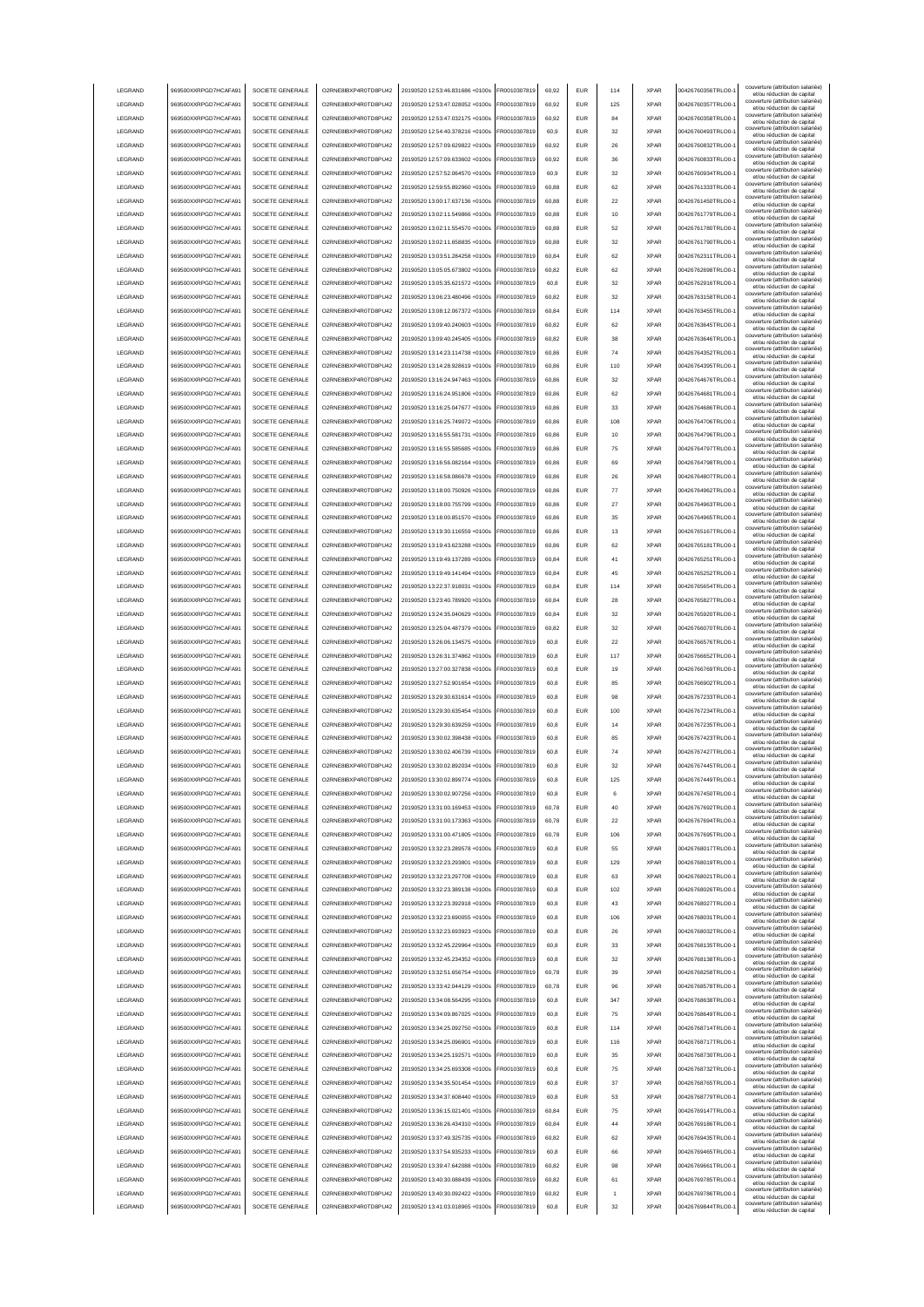| LEGRAND | 969500XXRPGD7HCAFA91 | SOCIETE GENERALE | O2RNE8IBXP4R0TD8PU42 | 20190520 12:53:46.831686 +0100s | FR0010307819 | 60,92 | EUR | 114 | XPAR | 00426760356TRLO0-1 | couverture (attribution salariée) et/ou réduction de capital |
|---|---|---|---|---|---|---|---|---|---|---|---|
| LEGRAND | 969500XXRPGD7HCAFA91 | SOCIETE GENERALE | O2RNE8IBXP4R0TD8PU42 | 20190520 12:53:47.028052 +0100s | FR0010307819 | 60,92 | EUR | 125 | XPAR | 00426760357TRLO0-1 | couverture (attribution salariée) et/ou réduction de capital |
| LEGRAND | 969500XXRPGD7HCAFA91 | SOCIETE GENERALE | O2RNE8IBXP4R0TD8PU42 | 20190520 12:53:47.032175 +0100s | FR0010307819 | 60,92 | EUR | 84 | XPAR | 00426760358TRLO0-1 | couverture (attribution salariée) et/ou réduction de capital |
| LEGRAND | 969500XXRPGD7HCAFA91 | SOCIETE GENERALE | O2RNE8IBXP4R0TD8PU42 | 20190520 12:54:40.378216 +0100s | FR0010307819 | 60,9 | EUR | 32 | XPAR | 00426760493TRLO0-1 | couverture (attribution salariée) et/ou réduction de capital |
| LEGRAND | 969500XXRPGD7HCAFA91 | SOCIETE GENERALE | O2RNE8IBXP4R0TD8PU42 | 20190520 12:57:09.629822 +0100s | FR0010307819 | 60,92 | EUR | 26 | XPAR | 00426760832TRLO0-1 | couverture (attribution salariée) et/ou réduction de capital |
| LEGRAND | 969500XXRPGD7HCAFA91 | SOCIETE GENERALE | O2RNE8IBXP4R0TD8PU42 | 20190520 12:57:09.633602 +0100s | FR0010307819 | 60,92 | EUR | 36 | XPAR | 00426760833TRLO0-1 | couverture (attribution salariée) et/ou réduction de capital |
| LEGRAND | 969500XXRPGD7HCAFA91 | SOCIETE GENERALE | O2RNE8IBXP4R0TD8PU42 | 20190520 12:57:52.064570 +0100s | FR0010307819 | 60,9 | EUR | 32 | XPAR | 00426760934TRLO0-1 | couverture (attribution salariée) et/ou réduction de capital |
| LEGRAND | 969500XXRPGD7HCAFA91 | SOCIETE GENERALE | O2RNE8IBXP4R0TD8PU42 | 20190520 12:59:55.892960 +0100s | FR0010307819 | 60,88 | EUR | 62 | XPAR | 00426761333TRLO0-1 | couverture (attribution salariée) et/ou réduction de capital |
| LEGRAND | 969500XXRPGD7HCAFA91 | SOCIETE GENERALE | O2RNE8IBXP4R0TD8PU42 | 20190520 13:00:17.637136 +0100s | FR0010307819 | 60,88 | EUR | 22 | XPAR | 00426761450TRLO0-1 | couverture (attribution salariée) et/ou réduction de capital |
| LEGRAND | 969500XXRPGD7HCAFA91 | SOCIETE GENERALE | O2RNE8IBXP4R0TD8PU42 | 20190520 13:02:11.549866 +0100s | FR0010307819 | 60,88 | EUR | 10 | XPAR | 00426761779TRLO0-1 | couverture (attribution salariée) et/ou réduction de capital |
| LEGRAND | 969500XXRPGD7HCAFA91 | SOCIETE GENERALE | O2RNE8IBXP4R0TD8PU42 | 20190520 13:02:11.554570 +0100s | FR0010307819 | 60,88 | EUR | 52 | XPAR | 00426761780TRLO0-1 | couverture (attribution salariée) et/ou réduction de capital |
| LEGRAND | 969500XXRPGD7HCAFA91 | SOCIETE GENERALE | O2RNE8IBXP4R0TD8PU42 | 20190520 13:02:11.658835 +0100s | FR0010307819 | 60,88 | EUR | 32 | XPAR | 00426761790TRLO0-1 | couverture (attribution salariée) et/ou réduction de capital |
| LEGRAND | 969500XXRPGD7HCAFA91 | SOCIETE GENERALE | O2RNE8IBXP4R0TD8PU42 | 20190520 13:03:51.284258 +0100s | FR0010307819 | 60,84 | EUR | 62 | XPAR | 00426762311TRLO0-1 | couverture (attribution salariée) et/ou réduction de capital |
| LEGRAND | 969500XXRPGD7HCAFA91 | SOCIETE GENERALE | O2RNE8IBXP4R0TD8PU42 | 20190520 13:05:05.673802 +0100s | FR0010307819 | 60,82 | EUR | 62 | XPAR | 00426762698TRLO0-1 | couverture (attribution salariée) et/ou réduction de capital |
| LEGRAND | 969500XXRPGD7HCAFA91 | SOCIETE GENERALE | O2RNE8IBXP4R0TD8PU42 | 20190520 13:05:35.621572 +0100s | FR0010307819 | 60,8 | EUR | 32 | XPAR | 00426762916TRLO0-1 | couverture (attribution salariée) et/ou réduction de capital |
| LEGRAND | 969500XXRPGD7HCAFA91 | SOCIETE GENERALE | O2RNE8IBXP4R0TD8PU42 | 20190520 13:06:23.480496 +0100s | FR0010307819 | 60,82 | EUR | 32 | XPAR | 00426763158TRLO0-1 | couverture (attribution salariée) et/ou réduction de capital |
| LEGRAND | 969500XXRPGD7HCAFA91 | SOCIETE GENERALE | O2RNE8IBXP4R0TD8PU42 | 20190520 13:08:12.067372 +0100s | FR0010307819 | 60,84 | EUR | 114 | XPAR | 00426763455TRLO0-1 | couverture (attribution salariée) et/ou réduction de capital |
| LEGRAND | 969500XXRPGD7HCAFA91 | SOCIETE GENERALE | O2RNE8IBXP4R0TD8PU42 | 20190520 13:09:40.240603 +0100s | FR0010307819 | 60,82 | EUR | 62 | XPAR | 00426763645TRLO0-1 | couverture (attribution salariée) et/ou réduction de capital |
| LEGRAND | 969500XXRPGD7HCAFA91 | SOCIETE GENERALE | O2RNE8IBXP4R0TD8PU42 | 20190520 13:09:40.245405 +0100s | FR0010307819 | 60,82 | EUR | 38 | XPAR | 00426763646TRLO0-1 | couverture (attribution salariée) et/ou réduction de capital |
| LEGRAND | 969500XXRPGD7HCAFA91 | SOCIETE GENERALE | O2RNE8IBXP4R0TD8PU42 | 20190520 13:14:23.114738 +0100s | FR0010307819 | 60,86 | EUR | 74 | XPAR | 00426764352TRLO0-1 | couverture (attribution salariée) et/ou réduction de capital |
| LEGRAND | 969500XXRPGD7HCAFA91 | SOCIETE GENERALE | O2RNE8IBXP4R0TD8PU42 | 20190520 13:14:28.928619 +0100s | FR0010307819 | 60,86 | EUR | 110 | XPAR | 00426764395TRLO0-1 | couverture (attribution salariée) et/ou réduction de capital |
| LEGRAND | 969500XXRPGD7HCAFA91 | SOCIETE GENERALE | O2RNE8IBXP4R0TD8PU42 | 20190520 13:16:24.947463 +0100s | FR0010307819 | 60,86 | EUR | 32 | XPAR | 00426764676TRLO0-1 | couverture (attribution salariée) et/ou réduction de capital |
| LEGRAND | 969500XXRPGD7HCAFA91 | SOCIETE GENERALE | O2RNE8IBXP4R0TD8PU42 | 20190520 13:16:24.951806 +0100s | FR0010307819 | 60,86 | EUR | 62 | XPAR | 00426764681TRLO0-1 | couverture (attribution salariée) et/ou réduction de capital |
| LEGRAND | 969500XXRPGD7HCAFA91 | SOCIETE GENERALE | O2RNE8IBXP4R0TD8PU42 | 20190520 13:16:25.047677 +0100s | FR0010307819 | 60,86 | EUR | 33 | XPAR | 00426764686TRLO0-1 | couverture (attribution salariée) et/ou réduction de capital |
| LEGRAND | 969500XXRPGD7HCAFA91 | SOCIETE GENERALE | O2RNE8IBXP4R0TD8PU42 | 20190520 13:16:25.749072 +0100s | FR0010307819 | 60,86 | EUR | 108 | XPAR | 00426764706TRLO0-1 | couverture (attribution salariée) et/ou réduction de capital |
| LEGRAND | 969500XXRPGD7HCAFA91 | SOCIETE GENERALE | O2RNE8IBXP4R0TD8PU42 | 20190520 13:16:55.581731 +0100s | FR0010307819 | 60,86 | EUR | 10 | XPAR | 00426764796TRLO0-1 | couverture (attribution salariée) et/ou réduction de capital |
| LEGRAND | 969500XXRPGD7HCAFA91 | SOCIETE GENERALE | O2RNE8IBXP4R0TD8PU42 | 20190520 13:16:55.585685 +0100s | FR0010307819 | 60,86 | EUR | 75 | XPAR | 00426764797TRLO0-1 | couverture (attribution salariée) et/ou réduction de capital |
| LEGRAND | 969500XXRPGD7HCAFA91 | SOCIETE GENERALE | O2RNE8IBXP4R0TD8PU42 | 20190520 13:16:56.082164 +0100s | FR0010307819 | 60,86 | EUR | 69 | XPAR | 00426764798TRLO0-1 | couverture (attribution salariée) et/ou réduction de capital |
| LEGRAND | 969500XXRPGD7HCAFA91 | SOCIETE GENERALE | O2RNE8IBXP4R0TD8PU42 | 20190520 13:16:58.086678 +0100s | FR0010307819 | 60,86 | EUR | 26 | XPAR | 00426764807TRLO0-1 | couverture (attribution salariée) et/ou réduction de capital |
| LEGRAND | 969500XXRPGD7HCAFA91 | SOCIETE GENERALE | O2RNE8IBXP4R0TD8PU42 | 20190520 13:18:00.750926 +0100s | FR0010307819 | 60,86 | EUR | 77 | XPAR | 00426764962TRLO0-1 | couverture (attribution salariée) et/ou réduction de capital |
| LEGRAND | 969500XXRPGD7HCAFA91 | SOCIETE GENERALE | O2RNE8IBXP4R0TD8PU42 | 20190520 13:18:00.755799 +0100s | FR0010307819 | 60,86 | EUR | 27 | XPAR | 00426764963TRLO0-1 | couverture (attribution salariée) et/ou réduction de capital |
| LEGRAND | 969500XXRPGD7HCAFA91 | SOCIETE GENERALE | O2RNE8IBXP4R0TD8PU42 | 20190520 13:18:00.851570 +0100s | FR0010307819 | 60,86 | EUR | 35 | XPAR | 00426764965TRLO0-1 | couverture (attribution salariée) et/ou réduction de capital |
| LEGRAND | 969500XXRPGD7HCAFA91 | SOCIETE GENERALE | O2RNE8IBXP4R0TD8PU42 | 20190520 13:19:30.116559 +0100s | FR0010307819 | 60,86 | EUR | 13 | XPAR | 00426765167TRLO0-1 | couverture (attribution salariée) et/ou réduction de capital |
| LEGRAND | 969500XXRPGD7HCAFA91 | SOCIETE GENERALE | O2RNE8IBXP4R0TD8PU42 | 20190520 13:19:43.623288 +0100s | FR0010307819 | 60,86 | EUR | 62 | XPAR | 00426765181TRLO0-1 | couverture (attribution salariée) et/ou réduction de capital |
| LEGRAND | 969500XXRPGD7HCAFA91 | SOCIETE GENERALE | O2RNE8IBXP4R0TD8PU42 | 20190520 13:19:49.137289 +0100s | FR0010307819 | 60,84 | EUR | 41 | XPAR | 00426765251TRLO0-1 | couverture (attribution salariée) et/ou réduction de capital |
| LEGRAND | 969500XXRPGD7HCAFA91 | SOCIETE GENERALE | O2RNE8IBXP4R0TD8PU42 | 20190520 13:19:49.141494 +0100s | FR0010307819 | 60,84 | EUR | 45 | XPAR | 00426765252TRLO0-1 | couverture (attribution salariée) et/ou réduction de capital |
| LEGRAND | 969500XXRPGD7HCAFA91 | SOCIETE GENERALE | O2RNE8IBXP4R0TD8PU42 | 20190520 13:22:37.918031 +0100s | FR0010307819 | 60,84 | EUR | 114 | XPAR | 00426765654TRLO0-1 | couverture (attribution salariée) et/ou réduction de capital |
| LEGRAND | 969500XXRPGD7HCAFA91 | SOCIETE GENERALE | O2RNE8IBXP4R0TD8PU42 | 20190520 13:23:40.789920 +0100s | FR0010307819 | 60,84 | EUR | 28 | XPAR | 00426765827TRLO0-1 | couverture (attribution salariée) et/ou réduction de capital |
| LEGRAND | 969500XXRPGD7HCAFA91 | SOCIETE GENERALE | O2RNE8IBXP4R0TD8PU42 | 20190520 13:24:35.040629 +0100s | FR0010307819 | 60,84 | EUR | 32 | XPAR | 00426765920TRLO0-1 | couverture (attribution salariée) et/ou réduction de capital |
| LEGRAND | 969500XXRPGD7HCAFA91 | SOCIETE GENERALE | O2RNE8IBXP4R0TD8PU42 | 20190520 13:25:04.487379 +0100s | FR0010307819 | 60,82 | EUR | 32 | XPAR | 00426766070TRLO0-1 | couverture (attribution salariée) et/ou réduction de capital |
| LEGRAND | 969500XXRPGD7HCAFA91 | SOCIETE GENERALE | O2RNE8IBXP4R0TD8PU42 | 20190520 13:26:06.134575 +0100s | FR0010307819 | 60,8 | EUR | 22 | XPAR | 00426766576TRLO0-1 | couverture (attribution salariée) et/ou réduction de capital |
| LEGRAND | 969500XXRPGD7HCAFA91 | SOCIETE GENERALE | O2RNE8IBXP4R0TD8PU42 | 20190520 13:26:31.374862 +0100s | FR0010307819 | 60,8 | EUR | 117 | XPAR | 00426766652TRLO0-1 | couverture (attribution salariée) et/ou réduction de capital |
| LEGRAND | 969500XXRPGD7HCAFA91 | SOCIETE GENERALE | O2RNE8IBXP4R0TD8PU42 | 20190520 13:27:00.327838 +0100s | FR0010307819 | 60,8 | EUR | 19 | XPAR | 00426766769TRLO0-1 | couverture (attribution salariée) et/ou réduction de capital |
| LEGRAND | 969500XXRPGD7HCAFA91 | SOCIETE GENERALE | O2RNE8IBXP4R0TD8PU42 | 20190520 13:27:52.901654 +0100s | FR0010307819 | 60,8 | EUR | 85 | XPAR | 00426766902TRLO0-1 | couverture (attribution salariée) et/ou réduction de capital |
| LEGRAND | 969500XXRPGD7HCAFA91 | SOCIETE GENERALE | O2RNE8IBXP4R0TD8PU42 | 20190520 13:29:30.631614 +0100s | FR0010307819 | 60,8 | EUR | 98 | XPAR | 00426767233TRLO0-1 | couverture (attribution salariée) et/ou réduction de capital |
| LEGRAND | 969500XXRPGD7HCAFA91 | SOCIETE GENERALE | O2RNE8IBXP4R0TD8PU42 | 20190520 13:29:30.635454 +0100s | FR0010307819 | 60,8 | EUR | 100 | XPAR | 00426767234TRLO0-1 | couverture (attribution salariée) et/ou réduction de capital |
| LEGRAND | 969500XXRPGD7HCAFA91 | SOCIETE GENERALE | O2RNE8IBXP4R0TD8PU42 | 20190520 13:29:30.639259 +0100s | FR0010307819 | 60,8 | EUR | 14 | XPAR | 00426767235TRLO0-1 | couverture (attribution salariée) et/ou réduction de capital |
| LEGRAND | 969500XXRPGD7HCAFA91 | SOCIETE GENERALE | O2RNE8IBXP4R0TD8PU42 | 20190520 13:30:02.398438 +0100s | FR0010307819 | 60,8 | EUR | 85 | XPAR | 00426767423TRLO0-1 | couverture (attribution salariée) et/ou réduction de capital |
| LEGRAND | 969500XXRPGD7HCAFA91 | SOCIETE GENERALE | O2RNE8IBXP4R0TD8PU42 | 20190520 13:30:02.406739 +0100s | FR0010307819 | 60,8 | EUR | 74 | XPAR | 00426767427TRLO0-1 | couverture (attribution salariée) et/ou réduction de capital |
| LEGRAND | 969500XXRPGD7HCAFA91 | SOCIETE GENERALE | O2RNE8IBXP4R0TD8PU42 | 20190520 13:30:02.892034 +0100s | FR0010307819 | 60,8 | EUR | 32 | XPAR | 00426767445TRLO0-1 | couverture (attribution salariée) et/ou réduction de capital |
| LEGRAND | 969500XXRPGD7HCAFA91 | SOCIETE GENERALE | O2RNE8IBXP4R0TD8PU42 | 20190520 13:30:02.899774 +0100s | FR0010307819 | 60,8 | EUR | 125 | XPAR | 00426767449TRLO0-1 | couverture (attribution salariée) et/ou réduction de capital |
| LEGRAND | 969500XXRPGD7HCAFA91 | SOCIETE GENERALE | O2RNE8IBXP4R0TD8PU42 | 20190520 13:30:02.907256 +0100s | FR0010307819 | 60,8 | EUR | 6 | XPAR | 00426767450TRLO0-1 | couverture (attribution salariée) et/ou réduction de capital |
| LEGRAND | 969500XXRPGD7HCAFA91 | SOCIETE GENERALE | O2RNE8IBXP4R0TD8PU42 | 20190520 13:31:00.169453 +0100s | FR0010307819 | 60,78 | EUR | 40 | XPAR | 00426767692TRLO0-1 | couverture (attribution salariée) et/ou réduction de capital |
| LEGRAND | 969500XXRPGD7HCAFA91 | SOCIETE GENERALE | O2RNE8IBXP4R0TD8PU42 | 20190520 13:31:00.173363 +0100s | FR0010307819 | 60,78 | EUR | 22 | XPAR | 00426767694TRLO0-1 | couverture (attribution salariée) et/ou réduction de capital |
| LEGRAND | 969500XXRPGD7HCAFA91 | SOCIETE GENERALE | O2RNE8IBXP4R0TD8PU42 | 20190520 13:31:00.471805 +0100s | FR0010307819 | 60,78 | EUR | 106 | XPAR | 00426767695TRLO0-1 | couverture (attribution salariée) et/ou réduction de capital |
| LEGRAND | 969500XXRPGD7HCAFA91 | SOCIETE GENERALE | O2RNE8IBXP4R0TD8PU42 | 20190520 13:32:23.289578 +0100s | FR0010307819 | 60,8 | EUR | 55 | XPAR | 00426768017TRLO0-1 | couverture (attribution salariée) et/ou réduction de capital |
| LEGRAND | 969500XXRPGD7HCAFA91 | SOCIETE GENERALE | O2RNE8IBXP4R0TD8PU42 | 20190520 13:32:23.293801 +0100s | FR0010307819 | 60,8 | EUR | 129 | XPAR | 00426768019TRLO0-1 | couverture (attribution salariée) et/ou réduction de capital |
| LEGRAND | 969500XXRPGD7HCAFA91 | SOCIETE GENERALE | O2RNE8IBXP4R0TD8PU42 | 20190520 13:32:23.297708 +0100s | FR0010307819 | 60,8 | EUR | 63 | XPAR | 00426768021TRLO0-1 | couverture (attribution salariée) et/ou réduction de capital |
| LEGRAND | 969500XXRPGD7HCAFA91 | SOCIETE GENERALE | O2RNE8IBXP4R0TD8PU42 | 20190520 13:32:23.389138 +0100s | FR0010307819 | 60,8 | EUR | 102 | XPAR | 00426768026TRLO0-1 | couverture (attribution salariée) et/ou réduction de capital |
| LEGRAND | 969500XXRPGD7HCAFA91 | SOCIETE GENERALE | O2RNE8IBXP4R0TD8PU42 | 20190520 13:32:23.392918 +0100s | FR0010307819 | 60,8 | EUR | 43 | XPAR | 00426768027TRLO0-1 | couverture (attribution salariée) et/ou réduction de capital |
| LEGRAND | 969500XXRPGD7HCAFA91 | SOCIETE GENERALE | O2RNE8IBXP4R0TD8PU42 | 20190520 13:32:23.690055 +0100s | FR0010307819 | 60,8 | EUR | 106 | XPAR | 00426768031TRLO0-1 | couverture (attribution salariée) et/ou réduction de capital |
| LEGRAND | 969500XXRPGD7HCAFA91 | SOCIETE GENERALE | O2RNE8IBXP4R0TD8PU42 | 20190520 13:32:23.693923 +0100s | FR0010307819 | 60,8 | EUR | 26 | XPAR | 00426768032TRLO0-1 | couverture (attribution salariée) et/ou réduction de capital |
| LEGRAND | 969500XXRPGD7HCAFA91 | SOCIETE GENERALE | O2RNE8IBXP4R0TD8PU42 | 20190520 13:32:45.229964 +0100s | FR0010307819 | 60,8 | EUR | 33 | XPAR | 00426768135TRLO0-1 | couverture (attribution salariée) et/ou réduction de capital |
| LEGRAND | 969500XXRPGD7HCAFA91 | SOCIETE GENERALE | O2RNE8IBXP4R0TD8PU42 | 20190520 13:32:45.234352 +0100s | FR0010307819 | 60,8 | EUR | 32 | XPAR | 00426768138TRLO0-1 | couverture (attribution salariée) et/ou réduction de capital |
| LEGRAND | 969500XXRPGD7HCAFA91 | SOCIETE GENERALE | O2RNE8IBXP4R0TD8PU42 | 20190520 13:32:51.656754 +0100s | FR0010307819 | 60,78 | EUR | 39 | XPAR | 00426768258TRLO0-1 | couverture (attribution salariée) et/ou réduction de capital |
| LEGRAND | 969500XXRPGD7HCAFA91 | SOCIETE GENERALE | O2RNE8IBXP4R0TD8PU42 | 20190520 13:33:42.044129 +0100s | FR0010307819 | 60,78 | EUR | 96 | XPAR | 00426768578TRLO0-1 | couverture (attribution salariée) et/ou réduction de capital |
| LEGRAND | 969500XXRPGD7HCAFA91 | SOCIETE GENERALE | O2RNE8IBXP4R0TD8PU42 | 20190520 13:34:08.564295 +0100s | FR0010307819 | 60,8 | EUR | 347 | XPAR | 00426768638TRLO0-1 | couverture (attribution salariée) et/ou réduction de capital |
| LEGRAND | 969500XXRPGD7HCAFA91 | SOCIETE GENERALE | O2RNE8IBXP4R0TD8PU42 | 20190520 13:34:09.867025 +0100s | FR0010307819 | 60,8 | EUR | 75 | XPAR | 00426768649TRLO0-1 | couverture (attribution salariée) et/ou réduction de capital |
| LEGRAND | 969500XXRPGD7HCAFA91 | SOCIETE GENERALE | O2RNE8IBXP4R0TD8PU42 | 20190520 13:34:25.092750 +0100s | FR0010307819 | 60,8 | EUR | 114 | XPAR | 00426768714TRLO0-1 | couverture (attribution salariée) et/ou réduction de capital |
| LEGRAND | 969500XXRPGD7HCAFA91 | SOCIETE GENERALE | O2RNE8IBXP4R0TD8PU42 | 20190520 13:34:25.096901 +0100s | FR0010307819 | 60,8 | EUR | 116 | XPAR | 00426768717TRLO0-1 | couverture (attribution salariée) et/ou réduction de capital |
| LEGRAND | 969500XXRPGD7HCAFA91 | SOCIETE GENERALE | O2RNE8IBXP4R0TD8PU42 | 20190520 13:34:25.192571 +0100s | FR0010307819 | 60,8 | EUR | 35 | XPAR | 00426768730TRLO0-1 | couverture (attribution salariée) et/ou réduction de capital |
| LEGRAND | 969500XXRPGD7HCAFA91 | SOCIETE GENERALE | O2RNE8IBXP4R0TD8PU42 | 20190520 13:34:25.693308 +0100s | FR0010307819 | 60,8 | EUR | 75 | XPAR | 00426768732TRLO0-1 | couverture (attribution salariée) et/ou réduction de capital |
| LEGRAND | 969500XXRPGD7HCAFA91 | SOCIETE GENERALE | O2RNE8IBXP4R0TD8PU42 | 20190520 13:34:35.501454 +0100s | FR0010307819 | 60,8 | EUR | 37 | XPAR | 00426768765TRLO0-1 | couverture (attribution salariée) et/ou réduction de capital |
| LEGRAND | 969500XXRPGD7HCAFA91 | SOCIETE GENERALE | O2RNE8IBXP4R0TD8PU42 | 20190520 13:34:37.608440 +0100s | FR0010307819 | 60,8 | EUR | 53 | XPAR | 00426768779TRLO0-1 | couverture (attribution salariée) et/ou réduction de capital |
| LEGRAND | 969500XXRPGD7HCAFA91 | SOCIETE GENERALE | O2RNE8IBXP4R0TD8PU42 | 20190520 13:36:15.021401 +0100s | FR0010307819 | 60,84 | EUR | 75 | XPAR | 00426769147TRLO0-1 | couverture (attribution salariée) et/ou réduction de capital |
| LEGRAND | 969500XXRPGD7HCAFA91 | SOCIETE GENERALE | O2RNE8IBXP4R0TD8PU42 | 20190520 13:36:26.434310 +0100s | FR0010307819 | 60,84 | EUR | 44 | XPAR | 00426769186TRLO0-1 | couverture (attribution salariée) et/ou réduction de capital |
| LEGRAND | 969500XXRPGD7HCAFA91 | SOCIETE GENERALE | O2RNE8IBXP4R0TD8PU42 | 20190520 13:37:49.325735 +0100s | FR0010307819 | 60,82 | EUR | 62 | XPAR | 00426769435TRLO0-1 | couverture (attribution salariée) et/ou réduction de capital |
| LEGRAND | 969500XXRPGD7HCAFA91 | SOCIETE GENERALE | O2RNE8IBXP4R0TD8PU42 | 20190520 13:37:54.935233 +0100s | FR0010307819 | 60,8 | EUR | 66 | XPAR | 00426769465TRLO0-1 | couverture (attribution salariée) et/ou réduction de capital |
| LEGRAND | 969500XXRPGD7HCAFA91 | SOCIETE GENERALE | O2RNE8IBXP4R0TD8PU42 | 20190520 13:39:47.642088 +0100s | FR0010307819 | 60,82 | EUR | 98 | XPAR | 00426769661TRLO0-1 | couverture (attribution salariée) et/ou réduction de capital |
| LEGRAND | 969500XXRPGD7HCAFA91 | SOCIETE GENERALE | O2RNE8IBXP4R0TD8PU42 | 20190520 13:40:30.088439 +0100s | FR0010307819 | 60,82 | EUR | 61 | XPAR | 00426769785TRLO0-1 | couverture (attribution salariée) et/ou réduction de capital |
| LEGRAND | 969500XXRPGD7HCAFA91 | SOCIETE GENERALE | O2RNE8IBXP4R0TD8PU42 | 20190520 13:40:30.092422 +0100s | FR0010307819 | 60,82 | EUR | 1 | XPAR | 00426769786TRLO0-1 | couverture (attribution salariée) et/ou réduction de capital |
| LEGRAND | 969500XXRPGD7HCAFA91 | SOCIETE GENERALE | O2RNE8IBXP4R0TD8PU42 | 20190520 13:41:03.018965 +0100s | FR0010307819 | 60,8 | EUR | 32 | XPAR | 00426769844TRLO0-1 | couverture (attribution salariée) et/ou réduction de capital |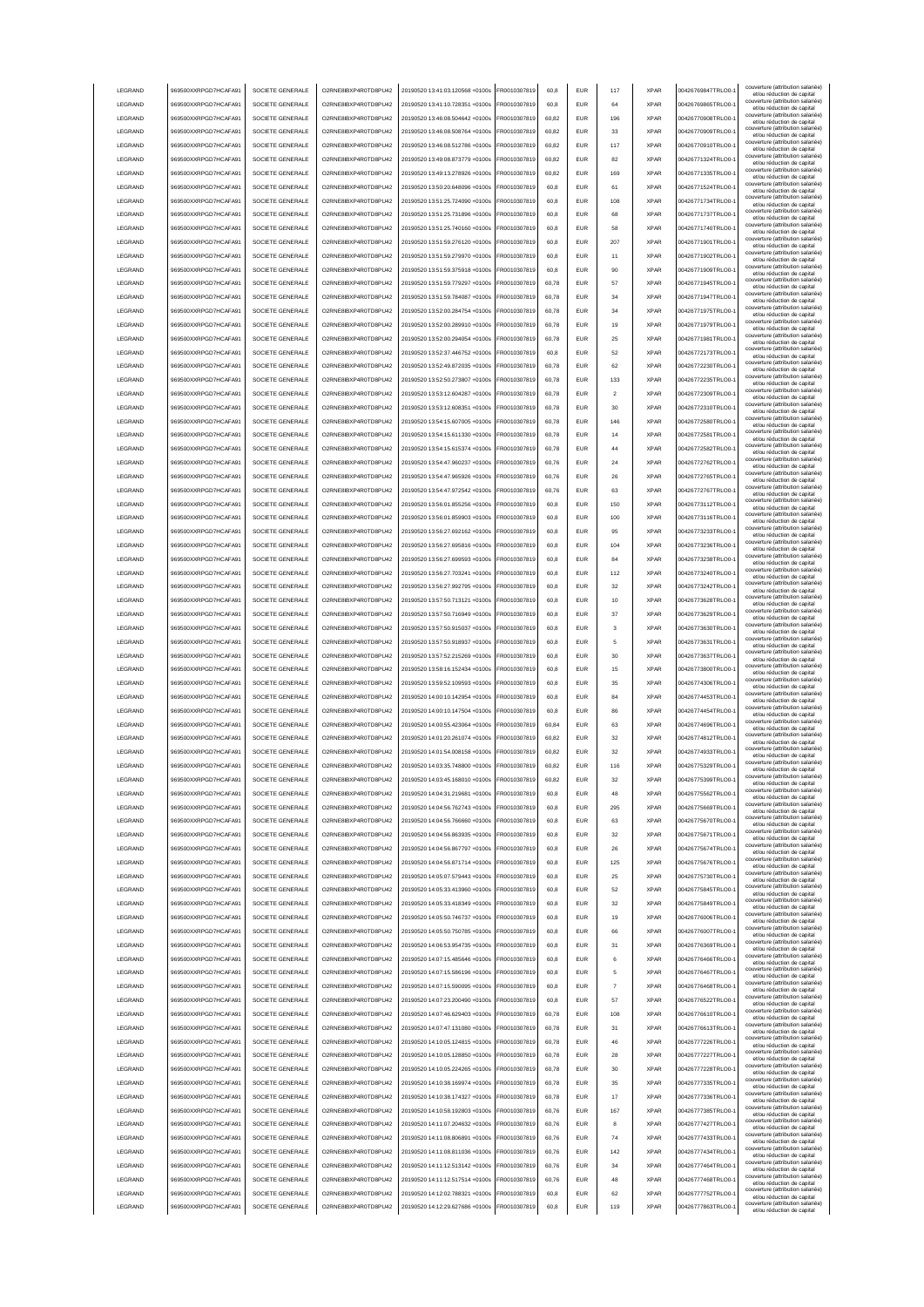| LEGRAND | 969500XXRPGD7HCAFA91 | SOCIETE GENERALE | O2RNE8IBXP4R0TD8PU42 | 20190520 13:41:03.120568 +0100s | FR0010307819 | 60,8 | EUR | 117 | XPAR | 00426769847TRLO0-1 | couverture (attribution salariée) et/ou réduction de capital |
|---|---|---|---|---|---|---|---|---|---|---|---|
| LEGRAND | 969500XXRPGD7HCAFA91 | SOCIETE GENERALE | O2RNE8IBXP4R0TD8PU42 | 20190520 13:41:10.728351 +0100s | FR0010307819 | 60,8 | EUR | 64 | XPAR | 00426769865TRLO0-1 | couverture (attribution salariée) et/ou réduction de capital |
| LEGRAND | 969500XXRPGD7HCAFA91 | SOCIETE GENERALE | O2RNE8IBXP4R0TD8PU42 | 20190520 13:46:08.504642 +0100s | FR0010307819 | 60,82 | EUR | 196 | XPAR | 00426770908TRLO0-1 | couverture (attribution salariée) et/ou réduction de capital |
| LEGRAND | 969500XXRPGD7HCAFA91 | SOCIETE GENERALE | O2RNE8IBXP4R0TD8PU42 | 20190520 13:46:08.508764 +0100s | FR0010307819 | 60,82 | EUR | 33 | XPAR | 00426770909TRLO0-1 | couverture (attribution salariée) et/ou réduction de capital |
| LEGRAND | 969500XXRPGD7HCAFA91 | SOCIETE GENERALE | O2RNE8IBXP4R0TD8PU42 | 20190520 13:46:08.512786 +0100s | FR0010307819 | 60,82 | EUR | 117 | XPAR | 00426770910TRLO0-1 | couverture (attribution salariée) et/ou réduction de capital |
| LEGRAND | 969500XXRPGD7HCAFA91 | SOCIETE GENERALE | O2RNE8IBXP4R0TD8PU42 | 20190520 13:49:08.873779 +0100s | FR0010307819 | 60,82 | EUR | 82 | XPAR | 00426771324TRLO0-1 | couverture (attribution salariée) et/ou réduction de capital |
| LEGRAND | 969500XXRPGD7HCAFA91 | SOCIETE GENERALE | O2RNE8IBXP4R0TD8PU42 | 20190520 13:49:13.278926 +0100s | FR0010307819 | 60,82 | EUR | 169 | XPAR | 00426771335TRLO0-1 | couverture (attribution salariée) et/ou réduction de capital |
| LEGRAND | 969500XXRPGD7HCAFA91 | SOCIETE GENERALE | O2RNE8IBXP4R0TD8PU42 | 20190520 13:50:20.648096 +0100s | FR0010307819 | 60,8 | EUR | 61 | XPAR | 00426771524TRLO0-1 | couverture (attribution salariée) et/ou réduction de capital |
| LEGRAND | 969500XXRPGD7HCAFA91 | SOCIETE GENERALE | O2RNE8IBXP4R0TD8PU42 | 20190520 13:51:25.724090 +0100s | FR0010307819 | 60,8 | EUR | 108 | XPAR | 00426771734TRLO0-1 | couverture (attribution salariée) et/ou réduction de capital |
| LEGRAND | 969500XXRPGD7HCAFA91 | SOCIETE GENERALE | O2RNE8IBXP4R0TD8PU42 | 20190520 13:51:25.731896 +0100s | FR0010307819 | 60,8 | EUR | 68 | XPAR | 00426771737TRLO0-1 | couverture (attribution salariée) et/ou réduction de capital |
| LEGRAND | 969500XXRPGD7HCAFA91 | SOCIETE GENERALE | O2RNE8IBXP4R0TD8PU42 | 20190520 13:51:25.740160 +0100s | FR0010307819 | 60,8 | EUR | 58 | XPAR | 00426771740TRLO0-1 | couverture (attribution salariée) et/ou réduction de capital |
| LEGRAND | 969500XXRPGD7HCAFA91 | SOCIETE GENERALE | O2RNE8IBXP4R0TD8PU42 | 20190520 13:51:59.276120 +0100s | FR0010307819 | 60,8 | EUR | 207 | XPAR | 00426771901TRLO0-1 | couverture (attribution salariée) et/ou réduction de capital |
| LEGRAND | 969500XXRPGD7HCAFA91 | SOCIETE GENERALE | O2RNE8IBXP4R0TD8PU42 | 20190520 13:51:59.279970 +0100s | FR0010307819 | 60,8 | EUR | 11 | XPAR | 00426771902TRLO0-1 | couverture (attribution salariée) et/ou réduction de capital |
| LEGRAND | 969500XXRPGD7HCAFA91 | SOCIETE GENERALE | O2RNE8IBXP4R0TD8PU42 | 20190520 13:51:59.375918 +0100s | FR0010307819 | 60,8 | EUR | 90 | XPAR | 00426771909TRLO0-1 | couverture (attribution salariée) et/ou réduction de capital |
| LEGRAND | 969500XXRPGD7HCAFA91 | SOCIETE GENERALE | O2RNE8IBXP4R0TD8PU42 | 20190520 13:51:59.779297 +0100s | FR0010307819 | 60,78 | EUR | 57 | XPAR | 00426771945TRLO0-1 | couverture (attribution salariée) et/ou réduction de capital |
| LEGRAND | 969500XXRPGD7HCAFA91 | SOCIETE GENERALE | O2RNE8IBXP4R0TD8PU42 | 20190520 13:51:59.784087 +0100s | FR0010307819 | 60,78 | EUR | 34 | XPAR | 00426771947TRLO0-1 | couverture (attribution salariée) et/ou réduction de capital |
| LEGRAND | 969500XXRPGD7HCAFA91 | SOCIETE GENERALE | O2RNE8IBXP4R0TD8PU42 | 20190520 13:52:00.284754 +0100s | FR0010307819 | 60,78 | EUR | 34 | XPAR | 00426771975TRLO0-1 | couverture (attribution salariée) et/ou réduction de capital |
| LEGRAND | 969500XXRPGD7HCAFA91 | SOCIETE GENERALE | O2RNE8IBXP4R0TD8PU42 | 20190520 13:52:00.289910 +0100s | FR0010307819 | 60,78 | EUR | 19 | XPAR | 00426771979TRLO0-1 | couverture (attribution salariée) et/ou réduction de capital |
| LEGRAND | 969500XXRPGD7HCAFA91 | SOCIETE GENERALE | O2RNE8IBXP4R0TD8PU42 | 20190520 13:52:00.294054 +0100s | FR0010307819 | 60,78 | EUR | 25 | XPAR | 00426771981TRLO0-1 | couverture (attribution salariée) et/ou réduction de capital |
| LEGRAND | 969500XXRPGD7HCAFA91 | SOCIETE GENERALE | O2RNE8IBXP4R0TD8PU42 | 20190520 13:52:37.446752 +0100s | FR0010307819 | 60,8 | EUR | 52 | XPAR | 00426772173TRLO0-1 | couverture (attribution salariée) et/ou réduction de capital |
| LEGRAND | 969500XXRPGD7HCAFA91 | SOCIETE GENERALE | O2RNE8IBXP4R0TD8PU42 | 20190520 13:52:49.872035 +0100s | FR0010307819 | 60,78 | EUR | 62 | XPAR | 00426772230TRLO0-1 | couverture (attribution salariée) et/ou réduction de capital |
| LEGRAND | 969500XXRPGD7HCAFA91 | SOCIETE GENERALE | O2RNE8IBXP4R0TD8PU42 | 20190520 13:52:50.273807 +0100s | FR0010307819 | 60,78 | EUR | 133 | XPAR | 00426772235TRLO0-1 | couverture (attribution salariée) et/ou réduction de capital |
| LEGRAND | 969500XXRPGD7HCAFA91 | SOCIETE GENERALE | O2RNE8IBXP4R0TD8PU42 | 20190520 13:53:12.604287 +0100s | FR0010307819 | 60,78 | EUR | 2 | XPAR | 00426772309TRLO0-1 | couverture (attribution salariée) et/ou réduction de capital |
| LEGRAND | 969500XXRPGD7HCAFA91 | SOCIETE GENERALE | O2RNE8IBXP4R0TD8PU42 | 20190520 13:53:12.608351 +0100s | FR0010307819 | 60,78 | EUR | 30 | XPAR | 00426772310TRLO0-1 | couverture (attribution salariée) et/ou réduction de capital |
| LEGRAND | 969500XXRPGD7HCAFA91 | SOCIETE GENERALE | O2RNE8IBXP4R0TD8PU42 | 20190520 13:54:15.607005 +0100s | FR0010307819 | 60,78 | EUR | 146 | XPAR | 00426772580TRLO0-1 | couverture (attribution salariée) et/ou réduction de capital |
| LEGRAND | 969500XXRPGD7HCAFA91 | SOCIETE GENERALE | O2RNE8IBXP4R0TD8PU42 | 20190520 13:54:15.611330 +0100s | FR0010307819 | 60,78 | EUR | 14 | XPAR | 00426772581TRLO0-1 | couverture (attribution salariée) et/ou réduction de capital |
| LEGRAND | 969500XXRPGD7HCAFA91 | SOCIETE GENERALE | O2RNE8IBXP4R0TD8PU42 | 20190520 13:54:15.615374 +0100s | FR0010307819 | 60,78 | EUR | 44 | XPAR | 00426772582TRLO0-1 | couverture (attribution salariée) et/ou réduction de capital |
| LEGRAND | 969500XXRPGD7HCAFA91 | SOCIETE GENERALE | O2RNE8IBXP4R0TD8PU42 | 20190520 13:54:47.960237 +0100s | FR0010307819 | 60,76 | EUR | 24 | XPAR | 00426772762TRLO0-1 | couverture (attribution salariée) et/ou réduction de capital |
| LEGRAND | 969500XXRPGD7HCAFA91 | SOCIETE GENERALE | O2RNE8IBXP4R0TD8PU42 | 20190520 13:54:47.965926 +0100s | FR0010307819 | 60,76 | EUR | 26 | XPAR | 00426772765TRLO0-1 | couverture (attribution salariée) et/ou réduction de capital |
| LEGRAND | 969500XXRPGD7HCAFA91 | SOCIETE GENERALE | O2RNE8IBXP4R0TD8PU42 | 20190520 13:54:47.972542 +0100s | FR0010307819 | 60,76 | EUR | 63 | XPAR | 00426772767TRLO0-1 | couverture (attribution salariée) et/ou réduction de capital |
| LEGRAND | 969500XXRPGD7HCAFA91 | SOCIETE GENERALE | O2RNE8IBXP4R0TD8PU42 | 20190520 13:56:01.855256 +0100s | FR0010307819 | 60,8 | EUR | 150 | XPAR | 00426773112TRLO0-1 | couverture (attribution salariée) et/ou réduction de capital |
| LEGRAND | 969500XXRPGD7HCAFA91 | SOCIETE GENERALE | O2RNE8IBXP4R0TD8PU42 | 20190520 13:56:01.859903 +0100s | FR0010307819 | 60,8 | EUR | 100 | XPAR | 00426773116TRLO0-1 | couverture (attribution salariée) et/ou réduction de capital |
| LEGRAND | 969500XXRPGD7HCAFA91 | SOCIETE GENERALE | O2RNE8IBXP4R0TD8PU42 | 20190520 13:56:27.692162 +0100s | FR0010307819 | 60,8 | EUR | 95 | XPAR | 00426773233TRLO0-1 | couverture (attribution salariée) et/ou réduction de capital |
| LEGRAND | 969500XXRPGD7HCAFA91 | SOCIETE GENERALE | O2RNE8IBXP4R0TD8PU42 | 20190520 13:56:27.695816 +0100s | FR0010307819 | 60,8 | EUR | 104 | XPAR | 00426773236TRLO0-1 | couverture (attribution salariée) et/ou réduction de capital |
| LEGRAND | 969500XXRPGD7HCAFA91 | SOCIETE GENERALE | O2RNE8IBXP4R0TD8PU42 | 20190520 13:56:27.699593 +0100s | FR0010307819 | 60,8 | EUR | 84 | XPAR | 00426773238TRLO0-1 | couverture (attribution salariée) et/ou réduction de capital |
| LEGRAND | 969500XXRPGD7HCAFA91 | SOCIETE GENERALE | O2RNE8IBXP4R0TD8PU42 | 20190520 13:56:27.703241 +0100s | FR0010307819 | 60,8 | EUR | 112 | XPAR | 00426773240TRLO0-1 | couverture (attribution salariée) et/ou réduction de capital |
| LEGRAND | 969500XXRPGD7HCAFA91 | SOCIETE GENERALE | O2RNE8IBXP4R0TD8PU42 | 20190520 13:56:27.992795 +0100s | FR0010307819 | 60,8 | EUR | 32 | XPAR | 00426773242TRLO0-1 | couverture (attribution salariée) et/ou réduction de capital |
| LEGRAND | 969500XXRPGD7HCAFA91 | SOCIETE GENERALE | O2RNE8IBXP4R0TD8PU42 | 20190520 13:57:50.713121 +0100s | FR0010307819 | 60,8 | EUR | 10 | XPAR | 00426773628TRLO0-1 | couverture (attribution salariée) et/ou réduction de capital |
| LEGRAND | 969500XXRPGD7HCAFA91 | SOCIETE GENERALE | O2RNE8IBXP4R0TD8PU42 | 20190520 13:57:50.716949 +0100s | FR0010307819 | 60,8 | EUR | 37 | XPAR | 00426773629TRLO0-1 | couverture (attribution salariée) et/ou réduction de capital |
| LEGRAND | 969500XXRPGD7HCAFA91 | SOCIETE GENERALE | O2RNE8IBXP4R0TD8PU42 | 20190520 13:57:50.915037 +0100s | FR0010307819 | 60,8 | EUR | 3 | XPAR | 00426773630TRLO0-1 | couverture (attribution salariée) et/ou réduction de capital |
| LEGRAND | 969500XXRPGD7HCAFA91 | SOCIETE GENERALE | O2RNE8IBXP4R0TD8PU42 | 20190520 13:57:50.918937 +0100s | FR0010307819 | 60,8 | EUR | 5 | XPAR | 00426773631TRLO0-1 | couverture (attribution salariée) et/ou réduction de capital |
| LEGRAND | 969500XXRPGD7HCAFA91 | SOCIETE GENERALE | O2RNE8IBXP4R0TD8PU42 | 20190520 13:57:52.215269 +0100s | FR0010307819 | 60,8 | EUR | 30 | XPAR | 00426773637TRLO0-1 | couverture (attribution salariée) et/ou réduction de capital |
| LEGRAND | 969500XXRPGD7HCAFA91 | SOCIETE GENERALE | O2RNE8IBXP4R0TD8PU42 | 20190520 13:58:16.152434 +0100s | FR0010307819 | 60,8 | EUR | 15 | XPAR | 00426773800TRLO0-1 | couverture (attribution salariée) et/ou réduction de capital |
| LEGRAND | 969500XXRPGD7HCAFA91 | SOCIETE GENERALE | O2RNE8IBXP4R0TD8PU42 | 20190520 13:59:52.109593 +0100s | FR0010307819 | 60,8 | EUR | 35 | XPAR | 00426774306TRLO0-1 | couverture (attribution salariée) et/ou réduction de capital |
| LEGRAND | 969500XXRPGD7HCAFA91 | SOCIETE GENERALE | O2RNE8IBXP4R0TD8PU42 | 20190520 14:00:10.142954 +0100s | FR0010307819 | 60,8 | EUR | 84 | XPAR | 00426774453TRLO0-1 | couverture (attribution salariée) et/ou réduction de capital |
| LEGRAND | 969500XXRPGD7HCAFA91 | SOCIETE GENERALE | O2RNE8IBXP4R0TD8PU42 | 20190520 14:00:10.147504 +0100s | FR0010307819 | 60,8 | EUR | 86 | XPAR | 00426774454TRLO0-1 | couverture (attribution salariée) et/ou réduction de capital |
| LEGRAND | 969500XXRPGD7HCAFA91 | SOCIETE GENERALE | O2RNE8IBXP4R0TD8PU42 | 20190520 14:00:55.423064 +0100s | FR0010307819 | 60,84 | EUR | 63 | XPAR | 00426774696TRLO0-1 | couverture (attribution salariée) et/ou réduction de capital |
| LEGRAND | 969500XXRPGD7HCAFA91 | SOCIETE GENERALE | O2RNE8IBXP4R0TD8PU42 | 20190520 14:01:20.261074 +0100s | FR0010307819 | 60,82 | EUR | 32 | XPAR | 00426774812TRLO0-1 | couverture (attribution salariée) et/ou réduction de capital |
| LEGRAND | 969500XXRPGD7HCAFA91 | SOCIETE GENERALE | O2RNE8IBXP4R0TD8PU42 | 20190520 14:01:54.008158 +0100s | FR0010307819 | 60,82 | EUR | 32 | XPAR | 00426774933TRLO0-1 | couverture (attribution salariée) et/ou réduction de capital |
| LEGRAND | 969500XXRPGD7HCAFA91 | SOCIETE GENERALE | O2RNE8IBXP4R0TD8PU42 | 20190520 14:03:35.748800 +0100s | FR0010307819 | 60,82 | EUR | 116 | XPAR | 00426775329TRLO0-1 | couverture (attribution salariée) et/ou réduction de capital |
| LEGRAND | 969500XXRPGD7HCAFA91 | SOCIETE GENERALE | O2RNE8IBXP4R0TD8PU42 | 20190520 14:03:45.168010 +0100s | FR0010307819 | 60,82 | EUR | 32 | XPAR | 00426775399TRLO0-1 | couverture (attribution salariée) et/ou réduction de capital |
| LEGRAND | 969500XXRPGD7HCAFA91 | SOCIETE GENERALE | O2RNE8IBXP4R0TD8PU42 | 20190520 14:04:31.219681 +0100s | FR0010307819 | 60,8 | EUR | 48 | XPAR | 00426775562TRLO0-1 | couverture (attribution salariée) et/ou réduction de capital |
| LEGRAND | 969500XXRPGD7HCAFA91 | SOCIETE GENERALE | O2RNE8IBXP4R0TD8PU42 | 20190520 14:04:56.762743 +0100s | FR0010307819 | 60,8 | EUR | 295 | XPAR | 00426775669TRLO0-1 | couverture (attribution salariée) et/ou réduction de capital |
| LEGRAND | 969500XXRPGD7HCAFA91 | SOCIETE GENERALE | O2RNE8IBXP4R0TD8PU42 | 20190520 14:04:56.766660 +0100s | FR0010307819 | 60,8 | EUR | 63 | XPAR | 00426775670TRLO0-1 | couverture (attribution salariée) et/ou réduction de capital |
| LEGRAND | 969500XXRPGD7HCAFA91 | SOCIETE GENERALE | O2RNE8IBXP4R0TD8PU42 | 20190520 14:04:56.863935 +0100s | FR0010307819 | 60,8 | EUR | 32 | XPAR | 00426775671TRLO0-1 | couverture (attribution salariée) et/ou réduction de capital |
| LEGRAND | 969500XXRPGD7HCAFA91 | SOCIETE GENERALE | O2RNE8IBXP4R0TD8PU42 | 20190520 14:04:56.867797 +0100s | FR0010307819 | 60,8 | EUR | 26 | XPAR | 00426775674TRLO0-1 | couverture (attribution salariée) et/ou réduction de capital |
| LEGRAND | 969500XXRPGD7HCAFA91 | SOCIETE GENERALE | O2RNE8IBXP4R0TD8PU42 | 20190520 14:04:56.871714 +0100s | FR0010307819 | 60,8 | EUR | 125 | XPAR | 00426775676TRLO0-1 | couverture (attribution salariée) et/ou réduction de capital |
| LEGRAND | 969500XXRPGD7HCAFA91 | SOCIETE GENERALE | O2RNE8IBXP4R0TD8PU42 | 20190520 14:05:07.579443 +0100s | FR0010307819 | 60,8 | EUR | 25 | XPAR | 00426775730TRLO0-1 | couverture (attribution salariée) et/ou réduction de capital |
| LEGRAND | 969500XXRPGD7HCAFA91 | SOCIETE GENERALE | O2RNE8IBXP4R0TD8PU42 | 20190520 14:05:33.413960 +0100s | FR0010307819 | 60,8 | EUR | 52 | XPAR | 00426775845TRLO0-1 | couverture (attribution salariée) et/ou réduction de capital |
| LEGRAND | 969500XXRPGD7HCAFA91 | SOCIETE GENERALE | O2RNE8IBXP4R0TD8PU42 | 20190520 14:05:33.418349 +0100s | FR0010307819 | 60,8 | EUR | 32 | XPAR | 00426775849TRLO0-1 | couverture (attribution salariée) et/ou réduction de capital |
| LEGRAND | 969500XXRPGD7HCAFA91 | SOCIETE GENERALE | O2RNE8IBXP4R0TD8PU42 | 20190520 14:05:50.746737 +0100s | FR0010307819 | 60,8 | EUR | 19 | XPAR | 00426776006TRLO0-1 | couverture (attribution salariée) et/ou réduction de capital |
| LEGRAND | 969500XXRPGD7HCAFA91 | SOCIETE GENERALE | O2RNE8IBXP4R0TD8PU42 | 20190520 14:05:50.750785 +0100s | FR0010307819 | 60,8 | EUR | 66 | XPAR | 00426776007TRLO0-1 | couverture (attribution salariée) et/ou réduction de capital |
| LEGRAND | 969500XXRPGD7HCAFA91 | SOCIETE GENERALE | O2RNE8IBXP4R0TD8PU42 | 20190520 14:06:53.954735 +0100s | FR0010307819 | 60,8 | EUR | 31 | XPAR | 00426776369TRLO0-1 | couverture (attribution salariée) et/ou réduction de capital |
| LEGRAND | 969500XXRPGD7HCAFA91 | SOCIETE GENERALE | O2RNE8IBXP4R0TD8PU42 | 20190520 14:07:15.485646 +0100s | FR0010307819 | 60,8 | EUR | 6 | XPAR | 00426776466TRLO0-1 | couverture (attribution salariée) et/ou réduction de capital |
| LEGRAND | 969500XXRPGD7HCAFA91 | SOCIETE GENERALE | O2RNE8IBXP4R0TD8PU42 | 20190520 14:07:15.586196 +0100s | FR0010307819 | 60,8 | EUR | 5 | XPAR | 00426776467TRLO0-1 | couverture (attribution salariée) et/ou réduction de capital |
| LEGRAND | 969500XXRPGD7HCAFA91 | SOCIETE GENERALE | O2RNE8IBXP4R0TD8PU42 | 20190520 14:07:15.590095 +0100s | FR0010307819 | 60,8 | EUR | 7 | XPAR | 00426776468TRLO0-1 | couverture (attribution salariée) et/ou réduction de capital |
| LEGRAND | 969500XXRPGD7HCAFA91 | SOCIETE GENERALE | O2RNE8IBXP4R0TD8PU42 | 20190520 14:07:23.200490 +0100s | FR0010307819 | 60,8 | EUR | 57 | XPAR | 00426776522TRLO0-1 | couverture (attribution salariée) et/ou réduction de capital |
| LEGRAND | 969500XXRPGD7HCAFA91 | SOCIETE GENERALE | O2RNE8IBXP4R0TD8PU42 | 20190520 14:07:46.629403 +0100s | FR0010307819 | 60,78 | EUR | 108 | XPAR | 00426776610TRLO0-1 | couverture (attribution salariée) et/ou réduction de capital |
| LEGRAND | 969500XXRPGD7HCAFA91 | SOCIETE GENERALE | O2RNE8IBXP4R0TD8PU42 | 20190520 14:07:47.131080 +0100s | FR0010307819 | 60,78 | EUR | 31 | XPAR | 00426776613TRLO0-1 | couverture (attribution salariée) et/ou réduction de capital |
| LEGRAND | 969500XXRPGD7HCAFA91 | SOCIETE GENERALE | O2RNE8IBXP4R0TD8PU42 | 20190520 14:10:05.124815 +0100s | FR0010307819 | 60,78 | EUR | 46 | XPAR | 00426777226TRLO0-1 | couverture (attribution salariée) et/ou réduction de capital |
| LEGRAND | 969500XXRPGD7HCAFA91 | SOCIETE GENERALE | O2RNE8IBXP4R0TD8PU42 | 20190520 14:10:05.128850 +0100s | FR0010307819 | 60,78 | EUR | 28 | XPAR | 00426777227TRLO0-1 | couverture (attribution salariée) et/ou réduction de capital |
| LEGRAND | 969500XXRPGD7HCAFA91 | SOCIETE GENERALE | O2RNE8IBXP4R0TD8PU42 | 20190520 14:10:05.224265 +0100s | FR0010307819 | 60,78 | EUR | 30 | XPAR | 00426777228TRLO0-1 | couverture (attribution salariée) et/ou réduction de capital |
| LEGRAND | 969500XXRPGD7HCAFA91 | SOCIETE GENERALE | O2RNE8IBXP4R0TD8PU42 | 20190520 14:10:38.169974 +0100s | FR0010307819 | 60,78 | EUR | 35 | XPAR | 00426777335TRLO0-1 | couverture (attribution salariée) et/ou réduction de capital |
| LEGRAND | 969500XXRPGD7HCAFA91 | SOCIETE GENERALE | O2RNE8IBXP4R0TD8PU42 | 20190520 14:10:38.174327 +0100s | FR0010307819 | 60,78 | EUR | 17 | XPAR | 00426777336TRLO0-1 | couverture (attribution salariée) et/ou réduction de capital |
| LEGRAND | 969500XXRPGD7HCAFA91 | SOCIETE GENERALE | O2RNE8IBXP4R0TD8PU42 | 20190520 14:10:58.192803 +0100s | FR0010307819 | 60,76 | EUR | 167 | XPAR | 00426777385TRLO0-1 | couverture (attribution salariée) et/ou réduction de capital |
| LEGRAND | 969500XXRPGD7HCAFA91 | SOCIETE GENERALE | O2RNE8IBXP4R0TD8PU42 | 20190520 14:11:07.204632 +0100s | FR0010307819 | 60,76 | EUR | 8 | XPAR | 00426777427TRLO0-1 | couverture (attribution salariée) et/ou réduction de capital |
| LEGRAND | 969500XXRPGD7HCAFA91 | SOCIETE GENERALE | O2RNE8IBXP4R0TD8PU42 | 20190520 14:11:08.806891 +0100s | FR0010307819 | 60,76 | EUR | 74 | XPAR | 00426777433TRLO0-1 | couverture (attribution salariée) et/ou réduction de capital |
| LEGRAND | 969500XXRPGD7HCAFA91 | SOCIETE GENERALE | O2RNE8IBXP4R0TD8PU42 | 20190520 14:11:08.811036 +0100s | FR0010307819 | 60,76 | EUR | 142 | XPAR | 00426777434TRLO0-1 | couverture (attribution salariée) et/ou réduction de capital |
| LEGRAND | 969500XXRPGD7HCAFA91 | SOCIETE GENERALE | O2RNE8IBXP4R0TD8PU42 | 20190520 14:11:12.513142 +0100s | FR0010307819 | 60,76 | EUR | 34 | XPAR | 00426777464TRLO0-1 | couverture (attribution salariée) et/ou réduction de capital |
| LEGRAND | 969500XXRPGD7HCAFA91 | SOCIETE GENERALE | O2RNE8IBXP4R0TD8PU42 | 20190520 14:11:12.517514 +0100s | FR0010307819 | 60,76 | EUR | 48 | XPAR | 00426777468TRLO0-1 | couverture (attribution salariée) et/ou réduction de capital |
| LEGRAND | 969500XXRPGD7HCAFA91 | SOCIETE GENERALE | O2RNE8IBXP4R0TD8PU42 | 20190520 14:12:02.788321 +0100s | FR0010307819 | 60,8 | EUR | 62 | XPAR | 00426777752TRLO0-1 | couverture (attribution salariée) et/ou réduction de capital |
| LEGRAND | 969500XXRPGD7HCAFA91 | SOCIETE GENERALE | O2RNE8IBXP4R0TD8PU42 | 20190520 14:12:29.627686 +0100s | FR0010307819 | 60,8 | EUR | 119 | XPAR | 00426777863TRLO0-1 | couverture (attribution salariée) et/ou réduction de capital |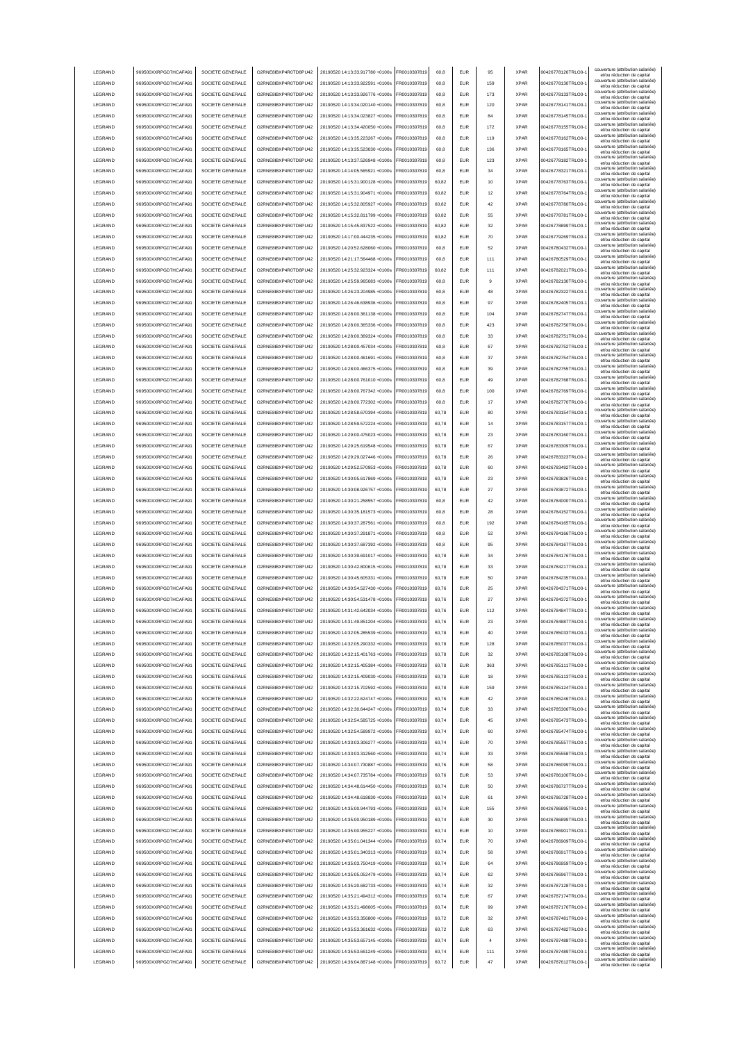| LEGRAND | 969500XXRPGD7HCAFA91 | SOCIETE GENERALE | O2RNE8IBXP4R0TD8PU42 | 20190520 14:13:33.917780 +0100s | FR0010307819 | 60,8 | EUR | 95 | XPAR | 00426778126TRLO0-1 | couverture (attribution salariée) et/ou réduction de capital |
|---|---|---|---|---|---|---|---|---|---|---|---|
| LEGRAND | 969500XXRPGD7HCAFA91 | SOCIETE GENERALE | O2RNE8IBXP4R0TD8PU42 | 20190520 14:13:33.922591 +0100s | FR0010307819 | 60,8 | EUR | 159 | XPAR | 00426778130TRLO0-1 | couverture (attribution salariée) et/ou réduction de capital |
| LEGRAND | 969500XXRPGD7HCAFA91 | SOCIETE GENERALE | O2RNE8IBXP4R0TD8PU42 | 20190520 14:13:33.926776 +0100s | FR0010307819 | 60,8 | EUR | 173 | XPAR | 00426778133TRLO0-1 | couverture (attribution salariée) et/ou réduction de capital |
| LEGRAND | 969500XXRPGD7HCAFA91 | SOCIETE GENERALE | O2RNE8IBXP4R0TD8PU42 | 20190520 14:13:34.020140 +0100s | FR0010307819 | 60,8 | EUR | 120 | XPAR | 00426778141TRLO0-1 | couverture (attribution salariée) et/ou réduction de capital |
| LEGRAND | 969500XXRPGD7HCAFA91 | SOCIETE GENERALE | O2RNE8IBXP4R0TD8PU42 | 20190520 14:13:34.023827 +0100s | FR0010307819 | 60,8 | EUR | 84 | XPAR | 00426778145TRLO0-1 | couverture (attribution salariée) et/ou réduction de capital |
| LEGRAND | 969500XXRPGD7HCAFA91 | SOCIETE GENERALE | O2RNE8IBXP4R0TD8PU42 | 20190520 14:13:34.420050 +0100s | FR0010307819 | 60,8 | EUR | 172 | XPAR | 00426778155TRLO0-1 | couverture (attribution salariée) et/ou réduction de capital |
| LEGRAND | 969500XXRPGD7HCAFA91 | SOCIETE GENERALE | O2RNE8IBXP4R0TD8PU42 | 20190520 14:13:35.223267 +0100s | FR0010307819 | 60,8 | EUR | 119 | XPAR | 00426778162TRLO0-1 | couverture (attribution salariée) et/ou réduction de capital |
| LEGRAND | 969500XXRPGD7HCAFA91 | SOCIETE GENERALE | O2RNE8IBXP4R0TD8PU42 | 20190520 14:13:35.523030 +0100s | FR0010307819 | 60,8 | EUR | 136 | XPAR | 00426778165TRLO0-1 | couverture (attribution salariée) et/ou réduction de capital |
| LEGRAND | 969500XXRPGD7HCAFA91 | SOCIETE GENERALE | O2RNE8IBXP4R0TD8PU42 | 20190520 14:13:37.526948 +0100s | FR0010307819 | 60,8 | EUR | 123 | XPAR | 00426778182TRLO0-1 | couverture (attribution salariée) et/ou réduction de capital |
| LEGRAND | 969500XXRPGD7HCAFA91 | SOCIETE GENERALE | O2RNE8IBXP4R0TD8PU42 | 20190520 14:14:05.565921 +0100s | FR0010307819 | 60,8 | EUR | 34 | XPAR | 00426778321TRLO0-1 | couverture (attribution salariée) et/ou réduction de capital |
| LEGRAND | 969500XXRPGD7HCAFA91 | SOCIETE GENERALE | O2RNE8IBXP4R0TD8PU42 | 20190520 14:15:31.900128 +0100s | FR0010307819 | 60,82 | EUR | 10 | XPAR | 00426778763TRLO0-1 | couverture (attribution salariée) et/ou réduction de capital |
| LEGRAND | 969500XXRPGD7HCAFA91 | SOCIETE GENERALE | O2RNE8IBXP4R0TD8PU42 | 20190520 14:15:31.904971 +0100s | FR0010307819 | 60,82 | EUR | 12 | XPAR | 00426778764TRLO0-1 | couverture (attribution salariée) et/ou réduction de capital |
| LEGRAND | 969500XXRPGD7HCAFA91 | SOCIETE GENERALE | O2RNE8IBXP4R0TD8PU42 | 20190520 14:15:32.805927 +0100s | FR0010307819 | 60,82 | EUR | 42 | XPAR | 00426778780TRLO0-1 | couverture (attribution salariée) et/ou réduction de capital |
| LEGRAND | 969500XXRPGD7HCAFA91 | SOCIETE GENERALE | O2RNE8IBXP4R0TD8PU42 | 20190520 14:15:32.811799 +0100s | FR0010307819 | 60,82 | EUR | 55 | XPAR | 00426778781TRLO0-1 | couverture (attribution salariée) et/ou réduction de capital |
| LEGRAND | 969500XXRPGD7HCAFA91 | SOCIETE GENERALE | O2RNE8IBXP4R0TD8PU42 | 20190520 14:15:45.837522 +0100s | FR0010307819 | 60,82 | EUR | 32 | XPAR | 00426778899TRLO0-1 | couverture (attribution salariée) et/ou réduction de capital |
| LEGRAND | 969500XXRPGD7HCAFA91 | SOCIETE GENERALE | O2RNE8IBXP4R0TD8PU42 | 20190520 14:17:00.444235 +0100s | FR0010307819 | 60,82 | EUR | 70 | XPAR | 00426779269TRLO0-1 | couverture (attribution salariée) et/ou réduction de capital |
| LEGRAND | 969500XXRPGD7HCAFA91 | SOCIETE GENERALE | O2RNE8IBXP4R0TD8PU42 | 20190520 14:20:52.628060 +0100s | FR0010307819 | 60,8 | EUR | 52 | XPAR | 00426780432TRLO0-1 | couverture (attribution salariée) et/ou réduction de capital |
| LEGRAND | 969500XXRPGD7HCAFA91 | SOCIETE GENERALE | O2RNE8IBXP4R0TD8PU42 | 20190520 14:21:17.564468 +0100s | FR0010307819 | 60,8 | EUR | 111 | XPAR | 00426780529TRLO0-1 | couverture (attribution salariée) et/ou réduction de capital |
| LEGRAND | 969500XXRPGD7HCAFA91 | SOCIETE GENERALE | O2RNE8IBXP4R0TD8PU42 | 20190520 14:25:32.923324 +0100s | FR0010307819 | 60,82 | EUR | 111 | XPAR | 00426782021TRLO0-1 | couverture (attribution salariée) et/ou réduction de capital |
| LEGRAND | 969500XXRPGD7HCAFA91 | SOCIETE GENERALE | O2RNE8IBXP4R0TD8PU42 | 20190520 14:25:59.965083 +0100s | FR0010307819 | 60,8 | EUR | 9 | XPAR | 00426782130TRLO0-1 | couverture (attribution salariée) et/ou réduction de capital |
| LEGRAND | 969500XXRPGD7HCAFA91 | SOCIETE GENERALE | O2RNE8IBXP4R0TD8PU42 | 20190520 14:26:23.204985 +0100s | FR0010307819 | 60,8 | EUR | 48 | XPAR | 00426782322TRLO0-1 | couverture (attribution salariée) et/ou réduction de capital |
| LEGRAND | 969500XXRPGD7HCAFA91 | SOCIETE GENERALE | O2RNE8IBXP4R0TD8PU42 | 20190520 14:26:46.638936 +0100s | FR0010307819 | 60,8 | EUR | 97 | XPAR | 00426782405TRLO0-1 | couverture (attribution salariée) et/ou réduction de capital |
| LEGRAND | 969500XXRPGD7HCAFA91 | SOCIETE GENERALE | O2RNE8IBXP4R0TD8PU42 | 20190520 14:28:00.361138 +0100s | FR0010307819 | 60,8 | EUR | 104 | XPAR | 00426782747TRLO0-1 | couverture (attribution salariée) et/ou réduction de capital |
| LEGRAND | 969500XXRPGD7HCAFA91 | SOCIETE GENERALE | O2RNE8IBXP4R0TD8PU42 | 20190520 14:28:00.365336 +0100s | FR0010307819 | 60,8 | EUR | 423 | XPAR | 00426782750TRLO0-1 | couverture (attribution salariée) et/ou réduction de capital |
| LEGRAND | 969500XXRPGD7HCAFA91 | SOCIETE GENERALE | O2RNE8IBXP4R0TD8PU42 | 20190520 14:28:00.369324 +0100s | FR0010307819 | 60,8 | EUR | 33 | XPAR | 00426782751TRLO0-1 | couverture (attribution salariée) et/ou réduction de capital |
| LEGRAND | 969500XXRPGD7HCAFA91 | SOCIETE GENERALE | O2RNE8IBXP4R0TD8PU42 | 20190520 14:28:00.457034 +0100s | FR0010307819 | 60,8 | EUR | 67 | XPAR | 00426782752TRLO0-1 | couverture (attribution salariée) et/ou réduction de capital |
| LEGRAND | 969500XXRPGD7HCAFA91 | SOCIETE GENERALE | O2RNE8IBXP4R0TD8PU42 | 20190520 14:28:00.461691 +0100s | FR0010307819 | 60,8 | EUR | 37 | XPAR | 00426782754TRLO0-1 | couverture (attribution salariée) et/ou réduction de capital |
| LEGRAND | 969500XXRPGD7HCAFA91 | SOCIETE GENERALE | O2RNE8IBXP4R0TD8PU42 | 20190520 14:28:00.466375 +0100s | FR0010307819 | 60,8 | EUR | 39 | XPAR | 00426782755TRLO0-1 | couverture (attribution salariée) et/ou réduction de capital |
| LEGRAND | 969500XXRPGD7HCAFA91 | SOCIETE GENERALE | O2RNE8IBXP4R0TD8PU42 | 20190520 14:28:00.761010 +0100s | FR0010307819 | 60,8 | EUR | 49 | XPAR | 00426782768TRLO0-1 | couverture (attribution salariée) et/ou réduction de capital |
| LEGRAND | 969500XXRPGD7HCAFA91 | SOCIETE GENERALE | O2RNE8IBXP4R0TD8PU42 | 20190520 14:28:00.767342 +0100s | FR0010307819 | 60,8 | EUR | 100 | XPAR | 00426782769TRLO0-1 | couverture (attribution salariée) et/ou réduction de capital |
| LEGRAND | 969500XXRPGD7HCAFA91 | SOCIETE GENERALE | O2RNE8IBXP4R0TD8PU42 | 20190520 14:28:00.772302 +0100s | FR0010307819 | 60,8 | EUR | 17 | XPAR | 00426782770TRLO0-1 | couverture (attribution salariée) et/ou réduction de capital |
| LEGRAND | 969500XXRPGD7HCAFA91 | SOCIETE GENERALE | O2RNE8IBXP4R0TD8PU42 | 20190520 14:28:58.670394 +0100s | FR0010307819 | 60,78 | EUR | 80 | XPAR | 00426783154TRLO0-1 | couverture (attribution salariée) et/ou réduction de capital |
| LEGRAND | 969500XXRPGD7HCAFA91 | SOCIETE GENERALE | O2RNE8IBXP4R0TD8PU42 | 20190520 14:28:59.572224 +0100s | FR0010307819 | 60,78 | EUR | 14 | XPAR | 00426783157TRLO0-1 | couverture (attribution salariée) et/ou réduction de capital |
| LEGRAND | 969500XXRPGD7HCAFA91 | SOCIETE GENERALE | O2RNE8IBXP4R0TD8PU42 | 20190520 14:29:00.475023 +0100s | FR0010307819 | 60,78 | EUR | 23 | XPAR | 00426783160TRLO0-1 | couverture (attribution salariée) et/ou réduction de capital |
| LEGRAND | 969500XXRPGD7HCAFA91 | SOCIETE GENERALE | O2RNE8IBXP4R0TD8PU42 | 20190520 14:29:25.619548 +0100s | FR0010307819 | 60,78 | EUR | 67 | XPAR | 00426783309TRLO0-1 | couverture (attribution salariée) et/ou réduction de capital |
| LEGRAND | 969500XXRPGD7HCAFA91 | SOCIETE GENERALE | O2RNE8IBXP4R0TD8PU42 | 20190520 14:29:29.027446 +0100s | FR0010307819 | 60,78 | EUR | 26 | XPAR | 00426783323TRLO0-1 | couverture (attribution salariée) et/ou réduction de capital |
| LEGRAND | 969500XXRPGD7HCAFA91 | SOCIETE GENERALE | O2RNE8IBXP4R0TD8PU42 | 20190520 14:29:52.570953 +0100s | FR0010307819 | 60,78 | EUR | 60 | XPAR | 00426783492TRLO0-1 | couverture (attribution salariée) et/ou réduction de capital |
| LEGRAND | 969500XXRPGD7HCAFA91 | SOCIETE GENERALE | O2RNE8IBXP4R0TD8PU42 | 20190520 14:30:05.617869 +0100s | FR0010307819 | 60,78 | EUR | 23 | XPAR | 00426783826TRLO0-1 | couverture (attribution salariée) et/ou réduction de capital |
| LEGRAND | 969500XXRPGD7HCAFA91 | SOCIETE GENERALE | O2RNE8IBXP4R0TD8PU42 | 20190520 14:30:08.926757 +0100s | FR0010307819 | 60,78 | EUR | 27 | XPAR | 00426783872TRLO0-1 | couverture (attribution salariée) et/ou réduction de capital |
| LEGRAND | 969500XXRPGD7HCAFA91 | SOCIETE GENERALE | O2RNE8IBXP4R0TD8PU42 | 20190520 14:30:21.258557 +0100s | FR0010307819 | 60,8 | EUR | 42 | XPAR | 00426784000TRLO0-1 | couverture (attribution salariée) et/ou réduction de capital |
| LEGRAND | 969500XXRPGD7HCAFA91 | SOCIETE GENERALE | O2RNE8IBXP4R0TD8PU42 | 20190520 14:30:35.181573 +0100s | FR0010307819 | 60,8 | EUR | 28 | XPAR | 00426784152TRLO0-1 | couverture (attribution salariée) et/ou réduction de capital |
| LEGRAND | 969500XXRPGD7HCAFA91 | SOCIETE GENERALE | O2RNE8IBXP4R0TD8PU42 | 20190520 14:30:37.287561 +0100s | FR0010307819 | 60,8 | EUR | 192 | XPAR | 00426784165TRLO0-1 | couverture (attribution salariée) et/ou réduction de capital |
| LEGRAND | 969500XXRPGD7HCAFA91 | SOCIETE GENERALE | O2RNE8IBXP4R0TD8PU42 | 20190520 14:30:37.291871 +0100s | FR0010307819 | 60,8 | EUR | 52 | XPAR | 00426784166TRLO0-1 | couverture (attribution salariée) et/ou réduction de capital |
| LEGRAND | 969500XXRPGD7HCAFA91 | SOCIETE GENERALE | O2RNE8IBXP4R0TD8PU42 | 20190520 14:30:37.687392 +0100s | FR0010307819 | 60,8 | EUR | 95 | XPAR | 00426784167TRLO0-1 | couverture (attribution salariée) et/ou réduction de capital |
| LEGRAND | 969500XXRPGD7HCAFA91 | SOCIETE GENERALE | O2RNE8IBXP4R0TD8PU42 | 20190520 14:30:39.691017 +0100s | FR0010307819 | 60,78 | EUR | 34 | XPAR | 00426784176TRLO0-1 | couverture (attribution salariée) et/ou réduction de capital |
| LEGRAND | 969500XXRPGD7HCAFA91 | SOCIETE GENERALE | O2RNE8IBXP4R0TD8PU42 | 20190520 14:30:42.800615 +0100s | FR0010307819 | 60,78 | EUR | 33 | XPAR | 00426784217TRLO0-1 | couverture (attribution salariée) et/ou réduction de capital |
| LEGRAND | 969500XXRPGD7HCAFA91 | SOCIETE GENERALE | O2RNE8IBXP4R0TD8PU42 | 20190520 14:30:45.605331 +0100s | FR0010307819 | 60,78 | EUR | 50 | XPAR | 00426784235TRLO0-1 | couverture (attribution salariée) et/ou réduction de capital |
| LEGRAND | 969500XXRPGD7HCAFA91 | SOCIETE GENERALE | O2RNE8IBXP4R0TD8PU42 | 20190520 14:30:54.527430 +0100s | FR0010307819 | 60,76 | EUR | 25 | XPAR | 00426784371TRLO0-1 | couverture (attribution salariée) et/ou réduction de capital |
| LEGRAND | 969500XXRPGD7HCAFA91 | SOCIETE GENERALE | O2RNE8IBXP4R0TD8PU42 | 20190520 14:30:54.531478 +0100s | FR0010307819 | 60,76 | EUR | 27 | XPAR | 00426784372TRLO0-1 | couverture (attribution salariée) et/ou réduction de capital |
| LEGRAND | 969500XXRPGD7HCAFA91 | SOCIETE GENERALE | O2RNE8IBXP4R0TD8PU42 | 20190520 14:31:42.642034 +0100s | FR0010307819 | 60,76 | EUR | 112 | XPAR | 00426784847TRLO0-1 | couverture (attribution salariée) et/ou réduction de capital |
| LEGRAND | 969500XXRPGD7HCAFA91 | SOCIETE GENERALE | O2RNE8IBXP4R0TD8PU42 | 20190520 14:31:49.851204 +0100s | FR0010307819 | 60,76 | EUR | 23 | XPAR | 00426784887TRLO0-1 | couverture (attribution salariée) et/ou réduction de capital |
| LEGRAND | 969500XXRPGD7HCAFA91 | SOCIETE GENERALE | O2RNE8IBXP4R0TD8PU42 | 20190520 14:32:05.285539 +0100s | FR0010307819 | 60,78 | EUR | 40 | XPAR | 00426785033TRLO0-1 | couverture (attribution salariée) et/ou réduction de capital |
| LEGRAND | 969500XXRPGD7HCAFA91 | SOCIETE GENERALE | O2RNE8IBXP4R0TD8PU42 | 20190520 14:32:05.290332 +0100s | FR0010307819 | 60,78 | EUR | 128 | XPAR | 00426785037TRLO0-1 | couverture (attribution salariée) et/ou réduction de capital |
| LEGRAND | 969500XXRPGD7HCAFA91 | SOCIETE GENERALE | O2RNE8IBXP4R0TD8PU42 | 20190520 14:32:15.401763 +0100s | FR0010307819 | 60,78 | EUR | 32 | XPAR | 00426785108TRLO0-1 | couverture (attribution salariée) et/ou réduction de capital |
| LEGRAND | 969500XXRPGD7HCAFA91 | SOCIETE GENERALE | O2RNE8IBXP4R0TD8PU42 | 20190520 14:32:15.405384 +0100s | FR0010307819 | 60,78 | EUR | 363 | XPAR | 00426785111TRLO0-1 | couverture (attribution salariée) et/ou réduction de capital |
| LEGRAND | 969500XXRPGD7HCAFA91 | SOCIETE GENERALE | O2RNE8IBXP4R0TD8PU42 | 20190520 14:32:15.409030 +0100s | FR0010307819 | 60,78 | EUR | 18 | XPAR | 00426785113TRLO0-1 | couverture (attribution salariée) et/ou réduction de capital |
| LEGRAND | 969500XXRPGD7HCAFA91 | SOCIETE GENERALE | O2RNE8IBXP4R0TD8PU42 | 20190520 14:32:15.702592 +0100s | FR0010307819 | 60,78 | EUR | 159 | XPAR | 00426785124TRLO0-1 | couverture (attribution salariée) et/ou réduction de capital |
| LEGRAND | 969500XXRPGD7HCAFA91 | SOCIETE GENERALE | O2RNE8IBXP4R0TD8PU42 | 20190520 14:32:22.624747 +0100s | FR0010307819 | 60,76 | EUR | 42 | XPAR | 00426785246TRLO0-1 | couverture (attribution salariée) et/ou réduction de capital |
| LEGRAND | 969500XXRPGD7HCAFA91 | SOCIETE GENERALE | O2RNE8IBXP4R0TD8PU42 | 20190520 14:32:30.644247 +0100s | FR0010307819 | 60,74 | EUR | 33 | XPAR | 00426785306TRLO0-1 | couverture (attribution salariée) et/ou réduction de capital |
| LEGRAND | 969500XXRPGD7HCAFA91 | SOCIETE GENERALE | O2RNE8IBXP4R0TD8PU42 | 20190520 14:32:54.585725 +0100s | FR0010307819 | 60,74 | EUR | 45 | XPAR | 00426785473TRLO0-1 | couverture (attribution salariée) et/ou réduction de capital |
| LEGRAND | 969500XXRPGD7HCAFA91 | SOCIETE GENERALE | O2RNE8IBXP4R0TD8PU42 | 20190520 14:32:54.589972 +0100s | FR0010307819 | 60,74 | EUR | 60 | XPAR | 00426785474TRLO0-1 | couverture (attribution salariée) et/ou réduction de capital |
| LEGRAND | 969500XXRPGD7HCAFA91 | SOCIETE GENERALE | O2RNE8IBXP4R0TD8PU42 | 20190520 14:33:03.306277 +0100s | FR0010307819 | 60,74 | EUR | 70 | XPAR | 00426785557TRLO0-1 | couverture (attribution salariée) et/ou réduction de capital |
| LEGRAND | 969500XXRPGD7HCAFA91 | SOCIETE GENERALE | O2RNE8IBXP4R0TD8PU42 | 20190520 14:33:03.312560 +0100s | FR0010307819 | 60,74 | EUR | 33 | XPAR | 00426785558TRLO0-1 | couverture (attribution salariée) et/ou réduction de capital |
| LEGRAND | 969500XXRPGD7HCAFA91 | SOCIETE GENERALE | O2RNE8IBXP4R0TD8PU42 | 20190520 14:34:07.730887 +0100s | FR0010307819 | 60,76 | EUR | 58 | XPAR | 00426786099TRLO0-1 | couverture (attribution salariée) et/ou réduction de capital |
| LEGRAND | 969500XXRPGD7HCAFA91 | SOCIETE GENERALE | O2RNE8IBXP4R0TD8PU42 | 20190520 14:34:07.735784 +0100s | FR0010307819 | 60,76 | EUR | 53 | XPAR | 00426786100TRLO0-1 | couverture (attribution salariée) et/ou réduction de capital |
| LEGRAND | 969500XXRPGD7HCAFA91 | SOCIETE GENERALE | O2RNE8IBXP4R0TD8PU42 | 20190520 14:34:48.614450 +0100s | FR0010307819 | 60,74 | EUR | 50 | XPAR | 00426786727TRLO0-1 | couverture (attribution salariée) et/ou réduction de capital |
| LEGRAND | 969500XXRPGD7HCAFA91 | SOCIETE GENERALE | O2RNE8IBXP4R0TD8PU42 | 20190520 14:34:48.618830 +0100s | FR0010307819 | 60,74 | EUR | 61 | XPAR | 00426786728TRLO0-1 | couverture (attribution salariée) et/ou réduction de capital |
| LEGRAND | 969500XXRPGD7HCAFA91 | SOCIETE GENERALE | O2RNE8IBXP4R0TD8PU42 | 20190520 14:35:00.944793 +0100s | FR0010307819 | 60,74 | EUR | 155 | XPAR | 00426786895TRLO0-1 | couverture (attribution salariée) et/ou réduction de capital |
| LEGRAND | 969500XXRPGD7HCAFA91 | SOCIETE GENERALE | O2RNE8IBXP4R0TD8PU42 | 20190520 14:35:00.950189 +0100s | FR0010307819 | 60,74 | EUR | 30 | XPAR | 00426786899TRLO0-1 | couverture (attribution salariée) et/ou réduction de capital |
| LEGRAND | 969500XXRPGD7HCAFA91 | SOCIETE GENERALE | O2RNE8IBXP4R0TD8PU42 | 20190520 14:35:00.955227 +0100s | FR0010307819 | 60,74 | EUR | 10 | XPAR | 00426786901TRLO0-1 | couverture (attribution salariée) et/ou réduction de capital |
| LEGRAND | 969500XXRPGD7HCAFA91 | SOCIETE GENERALE | O2RNE8IBXP4R0TD8PU42 | 20190520 14:35:01.041344 +0100s | FR0010307819 | 60,74 | EUR | 70 | XPAR | 00426786909TRLO0-1 | couverture (attribution salariée) et/ou réduction de capital |
| LEGRAND | 969500XXRPGD7HCAFA91 | SOCIETE GENERALE | O2RNE8IBXP4R0TD8PU42 | 20190520 14:35:01.340313 +0100s | FR0010307819 | 60,74 | EUR | 58 | XPAR | 00426786917TRLO0-1 | couverture (attribution salariée) et/ou réduction de capital |
| LEGRAND | 969500XXRPGD7HCAFA91 | SOCIETE GENERALE | O2RNE8IBXP4R0TD8PU42 | 20190520 14:35:03.750419 +0100s | FR0010307819 | 60,74 | EUR | 64 | XPAR | 00426786959TRLO0-1 | couverture (attribution salariée) et/ou réduction de capital |
| LEGRAND | 969500XXRPGD7HCAFA91 | SOCIETE GENERALE | O2RNE8IBXP4R0TD8PU42 | 20190520 14:35:05.052479 +0100s | FR0010307819 | 60,74 | EUR | 62 | XPAR | 00426786967TRLO0-1 | couverture (attribution salariée) et/ou réduction de capital |
| LEGRAND | 969500XXRPGD7HCAFA91 | SOCIETE GENERALE | O2RNE8IBXP4R0TD8PU42 | 20190520 14:35:20.682733 +0100s | FR0010307819 | 60,74 | EUR | 32 | XPAR | 00426787128TRLO0-1 | couverture (attribution salariée) et/ou réduction de capital |
| LEGRAND | 969500XXRPGD7HCAFA91 | SOCIETE GENERALE | O2RNE8IBXP4R0TD8PU42 | 20190520 14:35:21.494312 +0100s | FR0010307819 | 60,74 | EUR | 67 | XPAR | 00426787174TRLO0-1 | couverture (attribution salariée) et/ou réduction de capital |
| LEGRAND | 969500XXRPGD7HCAFA91 | SOCIETE GENERALE | O2RNE8IBXP4R0TD8PU42 | 20190520 14:35:21.498005 +0100s | FR0010307819 | 60,74 | EUR | 99 | XPAR | 00426787176TRLO0-1 | couverture (attribution salariée) et/ou réduction de capital |
| LEGRAND | 969500XXRPGD7HCAFA91 | SOCIETE GENERALE | O2RNE8IBXP4R0TD8PU42 | 20190520 14:35:53.356800 +0100s | FR0010307819 | 60,72 | EUR | 32 | XPAR | 00426787481TRLO0-1 | couverture (attribution salariée) et/ou réduction de capital |
| LEGRAND | 969500XXRPGD7HCAFA91 | SOCIETE GENERALE | O2RNE8IBXP4R0TD8PU42 | 20190520 14:35:53.361632 +0100s | FR0010307819 | 60,72 | EUR | 63 | XPAR | 00426787482TRLO0-1 | couverture (attribution salariée) et/ou réduction de capital |
| LEGRAND | 969500XXRPGD7HCAFA91 | SOCIETE GENERALE | O2RNE8IBXP4R0TD8PU42 | 20190520 14:35:53.657145 +0100s | FR0010307819 | 60,74 | EUR | 4 | XPAR | 00426787488TRLO0-1 | couverture (attribution salariée) et/ou réduction de capital |
| LEGRAND | 969500XXRPGD7HCAFA91 | SOCIETE GENERALE | O2RNE8IBXP4R0TD8PU42 | 20190520 14:35:53.661249 +0100s | FR0010307819 | 60,74 | EUR | 111 | XPAR | 00426787489TRLO0-1 | couverture (attribution salariée) et/ou réduction de capital |
| LEGRAND | 969500XXRPGD7HCAFA91 | SOCIETE GENERALE | O2RNE8IBXP4R0TD8PU42 | 20190520 14:36:04.887148 +0100s | FR0010307819 | 60,72 | EUR | 47 | XPAR | 00426787612TRLO0-1 | couverture (attribution salariée) et/ou réduction de capital |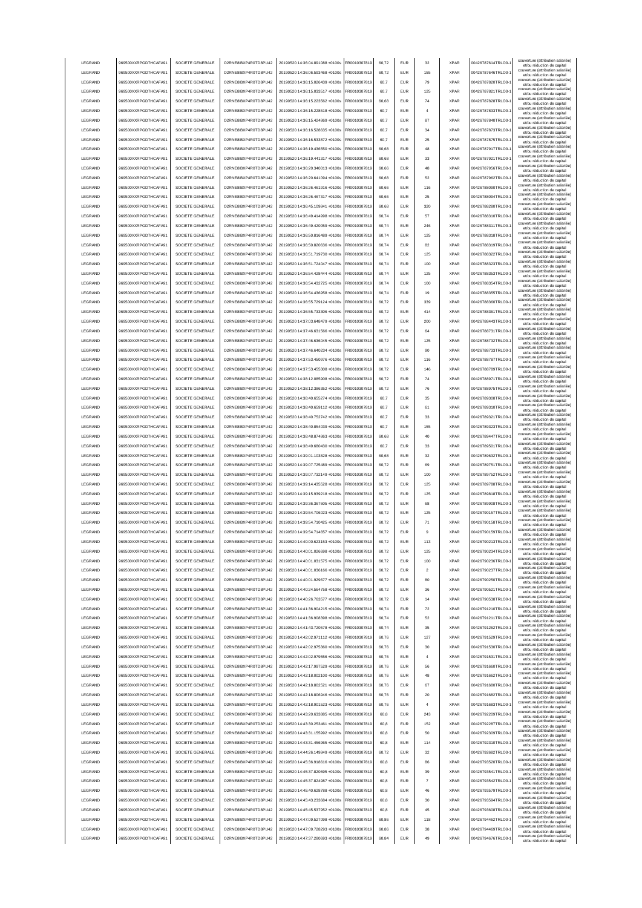| LEGRAND | 969500XXRPGD7HCAFA91 | SOCIETE GENERALE | O2RNE8IBXP4R0TD8PU42 | 20190520 14:36:04.891088 +0100s | FR0010307819 | 60,72 | EUR | 32 | XPAR | 00426787614TRLO0-1 | couverture (attribution salariée) et/ou réduction de capital |
|---|---|---|---|---|---|---|---|---|---|---|---|
| LEGRAND | 969500XXRPGD7HCAFA91 | SOCIETE GENERALE | O2RNE8IBXP4R0TD8PU42 | 20190520 14:36:06.593468 +0100s | FR0010307819 | 60,72 | EUR | 155 | XPAR | 00426787646TRLO0-1 | couverture (attribution salariée) et/ou réduction de capital |
| LEGRAND | 969500XXRPGD7HCAFA91 | SOCIETE GENERALE | O2RNE8IBXP4R0TD8PU42 | 20190520 14:36:15.026439 +0100s | FR0010307819 | 60,7 | EUR | 79 | XPAR | 00426787820TRLO0-1 | couverture (attribution salariée) et/ou réduction de capital |
| LEGRAND | 969500XXRPGD7HCAFA91 | SOCIETE GENERALE | O2RNE8IBXP4R0TD8PU42 | 20190520 14:36:15.033517 +0100s | FR0010307819 | 60,7 | EUR | 125 | XPAR | 00426787821TRLO0-1 | couverture (attribution salariée) et/ou réduction de capital |
| LEGRAND | 969500XXRPGD7HCAFA91 | SOCIETE GENERALE | O2RNE8IBXP4R0TD8PU42 | 20190520 14:36:15.223562 +0100s | FR0010307819 | 60,68 | EUR | 74 | XPAR | 00426787828TRLO0-1 | couverture (attribution salariée) et/ou réduction de capital |
| LEGRAND | 969500XXRPGD7HCAFA91 | SOCIETE GENERALE | O2RNE8IBXP4R0TD8PU42 | 20190520 14:36:15.228618 +0100s | FR0010307819 | 60,7 | EUR | 4 | XPAR | 00426787833TRLO0-1 | couverture (attribution salariée) et/ou réduction de capital |
| LEGRAND | 969500XXRPGD7HCAFA91 | SOCIETE GENERALE | O2RNE8IBXP4R0TD8PU42 | 20190520 14:36:15.424869 +0100s | FR0010307819 | 60,7 | EUR | 87 | XPAR | 00426787840TRLO0-1 | couverture (attribution salariée) et/ou réduction de capital |
| LEGRAND | 969500XXRPGD7HCAFA91 | SOCIETE GENERALE | O2RNE8IBXP4R0TD8PU42 | 20190520 14:36:16.528635 +0100s | FR0010307819 | 60,7 | EUR | 34 | XPAR | 00426787873TRLO0-1 | couverture (attribution salariée) et/ou réduction de capital |
| LEGRAND | 969500XXRPGD7HCAFA91 | SOCIETE GENERALE | O2RNE8IBXP4R0TD8PU42 | 20190520 14:36:16.533872 +0100s | FR0010307819 | 60,7 | EUR | 25 | XPAR | 00426787875TRLO0-1 | couverture (attribution salariée) et/ou réduction de capital |
| LEGRAND | 969500XXRPGD7HCAFA91 | SOCIETE GENERALE | O2RNE8IBXP4R0TD8PU42 | 20190520 14:36:19.436550 +0100s | FR0010307819 | 60,68 | EUR | 48 | XPAR | 00426787917TRLO0-1 | couverture (attribution salariée) et/ou réduction de capital |
| LEGRAND | 969500XXRPGD7HCAFA91 | SOCIETE GENERALE | O2RNE8IBXP4R0TD8PU42 | 20190520 14:36:19.441317 +0100s | FR0010307819 | 60,68 | EUR | 33 | XPAR | 00426787921TRLO0-1 | couverture (attribution salariée) et/ou réduction de capital |
| LEGRAND | 969500XXRPGD7HCAFA91 | SOCIETE GENERALE | O2RNE8IBXP4R0TD8PU42 | 20190520 14:36:20.340013 +0100s | FR0010307819 | 60,66 | EUR | 48 | XPAR | 00426787956TRLO0-1 | couverture (attribution salariée) et/ou réduction de capital |
| LEGRAND | 969500XXRPGD7HCAFA91 | SOCIETE GENERALE | O2RNE8IBXP4R0TD8PU42 | 20190520 14:36:20.641094 +0100s | FR0010307819 | 60,68 | EUR | 52 | XPAR | 00426787962TRLO0-1 | couverture (attribution salariée) et/ou réduction de capital |
| LEGRAND | 969500XXRPGD7HCAFA91 | SOCIETE GENERALE | O2RNE8IBXP4R0TD8PU42 | 20190520 14:36:26.461916 +0100s | FR0010307819 | 60,66 | EUR | 116 | XPAR | 00426788090TRLO0-1 | couverture (attribution salariée) et/ou réduction de capital |
| LEGRAND | 969500XXRPGD7HCAFA91 | SOCIETE GENERALE | O2RNE8IBXP4R0TD8PU42 | 20190520 14:36:26.467317 +0100s | FR0010307819 | 60,66 | EUR | 25 | XPAR | 00426788094TRLO0-1 | couverture (attribution salariée) et/ou réduction de capital |
| LEGRAND | 969500XXRPGD7HCAFA91 | SOCIETE GENERALE | O2RNE8IBXP4R0TD8PU42 | 20190520 14:36:45.109841 +0100s | FR0010307819 | 60,68 | EUR | 320 | XPAR | 00426788280TRLO0-1 | couverture (attribution salariée) et/ou réduction de capital |
| LEGRAND | 969500XXRPGD7HCAFA91 | SOCIETE GENERALE | O2RNE8IBXP4R0TD8PU42 | 20190520 14:36:49.414998 +0100s | FR0010307819 | 60,74 | EUR | 57 | XPAR | 00426788310TRLO0-1 | couverture (attribution salariée) et/ou réduction de capital |
| LEGRAND | 969500XXRPGD7HCAFA91 | SOCIETE GENERALE | O2RNE8IBXP4R0TD8PU42 | 20190520 14:36:49.420059 +0100s | FR0010307819 | 60,74 | EUR | 246 | XPAR | 00426788311TRLO0-1 | couverture (attribution salariée) et/ou réduction de capital |
| LEGRAND | 969500XXRPGD7HCAFA91 | SOCIETE GENERALE | O2RNE8IBXP4R0TD8PU42 | 20190520 14:36:50.816489 +0100s | FR0010307819 | 60,74 | EUR | 125 | XPAR | 00426788318TRLO0-1 | couverture (attribution salariée) et/ou réduction de capital |
| LEGRAND | 969500XXRPGD7HCAFA91 | SOCIETE GENERALE | O2RNE8IBXP4R0TD8PU42 | 20190520 14:36:50.820636 +0100s | FR0010307819 | 60,74 | EUR | 82 | XPAR | 00426788319TRLO0-1 | couverture (attribution salariée) et/ou réduction de capital |
| LEGRAND | 969500XXRPGD7HCAFA91 | SOCIETE GENERALE | O2RNE8IBXP4R0TD8PU42 | 20190520 14:36:51.719730 +0100s | FR0010307819 | 60,74 | EUR | 125 | XPAR | 00426788322TRLO0-1 | couverture (attribution salariée) et/ou réduction de capital |
| LEGRAND | 969500XXRPGD7HCAFA91 | SOCIETE GENERALE | O2RNE8IBXP4R0TD8PU42 | 20190520 14:36:51.724047 +0100s | FR0010307819 | 60,74 | EUR | 100 | XPAR | 00426788323TRLO0-1 | couverture (attribution salariée) et/ou réduction de capital |
| LEGRAND | 969500XXRPGD7HCAFA91 | SOCIETE GENERALE | O2RNE8IBXP4R0TD8PU42 | 20190520 14:36:54.428444 +0100s | FR0010307819 | 60,74 | EUR | 125 | XPAR | 00426788353TRLO0-1 | couverture (attribution salariée) et/ou réduction de capital |
| LEGRAND | 969500XXRPGD7HCAFA91 | SOCIETE GENERALE | O2RNE8IBXP4R0TD8PU42 | 20190520 14:36:54.432725 +0100s | FR0010307819 | 60,74 | EUR | 100 | XPAR | 00426788354TRLO0-1 | couverture (attribution salariée) et/ou réduction de capital |
| LEGRAND | 969500XXRPGD7HCAFA91 | SOCIETE GENERALE | O2RNE8IBXP4R0TD8PU42 | 20190520 14:36:54.436958 +0100s | FR0010307819 | 60,74 | EUR | 19 | XPAR | 00426788355TRLO0-1 | couverture (attribution salariée) et/ou réduction de capital |
| LEGRAND | 969500XXRPGD7HCAFA91 | SOCIETE GENERALE | O2RNE8IBXP4R0TD8PU42 | 20190520 14:36:55.729124 +0100s | FR0010307819 | 60,72 | EUR | 339 | XPAR | 00426788360TRLO0-1 | couverture (attribution salariée) et/ou réduction de capital |
| LEGRAND | 969500XXRPGD7HCAFA91 | SOCIETE GENERALE | O2RNE8IBXP4R0TD8PU42 | 20190520 14:36:55.733306 +0100s | FR0010307819 | 60,72 | EUR | 414 | XPAR | 00426788361TRLO0-1 | couverture (attribution salariée) et/ou réduction de capital |
| LEGRAND | 969500XXRPGD7HCAFA91 | SOCIETE GENERALE | O2RNE8IBXP4R0TD8PU42 | 20190520 14:37:03.648479 +0100s | FR0010307819 | 60,72 | EUR | 200 | XPAR | 00426788443TRLO0-1 | couverture (attribution salariée) et/ou réduction de capital |
| LEGRAND | 969500XXRPGD7HCAFA91 | SOCIETE GENERALE | O2RNE8IBXP4R0TD8PU42 | 20190520 14:37:46.631566 +0100s | FR0010307819 | 60,72 | EUR | 64 | XPAR | 00426788731TRLO0-1 | couverture (attribution salariée) et/ou réduction de capital |
| LEGRAND | 969500XXRPGD7HCAFA91 | SOCIETE GENERALE | O2RNE8IBXP4R0TD8PU42 | 20190520 14:37:46.636045 +0100s | FR0010307819 | 60,72 | EUR | 125 | XPAR | 00426788732TRLO0-1 | couverture (attribution salariée) et/ou réduction de capital |
| LEGRAND | 969500XXRPGD7HCAFA91 | SOCIETE GENERALE | O2RNE8IBXP4R0TD8PU42 | 20190520 14:37:46.640234 +0100s | FR0010307819 | 60,72 | EUR | 90 | XPAR | 00426788733TRLO0-1 | couverture (attribution salariée) et/ou réduction de capital |
| LEGRAND | 969500XXRPGD7HCAFA91 | SOCIETE GENERALE | O2RNE8IBXP4R0TD8PU42 | 20190520 14:37:53.450976 +0100s | FR0010307819 | 60,72 | EUR | 116 | XPAR | 00426788787TRLO0-1 | couverture (attribution salariée) et/ou réduction de capital |
| LEGRAND | 969500XXRPGD7HCAFA91 | SOCIETE GENERALE | O2RNE8IBXP4R0TD8PU42 | 20190520 14:37:53.455308 +0100s | FR0010307819 | 60,72 | EUR | 146 | XPAR | 00426788789TRLO0-1 | couverture (attribution salariée) et/ou réduction de capital |
| LEGRAND | 969500XXRPGD7HCAFA91 | SOCIETE GENERALE | O2RNE8IBXP4R0TD8PU42 | 20190520 14:38:12.085908 +0100s | FR0010307819 | 60,72 | EUR | 74 | XPAR | 00426788971TRLO0-1 | couverture (attribution salariée) et/ou réduction de capital |
| LEGRAND | 969500XXRPGD7HCAFA91 | SOCIETE GENERALE | O2RNE8IBXP4R0TD8PU42 | 20190520 14:38:12.386352 +0100s | FR0010307819 | 60,72 | EUR | 76 | XPAR | 00426788975TRLO0-1 | couverture (attribution salariée) et/ou réduction de capital |
| LEGRAND | 969500XXRPGD7HCAFA91 | SOCIETE GENERALE | O2RNE8IBXP4R0TD8PU42 | 20190520 14:38:40.655274 +0100s | FR0010307819 | 60,7 | EUR | 35 | XPAR | 00426789308TRLO0-1 | couverture (attribution salariée) et/ou réduction de capital |
| LEGRAND | 969500XXRPGD7HCAFA91 | SOCIETE GENERALE | O2RNE8IBXP4R0TD8PU42 | 20190520 14:38:40.659112 +0100s | FR0010307819 | 60,7 | EUR | 61 | XPAR | 00426789310TRLO0-1 | couverture (attribution salariée) et/ou réduction de capital |
| LEGRAND | 969500XXRPGD7HCAFA91 | SOCIETE GENERALE | O2RNE8IBXP4R0TD8PU42 | 20190520 14:38:40.752742 +0100s | FR0010307819 | 60,7 | EUR | 33 | XPAR | 00426789321TRLO0-1 | couverture (attribution salariée) et/ou réduction de capital |
| LEGRAND | 969500XXRPGD7HCAFA91 | SOCIETE GENERALE | O2RNE8IBXP4R0TD8PU42 | 20190520 14:38:40.854039 +0100s | FR0010307819 | 60,7 | EUR | 155 | XPAR | 00426789323TRLO0-1 | couverture (attribution salariée) et/ou réduction de capital |
| LEGRAND | 969500XXRPGD7HCAFA91 | SOCIETE GENERALE | O2RNE8IBXP4R0TD8PU42 | 20190520 14:38:48.874863 +0100s | FR0010307819 | 60,68 | EUR | 40 | XPAR | 00426789447TRLO0-1 | couverture (attribution salariée) et/ou réduction de capital |
| LEGRAND | 969500XXRPGD7HCAFA91 | SOCIETE GENERALE | O2RNE8IBXP4R0TD8PU42 | 20190520 14:38:49.680430 +0100s | FR0010307819 | 60,7 | EUR | 33 | XPAR | 00426789501TRLO0-1 | couverture (attribution salariée) et/ou réduction de capital |
| LEGRAND | 969500XXRPGD7HCAFA91 | SOCIETE GENERALE | O2RNE8IBXP4R0TD8PU42 | 20190520 14:39:01.103828 +0100s | FR0010307819 | 60,68 | EUR | 32 | XPAR | 00426789632TRLO0-1 | couverture (attribution salariée) et/ou réduction de capital |
| LEGRAND | 969500XXRPGD7HCAFA91 | SOCIETE GENERALE | O2RNE8IBXP4R0TD8PU42 | 20190520 14:39:07.725489 +0100s | FR0010307819 | 60,72 | EUR | 69 | XPAR | 00426789751TRLO0-1 | couverture (attribution salariée) et/ou réduction de capital |
| LEGRAND | 969500XXRPGD7HCAFA91 | SOCIETE GENERALE | O2RNE8IBXP4R0TD8PU42 | 20190520 14:39:07.732149 +0100s | FR0010307819 | 60,72 | EUR | 100 | XPAR | 00426789752TRLO0-1 | couverture (attribution salariée) et/ou réduction de capital |
| LEGRAND | 969500XXRPGD7HCAFA91 | SOCIETE GENERALE | O2RNE8IBXP4R0TD8PU42 | 20190520 14:39:14.435528 +0100s | FR0010307819 | 60,72 | EUR | 125 | XPAR | 00426789788TRLO0-1 | couverture (attribution salariée) et/ou réduction de capital |
| LEGRAND | 969500XXRPGD7HCAFA91 | SOCIETE GENERALE | O2RNE8IBXP4R0TD8PU42 | 20190520 14:39:15.939218 +0100s | FR0010307819 | 60,72 | EUR | 125 | XPAR | 00426789818TRLO0-1 | couverture (attribution salariée) et/ou réduction de capital |
| LEGRAND | 969500XXRPGD7HCAFA91 | SOCIETE GENERALE | O2RNE8IBXP4R0TD8PU42 | 20190520 14:39:36.367605 +0100s | FR0010307819 | 60,72 | EUR | 68 | XPAR | 00426789908TRLO0-1 | couverture (attribution salariée) et/ou réduction de capital |
| LEGRAND | 969500XXRPGD7HCAFA91 | SOCIETE GENERALE | O2RNE8IBXP4R0TD8PU42 | 20190520 14:39:54.706023 +0100s | FR0010307819 | 60,72 | EUR | 125 | XPAR | 00426790157TRLO0-1 | couverture (attribution salariée) et/ou réduction de capital |
| LEGRAND | 969500XXRPGD7HCAFA91 | SOCIETE GENERALE | O2RNE8IBXP4R0TD8PU42 | 20190520 14:39:54.710425 +0100s | FR0010307819 | 60,72 | EUR | 71 | XPAR | 00426790158TRLO0-1 | couverture (attribution salariée) et/ou réduction de capital |
| LEGRAND | 969500XXRPGD7HCAFA91 | SOCIETE GENERALE | O2RNE8IBXP4R0TD8PU42 | 20190520 14:39:54.714657 +0100s | FR0010307819 | 60,72 | EUR | 9 | XPAR | 00426790159TRLO0-1 | couverture (attribution salariée) et/ou réduction de capital |
| LEGRAND | 969500XXRPGD7HCAFA91 | SOCIETE GENERALE | O2RNE8IBXP4R0TD8PU42 | 20190520 14:40:00.623153 +0100s | FR0010307819 | 60,72 | EUR | 113 | XPAR | 00426790213TRLO0-1 | couverture (attribution salariée) et/ou réduction de capital |
| LEGRAND | 969500XXRPGD7HCAFA91 | SOCIETE GENERALE | O2RNE8IBXP4R0TD8PU42 | 20190520 14:40:01.026698 +0100s | FR0010307819 | 60,72 | EUR | 125 | XPAR | 00426790234TRLO0-1 | couverture (attribution salariée) et/ou réduction de capital |
| LEGRAND | 969500XXRPGD7HCAFA91 | SOCIETE GENERALE | O2RNE8IBXP4R0TD8PU42 | 20190520 14:40:01.031575 +0100s | FR0010307819 | 60,72 | EUR | 100 | XPAR | 00426790236TRLO0-1 | couverture (attribution salariée) et/ou réduction de capital |
| LEGRAND | 969500XXRPGD7HCAFA91 | SOCIETE GENERALE | O2RNE8IBXP4R0TD8PU42 | 20190520 14:40:01.036166 +0100s | FR0010307819 | 60,72 | EUR | 2 | XPAR | 00426790237TRLO0-1 | couverture (attribution salariée) et/ou réduction de capital |
| LEGRAND | 969500XXRPGD7HCAFA91 | SOCIETE GENERALE | O2RNE8IBXP4R0TD8PU42 | 20190520 14:40:01.929677 +0100s | FR0010307819 | 60,72 | EUR | 80 | XPAR | 00426790250TRLO0-1 | couverture (attribution salariée) et/ou réduction de capital |
| LEGRAND | 969500XXRPGD7HCAFA91 | SOCIETE GENERALE | O2RNE8IBXP4R0TD8PU42 | 20190520 14:40:24.564758 +0100s | FR0010307819 | 60,72 | EUR | 36 | XPAR | 00426790521TRLO0-1 | couverture (attribution salariée) et/ou réduction de capital |
| LEGRAND | 969500XXRPGD7HCAFA91 | SOCIETE GENERALE | O2RNE8IBXP4R0TD8PU42 | 20190520 14:40:26.763577 +0100s | FR0010307819 | 60,72 | EUR | 14 | XPAR | 00426790538TRLO0-1 | couverture (attribution salariée) et/ou réduction de capital |
| LEGRAND | 969500XXRPGD7HCAFA91 | SOCIETE GENERALE | O2RNE8IBXP4R0TD8PU42 | 20190520 14:41:36.904215 +0100s | FR0010307819 | 60,74 | EUR | 72 | XPAR | 00426791210TRLO0-1 | couverture (attribution salariée) et/ou réduction de capital |
| LEGRAND | 969500XXRPGD7HCAFA91 | SOCIETE GENERALE | O2RNE8IBXP4R0TD8PU42 | 20190520 14:41:36.908398 +0100s | FR0010307819 | 60,74 | EUR | 52 | XPAR | 00426791211TRLO0-1 | couverture (attribution salariée) et/ou réduction de capital |
| LEGRAND | 969500XXRPGD7HCAFA91 | SOCIETE GENERALE | O2RNE8IBXP4R0TD8PU42 | 20190520 14:41:43.720578 +0100s | FR0010307819 | 60,74 | EUR | 35 | XPAR | 00426791262TRLO0-1 | couverture (attribution salariée) et/ou réduction de capital |
| LEGRAND | 969500XXRPGD7HCAFA91 | SOCIETE GENERALE | O2RNE8IBXP4R0TD8PU42 | 20190520 14:42:02.971112 +0100s | FR0010307819 | 60,76 | EUR | 127 | XPAR | 00426791529TRLO0-1 | couverture (attribution salariée) et/ou réduction de capital |
| LEGRAND | 969500XXRPGD7HCAFA91 | SOCIETE GENERALE | O2RNE8IBXP4R0TD8PU42 | 20190520 14:42:02.975360 +0100s | FR0010307819 | 60,76 | EUR | 30 | XPAR | 00426791530TRLO0-1 | couverture (attribution salariée) et/ou réduction de capital |
| LEGRAND | 969500XXRPGD7HCAFA91 | SOCIETE GENERALE | O2RNE8IBXP4R0TD8PU42 | 20190520 14:42:02.979556 +0100s | FR0010307819 | 60,76 | EUR | 4 | XPAR | 00426791531TRLO0-1 | couverture (attribution salariée) et/ou réduction de capital |
| LEGRAND | 969500XXRPGD7HCAFA91 | SOCIETE GENERALE | O2RNE8IBXP4R0TD8PU42 | 20190520 14:42:17.997529 +0100s | FR0010307819 | 60,76 | EUR | 56 | XPAR | 00426791660TRLO0-1 | couverture (attribution salariée) et/ou réduction de capital |
| LEGRAND | 969500XXRPGD7HCAFA91 | SOCIETE GENERALE | O2RNE8IBXP4R0TD8PU42 | 20190520 14:42:18.002100 +0100s | FR0010307819 | 60,76 | EUR | 48 | XPAR | 00426791662TRLO0-1 | couverture (attribution salariée) et/ou réduction de capital |
| LEGRAND | 969500XXRPGD7HCAFA91 | SOCIETE GENERALE | O2RNE8IBXP4R0TD8PU42 | 20190520 14:42:18.802521 +0100s | FR0010307819 | 60,76 | EUR | 67 | XPAR | 00426791680TRLO0-1 | couverture (attribution salariée) et/ou réduction de capital |
| LEGRAND | 969500XXRPGD7HCAFA91 | SOCIETE GENERALE | O2RNE8IBXP4R0TD8PU42 | 20190520 14:42:18.806946 +0100s | FR0010307819 | 60,76 | EUR | 20 | XPAR | 00426791682TRLO0-1 | couverture (attribution salariée) et/ou réduction de capital |
| LEGRAND | 969500XXRPGD7HCAFA91 | SOCIETE GENERALE | O2RNE8IBXP4R0TD8PU42 | 20190520 14:42:18.901523 +0100s | FR0010307819 | 60,76 | EUR | 4 | XPAR | 00426791683TRLO0-1 | couverture (attribution salariée) et/ou réduction de capital |
| LEGRAND | 969500XXRPGD7HCAFA91 | SOCIETE GENERALE | O2RNE8IBXP4R0TD8PU42 | 20190520 14:43:20.633885 +0100s | FR0010307819 | 60,8 | EUR | 243 | XPAR | 00426792209TRLO0-1 | couverture (attribution salariée) et/ou réduction de capital |
| LEGRAND | 969500XXRPGD7HCAFA91 | SOCIETE GENERALE | O2RNE8IBXP4R0TD8PU42 | 20190520 14:43:30.253461 +0100s | FR0010307819 | 60,8 | EUR | 152 | XPAR | 00426792287TRLO0-1 | couverture (attribution salariée) et/ou réduction de capital |
| LEGRAND | 969500XXRPGD7HCAFA91 | SOCIETE GENERALE | O2RNE8IBXP4R0TD8PU42 | 20190520 14:43:31.155992 +0100s | FR0010307819 | 60,8 | EUR | 50 | XPAR | 00426792309TRLO0-1 | couverture (attribution salariée) et/ou réduction de capital |
| LEGRAND | 969500XXRPGD7HCAFA91 | SOCIETE GENERALE | O2RNE8IBXP4R0TD8PU42 | 20190520 14:43:31.456965 +0100s | FR0010307819 | 60,8 | EUR | 114 | XPAR | 00426792310TRLO0-1 | couverture (attribution salariée) et/ou réduction de capital |
| LEGRAND | 969500XXRPGD7HCAFA91 | SOCIETE GENERALE | O2RNE8IBXP4R0TD8PU42 | 20190520 14:44:26.149849 +0100s | FR0010307819 | 60,72 | EUR | 32 | XPAR | 00426792682TRLO0-1 | couverture (attribution salariée) et/ou réduction de capital |
| LEGRAND | 969500XXRPGD7HCAFA91 | SOCIETE GENERALE | O2RNE8IBXP4R0TD8PU42 | 20190520 14:45:36.918616 +0100s | FR0010307819 | 60,8 | EUR | 86 | XPAR | 00426793520TRLO0-1 | couverture (attribution salariée) et/ou réduction de capital |
| LEGRAND | 969500XXRPGD7HCAFA91 | SOCIETE GENERALE | O2RNE8IBXP4R0TD8PU42 | 20190520 14:45:37.820695 +0100s | FR0010307819 | 60,8 | EUR | 39 | XPAR | 00426793541TRLO0-1 | couverture (attribution salariée) et/ou réduction de capital |
| LEGRAND | 969500XXRPGD7HCAFA91 | SOCIETE GENERALE | O2RNE8IBXP4R0TD8PU42 | 20190520 14:45:37.824987 +0100s | FR0010307819 | 60,8 | EUR | 7 | XPAR | 00426793542TRLO0-1 | couverture (attribution salariée) et/ou réduction de capital |
| LEGRAND | 969500XXRPGD7HCAFA91 | SOCIETE GENERALE | O2RNE8IBXP4R0TD8PU42 | 20190520 14:45:40.628788 +0100s | FR0010307819 | 60,8 | EUR | 46 | XPAR | 00426793579TRLO0-1 | couverture (attribution salariée) et/ou réduction de capital |
| LEGRAND | 969500XXRPGD7HCAFA91 | SOCIETE GENERALE | O2RNE8IBXP4R0TD8PU42 | 20190520 14:45:43.233684 +0100s | FR0010307819 | 60,8 | EUR | 30 | XPAR | 00426793594TRLO0-1 | couverture (attribution salariée) et/ou réduction de capital |
| LEGRAND | 969500XXRPGD7HCAFA91 | SOCIETE GENERALE | O2RNE8IBXP4R0TD8PU42 | 20190520 14:45:45.537952 +0100s | FR0010307819 | 60,8 | EUR | 45 | XPAR | 00426793608TRLO0-1 | couverture (attribution salariée) et/ou réduction de capital |
| LEGRAND | 969500XXRPGD7HCAFA91 | SOCIETE GENERALE | O2RNE8IBXP4R0TD8PU42 | 20190520 14:47:09.527098 +0100s | FR0010307819 | 60,86 | EUR | 118 | XPAR | 00426794462TRLO0-1 | couverture (attribution salariée) et/ou réduction de capital |
| LEGRAND | 969500XXRPGD7HCAFA91 | SOCIETE GENERALE | O2RNE8IBXP4R0TD8PU42 | 20190520 14:47:09.728293 +0100s | FR0010307819 | 60,86 | EUR | 38 | XPAR | 00426794469TRLO0-1 | couverture (attribution salariée) et/ou réduction de capital |
| LEGRAND | 969500XXRPGD7HCAFA91 | SOCIETE GENERALE | O2RNE8IBXP4R0TD8PU42 | 20190520 14:47:37.280693 +0100s | FR0010307819 | 60,84 | EUR | 49 | XPAR | 00426794676TRLO0-1 | couverture (attribution salariée) et/ou réduction de capital |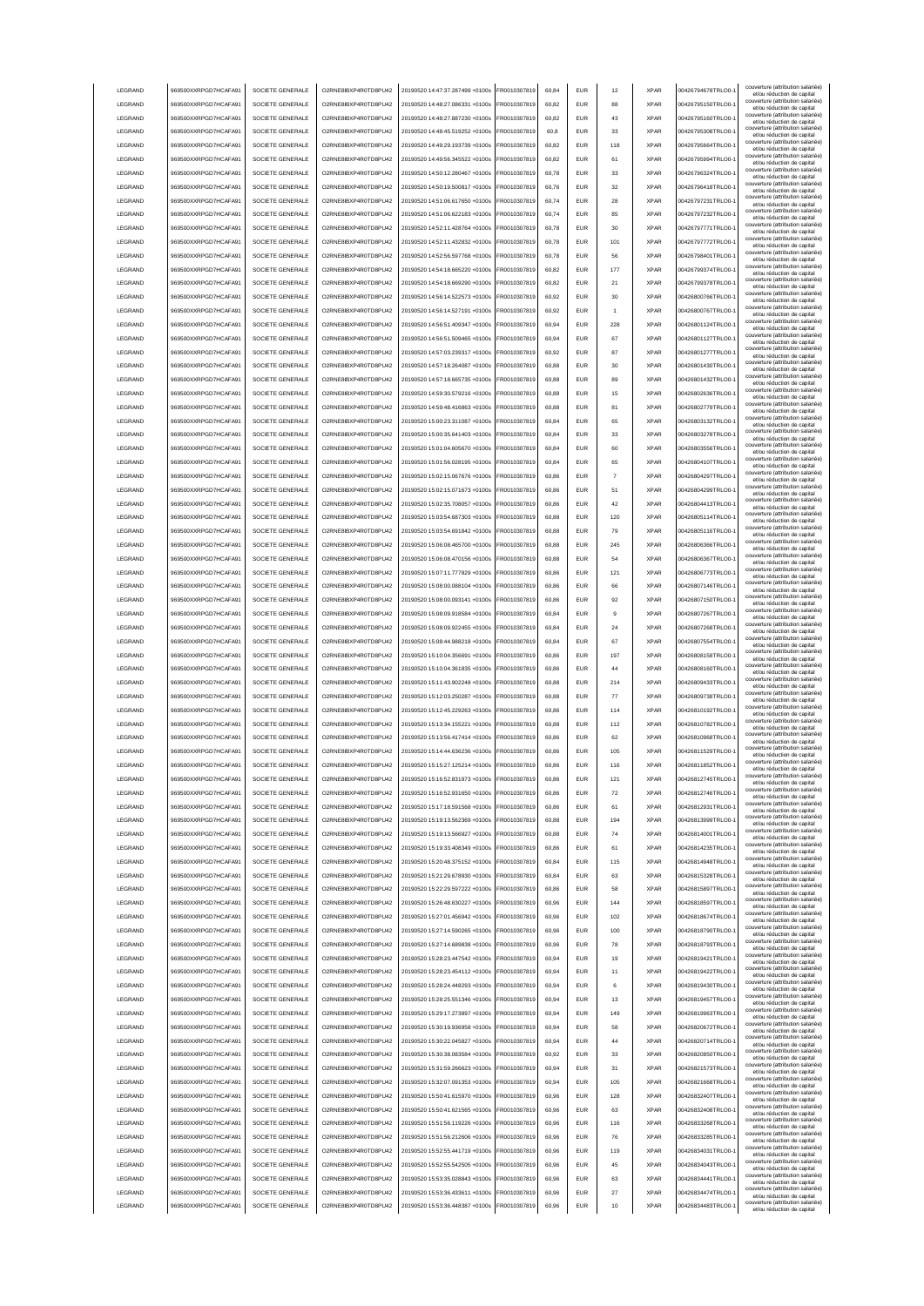| LEGRAND | 969500XXRPGD7HCAFA91 | SOCIETE GENERALE | O2RNE8IBXP4R0TD8PU42 | 20190520 14:47:37.287499 +0100s | FR0010307819 | 60,84 | EUR | 12 | XPAR | 00426794678TRLO0-1 | couverture (attribution salariée) et/ou réduction de capital |
|---|---|---|---|---|---|---|---|---|---|---|---|
| LEGRAND | 969500XXRPGD7HCAFA91 | SOCIETE GENERALE | O2RNE8IBXP4R0TD8PU42 | 20190520 14:48:27.086331 +0100s | FR0010307819 | 60,82 | EUR | 88 | XPAR | 00426795150TRLO0-1 | couverture (attribution salariée) et/ou réduction de capital |
| LEGRAND | 969500XXRPGD7HCAFA91 | SOCIETE GENERALE | O2RNE8IBXP4R0TD8PU42 | 20190520 14:48:27.087230 +0100s | FR0010307819 | 60,82 | EUR | 43 | XPAR | 00426795160TRLO0-1 | couverture (attribution salariée) et/ou réduction de capital |
| LEGRAND | 969500XXRPGD7HCAFA91 | SOCIETE GENERALE | O2RNE8IBXP4R0TD8PU42 | 20190520 14:48:45.519252 +0100s | FR0010307819 | 60,8 | EUR | 33 | XPAR | 00426795308TRLO0-1 | couverture (attribution salariée) et/ou réduction de capital |
| LEGRAND | 969500XXRPGD7HCAFA91 | SOCIETE GENERALE | O2RNE8IBXP4R0TD8PU42 | 20190520 14:49:29.193739 +0100s | FR0010307819 | 60,82 | EUR | 118 | XPAR | 00426795664TRLO0-1 | couverture (attribution salariée) et/ou réduction de capital |
| LEGRAND | 969500XXRPGD7HCAFA91 | SOCIETE GENERALE | O2RNE8IBXP4R0TD8PU42 | 20190520 14:49:56.345522 +0100s | FR0010307819 | 60,82 | EUR | 61 | XPAR | 00426795994TRLO0-1 | couverture (attribution salariée) et/ou réduction de capital |
| LEGRAND | 969500XXRPGD7HCAFA91 | SOCIETE GENERALE | O2RNE8IBXP4R0TD8PU42 | 20190520 14:50:12.280467 +0100s | FR0010307819 | 60,78 | EUR | 33 | XPAR | 00426796324TRLO0-1 | couverture (attribution salariée) et/ou réduction de capital |
| LEGRAND | 969500XXRPGD7HCAFA91 | SOCIETE GENERALE | O2RNE8IBXP4R0TD8PU42 | 20190520 14:50:19.500817 +0100s | FR0010307819 | 60,76 | EUR | 32 | XPAR | 00426796418TRLO0-1 | couverture (attribution salariée) et/ou réduction de capital |
| LEGRAND | 969500XXRPGD7HCAFA91 | SOCIETE GENERALE | O2RNE8IBXP4R0TD8PU42 | 20190520 14:51:06.617650 +0100s | FR0010307819 | 60,74 | EUR | 28 | XPAR | 00426797231TRLO0-1 | couverture (attribution salariée) et/ou réduction de capital |
| LEGRAND | 969500XXRPGD7HCAFA91 | SOCIETE GENERALE | O2RNE8IBXP4R0TD8PU42 | 20190520 14:51:06.622183 +0100s | FR0010307819 | 60,74 | EUR | 85 | XPAR | 00426797232TRLO0-1 | couverture (attribution salariée) et/ou réduction de capital |
| LEGRAND | 969500XXRPGD7HCAFA91 | SOCIETE GENERALE | O2RNE8IBXP4R0TD8PU42 | 20190520 14:52:11.428764 +0100s | FR0010307819 | 60,78 | EUR | 30 | XPAR | 00426797771TRLO0-1 | couverture (attribution salariée) et/ou réduction de capital |
| LEGRAND | 969500XXRPGD7HCAFA91 | SOCIETE GENERALE | O2RNE8IBXP4R0TD8PU42 | 20190520 14:52:11.432832 +0100s | FR0010307819 | 60,78 | EUR | 101 | XPAR | 00426797772TRLO0-1 | couverture (attribution salariée) et/ou réduction de capital |
| LEGRAND | 969500XXRPGD7HCAFA91 | SOCIETE GENERALE | O2RNE8IBXP4R0TD8PU42 | 20190520 14:52:56.597768 +0100s | FR0010307819 | 60,78 | EUR | 56 | XPAR | 00426798401TRLO0-1 | couverture (attribution salariée) et/ou réduction de capital |
| LEGRAND | 969500XXRPGD7HCAFA91 | SOCIETE GENERALE | O2RNE8IBXP4R0TD8PU42 | 20190520 14:54:18.665220 +0100s | FR0010307819 | 60,82 | EUR | 177 | XPAR | 00426799374TRLO0-1 | couverture (attribution salariée) et/ou réduction de capital |
| LEGRAND | 969500XXRPGD7HCAFA91 | SOCIETE GENERALE | O2RNE8IBXP4R0TD8PU42 | 20190520 14:54:18.669290 +0100s | FR0010307819 | 60,82 | EUR | 21 | XPAR | 00426799378TRLO0-1 | couverture (attribution salariée) et/ou réduction de capital |
| LEGRAND | 969500XXRPGD7HCAFA91 | SOCIETE GENERALE | O2RNE8IBXP4R0TD8PU42 | 20190520 14:56:14.522573 +0100s | FR0010307819 | 60,92 | EUR | 30 | XPAR | 00426800766TRLO0-1 | couverture (attribution salariée) et/ou réduction de capital |
| LEGRAND | 969500XXRPGD7HCAFA91 | SOCIETE GENERALE | O2RNE8IBXP4R0TD8PU42 | 20190520 14:56:14.527191 +0100s | FR0010307819 | 60,92 | EUR | 1 | XPAR | 00426800767TRLO0-1 | couverture (attribution salariée) et/ou réduction de capital |
| LEGRAND | 969500XXRPGD7HCAFA91 | SOCIETE GENERALE | O2RNE8IBXP4R0TD8PU42 | 20190520 14:56:51.409347 +0100s | FR0010307819 | 60,94 | EUR | 228 | XPAR | 00426801124TRLO0-1 | couverture (attribution salariée) et/ou réduction de capital |
| LEGRAND | 969500XXRPGD7HCAFA91 | SOCIETE GENERALE | O2RNE8IBXP4R0TD8PU42 | 20190520 14:56:51.509465 +0100s | FR0010307819 | 60,94 | EUR | 67 | XPAR | 00426801127TRLO0-1 | couverture (attribution salariée) et/ou réduction de capital |
| LEGRAND | 969500XXRPGD7HCAFA91 | SOCIETE GENERALE | O2RNE8IBXP4R0TD8PU42 | 20190520 14:57:03.239317 +0100s | FR0010307819 | 60,92 | EUR | 87 | XPAR | 00426801277TRLO0-1 | couverture (attribution salariée) et/ou réduction de capital |
| LEGRAND | 969500XXRPGD7HCAFA91 | SOCIETE GENERALE | O2RNE8IBXP4R0TD8PU42 | 20190520 14:57:18.264087 +0100s | FR0010307819 | 60,88 | EUR | 30 | XPAR | 00426801430TRLO0-1 | couverture (attribution salariée) et/ou réduction de capital |
| LEGRAND | 969500XXRPGD7HCAFA91 | SOCIETE GENERALE | O2RNE8IBXP4R0TD8PU42 | 20190520 14:57:18.665735 +0100s | FR0010307819 | 60,88 | EUR | 89 | XPAR | 00426801432TRLO0-1 | couverture (attribution salariée) et/ou réduction de capital |
| LEGRAND | 969500XXRPGD7HCAFA91 | SOCIETE GENERALE | O2RNE8IBXP4R0TD8PU42 | 20190520 14:59:30.579216 +0100s | FR0010307819 | 60,88 | EUR | 15 | XPAR | 00426802636TRLO0-1 | couverture (attribution salariée) et/ou réduction de capital |
| LEGRAND | 969500XXRPGD7HCAFA91 | SOCIETE GENERALE | O2RNE8IBXP4R0TD8PU42 | 20190520 14:59:48.416863 +0100s | FR0010307819 | 60,88 | EUR | 81 | XPAR | 00426802779TRLO0-1 | couverture (attribution salariée) et/ou réduction de capital |
| LEGRAND | 969500XXRPGD7HCAFA91 | SOCIETE GENERALE | O2RNE8IBXP4R0TD8PU42 | 20190520 15:00:23.311087 +0100s | FR0010307819 | 60,84 | EUR | 65 | XPAR | 00426803132TRLO0-1 | couverture (attribution salariée) et/ou réduction de capital |
| LEGRAND | 969500XXRPGD7HCAFA91 | SOCIETE GENERALE | O2RNE8IBXP4R0TD8PU42 | 20190520 15:00:35.641403 +0100s | FR0010307819 | 60,84 | EUR | 33 | XPAR | 00426803278TRLO0-1 | couverture (attribution salariée) et/ou réduction de capital |
| LEGRAND | 969500XXRPGD7HCAFA91 | SOCIETE GENERALE | O2RNE8IBXP4R0TD8PU42 | 20190520 15:01:04.605670 +0100s | FR0010307819 | 60,84 | EUR | 60 | XPAR | 00426803556TRLO0-1 | couverture (attribution salariée) et/ou réduction de capital |
| LEGRAND | 969500XXRPGD7HCAFA91 | SOCIETE GENERALE | O2RNE8IBXP4R0TD8PU42 | 20190520 15:01:56.028195 +0100s | FR0010307819 | 60,84 | EUR | 65 | XPAR | 00426804107TRLO0-1 | couverture (attribution salariée) et/ou réduction de capital |
| LEGRAND | 969500XXRPGD7HCAFA91 | SOCIETE GENERALE | O2RNE8IBXP4R0TD8PU42 | 20190520 15:02:15.067676 +0100s | FR0010307819 | 60,86 | EUR | 7 | XPAR | 00426804297TRLO0-1 | couverture (attribution salariée) et/ou réduction de capital |
| LEGRAND | 969500XXRPGD7HCAFA91 | SOCIETE GENERALE | O2RNE8IBXP4R0TD8PU42 | 20190520 15:02:15.071673 +0100s | FR0010307819 | 60,86 | EUR | 51 | XPAR | 00426804299TRLO0-1 | couverture (attribution salariée) et/ou réduction de capital |
| LEGRAND | 969500XXRPGD7HCAFA91 | SOCIETE GENERALE | O2RNE8IBXP4R0TD8PU42 | 20190520 15:02:35.708057 +0100s | FR0010307819 | 60,86 | EUR | 42 | XPAR | 00426804413TRLO0-1 | couverture (attribution salariée) et/ou réduction de capital |
| LEGRAND | 969500XXRPGD7HCAFA91 | SOCIETE GENERALE | O2RNE8IBXP4R0TD8PU42 | 20190520 15:03:54.687303 +0100s | FR0010307819 | 60,88 | EUR | 120 | XPAR | 00426805114TRLO0-1 | couverture (attribution salariée) et/ou réduction de capital |
| LEGRAND | 969500XXRPGD7HCAFA91 | SOCIETE GENERALE | O2RNE8IBXP4R0TD8PU42 | 20190520 15:03:54.691842 +0100s | FR0010307819 | 60,88 | EUR | 79 | XPAR | 00426805116TRLO0-1 | couverture (attribution salariée) et/ou réduction de capital |
| LEGRAND | 969500XXRPGD7HCAFA91 | SOCIETE GENERALE | O2RNE8IBXP4R0TD8PU42 | 20190520 15:06:08.465700 +0100s | FR0010307819 | 60,88 | EUR | 245 | XPAR | 00426806366TRLO0-1 | couverture (attribution salariée) et/ou réduction de capital |
| LEGRAND | 969500XXRPGD7HCAFA91 | SOCIETE GENERALE | O2RNE8IBXP4R0TD8PU42 | 20190520 15:06:08.470156 +0100s | FR0010307819 | 60,88 | EUR | 54 | XPAR | 00426806367TRLO0-1 | couverture (attribution salariée) et/ou réduction de capital |
| LEGRAND | 969500XXRPGD7HCAFA91 | SOCIETE GENERALE | O2RNE8IBXP4R0TD8PU42 | 20190520 15:07:11.777829 +0100s | FR0010307819 | 60,86 | EUR | 121 | XPAR | 00426806773TRLO0-1 | couverture (attribution salariée) et/ou réduction de capital |
| LEGRAND | 969500XXRPGD7HCAFA91 | SOCIETE GENERALE | O2RNE8IBXP4R0TD8PU42 | 20190520 15:08:00.088104 +0100s | FR0010307819 | 60,86 | EUR | 66 | XPAR | 00426807146TRLO0-1 | couverture (attribution salariée) et/ou réduction de capital |
| LEGRAND | 969500XXRPGD7HCAFA91 | SOCIETE GENERALE | O2RNE8IBXP4R0TD8PU42 | 20190520 15:08:00.093141 +0100s | FR0010307819 | 60,86 | EUR | 92 | XPAR | 00426807150TRLO0-1 | couverture (attribution salariée) et/ou réduction de capital |
| LEGRAND | 969500XXRPGD7HCAFA91 | SOCIETE GENERALE | O2RNE8IBXP4R0TD8PU42 | 20190520 15:08:09.918584 +0100s | FR0010307819 | 60,84 | EUR | 9 | XPAR | 00426807267TRLO0-1 | couverture (attribution salariée) et/ou réduction de capital |
| LEGRAND | 969500XXRPGD7HCAFA91 | SOCIETE GENERALE | O2RNE8IBXP4R0TD8PU42 | 20190520 15:08:09.922455 +0100s | FR0010307819 | 60,84 | EUR | 24 | XPAR | 00426807268TRLO0-1 | couverture (attribution salariée) et/ou réduction de capital |
| LEGRAND | 969500XXRPGD7HCAFA91 | SOCIETE GENERALE | O2RNE8IBXP4R0TD8PU42 | 20190520 15:08:44.988218 +0100s | FR0010307819 | 60,84 | EUR | 67 | XPAR | 00426807554TRLO0-1 | couverture (attribution salariée) et/ou réduction de capital |
| LEGRAND | 969500XXRPGD7HCAFA91 | SOCIETE GENERALE | O2RNE8IBXP4R0TD8PU42 | 20190520 15:10:04.356691 +0100s | FR0010307819 | 60,86 | EUR | 197 | XPAR | 00426808158TRLO0-1 | couverture (attribution salariée) et/ou réduction de capital |
| LEGRAND | 969500XXRPGD7HCAFA91 | SOCIETE GENERALE | O2RNE8IBXP4R0TD8PU42 | 20190520 15:10:04.361835 +0100s | FR0010307819 | 60,86 | EUR | 44 | XPAR | 00426808160TRLO0-1 | couverture (attribution salariée) et/ou réduction de capital |
| LEGRAND | 969500XXRPGD7HCAFA91 | SOCIETE GENERALE | O2RNE8IBXP4R0TD8PU42 | 20190520 15:11:43.902248 +0100s | FR0010307819 | 60,88 | EUR | 214 | XPAR | 00426809433TRLO0-1 | couverture (attribution salariée) et/ou réduction de capital |
| LEGRAND | 969500XXRPGD7HCAFA91 | SOCIETE GENERALE | O2RNE8IBXP4R0TD8PU42 | 20190520 15:12:03.250287 +0100s | FR0010307819 | 60,88 | EUR | 77 | XPAR | 00426809738TRLO0-1 | couverture (attribution salariée) et/ou réduction de capital |
| LEGRAND | 969500XXRPGD7HCAFA91 | SOCIETE GENERALE | O2RNE8IBXP4R0TD8PU42 | 20190520 15:12:45.229263 +0100s | FR0010307819 | 60,86 | EUR | 114 | XPAR | 00426810192TRLO0-1 | couverture (attribution salariée) et/ou réduction de capital |
| LEGRAND | 969500XXRPGD7HCAFA91 | SOCIETE GENERALE | O2RNE8IBXP4R0TD8PU42 | 20190520 15:13:34.155221 +0100s | FR0010307819 | 60,88 | EUR | 112 | XPAR | 00426810782TRLO0-1 | couverture (attribution salariée) et/ou réduction de capital |
| LEGRAND | 969500XXRPGD7HCAFA91 | SOCIETE GENERALE | O2RNE8IBXP4R0TD8PU42 | 20190520 15:13:56.417414 +0100s | FR0010307819 | 60,86 | EUR | 62 | XPAR | 00426810968TRLO0-1 | couverture (attribution salariée) et/ou réduction de capital |
| LEGRAND | 969500XXRPGD7HCAFA91 | SOCIETE GENERALE | O2RNE8IBXP4R0TD8PU42 | 20190520 15:14:44.636236 +0100s | FR0010307819 | 60,86 | EUR | 105 | XPAR | 00426811529TRLO0-1 | couverture (attribution salariée) et/ou réduction de capital |
| LEGRAND | 969500XXRPGD7HCAFA91 | SOCIETE GENERALE | O2RNE8IBXP4R0TD8PU42 | 20190520 15:15:27.125214 +0100s | FR0010307819 | 60,86 | EUR | 116 | XPAR | 00426811852TRLO0-1 | couverture (attribution salariée) et/ou réduction de capital |
| LEGRAND | 969500XXRPGD7HCAFA91 | SOCIETE GENERALE | O2RNE8IBXP4R0TD8PU42 | 20190520 15:16:52.831973 +0100s | FR0010307819 | 60,86 | EUR | 121 | XPAR | 00426812745TRLO0-1 | couverture (attribution salariée) et/ou réduction de capital |
| LEGRAND | 969500XXRPGD7HCAFA91 | SOCIETE GENERALE | O2RNE8IBXP4R0TD8PU42 | 20190520 15:16:52.931650 +0100s | FR0010307819 | 60,86 | EUR | 72 | XPAR | 00426812746TRLO0-1 | couverture (attribution salariée) et/ou réduction de capital |
| LEGRAND | 969500XXRPGD7HCAFA91 | SOCIETE GENERALE | O2RNE8IBXP4R0TD8PU42 | 20190520 15:17:18.591568 +0100s | FR0010307819 | 60,86 | EUR | 61 | XPAR | 00426812931TRLO0-1 | couverture (attribution salariée) et/ou réduction de capital |
| LEGRAND | 969500XXRPGD7HCAFA91 | SOCIETE GENERALE | O2RNE8IBXP4R0TD8PU42 | 20190520 15:19:13.562369 +0100s | FR0010307819 | 60,88 | EUR | 194 | XPAR | 00426813999TRLO0-1 | couverture (attribution salariée) et/ou réduction de capital |
| LEGRAND | 969500XXRPGD7HCAFA91 | SOCIETE GENERALE | O2RNE8IBXP4R0TD8PU42 | 20190520 15:19:13.566927 +0100s | FR0010307819 | 60,88 | EUR | 74 | XPAR | 00426814001TRLO0-1 | couverture (attribution salariée) et/ou réduction de capital |
| LEGRAND | 969500XXRPGD7HCAFA91 | SOCIETE GENERALE | O2RNE8IBXP4R0TD8PU42 | 20190520 15:19:33.408349 +0100s | FR0010307819 | 60,86 | EUR | 61 | XPAR | 00426814235TRLO0-1 | couverture (attribution salariée) et/ou réduction de capital |
| LEGRAND | 969500XXRPGD7HCAFA91 | SOCIETE GENERALE | O2RNE8IBXP4R0TD8PU42 | 20190520 15:20:48.375152 +0100s | FR0010307819 | 60,84 | EUR | 115 | XPAR | 00426814948TRLO0-1 | couverture (attribution salariée) et/ou réduction de capital |
| LEGRAND | 969500XXRPGD7HCAFA91 | SOCIETE GENERALE | O2RNE8IBXP4R0TD8PU42 | 20190520 15:21:29.678930 +0100s | FR0010307819 | 60,84 | EUR | 63 | XPAR | 00426815328TRLO0-1 | couverture (attribution salariée) et/ou réduction de capital |
| LEGRAND | 969500XXRPGD7HCAFA91 | SOCIETE GENERALE | O2RNE8IBXP4R0TD8PU42 | 20190520 15:22:29.597222 +0100s | FR0010307819 | 60,86 | EUR | 58 | XPAR | 00426815897TRLO0-1 | couverture (attribution salariée) et/ou réduction de capital |
| LEGRAND | 969500XXRPGD7HCAFA91 | SOCIETE GENERALE | O2RNE8IBXP4R0TD8PU42 | 20190520 15:26:48.630227 +0100s | FR0010307819 | 60,96 | EUR | 144 | XPAR | 00426818597TRLO0-1 | couverture (attribution salariée) et/ou réduction de capital |
| LEGRAND | 969500XXRPGD7HCAFA91 | SOCIETE GENERALE | O2RNE8IBXP4R0TD8PU42 | 20190520 15:27:01.456942 +0100s | FR0010307819 | 60,96 | EUR | 102 | XPAR | 00426818674TRLO0-1 | couverture (attribution salariée) et/ou réduction de capital |
| LEGRAND | 969500XXRPGD7HCAFA91 | SOCIETE GENERALE | O2RNE8IBXP4R0TD8PU42 | 20190520 15:27:14.590265 +0100s | FR0010307819 | 60,96 | EUR | 100 | XPAR | 00426818790TRLO0-1 | couverture (attribution salariée) et/ou réduction de capital |
| LEGRAND | 969500XXRPGD7HCAFA91 | SOCIETE GENERALE | O2RNE8IBXP4R0TD8PU42 | 20190520 15:27:14.689838 +0100s | FR0010307819 | 60,96 | EUR | 78 | XPAR | 00426818793TRLO0-1 | couverture (attribution salariée) et/ou réduction de capital |
| LEGRAND | 969500XXRPGD7HCAFA91 | SOCIETE GENERALE | O2RNE8IBXP4R0TD8PU42 | 20190520 15:28:23.447542 +0100s | FR0010307819 | 60,94 | EUR | 19 | XPAR | 00426819421TRLO0-1 | couverture (attribution salariée) et/ou réduction de capital |
| LEGRAND | 969500XXRPGD7HCAFA91 | SOCIETE GENERALE | O2RNE8IBXP4R0TD8PU42 | 20190520 15:28:23.454112 +0100s | FR0010307819 | 60,94 | EUR | 11 | XPAR | 00426819422TRLO0-1 | couverture (attribution salariée) et/ou réduction de capital |
| LEGRAND | 969500XXRPGD7HCAFA91 | SOCIETE GENERALE | O2RNE8IBXP4R0TD8PU42 | 20190520 15:28:24.448293 +0100s | FR0010307819 | 60,94 | EUR | 6 | XPAR | 00426819430TRLO0-1 | couverture (attribution salariée) et/ou réduction de capital |
| LEGRAND | 969500XXRPGD7HCAFA91 | SOCIETE GENERALE | O2RNE8IBXP4R0TD8PU42 | 20190520 15:28:25.551346 +0100s | FR0010307819 | 60,94 | EUR | 13 | XPAR | 00426819457TRLO0-1 | couverture (attribution salariée) et/ou réduction de capital |
| LEGRAND | 969500XXRPGD7HCAFA91 | SOCIETE GENERALE | O2RNE8IBXP4R0TD8PU42 | 20190520 15:29:17.273897 +0100s | FR0010307819 | 60,94 | EUR | 149 | XPAR | 00426819963TRLO0-1 | couverture (attribution salariée) et/ou réduction de capital |
| LEGRAND | 969500XXRPGD7HCAFA91 | SOCIETE GENERALE | O2RNE8IBXP4R0TD8PU42 | 20190520 15:30:19.936958 +0100s | FR0010307819 | 60,94 | EUR | 58 | XPAR | 00426820672TRLO0-1 | couverture (attribution salariée) et/ou réduction de capital |
| LEGRAND | 969500XXRPGD7HCAFA91 | SOCIETE GENERALE | O2RNE8IBXP4R0TD8PU42 | 20190520 15:30:22.045827 +0100s | FR0010307819 | 60,94 | EUR | 44 | XPAR | 00426820714TRLO0-1 | couverture (attribution salariée) et/ou réduction de capital |
| LEGRAND | 969500XXRPGD7HCAFA91 | SOCIETE GENERALE | O2RNE8IBXP4R0TD8PU42 | 20190520 15:30:38.083584 +0100s | FR0010307819 | 60,92 | EUR | 33 | XPAR | 00426820850TRLO0-1 | couverture (attribution salariée) et/ou réduction de capital |
| LEGRAND | 969500XXRPGD7HCAFA91 | SOCIETE GENERALE | O2RNE8IBXP4R0TD8PU42 | 20190520 15:31:59.266623 +0100s | FR0010307819 | 60,94 | EUR | 31 | XPAR | 00426821573TRLO0-1 | couverture (attribution salariée) et/ou réduction de capital |
| LEGRAND | 969500XXRPGD7HCAFA91 | SOCIETE GENERALE | O2RNE8IBXP4R0TD8PU42 | 20190520 15:32:07.091353 +0100s | FR0010307819 | 60,94 | EUR | 105 | XPAR | 00426821668TRLO0-1 | couverture (attribution salariée) et/ou réduction de capital |
| LEGRAND | 969500XXRPGD7HCAFA91 | SOCIETE GENERALE | O2RNE8IBXP4R0TD8PU42 | 20190520 15:50:41.615970 +0100s | FR0010307819 | 60,96 | EUR | 128 | XPAR | 00426832407TRLO0-1 | couverture (attribution salariée) et/ou réduction de capital |
| LEGRAND | 969500XXRPGD7HCAFA91 | SOCIETE GENERALE | O2RNE8IBXP4R0TD8PU42 | 20190520 15:50:41.621565 +0100s | FR0010307819 | 60,96 | EUR | 63 | XPAR | 00426832408TRLO0-1 | couverture (attribution salariée) et/ou réduction de capital |
| LEGRAND | 969500XXRPGD7HCAFA91 | SOCIETE GENERALE | O2RNE8IBXP4R0TD8PU42 | 20190520 15:51:56.119226 +0100s | FR0010307819 | 60,96 | EUR | 116 | XPAR | 00426833268TRLO0-1 | couverture (attribution salariée) et/ou réduction de capital |
| LEGRAND | 969500XXRPGD7HCAFA91 | SOCIETE GENERALE | O2RNE8IBXP4R0TD8PU42 | 20190520 15:51:56.212606 +0100s | FR0010307819 | 60,96 | EUR | 76 | XPAR | 00426833285TRLO0-1 | couverture (attribution salariée) et/ou réduction de capital |
| LEGRAND | 969500XXRPGD7HCAFA91 | SOCIETE GENERALE | O2RNE8IBXP4R0TD8PU42 | 20190520 15:52:55.441719 +0100s | FR0010307819 | 60,96 | EUR | 119 | XPAR | 00426834031TRLO0-1 | couverture (attribution salariée) et/ou réduction de capital |
| LEGRAND | 969500XXRPGD7HCAFA91 | SOCIETE GENERALE | O2RNE8IBXP4R0TD8PU42 | 20190520 15:52:55.542505 +0100s | FR0010307819 | 60,96 | EUR | 45 | XPAR | 00426834043TRLO0-1 | couverture (attribution salariée) et/ou réduction de capital |
| LEGRAND | 969500XXRPGD7HCAFA91 | SOCIETE GENERALE | O2RNE8IBXP4R0TD8PU42 | 20190520 15:53:35.028843 +0100s | FR0010307819 | 60,96 | EUR | 63 | XPAR | 00426834441TRLO0-1 | couverture (attribution salariée) et/ou réduction de capital |
| LEGRAND | 969500XXRPGD7HCAFA91 | SOCIETE GENERALE | O2RNE8IBXP4R0TD8PU42 | 20190520 15:53:36.433611 +0100s | FR0010307819 | 60,96 | EUR | 27 | XPAR | 00426834474TRLO0-1 | couverture (attribution salariée) et/ou réduction de capital |
| LEGRAND | 969500XXRPGD7HCAFA91 | SOCIETE GENERALE | O2RNE8IBXP4R0TD8PU42 | 20190520 15:53:36.448387 +0100s | FR0010307819 | 60,96 | EUR | 10 | XPAR | 00426834483TRLO0-1 | couverture (attribution salariée) et/ou réduction de capital |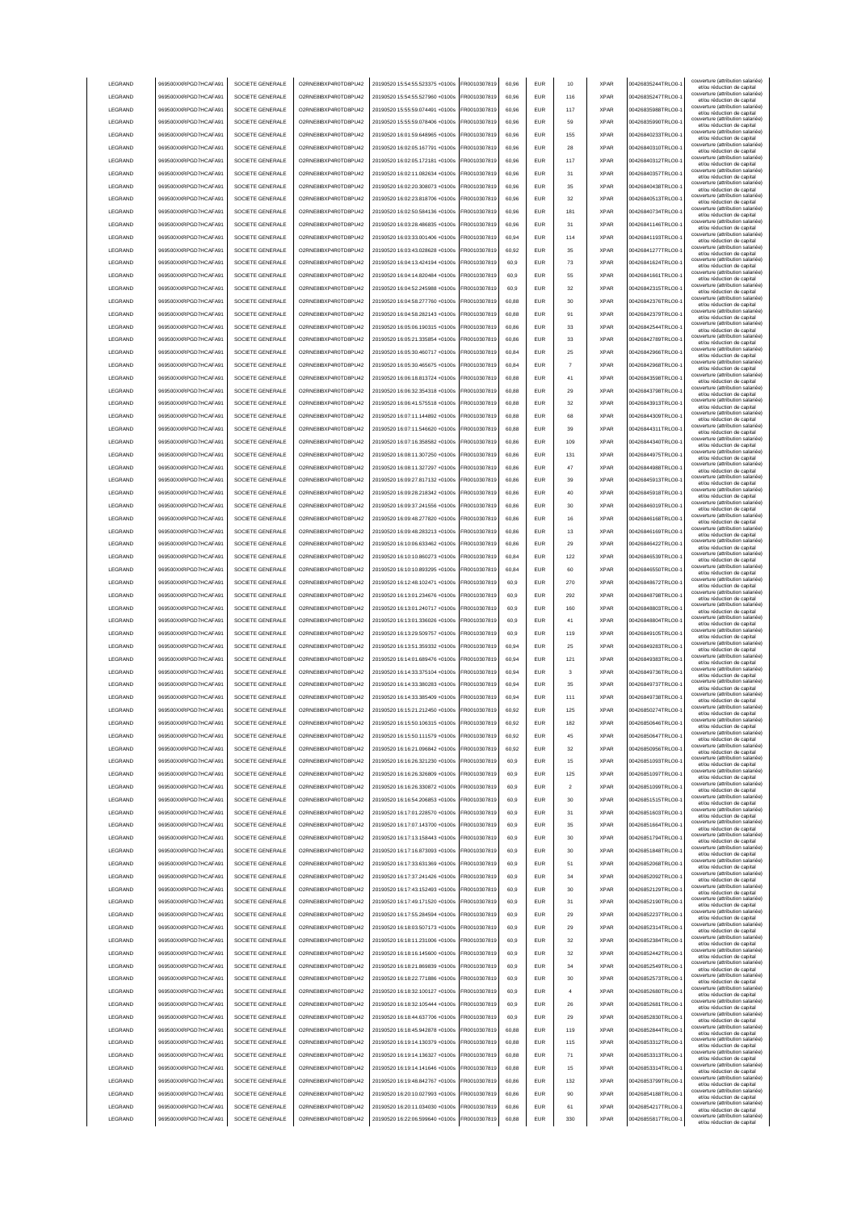| LEGRAND | 969500XXRPGD7HCAFA91 | SOCIETE GENERALE | O2RNE8IBXP4R0TD8PU42 | 20190520 15:54:55.523375 +0100s | FR0010307819 | 60,96 | EUR | 10 | XPAR | 00426835244TRLO0-1 | couverture (attribution salariée) et/ou réduction de capital |
|---|---|---|---|---|---|---|---|---|---|---|---|
| LEGRAND | 969500XXRPGD7HCAFA91 | SOCIETE GENERALE | O2RNE8IBXP4R0TD8PU42 | 20190520 15:54:55.527960 +0100s | FR0010307819 | 60,96 | EUR | 116 | XPAR | 00426835247TRLO0-1 | couverture (attribution salariée) et/ou réduction de capital |
| LEGRAND | 969500XXRPGD7HCAFA91 | SOCIETE GENERALE | O2RNE8IBXP4R0TD8PU42 | 20190520 15:55:59.074491 +0100s | FR0010307819 | 60,96 | EUR | 117 | XPAR | 00426835988TRLO0-1 | couverture (attribution salariée) et/ou réduction de capital |
| LEGRAND | 969500XXRPGD7HCAFA91 | SOCIETE GENERALE | O2RNE8IBXP4R0TD8PU42 | 20190520 15:55:59.078406 +0100s | FR0010307819 | 60,96 | EUR | 59 | XPAR | 00426835990TRLO0-1 | couverture (attribution salariée) et/ou réduction de capital |
| LEGRAND | 969500XXRPGD7HCAFA91 | SOCIETE GENERALE | O2RNE8IBXP4R0TD8PU42 | 20190520 16:01:59.648965 +0100s | FR0010307819 | 60,96 | EUR | 155 | XPAR | 00426840233TRLO0-1 | couverture (attribution salariée) et/ou réduction de capital |
| LEGRAND | 969500XXRPGD7HCAFA91 | SOCIETE GENERALE | O2RNE8IBXP4R0TD8PU42 | 20190520 16:02:05.167791 +0100s | FR0010307819 | 60,96 | EUR | 28 | XPAR | 00426840310TRLO0-1 | couverture (attribution salariée) et/ou réduction de capital |
| LEGRAND | 969500XXRPGD7HCAFA91 | SOCIETE GENERALE | O2RNE8IBXP4R0TD8PU42 | 20190520 16:02:05.172181 +0100s | FR0010307819 | 60,96 | EUR | 117 | XPAR | 00426840312TRLO0-1 | couverture (attribution salariée) et/ou réduction de capital |
| LEGRAND | 969500XXRPGD7HCAFA91 | SOCIETE GENERALE | O2RNE8IBXP4R0TD8PU42 | 20190520 16:02:11.082634 +0100s | FR0010307819 | 60,96 | EUR | 31 | XPAR | 00426840357TRLO0-1 | couverture (attribution salariée) et/ou réduction de capital |
| LEGRAND | 969500XXRPGD7HCAFA91 | SOCIETE GENERALE | O2RNE8IBXP4R0TD8PU42 | 20190520 16:02:20.308073 +0100s | FR0010307819 | 60,96 | EUR | 35 | XPAR | 00426840438TRLO0-1 | couverture (attribution salariée) et/ou réduction de capital |
| LEGRAND | 969500XXRPGD7HCAFA91 | SOCIETE GENERALE | O2RNE8IBXP4R0TD8PU42 | 20190520 16:02:23.818706 +0100s | FR0010307819 | 60,96 | EUR | 32 | XPAR | 00426840513TRLO0-1 | couverture (attribution salariée) et/ou réduction de capital |
| LEGRAND | 969500XXRPGD7HCAFA91 | SOCIETE GENERALE | O2RNE8IBXP4R0TD8PU42 | 20190520 16:02:50.584136 +0100s | FR0010307819 | 60,96 | EUR | 181 | XPAR | 00426840734TRLO0-1 | couverture (attribution salariée) et/ou réduction de capital |
| LEGRAND | 969500XXRPGD7HCAFA91 | SOCIETE GENERALE | O2RNE8IBXP4R0TD8PU42 | 20190520 16:03:28.486835 +0100s | FR0010307819 | 60,96 | EUR | 31 | XPAR | 00426841146TRLO0-1 | couverture (attribution salariée) et/ou réduction de capital |
| LEGRAND | 969500XXRPGD7HCAFA91 | SOCIETE GENERALE | O2RNE8IBXP4R0TD8PU42 | 20190520 16:03:33.001406 +0100s | FR0010307819 | 60,94 | EUR | 114 | XPAR | 00426841193TRLO0-1 | couverture (attribution salariée) et/ou réduction de capital |
| LEGRAND | 969500XXRPGD7HCAFA91 | SOCIETE GENERALE | O2RNE8IBXP4R0TD8PU42 | 20190520 16:03:43.028628 +0100s | FR0010307819 | 60,92 | EUR | 35 | XPAR | 00426841277TRLO0-1 | couverture (attribution salariée) et/ou réduction de capital |
| LEGRAND | 969500XXRPGD7HCAFA91 | SOCIETE GENERALE | O2RNE8IBXP4R0TD8PU42 | 20190520 16:04:13.424194 +0100s | FR0010307819 | 60,9 | EUR | 73 | XPAR | 00426841624TRLO0-1 | couverture (attribution salariée) et/ou réduction de capital |
| LEGRAND | 969500XXRPGD7HCAFA91 | SOCIETE GENERALE | O2RNE8IBXP4R0TD8PU42 | 20190520 16:04:14.820484 +0100s | FR0010307819 | 60,9 | EUR | 55 | XPAR | 00426841661TRLO0-1 | couverture (attribution salariée) et/ou réduction de capital |
| LEGRAND | 969500XXRPGD7HCAFA91 | SOCIETE GENERALE | O2RNE8IBXP4R0TD8PU42 | 20190520 16:04:52.245988 +0100s | FR0010307819 | 60,9 | EUR | 32 | XPAR | 00426842315TRLO0-1 | couverture (attribution salariée) et/ou réduction de capital |
| LEGRAND | 969500XXRPGD7HCAFA91 | SOCIETE GENERALE | O2RNE8IBXP4R0TD8PU42 | 20190520 16:04:58.277760 +0100s | FR0010307819 | 60,88 | EUR | 30 | XPAR | 00426842376TRLO0-1 | couverture (attribution salariée) et/ou réduction de capital |
| LEGRAND | 969500XXRPGD7HCAFA91 | SOCIETE GENERALE | O2RNE8IBXP4R0TD8PU42 | 20190520 16:04:58.282143 +0100s | FR0010307819 | 60,88 | EUR | 91 | XPAR | 00426842379TRLO0-1 | couverture (attribution salariée) et/ou réduction de capital |
| LEGRAND | 969500XXRPGD7HCAFA91 | SOCIETE GENERALE | O2RNE8IBXP4R0TD8PU42 | 20190520 16:05:06.190315 +0100s | FR0010307819 | 60,86 | EUR | 33 | XPAR | 00426842544TRLO0-1 | couverture (attribution salariée) et/ou réduction de capital |
| LEGRAND | 969500XXRPGD7HCAFA91 | SOCIETE GENERALE | O2RNE8IBXP4R0TD8PU42 | 20190520 16:05:21.335854 +0100s | FR0010307819 | 60,86 | EUR | 33 | XPAR | 00426842789TRLO0-1 | couverture (attribution salariée) et/ou réduction de capital |
| LEGRAND | 969500XXRPGD7HCAFA91 | SOCIETE GENERALE | O2RNE8IBXP4R0TD8PU42 | 20190520 16:05:30.460717 +0100s | FR0010307819 | 60,84 | EUR | 25 | XPAR | 00426842966TRLO0-1 | couverture (attribution salariée) et/ou réduction de capital |
| LEGRAND | 969500XXRPGD7HCAFA91 | SOCIETE GENERALE | O2RNE8IBXP4R0TD8PU42 | 20190520 16:05:30.465675 +0100s | FR0010307819 | 60,84 | EUR | 7 | XPAR | 00426842968TRLO0-1 | couverture (attribution salariée) et/ou réduction de capital |
| LEGRAND | 969500XXRPGD7HCAFA91 | SOCIETE GENERALE | O2RNE8IBXP4R0TD8PU42 | 20190520 16:06:18.813724 +0100s | FR0010307819 | 60,88 | EUR | 41 | XPAR | 00426843598TRLO0-1 | couverture (attribution salariée) et/ou réduction de capital |
| LEGRAND | 969500XXRPGD7HCAFA91 | SOCIETE GENERALE | O2RNE8IBXP4R0TD8PU42 | 20190520 16:06:32.354318 +0100s | FR0010307819 | 60,88 | EUR | 29 | XPAR | 00426843798TRLO0-1 | couverture (attribution salariée) et/ou réduction de capital |
| LEGRAND | 969500XXRPGD7HCAFA91 | SOCIETE GENERALE | O2RNE8IBXP4R0TD8PU42 | 20190520 16:06:41.575518 +0100s | FR0010307819 | 60,88 | EUR | 32 | XPAR | 00426843913TRLO0-1 | couverture (attribution salariée) et/ou réduction de capital |
| LEGRAND | 969500XXRPGD7HCAFA91 | SOCIETE GENERALE | O2RNE8IBXP4R0TD8PU42 | 20190520 16:07:11.144892 +0100s | FR0010307819 | 60,88 | EUR | 68 | XPAR | 00426844309TRLO0-1 | couverture (attribution salariée) et/ou réduction de capital |
| LEGRAND | 969500XXRPGD7HCAFA91 | SOCIETE GENERALE | O2RNE8IBXP4R0TD8PU42 | 20190520 16:07:11.546620 +0100s | FR0010307819 | 60,88 | EUR | 39 | XPAR | 00426844311TRLO0-1 | couverture (attribution salariée) et/ou réduction de capital |
| LEGRAND | 969500XXRPGD7HCAFA91 | SOCIETE GENERALE | O2RNE8IBXP4R0TD8PU42 | 20190520 16:07:16.358582 +0100s | FR0010307819 | 60,86 | EUR | 109 | XPAR | 00426844340TRLO0-1 | couverture (attribution salariée) et/ou réduction de capital |
| LEGRAND | 969500XXRPGD7HCAFA91 | SOCIETE GENERALE | O2RNE8IBXP4R0TD8PU42 | 20190520 16:08:11.307250 +0100s | FR0010307819 | 60,86 | EUR | 131 | XPAR | 00426844975TRLO0-1 | couverture (attribution salariée) et/ou réduction de capital |
| LEGRAND | 969500XXRPGD7HCAFA91 | SOCIETE GENERALE | O2RNE8IBXP4R0TD8PU42 | 20190520 16:08:11.327297 +0100s | FR0010307819 | 60,86 | EUR | 47 | XPAR | 00426844988TRLO0-1 | couverture (attribution salariée) et/ou réduction de capital |
| LEGRAND | 969500XXRPGD7HCAFA91 | SOCIETE GENERALE | O2RNE8IBXP4R0TD8PU42 | 20190520 16:09:27.817132 +0100s | FR0010307819 | 60,86 | EUR | 39 | XPAR | 00426845913TRLO0-1 | couverture (attribution salariée) et/ou réduction de capital |
| LEGRAND | 969500XXRPGD7HCAFA91 | SOCIETE GENERALE | O2RNE8IBXP4R0TD8PU42 | 20190520 16:09:28.218342 +0100s | FR0010307819 | 60,86 | EUR | 40 | XPAR | 00426845918TRLO0-1 | couverture (attribution salariée) et/ou réduction de capital |
| LEGRAND | 969500XXRPGD7HCAFA91 | SOCIETE GENERALE | O2RNE8IBXP4R0TD8PU42 | 20190520 16:09:37.241556 +0100s | FR0010307819 | 60,86 | EUR | 30 | XPAR | 00426846019TRLO0-1 | couverture (attribution salariée) et/ou réduction de capital |
| LEGRAND | 969500XXRPGD7HCAFA91 | SOCIETE GENERALE | O2RNE8IBXP4R0TD8PU42 | 20190520 16:09:48.277820 +0100s | FR0010307819 | 60,86 | EUR | 16 | XPAR | 00426846168TRLO0-1 | couverture (attribution salariée) et/ou réduction de capital |
| LEGRAND | 969500XXRPGD7HCAFA91 | SOCIETE GENERALE | O2RNE8IBXP4R0TD8PU42 | 20190520 16:09:48.283213 +0100s | FR0010307819 | 60,86 | EUR | 13 | XPAR | 00426846169TRLO0-1 | couverture (attribution salariée) et/ou réduction de capital |
| LEGRAND | 969500XXRPGD7HCAFA91 | SOCIETE GENERALE | O2RNE8IBXP4R0TD8PU42 | 20190520 16:10:06.633462 +0100s | FR0010307819 | 60,86 | EUR | 29 | XPAR | 00426846422TRLO0-1 | couverture (attribution salariée) et/ou réduction de capital |
| LEGRAND | 969500XXRPGD7HCAFA91 | SOCIETE GENERALE | O2RNE8IBXP4R0TD8PU42 | 20190520 16:10:10.860273 +0100s | FR0010307819 | 60,84 | EUR | 122 | XPAR | 00426846539TRLO0-1 | couverture (attribution salariée) et/ou réduction de capital |
| LEGRAND | 969500XXRPGD7HCAFA91 | SOCIETE GENERALE | O2RNE8IBXP4R0TD8PU42 | 20190520 16:10:10.893295 +0100s | FR0010307819 | 60,84 | EUR | 60 | XPAR | 00426846550TRLO0-1 | couverture (attribution salariée) et/ou réduction de capital |
| LEGRAND | 969500XXRPGD7HCAFA91 | SOCIETE GENERALE | O2RNE8IBXP4R0TD8PU42 | 20190520 16:12:48.102471 +0100s | FR0010307819 | 60,9 | EUR | 270 | XPAR | 00426848672TRLO0-1 | couverture (attribution salariée) et/ou réduction de capital |
| LEGRAND | 969500XXRPGD7HCAFA91 | SOCIETE GENERALE | O2RNE8IBXP4R0TD8PU42 | 20190520 16:13:01.234676 +0100s | FR0010307819 | 60,9 | EUR | 292 | XPAR | 00426848798TRLO0-1 | couverture (attribution salariée) et/ou réduction de capital |
| LEGRAND | 969500XXRPGD7HCAFA91 | SOCIETE GENERALE | O2RNE8IBXP4R0TD8PU42 | 20190520 16:13:01.240717 +0100s | FR0010307819 | 60,9 | EUR | 160 | XPAR | 00426848803TRLO0-1 | couverture (attribution salariée) et/ou réduction de capital |
| LEGRAND | 969500XXRPGD7HCAFA91 | SOCIETE GENERALE | O2RNE8IBXP4R0TD8PU42 | 20190520 16:13:01.336026 +0100s | FR0010307819 | 60,9 | EUR | 41 | XPAR | 00426848804TRLO0-1 | couverture (attribution salariée) et/ou réduction de capital |
| LEGRAND | 969500XXRPGD7HCAFA91 | SOCIETE GENERALE | O2RNE8IBXP4R0TD8PU42 | 20190520 16:13:29.509757 +0100s | FR0010307819 | 60,9 | EUR | 119 | XPAR | 00426849105TRLO0-1 | couverture (attribution salariée) et/ou réduction de capital |
| LEGRAND | 969500XXRPGD7HCAFA91 | SOCIETE GENERALE | O2RNE8IBXP4R0TD8PU42 | 20190520 16:13:51.359332 +0100s | FR0010307819 | 60,94 | EUR | 25 | XPAR | 00426849283TRLO0-1 | couverture (attribution salariée) et/ou réduction de capital |
| LEGRAND | 969500XXRPGD7HCAFA91 | SOCIETE GENERALE | O2RNE8IBXP4R0TD8PU42 | 20190520 16:14:01.689476 +0100s | FR0010307819 | 60,94 | EUR | 121 | XPAR | 00426849383TRLO0-1 | couverture (attribution salariée) et/ou réduction de capital |
| LEGRAND | 969500XXRPGD7HCAFA91 | SOCIETE GENERALE | O2RNE8IBXP4R0TD8PU42 | 20190520 16:14:33.375104 +0100s | FR0010307819 | 60,94 | EUR | 3 | XPAR | 00426849736TRLO0-1 | couverture (attribution salariée) et/ou réduction de capital |
| LEGRAND | 969500XXRPGD7HCAFA91 | SOCIETE GENERALE | O2RNE8IBXP4R0TD8PU42 | 20190520 16:14:33.380283 +0100s | FR0010307819 | 60,94 | EUR | 35 | XPAR | 00426849737TRLO0-1 | couverture (attribution salariée) et/ou réduction de capital |
| LEGRAND | 969500XXRPGD7HCAFA91 | SOCIETE GENERALE | O2RNE8IBXP4R0TD8PU42 | 20190520 16:14:33.385409 +0100s | FR0010307819 | 60,94 | EUR | 111 | XPAR | 00426849738TRLO0-1 | couverture (attribution salariée) et/ou réduction de capital |
| LEGRAND | 969500XXRPGD7HCAFA91 | SOCIETE GENERALE | O2RNE8IBXP4R0TD8PU42 | 20190520 16:15:21.212450 +0100s | FR0010307819 | 60,92 | EUR | 125 | XPAR | 00426850274TRLO0-1 | couverture (attribution salariée) et/ou réduction de capital |
| LEGRAND | 969500XXRPGD7HCAFA91 | SOCIETE GENERALE | O2RNE8IBXP4R0TD8PU42 | 20190520 16:15:50.106315 +0100s | FR0010307819 | 60,92 | EUR | 182 | XPAR | 00426850646TRLO0-1 | couverture (attribution salariée) et/ou réduction de capital |
| LEGRAND | 969500XXRPGD7HCAFA91 | SOCIETE GENERALE | O2RNE8IBXP4R0TD8PU42 | 20190520 16:15:50.111579 +0100s | FR0010307819 | 60,92 | EUR | 45 | XPAR | 00426850647TRLO0-1 | couverture (attribution salariée) et/ou réduction de capital |
| LEGRAND | 969500XXRPGD7HCAFA91 | SOCIETE GENERALE | O2RNE8IBXP4R0TD8PU42 | 20190520 16:16:21.096842 +0100s | FR0010307819 | 60,92 | EUR | 32 | XPAR | 00426850956TRLO0-1 | couverture (attribution salariée) et/ou réduction de capital |
| LEGRAND | 969500XXRPGD7HCAFA91 | SOCIETE GENERALE | O2RNE8IBXP4R0TD8PU42 | 20190520 16:16:26.321230 +0100s | FR0010307819 | 60,9 | EUR | 15 | XPAR | 00426851093TRLO0-1 | couverture (attribution salariée) et/ou réduction de capital |
| LEGRAND | 969500XXRPGD7HCAFA91 | SOCIETE GENERALE | O2RNE8IBXP4R0TD8PU42 | 20190520 16:16:26.326809 +0100s | FR0010307819 | 60,9 | EUR | 125 | XPAR | 00426851097TRLO0-1 | couverture (attribution salariée) et/ou réduction de capital |
| LEGRAND | 969500XXRPGD7HCAFA91 | SOCIETE GENERALE | O2RNE8IBXP4R0TD8PU42 | 20190520 16:16:26.330872 +0100s | FR0010307819 | 60,9 | EUR | 2 | XPAR | 00426851099TRLO0-1 | couverture (attribution salariée) et/ou réduction de capital |
| LEGRAND | 969500XXRPGD7HCAFA91 | SOCIETE GENERALE | O2RNE8IBXP4R0TD8PU42 | 20190520 16:16:54.206853 +0100s | FR0010307819 | 60,9 | EUR | 30 | XPAR | 00426851515TRLO0-1 | couverture (attribution salariée) et/ou réduction de capital |
| LEGRAND | 969500XXRPGD7HCAFA91 | SOCIETE GENERALE | O2RNE8IBXP4R0TD8PU42 | 20190520 16:17:01.228570 +0100s | FR0010307819 | 60,9 | EUR | 31 | XPAR | 00426851603TRLO0-1 | couverture (attribution salariée) et/ou réduction de capital |
| LEGRAND | 969500XXRPGD7HCAFA91 | SOCIETE GENERALE | O2RNE8IBXP4R0TD8PU42 | 20190520 16:17:07.143700 +0100s | FR0010307819 | 60,9 | EUR | 35 | XPAR | 00426851664TRLO0-1 | couverture (attribution salariée) et/ou réduction de capital |
| LEGRAND | 969500XXRPGD7HCAFA91 | SOCIETE GENERALE | O2RNE8IBXP4R0TD8PU42 | 20190520 16:17:13.158443 +0100s | FR0010307819 | 60,9 | EUR | 30 | XPAR | 00426851794TRLO0-1 | couverture (attribution salariée) et/ou réduction de capital |
| LEGRAND | 969500XXRPGD7HCAFA91 | SOCIETE GENERALE | O2RNE8IBXP4R0TD8PU42 | 20190520 16:17:16.873093 +0100s | FR0010307819 | 60,9 | EUR | 30 | XPAR | 00426851848TRLO0-1 | couverture (attribution salariée) et/ou réduction de capital |
| LEGRAND | 969500XXRPGD7HCAFA91 | SOCIETE GENERALE | O2RNE8IBXP4R0TD8PU42 | 20190520 16:17:33.631369 +0100s | FR0010307819 | 60,9 | EUR | 51 | XPAR | 00426852068TRLO0-1 | couverture (attribution salariée) et/ou réduction de capital |
| LEGRAND | 969500XXRPGD7HCAFA91 | SOCIETE GENERALE | O2RNE8IBXP4R0TD8PU42 | 20190520 16:17:37.241426 +0100s | FR0010307819 | 60,9 | EUR | 34 | XPAR | 00426852092TRLO0-1 | couverture (attribution salariée) et/ou réduction de capital |
| LEGRAND | 969500XXRPGD7HCAFA91 | SOCIETE GENERALE | O2RNE8IBXP4R0TD8PU42 | 20190520 16:17:43.152493 +0100s | FR0010307819 | 60,9 | EUR | 30 | XPAR | 00426852129TRLO0-1 | couverture (attribution salariée) et/ou réduction de capital |
| LEGRAND | 969500XXRPGD7HCAFA91 | SOCIETE GENERALE | O2RNE8IBXP4R0TD8PU42 | 20190520 16:17:49.171520 +0100s | FR0010307819 | 60,9 | EUR | 31 | XPAR | 00426852190TRLO0-1 | couverture (attribution salariée) et/ou réduction de capital |
| LEGRAND | 969500XXRPGD7HCAFA91 | SOCIETE GENERALE | O2RNE8IBXP4R0TD8PU42 | 20190520 16:17:55.284594 +0100s | FR0010307819 | 60,9 | EUR | 29 | XPAR | 00426852237TRLO0-1 | couverture (attribution salariée) et/ou réduction de capital |
| LEGRAND | 969500XXRPGD7HCAFA91 | SOCIETE GENERALE | O2RNE8IBXP4R0TD8PU42 | 20190520 16:18:03.507173 +0100s | FR0010307819 | 60,9 | EUR | 29 | XPAR | 00426852314TRLO0-1 | couverture (attribution salariée) et/ou réduction de capital |
| LEGRAND | 969500XXRPGD7HCAFA91 | SOCIETE GENERALE | O2RNE8IBXP4R0TD8PU42 | 20190520 16:18:11.231006 +0100s | FR0010307819 | 60,9 | EUR | 32 | XPAR | 00426852384TRLO0-1 | couverture (attribution salariée) et/ou réduction de capital |
| LEGRAND | 969500XXRPGD7HCAFA91 | SOCIETE GENERALE | O2RNE8IBXP4R0TD8PU42 | 20190520 16:18:16.145600 +0100s | FR0010307819 | 60,9 | EUR | 32 | XPAR | 00426852442TRLO0-1 | couverture (attribution salariée) et/ou réduction de capital |
| LEGRAND | 969500XXRPGD7HCAFA91 | SOCIETE GENERALE | O2RNE8IBXP4R0TD8PU42 | 20190520 16:18:21.869839 +0100s | FR0010307819 | 60,9 | EUR | 34 | XPAR | 00426852549TRLO0-1 | couverture (attribution salariée) et/ou réduction de capital |
| LEGRAND | 969500XXRPGD7HCAFA91 | SOCIETE GENERALE | O2RNE8IBXP4R0TD8PU42 | 20190520 16:18:22.771886 +0100s | FR0010307819 | 60,9 | EUR | 30 | XPAR | 00426852573TRLO0-1 | couverture (attribution salariée) et/ou réduction de capital |
| LEGRAND | 969500XXRPGD7HCAFA91 | SOCIETE GENERALE | O2RNE8IBXP4R0TD8PU42 | 20190520 16:18:32.100127 +0100s | FR0010307819 | 60,9 | EUR | 4 | XPAR | 00426852680TRLO0-1 | couverture (attribution salariée) et/ou réduction de capital |
| LEGRAND | 969500XXRPGD7HCAFA91 | SOCIETE GENERALE | O2RNE8IBXP4R0TD8PU42 | 20190520 16:18:32.105444 +0100s | FR0010307819 | 60,9 | EUR | 26 | XPAR | 00426852681TRLO0-1 | couverture (attribution salariée) et/ou réduction de capital |
| LEGRAND | 969500XXRPGD7HCAFA91 | SOCIETE GENERALE | O2RNE8IBXP4R0TD8PU42 | 20190520 16:18:44.637706 +0100s | FR0010307819 | 60,9 | EUR | 29 | XPAR | 00426852830TRLO0-1 | couverture (attribution salariée) et/ou réduction de capital |
| LEGRAND | 969500XXRPGD7HCAFA91 | SOCIETE GENERALE | O2RNE8IBXP4R0TD8PU42 | 20190520 16:18:45.942878 +0100s | FR0010307819 | 60,88 | EUR | 119 | XPAR | 00426852844TRLO0-1 | couverture (attribution salariée) et/ou réduction de capital |
| LEGRAND | 969500XXRPGD7HCAFA91 | SOCIETE GENERALE | O2RNE8IBXP4R0TD8PU42 | 20190520 16:19:14.130379 +0100s | FR0010307819 | 60,88 | EUR | 115 | XPAR | 00426853312TRLO0-1 | couverture (attribution salariée) et/ou réduction de capital |
| LEGRAND | 969500XXRPGD7HCAFA91 | SOCIETE GENERALE | O2RNE8IBXP4R0TD8PU42 | 20190520 16:19:14.136327 +0100s | FR0010307819 | 60,88 | EUR | 71 | XPAR | 00426853313TRLO0-1 | couverture (attribution salariée) et/ou réduction de capital |
| LEGRAND | 969500XXRPGD7HCAFA91 | SOCIETE GENERALE | O2RNE8IBXP4R0TD8PU42 | 20190520 16:19:14.141646 +0100s | FR0010307819 | 60,88 | EUR | 15 | XPAR | 00426853314TRLO0-1 | couverture (attribution salariée) et/ou réduction de capital |
| LEGRAND | 969500XXRPGD7HCAFA91 | SOCIETE GENERALE | O2RNE8IBXP4R0TD8PU42 | 20190520 16:19:48.842767 +0100s | FR0010307819 | 60,86 | EUR | 132 | XPAR | 00426853799TRLO0-1 | couverture (attribution salariée) et/ou réduction de capital |
| LEGRAND | 969500XXRPGD7HCAFA91 | SOCIETE GENERALE | O2RNE8IBXP4R0TD8PU42 | 20190520 16:20:10.027993 +0100s | FR0010307819 | 60,86 | EUR | 90 | XPAR | 00426854188TRLO0-1 | couverture (attribution salariée) et/ou réduction de capital |
| LEGRAND | 969500XXRPGD7HCAFA91 | SOCIETE GENERALE | O2RNE8IBXP4R0TD8PU42 | 20190520 16:20:11.034030 +0100s | FR0010307819 | 60,86 | EUR | 61 | XPAR | 00426854217TRLO0-1 | couverture (attribution salariée) et/ou réduction de capital |
| LEGRAND | 969500XXRPGD7HCAFA91 | SOCIETE GENERALE | O2RNE8IBXP4R0TD8PU42 | 20190520 16:22:06.599640 +0100s | FR0010307819 | 60,88 | EUR | 330 | XPAR | 00426855817TRLO0-1 | couverture (attribution salariée) et/ou réduction de capital |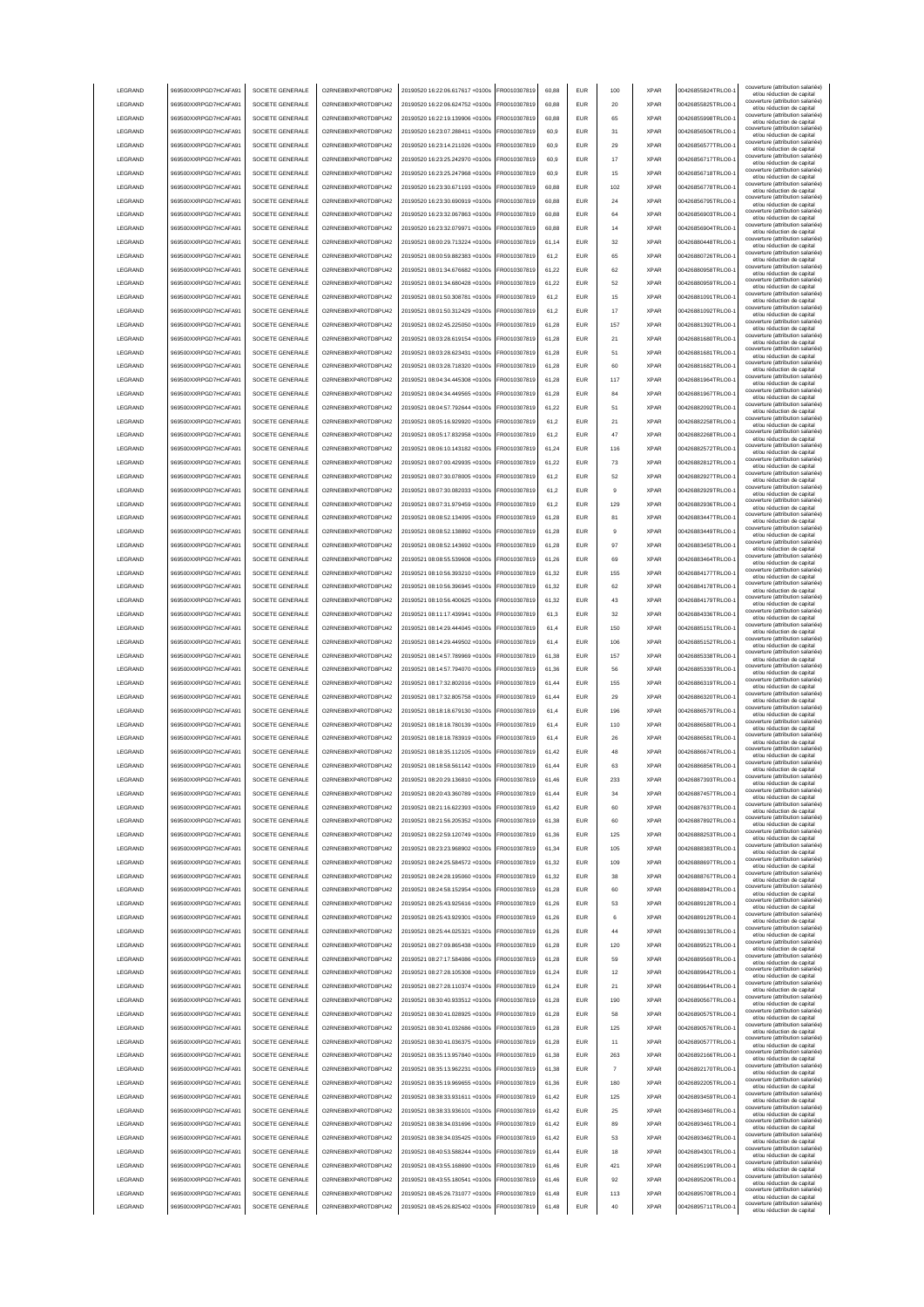| LEGRAND | 969500XXRPGD7HCAFA91 | SOCIETE GENERALE | O2RNE8IBXP4R0TD8PU42 | 20190520 16:22:06.617617 +0100s | FR0010307819 | 60,88 | EUR | 100 | XPAR | 00426855824TRLO0-1 | couverture (attribution salariée) et/ou réduction de capital |
|---|---|---|---|---|---|---|---|---|---|---|---|
| LEGRAND | 969500XXRPGD7HCAFA91 | SOCIETE GENERALE | O2RNE8IBXP4R0TD8PU42 | 20190520 16:22:06.624752 +0100s | FR0010307819 | 60,88 | EUR | 20 | XPAR | 00426855825TRLO0-1 | couverture (attribution salariée) et/ou réduction de capital |
| LEGRAND | 969500XXRPGD7HCAFA91 | SOCIETE GENERALE | O2RNE8IBXP4R0TD8PU42 | 20190520 16:22:19.139906 +0100s | FR0010307819 | 60,88 | EUR | 65 | XPAR | 00426855998TRLO0-1 | couverture (attribution salariée) et/ou réduction de capital |
| LEGRAND | 969500XXRPGD7HCAFA91 | SOCIETE GENERALE | O2RNE8IBXP4R0TD8PU42 | 20190520 16:23:07.288411 +0100s | FR0010307819 | 60,9 | EUR | 31 | XPAR | 00426856506TRLO0-1 | couverture (attribution salariée) et/ou réduction de capital |
| LEGRAND | 969500XXRPGD7HCAFA91 | SOCIETE GENERALE | O2RNE8IBXP4R0TD8PU42 | 20190520 16:23:14.211026 +0100s | FR0010307819 | 60,9 | EUR | 29 | XPAR | 00426856577TRLO0-1 | couverture (attribution salariée) et/ou réduction de capital |
| LEGRAND | 969500XXRPGD7HCAFA91 | SOCIETE GENERALE | O2RNE8IBXP4R0TD8PU42 | 20190520 16:23:25.242970 +0100s | FR0010307819 | 60,9 | EUR | 17 | XPAR | 00426856717TRLO0-1 | couverture (attribution salariée) et/ou réduction de capital |
| LEGRAND | 969500XXRPGD7HCAFA91 | SOCIETE GENERALE | O2RNE8IBXP4R0TD8PU42 | 20190520 16:23:25.247968 +0100s | FR0010307819 | 60,9 | EUR | 15 | XPAR | 00426856718TRLO0-1 | couverture (attribution salariée) et/ou réduction de capital |
| LEGRAND | 969500XXRPGD7HCAFA91 | SOCIETE GENERALE | O2RNE8IBXP4R0TD8PU42 | 20190520 16:23:30.671193 +0100s | FR0010307819 | 60,88 | EUR | 102 | XPAR | 00426856778TRLO0-1 | couverture (attribution salariée) et/ou réduction de capital |
| LEGRAND | 969500XXRPGD7HCAFA91 | SOCIETE GENERALE | O2RNE8IBXP4R0TD8PU42 | 20190520 16:23:30.690919 +0100s | FR0010307819 | 60,88 | EUR | 24 | XPAR | 00426856795TRLO0-1 | couverture (attribution salariée) et/ou réduction de capital |
| LEGRAND | 969500XXRPGD7HCAFA91 | SOCIETE GENERALE | O2RNE8IBXP4R0TD8PU42 | 20190520 16:23:32.067863 +0100s | FR0010307819 | 60,88 | EUR | 64 | XPAR | 00426856903TRLO0-1 | couverture (attribution salariée) et/ou réduction de capital |
| LEGRAND | 969500XXRPGD7HCAFA91 | SOCIETE GENERALE | O2RNE8IBXP4R0TD8PU42 | 20190520 16:23:32.079971 +0100s | FR0010307819 | 60,88 | EUR | 14 | XPAR | 00426856904TRLO0-1 | couverture (attribution salariée) et/ou réduction de capital |
| LEGRAND | 969500XXRPGD7HCAFA91 | SOCIETE GENERALE | O2RNE8IBXP4R0TD8PU42 | 20190521 08:00:29.713224 +0100s | FR0010307819 | 61,14 | EUR | 32 | XPAR | 00426880448TRLO0-1 | couverture (attribution salariée) et/ou réduction de capital |
| LEGRAND | 969500XXRPGD7HCAFA91 | SOCIETE GENERALE | O2RNE8IBXP4R0TD8PU42 | 20190521 08:00:59.882383 +0100s | FR0010307819 | 61,2 | EUR | 65 | XPAR | 00426880726TRLO0-1 | couverture (attribution salariée) et/ou réduction de capital |
| LEGRAND | 969500XXRPGD7HCAFA91 | SOCIETE GENERALE | O2RNE8IBXP4R0TD8PU42 | 20190521 08:01:34.676682 +0100s | FR0010307819 | 61,22 | EUR | 62 | XPAR | 00426880958TRLO0-1 | couverture (attribution salariée) et/ou réduction de capital |
| LEGRAND | 969500XXRPGD7HCAFA91 | SOCIETE GENERALE | O2RNE8IBXP4R0TD8PU42 | 20190521 08:01:34.680428 +0100s | FR0010307819 | 61,22 | EUR | 52 | XPAR | 00426880959TRLO0-1 | couverture (attribution salariée) et/ou réduction de capital |
| LEGRAND | 969500XXRPGD7HCAFA91 | SOCIETE GENERALE | O2RNE8IBXP4R0TD8PU42 | 20190521 08:01:50.308781 +0100s | FR0010307819 | 61,2 | EUR | 15 | XPAR | 00426881091TRLO0-1 | couverture (attribution salariée) et/ou réduction de capital |
| LEGRAND | 969500XXRPGD7HCAFA91 | SOCIETE GENERALE | O2RNE8IBXP4R0TD8PU42 | 20190521 08:01:50.312429 +0100s | FR0010307819 | 61,2 | EUR | 17 | XPAR | 00426881092TRLO0-1 | couverture (attribution salariée) et/ou réduction de capital |
| LEGRAND | 969500XXRPGD7HCAFA91 | SOCIETE GENERALE | O2RNE8IBXP4R0TD8PU42 | 20190521 08:02:45.225050 +0100s | FR0010307819 | 61,28 | EUR | 157 | XPAR | 00426881392TRLO0-1 | couverture (attribution salariée) et/ou réduction de capital |
| LEGRAND | 969500XXRPGD7HCAFA91 | SOCIETE GENERALE | O2RNE8IBXP4R0TD8PU42 | 20190521 08:03:28.619154 +0100s | FR0010307819 | 61,28 | EUR | 21 | XPAR | 00426881680TRLO0-1 | couverture (attribution salariée) et/ou réduction de capital |
| LEGRAND | 969500XXRPGD7HCAFA91 | SOCIETE GENERALE | O2RNE8IBXP4R0TD8PU42 | 20190521 08:03:28.623431 +0100s | FR0010307819 | 61,28 | EUR | 51 | XPAR | 00426881681TRLO0-1 | couverture (attribution salariée) et/ou réduction de capital |
| LEGRAND | 969500XXRPGD7HCAFA91 | SOCIETE GENERALE | O2RNE8IBXP4R0TD8PU42 | 20190521 08:03:28.718320 +0100s | FR0010307819 | 61,28 | EUR | 60 | XPAR | 00426881682TRLO0-1 | couverture (attribution salariée) et/ou réduction de capital |
| LEGRAND | 969500XXRPGD7HCAFA91 | SOCIETE GENERALE | O2RNE8IBXP4R0TD8PU42 | 20190521 08:04:34.445308 +0100s | FR0010307819 | 61,28 | EUR | 117 | XPAR | 00426881964TRLO0-1 | couverture (attribution salariée) et/ou réduction de capital |
| LEGRAND | 969500XXRPGD7HCAFA91 | SOCIETE GENERALE | O2RNE8IBXP4R0TD8PU42 | 20190521 08:04:34.449565 +0100s | FR0010307819 | 61,28 | EUR | 84 | XPAR | 00426881967TRLO0-1 | couverture (attribution salariée) et/ou réduction de capital |
| LEGRAND | 969500XXRPGD7HCAFA91 | SOCIETE GENERALE | O2RNE8IBXP4R0TD8PU42 | 20190521 08:04:57.792644 +0100s | FR0010307819 | 61,22 | EUR | 51 | XPAR | 00426882092TRLO0-1 | couverture (attribution salariée) et/ou réduction de capital |
| LEGRAND | 969500XXRPGD7HCAFA91 | SOCIETE GENERALE | O2RNE8IBXP4R0TD8PU42 | 20190521 08:05:16.929920 +0100s | FR0010307819 | 61,2 | EUR | 21 | XPAR | 00426882258TRLO0-1 | couverture (attribution salariée) et/ou réduction de capital |
| LEGRAND | 969500XXRPGD7HCAFA91 | SOCIETE GENERALE | O2RNE8IBXP4R0TD8PU42 | 20190521 08:05:17.832958 +0100s | FR0010307819 | 61,2 | EUR | 47 | XPAR | 00426882268TRLO0-1 | couverture (attribution salariée) et/ou réduction de capital |
| LEGRAND | 969500XXRPGD7HCAFA91 | SOCIETE GENERALE | O2RNE8IBXP4R0TD8PU42 | 20190521 08:06:10.143182 +0100s | FR0010307819 | 61,24 | EUR | 116 | XPAR | 00426882572TRLO0-1 | couverture (attribution salariée) et/ou réduction de capital |
| LEGRAND | 969500XXRPGD7HCAFA91 | SOCIETE GENERALE | O2RNE8IBXP4R0TD8PU42 | 20190521 08:07:00.429935 +0100s | FR0010307819 | 61,22 | EUR | 73 | XPAR | 00426882812TRLO0-1 | couverture (attribution salariée) et/ou réduction de capital |
| LEGRAND | 969500XXRPGD7HCAFA91 | SOCIETE GENERALE | O2RNE8IBXP4R0TD8PU42 | 20190521 08:07:30.078005 +0100s | FR0010307819 | 61,2 | EUR | 52 | XPAR | 00426882927TRLO0-1 | couverture (attribution salariée) et/ou réduction de capital |
| LEGRAND | 969500XXRPGD7HCAFA91 | SOCIETE GENERALE | O2RNE8IBXP4R0TD8PU42 | 20190521 08:07:30.082033 +0100s | FR0010307819 | 61,2 | EUR | 9 | XPAR | 00426882929TRLO0-1 | couverture (attribution salariée) et/ou réduction de capital |
| LEGRAND | 969500XXRPGD7HCAFA91 | SOCIETE GENERALE | O2RNE8IBXP4R0TD8PU42 | 20190521 08:07:31.979459 +0100s | FR0010307819 | 61,2 | EUR | 129 | XPAR | 00426882936TRLO0-1 | couverture (attribution salariée) et/ou réduction de capital |
| LEGRAND | 969500XXRPGD7HCAFA91 | SOCIETE GENERALE | O2RNE8IBXP4R0TD8PU42 | 20190521 08:08:52.134095 +0100s | FR0010307819 | 61,28 | EUR | 81 | XPAR | 00426883447TRLO0-1 | couverture (attribution salariée) et/ou réduction de capital |
| LEGRAND | 969500XXRPGD7HCAFA91 | SOCIETE GENERALE | O2RNE8IBXP4R0TD8PU42 | 20190521 08:08:52.138892 +0100s | FR0010307819 | 61,28 | EUR | 9 | XPAR | 00426883449TRLO0-1 | couverture (attribution salariée) et/ou réduction de capital |
| LEGRAND | 969500XXRPGD7HCAFA91 | SOCIETE GENERALE | O2RNE8IBXP4R0TD8PU42 | 20190521 08:08:52.143692 +0100s | FR0010307819 | 61,28 | EUR | 97 | XPAR | 00426883450TRLO0-1 | couverture (attribution salariée) et/ou réduction de capital |
| LEGRAND | 969500XXRPGD7HCAFA91 | SOCIETE GENERALE | O2RNE8IBXP4R0TD8PU42 | 20190521 08:08:55.539608 +0100s | FR0010307819 | 61,26 | EUR | 69 | XPAR | 00426883464TRLO0-1 | couverture (attribution salariée) et/ou réduction de capital |
| LEGRAND | 969500XXRPGD7HCAFA91 | SOCIETE GENERALE | O2RNE8IBXP4R0TD8PU42 | 20190521 08:10:56.393210 +0100s | FR0010307819 | 61,32 | EUR | 155 | XPAR | 00426884177TRLO0-1 | couverture (attribution salariée) et/ou réduction de capital |
| LEGRAND | 969500XXRPGD7HCAFA91 | SOCIETE GENERALE | O2RNE8IBXP4R0TD8PU42 | 20190521 08:10:56.396945 +0100s | FR0010307819 | 61,32 | EUR | 62 | XPAR | 00426884178TRLO0-1 | couverture (attribution salariée) et/ou réduction de capital |
| LEGRAND | 969500XXRPGD7HCAFA91 | SOCIETE GENERALE | O2RNE8IBXP4R0TD8PU42 | 20190521 08:10:56.400625 +0100s | FR0010307819 | 61,32 | EUR | 43 | XPAR | 00426884179TRLO0-1 | couverture (attribution salariée) et/ou réduction de capital |
| LEGRAND | 969500XXRPGD7HCAFA91 | SOCIETE GENERALE | O2RNE8IBXP4R0TD8PU42 | 20190521 08:11:17.439941 +0100s | FR0010307819 | 61,3 | EUR | 32 | XPAR | 00426884336TRLO0-1 | couverture (attribution salariée) et/ou réduction de capital |
| LEGRAND | 969500XXRPGD7HCAFA91 | SOCIETE GENERALE | O2RNE8IBXP4R0TD8PU42 | 20190521 08:14:29.444045 +0100s | FR0010307819 | 61,4 | EUR | 150 | XPAR | 00426885151TRLO0-1 | couverture (attribution salariée) et/ou réduction de capital |
| LEGRAND | 969500XXRPGD7HCAFA91 | SOCIETE GENERALE | O2RNE8IBXP4R0TD8PU42 | 20190521 08:14:29.449502 +0100s | FR0010307819 | 61,4 | EUR | 106 | XPAR | 00426885152TRLO0-1 | couverture (attribution salariée) et/ou réduction de capital |
| LEGRAND | 969500XXRPGD7HCAFA91 | SOCIETE GENERALE | O2RNE8IBXP4R0TD8PU42 | 20190521 08:14:57.789969 +0100s | FR0010307819 | 61,38 | EUR | 157 | XPAR | 00426885338TRLO0-1 | couverture (attribution salariée) et/ou réduction de capital |
| LEGRAND | 969500XXRPGD7HCAFA91 | SOCIETE GENERALE | O2RNE8IBXP4R0TD8PU42 | 20190521 08:14:57.794070 +0100s | FR0010307819 | 61,36 | EUR | 56 | XPAR | 00426885339TRLO0-1 | couverture (attribution salariée) et/ou réduction de capital |
| LEGRAND | 969500XXRPGD7HCAFA91 | SOCIETE GENERALE | O2RNE8IBXP4R0TD8PU42 | 20190521 08:17:32.802016 +0100s | FR0010307819 | 61,44 | EUR | 155 | XPAR | 00426886319TRLO0-1 | couverture (attribution salariée) et/ou réduction de capital |
| LEGRAND | 969500XXRPGD7HCAFA91 | SOCIETE GENERALE | O2RNE8IBXP4R0TD8PU42 | 20190521 08:17:32.805758 +0100s | FR0010307819 | 61,44 | EUR | 29 | XPAR | 00426886320TRLO0-1 | couverture (attribution salariée) et/ou réduction de capital |
| LEGRAND | 969500XXRPGD7HCAFA91 | SOCIETE GENERALE | O2RNE8IBXP4R0TD8PU42 | 20190521 08:18:18.679130 +0100s | FR0010307819 | 61,4 | EUR | 196 | XPAR | 00426886579TRLO0-1 | couverture (attribution salariée) et/ou réduction de capital |
| LEGRAND | 969500XXRPGD7HCAFA91 | SOCIETE GENERALE | O2RNE8IBXP4R0TD8PU42 | 20190521 08:18:18.780139 +0100s | FR0010307819 | 61,4 | EUR | 110 | XPAR | 00426886580TRLO0-1 | couverture (attribution salariée) et/ou réduction de capital |
| LEGRAND | 969500XXRPGD7HCAFA91 | SOCIETE GENERALE | O2RNE8IBXP4R0TD8PU42 | 20190521 08:18:18.783919 +0100s | FR0010307819 | 61,4 | EUR | 26 | XPAR | 00426886581TRLO0-1 | couverture (attribution salariée) et/ou réduction de capital |
| LEGRAND | 969500XXRPGD7HCAFA91 | SOCIETE GENERALE | O2RNE8IBXP4R0TD8PU42 | 20190521 08:18:35.112105 +0100s | FR0010307819 | 61,42 | EUR | 48 | XPAR | 00426886674TRLO0-1 | couverture (attribution salariée) et/ou réduction de capital |
| LEGRAND | 969500XXRPGD7HCAFA91 | SOCIETE GENERALE | O2RNE8IBXP4R0TD8PU42 | 20190521 08:18:58.561142 +0100s | FR0010307819 | 61,44 | EUR | 63 | XPAR | 00426886856TRLO0-1 | couverture (attribution salariée) et/ou réduction de capital |
| LEGRAND | 969500XXRPGD7HCAFA91 | SOCIETE GENERALE | O2RNE8IBXP4R0TD8PU42 | 20190521 08:20:29.136810 +0100s | FR0010307819 | 61,46 | EUR | 233 | XPAR | 00426887393TRLO0-1 | couverture (attribution salariée) et/ou réduction de capital |
| LEGRAND | 969500XXRPGD7HCAFA91 | SOCIETE GENERALE | O2RNE8IBXP4R0TD8PU42 | 20190521 08:20:43.360789 +0100s | FR0010307819 | 61,44 | EUR | 34 | XPAR | 00426887457TRLO0-1 | couverture (attribution salariée) et/ou réduction de capital |
| LEGRAND | 969500XXRPGD7HCAFA91 | SOCIETE GENERALE | O2RNE8IBXP4R0TD8PU42 | 20190521 08:21:16.622393 +0100s | FR0010307819 | 61,42 | EUR | 60 | XPAR | 00426887637TRLO0-1 | couverture (attribution salariée) et/ou réduction de capital |
| LEGRAND | 969500XXRPGD7HCAFA91 | SOCIETE GENERALE | O2RNE8IBXP4R0TD8PU42 | 20190521 08:21:56.205352 +0100s | FR0010307819 | 61,38 | EUR | 60 | XPAR | 00426887892TRLO0-1 | couverture (attribution salariée) et/ou réduction de capital |
| LEGRAND | 969500XXRPGD7HCAFA91 | SOCIETE GENERALE | O2RNE8IBXP4R0TD8PU42 | 20190521 08:22:59.120749 +0100s | FR0010307819 | 61,36 | EUR | 125 | XPAR | 00426888253TRLO0-1 | couverture (attribution salariée) et/ou réduction de capital |
| LEGRAND | 969500XXRPGD7HCAFA91 | SOCIETE GENERALE | O2RNE8IBXP4R0TD8PU42 | 20190521 08:23:23.968902 +0100s | FR0010307819 | 61,34 | EUR | 105 | XPAR | 00426888383TRLO0-1 | couverture (attribution salariée) et/ou réduction de capital |
| LEGRAND | 969500XXRPGD7HCAFA91 | SOCIETE GENERALE | O2RNE8IBXP4R0TD8PU42 | 20190521 08:24:25.584572 +0100s | FR0010307819 | 61,32 | EUR | 109 | XPAR | 00426888697TRLO0-1 | couverture (attribution salariée) et/ou réduction de capital |
| LEGRAND | 969500XXRPGD7HCAFA91 | SOCIETE GENERALE | O2RNE8IBXP4R0TD8PU42 | 20190521 08:24:28.195060 +0100s | FR0010307819 | 61,32 | EUR | 38 | XPAR | 00426888767TRLO0-1 | couverture (attribution salariée) et/ou réduction de capital |
| LEGRAND | 969500XXRPGD7HCAFA91 | SOCIETE GENERALE | O2RNE8IBXP4R0TD8PU42 | 20190521 08:24:58.152954 +0100s | FR0010307819 | 61,28 | EUR | 60 | XPAR | 00426888942TRLO0-1 | couverture (attribution salariée) et/ou réduction de capital |
| LEGRAND | 969500XXRPGD7HCAFA91 | SOCIETE GENERALE | O2RNE8IBXP4R0TD8PU42 | 20190521 08:25:43.925616 +0100s | FR0010307819 | 61,26 | EUR | 53 | XPAR | 00426889128TRLO0-1 | couverture (attribution salariée) et/ou réduction de capital |
| LEGRAND | 969500XXRPGD7HCAFA91 | SOCIETE GENERALE | O2RNE8IBXP4R0TD8PU42 | 20190521 08:25:43.929301 +0100s | FR0010307819 | 61,26 | EUR | 6 | XPAR | 00426889129TRLO0-1 | couverture (attribution salariée) et/ou réduction de capital |
| LEGRAND | 969500XXRPGD7HCAFA91 | SOCIETE GENERALE | O2RNE8IBXP4R0TD8PU42 | 20190521 08:25:44.025321 +0100s | FR0010307819 | 61,26 | EUR | 44 | XPAR | 00426889130TRLO0-1 | couverture (attribution salariée) et/ou réduction de capital |
| LEGRAND | 969500XXRPGD7HCAFA91 | SOCIETE GENERALE | O2RNE8IBXP4R0TD8PU42 | 20190521 08:27:09.865438 +0100s | FR0010307819 | 61,28 | EUR | 120 | XPAR | 00426889521TRLO0-1 | couverture (attribution salariée) et/ou réduction de capital |
| LEGRAND | 969500XXRPGD7HCAFA91 | SOCIETE GENERALE | O2RNE8IBXP4R0TD8PU42 | 20190521 08:27:17.584086 +0100s | FR0010307819 | 61,28 | EUR | 59 | XPAR | 00426889569TRLO0-1 | couverture (attribution salariée) et/ou réduction de capital |
| LEGRAND | 969500XXRPGD7HCAFA91 | SOCIETE GENERALE | O2RNE8IBXP4R0TD8PU42 | 20190521 08:27:28.105308 +0100s | FR0010307819 | 61,24 | EUR | 12 | XPAR | 00426889642TRLO0-1 | couverture (attribution salariée) et/ou réduction de capital |
| LEGRAND | 969500XXRPGD7HCAFA91 | SOCIETE GENERALE | O2RNE8IBXP4R0TD8PU42 | 20190521 08:27:28.110374 +0100s | FR0010307819 | 61,24 | EUR | 21 | XPAR | 00426889644TRLO0-1 | couverture (attribution salariée) et/ou réduction de capital |
| LEGRAND | 969500XXRPGD7HCAFA91 | SOCIETE GENERALE | O2RNE8IBXP4R0TD8PU42 | 20190521 08:30:40.933512 +0100s | FR0010307819 | 61,28 | EUR | 190 | XPAR | 00426890567TRLO0-1 | couverture (attribution salariée) et/ou réduction de capital |
| LEGRAND | 969500XXRPGD7HCAFA91 | SOCIETE GENERALE | O2RNE8IBXP4R0TD8PU42 | 20190521 08:30:41.028925 +0100s | FR0010307819 | 61,28 | EUR | 58 | XPAR | 00426890575TRLO0-1 | couverture (attribution salariée) et/ou réduction de capital |
| LEGRAND | 969500XXRPGD7HCAFA91 | SOCIETE GENERALE | O2RNE8IBXP4R0TD8PU42 | 20190521 08:30:41.032686 +0100s | FR0010307819 | 61,28 | EUR | 125 | XPAR | 00426890576TRLO0-1 | couverture (attribution salariée) et/ou réduction de capital |
| LEGRAND | 969500XXRPGD7HCAFA91 | SOCIETE GENERALE | O2RNE8IBXP4R0TD8PU42 | 20190521 08:30:41.036375 +0100s | FR0010307819 | 61,28 | EUR | 11 | XPAR | 00426890577TRLO0-1 | couverture (attribution salariée) et/ou réduction de capital |
| LEGRAND | 969500XXRPGD7HCAFA91 | SOCIETE GENERALE | O2RNE8IBXP4R0TD8PU42 | 20190521 08:35:13.957840 +0100s | FR0010307819 | 61,38 | EUR | 263 | XPAR | 00426892166TRLO0-1 | couverture (attribution salariée) et/ou réduction de capital |
| LEGRAND | 969500XXRPGD7HCAFA91 | SOCIETE GENERALE | O2RNE8IBXP4R0TD8PU42 | 20190521 08:35:13.962231 +0100s | FR0010307819 | 61,38 | EUR | 7 | XPAR | 00426892170TRLO0-1 | couverture (attribution salariée) et/ou réduction de capital |
| LEGRAND | 969500XXRPGD7HCAFA91 | SOCIETE GENERALE | O2RNE8IBXP4R0TD8PU42 | 20190521 08:35:19.969655 +0100s | FR0010307819 | 61,36 | EUR | 180 | XPAR | 00426892205TRLO0-1 | couverture (attribution salariée) et/ou réduction de capital |
| LEGRAND | 969500XXRPGD7HCAFA91 | SOCIETE GENERALE | O2RNE8IBXP4R0TD8PU42 | 20190521 08:38:33.931611 +0100s | FR0010307819 | 61,42 | EUR | 125 | XPAR | 00426893459TRLO0-1 | couverture (attribution salariée) et/ou réduction de capital |
| LEGRAND | 969500XXRPGD7HCAFA91 | SOCIETE GENERALE | O2RNE8IBXP4R0TD8PU42 | 20190521 08:38:33.936101 +0100s | FR0010307819 | 61,42 | EUR | 25 | XPAR | 00426893460TRLO0-1 | couverture (attribution salariée) et/ou réduction de capital |
| LEGRAND | 969500XXRPGD7HCAFA91 | SOCIETE GENERALE | O2RNE8IBXP4R0TD8PU42 | 20190521 08:38:34.031696 +0100s | FR0010307819 | 61,42 | EUR | 89 | XPAR | 00426893461TRLO0-1 | couverture (attribution salariée) et/ou réduction de capital |
| LEGRAND | 969500XXRPGD7HCAFA91 | SOCIETE GENERALE | O2RNE8IBXP4R0TD8PU42 | 20190521 08:38:34.035425 +0100s | FR0010307819 | 61,42 | EUR | 53 | XPAR | 00426893462TRLO0-1 | couverture (attribution salariée) et/ou réduction de capital |
| LEGRAND | 969500XXRPGD7HCAFA91 | SOCIETE GENERALE | O2RNE8IBXP4R0TD8PU42 | 20190521 08:40:53.588244 +0100s | FR0010307819 | 61,44 | EUR | 18 | XPAR | 00426894301TRLO0-1 | couverture (attribution salariée) et/ou réduction de capital |
| LEGRAND | 969500XXRPGD7HCAFA91 | SOCIETE GENERALE | O2RNE8IBXP4R0TD8PU42 | 20190521 08:43:55.168690 +0100s | FR0010307819 | 61,46 | EUR | 421 | XPAR | 00426895199TRLO0-1 | couverture (attribution salariée) et/ou réduction de capital |
| LEGRAND | 969500XXRPGD7HCAFA91 | SOCIETE GENERALE | O2RNE8IBXP4R0TD8PU42 | 20190521 08:43:55.180541 +0100s | FR0010307819 | 61,46 | EUR | 92 | XPAR | 00426895206TRLO0-1 | couverture (attribution salariée) et/ou réduction de capital |
| LEGRAND | 969500XXRPGD7HCAFA91 | SOCIETE GENERALE | O2RNE8IBXP4R0TD8PU42 | 20190521 08:45:26.731077 +0100s | FR0010307819 | 61,48 | EUR | 113 | XPAR | 00426895708TRLO0-1 | couverture (attribution salariée) et/ou réduction de capital |
| LEGRAND | 969500XXRPGD7HCAFA91 | SOCIETE GENERALE | O2RNE8IBXP4R0TD8PU42 | 20190521 08:45:26.825402 +0100s | FR0010307819 | 61,48 | EUR | 40 | XPAR | 00426895711TRLO0-1 | couverture (attribution salariée) et/ou réduction de capital |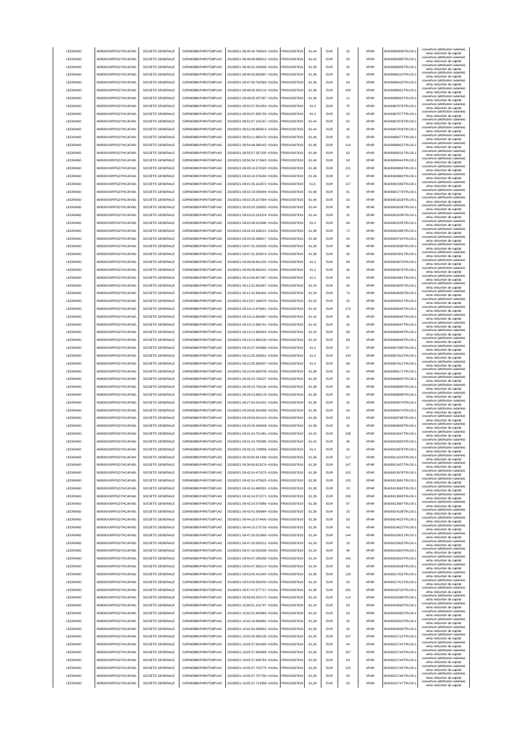| LEGRAND | 969500XXRPGD7HCAFA91 | SOCIETE GENERALE | O2RNE8IBXP4R0TD8PU42 | 20190521 08:45:49.766543 +0100s | FR0010307819 | 61,44 | EUR | 32 | XPAR | 00426895809TRLO0-1 | couverture (attribution salariée) et/ou réduction de capital |
|---|---|---|---|---|---|---|---|---|---|---|---|
| LEGRAND | 969500XXRPGD7HCAFA91 | SOCIETE GENERALE | O2RNE8IBXP4R0TD8PU42 | 20190521 08:46:08.698512 +0100s | FR0010307819 | 61,42 | EUR | 33 | XPAR | 00426895895TRLO0-1 | couverture (attribution salariée) et/ou réduction de capital |
| LEGRAND | 969500XXRPGD7HCAFA91 | SOCIETE GENERALE | O2RNE8IBXP4R0TD8PU42 | 20190521 08:46:32.248069 +0100s | FR0010307819 | 61,36 | EUR | 32 | XPAR | 00426896056TRLO0-1 | couverture (attribution salariée) et/ou réduction de capital |
| LEGRAND | 969500XXRPGD7HCAFA91 | SOCIETE GENERALE | O2RNE8IBXP4R0TD8PU42 | 20190521 08:46:59.605997 +0100s | FR0010307819 | 61,36 | EUR | 32 | XPAR | 00426896214TRLO0-1 | couverture (attribution salariée) et/ou réduction de capital |
| LEGRAND | 969500XXRPGD7HCAFA91 | SOCIETE GENERALE | O2RNE8IBXP4R0TD8PU42 | 20190521 08:47:58.792583 +0100s | FR0010307819 | 61,36 | EUR | 64 | XPAR | 00426896429TRLO0-1 | couverture (attribution salariée) et/ou réduction de capital |
| LEGRAND | 969500XXRPGD7HCAFA91 | SOCIETE GENERALE | O2RNE8IBXP4R0TD8PU42 | 20190521 08:49:05.282110 +0100s | FR0010307819 | 61,36 | EUR | 100 | XPAR | 00426896651TRLO0-1 | couverture (attribution salariée) et/ou réduction de capital |
| LEGRAND | 969500XXRPGD7HCAFA91 | SOCIETE GENERALE | O2RNE8IBXP4R0TD8PU42 | 20190521 08:49:05.287287 +0100s | FR0010307819 | 61,36 | EUR | 11 | XPAR | 00426896652TRLO0-1 | couverture (attribution salariée) et/ou réduction de capital |
| LEGRAND | 969500XXRPGD7HCAFA91 | SOCIETE GENERALE | O2RNE8IBXP4R0TD8PU42 | 20190521 08:50:37.931953 +0100s | FR0010307819 | 61,4 | EUR | 75 | XPAR | 00426897076TRLO0-1 | couverture (attribution salariée) et/ou réduction de capital |
| LEGRAND | 969500XXRPGD7HCAFA91 | SOCIETE GENERALE | O2RNE8IBXP4R0TD8PU42 | 20190521 08:50:37.935745 +0100s | FR0010307819 | 61,4 | EUR | 33 | XPAR | 00426897077TRLO0-1 | couverture (attribution salariée) et/ou réduction de capital |
| LEGRAND | 969500XXRPGD7HCAFA91 | SOCIETE GENERALE | O2RNE8IBXP4R0TD8PU42 | 20190521 08:52:07.145167 +0100s | FR0010307819 | 61,44 | EUR | 62 | XPAR | 00426897876TRLO0-1 | couverture (attribution salariée) et/ou réduction de capital |
| LEGRAND | 969500XXRPGD7HCAFA91 | SOCIETE GENERALE | O2RNE8IBXP4R0TD8PU42 | 20190521 08:52:08.950814 +0100s | FR0010307819 | 61,44 | EUR | 40 | XPAR | 00426897918TRLO0-1 | couverture (attribution salariée) et/ou réduction de capital |
| LEGRAND | 969500XXRPGD7HCAFA91 | SOCIETE GENERALE | O2RNE8IBXP4R0TD8PU42 | 20190521 08:53:11.085470 +0100s | FR0010307819 | 61,46 | EUR | 32 | XPAR | 00426898277TRLO0-1 | couverture (attribution salariée) et/ou réduction de capital |
| LEGRAND | 969500XXRPGD7HCAFA91 | SOCIETE GENERALE | O2RNE8IBXP4R0TD8PU42 | 20190521 08:54:48.380142 +0100s | FR0010307819 | 61,46 | EUR | 114 | XPAR | 00426898822TRLO0-1 | couverture (attribution salariée) et/ou réduction de capital |
| LEGRAND | 969500XXRPGD7HCAFA91 | SOCIETE GENERALE | O2RNE8IBXP4R0TD8PU42 | 20190521 08:55:57.287335 +0100s | FR0010307819 | 61,48 | EUR | 62 | XPAR | 00426899231TRLO0-1 | couverture (attribution salariée) et/ou réduction de capital |
| LEGRAND | 969500XXRPGD7HCAFA91 | SOCIETE GENERALE | O2RNE8IBXP4R0TD8PU42 | 20190521 08:56:34.172643 +0100s | FR0010307819 | 61,46 | EUR | 63 | XPAR | 00426899444TRLO0-1 | couverture (attribution salariée) et/ou réduction de capital |
| LEGRAND | 969500XXRPGD7HCAFA91 | SOCIETE GENERALE | O2RNE8IBXP4R0TD8PU42 | 20190521 09:00:16.572320 +0100s | FR0010307819 | 61,48 | EUR | 211 | XPAR | 00426900858TRLO0-1 | couverture (attribution salariée) et/ou réduction de capital |
| LEGRAND | 969500XXRPGD7HCAFA91 | SOCIETE GENERALE | O2RNE8IBXP4R0TD8PU42 | 20190521 09:00:16.576240 +0100s | FR0010307819 | 61,48 | EUR | 47 | XPAR | 00426900860TRLO0-1 | couverture (attribution salariée) et/ou réduction de capital |
| LEGRAND | 969500XXRPGD7HCAFA91 | SOCIETE GENERALE | O2RNE8IBXP4R0TD8PU42 | 20190521 09:01:35.162972 +0100s | FR0010307819 | 61,5 | EUR | 127 | XPAR | 00426901583TRLO0-1 | couverture (attribution salariée) et/ou réduction de capital |
| LEGRAND | 969500XXRPGD7HCAFA91 | SOCIETE GENERALE | O2RNE8IBXP4R0TD8PU42 | 20190521 09:02:19.038440 +0100s | FR0010307819 | 61,48 | EUR | 61 | XPAR | 00426901779TRLO0-1 | couverture (attribution salariée) et/ou réduction de capital |
| LEGRAND | 969500XXRPGD7HCAFA91 | SOCIETE GENERALE | O2RNE8IBXP4R0TD8PU42 | 20190521 09:02:28.157094 +0100s | FR0010307819 | 61,46 | EUR | 33 | XPAR | 00426901818TRLO0-1 | couverture (attribution salariée) et/ou réduction de capital |
| LEGRAND | 969500XXRPGD7HCAFA91 | SOCIETE GENERALE | O2RNE8IBXP4R0TD8PU42 | 20190521 09:03:20.239055 +0100s | FR0010307819 | 61,44 | EUR | 30 | XPAR | 00426902036TRLO0-1 | couverture (attribution salariée) et/ou réduction de capital |
| LEGRAND | 969500XXRPGD7HCAFA91 | SOCIETE GENERALE | O2RNE8IBXP4R0TD8PU42 | 20190521 09:03:20.243224 +0100s | FR0010307819 | 61,44 | EUR | 31 | XPAR | 00426902039TRLO0-1 | couverture (attribution salariée) et/ou réduction de capital |
| LEGRAND | 969500XXRPGD7HCAFA91 | SOCIETE GENERALE | O2RNE8IBXP4R0TD8PU42 | 20190521 09:03:49.610996 +0100s | FR0010307819 | 61,4 | EUR | 66 | XPAR | 00426902255TRLO0-1 | couverture (attribution salariée) et/ou réduction de capital |
| LEGRAND | 969500XXRPGD7HCAFA91 | SOCIETE GENERALE | O2RNE8IBXP4R0TD8PU42 | 20190521 09:04:29.188221 +0100s | FR0010307819 | 61,38 | EUR | 72 | XPAR | 00426902486TRLO0-1 | couverture (attribution salariée) et/ou réduction de capital |
| LEGRAND | 969500XXRPGD7HCAFA91 | SOCIETE GENERALE | O2RNE8IBXP4R0TD8PU42 | 20190521 09:05:35.288017 +0100s | FR0010307819 | 61,38 | EUR | 65 | XPAR | 00426902764TRLO0-1 | couverture (attribution salariée) et/ou réduction de capital |
| LEGRAND | 969500XXRPGD7HCAFA91 | SOCIETE GENERALE | O2RNE8IBXP4R0TD8PU42 | 20190521 09:07:31.292626 +0100s | FR0010307819 | 61,36 | EUR | 98 | XPAR | 00426903299TRLO0-1 | couverture (attribution salariée) et/ou réduction de capital |
| LEGRAND | 969500XXRPGD7HCAFA91 | SOCIETE GENERALE | O2RNE8IBXP4R0TD8PU42 | 20190521 09:07:31.304974 +0100s | FR0010307819 | 61,36 | EUR | 36 | XPAR | 00426903301TRLO0-1 | couverture (attribution salariée) et/ou réduction de capital |
| LEGRAND | 969500XXRPGD7HCAFA91 | SOCIETE GENERALE | O2RNE8IBXP4R0TD8PU42 | 20190521 09:09:39.661155 +0100s | FR0010307819 | 61,3 | EUR | 84 | XPAR | 00426904074TRLO0-1 | couverture (attribution salariée) et/ou réduction de capital |
| LEGRAND | 969500XXRPGD7HCAFA91 | SOCIETE GENERALE | O2RNE8IBXP4R0TD8PU42 | 20190521 09:09:39.666242 +0100s | FR0010307819 | 61,3 | EUR | 30 | XPAR | 00426904076TRLO0-1 | couverture (attribution salariée) et/ou réduction de capital |
| LEGRAND | 969500XXRPGD7HCAFA91 | SOCIETE GENERALE | O2RNE8IBXP4R0TD8PU42 | 20190521 09:10:34.657387 +0100s | FR0010307819 | 61,3 | EUR | 63 | XPAR | 00426904381TRLO0-1 | couverture (attribution salariée) et/ou réduction de capital |
| LEGRAND | 969500XXRPGD7HCAFA91 | SOCIETE GENERALE | O2RNE8IBXP4R0TD8PU42 | 20190521 09:12:32.832657 +0100s | FR0010307819 | 61,34 | EUR | 45 | XPAR | 00426904835TRLO0-1 | couverture (attribution salariée) et/ou réduction de capital |
| LEGRAND | 969500XXRPGD7HCAFA91 | SOCIETE GENERALE | O2RNE8IBXP4R0TD8PU42 | 20190521 09:12:32.836402 +0100s | FR0010307819 | 61,34 | EUR | 74 | XPAR | 00426904836TRLO0-1 | couverture (attribution salariée) et/ou réduction de capital |
| LEGRAND | 969500XXRPGD7HCAFA91 | SOCIETE GENERALE | O2RNE8IBXP4R0TD8PU42 | 20190521 09:13:07.188079 +0100s | FR0010307819 | 61,32 | EUR | 32 | XPAR | 00426905001TRLO0-1 | couverture (attribution salariée) et/ou réduction de capital |
| LEGRAND | 969500XXRPGD7HCAFA91 | SOCIETE GENERALE | O2RNE8IBXP4R0TD8PU42 | 20190521 09:19:12.979041 +0100s | FR0010307819 | 61,42 | EUR | 170 | XPAR | 00426906645TRLO0-1 | couverture (attribution salariée) et/ou réduction de capital |
| LEGRAND | 969500XXRPGD7HCAFA91 | SOCIETE GENERALE | O2RNE8IBXP4R0TD8PU42 | 20190521 09:19:12.982897 +0100s | FR0010307819 | 61,42 | EUR | 35 | XPAR | 00426906646TRLO0-1 | couverture (attribution salariée) et/ou réduction de capital |
| LEGRAND | 969500XXRPGD7HCAFA91 | SOCIETE GENERALE | O2RNE8IBXP4R0TD8PU42 | 20190521 09:19:12.986741 +0100s | FR0010307819 | 61,42 | EUR | 32 | XPAR | 00426906647TRLO0-1 | couverture (attribution salariée) et/ou réduction de capital |
| LEGRAND | 969500XXRPGD7HCAFA91 | SOCIETE GENERALE | O2RNE8IBXP4R0TD8PU42 | 20190521 09:19:12.990924 +0100s | FR0010307819 | 61,42 | EUR | 90 | XPAR | 00426906648TRLO0-1 | couverture (attribution salariée) et/ou réduction de capital |
| LEGRAND | 969500XXRPGD7HCAFA91 | SOCIETE GENERALE | O2RNE8IBXP4R0TD8PU42 | 20190521 09:19:12.995100 +0100s | FR0010307819 | 61,42 | EUR | 83 | XPAR | 00426906649TRLO0-1 | couverture (attribution salariée) et/ou réduction de capital |
| LEGRAND | 969500XXRPGD7HCAFA91 | SOCIETE GENERALE | O2RNE8IBXP4R0TD8PU42 | 20190521 09:20:37.326686 +0100s | FR0010307819 | 61,4 | EUR | 57 | XPAR | 00426907090TRLO0-1 | couverture (attribution salariée) et/ou réduction de capital |
| LEGRAND | 969500XXRPGD7HCAFA91 | SOCIETE GENERALE | O2RNE8IBXP4R0TD8PU42 | 20190521 09:22:35.258551 +0100s | FR0010307819 | 61,4 | EUR | 143 | XPAR | 00426907810TRLO0-1 | couverture (attribution salariée) et/ou réduction de capital |
| LEGRAND | 969500XXRPGD7HCAFA91 | SOCIETE GENERALE | O2RNE8IBXP4R0TD8PU42 | 20190521 09:22:35.360507 +0100s | FR0010307819 | 61,4 | EUR | 68 | XPAR | 00426907811TRLO0-1 | couverture (attribution salariée) et/ou réduction de capital |
| LEGRAND | 969500XXRPGD7HCAFA91 | SOCIETE GENERALE | O2RNE8IBXP4R0TD8PU42 | 20190521 09:23:44.569709 +0100s | FR0010307819 | 61,38 | EUR | 62 | XPAR | 00426908171TRLO0-1 | couverture (attribution salariée) et/ou réduction de capital |
| LEGRAND | 969500XXRPGD7HCAFA91 | SOCIETE GENERALE | O2RNE8IBXP4R0TD8PU42 | 20190521 09:26:23.736227 +0100s | FR0010307819 | 61,38 | EUR | 25 | XPAR | 00426908845TRLO0-1 | couverture (attribution salariée) et/ou réduction de capital |
| LEGRAND | 969500XXRPGD7HCAFA91 | SOCIETE GENERALE | O2RNE8IBXP4R0TD8PU42 | 20190521 09:26:23.740136 +0100s | FR0010307819 | 61,38 | EUR | 89 | XPAR | 00426908846TRLO0-1 | couverture (attribution salariée) et/ou réduction de capital |
| LEGRAND | 969500XXRPGD7HCAFA91 | SOCIETE GENERALE | O2RNE8IBXP4R0TD8PU42 | 20190521 09:26:23.836178 +0100s | FR0010307819 | 61,38 | EUR | 55 | XPAR | 00426908848TRLO0-1 | couverture (attribution salariée) et/ou réduction de capital |
| LEGRAND | 969500XXRPGD7HCAFA91 | SOCIETE GENERALE | O2RNE8IBXP4R0TD8PU42 | 20190521 09:27:04.424191 +0100s | FR0010307819 | 61,36 | EUR | 32 | XPAR | 00426909074TRLO0-1 | couverture (attribution salariée) et/ou réduction de capital |
| LEGRAND | 969500XXRPGD7HCAFA91 | SOCIETE GENERALE | O2RNE8IBXP4R0TD8PU42 | 20190521 09:28:06.354388 +0100s | FR0010307819 | 61,36 | EUR | 62 | XPAR | 00426909474TRLO0-1 | couverture (attribution salariée) et/ou réduction de capital |
| LEGRAND | 969500XXRPGD7HCAFA91 | SOCIETE GENERALE | O2RNE8IBXP4R0TD8PU42 | 20190521 09:28:59.254143 +0100s | FR0010307819 | 61,38 | EUR | 63 | XPAR | 00426909798TRLO0-1 | couverture (attribution salariée) et/ou réduction de capital |
| LEGRAND | 969500XXRPGD7HCAFA91 | SOCIETE GENERALE | O2RNE8IBXP4R0TD8PU42 | 20190521 09:29:35.208048 +0100s | FR0010307819 | 61,38 | EUR | 32 | XPAR | 00426909959TRLO0-1 | couverture (attribution salariée) et/ou réduction de capital |
| LEGRAND | 969500XXRPGD7HCAFA91 | SOCIETE GENERALE | O2RNE8IBXP4R0TD8PU42 | 20190521 09:31:34.751491 +0100s | FR0010307819 | 61,42 | EUR | 108 | XPAR | 00426910647TRLO0-1 | couverture (attribution salariée) et/ou réduction de capital |
| LEGRAND | 969500XXRPGD7HCAFA91 | SOCIETE GENERALE | O2RNE8IBXP4R0TD8PU42 | 20190521 09:31:34.755085 +0100s | FR0010307819 | 61,42 | EUR | 40 | XPAR | 00426910650TRLO0-1 | couverture (attribution salariée) et/ou réduction de capital |
| LEGRAND | 969500XXRPGD7HCAFA91 | SOCIETE GENERALE | O2RNE8IBXP4R0TD8PU42 | 20190521 09:32:10.728856 +0100s | FR0010307819 | 61,4 | EUR | 32 | XPAR | 00426910876TRLO0-1 | couverture (attribution salariée) et/ou réduction de capital |
| LEGRAND | 969500XXRPGD7HCAFA91 | SOCIETE GENERALE | O2RNE8IBXP4R0TD8PU42 | 20190521 09:33:55.847438 +0100s | FR0010307819 | 61,36 | EUR | 117 | XPAR | 00426911610TRLO0-1 | couverture (attribution salariée) et/ou réduction de capital |
| LEGRAND | 969500XXRPGD7HCAFA91 | SOCIETE GENERALE | O2RNE8IBXP4R0TD8PU42 | 20190521 09:36:56.813276 +0100s | FR0010307819 | 61,36 | EUR | 147 | XPAR | 00426912437TRLO0-1 | couverture (attribution salariée) et/ou réduction de capital |
| LEGRAND | 969500XXRPGD7HCAFA91 | SOCIETE GENERALE | O2RNE8IBXP4R0TD8PU42 | 20190521 09:42:24.471575 +0100s | FR0010307819 | 61,38 | EUR | 102 | XPAR | 00426913978TRLO0-1 | couverture (attribution salariée) et/ou réduction de capital |
| LEGRAND | 969500XXRPGD7HCAFA91 | SOCIETE GENERALE | O2RNE8IBXP4R0TD8PU42 | 20190521 09:42:24.475925 +0100s | FR0010307819 | 61,38 | EUR | 125 | XPAR | 00426913981TRLO0-1 | couverture (attribution salariée) et/ou réduction de capital |
| LEGRAND | 969500XXRPGD7HCAFA91 | SOCIETE GENERALE | O2RNE8IBXP4R0TD8PU42 | 20190521 09:42:24.480591 +0100s | FR0010307819 | 61,38 | EUR | 23 | XPAR | 00426913982TRLO0-1 | couverture (attribution salariée) et/ou réduction de capital |
| LEGRAND | 969500XXRPGD7HCAFA91 | SOCIETE GENERALE | O2RNE8IBXP4R0TD8PU42 | 20190521 09:42:24.572271 +0100s | FR0010307819 | 61,38 | EUR | 100 | XPAR | 00426913983TRLO0-1 | couverture (attribution salariée) et/ou réduction de capital |
| LEGRAND | 969500XXRPGD7HCAFA91 | SOCIETE GENERALE | O2RNE8IBXP4R0TD8PU42 | 20190521 09:42:24.575980 +0100s | FR0010307819 | 61,38 | EUR | 97 | XPAR | 00426913987TRLO0-1 | couverture (attribution salariée) et/ou réduction de capital |
| LEGRAND | 969500XXRPGD7HCAFA91 | SOCIETE GENERALE | O2RNE8IBXP4R0TD8PU42 | 20190521 09:42:41.008984 +0100s | FR0010307819 | 61,36 | EUR | 32 | XPAR | 00426914138TRLO0-1 | couverture (attribution salariée) et/ou réduction de capital |
| LEGRAND | 969500XXRPGD7HCAFA91 | SOCIETE GENERALE | O2RNE8IBXP4R0TD8PU42 | 20190521 09:44:10.074400 +0100s | FR0010307819 | 61,36 | EUR | 63 | XPAR | 00426914615TRLO0-1 | couverture (attribution salariée) et/ou réduction de capital |
| LEGRAND | 969500XXRPGD7HCAFA91 | SOCIETE GENERALE | O2RNE8IBXP4R0TD8PU42 | 20190521 09:44:10.175716 +0100s | FR0010307819 | 61,36 | EUR | 43 | XPAR | 00426914622TRLO0-1 | couverture (attribution salariée) et/ou réduction de capital |
| LEGRAND | 969500XXRPGD7HCAFA91 | SOCIETE GENERALE | O2RNE8IBXP4R0TD8PU42 | 20190521 09:47:20.022869 +0100s | FR0010307819 | 61,34 | EUR | 144 | XPAR | 00426915601TRLO0-1 | couverture (attribution salariée) et/ou réduction de capital |
| LEGRAND | 969500XXRPGD7HCAFA91 | SOCIETE GENERALE | O2RNE8IBXP4R0TD8PU42 | 20190521 09:47:20.026511 +0100s | FR0010307819 | 61,34 | EUR | 15 | XPAR | 00426915602TRLO0-1 | couverture (attribution salariée) et/ou réduction de capital |
| LEGRAND | 969500XXRPGD7HCAFA91 | SOCIETE GENERALE | O2RNE8IBXP4R0TD8PU42 | 20190521 09:47:20.030296 +0100s | FR0010307819 | 61,34 | EUR | 48 | XPAR | 00426915604TRLO0-1 | couverture (attribution salariée) et/ou réduction de capital |
| LEGRAND | 969500XXRPGD7HCAFA91 | SOCIETE GENERALE | O2RNE8IBXP4R0TD8PU42 | 20190521 09:50:47.295256 +0100s | FR0010307819 | 61,34 | EUR | 140 | XPAR | 00426916624TRLO0-1 | couverture (attribution salariée) et/ou réduction de capital |
| LEGRAND | 969500XXRPGD7HCAFA91 | SOCIETE GENERALE | O2RNE8IBXP4R0TD8PU42 | 20190521 09:50:47.300114 +0100s | FR0010307819 | 61,34 | EUR | 93 | XPAR | 00426916628TRLO0-1 | couverture (attribution salariée) et/ou réduction de capital |
| LEGRAND | 969500XXRPGD7HCAFA91 | SOCIETE GENERALE | O2RNE8IBXP4R0TD8PU42 | 20190521 09:53:05.412040 +0100s | FR0010307819 | 61,36 | EUR | 126 | XPAR | 00426917201TRLO0-1 | couverture (attribution salariée) et/ou réduction de capital |
| LEGRAND | 969500XXRPGD7HCAFA91 | SOCIETE GENERALE | O2RNE8IBXP4R0TD8PU42 | 20190521 09:53:58.596250 +0100s | FR0010307819 | 61,34 | EUR | 62 | XPAR | 00426917411TRLO0-1 | couverture (attribution salariée) et/ou réduction de capital |
| LEGRAND | 969500XXRPGD7HCAFA91 | SOCIETE GENERALE | O2RNE8IBXP4R0TD8PU42 | 20190521 09:57:47.577717 +0100s | FR0010307819 | 61,36 | EUR | 201 | XPAR | 00426918733TRLO0-1 | couverture (attribution salariée) et/ou réduction de capital |
| LEGRAND | 969500XXRPGD7HCAFA91 | SOCIETE GENERALE | O2RNE8IBXP4R0TD8PU42 | 20190521 09:59:59.291172 +0100s | FR0010307819 | 61,34 | EUR | 114 | XPAR | 00426919298TRLO0-1 | couverture (attribution salariée) et/ou réduction de capital |
| LEGRAND | 969500XXRPGD7HCAFA91 | SOCIETE GENERALE | O2RNE8IBXP4R0TD8PU42 | 20190521 10:00:51.102747 +0100s | FR0010307819 | 61,34 | EUR | 63 | XPAR | 00426919582TRLO0-1 | couverture (attribution salariée) et/ou réduction de capital |
| LEGRAND | 969500XXRPGD7HCAFA91 | SOCIETE GENERALE | O2RNE8IBXP4R0TD8PU42 | 20190521 10:02:01.650883 +0100s | FR0010307819 | 61,32 | EUR | 63 | XPAR | 00426920082TRLO0-1 | couverture (attribution salariée) et/ou réduction de capital |
| LEGRAND | 969500XXRPGD7HCAFA91 | SOCIETE GENERALE | O2RNE8IBXP4R0TD8PU42 | 20190521 10:02:16.606882 +0100s | FR0010307819 | 61,28 | EUR | 32 | XPAR | 00426920310TRLO0-1 | couverture (attribution salariée) et/ou réduction de capital |
| LEGRAND | 969500XXRPGD7HCAFA91 | SOCIETE GENERALE | O2RNE8IBXP4R0TD8PU42 | 20190521 10:02:50.398952 +0100s | FR0010307819 | 61,26 | EUR | 32 | XPAR | 00426920636TRLO0-1 | couverture (attribution salariée) et/ou réduction de capital |
| LEGRAND | 969500XXRPGD7HCAFA91 | SOCIETE GENERALE | O2RNE8IBXP4R0TD8PU42 | 20190521 10:05:35.586135 +0100s | FR0010307819 | 61,26 | EUR | 107 | XPAR | 00426921722TRLO0-1 | couverture (attribution salariée) et/ou réduction de capital |
| LEGRAND | 969500XXRPGD7HCAFA91 | SOCIETE GENERALE | O2RNE8IBXP4R0TD8PU42 | 20190521 10:05:37.691650 +0100s | FR0010307819 | 61,26 | EUR | 44 | XPAR | 00426921741TRLO0-1 | couverture (attribution salariée) et/ou réduction de capital |
| LEGRAND | 969500XXRPGD7HCAFA91 | SOCIETE GENERALE | O2RNE8IBXP4R0TD8PU42 | 20190521 10:05:37.695689 +0100s | FR0010307819 | 61,26 | EUR | 167 | XPAR | 00426921743TRLO0-1 | couverture (attribution salariée) et/ou réduction de capital |
| LEGRAND | 969500XXRPGD7HCAFA91 | SOCIETE GENERALE | O2RNE8IBXP4R0TD8PU42 | 20190521 10:05:37.699764 +0100s | FR0010307819 | 61,26 | EUR | 64 | XPAR | 00426921744TRLO0-1 | couverture (attribution salariée) et/ou réduction de capital |
| LEGRAND | 969500XXRPGD7HCAFA91 | SOCIETE GENERALE | O2RNE8IBXP4R0TD8PU42 | 20190521 10:05:37.703775 +0100s | FR0010307819 | 61,26 | EUR | 125 | XPAR | 00426921745TRLO0-1 | couverture (attribution salariée) et/ou réduction de capital |
| LEGRAND | 969500XXRPGD7HCAFA91 | SOCIETE GENERALE | O2RNE8IBXP4R0TD8PU42 | 20190521 10:05:37.707750 +0100s | FR0010307819 | 61,26 | EUR | 50 | XPAR | 00426921746TRLO0-1 | couverture (attribution salariée) et/ou réduction de capital |
| LEGRAND | 969500XXRPGD7HCAFA91 | SOCIETE GENERALE | O2RNE8IBXP4R0TD8PU42 | 20190521 10:05:37.713358 +0100s | FR0010307819 | 61,26 | EUR | 50 | XPAR | 00426921747TRLO0-1 | couverture (attribution salariée) et/ou réduction de capital |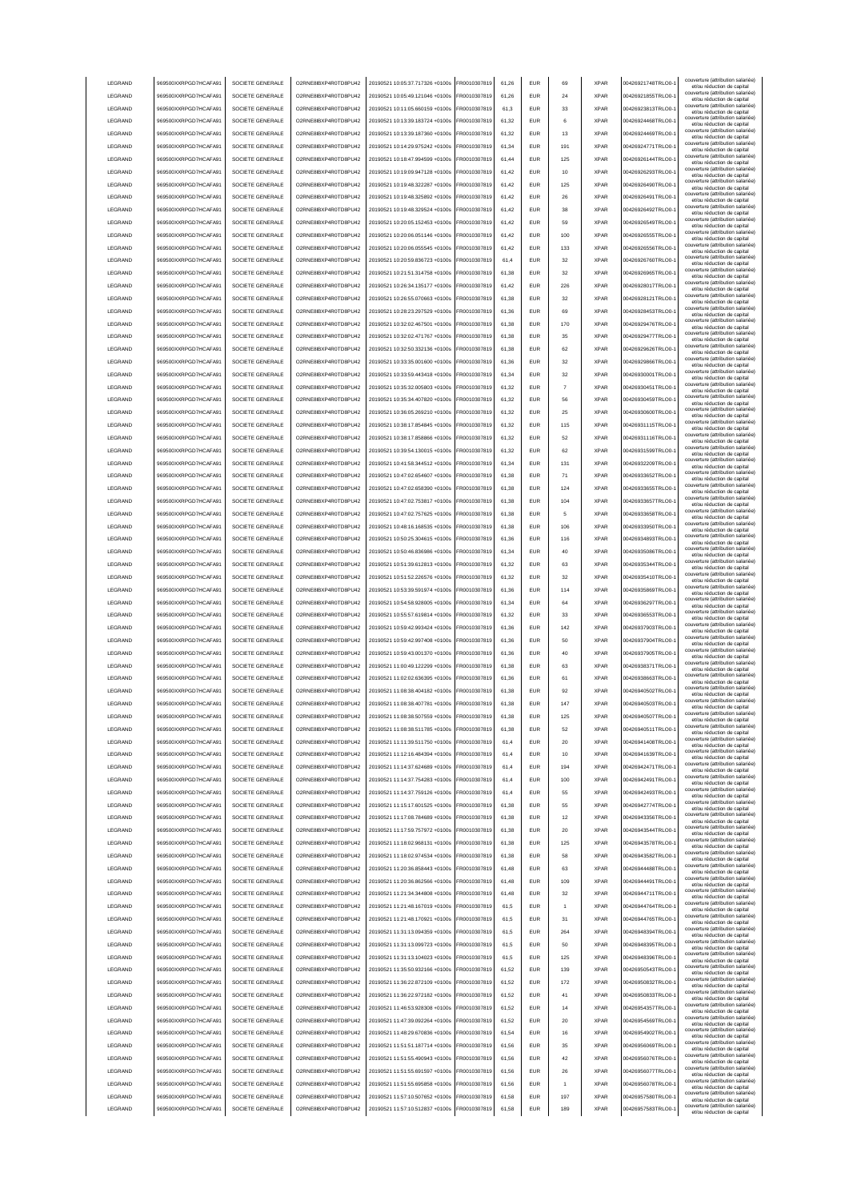| LEGRAND | 969500XXRPGD7HCAFA91 | SOCIETE GENERALE | O2RNE8IBXP4R0TD8PU42 | 20190521 10:05:37.717326 +0100s | FR0010307819 | 61,26 | EUR | 69 | XPAR | 00426921748TRLO0-1 | couverture (attribution salariée) et/ou réduction de capital |
|---|---|---|---|---|---|---|---|---|---|---|---|
| LEGRAND | 969500XXRPGD7HCAFA91 | SOCIETE GENERALE | O2RNE8IBXP4R0TD8PU42 | 20190521 10:05:49.121046 +0100s | FR0010307819 | 61,26 | EUR | 24 | XPAR | 00426921855TRLO0-1 | couverture (attribution salariée) et/ou réduction de capital |
| LEGRAND | 969500XXRPGD7HCAFA91 | SOCIETE GENERALE | O2RNE8IBXP4R0TD8PU42 | 20190521 10:11:05.660159 +0100s | FR0010307819 | 61,3 | EUR | 33 | XPAR | 00426923813TRLO0-1 | couverture (attribution salariée) et/ou réduction de capital |
| LEGRAND | 969500XXRPGD7HCAFA91 | SOCIETE GENERALE | O2RNE8IBXP4R0TD8PU42 | 20190521 10:13:39.183724 +0100s | FR0010307819 | 61,32 | EUR | 6 | XPAR | 00426924468TRLO0-1 | couverture (attribution salariée) et/ou réduction de capital |
| LEGRAND | 969500XXRPGD7HCAFA91 | SOCIETE GENERALE | O2RNE8IBXP4R0TD8PU42 | 20190521 10:13:39.187360 +0100s | FR0010307819 | 61,32 | EUR | 13 | XPAR | 00426924469TRLO0-1 | couverture (attribution salariée) et/ou réduction de capital |
| LEGRAND | 969500XXRPGD7HCAFA91 | SOCIETE GENERALE | O2RNE8IBXP4R0TD8PU42 | 20190521 10:14:29.975242 +0100s | FR0010307819 | 61,34 | EUR | 191 | XPAR | 00426924771TRLO0-1 | couverture (attribution salariée) et/ou réduction de capital |
| LEGRAND | 969500XXRPGD7HCAFA91 | SOCIETE GENERALE | O2RNE8IBXP4R0TD8PU42 | 20190521 10:18:47.994599 +0100s | FR0010307819 | 61,44 | EUR | 125 | XPAR | 00426926144TRLO0-1 | couverture (attribution salariée) et/ou réduction de capital |
| LEGRAND | 969500XXRPGD7HCAFA91 | SOCIETE GENERALE | O2RNE8IBXP4R0TD8PU42 | 20190521 10:19:09.947128 +0100s | FR0010307819 | 61,42 | EUR | 10 | XPAR | 00426926293TRLO0-1 | couverture (attribution salariée) et/ou réduction de capital |
| LEGRAND | 969500XXRPGD7HCAFA91 | SOCIETE GENERALE | O2RNE8IBXP4R0TD8PU42 | 20190521 10:19:48.322287 +0100s | FR0010307819 | 61,42 | EUR | 125 | XPAR | 00426926490TRLO0-1 | couverture (attribution salariée) et/ou réduction de capital |
| LEGRAND | 969500XXRPGD7HCAFA91 | SOCIETE GENERALE | O2RNE8IBXP4R0TD8PU42 | 20190521 10:19:48.325892 +0100s | FR0010307819 | 61,42 | EUR | 26 | XPAR | 00426926491TRLO0-1 | couverture (attribution salariée) et/ou réduction de capital |
| LEGRAND | 969500XXRPGD7HCAFA91 | SOCIETE GENERALE | O2RNE8IBXP4R0TD8PU42 | 20190521 10:19:48.329524 +0100s | FR0010307819 | 61,42 | EUR | 38 | XPAR | 00426926492TRLO0-1 | couverture (attribution salariée) et/ou réduction de capital |
| LEGRAND | 969500XXRPGD7HCAFA91 | SOCIETE GENERALE | O2RNE8IBXP4R0TD8PU42 | 20190521 10:20:05.152453 +0100s | FR0010307819 | 61,42 | EUR | 59 | XPAR | 00426926549TRLO0-1 | couverture (attribution salariée) et/ou réduction de capital |
| LEGRAND | 969500XXRPGD7HCAFA91 | SOCIETE GENERALE | O2RNE8IBXP4R0TD8PU42 | 20190521 10:20:06.051146 +0100s | FR0010307819 | 61,42 | EUR | 100 | XPAR | 00426926555TRLO0-1 | couverture (attribution salariée) et/ou réduction de capital |
| LEGRAND | 969500XXRPGD7HCAFA91 | SOCIETE GENERALE | O2RNE8IBXP4R0TD8PU42 | 20190521 10:20:06.055545 +0100s | FR0010307819 | 61,42 | EUR | 133 | XPAR | 00426926556TRLO0-1 | couverture (attribution salariée) et/ou réduction de capital |
| LEGRAND | 969500XXRPGD7HCAFA91 | SOCIETE GENERALE | O2RNE8IBXP4R0TD8PU42 | 20190521 10:20:59.836723 +0100s | FR0010307819 | 61,4 | EUR | 32 | XPAR | 00426926760TRLO0-1 | couverture (attribution salariée) et/ou réduction de capital |
| LEGRAND | 969500XXRPGD7HCAFA91 | SOCIETE GENERALE | O2RNE8IBXP4R0TD8PU42 | 20190521 10:21:51.314758 +0100s | FR0010307819 | 61,38 | EUR | 32 | XPAR | 00426926965TRLO0-1 | couverture (attribution salariée) et/ou réduction de capital |
| LEGRAND | 969500XXRPGD7HCAFA91 | SOCIETE GENERALE | O2RNE8IBXP4R0TD8PU42 | 20190521 10:26:34.135177 +0100s | FR0010307819 | 61,42 | EUR | 226 | XPAR | 00426928017TRLO0-1 | couverture (attribution salariée) et/ou réduction de capital |
| LEGRAND | 969500XXRPGD7HCAFA91 | SOCIETE GENERALE | O2RNE8IBXP4R0TD8PU42 | 20190521 10:26:55.070663 +0100s | FR0010307819 | 61,38 | EUR | 32 | XPAR | 00426928121TRLO0-1 | couverture (attribution salariée) et/ou réduction de capital |
| LEGRAND | 969500XXRPGD7HCAFA91 | SOCIETE GENERALE | O2RNE8IBXP4R0TD8PU42 | 20190521 10:28:23.297529 +0100s | FR0010307819 | 61,36 | EUR | 69 | XPAR | 00426928453TRLO0-1 | couverture (attribution salariée) et/ou réduction de capital |
| LEGRAND | 969500XXRPGD7HCAFA91 | SOCIETE GENERALE | O2RNE8IBXP4R0TD8PU42 | 20190521 10:32:02.467501 +0100s | FR0010307819 | 61,38 | EUR | 170 | XPAR | 00426929476TRLO0-1 | couverture (attribution salariée) et/ou réduction de capital |
| LEGRAND | 969500XXRPGD7HCAFA91 | SOCIETE GENERALE | O2RNE8IBXP4R0TD8PU42 | 20190521 10:32:02.471767 +0100s | FR0010307819 | 61,38 | EUR | 35 | XPAR | 00426929477TRLO0-1 | couverture (attribution salariée) et/ou réduction de capital |
| LEGRAND | 969500XXRPGD7HCAFA91 | SOCIETE GENERALE | O2RNE8IBXP4R0TD8PU42 | 20190521 10:32:50.332136 +0100s | FR0010307819 | 61,38 | EUR | 62 | XPAR | 00426929626TRLO0-1 | couverture (attribution salariée) et/ou réduction de capital |
| LEGRAND | 969500XXRPGD7HCAFA91 | SOCIETE GENERALE | O2RNE8IBXP4R0TD8PU42 | 20190521 10:33:35.001600 +0100s | FR0010307819 | 61,36 | EUR | 32 | XPAR | 00426929866TRLO0-1 | couverture (attribution salariée) et/ou réduction de capital |
| LEGRAND | 969500XXRPGD7HCAFA91 | SOCIETE GENERALE | O2RNE8IBXP4R0TD8PU42 | 20190521 10:33:59.443418 +0100s | FR0010307819 | 61,34 | EUR | 32 | XPAR | 00426930001TRLO0-1 | couverture (attribution salariée) et/ou réduction de capital |
| LEGRAND | 969500XXRPGD7HCAFA91 | SOCIETE GENERALE | O2RNE8IBXP4R0TD8PU42 | 20190521 10:35:32.005803 +0100s | FR0010307819 | 61,32 | EUR | 7 | XPAR | 00426930451TRLO0-1 | couverture (attribution salariée) et/ou réduction de capital |
| LEGRAND | 969500XXRPGD7HCAFA91 | SOCIETE GENERALE | O2RNE8IBXP4R0TD8PU42 | 20190521 10:35:34.407820 +0100s | FR0010307819 | 61,32 | EUR | 56 | XPAR | 00426930459TRLO0-1 | couverture (attribution salariée) et/ou réduction de capital |
| LEGRAND | 969500XXRPGD7HCAFA91 | SOCIETE GENERALE | O2RNE8IBXP4R0TD8PU42 | 20190521 10:36:05.269210 +0100s | FR0010307819 | 61,32 | EUR | 25 | XPAR | 00426930600TRLO0-1 | couverture (attribution salariée) et/ou réduction de capital |
| LEGRAND | 969500XXRPGD7HCAFA91 | SOCIETE GENERALE | O2RNE8IBXP4R0TD8PU42 | 20190521 10:38:17.854845 +0100s | FR0010307819 | 61,32 | EUR | 115 | XPAR | 00426931115TRLO0-1 | couverture (attribution salariée) et/ou réduction de capital |
| LEGRAND | 969500XXRPGD7HCAFA91 | SOCIETE GENERALE | O2RNE8IBXP4R0TD8PU42 | 20190521 10:38:17.858866 +0100s | FR0010307819 | 61,32 | EUR | 52 | XPAR | 00426931116TRLO0-1 | couverture (attribution salariée) et/ou réduction de capital |
| LEGRAND | 969500XXRPGD7HCAFA91 | SOCIETE GENERALE | O2RNE8IBXP4R0TD8PU42 | 20190521 10:39:54.130015 +0100s | FR0010307819 | 61,32 | EUR | 62 | XPAR | 00426931509TRLO0-1 | couverture (attribution salariée) et/ou réduction de capital |
| LEGRAND | 969500XXRPGD7HCAFA91 | SOCIETE GENERALE | O2RNE8IBXP4R0TD8PU42 | 20190521 10:41:58.344512 +0100s | FR0010307819 | 61,34 | EUR | 131 | XPAR | 00426932209TRLO0-1 | couverture (attribution salariée) et/ou réduction de capital |
| LEGRAND | 969500XXRPGD7HCAFA91 | SOCIETE GENERALE | O2RNE8IBXP4R0TD8PU42 | 20190521 10:47:02.654607 +0100s | FR0010307819 | 61,38 | EUR | 71 | XPAR | 00426933652TRLO0-1 | couverture (attribution salariée) et/ou réduction de capital |
| LEGRAND | 969500XXRPGD7HCAFA91 | SOCIETE GENERALE | O2RNE8IBXP4R0TD8PU42 | 20190521 10:47:02.658390 +0100s | FR0010307819 | 61,38 | EUR | 124 | XPAR | 00426933655TRLO0-1 | couverture (attribution salariée) et/ou réduction de capital |
| LEGRAND | 969500XXRPGD7HCAFA91 | SOCIETE GENERALE | O2RNE8IBXP4R0TD8PU42 | 20190521 10:47:02.753817 +0100s | FR0010307819 | 61,38 | EUR | 104 | XPAR | 00426933657TRLO0-1 | couverture (attribution salariée) et/ou réduction de capital |
| LEGRAND | 969500XXRPGD7HCAFA91 | SOCIETE GENERALE | O2RNE8IBXP4R0TD8PU42 | 20190521 10:47:02.757625 +0100s | FR0010307819 | 61,38 | EUR | 5 | XPAR | 00426933658TRLO0-1 | couverture (attribution salariée) et/ou réduction de capital |
| LEGRAND | 969500XXRPGD7HCAFA91 | SOCIETE GENERALE | O2RNE8IBXP4R0TD8PU42 | 20190521 10:48:16.168535 +0100s | FR0010307819 | 61,38 | EUR | 106 | XPAR | 00426933950TRLO0-1 | couverture (attribution salariée) et/ou réduction de capital |
| LEGRAND | 969500XXRPGD7HCAFA91 | SOCIETE GENERALE | O2RNE8IBXP4R0TD8PU42 | 20190521 10:50:25.304615 +0100s | FR0010307819 | 61,36 | EUR | 116 | XPAR | 00426934893TRLO0-1 | couverture (attribution salariée) et/ou réduction de capital |
| LEGRAND | 969500XXRPGD7HCAFA91 | SOCIETE GENERALE | O2RNE8IBXP4R0TD8PU42 | 20190521 10:50:46.836986 +0100s | FR0010307819 | 61,34 | EUR | 40 | XPAR | 00426935086TRLO0-1 | couverture (attribution salariée) et/ou réduction de capital |
| LEGRAND | 969500XXRPGD7HCAFA91 | SOCIETE GENERALE | O2RNE8IBXP4R0TD8PU42 | 20190521 10:51:39.612813 +0100s | FR0010307819 | 61,32 | EUR | 63 | XPAR | 00426935344TRLO0-1 | couverture (attribution salariée) et/ou réduction de capital |
| LEGRAND | 969500XXRPGD7HCAFA91 | SOCIETE GENERALE | O2RNE8IBXP4R0TD8PU42 | 20190521 10:51:52.226576 +0100s | FR0010307819 | 61,32 | EUR | 32 | XPAR | 00426935410TRLO0-1 | couverture (attribution salariée) et/ou réduction de capital |
| LEGRAND | 969500XXRPGD7HCAFA91 | SOCIETE GENERALE | O2RNE8IBXP4R0TD8PU42 | 20190521 10:53:39.591974 +0100s | FR0010307819 | 61,36 | EUR | 114 | XPAR | 00426935869TRLO0-1 | couverture (attribution salariée) et/ou réduction de capital |
| LEGRAND | 969500XXRPGD7HCAFA91 | SOCIETE GENERALE | O2RNE8IBXP4R0TD8PU42 | 20190521 10:54:58.928005 +0100s | FR0010307819 | 61,34 | EUR | 64 | XPAR | 00426936297TRLO0-1 | couverture (attribution salariée) et/ou réduction de capital |
| LEGRAND | 969500XXRPGD7HCAFA91 | SOCIETE GENERALE | O2RNE8IBXP4R0TD8PU42 | 20190521 10:55:57.619814 +0100s | FR0010307819 | 61,32 | EUR | 33 | XPAR | 00426936553TRLO0-1 | couverture (attribution salariée) et/ou réduction de capital |
| LEGRAND | 969500XXRPGD7HCAFA91 | SOCIETE GENERALE | O2RNE8IBXP4R0TD8PU42 | 20190521 10:59:42.993424 +0100s | FR0010307819 | 61,36 | EUR | 142 | XPAR | 00426937903TRLO0-1 | couverture (attribution salariée) et/ou réduction de capital |
| LEGRAND | 969500XXRPGD7HCAFA91 | SOCIETE GENERALE | O2RNE8IBXP4R0TD8PU42 | 20190521 10:59:42.997408 +0100s | FR0010307819 | 61,36 | EUR | 50 | XPAR | 00426937904TRLO0-1 | couverture (attribution salariée) et/ou réduction de capital |
| LEGRAND | 969500XXRPGD7HCAFA91 | SOCIETE GENERALE | O2RNE8IBXP4R0TD8PU42 | 20190521 10:59:43.001370 +0100s | FR0010307819 | 61,36 | EUR | 40 | XPAR | 00426937905TRLO0-1 | couverture (attribution salariée) et/ou réduction de capital |
| LEGRAND | 969500XXRPGD7HCAFA91 | SOCIETE GENERALE | O2RNE8IBXP4R0TD8PU42 | 20190521 11:00:49.122299 +0100s | FR0010307819 | 61,38 | EUR | 63 | XPAR | 00426938371TRLO0-1 | couverture (attribution salariée) et/ou réduction de capital |
| LEGRAND | 969500XXRPGD7HCAFA91 | SOCIETE GENERALE | O2RNE8IBXP4R0TD8PU42 | 20190521 11:02:02.636395 +0100s | FR0010307819 | 61,36 | EUR | 61 | XPAR | 00426938663TRLO0-1 | couverture (attribution salariée) et/ou réduction de capital |
| LEGRAND | 969500XXRPGD7HCAFA91 | SOCIETE GENERALE | O2RNE8IBXP4R0TD8PU42 | 20190521 11:08:38.404182 +0100s | FR0010307819 | 61,38 | EUR | 92 | XPAR | 00426940502TRLO0-1 | couverture (attribution salariée) et/ou réduction de capital |
| LEGRAND | 969500XXRPGD7HCAFA91 | SOCIETE GENERALE | O2RNE8IBXP4R0TD8PU42 | 20190521 11:08:38.407781 +0100s | FR0010307819 | 61,38 | EUR | 147 | XPAR | 00426940503TRLO0-1 | couverture (attribution salariée) et/ou réduction de capital |
| LEGRAND | 969500XXRPGD7HCAFA91 | SOCIETE GENERALE | O2RNE8IBXP4R0TD8PU42 | 20190521 11:08:38.507559 +0100s | FR0010307819 | 61,38 | EUR | 125 | XPAR | 00426940507TRLO0-1 | couverture (attribution salariée) et/ou réduction de capital |
| LEGRAND | 969500XXRPGD7HCAFA91 | SOCIETE GENERALE | O2RNE8IBXP4R0TD8PU42 | 20190521 11:08:38.511785 +0100s | FR0010307819 | 61,38 | EUR | 52 | XPAR | 00426940511TRLO0-1 | couverture (attribution salariée) et/ou réduction de capital |
| LEGRAND | 969500XXRPGD7HCAFA91 | SOCIETE GENERALE | O2RNE8IBXP4R0TD8PU42 | 20190521 11:11:39.511750 +0100s | FR0010307819 | 61,4 | EUR | 20 | XPAR | 00426941408TRLO0-1 | couverture (attribution salariée) et/ou réduction de capital |
| LEGRAND | 969500XXRPGD7HCAFA91 | SOCIETE GENERALE | O2RNE8IBXP4R0TD8PU42 | 20190521 11:12:16.484394 +0100s | FR0010307819 | 61,4 | EUR | 10 | XPAR | 00426941639TRLO0-1 | couverture (attribution salariée) et/ou réduction de capital |
| LEGRAND | 969500XXRPGD7HCAFA91 | SOCIETE GENERALE | O2RNE8IBXP4R0TD8PU42 | 20190521 11:14:37.624689 +0100s | FR0010307819 | 61,4 | EUR | 194 | XPAR | 00426942471TRLO0-1 | couverture (attribution salariée) et/ou réduction de capital |
| LEGRAND | 969500XXRPGD7HCAFA91 | SOCIETE GENERALE | O2RNE8IBXP4R0TD8PU42 | 20190521 11:14:37.754283 +0100s | FR0010307819 | 61,4 | EUR | 100 | XPAR | 00426942491TRLO0-1 | couverture (attribution salariée) et/ou réduction de capital |
| LEGRAND | 969500XXRPGD7HCAFA91 | SOCIETE GENERALE | O2RNE8IBXP4R0TD8PU42 | 20190521 11:14:37.759126 +0100s | FR0010307819 | 61,4 | EUR | 55 | XPAR | 00426942493TRLO0-1 | couverture (attribution salariée) et/ou réduction de capital |
| LEGRAND | 969500XXRPGD7HCAFA91 | SOCIETE GENERALE | O2RNE8IBXP4R0TD8PU42 | 20190521 11:15:17.601525 +0100s | FR0010307819 | 61,38 | EUR | 55 | XPAR | 00426942774TRLO0-1 | couverture (attribution salariée) et/ou réduction de capital |
| LEGRAND | 969500XXRPGD7HCAFA91 | SOCIETE GENERALE | O2RNE8IBXP4R0TD8PU42 | 20190521 11:17:08.784689 +0100s | FR0010307819 | 61,38 | EUR | 12 | XPAR | 00426943356TRLO0-1 | couverture (attribution salariée) et/ou réduction de capital |
| LEGRAND | 969500XXRPGD7HCAFA91 | SOCIETE GENERALE | O2RNE8IBXP4R0TD8PU42 | 20190521 11:17:59.757972 +0100s | FR0010307819 | 61,38 | EUR | 20 | XPAR | 00426943544TRLO0-1 | couverture (attribution salariée) et/ou réduction de capital |
| LEGRAND | 969500XXRPGD7HCAFA91 | SOCIETE GENERALE | O2RNE8IBXP4R0TD8PU42 | 20190521 11:18:02.968131 +0100s | FR0010307819 | 61,38 | EUR | 125 | XPAR | 00426943578TRLO0-1 | couverture (attribution salariée) et/ou réduction de capital |
| LEGRAND | 969500XXRPGD7HCAFA91 | SOCIETE GENERALE | O2RNE8IBXP4R0TD8PU42 | 20190521 11:18:02.974534 +0100s | FR0010307819 | 61,38 | EUR | 58 | XPAR | 00426943582TRLO0-1 | couverture (attribution salariée) et/ou réduction de capital |
| LEGRAND | 969500XXRPGD7HCAFA91 | SOCIETE GENERALE | O2RNE8IBXP4R0TD8PU42 | 20190521 11:20:36.858443 +0100s | FR0010307819 | 61,48 | EUR | 63 | XPAR | 00426944488TRLO0-1 | couverture (attribution salariée) et/ou réduction de capital |
| LEGRAND | 969500XXRPGD7HCAFA91 | SOCIETE GENERALE | O2RNE8IBXP4R0TD8PU42 | 20190521 11:20:36.862566 +0100s | FR0010307819 | 61,48 | EUR | 109 | XPAR | 00426944491TRLO0-1 | couverture (attribution salariée) et/ou réduction de capital |
| LEGRAND | 969500XXRPGD7HCAFA91 | SOCIETE GENERALE | O2RNE8IBXP4R0TD8PU42 | 20190521 11:21:34.344808 +0100s | FR0010307819 | 61,48 | EUR | 32 | XPAR | 00426944711TRLO0-1 | couverture (attribution salariée) et/ou réduction de capital |
| LEGRAND | 969500XXRPGD7HCAFA91 | SOCIETE GENERALE | O2RNE8IBXP4R0TD8PU42 | 20190521 11:21:48.167019 +0100s | FR0010307819 | 61,5 | EUR | 1 | XPAR | 00426944764TRLO0-1 | couverture (attribution salariée) et/ou réduction de capital |
| LEGRAND | 969500XXRPGD7HCAFA91 | SOCIETE GENERALE | O2RNE8IBXP4R0TD8PU42 | 20190521 11:21:48.170921 +0100s | FR0010307819 | 61,5 | EUR | 31 | XPAR | 00426944765TRLO0-1 | couverture (attribution salariée) et/ou réduction de capital |
| LEGRAND | 969500XXRPGD7HCAFA91 | SOCIETE GENERALE | O2RNE8IBXP4R0TD8PU42 | 20190521 11:31:13.094359 +0100s | FR0010307819 | 61,5 | EUR | 264 | XPAR | 00426948394TRLO0-1 | couverture (attribution salariée) et/ou réduction de capital |
| LEGRAND | 969500XXRPGD7HCAFA91 | SOCIETE GENERALE | O2RNE8IBXP4R0TD8PU42 | 20190521 11:31:13.099723 +0100s | FR0010307819 | 61,5 | EUR | 50 | XPAR | 00426948395TRLO0-1 | couverture (attribution salariée) et/ou réduction de capital |
| LEGRAND | 969500XXRPGD7HCAFA91 | SOCIETE GENERALE | O2RNE8IBXP4R0TD8PU42 | 20190521 11:31:13.104023 +0100s | FR0010307819 | 61,5 | EUR | 125 | XPAR | 00426948396TRLO0-1 | couverture (attribution salariée) et/ou réduction de capital |
| LEGRAND | 969500XXRPGD7HCAFA91 | SOCIETE GENERALE | O2RNE8IBXP4R0TD8PU42 | 20190521 11:35:50.932166 +0100s | FR0010307819 | 61,52 | EUR | 139 | XPAR | 00426950543TRLO0-1 | couverture (attribution salariée) et/ou réduction de capital |
| LEGRAND | 969500XXRPGD7HCAFA91 | SOCIETE GENERALE | O2RNE8IBXP4R0TD8PU42 | 20190521 11:36:22.872109 +0100s | FR0010307819 | 61,52 | EUR | 172 | XPAR | 00426950832TRLO0-1 | couverture (attribution salariée) et/ou réduction de capital |
| LEGRAND | 969500XXRPGD7HCAFA91 | SOCIETE GENERALE | O2RNE8IBXP4R0TD8PU42 | 20190521 11:36:22.972182 +0100s | FR0010307819 | 61,52 | EUR | 41 | XPAR | 00426950833TRLO0-1 | couverture (attribution salariée) et/ou réduction de capital |
| LEGRAND | 969500XXRPGD7HCAFA91 | SOCIETE GENERALE | O2RNE8IBXP4R0TD8PU42 | 20190521 11:46:53.928308 +0100s | FR0010307819 | 61,52 | EUR | 14 | XPAR | 00426954357TRLO0-1 | couverture (attribution salariée) et/ou réduction de capital |
| LEGRAND | 969500XXRPGD7HCAFA91 | SOCIETE GENERALE | O2RNE8IBXP4R0TD8PU42 | 20190521 11:47:39.092264 +0100s | FR0010307819 | 61,52 | EUR | 20 | XPAR | 00426954569TRLO0-1 | couverture (attribution salariée) et/ou réduction de capital |
| LEGRAND | 969500XXRPGD7HCAFA91 | SOCIETE GENERALE | O2RNE8IBXP4R0TD8PU42 | 20190521 11:48:29.670836 +0100s | FR0010307819 | 61,54 | EUR | 16 | XPAR | 00426954902TRLO0-1 | couverture (attribution salariée) et/ou réduction de capital |
| LEGRAND | 969500XXRPGD7HCAFA91 | SOCIETE GENERALE | O2RNE8IBXP4R0TD8PU42 | 20190521 11:51:51.187714 +0100s | FR0010307819 | 61,56 | EUR | 35 | XPAR | 00426956069TRLO0-1 | couverture (attribution salariée) et/ou réduction de capital |
| LEGRAND | 969500XXRPGD7HCAFA91 | SOCIETE GENERALE | O2RNE8IBXP4R0TD8PU42 | 20190521 11:51:55.490943 +0100s | FR0010307819 | 61,56 | EUR | 42 | XPAR | 00426956076TRLO0-1 | couverture (attribution salariée) et/ou réduction de capital |
| LEGRAND | 969500XXRPGD7HCAFA91 | SOCIETE GENERALE | O2RNE8IBXP4R0TD8PU42 | 20190521 11:51:55.691597 +0100s | FR0010307819 | 61,56 | EUR | 26 | XPAR | 00426956077TRLO0-1 | couverture (attribution salariée) et/ou réduction de capital |
| LEGRAND | 969500XXRPGD7HCAFA91 | SOCIETE GENERALE | O2RNE8IBXP4R0TD8PU42 | 20190521 11:51:55.695858 +0100s | FR0010307819 | 61,56 | EUR | 1 | XPAR | 00426956078TRLO0-1 | couverture (attribution salariée) et/ou réduction de capital |
| LEGRAND | 969500XXRPGD7HCAFA91 | SOCIETE GENERALE | O2RNE8IBXP4R0TD8PU42 | 20190521 11:57:10.507652 +0100s | FR0010307819 | 61,58 | EUR | 197 | XPAR | 00426957580TRLO0-1 | couverture (attribution salariée) et/ou réduction de capital |
| LEGRAND | 969500XXRPGD7HCAFA91 | SOCIETE GENERALE | O2RNE8IBXP4R0TD8PU42 | 20190521 11:57:10.512837 +0100s | FR0010307819 | 61,58 | EUR | 189 | XPAR | 00426957583TRLO0-1 | couverture (attribution salariée) et/ou réduction de capital |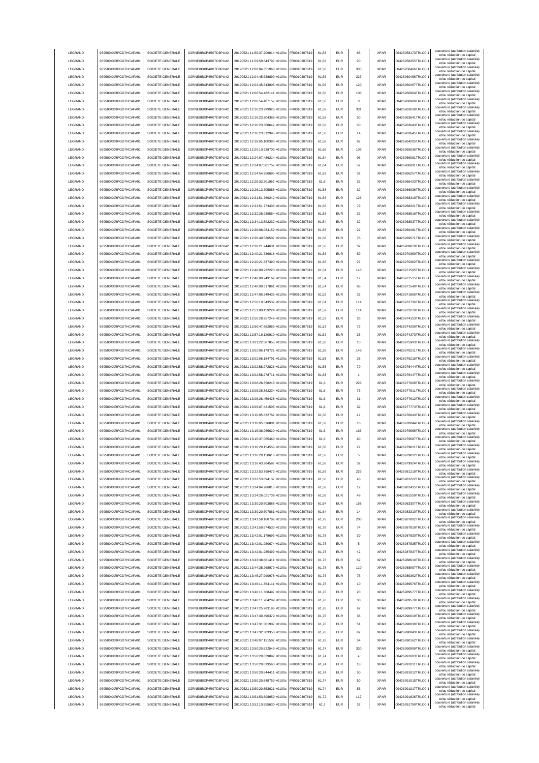| LEGRAND | 969500XXRPGD7HCAFA91 | SOCIETE GENERALE | O2RNE8IBXP4R0TD8PU42 | 20190521 11:59:37.209014 +0100s | FR0010307819 | 61,58 | EUR | 65 | XPAR | 00426958173TRLO0-1 | couverture (attribution salariée) et/ou réduction de capital |
|---|---|---|---|---|---|---|---|---|---|---|---|
| LEGRAND | 969500XXRPGD7HCAFA91 | SOCIETE GENERALE | O2RNE8IBXP4R0TD8PU42 | 20190521 11:59:59.543797 +0100s | FR0010307819 | 61,58 | EUR | 20 | XPAR | 00426958355TRLO0-1 | couverture (attribution salariée) et/ou réduction de capital |
| LEGRAND | 969500XXRPGD7HCAFA91 | SOCIETE GENERALE | O2RNE8IBXP4R0TD8PU42 | 20190521 12:00:04.351968 +0100s | FR0010307819 | 61,58 | EUR | 335 | XPAR | 00426958406TRLO0-1 | couverture (attribution salariée) et/ou réduction de capital |
| LEGRAND | 969500XXRPGD7HCAFA91 | SOCIETE GENERALE | O2RNE8IBXP4R0TD8PU42 | 20190521 12:04:45.638899 +0100s | FR0010307819 | 61,56 | EUR | 223 | XPAR | 00426960456TRLO0-1 | couverture (attribution salariée) et/ou réduction de capital |
| LEGRAND | 969500XXRPGD7HCAFA91 | SOCIETE GENERALE | O2RNE8IBXP4R0TD8PU42 | 20190521 12:04:45.643005 +0100s | FR0010307819 | 61,56 | EUR | 120 | XPAR | 00426960457TRLO0-1 | couverture (attribution salariée) et/ou réduction de capital |
| LEGRAND | 969500XXRPGD7HCAFA91 | SOCIETE GENERALE | O2RNE8IBXP4R0TD8PU42 | 20190521 12:06:54.482141 +0100s | FR0010307819 | 61,56 | EUR | 108 | XPAR | 00426960904TRLO0-1 | couverture (attribution salariée) et/ou réduction de capital |
| LEGRAND | 969500XXRPGD7HCAFA91 | SOCIETE GENERALE | O2RNE8IBXP4R0TD8PU42 | 20190521 12:06:54.487157 +0100s | FR0010307819 | 61,56 | EUR | 3 | XPAR | 00426960908TRLO0-1 | couverture (attribution salariée) et/ou réduction de capital |
| LEGRAND | 969500XXRPGD7HCAFA91 | SOCIETE GENERALE | O2RNE8IBXP4R0TD8PU42 | 20190521 12:16:23.299928 +0100s | FR0010307819 | 61,58 | EUR | 331 | XPAR | 00426963638TRLO0-1 | couverture (attribution salariée) et/ou réduction de capital |
| LEGRAND | 969500XXRPGD7HCAFA91 | SOCIETE GENERALE | O2RNE8IBXP4R0TD8PU42 | 20190521 12:16:23.304368 +0100s | FR0010307819 | 61,58 | EUR | 50 | XPAR | 00426963641TRLO0-1 | couverture (attribution salariée) et/ou réduction de capital |
| LEGRAND | 969500XXRPGD7HCAFA91 | SOCIETE GENERALE | O2RNE8IBXP4R0TD8PU42 | 20190521 12:16:23.308642 +0100s | FR0010307819 | 61,58 | EUR | 50 | XPAR | 00426963643TRLO0-1 | couverture (attribution salariée) et/ou réduction de capital |
| LEGRAND | 969500XXRPGD7HCAFA91 | SOCIETE GENERALE | O2RNE8IBXP4R0TD8PU42 | 20190521 12:16:23.312995 +0100s | FR0010307819 | 61,58 | EUR | 14 | XPAR | 00426963645TRLO0-1 | couverture (attribution salariée) et/ou réduction de capital |
| LEGRAND | 969500XXRPGD7HCAFA91 | SOCIETE GENERALE | O2RNE8IBXP4R0TD8PU42 | 20190521 12:18:05.100393 +0100s | FR0010307819 | 61,58 | EUR | 62 | XPAR | 00426964205TRLO0-1 | couverture (attribution salariée) et/ou réduction de capital |
| LEGRAND | 969500XXRPGD7HCAFA91 | SOCIETE GENERALE | O2RNE8IBXP4R0TD8PU42 | 20190521 12:20:10.238703 +0100s | FR0010307819 | 61,66 | EUR | 103 | XPAR | 00426965036TRLO0-1 | couverture (attribution salariée) et/ou réduction de capital |
| LEGRAND | 969500XXRPGD7HCAFA91 | SOCIETE GENERALE | O2RNE8IBXP4R0TD8PU42 | 20190521 12:24:07.486214 +0100s | FR0010307819 | 61,64 | EUR | 96 | XPAR | 00426966081TRLO0-1 | couverture (attribution salariée) et/ou réduction de capital |
| LEGRAND | 969500XXRPGD7HCAFA91 | SOCIETE GENERALE | O2RNE8IBXP4R0TD8PU42 | 20190521 12:24:07.501757 +0100s | FR0010307819 | 61,64 | EUR | 57 | XPAR | 00426966091TRLO0-1 | couverture (attribution salariée) et/ou réduction de capital |
| LEGRAND | 969500XXRPGD7HCAFA91 | SOCIETE GENERALE | O2RNE8IBXP4R0TD8PU42 | 20190521 12:24:54.250695 +0100s | FR0010307819 | 61,62 | EUR | 32 | XPAR | 00426966257TRLO0-1 | couverture (attribution salariée) et/ou réduction de capital |
| LEGRAND | 969500XXRPGD7HCAFA91 | SOCIETE GENERALE | O2RNE8IBXP4R0TD8PU42 | 20190521 12:25:32.201957 +0100s | FR0010307819 | 61,6 | EUR | 32 | XPAR | 00426966423TRLO0-1 | couverture (attribution salariée) et/ou réduction de capital |
| LEGRAND | 969500XXRPGD7HCAFA91 | SOCIETE GENERALE | O2RNE8IBXP4R0TD8PU42 | 20190521 12:26:13.705888 +0100s | FR0010307819 | 61,58 | EUR | 32 | XPAR | 00426966938TRLO0-1 | couverture (attribution salariée) et/ou réduction de capital |
| LEGRAND | 969500XXRPGD7HCAFA91 | SOCIETE GENERALE | O2RNE8IBXP4R0TD8PU42 | 20190521 12:31:51.769242 +0100s | FR0010307819 | 61,56 | EUR | 126 | XPAR | 00426968319TRLO0-1 | couverture (attribution salariée) et/ou réduction de capital |
| LEGRAND | 969500XXRPGD7HCAFA91 | SOCIETE GENERALE | O2RNE8IBXP4R0TD8PU42 | 20190521 12:31:51.773438 +0100s | FR0010307819 | 61,56 | EUR | 79 | XPAR | 00426968321TRLO0-1 | couverture (attribution salariée) et/ou réduction de capital |
| LEGRAND | 969500XXRPGD7HCAFA91 | SOCIETE GENERALE | O2RNE8IBXP4R0TD8PU42 | 20190521 12:32:28.939564 +0100s | FR0010307819 | 61,56 | EUR | 32 | XPAR | 00426968518TRLO0-1 | couverture (attribution salariée) et/ou réduction de capital |
| LEGRAND | 969500XXRPGD7HCAFA91 | SOCIETE GENERALE | O2RNE8IBXP4R0TD8PU42 | 20190521 12:34:13.592232 +0100s | FR0010307819 | 61,54 | EUR | 32 | XPAR | 00426968937TRLO0-1 | couverture (attribution salariée) et/ou réduction de capital |
| LEGRAND | 969500XXRPGD7HCAFA91 | SOCIETE GENERALE | O2RNE8IBXP4R0TD8PU42 | 20190521 12:36:08.084159 +0100s | FR0010307819 | 61,56 | EUR | 22 | XPAR | 00426969481TRLO0-1 | couverture (attribution salariée) et/ou réduction de capital |
| LEGRAND | 969500XXRPGD7HCAFA91 | SOCIETE GENERALE | O2RNE8IBXP4R0TD8PU42 | 20190521 12:36:40.536507 +0100s | FR0010307819 | 61,56 | EUR | 76 | XPAR | 00426969571TRLO0-1 | couverture (attribution salariée) et/ou réduction de capital |
| LEGRAND | 969500XXRPGD7HCAFA91 | SOCIETE GENERALE | O2RNE8IBXP4R0TD8PU42 | 20190521 12:38:21.244631 +0100s | FR0010307819 | 61,56 | EUR | 32 | XPAR | 00426969878TRLO0-1 | couverture (attribution salariée) et/ou réduction de capital |
| LEGRAND | 969500XXRPGD7HCAFA91 | SOCIETE GENERALE | O2RNE8IBXP4R0TD8PU42 | 20190521 12:40:21.736016 +0100s | FR0010307819 | 61,56 | EUR | 59 | XPAR | 00426970359TRLO0-1 | couverture (attribution salariée) et/ou réduction de capital |
| LEGRAND | 969500XXRPGD7HCAFA91 | SOCIETE GENERALE | O2RNE8IBXP4R0TD8PU42 | 20190521 12:40:21.837390 +0100s | FR0010307819 | 61,56 | EUR | 27 | XPAR | 00426970362TRLO0-1 | couverture (attribution salariée) et/ou réduction de capital |
| LEGRAND | 969500XXRPGD7HCAFA91 | SOCIETE GENERALE | O2RNE8IBXP4R0TD8PU42 | 20190521 12:46:00.232220 +0100s | FR0010307819 | 61,54 | EUR | 143 | XPAR | 00426971505TRLO0-1 | couverture (attribution salariée) et/ou réduction de capital |
| LEGRAND | 969500XXRPGD7HCAFA91 | SOCIETE GENERALE | O2RNE8IBXP4R0TD8PU42 | 20190521 12:46:00.249162 +0100s | FR0010307819 | 61,54 | EUR | 17 | XPAR | 00426971515TRLO0-1 | couverture (attribution salariée) et/ou réduction de capital |
| LEGRAND | 969500XXRPGD7HCAFA91 | SOCIETE GENERALE | O2RNE8IBXP4R0TD8PU42 | 20190521 12:46:00.317861 +0100s | FR0010307819 | 61,54 | EUR | 66 | XPAR | 00426971540TRLO0-1 | couverture (attribution salariée) et/ou réduction de capital |
| LEGRAND | 969500XXRPGD7HCAFA91 | SOCIETE GENERALE | O2RNE8IBXP4R0TD8PU42 | 20190521 12:47:06.349435 +0100s | FR0010307819 | 61,52 | EUR | 32 | XPAR | 00426971860TRLO0-1 | couverture (attribution salariée) et/ou réduction de capital |
| LEGRAND | 969500XXRPGD7HCAFA91 | SOCIETE GENERALE | O2RNE8IBXP4R0TD8PU42 | 20190521 12:50:19.543532 +0100s | FR0010307819 | 61,54 | EUR | 114 | XPAR | 00426972736TRLO0-1 | couverture (attribution salariée) et/ou réduction de capital |
| LEGRAND | 969500XXRPGD7HCAFA91 | SOCIETE GENERALE | O2RNE8IBXP4R0TD8PU42 | 20190521 12:53:00.459224 +0100s | FR0010307819 | 61,52 | EUR | 114 | XPAR | 00426973279TRLO0-1 | couverture (attribution salariée) et/ou réduction de capital |
| LEGRAND | 969500XXRPGD7HCAFA91 | SOCIETE GENERALE | O2RNE8IBXP4R0TD8PU42 | 20190521 12:56:28.257249 +0100s | FR0010307819 | 61,52 | EUR | 26 | XPAR | 00426974153TRLO0-1 | couverture (attribution salariée) et/ou réduction de capital |
| LEGRAND | 969500XXRPGD7HCAFA91 | SOCIETE GENERALE | O2RNE8IBXP4R0TD8PU42 | 20190521 12:56:47.882069 +0100s | FR0010307819 | 61,52 | EUR | 72 | XPAR | 00426974209TRLO0-1 | couverture (attribution salariée) et/ou réduction de capital |
| LEGRAND | 969500XXRPGD7HCAFA91 | SOCIETE GENERALE | O2RNE8IBXP4R0TD8PU42 | 20190521 12:57:19.120919 +0100s | FR0010307819 | 61,52 | EUR | 25 | XPAR | 00426974373TRLO0-1 | couverture (attribution salariée) et/ou réduction de capital |
| LEGRAND | 969500XXRPGD7HCAFA91 | SOCIETE GENERALE | O2RNE8IBXP4R0TD8PU42 | 20190521 13:01:22.887855 +0100s | FR0010307819 | 61,58 | EUR | 10 | XPAR | 00426975993TRLO0-1 | couverture (attribution salariée) et/ou réduction de capital |
| LEGRAND | 969500XXRPGD7HCAFA91 | SOCIETE GENERALE | O2RNE8IBXP4R0TD8PU42 | 20190521 13:02:06.179721 +0100s | FR0010307819 | 61,58 | EUR | 148 | XPAR | 00426976211TRLO0-1 | couverture (attribution salariée) et/ou réduction de capital |
| LEGRAND | 969500XXRPGD7HCAFA91 | SOCIETE GENERALE | O2RNE8IBXP4R0TD8PU42 | 20190521 13:02:06.184791 +0100s | FR0010307819 | 61,58 | EUR | 28 | XPAR | 00426976215TRLO0-1 | couverture (attribution salariée) et/ou réduction de capital |
| LEGRAND | 969500XXRPGD7HCAFA91 | SOCIETE GENERALE | O2RNE8IBXP4R0TD8PU42 | 20190521 13:02:58.272826 +0100s | FR0010307819 | 61,58 | EUR | 70 | XPAR | 00426976444TRLO0-1 | couverture (attribution salariée) et/ou réduction de capital |
| LEGRAND | 969500XXRPGD7HCAFA91 | SOCIETE GENERALE | O2RNE8IBXP4R0TD8PU42 | 20190521 13:02:58.278711 +0100s | FR0010307819 | 61,58 | EUR | 1 | XPAR | 00426976447TRLO0-1 | couverture (attribution salariée) et/ou réduction de capital |
| LEGRAND | 969500XXRPGD7HCAFA91 | SOCIETE GENERALE | O2RNE8IBXP4R0TD8PU42 | 20190521 13:08:26.358248 +0100s | FR0010307819 | 61,6 | EUR | 226 | XPAR | 00426977609TRLO0-1 | couverture (attribution salariée) et/ou réduction de capital |
| LEGRAND | 969500XXRPGD7HCAFA91 | SOCIETE GENERALE | O2RNE8IBXP4R0TD8PU42 | 20190521 13:08:26.362234 +0100s | FR0010307819 | 61,6 | EUR | 76 | XPAR | 00426977611TRLO0-1 | couverture (attribution salariée) et/ou réduction de capital |
| LEGRAND | 969500XXRPGD7HCAFA91 | SOCIETE GENERALE | O2RNE8IBXP4R0TD8PU42 | 20190521 13:08:26.459428 +0100s | FR0010307819 | 61,6 | EUR | 31 | XPAR | 00426977612TRLO0-1 | couverture (attribution salariée) et/ou réduction de capital |
| LEGRAND | 969500XXRPGD7HCAFA91 | SOCIETE GENERALE | O2RNE8IBXP4R0TD8PU42 | 20190521 13:09:07.421505 +0100s | FR0010307819 | 61,6 | EUR | 32 | XPAR | 00426977774TRLO0-1 | couverture (attribution salariée) et/ou réduction de capital |
| LEGRAND | 969500XXRPGD7HCAFA91 | SOCIETE GENERALE | O2RNE8IBXP4R0TD8PU42 | 20190521 13:10:05.332782 +0100s | FR0010307819 | 61,58 | EUR | 47 | XPAR | 00426978043TRLO0-1 | couverture (attribution salariée) et/ou réduction de capital |
| LEGRAND | 969500XXRPGD7HCAFA91 | SOCIETE GENERALE | O2RNE8IBXP4R0TD8PU42 | 20190521 13:10:05.336881 +0100s | FR0010307819 | 61,58 | EUR | 16 | XPAR | 00426978044TRLO0-1 | couverture (attribution salariée) et/ou réduction de capital |
| LEGRAND | 969500XXRPGD7HCAFA91 | SOCIETE GENERALE | O2RNE8IBXP4R0TD8PU42 | 20190521 13:15:36.965620 +0100s | FR0010307819 | 61,6 | EUR | 166 | XPAR | 00426979585TRLO0-1 | couverture (attribution salariée) et/ou réduction de capital |
| LEGRAND | 969500XXRPGD7HCAFA91 | SOCIETE GENERALE | O2RNE8IBXP4R0TD8PU42 | 20190521 13:15:37.065463 +0100s | FR0010307819 | 61,6 | EUR | 60 | XPAR | 00426979587TRLO0-1 | couverture (attribution salariée) et/ou réduction de capital |
| LEGRAND | 969500XXRPGD7HCAFA91 | SOCIETE GENERALE | O2RNE8IBXP4R0TD8PU42 | 20190521 13:16:29.154556 +0100s | FR0010307819 | 61,58 | EUR | 27 | XPAR | 00426979811TRLO0-1 | couverture (attribution salariée) et/ou réduction de capital |
| LEGRAND | 969500XXRPGD7HCAFA91 | SOCIETE GENERALE | O2RNE8IBXP4R0TD8PU42 | 20190521 13:16:29.158616 +0100s | FR0010307819 | 61,58 | EUR | 5 | XPAR | 00426979812TRLO0-1 | couverture (attribution salariée) et/ou réduction de capital |
| LEGRAND | 969500XXRPGD7HCAFA91 | SOCIETE GENERALE | O2RNE8IBXP4R0TD8PU42 | 20190521 13:16:43.284587 +0100s | FR0010307819 | 61,56 | EUR | 32 | XPAR | 00426979924TRLO0-1 | couverture (attribution salariée) et/ou réduction de capital |
| LEGRAND | 969500XXRPGD7HCAFA91 | SOCIETE GENERALE | O2RNE8IBXP4R0TD8PU42 | 20190521 13:22:53.798473 +0100s | FR0010307819 | 61,56 | EUR | 226 | XPAR | 00426981218TRLO0-1 | couverture (attribution salariée) et/ou réduction de capital |
| LEGRAND | 969500XXRPGD7HCAFA91 | SOCIETE GENERALE | O2RNE8IBXP4R0TD8PU42 | 20190521 13:22:53.894137 +0100s | FR0010307819 | 61,56 | EUR | 48 | XPAR | 00426981222TRLO0-1 | couverture (attribution salariée) et/ou réduction de capital |
| LEGRAND | 969500XXRPGD7HCAFA91 | SOCIETE GENERALE | O2RNE8IBXP4R0TD8PU42 | 20190521 13:24:04.286015 +0100s | FR0010307819 | 61,58 | EUR | 12 | XPAR | 00426981435TRLO0-1 | couverture (attribution salariée) et/ou réduction de capital |
| LEGRAND | 969500XXRPGD7HCAFA91 | SOCIETE GENERALE | O2RNE8IBXP4R0TD8PU42 | 20190521 13:24:26.021739 +0100s | FR0010307819 | 61,58 | EUR | 49 | XPAR | 00426981559TRLO0-1 | couverture (attribution salariée) et/ou réduction de capital |
| LEGRAND | 969500XXRPGD7HCAFA91 | SOCIETE GENERALE | O2RNE8IBXP4R0TD8PU42 | 20190521 13:30:20.603888 +0100s | FR0010307819 | 61,64 | EUR | 158 | XPAR | 00426983307TRLO0-1 | couverture (attribution salariée) et/ou réduction de capital |
| LEGRAND | 969500XXRPGD7HCAFA91 | SOCIETE GENERALE | O2RNE8IBXP4R0TD8PU42 | 20190521 13:30:20.607861 +0100s | FR0010307819 | 61,64 | EUR | 14 | XPAR | 00426983310TRLO0-1 | couverture (attribution salariée) et/ou réduction de capital |
| LEGRAND | 969500XXRPGD7HCAFA91 | SOCIETE GENERALE | O2RNE8IBXP4R0TD8PU42 | 20190521 13:41:58.168782 +0100s | FR0010307819 | 61,78 | EUR | 200 | XPAR | 00426987802TRLO0-1 | couverture (attribution salariée) et/ou réduction de capital |
| LEGRAND | 969500XXRPGD7HCAFA91 | SOCIETE GENERALE | O2RNE8IBXP4R0TD8PU42 | 20190521 13:41:59.674533 +0100s | FR0010307819 | 61,78 | EUR | 74 | XPAR | 00426987818TRLO0-1 | couverture (attribution salariée) et/ou réduction de capital |
| LEGRAND | 969500XXRPGD7HCAFA91 | SOCIETE GENERALE | O2RNE8IBXP4R0TD8PU42 | 20190521 13:42:01.178693 +0100s | FR0010307819 | 61,78 | EUR | 30 | XPAR | 00426987830TRLO0-1 | couverture (attribution salariée) et/ou réduction de capital |
| LEGRAND | 969500XXRPGD7HCAFA91 | SOCIETE GENERALE | O2RNE8IBXP4R0TD8PU42 | 20190521 13:42:01.980674 +0100s | FR0010307819 | 61,78 | EUR | 5 | XPAR | 00426987835TRLO0-1 | couverture (attribution salariée) et/ou réduction de capital |
| LEGRAND | 969500XXRPGD7HCAFA91 | SOCIETE GENERALE | O2RNE8IBXP4R0TD8PU42 | 20190521 13:42:01.985499 +0100s | FR0010307819 | 61,78 | EUR | 42 | XPAR | 00426987837TRLO0-1 | couverture (attribution salariée) et/ou réduction de capital |
| LEGRAND | 969500XXRPGD7HCAFA91 | SOCIETE GENERALE | O2RNE8IBXP4R0TD8PU42 | 20190521 13:43:38.861411 +0100s | FR0010307819 | 61,78 | EUR | 67 | XPAR | 00426988610TRLO0-1 | couverture (attribution salariée) et/ou réduction de capital |
| LEGRAND | 969500XXRPGD7HCAFA91 | SOCIETE GENERALE | O2RNE8IBXP4R0TD8PU42 | 20190521 13:44:35.268979 +0100s | FR0010307819 | 61,78 | EUR | 110 | XPAR | 00426988907TRLO0-1 | couverture (attribution salariée) et/ou réduction de capital |
| LEGRAND | 969500XXRPGD7HCAFA91 | SOCIETE GENERALE | O2RNE8IBXP4R0TD8PU42 | 20190521 13:45:27.990978 +0100s | FR0010307819 | 61,76 | EUR | 75 | XPAR | 00426989362TRLO0-1 | couverture (attribution salariée) et/ou réduction de capital |
| LEGRAND | 969500XXRPGD7HCAFA91 | SOCIETE GENERALE | O2RNE8IBXP4R0TD8PU42 | 20190521 13:46:11.364111 +0100s | FR0010307819 | 61,76 | EUR | 10 | XPAR | 00426989576TRLO0-1 | couverture (attribution salariée) et/ou réduction de capital |
| LEGRAND | 969500XXRPGD7HCAFA91 | SOCIETE GENERALE | O2RNE8IBXP4R0TD8PU42 | 20190521 13:46:11.368497 +0100s | FR0010307819 | 61,76 | EUR | 20 | XPAR | 00426989577TRLO0-1 | couverture (attribution salariée) et/ou réduction de capital |
| LEGRAND | 969500XXRPGD7HCAFA91 | SOCIETE GENERALE | O2RNE8IBXP4R0TD8PU42 | 20190521 13:46:11.764289 +0100s | FR0010307819 | 61,76 | EUR | 30 | XPAR | 00426989578TRLO0-1 | couverture (attribution salariée) et/ou réduction de capital |
| LEGRAND | 969500XXRPGD7HCAFA91 | SOCIETE GENERALE | O2RNE8IBXP4R0TD8PU42 | 20190521 13:47:25.283196 +0100s | FR0010307819 | 61,76 | EUR | 67 | XPAR | 00426989977TRLO0-1 | couverture (attribution salariée) et/ou réduction de capital |
| LEGRAND | 969500XXRPGD7HCAFA91 | SOCIETE GENERALE | O2RNE8IBXP4R0TD8PU42 | 20190521 13:47:30.496379 +0100s | FR0010307819 | 61,76 | EUR | 38 | XPAR | 00426990019TRLO0-1 | couverture (attribution salariée) et/ou réduction de capital |
| LEGRAND | 969500XXRPGD7HCAFA91 | SOCIETE GENERALE | O2RNE8IBXP4R0TD8PU42 | 20190521 13:47:31.501907 +0100s | FR0010307819 | 61,76 | EUR | 51 | XPAR | 00426990039TRLO0-1 | couverture (attribution salariée) et/ou réduction de capital |
| LEGRAND | 969500XXRPGD7HCAFA91 | SOCIETE GENERALE | O2RNE8IBXP4R0TD8PU42 | 20190521 13:47:32.303350 +0100s | FR0010307819 | 61,76 | EUR | 87 | XPAR | 00426990043TRLO0-1 | couverture (attribution salariée) et/ou réduction de capital |
| LEGRAND | 969500XXRPGD7HCAFA91 | SOCIETE GENERALE | O2RNE8IBXP4R0TD8PU42 | 20190521 13:48:07.151507 +0100s | FR0010307819 | 61,76 | EUR | 54 | XPAR | 00426990162TRLO0-1 | couverture (attribution salariée) et/ou réduction de capital |
| LEGRAND | 969500XXRPGD7HCAFA91 | SOCIETE GENERALE | O2RNE8IBXP4R0TD8PU42 | 20190521 13:50:20.822549 +0100s | FR0010307819 | 61,74 | EUR | 330 | XPAR | 00426990999TRLO0-1 | couverture (attribution salariée) et/ou réduction de capital |
| LEGRAND | 969500XXRPGD7HCAFA91 | SOCIETE GENERALE | O2RNE8IBXP4R0TD8PU42 | 20190521 13:50:20.829097 +0100s | FR0010307819 | 61,74 | EUR | 4 | XPAR | 00426991003TRLO0-1 | couverture (attribution salariée) et/ou réduction de capital |
| LEGRAND | 969500XXRPGD7HCAFA91 | SOCIETE GENERALE | O2RNE8IBXP4R0TD8PU42 | 20190521 13:50:20.839563 +0100s | FR0010307819 | 61,74 | EUR | 18 | XPAR | 00426991011TRLO0-1 | couverture (attribution salariée) et/ou réduction de capital |
| LEGRAND | 969500XXRPGD7HCAFA91 | SOCIETE GENERALE | O2RNE8IBXP4R0TD8PU42 | 20190521 13:50:20.844411 +0100s | FR0010307819 | 61,74 | EUR | 50 | XPAR | 00426991012TRLO0-1 | couverture (attribution salariée) et/ou réduction de capital |
| LEGRAND | 969500XXRPGD7HCAFA91 | SOCIETE GENERALE | O2RNE8IBXP4R0TD8PU42 | 20190521 13:50:20.848759 +0100s | FR0010307819 | 61,74 | EUR | 50 | XPAR | 00426991015TRLO0-1 | couverture (attribution salariée) et/ou réduction de capital |
| LEGRAND | 969500XXRPGD7HCAFA91 | SOCIETE GENERALE | O2RNE8IBXP4R0TD8PU42 | 20190521 13:50:20.853021 +0100s | FR0010307819 | 61,74 | EUR | 56 | XPAR | 00426991017TRLO0-1 | couverture (attribution salariée) et/ou réduction de capital |
| LEGRAND | 969500XXRPGD7HCAFA91 | SOCIETE GENERALE | O2RNE8IBXP4R0TD8PU42 | 20190521 13:51:53.508059 +0100s | FR0010307819 | 61,72 | EUR | 117 | XPAR | 00426991626TRLO0-1 | couverture (attribution salariée) et/ou réduction de capital |
| LEGRAND | 969500XXRPGD7HCAFA91 | SOCIETE GENERALE | O2RNE8IBXP4R0TD8PU42 | 20190521 13:52:10.955630 +0100s | FR0010307819 | 61,7 | EUR | 32 | XPAR | 00426991790TRLO0-1 | couverture (attribution salariée) et/ou réduction de capital |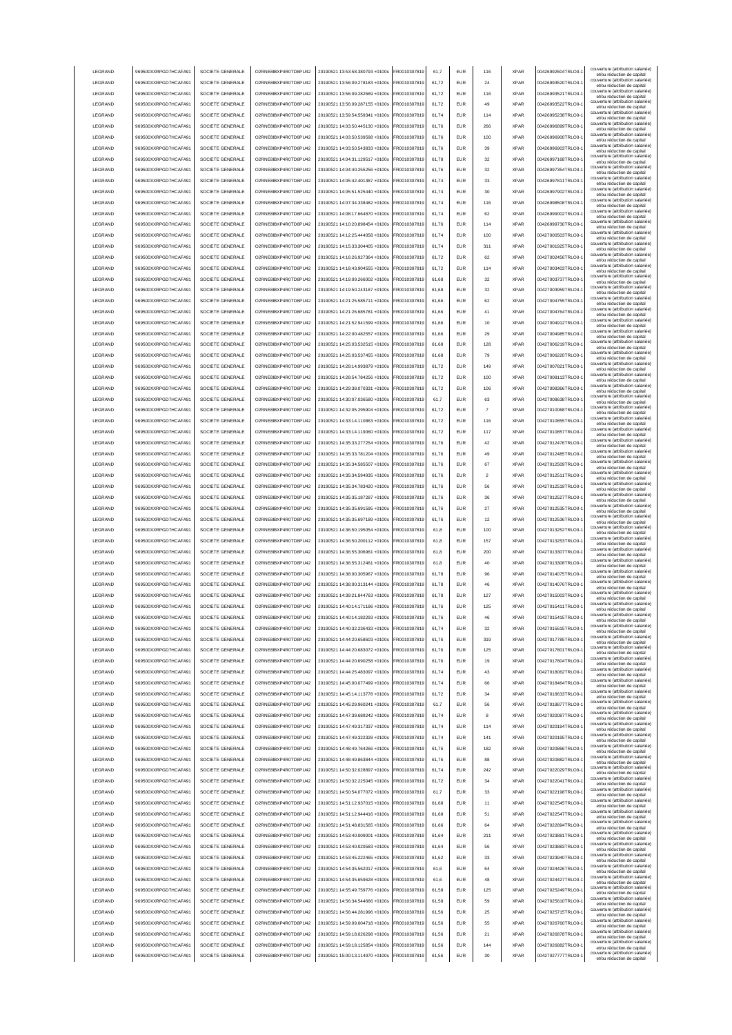| LEGRAND | 969500XXRPGD7HCAFA91 | SOCIETE GENERALE | O2RNE8IBXP4R0TD8PU42 | 20190521 13:53:58.380793 +0100s | FR0010307819 | 61,7 | EUR | 116 | XPAR | 00426992604TRLO0-1 | couverture (attribution salariée) et/ou réduction de capital |
|---|---|---|---|---|---|---|---|---|---|---|---|
| LEGRAND | 969500XXRPGD7HCAFA91 | SOCIETE GENERALE | O2RNE8IBXP4R0TD8PU42 | 20190521 13:56:09.278183 +0100s | FR0010307819 | 61,72 | EUR | 24 | XPAR | 00426993520TRLO0-1 | couverture (attribution salariée) et/ou réduction de capital |
| LEGRAND | 969500XXRPGD7HCAFA91 | SOCIETE GENERALE | O2RNE8IBXP4R0TD8PU42 | 20190521 13:56:09.282669 +0100s | FR0010307819 | 61,72 | EUR | 116 | XPAR | 00426993521TRLO0-1 | couverture (attribution salariée) et/ou réduction de capital |
| LEGRAND | 969500XXRPGD7HCAFA91 | SOCIETE GENERALE | O2RNE8IBXP4R0TD8PU42 | 20190521 13:56:09.287155 +0100s | FR0010307819 | 61,72 | EUR | 49 | XPAR | 00426993522TRLO0-1 | couverture (attribution salariée) et/ou réduction de capital |
| LEGRAND | 969500XXRPGD7HCAFA91 | SOCIETE GENERALE | O2RNE8IBXP4R0TD8PU42 | 20190521 13:59:54.559341 +0100s | FR0010307819 | 61,74 | EUR | 114 | XPAR | 00426995238TRLO0-1 | couverture (attribution salariée) et/ou réduction de capital |
| LEGRAND | 969500XXRPGD7HCAFA91 | SOCIETE GENERALE | O2RNE8IBXP4R0TD8PU42 | 20190521 14:03:50.445130 +0100s | FR0010307819 | 61,76 | EUR | 266 | XPAR | 00426996899TRLO0-1 | couverture (attribution salariée) et/ou réduction de capital |
| LEGRAND | 969500XXRPGD7HCAFA91 | SOCIETE GENERALE | O2RNE8IBXP4R0TD8PU42 | 20190521 14:03:50.539598 +0100s | FR0010307819 | 61,76 | EUR | 100 | XPAR | 00426996900TRLO0-1 | couverture (attribution salariée) et/ou réduction de capital |
| LEGRAND | 969500XXRPGD7HCAFA91 | SOCIETE GENERALE | O2RNE8IBXP4R0TD8PU42 | 20190521 14:03:50.543833 +0100s | FR0010307819 | 61,76 | EUR | 39 | XPAR | 00426996903TRLO0-1 | couverture (attribution salariée) et/ou réduction de capital |
| LEGRAND | 969500XXRPGD7HCAFA91 | SOCIETE GENERALE | O2RNE8IBXP4R0TD8PU42 | 20190521 14:04:31.129517 +0100s | FR0010307819 | 61,78 | EUR | 32 | XPAR | 00426997168TRLO0-1 | couverture (attribution salariée) et/ou réduction de capital |
| LEGRAND | 969500XXRPGD7HCAFA91 | SOCIETE GENERALE | O2RNE8IBXP4R0TD8PU42 | 20190521 14:04:40.255256 +0100s | FR0010307819 | 61,76 | EUR | 32 | XPAR | 00426997354TRLO0-1 | couverture (attribution salariée) et/ou réduction de capital |
| LEGRAND | 969500XXRPGD7HCAFA91 | SOCIETE GENERALE | O2RNE8IBXP4R0TD8PU42 | 20190521 14:05:42.401387 +0100s | FR0010307819 | 61,74 | EUR | 33 | XPAR | 00426997811TRLO0-1 | couverture (attribution salariée) et/ou réduction de capital |
| LEGRAND | 969500XXRPGD7HCAFA91 | SOCIETE GENERALE | O2RNE8IBXP4R0TD8PU42 | 20190521 14:05:51.525440 +0100s | FR0010307819 | 61,74 | EUR | 30 | XPAR | 00426997902TRLO0-1 | couverture (attribution salariée) et/ou réduction de capital |
| LEGRAND | 969500XXRPGD7HCAFA91 | SOCIETE GENERALE | O2RNE8IBXP4R0TD8PU42 | 20190521 14:07:34.338482 +0100s | FR0010307819 | 61,74 | EUR | 116 | XPAR | 00426998508TRLO0-1 | couverture (attribution salariée) et/ou réduction de capital |
| LEGRAND | 969500XXRPGD7HCAFA91 | SOCIETE GENERALE | O2RNE8IBXP4R0TD8PU42 | 20190521 14:08:17.664870 +0100s | FR0010307819 | 61,74 | EUR | 62 | XPAR | 00426999002TRLO0-1 | couverture (attribution salariée) et/ou réduction de capital |
| LEGRAND | 969500XXRPGD7HCAFA91 | SOCIETE GENERALE | O2RNE8IBXP4R0TD8PU42 | 20190521 14:10:20.898454 +0100s | FR0010307819 | 61,76 | EUR | 114 | XPAR | 00426999730TRLO0-1 | couverture (attribution salariée) et/ou réduction de capital |
| LEGRAND | 969500XXRPGD7HCAFA91 | SOCIETE GENERALE | O2RNE8IBXP4R0TD8PU42 | 20190521 14:12:25.444058 +0100s | FR0010307819 | 61,74 | EUR | 100 | XPAR | 00427000503TRLO0-1 | couverture (attribution salariée) et/ou réduction de capital |
| LEGRAND | 969500XXRPGD7HCAFA91 | SOCIETE GENERALE | O2RNE8IBXP4R0TD8PU42 | 20190521 14:15:33.304405 +0100s | FR0010307819 | 61,74 | EUR | 311 | XPAR | 00427001925TRLO0-1 | couverture (attribution salariée) et/ou réduction de capital |
| LEGRAND | 969500XXRPGD7HCAFA91 | SOCIETE GENERALE | O2RNE8IBXP4R0TD8PU42 | 20190521 14:16:26.927364 +0100s | FR0010307819 | 61,72 | EUR | 62 | XPAR | 00427002456TRLO0-1 | couverture (attribution salariée) et/ou réduction de capital |
| LEGRAND | 969500XXRPGD7HCAFA91 | SOCIETE GENERALE | O2RNE8IBXP4R0TD8PU42 | 20190521 14:18:43.904555 +0100s | FR0010307819 | 61,72 | EUR | 114 | XPAR | 00427003403TRLO0-1 | couverture (attribution salariée) et/ou réduction de capital |
| LEGRAND | 969500XXRPGD7HCAFA91 | SOCIETE GENERALE | O2RNE8IBXP4R0TD8PU42 | 20190521 14:19:09.266002 +0100s | FR0010307819 | 61,68 | EUR | 32 | XPAR | 00427003737TRLO0-1 | couverture (attribution salariée) et/ou réduction de capital |
| LEGRAND | 969500XXRPGD7HCAFA91 | SOCIETE GENERALE | O2RNE8IBXP4R0TD8PU42 | 20190521 14:19:50.243187 +0100s | FR0010307819 | 61,68 | EUR | 32 | XPAR | 00427003959TRLO0-1 | couverture (attribution salariée) et/ou réduction de capital |
| LEGRAND | 969500XXRPGD7HCAFA91 | SOCIETE GENERALE | O2RNE8IBXP4R0TD8PU42 | 20190521 14:21:25.585711 +0100s | FR0010307819 | 61,66 | EUR | 62 | XPAR | 00427004755TRLO0-1 | couverture (attribution salariée) et/ou réduction de capital |
| LEGRAND | 969500XXRPGD7HCAFA91 | SOCIETE GENERALE | O2RNE8IBXP4R0TD8PU42 | 20190521 14:21:26.685781 +0100s | FR0010307819 | 61,66 | EUR | 41 | XPAR | 00427004764TRLO0-1 | couverture (attribution salariée) et/ou réduction de capital |
| LEGRAND | 969500XXRPGD7HCAFA91 | SOCIETE GENERALE | O2RNE8IBXP4R0TD8PU42 | 20190521 14:21:52.941599 +0100s | FR0010307819 | 61,66 | EUR | 10 | XPAR | 00427004912TRLO0-1 | couverture (attribution salariée) et/ou réduction de capital |
| LEGRAND | 969500XXRPGD7HCAFA91 | SOCIETE GENERALE | O2RNE8IBXP4R0TD8PU42 | 20190521 14:22:00.482557 +0100s | FR0010307819 | 61,66 | EUR | 29 | XPAR | 00427004985TRLO0-1 | couverture (attribution salariée) et/ou réduction de capital |
| LEGRAND | 969500XXRPGD7HCAFA91 | SOCIETE GENERALE | O2RNE8IBXP4R0TD8PU42 | 20190521 14:25:03.532515 +0100s | FR0010307819 | 61,68 | EUR | 128 | XPAR | 00427006219TRLO0-1 | couverture (attribution salariée) et/ou réduction de capital |
| LEGRAND | 969500XXRPGD7HCAFA91 | SOCIETE GENERALE | O2RNE8IBXP4R0TD8PU42 | 20190521 14:25:03.537455 +0100s | FR0010307819 | 61,68 | EUR | 79 | XPAR | 00427006220TRLO0-1 | couverture (attribution salariée) et/ou réduction de capital |
| LEGRAND | 969500XXRPGD7HCAFA91 | SOCIETE GENERALE | O2RNE8IBXP4R0TD8PU42 | 20190521 14:28:14.993879 +0100s | FR0010307819 | 61,72 | EUR | 149 | XPAR | 00427007821TRLO0-1 | couverture (attribution salariée) et/ou réduction de capital |
| LEGRAND | 969500XXRPGD7HCAFA91 | SOCIETE GENERALE | O2RNE8IBXP4R0TD8PU42 | 20190521 14:28:54.784256 +0100s | FR0010307819 | 61,72 | EUR | 100 | XPAR | 00427008113TRLO0-1 | couverture (attribution salariée) et/ou réduction de capital |
| LEGRAND | 969500XXRPGD7HCAFA91 | SOCIETE GENERALE | O2RNE8IBXP4R0TD8PU42 | 20190521 14:29:38.070331 +0100s | FR0010307819 | 61,72 | EUR | 106 | XPAR | 00427008366TRLO0-1 | couverture (attribution salariée) et/ou réduction de capital |
| LEGRAND | 969500XXRPGD7HCAFA91 | SOCIETE GENERALE | O2RNE8IBXP4R0TD8PU42 | 20190521 14:30:07.036580 +0100s | FR0010307819 | 61,7 | EUR | 63 | XPAR | 00427008638TRLO0-1 | couverture (attribution salariée) et/ou réduction de capital |
| LEGRAND | 969500XXRPGD7HCAFA91 | SOCIETE GENERALE | O2RNE8IBXP4R0TD8PU42 | 20190521 14:32:05.295904 +0100s | FR0010307819 | 61,72 | EUR | 7 | XPAR | 00427010068TRLO0-1 | couverture (attribution salariée) et/ou réduction de capital |
| LEGRAND | 969500XXRPGD7HCAFA91 | SOCIETE GENERALE | O2RNE8IBXP4R0TD8PU42 | 20190521 14:33:14.110863 +0100s | FR0010307819 | 61,72 | EUR | 116 | XPAR | 00427010855TRLO0-1 | couverture (attribution salariée) et/ou réduction de capital |
| LEGRAND | 969500XXRPGD7HCAFA91 | SOCIETE GENERALE | O2RNE8IBXP4R0TD8PU42 | 20190521 14:33:14.119060 +0100s | FR0010307819 | 61,72 | EUR | 117 | XPAR | 00427010857TRLO0-1 | couverture (attribution salariée) et/ou réduction de capital |
| LEGRAND | 969500XXRPGD7HCAFA91 | SOCIETE GENERALE | O2RNE8IBXP4R0TD8PU42 | 20190521 14:35:33.277254 +0100s | FR0010307819 | 61,76 | EUR | 42 | XPAR | 00427012476TRLO0-1 | couverture (attribution salariée) et/ou réduction de capital |
| LEGRAND | 969500XXRPGD7HCAFA91 | SOCIETE GENERALE | O2RNE8IBXP4R0TD8PU42 | 20190521 14:35:33.781204 +0100s | FR0010307819 | 61,76 | EUR | 49 | XPAR | 00427012485TRLO0-1 | couverture (attribution salariée) et/ou réduction de capital |
| LEGRAND | 969500XXRPGD7HCAFA91 | SOCIETE GENERALE | O2RNE8IBXP4R0TD8PU42 | 20190521 14:35:34.585507 +0100s | FR0010307819 | 61,76 | EUR | 67 | XPAR | 00427012509TRLO0-1 | couverture (attribution salariée) et/ou réduction de capital |
| LEGRAND | 969500XXRPGD7HCAFA91 | SOCIETE GENERALE | O2RNE8IBXP4R0TD8PU42 | 20190521 14:35:34.594935 +0100s | FR0010307819 | 61,76 | EUR | 2 | XPAR | 00427012511TRLO0-1 | couverture (attribution salariée) et/ou réduction de capital |
| LEGRAND | 969500XXRPGD7HCAFA91 | SOCIETE GENERALE | O2RNE8IBXP4R0TD8PU42 | 20190521 14:35:34.783420 +0100s | FR0010307819 | 61,76 | EUR | 56 | XPAR | 00427012519TRLO0-1 | couverture (attribution salariée) et/ou réduction de capital |
| LEGRAND | 969500XXRPGD7HCAFA91 | SOCIETE GENERALE | O2RNE8IBXP4R0TD8PU42 | 20190521 14:35:35.187287 +0100s | FR0010307819 | 61,76 | EUR | 36 | XPAR | 00427012527TRLO0-1 | couverture (attribution salariée) et/ou réduction de capital |
| LEGRAND | 969500XXRPGD7HCAFA91 | SOCIETE GENERALE | O2RNE8IBXP4R0TD8PU42 | 20190521 14:35:35.691595 +0100s | FR0010307819 | 61,76 | EUR | 27 | XPAR | 00427012535TRLO0-1 | couverture (attribution salariée) et/ou réduction de capital |
| LEGRAND | 969500XXRPGD7HCAFA91 | SOCIETE GENERALE | O2RNE8IBXP4R0TD8PU42 | 20190521 14:35:35.697189 +0100s | FR0010307819 | 61,76 | EUR | 12 | XPAR | 00427012536TRLO0-1 | couverture (attribution salariée) et/ou réduction de capital |
| LEGRAND | 969500XXRPGD7HCAFA91 | SOCIETE GENERALE | O2RNE8IBXP4R0TD8PU42 | 20190521 14:36:50.195054 +0100s | FR0010307819 | 61,8 | EUR | 100 | XPAR | 00427013252TRLO0-1 | couverture (attribution salariée) et/ou réduction de capital |
| LEGRAND | 969500XXRPGD7HCAFA91 | SOCIETE GENERALE | O2RNE8IBXP4R0TD8PU42 | 20190521 14:36:50.200112 +0100s | FR0010307819 | 61,8 | EUR | 157 | XPAR | 00427013253TRLO0-1 | couverture (attribution salariée) et/ou réduction de capital |
| LEGRAND | 969500XXRPGD7HCAFA91 | SOCIETE GENERALE | O2RNE8IBXP4R0TD8PU42 | 20190521 14:36:55.306961 +0100s | FR0010307819 | 61,8 | EUR | 200 | XPAR | 00427013307TRLO0-1 | couverture (attribution salariée) et/ou réduction de capital |
| LEGRAND | 969500XXRPGD7HCAFA91 | SOCIETE GENERALE | O2RNE8IBXP4R0TD8PU42 | 20190521 14:36:55.312461 +0100s | FR0010307819 | 61,8 | EUR | 40 | XPAR | 00427013308TRLO0-1 | couverture (attribution salariée) et/ou réduction de capital |
| LEGRAND | 969500XXRPGD7HCAFA91 | SOCIETE GENERALE | O2RNE8IBXP4R0TD8PU42 | 20190521 14:38:00.305967 +0100s | FR0010307819 | 61,78 | EUR | 96 | XPAR | 00427014075TRLO0-1 | couverture (attribution salariée) et/ou réduction de capital |
| LEGRAND | 969500XXRPGD7HCAFA91 | SOCIETE GENERALE | O2RNE8IBXP4R0TD8PU42 | 20190521 14:38:00.313144 +0100s | FR0010307819 | 61,78 | EUR | 46 | XPAR | 00427014076TRLO0-1 | couverture (attribution salariée) et/ou réduction de capital |
| LEGRAND | 969500XXRPGD7HCAFA91 | SOCIETE GENERALE | O2RNE8IBXP4R0TD8PU42 | 20190521 14:39:21.844763 +0100s | FR0010307819 | 61,78 | EUR | 127 | XPAR | 00427015003TRLO0-1 | couverture (attribution salariée) et/ou réduction de capital |
| LEGRAND | 969500XXRPGD7HCAFA91 | SOCIETE GENERALE | O2RNE8IBXP4R0TD8PU42 | 20190521 14:40:14.171186 +0100s | FR0010307819 | 61,76 | EUR | 125 | XPAR | 00427015411TRLO0-1 | couverture (attribution salariée) et/ou réduction de capital |
| LEGRAND | 969500XXRPGD7HCAFA91 | SOCIETE GENERALE | O2RNE8IBXP4R0TD8PU42 | 20190521 14:40:14.182293 +0100s | FR0010307819 | 61,76 | EUR | 46 | XPAR | 00427015415TRLO0-1 | couverture (attribution salariée) et/ou réduction de capital |
| LEGRAND | 969500XXRPGD7HCAFA91 | SOCIETE GENERALE | O2RNE8IBXP4R0TD8PU42 | 20190521 14:40:32.236433 +0100s | FR0010307819 | 61,74 | EUR | 32 | XPAR | 00427015615TRLO0-1 | couverture (attribution salariée) et/ou réduction de capital |
| LEGRAND | 969500XXRPGD7HCAFA91 | SOCIETE GENERALE | O2RNE8IBXP4R0TD8PU42 | 20190521 14:44:20.658603 +0100s | FR0010307819 | 61,76 | EUR | 319 | XPAR | 00427017785TRLO0-1 | couverture (attribution salariée) et/ou réduction de capital |
| LEGRAND | 969500XXRPGD7HCAFA91 | SOCIETE GENERALE | O2RNE8IBXP4R0TD8PU42 | 20190521 14:44:20.683072 +0100s | FR0010307819 | 61,76 | EUR | 125 | XPAR | 00427017801TRLO0-1 | couverture (attribution salariée) et/ou réduction de capital |
| LEGRAND | 969500XXRPGD7HCAFA91 | SOCIETE GENERALE | O2RNE8IBXP4R0TD8PU42 | 20190521 14:44:20.690258 +0100s | FR0010307819 | 61,76 | EUR | 19 | XPAR | 00427017804TRLO0-1 | couverture (attribution salariée) et/ou réduction de capital |
| LEGRAND | 969500XXRPGD7HCAFA91 | SOCIETE GENERALE | O2RNE8IBXP4R0TD8PU42 | 20190521 14:44:25.483097 +0100s | FR0010307819 | 61,74 | EUR | 43 | XPAR | 00427018062TRLO0-1 | couverture (attribution salariée) et/ou réduction de capital |
| LEGRAND | 969500XXRPGD7HCAFA91 | SOCIETE GENERALE | O2RNE8IBXP4R0TD8PU42 | 20190521 14:45:00.077499 +0100s | FR0010307819 | 61,74 | EUR | 66 | XPAR | 00427018464TRLO0-1 | couverture (attribution salariée) et/ou réduction de capital |
| LEGRAND | 969500XXRPGD7HCAFA91 | SOCIETE GENERALE | O2RNE8IBXP4R0TD8PU42 | 20190521 14:45:14.113778 +0100s | FR0010307819 | 61,72 | EUR | 34 | XPAR | 00427018633TRLO0-1 | couverture (attribution salariée) et/ou réduction de capital |
| LEGRAND | 969500XXRPGD7HCAFA91 | SOCIETE GENERALE | O2RNE8IBXP4R0TD8PU42 | 20190521 14:45:29.960241 +0100s | FR0010307819 | 61,7 | EUR | 56 | XPAR | 00427018877TRLO0-1 | couverture (attribution salariée) et/ou réduction de capital |
| LEGRAND | 969500XXRPGD7HCAFA91 | SOCIETE GENERALE | O2RNE8IBXP4R0TD8PU42 | 20190521 14:47:39.689242 +0100s | FR0010307819 | 61,74 | EUR | 8 | XPAR | 00427020087TRLO0-1 | couverture (attribution salariée) et/ou réduction de capital |
| LEGRAND | 969500XXRPGD7HCAFA91 | SOCIETE GENERALE | O2RNE8IBXP4R0TD8PU42 | 20190521 14:47:49.317337 +0100s | FR0010307819 | 61,74 | EUR | 114 | XPAR | 00427020194TRLO0-1 | couverture (attribution salariée) et/ou réduction de capital |
| LEGRAND | 969500XXRPGD7HCAFA91 | SOCIETE GENERALE | O2RNE8IBXP4R0TD8PU42 | 20190521 14:47:49.322328 +0100s | FR0010307819 | 61,74 | EUR | 141 | XPAR | 00427020195TRLO0-1 | couverture (attribution salariée) et/ou réduction de capital |
| LEGRAND | 969500XXRPGD7HCAFA91 | SOCIETE GENERALE | O2RNE8IBXP4R0TD8PU42 | 20190521 14:48:49.764266 +0100s | FR0010307819 | 61,76 | EUR | 182 | XPAR | 00427020866TRLO0-1 | couverture (attribution salariée) et/ou réduction de capital |
| LEGRAND | 969500XXRPGD7HCAFA91 | SOCIETE GENERALE | O2RNE8IBXP4R0TD8PU42 | 20190521 14:48:49.863844 +0100s | FR0010307819 | 61,76 | EUR | 88 | XPAR | 00427020882TRLO0-1 | couverture (attribution salariée) et/ou réduction de capital |
| LEGRAND | 969500XXRPGD7HCAFA91 | SOCIETE GENERALE | O2RNE8IBXP4R0TD8PU42 | 20190521 14:50:32.028897 +0100s | FR0010307819 | 61,74 | EUR | 242 | XPAR | 00427022029TRLO0-1 | couverture (attribution salariée) et/ou réduction de capital |
| LEGRAND | 969500XXRPGD7HCAFA91 | SOCIETE GENERALE | O2RNE8IBXP4R0TD8PU42 | 20190521 14:50:32.225045 +0100s | FR0010307819 | 61,72 | EUR | 34 | XPAR | 00427022041TRLO0-1 | couverture (attribution salariée) et/ou réduction de capital |
| LEGRAND | 969500XXRPGD7HCAFA91 | SOCIETE GENERALE | O2RNE8IBXP4R0TD8PU42 | 20190521 14:50:54.077072 +0100s | FR0010307819 | 61,7 | EUR | 33 | XPAR | 00427022198TRLO0-1 | couverture (attribution salariée) et/ou réduction de capital |
| LEGRAND | 969500XXRPGD7HCAFA91 | SOCIETE GENERALE | O2RNE8IBXP4R0TD8PU42 | 20190521 14:51:12.937015 +0100s | FR0010307819 | 61,68 | EUR | 11 | XPAR | 00427022545TRLO0-1 | couverture (attribution salariée) et/ou réduction de capital |
| LEGRAND | 969500XXRPGD7HCAFA91 | SOCIETE GENERALE | O2RNE8IBXP4R0TD8PU42 | 20190521 14:51:12.944416 +0100s | FR0010307819 | 61,68 | EUR | 51 | XPAR | 00427022547TRLO0-1 | couverture (attribution salariée) et/ou réduction de capital |
| LEGRAND | 969500XXRPGD7HCAFA91 | SOCIETE GENERALE | O2RNE8IBXP4R0TD8PU42 | 20190521 14:51:48.831565 +0100s | FR0010307819 | 61,66 | EUR | 64 | XPAR | 00427022894TRLO0-1 | couverture (attribution salariée) et/ou réduction de capital |
| LEGRAND | 969500XXRPGD7HCAFA91 | SOCIETE GENERALE | O2RNE8IBXP4R0TD8PU42 | 20190521 14:53:40.009001 +0100s | FR0010307819 | 61,64 | EUR | 211 | XPAR | 00427023881TRLO0-1 | couverture (attribution salariée) et/ou réduction de capital |
| LEGRAND | 969500XXRPGD7HCAFA91 | SOCIETE GENERALE | O2RNE8IBXP4R0TD8PU42 | 20190521 14:53:40.020583 +0100s | FR0010307819 | 61,64 | EUR | 56 | XPAR | 00427023883TRLO0-1 | couverture (attribution salariée) et/ou réduction de capital |
| LEGRAND | 969500XXRPGD7HCAFA91 | SOCIETE GENERALE | O2RNE8IBXP4R0TD8PU42 | 20190521 14:53:45.222465 +0100s | FR0010307819 | 61,62 | EUR | 33 | XPAR | 00427023940TRLO0-1 | couverture (attribution salariée) et/ou réduction de capital |
| LEGRAND | 969500XXRPGD7HCAFA91 | SOCIETE GENERALE | O2RNE8IBXP4R0TD8PU42 | 20190521 14:54:35.562017 +0100s | FR0010307819 | 61,6 | EUR | 64 | XPAR | 00427024426TRLO0-1 | couverture (attribution salariée) et/ou réduction de capital |
| LEGRAND | 969500XXRPGD7HCAFA91 | SOCIETE GENERALE | O2RNE8IBXP4R0TD8PU42 | 20190521 14:54:35.659628 +0100s | FR0010307819 | 61,6 | EUR | 48 | XPAR | 00427024427TRLO0-1 | couverture (attribution salariée) et/ou réduction de capital |
| LEGRAND | 969500XXRPGD7HCAFA91 | SOCIETE GENERALE | O2RNE8IBXP4R0TD8PU42 | 20190521 14:55:49.759776 +0100s | FR0010307819 | 61,58 | EUR | 125 | XPAR | 00427025249TRLO0-1 | couverture (attribution salariée) et/ou réduction de capital |
| LEGRAND | 969500XXRPGD7HCAFA91 | SOCIETE GENERALE | O2RNE8IBXP4R0TD8PU42 | 20190521 14:56:34.544666 +0100s | FR0010307819 | 61,58 | EUR | 59 | XPAR | 00427025610TRLO0-1 | couverture (attribution salariée) et/ou réduction de capital |
| LEGRAND | 969500XXRPGD7HCAFA91 | SOCIETE GENERALE | O2RNE8IBXP4R0TD8PU42 | 20190521 14:56:44.281996 +0100s | FR0010307819 | 61,56 | EUR | 25 | XPAR | 00427025715TRLO0-1 | couverture (attribution salariée) et/ou réduction de capital |
| LEGRAND | 969500XXRPGD7HCAFA91 | SOCIETE GENERALE | O2RNE8IBXP4R0TD8PU42 | 20190521 14:59:09.004718 +0100s | FR0010307819 | 61,56 | EUR | 55 | XPAR | 00427026760TRLO0-1 | couverture (attribution salariée) et/ou réduction de capital |
| LEGRAND | 969500XXRPGD7HCAFA91 | SOCIETE GENERALE | O2RNE8IBXP4R0TD8PU42 | 20190521 14:59:18.026298 +0100s | FR0010307819 | 61,56 | EUR | 21 | XPAR | 00427026878TRLO0-1 | couverture (attribution salariée) et/ou réduction de capital |
| LEGRAND | 969500XXRPGD7HCAFA91 | SOCIETE GENERALE | O2RNE8IBXP4R0TD8PU42 | 20190521 14:59:18.125854 +0100s | FR0010307819 | 61,56 | EUR | 144 | XPAR | 00427026882TRLO0-1 | couverture (attribution salariée) et/ou réduction de capital |
| LEGRAND | 969500XXRPGD7HCAFA91 | SOCIETE GENERALE | O2RNE8IBXP4R0TD8PU42 | 20190521 15:00:13.114970 +0100s | FR0010307819 | 61,56 | EUR | 30 | XPAR | 00427027777TRLO0-1 | couverture (attribution salariée) et/ou réduction de capital |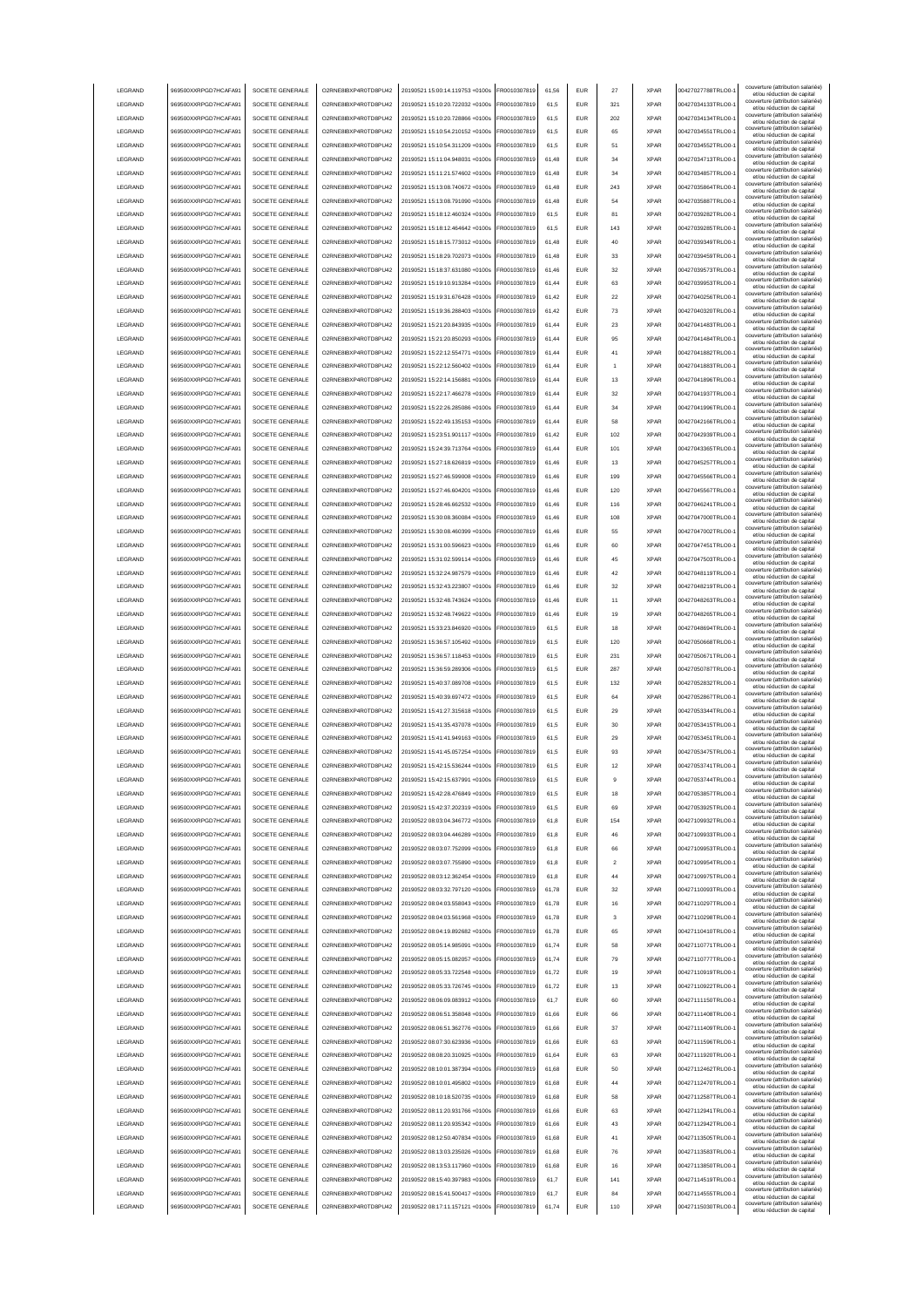| LEGRAND | 969500XXRPGD7HCAFA91 | SOCIETE GENERALE | O2RNE8IBXP4R0TD8PU42 | 20190521 15:00:14.119753 +0100s | FR0010307819 | 61,56 | EUR | 27 | XPAR | 00427027788TRLO0-1 | couverture (attribution salariée) et/ou réduction de capital |
|---|---|---|---|---|---|---|---|---|---|---|---|
| LEGRAND | 969500XXRPGD7HCAFA91 | SOCIETE GENERALE | O2RNE8IBXP4R0TD8PU42 | 20190521 15:10:20.722032 +0100s | FR0010307819 | 61,5 | EUR | 321 | XPAR | 00427034133TRLO0-1 | couverture (attribution salariée) et/ou réduction de capital |
| LEGRAND | 969500XXRPGD7HCAFA91 | SOCIETE GENERALE | O2RNE8IBXP4R0TD8PU42 | 20190521 15:10:20.728866 +0100s | FR0010307819 | 61,5 | EUR | 202 | XPAR | 00427034134TRLO0-1 | couverture (attribution salariée) et/ou réduction de capital |
| LEGRAND | 969500XXRPGD7HCAFA91 | SOCIETE GENERALE | O2RNE8IBXP4R0TD8PU42 | 20190521 15:10:54.210152 +0100s | FR0010307819 | 61,5 | EUR | 65 | XPAR | 00427034551TRLO0-1 | couverture (attribution salariée) et/ou réduction de capital |
| LEGRAND | 969500XXRPGD7HCAFA91 | SOCIETE GENERALE | O2RNE8IBXP4R0TD8PU42 | 20190521 15:10:54.311209 +0100s | FR0010307819 | 61,5 | EUR | 51 | XPAR | 00427034552TRLO0-1 | couverture (attribution salariée) et/ou réduction de capital |
| LEGRAND | 969500XXRPGD7HCAFA91 | SOCIETE GENERALE | O2RNE8IBXP4R0TD8PU42 | 20190521 15:11:04.948031 +0100s | FR0010307819 | 61,48 | EUR | 34 | XPAR | 00427034713TRLO0-1 | couverture (attribution salariée) et/ou réduction de capital |
| LEGRAND | 969500XXRPGD7HCAFA91 | SOCIETE GENERALE | O2RNE8IBXP4R0TD8PU42 | 20190521 15:11:21.574602 +0100s | FR0010307819 | 61,48 | EUR | 34 | XPAR | 00427034857TRLO0-1 | couverture (attribution salariée) et/ou réduction de capital |
| LEGRAND | 969500XXRPGD7HCAFA91 | SOCIETE GENERALE | O2RNE8IBXP4R0TD8PU42 | 20190521 15:13:08.740672 +0100s | FR0010307819 | 61,48 | EUR | 243 | XPAR | 00427035864TRLO0-1 | couverture (attribution salariée) et/ou réduction de capital |
| LEGRAND | 969500XXRPGD7HCAFA91 | SOCIETE GENERALE | O2RNE8IBXP4R0TD8PU42 | 20190521 15:13:08.791090 +0100s | FR0010307819 | 61,48 | EUR | 54 | XPAR | 00427035887TRLO0-1 | couverture (attribution salariée) et/ou réduction de capital |
| LEGRAND | 969500XXRPGD7HCAFA91 | SOCIETE GENERALE | O2RNE8IBXP4R0TD8PU42 | 20190521 15:18:12.460324 +0100s | FR0010307819 | 61,5 | EUR | 81 | XPAR | 00427039282TRLO0-1 | couverture (attribution salariée) et/ou réduction de capital |
| LEGRAND | 969500XXRPGD7HCAFA91 | SOCIETE GENERALE | O2RNE8IBXP4R0TD8PU42 | 20190521 15:18:12.464642 +0100s | FR0010307819 | 61,5 | EUR | 143 | XPAR | 00427039285TRLO0-1 | couverture (attribution salariée) et/ou réduction de capital |
| LEGRAND | 969500XXRPGD7HCAFA91 | SOCIETE GENERALE | O2RNE8IBXP4R0TD8PU42 | 20190521 15:18:15.773012 +0100s | FR0010307819 | 61,48 | EUR | 40 | XPAR | 00427039349TRLO0-1 | couverture (attribution salariée) et/ou réduction de capital |
| LEGRAND | 969500XXRPGD7HCAFA91 | SOCIETE GENERALE | O2RNE8IBXP4R0TD8PU42 | 20190521 15:18:29.702073 +0100s | FR0010307819 | 61,48 | EUR | 33 | XPAR | 00427039459TRLO0-1 | couverture (attribution salariée) et/ou réduction de capital |
| LEGRAND | 969500XXRPGD7HCAFA91 | SOCIETE GENERALE | O2RNE8IBXP4R0TD8PU42 | 20190521 15:18:37.631080 +0100s | FR0010307819 | 61,46 | EUR | 32 | XPAR | 00427039573TRLO0-1 | couverture (attribution salariée) et/ou réduction de capital |
| LEGRAND | 969500XXRPGD7HCAFA91 | SOCIETE GENERALE | O2RNE8IBXP4R0TD8PU42 | 20190521 15:19:10.913284 +0100s | FR0010307819 | 61,44 | EUR | 63 | XPAR | 00427039953TRLO0-1 | couverture (attribution salariée) et/ou réduction de capital |
| LEGRAND | 969500XXRPGD7HCAFA91 | SOCIETE GENERALE | O2RNE8IBXP4R0TD8PU42 | 20190521 15:19:31.676428 +0100s | FR0010307819 | 61,42 | EUR | 22 | XPAR | 00427040256TRLO0-1 | couverture (attribution salariée) et/ou réduction de capital |
| LEGRAND | 969500XXRPGD7HCAFA91 | SOCIETE GENERALE | O2RNE8IBXP4R0TD8PU42 | 20190521 15:19:36.288403 +0100s | FR0010307819 | 61,42 | EUR | 73 | XPAR | 00427040320TRLO0-1 | couverture (attribution salariée) et/ou réduction de capital |
| LEGRAND | 969500XXRPGD7HCAFA91 | SOCIETE GENERALE | O2RNE8IBXP4R0TD8PU42 | 20190521 15:21:20.843935 +0100s | FR0010307819 | 61,44 | EUR | 23 | XPAR | 00427041483TRLO0-1 | couverture (attribution salariée) et/ou réduction de capital |
| LEGRAND | 969500XXRPGD7HCAFA91 | SOCIETE GENERALE | O2RNE8IBXP4R0TD8PU42 | 20190521 15:21:20.850293 +0100s | FR0010307819 | 61,44 | EUR | 95 | XPAR | 00427041484TRLO0-1 | couverture (attribution salariée) et/ou réduction de capital |
| LEGRAND | 969500XXRPGD7HCAFA91 | SOCIETE GENERALE | O2RNE8IBXP4R0TD8PU42 | 20190521 15:22:12.554771 +0100s | FR0010307819 | 61,44 | EUR | 41 | XPAR | 00427041882TRLO0-1 | couverture (attribution salariée) et/ou réduction de capital |
| LEGRAND | 969500XXRPGD7HCAFA91 | SOCIETE GENERALE | O2RNE8IBXP4R0TD8PU42 | 20190521 15:22:12.560402 +0100s | FR0010307819 | 61,44 | EUR | 1 | XPAR | 00427041883TRLO0-1 | couverture (attribution salariée) et/ou réduction de capital |
| LEGRAND | 969500XXRPGD7HCAFA91 | SOCIETE GENERALE | O2RNE8IBXP4R0TD8PU42 | 20190521 15:22:14.156881 +0100s | FR0010307819 | 61,44 | EUR | 13 | XPAR | 00427041896TRLO0-1 | couverture (attribution salariée) et/ou réduction de capital |
| LEGRAND | 969500XXRPGD7HCAFA91 | SOCIETE GENERALE | O2RNE8IBXP4R0TD8PU42 | 20190521 15:22:17.466278 +0100s | FR0010307819 | 61,44 | EUR | 32 | XPAR | 00427041937TRLO0-1 | couverture (attribution salariée) et/ou réduction de capital |
| LEGRAND | 969500XXRPGD7HCAFA91 | SOCIETE GENERALE | O2RNE8IBXP4R0TD8PU42 | 20190521 15:22:26.285086 +0100s | FR0010307819 | 61,44 | EUR | 34 | XPAR | 00427041996TRLO0-1 | couverture (attribution salariée) et/ou réduction de capital |
| LEGRAND | 969500XXRPGD7HCAFA91 | SOCIETE GENERALE | O2RNE8IBXP4R0TD8PU42 | 20190521 15:22:49.135153 +0100s | FR0010307819 | 61,44 | EUR | 58 | XPAR | 00427042166TRLO0-1 | couverture (attribution salariée) et/ou réduction de capital |
| LEGRAND | 969500XXRPGD7HCAFA91 | SOCIETE GENERALE | O2RNE8IBXP4R0TD8PU42 | 20190521 15:23:51.901117 +0100s | FR0010307819 | 61,42 | EUR | 102 | XPAR | 00427042939TRLO0-1 | couverture (attribution salariée) et/ou réduction de capital |
| LEGRAND | 969500XXRPGD7HCAFA91 | SOCIETE GENERALE | O2RNE8IBXP4R0TD8PU42 | 20190521 15:24:39.713764 +0100s | FR0010307819 | 61,44 | EUR | 101 | XPAR | 00427043365TRLO0-1 | couverture (attribution salariée) et/ou réduction de capital |
| LEGRAND | 969500XXRPGD7HCAFA91 | SOCIETE GENERALE | O2RNE8IBXP4R0TD8PU42 | 20190521 15:27:18.626819 +0100s | FR0010307819 | 61,46 | EUR | 13 | XPAR | 00427045257TRLO0-1 | couverture (attribution salariée) et/ou réduction de capital |
| LEGRAND | 969500XXRPGD7HCAFA91 | SOCIETE GENERALE | O2RNE8IBXP4R0TD8PU42 | 20190521 15:27:46.599008 +0100s | FR0010307819 | 61,46 | EUR | 199 | XPAR | 00427045566TRLO0-1 | couverture (attribution salariée) et/ou réduction de capital |
| LEGRAND | 969500XXRPGD7HCAFA91 | SOCIETE GENERALE | O2RNE8IBXP4R0TD8PU42 | 20190521 15:27:46.604201 +0100s | FR0010307819 | 61,46 | EUR | 120 | XPAR | 00427045567TRLO0-1 | couverture (attribution salariée) et/ou réduction de capital |
| LEGRAND | 969500XXRPGD7HCAFA91 | SOCIETE GENERALE | O2RNE8IBXP4R0TD8PU42 | 20190521 15:28:46.662532 +0100s | FR0010307819 | 61,46 | EUR | 116 | XPAR | 00427046241TRLO0-1 | couverture (attribution salariée) et/ou réduction de capital |
| LEGRAND | 969500XXRPGD7HCAFA91 | SOCIETE GENERALE | O2RNE8IBXP4R0TD8PU42 | 20190521 15:30:08.360084 +0100s | FR0010307819 | 61,46 | EUR | 108 | XPAR | 00427047000TRLO0-1 | couverture (attribution salariée) et/ou réduction de capital |
| LEGRAND | 969500XXRPGD7HCAFA91 | SOCIETE GENERALE | O2RNE8IBXP4R0TD8PU42 | 20190521 15:30:08.460399 +0100s | FR0010307819 | 61,46 | EUR | 55 | XPAR | 00427047002TRLO0-1 | couverture (attribution salariée) et/ou réduction de capital |
| LEGRAND | 969500XXRPGD7HCAFA91 | SOCIETE GENERALE | O2RNE8IBXP4R0TD8PU42 | 20190521 15:31:00.596623 +0100s | FR0010307819 | 61,46 | EUR | 60 | XPAR | 00427047451TRLO0-1 | couverture (attribution salariée) et/ou réduction de capital |
| LEGRAND | 969500XXRPGD7HCAFA91 | SOCIETE GENERALE | O2RNE8IBXP4R0TD8PU42 | 20190521 15:31:02.599114 +0100s | FR0010307819 | 61,46 | EUR | 45 | XPAR | 00427047503TRLO0-1 | couverture (attribution salariée) et/ou réduction de capital |
| LEGRAND | 969500XXRPGD7HCAFA91 | SOCIETE GENERALE | O2RNE8IBXP4R0TD8PU42 | 20190521 15:32:24.987579 +0100s | FR0010307819 | 61,46 | EUR | 42 | XPAR | 00427048119TRLO0-1 | couverture (attribution salariée) et/ou réduction de capital |
| LEGRAND | 969500XXRPGD7HCAFA91 | SOCIETE GENERALE | O2RNE8IBXP4R0TD8PU42 | 20190521 15:32:43.223807 +0100s | FR0010307819 | 61,46 | EUR | 32 | XPAR | 00427048219TRLO0-1 | couverture (attribution salariée) et/ou réduction de capital |
| LEGRAND | 969500XXRPGD7HCAFA91 | SOCIETE GENERALE | O2RNE8IBXP4R0TD8PU42 | 20190521 15:32:48.743624 +0100s | FR0010307819 | 61,46 | EUR | 11 | XPAR | 00427048263TRLO0-1 | couverture (attribution salariée) et/ou réduction de capital |
| LEGRAND | 969500XXRPGD7HCAFA91 | SOCIETE GENERALE | O2RNE8IBXP4R0TD8PU42 | 20190521 15:32:48.749622 +0100s | FR0010307819 | 61,46 | EUR | 19 | XPAR | 00427048265TRLO0-1 | couverture (attribution salariée) et/ou réduction de capital |
| LEGRAND | 969500XXRPGD7HCAFA91 | SOCIETE GENERALE | O2RNE8IBXP4R0TD8PU42 | 20190521 15:33:23.846920 +0100s | FR0010307819 | 61,5 | EUR | 18 | XPAR | 00427048694TRLO0-1 | couverture (attribution salariée) et/ou réduction de capital |
| LEGRAND | 969500XXRPGD7HCAFA91 | SOCIETE GENERALE | O2RNE8IBXP4R0TD8PU42 | 20190521 15:36:57.105492 +0100s | FR0010307819 | 61,5 | EUR | 120 | XPAR | 00427050668TRLO0-1 | couverture (attribution salariée) et/ou réduction de capital |
| LEGRAND | 969500XXRPGD7HCAFA91 | SOCIETE GENERALE | O2RNE8IBXP4R0TD8PU42 | 20190521 15:36:57.118453 +0100s | FR0010307819 | 61,5 | EUR | 231 | XPAR | 00427050671TRLO0-1 | couverture (attribution salariée) et/ou réduction de capital |
| LEGRAND | 969500XXRPGD7HCAFA91 | SOCIETE GENERALE | O2RNE8IBXP4R0TD8PU42 | 20190521 15:36:59.289306 +0100s | FR0010307819 | 61,5 | EUR | 287 | XPAR | 00427050787TRLO0-1 | couverture (attribution salariée) et/ou réduction de capital |
| LEGRAND | 969500XXRPGD7HCAFA91 | SOCIETE GENERALE | O2RNE8IBXP4R0TD8PU42 | 20190521 15:40:37.089708 +0100s | FR0010307819 | 61,5 | EUR | 132 | XPAR | 00427052832TRLO0-1 | couverture (attribution salariée) et/ou réduction de capital |
| LEGRAND | 969500XXRPGD7HCAFA91 | SOCIETE GENERALE | O2RNE8IBXP4R0TD8PU42 | 20190521 15:40:39.697472 +0100s | FR0010307819 | 61,5 | EUR | 64 | XPAR | 00427052867TRLO0-1 | couverture (attribution salariée) et/ou réduction de capital |
| LEGRAND | 969500XXRPGD7HCAFA91 | SOCIETE GENERALE | O2RNE8IBXP4R0TD8PU42 | 20190521 15:41:27.315618 +0100s | FR0010307819 | 61,5 | EUR | 29 | XPAR | 00427053344TRLO0-1 | couverture (attribution salariée) et/ou réduction de capital |
| LEGRAND | 969500XXRPGD7HCAFA91 | SOCIETE GENERALE | O2RNE8IBXP4R0TD8PU42 | 20190521 15:41:35.437078 +0100s | FR0010307819 | 61,5 | EUR | 30 | XPAR | 00427053415TRLO0-1 | couverture (attribution salariée) et/ou réduction de capital |
| LEGRAND | 969500XXRPGD7HCAFA91 | SOCIETE GENERALE | O2RNE8IBXP4R0TD8PU42 | 20190521 15:41:41.949163 +0100s | FR0010307819 | 61,5 | EUR | 29 | XPAR | 00427053451TRLO0-1 | couverture (attribution salariée) et/ou réduction de capital |
| LEGRAND | 969500XXRPGD7HCAFA91 | SOCIETE GENERALE | O2RNE8IBXP4R0TD8PU42 | 20190521 15:41:45.057254 +0100s | FR0010307819 | 61,5 | EUR | 93 | XPAR | 00427053475TRLO0-1 | couverture (attribution salariée) et/ou réduction de capital |
| LEGRAND | 969500XXRPGD7HCAFA91 | SOCIETE GENERALE | O2RNE8IBXP4R0TD8PU42 | 20190521 15:42:15.536244 +0100s | FR0010307819 | 61,5 | EUR | 12 | XPAR | 00427053741TRLO0-1 | couverture (attribution salariée) et/ou réduction de capital |
| LEGRAND | 969500XXRPGD7HCAFA91 | SOCIETE GENERALE | O2RNE8IBXP4R0TD8PU42 | 20190521 15:42:15.637991 +0100s | FR0010307819 | 61,5 | EUR | 9 | XPAR | 00427053744TRLO0-1 | couverture (attribution salariée) et/ou réduction de capital |
| LEGRAND | 969500XXRPGD7HCAFA91 | SOCIETE GENERALE | O2RNE8IBXP4R0TD8PU42 | 20190521 15:42:28.476849 +0100s | FR0010307819 | 61,5 | EUR | 18 | XPAR | 00427053857TRLO0-1 | couverture (attribution salariée) et/ou réduction de capital |
| LEGRAND | 969500XXRPGD7HCAFA91 | SOCIETE GENERALE | O2RNE8IBXP4R0TD8PU42 | 20190521 15:42:37.202319 +0100s | FR0010307819 | 61,5 | EUR | 69 | XPAR | 00427053925TRLO0-1 | couverture (attribution salariée) et/ou réduction de capital |
| LEGRAND | 969500XXRPGD7HCAFA91 | SOCIETE GENERALE | O2RNE8IBXP4R0TD8PU42 | 20190522 08:03:04.346772 +0100s | FR0010307819 | 61,8 | EUR | 154 | XPAR | 00427109932TRLO0-1 | couverture (attribution salariée) et/ou réduction de capital |
| LEGRAND | 969500XXRPGD7HCAFA91 | SOCIETE GENERALE | O2RNE8IBXP4R0TD8PU42 | 20190522 08:03:04.446289 +0100s | FR0010307819 | 61,8 | EUR | 46 | XPAR | 00427109933TRLO0-1 | couverture (attribution salariée) et/ou réduction de capital |
| LEGRAND | 969500XXRPGD7HCAFA91 | SOCIETE GENERALE | O2RNE8IBXP4R0TD8PU42 | 20190522 08:03:07.752099 +0100s | FR0010307819 | 61,8 | EUR | 66 | XPAR | 00427109953TRLO0-1 | couverture (attribution salariée) et/ou réduction de capital |
| LEGRAND | 969500XXRPGD7HCAFA91 | SOCIETE GENERALE | O2RNE8IBXP4R0TD8PU42 | 20190522 08:03:07.755890 +0100s | FR0010307819 | 61,8 | EUR | 2 | XPAR | 00427109954TRLO0-1 | couverture (attribution salariée) et/ou réduction de capital |
| LEGRAND | 969500XXRPGD7HCAFA91 | SOCIETE GENERALE | O2RNE8IBXP4R0TD8PU42 | 20190522 08:03:12.362454 +0100s | FR0010307819 | 61,8 | EUR | 44 | XPAR | 00427109975TRLO0-1 | couverture (attribution salariée) et/ou réduction de capital |
| LEGRAND | 969500XXRPGD7HCAFA91 | SOCIETE GENERALE | O2RNE8IBXP4R0TD8PU42 | 20190522 08:03:32.797120 +0100s | FR0010307819 | 61,78 | EUR | 32 | XPAR | 00427110093TRLO0-1 | couverture (attribution salariée) et/ou réduction de capital |
| LEGRAND | 969500XXRPGD7HCAFA91 | SOCIETE GENERALE | O2RNE8IBXP4R0TD8PU42 | 20190522 08:04:03.558043 +0100s | FR0010307819 | 61,78 | EUR | 16 | XPAR | 00427110297TRLO0-1 | couverture (attribution salariée) et/ou réduction de capital |
| LEGRAND | 969500XXRPGD7HCAFA91 | SOCIETE GENERALE | O2RNE8IBXP4R0TD8PU42 | 20190522 08:04:03.561968 +0100s | FR0010307819 | 61,78 | EUR | 3 | XPAR | 00427110298TRLO0-1 | couverture (attribution salariée) et/ou réduction de capital |
| LEGRAND | 969500XXRPGD7HCAFA91 | SOCIETE GENERALE | O2RNE8IBXP4R0TD8PU42 | 20190522 08:04:19.892682 +0100s | FR0010307819 | 61,78 | EUR | 65 | XPAR | 00427110410TRLO0-1 | couverture (attribution salariée) et/ou réduction de capital |
| LEGRAND | 969500XXRPGD7HCAFA91 | SOCIETE GENERALE | O2RNE8IBXP4R0TD8PU42 | 20190522 08:05:14.985091 +0100s | FR0010307819 | 61,74 | EUR | 58 | XPAR | 00427110771TRLO0-1 | couverture (attribution salariée) et/ou réduction de capital |
| LEGRAND | 969500XXRPGD7HCAFA91 | SOCIETE GENERALE | O2RNE8IBXP4R0TD8PU42 | 20190522 08:05:15.082057 +0100s | FR0010307819 | 61,74 | EUR | 79 | XPAR | 00427110777TRLO0-1 | couverture (attribution salariée) et/ou réduction de capital |
| LEGRAND | 969500XXRPGD7HCAFA91 | SOCIETE GENERALE | O2RNE8IBXP4R0TD8PU42 | 20190522 08:05:33.722548 +0100s | FR0010307819 | 61,72 | EUR | 19 | XPAR | 00427110919TRLO0-1 | couverture (attribution salariée) et/ou réduction de capital |
| LEGRAND | 969500XXRPGD7HCAFA91 | SOCIETE GENERALE | O2RNE8IBXP4R0TD8PU42 | 20190522 08:05:33.726745 +0100s | FR0010307819 | 61,72 | EUR | 13 | XPAR | 00427110922TRLO0-1 | couverture (attribution salariée) et/ou réduction de capital |
| LEGRAND | 969500XXRPGD7HCAFA91 | SOCIETE GENERALE | O2RNE8IBXP4R0TD8PU42 | 20190522 08:06:09.083912 +0100s | FR0010307819 | 61,7 | EUR | 60 | XPAR | 00427111150TRLO0-1 | couverture (attribution salariée) et/ou réduction de capital |
| LEGRAND | 969500XXRPGD7HCAFA91 | SOCIETE GENERALE | O2RNE8IBXP4R0TD8PU42 | 20190522 08:06:51.358048 +0100s | FR0010307819 | 61,66 | EUR | 66 | XPAR | 00427111408TRLO0-1 | couverture (attribution salariée) et/ou réduction de capital |
| LEGRAND | 969500XXRPGD7HCAFA91 | SOCIETE GENERALE | O2RNE8IBXP4R0TD8PU42 | 20190522 08:06:51.362776 +0100s | FR0010307819 | 61,66 | EUR | 37 | XPAR | 00427111409TRLO0-1 | couverture (attribution salariée) et/ou réduction de capital |
| LEGRAND | 969500XXRPGD7HCAFA91 | SOCIETE GENERALE | O2RNE8IBXP4R0TD8PU42 | 20190522 08:07:30.623936 +0100s | FR0010307819 | 61,66 | EUR | 63 | XPAR | 00427111596TRLO0-1 | couverture (attribution salariée) et/ou réduction de capital |
| LEGRAND | 969500XXRPGD7HCAFA91 | SOCIETE GENERALE | O2RNE8IBXP4R0TD8PU42 | 20190522 08:08:20.310925 +0100s | FR0010307819 | 61,64 | EUR | 63 | XPAR | 00427111920TRLO0-1 | couverture (attribution salariée) et/ou réduction de capital |
| LEGRAND | 969500XXRPGD7HCAFA91 | SOCIETE GENERALE | O2RNE8IBXP4R0TD8PU42 | 20190522 08:10:01.387394 +0100s | FR0010307819 | 61,68 | EUR | 50 | XPAR | 00427112462TRLO0-1 | couverture (attribution salariée) et/ou réduction de capital |
| LEGRAND | 969500XXRPGD7HCAFA91 | SOCIETE GENERALE | O2RNE8IBXP4R0TD8PU42 | 20190522 08:10:01.495802 +0100s | FR0010307819 | 61,68 | EUR | 44 | XPAR | 00427112470TRLO0-1 | couverture (attribution salariée) et/ou réduction de capital |
| LEGRAND | 969500XXRPGD7HCAFA91 | SOCIETE GENERALE | O2RNE8IBXP4R0TD8PU42 | 20190522 08:10:18.520735 +0100s | FR0010307819 | 61,68 | EUR | 58 | XPAR | 00427112587TRLO0-1 | couverture (attribution salariée) et/ou réduction de capital |
| LEGRAND | 969500XXRPGD7HCAFA91 | SOCIETE GENERALE | O2RNE8IBXP4R0TD8PU42 | 20190522 08:11:20.931766 +0100s | FR0010307819 | 61,66 | EUR | 63 | XPAR | 00427112941TRLO0-1 | couverture (attribution salariée) et/ou réduction de capital |
| LEGRAND | 969500XXRPGD7HCAFA91 | SOCIETE GENERALE | O2RNE8IBXP4R0TD8PU42 | 20190522 08:11:20.935342 +0100s | FR0010307819 | 61,66 | EUR | 43 | XPAR | 00427112942TRLO0-1 | couverture (attribution salariée) et/ou réduction de capital |
| LEGRAND | 969500XXRPGD7HCAFA91 | SOCIETE GENERALE | O2RNE8IBXP4R0TD8PU42 | 20190522 08:12:50.407834 +0100s | FR0010307819 | 61,68 | EUR | 41 | XPAR | 00427113505TRLO0-1 | couverture (attribution salariée) et/ou réduction de capital |
| LEGRAND | 969500XXRPGD7HCAFA91 | SOCIETE GENERALE | O2RNE8IBXP4R0TD8PU42 | 20190522 08:13:03.235026 +0100s | FR0010307819 | 61,68 | EUR | 76 | XPAR | 00427113583TRLO0-1 | couverture (attribution salariée) et/ou réduction de capital |
| LEGRAND | 969500XXRPGD7HCAFA91 | SOCIETE GENERALE | O2RNE8IBXP4R0TD8PU42 | 20190522 08:13:53.117960 +0100s | FR0010307819 | 61,68 | EUR | 16 | XPAR | 00427113850TRLO0-1 | couverture (attribution salariée) et/ou réduction de capital |
| LEGRAND | 969500XXRPGD7HCAFA91 | SOCIETE GENERALE | O2RNE8IBXP4R0TD8PU42 | 20190522 08:15:40.397983 +0100s | FR0010307819 | 61,7 | EUR | 141 | XPAR | 00427114519TRLO0-1 | couverture (attribution salariée) et/ou réduction de capital |
| LEGRAND | 969500XXRPGD7HCAFA91 | SOCIETE GENERALE | O2RNE8IBXP4R0TD8PU42 | 20190522 08:15:41.500417 +0100s | FR0010307819 | 61,7 | EUR | 84 | XPAR | 00427114555TRLO0-1 | couverture (attribution salariée) et/ou réduction de capital |
| LEGRAND | 969500XXRPGD7HCAFA91 | SOCIETE GENERALE | O2RNE8IBXP4R0TD8PU42 | 20190522 08:17:11.157121 +0100s | FR0010307819 | 61,74 | EUR | 110 | XPAR | 00427115030TRLO0-1 | couverture (attribution salariée) et/ou réduction de capital |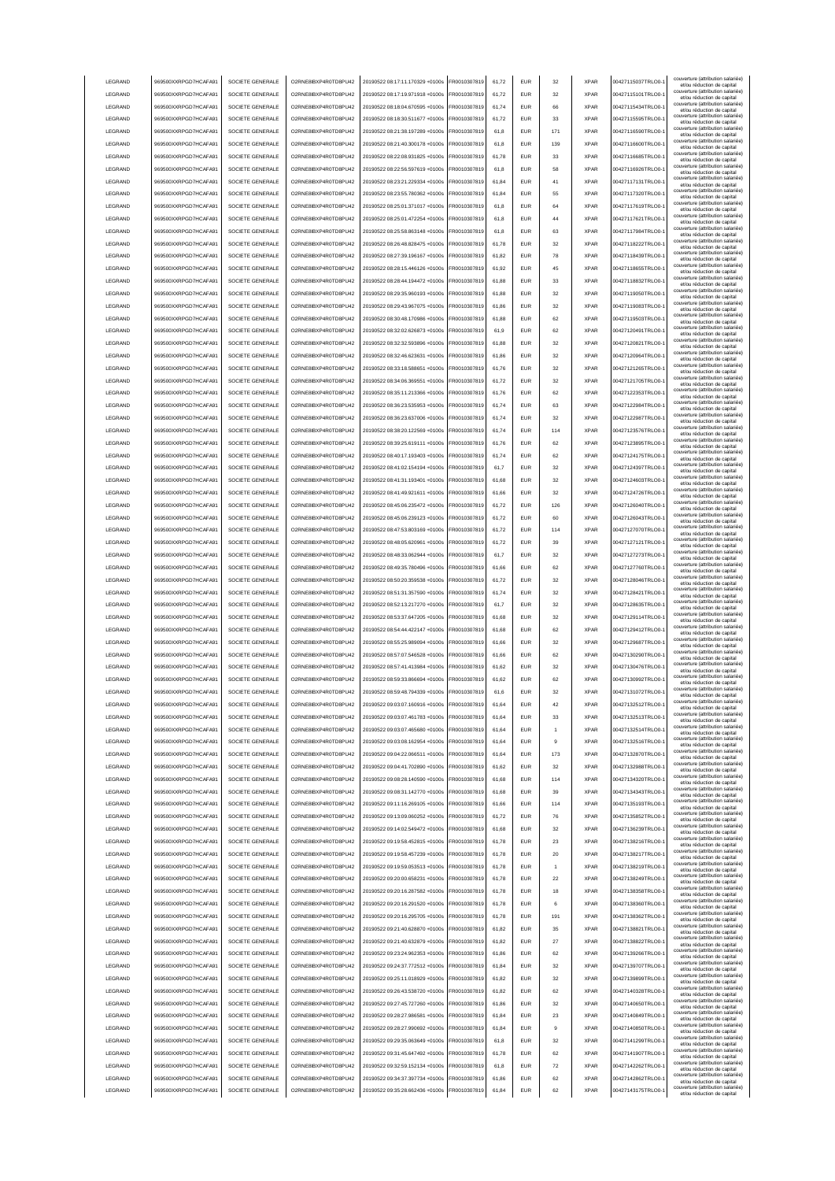| LEGRAND | 969500XXRPGD7HCAFA91 | SOCIETE GENERALE | O2RNE8IBXP4R0TD8PU42 | 20190522 08:17:11.170329 +0100s | FR0010307819 | 61,72 | EUR | 32 | XPAR | 00427115037TRLO0-1 | couverture (attribution salariée) et/ou réduction de capital |
|---|---|---|---|---|---|---|---|---|---|---|---|
| LEGRAND | 969500XXRPGD7HCAFA91 | SOCIETE GENERALE | O2RNE8IBXP4R0TD8PU42 | 20190522 08:17:19.971918 +0100s | FR0010307819 | 61,72 | EUR | 32 | XPAR | 00427115101TRLO0-1 | couverture (attribution salariée) et/ou réduction de capital |
| LEGRAND | 969500XXRPGD7HCAFA91 | SOCIETE GENERALE | O2RNE8IBXP4R0TD8PU42 | 20190522 08:18:04.670595 +0100s | FR0010307819 | 61,74 | EUR | 66 | XPAR | 00427115434TRLO0-1 | couverture (attribution salariée) et/ou réduction de capital |
| LEGRAND | 969500XXRPGD7HCAFA91 | SOCIETE GENERALE | O2RNE8IBXP4R0TD8PU42 | 20190522 08:18:30.511677 +0100s | FR0010307819 | 61,72 | EUR | 33 | XPAR | 00427115595TRLO0-1 | couverture (attribution salariée) et/ou réduction de capital |
| LEGRAND | 969500XXRPGD7HCAFA91 | SOCIETE GENERALE | O2RNE8IBXP4R0TD8PU42 | 20190522 08:21:38.197289 +0100s | FR0010307819 | 61,8 | EUR | 171 | XPAR | 00427116590TRLO0-1 | couverture (attribution salariée) et/ou réduction de capital |
| LEGRAND | 969500XXRPGD7HCAFA91 | SOCIETE GENERALE | O2RNE8IBXP4R0TD8PU42 | 20190522 08:21:40.300178 +0100s | FR0010307819 | 61,8 | EUR | 139 | XPAR | 00427116600TRLO0-1 | couverture (attribution salariée) et/ou réduction de capital |
| LEGRAND | 969500XXRPGD7HCAFA91 | SOCIETE GENERALE | O2RNE8IBXP4R0TD8PU42 | 20190522 08:22:08.931825 +0100s | FR0010307819 | 61,78 | EUR | 33 | XPAR | 00427116685TRLO0-1 | couverture (attribution salariée) et/ou réduction de capital |
| LEGRAND | 969500XXRPGD7HCAFA91 | SOCIETE GENERALE | O2RNE8IBXP4R0TD8PU42 | 20190522 08:22:56.597619 +0100s | FR0010307819 | 61,8 | EUR | 58 | XPAR | 00427116926TRLO0-1 | couverture (attribution salariée) et/ou réduction de capital |
| LEGRAND | 969500XXRPGD7HCAFA91 | SOCIETE GENERALE | O2RNE8IBXP4R0TD8PU42 | 20190522 08:23:21.229334 +0100s | FR0010307819 | 61,84 | EUR | 41 | XPAR | 00427117131TRLO0-1 | couverture (attribution salariée) et/ou réduction de capital |
| LEGRAND | 969500XXRPGD7HCAFA91 | SOCIETE GENERALE | O2RNE8IBXP4R0TD8PU42 | 20190522 08:23:55.780362 +0100s | FR0010307819 | 61,84 | EUR | 55 | XPAR | 00427117320TRLO0-1 | couverture (attribution salariée) et/ou réduction de capital |
| LEGRAND | 969500XXRPGD7HCAFA91 | SOCIETE GENERALE | O2RNE8IBXP4R0TD8PU42 | 20190522 08:25:01.371017 +0100s | FR0010307819 | 61,8 | EUR | 64 | XPAR | 00427117619TRLO0-1 | couverture (attribution salariée) et/ou réduction de capital |
| LEGRAND | 969500XXRPGD7HCAFA91 | SOCIETE GENERALE | O2RNE8IBXP4R0TD8PU42 | 20190522 08:25:01.472254 +0100s | FR0010307819 | 61,8 | EUR | 44 | XPAR | 00427117621TRLO0-1 | couverture (attribution salariée) et/ou réduction de capital |
| LEGRAND | 969500XXRPGD7HCAFA91 | SOCIETE GENERALE | O2RNE8IBXP4R0TD8PU42 | 20190522 08:25:58.863148 +0100s | FR0010307819 | 61,8 | EUR | 63 | XPAR | 00427117984TRLO0-1 | couverture (attribution salariée) et/ou réduction de capital |
| LEGRAND | 969500XXRPGD7HCAFA91 | SOCIETE GENERALE | O2RNE8IBXP4R0TD8PU42 | 20190522 08:26:48.828475 +0100s | FR0010307819 | 61,78 | EUR | 32 | XPAR | 00427118222TRLO0-1 | couverture (attribution salariée) et/ou réduction de capital |
| LEGRAND | 969500XXRPGD7HCAFA91 | SOCIETE GENERALE | O2RNE8IBXP4R0TD8PU42 | 20190522 08:27:39.196167 +0100s | FR0010307819 | 61,82 | EUR | 78 | XPAR | 00427118439TRLO0-1 | couverture (attribution salariée) et/ou réduction de capital |
| LEGRAND | 969500XXRPGD7HCAFA91 | SOCIETE GENERALE | O2RNE8IBXP4R0TD8PU42 | 20190522 08:28:15.446126 +0100s | FR0010307819 | 61,92 | EUR | 45 | XPAR | 00427118655TRLO0-1 | couverture (attribution salariée) et/ou réduction de capital |
| LEGRAND | 969500XXRPGD7HCAFA91 | SOCIETE GENERALE | O2RNE8IBXP4R0TD8PU42 | 20190522 08:28:44.194472 +0100s | FR0010307819 | 61,88 | EUR | 33 | XPAR | 00427118832TRLO0-1 | couverture (attribution salariée) et/ou réduction de capital |
| LEGRAND | 969500XXRPGD7HCAFA91 | SOCIETE GENERALE | O2RNE8IBXP4R0TD8PU42 | 20190522 08:29:35.960193 +0100s | FR0010307819 | 61,88 | EUR | 32 | XPAR | 00427119050TRLO0-1 | couverture (attribution salariée) et/ou réduction de capital |
| LEGRAND | 969500XXRPGD7HCAFA91 | SOCIETE GENERALE | O2RNE8IBXP4R0TD8PU42 | 20190522 08:29:43.967075 +0100s | FR0010307819 | 61,86 | EUR | 32 | XPAR | 00427119083TRLO0-1 | couverture (attribution salariée) et/ou réduction de capital |
| LEGRAND | 969500XXRPGD7HCAFA91 | SOCIETE GENERALE | O2RNE8IBXP4R0TD8PU42 | 20190522 08:30:48.170986 +0100s | FR0010307819 | 61,88 | EUR | 62 | XPAR | 00427119503TRLO0-1 | couverture (attribution salariée) et/ou réduction de capital |
| LEGRAND | 969500XXRPGD7HCAFA91 | SOCIETE GENERALE | O2RNE8IBXP4R0TD8PU42 | 20190522 08:32:02.626873 +0100s | FR0010307819 | 61,9 | EUR | 62 | XPAR | 00427120491TRLO0-1 | couverture (attribution salariée) et/ou réduction de capital |
| LEGRAND | 969500XXRPGD7HCAFA91 | SOCIETE GENERALE | O2RNE8IBXP4R0TD8PU42 | 20190522 08:32:32.593896 +0100s | FR0010307819 | 61,88 | EUR | 32 | XPAR | 00427120821TRLO0-1 | couverture (attribution salariée) et/ou réduction de capital |
| LEGRAND | 969500XXRPGD7HCAFA91 | SOCIETE GENERALE | O2RNE8IBXP4R0TD8PU42 | 20190522 08:32:46.623631 +0100s | FR0010307819 | 61,86 | EUR | 32 | XPAR | 00427120964TRLO0-1 | couverture (attribution salariée) et/ou réduction de capital |
| LEGRAND | 969500XXRPGD7HCAFA91 | SOCIETE GENERALE | O2RNE8IBXP4R0TD8PU42 | 20190522 08:33:18.588651 +0100s | FR0010307819 | 61,76 | EUR | 32 | XPAR | 00427121265TRLO0-1 | couverture (attribution salariée) et/ou réduction de capital |
| LEGRAND | 969500XXRPGD7HCAFA91 | SOCIETE GENERALE | O2RNE8IBXP4R0TD8PU42 | 20190522 08:34:06.369551 +0100s | FR0010307819 | 61,72 | EUR | 32 | XPAR | 00427121705TRLO0-1 | couverture (attribution salariée) et/ou réduction de capital |
| LEGRAND | 969500XXRPGD7HCAFA91 | SOCIETE GENERALE | O2RNE8IBXP4R0TD8PU42 | 20190522 08:35:11.213366 +0100s | FR0010307819 | 61,76 | EUR | 62 | XPAR | 00427122353TRLO0-1 | couverture (attribution salariée) et/ou réduction de capital |
| LEGRAND | 969500XXRPGD7HCAFA91 | SOCIETE GENERALE | O2RNE8IBXP4R0TD8PU42 | 20190522 08:36:23.535953 +0100s | FR0010307819 | 61,74 | EUR | 63 | XPAR | 00427122984TRLO0-1 | couverture (attribution salariée) et/ou réduction de capital |
| LEGRAND | 969500XXRPGD7HCAFA91 | SOCIETE GENERALE | O2RNE8IBXP4R0TD8PU42 | 20190522 08:36:23.637006 +0100s | FR0010307819 | 61,74 | EUR | 32 | XPAR | 00427122987TRLO0-1 | couverture (attribution salariée) et/ou réduction de capital |
| LEGRAND | 969500XXRPGD7HCAFA91 | SOCIETE GENERALE | O2RNE8IBXP4R0TD8PU42 | 20190522 08:38:20.122569 +0100s | FR0010307819 | 61,74 | EUR | 114 | XPAR | 00427123576TRLO0-1 | couverture (attribution salariée) et/ou réduction de capital |
| LEGRAND | 969500XXRPGD7HCAFA91 | SOCIETE GENERALE | O2RNE8IBXP4R0TD8PU42 | 20190522 08:39:25.619111 +0100s | FR0010307819 | 61,76 | EUR | 62 | XPAR | 00427123895TRLO0-1 | couverture (attribution salariée) et/ou réduction de capital |
| LEGRAND | 969500XXRPGD7HCAFA91 | SOCIETE GENERALE | O2RNE8IBXP4R0TD8PU42 | 20190522 08:40:17.193403 +0100s | FR0010307819 | 61,74 | EUR | 62 | XPAR | 00427124175TRLO0-1 | couverture (attribution salariée) et/ou réduction de capital |
| LEGRAND | 969500XXRPGD7HCAFA91 | SOCIETE GENERALE | O2RNE8IBXP4R0TD8PU42 | 20190522 08:41:02.154194 +0100s | FR0010307819 | 61,7 | EUR | 32 | XPAR | 00427124397TRLO0-1 | couverture (attribution salariée) et/ou réduction de capital |
| LEGRAND | 969500XXRPGD7HCAFA91 | SOCIETE GENERALE | O2RNE8IBXP4R0TD8PU42 | 20190522 08:41:31.193401 +0100s | FR0010307819 | 61,68 | EUR | 32 | XPAR | 00427124603TRLO0-1 | couverture (attribution salariée) et/ou réduction de capital |
| LEGRAND | 969500XXRPGD7HCAFA91 | SOCIETE GENERALE | O2RNE8IBXP4R0TD8PU42 | 20190522 08:41:49.921611 +0100s | FR0010307819 | 61,66 | EUR | 32 | XPAR | 00427124726TRLO0-1 | couverture (attribution salariée) et/ou réduction de capital |
| LEGRAND | 969500XXRPGD7HCAFA91 | SOCIETE GENERALE | O2RNE8IBXP4R0TD8PU42 | 20190522 08:45:06.235472 +0100s | FR0010307819 | 61,72 | EUR | 126 | XPAR | 00427126040TRLO0-1 | couverture (attribution salariée) et/ou réduction de capital |
| LEGRAND | 969500XXRPGD7HCAFA91 | SOCIETE GENERALE | O2RNE8IBXP4R0TD8PU42 | 20190522 08:45:06.239123 +0100s | FR0010307819 | 61,72 | EUR | 60 | XPAR | 00427126043TRLO0-1 | couverture (attribution salariée) et/ou réduction de capital |
| LEGRAND | 969500XXRPGD7HCAFA91 | SOCIETE GENERALE | O2RNE8IBXP4R0TD8PU42 | 20190522 08:47:53.803169 +0100s | FR0010307819 | 61,72 | EUR | 114 | XPAR | 00427127070TRLO0-1 | couverture (attribution salariée) et/ou réduction de capital |
| LEGRAND | 969500XXRPGD7HCAFA91 | SOCIETE GENERALE | O2RNE8IBXP4R0TD8PU42 | 20190522 08:48:05.620961 +0100s | FR0010307819 | 61,72 | EUR | 39 | XPAR | 00427127121TRLO0-1 | couverture (attribution salariée) et/ou réduction de capital |
| LEGRAND | 969500XXRPGD7HCAFA91 | SOCIETE GENERALE | O2RNE8IBXP4R0TD8PU42 | 20190522 08:48:33.062944 +0100s | FR0010307819 | 61,7 | EUR | 32 | XPAR | 00427127273TRLO0-1 | couverture (attribution salariée) et/ou réduction de capital |
| LEGRAND | 969500XXRPGD7HCAFA91 | SOCIETE GENERALE | O2RNE8IBXP4R0TD8PU42 | 20190522 08:49:35.780496 +0100s | FR0010307819 | 61,66 | EUR | 62 | XPAR | 00427127760TRLO0-1 | couverture (attribution salariée) et/ou réduction de capital |
| LEGRAND | 969500XXRPGD7HCAFA91 | SOCIETE GENERALE | O2RNE8IBXP4R0TD8PU42 | 20190522 08:50:20.359538 +0100s | FR0010307819 | 61,72 | EUR | 32 | XPAR | 00427128046TRLO0-1 | couverture (attribution salariée) et/ou réduction de capital |
| LEGRAND | 969500XXRPGD7HCAFA91 | SOCIETE GENERALE | O2RNE8IBXP4R0TD8PU42 | 20190522 08:51:31.357590 +0100s | FR0010307819 | 61,74 | EUR | 32 | XPAR | 00427128421TRLO0-1 | couverture (attribution salariée) et/ou réduction de capital |
| LEGRAND | 969500XXRPGD7HCAFA91 | SOCIETE GENERALE | O2RNE8IBXP4R0TD8PU42 | 20190522 08:52:13.217270 +0100s | FR0010307819 | 61,7 | EUR | 32 | XPAR | 00427128635TRLO0-1 | couverture (attribution salariée) et/ou réduction de capital |
| LEGRAND | 969500XXRPGD7HCAFA91 | SOCIETE GENERALE | O2RNE8IBXP4R0TD8PU42 | 20190522 08:53:37.647205 +0100s | FR0010307819 | 61,68 | EUR | 32 | XPAR | 00427129114TRLO0-1 | couverture (attribution salariée) et/ou réduction de capital |
| LEGRAND | 969500XXRPGD7HCAFA91 | SOCIETE GENERALE | O2RNE8IBXP4R0TD8PU42 | 20190522 08:54:44.422147 +0100s | FR0010307819 | 61,68 | EUR | 62 | XPAR | 00427129412TRLO0-1 | couverture (attribution salariée) et/ou réduction de capital |
| LEGRAND | 969500XXRPGD7HCAFA91 | SOCIETE GENERALE | O2RNE8IBXP4R0TD8PU42 | 20190522 08:55:25.989094 +0100s | FR0010307819 | 61,66 | EUR | 32 | XPAR | 00427129687TRLO0-1 | couverture (attribution salariée) et/ou réduction de capital |
| LEGRAND | 969500XXRPGD7HCAFA91 | SOCIETE GENERALE | O2RNE8IBXP4R0TD8PU42 | 20190522 08:57:07.546528 +0100s | FR0010307819 | 61,66 | EUR | 62 | XPAR | 00427130290TRLO0-1 | couverture (attribution salariée) et/ou réduction de capital |
| LEGRAND | 969500XXRPGD7HCAFA91 | SOCIETE GENERALE | O2RNE8IBXP4R0TD8PU42 | 20190522 08:57:41.413984 +0100s | FR0010307819 | 61,62 | EUR | 32 | XPAR | 00427130476TRLO0-1 | couverture (attribution salariée) et/ou réduction de capital |
| LEGRAND | 969500XXRPGD7HCAFA91 | SOCIETE GENERALE | O2RNE8IBXP4R0TD8PU42 | 20190522 08:59:33.866694 +0100s | FR0010307819 | 61,62 | EUR | 62 | XPAR | 00427130992TRLO0-1 | couverture (attribution salariée) et/ou réduction de capital |
| LEGRAND | 969500XXRPGD7HCAFA91 | SOCIETE GENERALE | O2RNE8IBXP4R0TD8PU42 | 20190522 08:59:48.794339 +0100s | FR0010307819 | 61,6 | EUR | 32 | XPAR | 00427131072TRLO0-1 | couverture (attribution salariée) et/ou réduction de capital |
| LEGRAND | 969500XXRPGD7HCAFA91 | SOCIETE GENERALE | O2RNE8IBXP4R0TD8PU42 | 20190522 09:03:07.160916 +0100s | FR0010307819 | 61,64 | EUR | 42 | XPAR | 00427132512TRLO0-1 | couverture (attribution salariée) et/ou réduction de capital |
| LEGRAND | 969500XXRPGD7HCAFA91 | SOCIETE GENERALE | O2RNE8IBXP4R0TD8PU42 | 20190522 09:03:07.461783 +0100s | FR0010307819 | 61,64 | EUR | 33 | XPAR | 00427132513TRLO0-1 | couverture (attribution salariée) et/ou réduction de capital |
| LEGRAND | 969500XXRPGD7HCAFA91 | SOCIETE GENERALE | O2RNE8IBXP4R0TD8PU42 | 20190522 09:03:07.465680 +0100s | FR0010307819 | 61,64 | EUR | 1 | XPAR | 00427132514TRLO0-1 | couverture (attribution salariée) et/ou réduction de capital |
| LEGRAND | 969500XXRPGD7HCAFA91 | SOCIETE GENERALE | O2RNE8IBXP4R0TD8PU42 | 20190522 09:03:08.162954 +0100s | FR0010307819 | 61,64 | EUR | 9 | XPAR | 00427132516TRLO0-1 | couverture (attribution salariée) et/ou réduction de capital |
| LEGRAND | 969500XXRPGD7HCAFA91 | SOCIETE GENERALE | O2RNE8IBXP4R0TD8PU42 | 20190522 09:04:22.066511 +0100s | FR0010307819 | 61,64 | EUR | 173 | XPAR | 00427132870TRLO0-1 | couverture (attribution salariée) et/ou réduction de capital |
| LEGRAND | 969500XXRPGD7HCAFA91 | SOCIETE GENERALE | O2RNE8IBXP4R0TD8PU42 | 20190522 09:04:41.702890 +0100s | FR0010307819 | 61,62 | EUR | 32 | XPAR | 00427132988TRLO0-1 | couverture (attribution salariée) et/ou réduction de capital |
| LEGRAND | 969500XXRPGD7HCAFA91 | SOCIETE GENERALE | O2RNE8IBXP4R0TD8PU42 | 20190522 09:08:28.140590 +0100s | FR0010307819 | 61,68 | EUR | 114 | XPAR | 00427134320TRLO0-1 | couverture (attribution salariée) et/ou réduction de capital |
| LEGRAND | 969500XXRPGD7HCAFA91 | SOCIETE GENERALE | O2RNE8IBXP4R0TD8PU42 | 20190522 09:08:31.142770 +0100s | FR0010307819 | 61,68 | EUR | 39 | XPAR | 00427134343TRLO0-1 | couverture (attribution salariée) et/ou réduction de capital |
| LEGRAND | 969500XXRPGD7HCAFA91 | SOCIETE GENERALE | O2RNE8IBXP4R0TD8PU42 | 20190522 09:11:16.269105 +0100s | FR0010307819 | 61,66 | EUR | 114 | XPAR | 00427135193TRLO0-1 | couverture (attribution salariée) et/ou réduction de capital |
| LEGRAND | 969500XXRPGD7HCAFA91 | SOCIETE GENERALE | O2RNE8IBXP4R0TD8PU42 | 20190522 09:13:09.060252 +0100s | FR0010307819 | 61,72 | EUR | 76 | XPAR | 00427135852TRLO0-1 | couverture (attribution salariée) et/ou réduction de capital |
| LEGRAND | 969500XXRPGD7HCAFA91 | SOCIETE GENERALE | O2RNE8IBXP4R0TD8PU42 | 20190522 09:14:02.549472 +0100s | FR0010307819 | 61,68 | EUR | 32 | XPAR | 00427136239TRLO0-1 | couverture (attribution salariée) et/ou réduction de capital |
| LEGRAND | 969500XXRPGD7HCAFA91 | SOCIETE GENERALE | O2RNE8IBXP4R0TD8PU42 | 20190522 09:19:58.452815 +0100s | FR0010307819 | 61,78 | EUR | 23 | XPAR | 00427138216TRLO0-1 | couverture (attribution salariée) et/ou réduction de capital |
| LEGRAND | 969500XXRPGD7HCAFA91 | SOCIETE GENERALE | O2RNE8IBXP4R0TD8PU42 | 20190522 09:19:58.457239 +0100s | FR0010307819 | 61,78 | EUR | 20 | XPAR | 00427138217TRLO0-1 | couverture (attribution salariée) et/ou réduction de capital |
| LEGRAND | 969500XXRPGD7HCAFA91 | SOCIETE GENERALE | O2RNE8IBXP4R0TD8PU42 | 20190522 09:19:59.053513 +0100s | FR0010307819 | 61,78 | EUR | 1 | XPAR | 00427138219TRLO0-1 | couverture (attribution salariée) et/ou réduction de capital |
| LEGRAND | 969500XXRPGD7HCAFA91 | SOCIETE GENERALE | O2RNE8IBXP4R0TD8PU42 | 20190522 09:20:00.658231 +0100s | FR0010307819 | 61,78 | EUR | 22 | XPAR | 00427138249TRLO0-1 | couverture (attribution salariée) et/ou réduction de capital |
| LEGRAND | 969500XXRPGD7HCAFA91 | SOCIETE GENERALE | O2RNE8IBXP4R0TD8PU42 | 20190522 09:20:16.287582 +0100s | FR0010307819 | 61,78 | EUR | 18 | XPAR | 00427138358TRLO0-1 | couverture (attribution salariée) et/ou réduction de capital |
| LEGRAND | 969500XXRPGD7HCAFA91 | SOCIETE GENERALE | O2RNE8IBXP4R0TD8PU42 | 20190522 09:20:16.291520 +0100s | FR0010307819 | 61,78 | EUR | 6 | XPAR | 00427138360TRLO0-1 | couverture (attribution salariée) et/ou réduction de capital |
| LEGRAND | 969500XXRPGD7HCAFA91 | SOCIETE GENERALE | O2RNE8IBXP4R0TD8PU42 | 20190522 09:20:16.295705 +0100s | FR0010307819 | 61,78 | EUR | 191 | XPAR | 00427138362TRLO0-1 | couverture (attribution salariée) et/ou réduction de capital |
| LEGRAND | 969500XXRPGD7HCAFA91 | SOCIETE GENERALE | O2RNE8IBXP4R0TD8PU42 | 20190522 09:21:40.628870 +0100s | FR0010307819 | 61,82 | EUR | 35 | XPAR | 00427138821TRLO0-1 | couverture (attribution salariée) et/ou réduction de capital |
| LEGRAND | 969500XXRPGD7HCAFA91 | SOCIETE GENERALE | O2RNE8IBXP4R0TD8PU42 | 20190522 09:21:40.632879 +0100s | FR0010307819 | 61,82 | EUR | 27 | XPAR | 00427138822TRLO0-1 | couverture (attribution salariée) et/ou réduction de capital |
| LEGRAND | 969500XXRPGD7HCAFA91 | SOCIETE GENERALE | O2RNE8IBXP4R0TD8PU42 | 20190522 09:23:24.962353 +0100s | FR0010307819 | 61,86 | EUR | 62 | XPAR | 00427139266TRLO0-1 | couverture (attribution salariée) et/ou réduction de capital |
| LEGRAND | 969500XXRPGD7HCAFA91 | SOCIETE GENERALE | O2RNE8IBXP4R0TD8PU42 | 20190522 09:24:37.772512 +0100s | FR0010307819 | 61,84 | EUR | 32 | XPAR | 00427139707TRLO0-1 | couverture (attribution salariée) et/ou réduction de capital |
| LEGRAND | 969500XXRPGD7HCAFA91 | SOCIETE GENERALE | O2RNE8IBXP4R0TD8PU42 | 20190522 09:25:11.018929 +0100s | FR0010307819 | 61,82 | EUR | 32 | XPAR | 00427139899TRLO0-1 | couverture (attribution salariée) et/ou réduction de capital |
| LEGRAND | 969500XXRPGD7HCAFA91 | SOCIETE GENERALE | O2RNE8IBXP4R0TD8PU42 | 20190522 09:26:43.538720 +0100s | FR0010307819 | 61,82 | EUR | 62 | XPAR | 00427140328TRLO0-1 | couverture (attribution salariée) et/ou réduction de capital |
| LEGRAND | 969500XXRPGD7HCAFA91 | SOCIETE GENERALE | O2RNE8IBXP4R0TD8PU42 | 20190522 09:27:45.727260 +0100s | FR0010307819 | 61,86 | EUR | 32 | XPAR | 00427140650TRLO0-1 | couverture (attribution salariée) et/ou réduction de capital |
| LEGRAND | 969500XXRPGD7HCAFA91 | SOCIETE GENERALE | O2RNE8IBXP4R0TD8PU42 | 20190522 09:28:27.986581 +0100s | FR0010307819 | 61,84 | EUR | 23 | XPAR | 00427140849TRLO0-1 | couverture (attribution salariée) et/ou réduction de capital |
| LEGRAND | 969500XXRPGD7HCAFA91 | SOCIETE GENERALE | O2RNE8IBXP4R0TD8PU42 | 20190522 09:28:27.990692 +0100s | FR0010307819 | 61,84 | EUR | 9 | XPAR | 00427140850TRLO0-1 | couverture (attribution salariée) et/ou réduction de capital |
| LEGRAND | 969500XXRPGD7HCAFA91 | SOCIETE GENERALE | O2RNE8IBXP4R0TD8PU42 | 20190522 09:29:35.063649 +0100s | FR0010307819 | 61,8 | EUR | 32 | XPAR | 00427141299TRLO0-1 | couverture (attribution salariée) et/ou réduction de capital |
| LEGRAND | 969500XXRPGD7HCAFA91 | SOCIETE GENERALE | O2RNE8IBXP4R0TD8PU42 | 20190522 09:31:45.647492 +0100s | FR0010307819 | 61,78 | EUR | 62 | XPAR | 00427141907TRLO0-1 | couverture (attribution salariée) et/ou réduction de capital |
| LEGRAND | 969500XXRPGD7HCAFA91 | SOCIETE GENERALE | O2RNE8IBXP4R0TD8PU42 | 20190522 09:32:59.152134 +0100s | FR0010307819 | 61,8 | EUR | 72 | XPAR | 00427142262TRLO0-1 | couverture (attribution salariée) et/ou réduction de capital |
| LEGRAND | 969500XXRPGD7HCAFA91 | SOCIETE GENERALE | O2RNE8IBXP4R0TD8PU42 | 20190522 09:34:37.397734 +0100s | FR0010307819 | 61,86 | EUR | 62 | XPAR | 00427142862TRLO0-1 | couverture (attribution salariée) et/ou réduction de capital |
| LEGRAND | 969500XXRPGD7HCAFA91 | SOCIETE GENERALE | O2RNE8IBXP4R0TD8PU42 | 20190522 09:35:28.662436 +0100s | FR0010307819 | 61,84 | EUR | 62 | XPAR | 00427143175TRLO0-1 | couverture (attribution salariée) et/ou réduction de capital |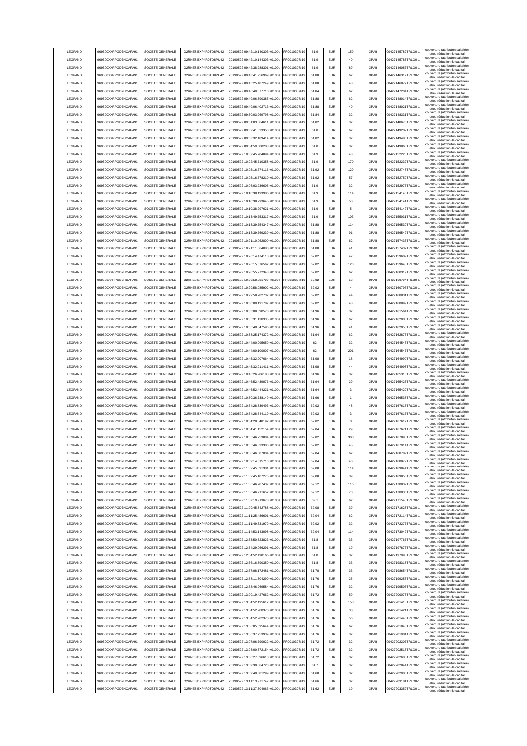| LEGRAND | 969500XXRPGD7HCAFA91 | SOCIETE GENERALE | O2RNE8IBXP4R0TD8PU42 | 20190522 09:42:10.140303 +0100s | FR0010307819 | 61,9 | EUR | 159 | XPAR | 00427145782TRLO0-1 | couverture (attribution salariée) et/ou réduction de capital |
|---|---|---|---|---|---|---|---|---|---|---|---|
| LEGRAND | 969500XXRPGD7HCAFA91 | SOCIETE GENERALE | O2RNE8IBXP4R0TD8PU42 | 20190522 09:42:10.144303 +0100s | FR0010307819 | 61,9 | EUR | 40 | XPAR | 00427145783TRLO0-1 | couverture (attribution salariée) et/ou réduction de capital |
| LEGRAND | 969500XXRPGD7HCAFA91 | SOCIETE GENERALE | O2RNE8IBXP4R0TD8PU42 | 20190522 09:42:38.288301 +0100s | FR0010307819 | 61,9 | EUR | 89 | XPAR | 00427146057TRLO0-1 | couverture (attribution salariée) et/ou réduction de capital |
| LEGRAND | 969500XXRPGD7HCAFA91 | SOCIETE GENERALE | O2RNE8IBXP4R0TD8PU42 | 20190522 09:43:41.956969 +0100s | FR0010307819 | 61,88 | EUR | 62 | XPAR | 00427146317TRLO0-1 | couverture (attribution salariée) et/ou réduction de capital |
| LEGRAND | 969500XXRPGD7HCAFA91 | SOCIETE GENERALE | O2RNE8IBXP4R0TD8PU42 | 20190522 09:45:25.487249 +0100s | FR0010307819 | 61,88 | EUR | 48 | XPAR | 00427146877TRLO0-1 | couverture (attribution salariée) et/ou réduction de capital |
| LEGRAND | 969500XXRPGD7HCAFA91 | SOCIETE GENERALE | O2RNE8IBXP4R0TD8PU42 | 20190522 09:46:40.677710 +0100s | FR0010307819 | 61,84 | EUR | 62 | XPAR | 00427147204TRLO0-1 | couverture (attribution salariée) et/ou réduction de capital |
| LEGRAND | 969500XXRPGD7HCAFA91 | SOCIETE GENERALE | O2RNE8IBXP4R0TD8PU42 | 20190522 09:49:06.390385 +0100s | FR0010307819 | 61,88 | EUR | 62 | XPAR | 00427148014TRLO0-1 | couverture (attribution salariée) et/ou réduction de capital |
| LEGRAND | 969500XXRPGD7HCAFA91 | SOCIETE GENERALE | O2RNE8IBXP4R0TD8PU42 | 20190522 09:49:06.402713 +0100s | FR0010307819 | 61,88 | EUR | 40 | XPAR | 00427148021TRLO0-1 | couverture (attribution salariée) et/ou réduction de capital |
| LEGRAND | 969500XXRPGD7HCAFA91 | SOCIETE GENERALE | O2RNE8IBXP4R0TD8PU42 | 20190522 09:50:03.269798 +0100s | FR0010307819 | 61,84 | EUR | 32 | XPAR | 00427148331TRLO0-1 | couverture (attribution salariée) et/ou réduction de capital |
| LEGRAND | 969500XXRPGD7HCAFA91 | SOCIETE GENERALE | O2RNE8IBXP4R0TD8PU42 | 20190522 09:51:03.664611 +0100s | FR0010307819 | 61,82 | EUR | 32 | XPAR | 00427148670TRLO0-1 | couverture (attribution salariée) et/ou réduction de capital |
| LEGRAND | 969500XXRPGD7HCAFA91 | SOCIETE GENERALE | O2RNE8IBXP4R0TD8PU42 | 20190522 09:52:41.623353 +0100s | FR0010307819 | 61,8 | EUR | 62 | XPAR | 00427149209TRLO0-1 | couverture (attribution salariée) et/ou réduction de capital |
| LEGRAND | 969500XXRPGD7HCAFA91 | SOCIETE GENERALE | O2RNE8IBXP4R0TD8PU42 | 20190522 09:53:32.189414 +0100s | FR0010307819 | 61,82 | EUR | 32 | XPAR | 00427149486TRLO0-1 | couverture (attribution salariée) et/ou réduction de capital |
| LEGRAND | 969500XXRPGD7HCAFA91 | SOCIETE GENERALE | O2RNE8IBXP4R0TD8PU42 | 20190522 09:54:59.600288 +0100s | FR0010307819 | 61,8 | EUR | 32 | XPAR | 00427149866TRLO0-1 | couverture (attribution salariée) et/ou réduction de capital |
| LEGRAND | 969500XXRPGD7HCAFA91 | SOCIETE GENERALE | O2RNE8IBXP4R0TD8PU42 | 20190522 10:02:45.704894 +0100s | FR0010307819 | 61,9 | EUR | 48 | XPAR | 00427152228TRLO0-1 | couverture (attribution salariée) et/ou réduction de capital |
| LEGRAND | 969500XXRPGD7HCAFA91 | SOCIETE GENERALE | O2RNE8IBXP4R0TD8PU42 | 20190522 10:02:45.710358 +0100s | FR0010307819 | 61,9 | EUR | 170 | XPAR | 00427152232TRLO0-1 | couverture (attribution salariée) et/ou réduction de capital |
| LEGRAND | 969500XXRPGD7HCAFA91 | SOCIETE GENERALE | O2RNE8IBXP4R0TD8PU42 | 20190522 10:05:16.674116 +0100s | FR0010307819 | 61,92 | EUR | 129 | XPAR | 00427152748TRLO0-1 | couverture (attribution salariée) et/ou réduction de capital |
| LEGRAND | 969500XXRPGD7HCAFA91 | SOCIETE GENERALE | O2RNE8IBXP4R0TD8PU42 | 20190522 10:05:16.678210 +0100s | FR0010307819 | 61,92 | EUR | 57 | XPAR | 00427152750TRLO0-1 | couverture (attribution salariée) et/ou réduction de capital |
| LEGRAND | 969500XXRPGD7HCAFA91 | SOCIETE GENERALE | O2RNE8IBXP4R0TD8PU42 | 20190522 10:06:03.236605 +0100s | FR0010307819 | 61,9 | EUR | 32 | XPAR | 00427152976TRLO0-1 | couverture (attribution salariée) et/ou réduction de capital |
| LEGRAND | 969500XXRPGD7HCAFA91 | SOCIETE GENERALE | O2RNE8IBXP4R0TD8PU42 | 20190522 10:10:38.193906 +0100s | FR0010307819 | 61,9 | EUR | 114 | XPAR | 00427154140TRLO0-1 | couverture (attribution salariée) et/ou réduction de capital |
| LEGRAND | 969500XXRPGD7HCAFA91 | SOCIETE GENERALE | O2RNE8IBXP4R0TD8PU42 | 20190522 10:10:38.293645 +0100s | FR0010307819 | 61,9 | EUR | 50 | XPAR | 00427154141TRLO0-1 | couverture (attribution salariée) et/ou réduction de capital |
| LEGRAND | 969500XXRPGD7HCAFA91 | SOCIETE GENERALE | O2RNE8IBXP4R0TD8PU42 | 20190522 10:10:38.297621 +0100s | FR0010307819 | 61,9 | EUR | 5 | XPAR | 00427154142TRLO0-1 | couverture (attribution salariée) et/ou réduction de capital |
| LEGRAND | 969500XXRPGD7HCAFA91 | SOCIETE GENERALE | O2RNE8IBXP4R0TD8PU42 | 20190522 10:13:49.753317 +0100s | FR0010307819 | 61,9 | EUR | 103 | XPAR | 00427155031TRLO0-1 | couverture (attribution salariée) et/ou réduction de capital |
| LEGRAND | 969500XXRPGD7HCAFA91 | SOCIETE GENERALE | O2RNE8IBXP4R0TD8PU42 | 20190522 10:18:39.754347 +0100s | FR0010307819 | 61,88 | EUR | 114 | XPAR | 00427156530TRLO0-1 | couverture (attribution salariée) et/ou réduction de capital |
| LEGRAND | 969500XXRPGD7HCAFA91 | SOCIETE GENERALE | O2RNE8IBXP4R0TD8PU42 | 20190522 10:18:39.769239 +0100s | FR0010307819 | 61,88 | EUR | 91 | XPAR | 00427156542TRLO0-1 | couverture (attribution salariée) et/ou réduction de capital |
| LEGRAND | 969500XXRPGD7HCAFA91 | SOCIETE GENERALE | O2RNE8IBXP4R0TD8PU42 | 20190522 10:21:10.962800 +0100s | FR0010307819 | 61,88 | EUR | 62 | XPAR | 00427157436TRLO0-1 | couverture (attribution salariée) et/ou réduction de capital |
| LEGRAND | 969500XXRPGD7HCAFA91 | SOCIETE GENERALE | O2RNE8IBXP4R0TD8PU42 | 20190522 10:21:11.064080 +0100s | FR0010307819 | 61,88 | EUR | 41 | XPAR | 00427157437TRLO0-1 | couverture (attribution salariée) et/ou réduction de capital |
| LEGRAND | 969500XXRPGD7HCAFA91 | SOCIETE GENERALE | O2RNE8IBXP4R0TD8PU42 | 20190522 10:26:14.474118 +0100s | FR0010307819 | 62,02 | EUR | 47 | XPAR | 00427159609TRLO0-1 | couverture (attribution salariée) et/ou réduction de capital |
| LEGRAND | 969500XXRPGD7HCAFA91 | SOCIETE GENERALE | O2RNE8IBXP4R0TD8PU42 | 20190522 10:26:15.576562 +0100s | FR0010307819 | 62,02 | EUR | 123 | XPAR | 00427159648TRLO0-1 | couverture (attribution salariée) et/ou réduction de capital |
| LEGRAND | 969500XXRPGD7HCAFA91 | SOCIETE GENERALE | O2RNE8IBXP4R0TD8PU42 | 20190522 10:28:55.272348 +0100s | FR0010307819 | 62,02 | EUR | 62 | XPAR | 00427160319TRLO0-1 | couverture (attribution salariée) et/ou réduction de capital |
| LEGRAND | 969500XXRPGD7HCAFA91 | SOCIETE GENERALE | O2RNE8IBXP4R0TD8PU42 | 20190522 10:29:58.081700 +0100s | FR0010307819 | 62,02 | EUR | 58 | XPAR | 00427160794TRLO0-1 | couverture (attribution salariée) et/ou réduction de capital |
| LEGRAND | 969500XXRPGD7HCAFA91 | SOCIETE GENERALE | O2RNE8IBXP4R0TD8PU42 | 20190522 10:29:58.085902 +0100s | FR0010307819 | 62,02 | EUR | 4 | XPAR | 00427160796TRLO0-1 | couverture (attribution salariée) et/ou réduction de capital |
| LEGRAND | 969500XXRPGD7HCAFA91 | SOCIETE GENERALE | O2RNE8IBXP4R0TD8PU42 | 20190522 10:29:58.782732 +0100s | FR0010307819 | 62,02 | EUR | 44 | XPAR | 00427160831TRLO0-1 | couverture (attribution salariée) et/ou réduction de capital |
| LEGRAND | 969500XXRPGD7HCAFA91 | SOCIETE GENERALE | O2RNE8IBXP4R0TD8PU42 | 20190522 10:30:00.191787 +0100s | FR0010307819 | 62,02 | EUR | 48 | XPAR | 00427160899TRLO0-1 | couverture (attribution salariée) et/ou réduction de capital |
| LEGRAND | 969500XXRPGD7HCAFA91 | SOCIETE GENERALE | O2RNE8IBXP4R0TD8PU42 | 20190522 10:33:08.390578 +0100s | FR0010307819 | 61,96 | EUR | 32 | XPAR | 00427161564TRLO0-1 | couverture (attribution salariée) et/ou réduction de capital |
| LEGRAND | 969500XXRPGD7HCAFA91 | SOCIETE GENERALE | O2RNE8IBXP4R0TD8PU42 | 20190522 10:35:31.138335 +0100s | FR0010307819 | 61,96 | EUR | 62 | XPAR | 00427162006TRLO0-1 | couverture (attribution salariée) et/ou réduction de capital |
| LEGRAND | 969500XXRPGD7HCAFA91 | SOCIETE GENERALE | O2RNE8IBXP4R0TD8PU42 | 20190522 10:35:40.647596 +0100s | FR0010307819 | 61,96 | EUR | 41 | XPAR | 00427162050TRLO0-1 | couverture (attribution salariée) et/ou réduction de capital |
| LEGRAND | 969500XXRPGD7HCAFA91 | SOCIETE GENERALE | O2RNE8IBXP4R0TD8PU42 | 20190522 10:38:25.174372 +0100s | FR0010307819 | 61,94 | EUR | 62 | XPAR | 00427162876TRLO0-1 | couverture (attribution salariée) et/ou réduction de capital |
| LEGRAND | 969500XXRPGD7HCAFA91 | SOCIETE GENERALE | O2RNE8IBXP4R0TD8PU42 | 20190522 10:44:00.095659 +0100s | FR0010307819 | 62 | EUR | 32 | XPAR | 00427164545TRLO0-1 | couverture (attribution salariée) et/ou réduction de capital |
| LEGRAND | 969500XXRPGD7HCAFA91 | SOCIETE GENERALE | O2RNE8IBXP4R0TD8PU42 | 20190522 10:44:00.100007 +0100s | FR0010307819 | 62 | EUR | 201 | XPAR | 00427164547TRLO0-1 | couverture (attribution salariée) et/ou réduction de capital |
| LEGRAND | 969500XXRPGD7HCAFA91 | SOCIETE GENERALE | O2RNE8IBXP4R0TD8PU42 | 20190522 10:45:32.907664 +0100s | FR0010307819 | 61,98 | EUR | 18 | XPAR | 00427164990TRLO0-1 | couverture (attribution salariée) et/ou réduction de capital |
| LEGRAND | 969500XXRPGD7HCAFA91 | SOCIETE GENERALE | O2RNE8IBXP4R0TD8PU42 | 20190522 10:45:32.911411 +0100s | FR0010307819 | 61,98 | EUR | 44 | XPAR | 00427164993TRLO0-1 | couverture (attribution salariée) et/ou réduction de capital |
| LEGRAND | 969500XXRPGD7HCAFA91 | SOCIETE GENERALE | O2RNE8IBXP4R0TD8PU42 | 20190522 10:46:26.986188 +0100s | FR0010307819 | 61,96 | EUR | 32 | XPAR | 00427165316TRLO0-1 | couverture (attribution salariée) et/ou réduction de capital |
| LEGRAND | 969500XXRPGD7HCAFA91 | SOCIETE GENERALE | O2RNE8IBXP4R0TD8PU42 | 20190522 10:46:52.439076 +0100s | FR0010307819 | 61,94 | EUR | 29 | XPAR | 00427165428TRLO0-1 | couverture (attribution salariée) et/ou réduction de capital |
| LEGRAND | 969500XXRPGD7HCAFA91 | SOCIETE GENERALE | O2RNE8IBXP4R0TD8PU42 | 20190522 10:46:52.444221 +0100s | FR0010307819 | 61,94 | EUR | 3 | XPAR | 00427165429TRLO0-1 | couverture (attribution salariée) et/ou réduction de capital |
| LEGRAND | 969500XXRPGD7HCAFA91 | SOCIETE GENERALE | O2RNE8IBXP4R0TD8PU42 | 20190522 10:50:36.738149 +0100s | FR0010307819 | 61,96 | EUR | 1 | XPAR | 00427166538TRLO0-1 | couverture (attribution salariée) et/ou réduction de capital |
| LEGRAND | 969500XXRPGD7HCAFA91 | SOCIETE GENERALE | O2RNE8IBXP4R0TD8PU42 | 20190522 10:54:28.839493 +0100s | FR0010307819 | 62,02 | EUR | 48 | XPAR | 00427167615TRLO0-1 | couverture (attribution salariée) et/ou réduction de capital |
| LEGRAND | 969500XXRPGD7HCAFA91 | SOCIETE GENERALE | O2RNE8IBXP4R0TD8PU42 | 20190522 10:54:28.844119 +0100s | FR0010307819 | 62,02 | EUR | 3 | XPAR | 00427167616TRLO0-1 | couverture (attribution salariée) et/ou réduction de capital |
| LEGRAND | 969500XXRPGD7HCAFA91 | SOCIETE GENERALE | O2RNE8IBXP4R0TD8PU42 | 20190522 10:54:28.848192 +0100s | FR0010307819 | 62,02 | EUR | 3 | XPAR | 00427167617TRLO0-1 | couverture (attribution salariée) et/ou réduction de capital |
| LEGRAND | 969500XXRPGD7HCAFA91 | SOCIETE GENERALE | O2RNE8IBXP4R0TD8PU42 | 20190522 10:54:41.152154 +0100s | FR0010307819 | 62,04 | EUR | 29 | XPAR | 00427167671TRLO0-1 | couverture (attribution salariée) et/ou réduction de capital |
| LEGRAND | 969500XXRPGD7HCAFA91 | SOCIETE GENERALE | O2RNE8IBXP4R0TD8PU42 | 20190522 10:55:46.253884 +0100s | FR0010307819 | 62,02 | EUR | 300 | XPAR | 00427167898TRLO0-1 | couverture (attribution salariée) et/ou réduction de capital |
| LEGRAND | 969500XXRPGD7HCAFA91 | SOCIETE GENERALE | O2RNE8IBXP4R0TD8PU42 | 20190522 10:55:46.333303 +0100s | FR0010307819 | 62,02 | EUR | 45 | XPAR | 00427167914TRLO0-1 | couverture (attribution salariée) et/ou réduction de capital |
| LEGRAND | 969500XXRPGD7HCAFA91 | SOCIETE GENERALE | O2RNE8IBXP4R0TD8PU42 | 20190522 10:58:46.687004 +0100s | FR0010307819 | 62,04 | EUR | 62 | XPAR | 00427168789TRLO0-1 | couverture (attribution salariée) et/ou réduction de capital |
| LEGRAND | 969500XXRPGD7HCAFA91 | SOCIETE GENERALE | O2RNE8IBXP4R0TD8PU42 | 20190522 10:59:14.615713 +0100s | FR0010307819 | 62,04 | EUR | 40 | XPAR | 00427168879TRLO0-1 | couverture (attribution salariée) et/ou réduction de capital |
| LEGRAND | 969500XXRPGD7HCAFA91 | SOCIETE GENERALE | O2RNE8IBXP4R0TD8PU42 | 20190522 11:02:45.091301 +0100s | FR0010307819 | 62,08 | EUR | 114 | XPAR | 00427169844TRLO0-1 | couverture (attribution salariée) et/ou réduction de capital |
| LEGRAND | 969500XXRPGD7HCAFA91 | SOCIETE GENERALE | O2RNE8IBXP4R0TD8PU42 | 20190522 11:02:45.107275 +0100s | FR0010307819 | 62,08 | EUR | 39 | XPAR | 00427169853TRLO0-1 | couverture (attribution salariée) et/ou réduction de capital |
| LEGRAND | 969500XXRPGD7HCAFA91 | SOCIETE GENERALE | O2RNE8IBXP4R0TD8PU42 | 20190522 11:06:46.707437 +0100s | FR0010307819 | 62,12 | EUR | 116 | XPAR | 00427170832TRLO0-1 | couverture (attribution salariée) et/ou réduction de capital |
| LEGRAND | 969500XXRPGD7HCAFA91 | SOCIETE GENERALE | O2RNE8IBXP4R0TD8PU42 | 20190522 11:06:46.711652 +0100s | FR0010307819 | 62,12 | EUR | 70 | XPAR | 00427170833TRLO0-1 | couverture (attribution salariée) et/ou réduction de capital |
| LEGRAND | 969500XXRPGD7HCAFA91 | SOCIETE GENERALE | O2RNE8IBXP4R0TD8PU42 | 20190522 11:09:19.913678 +0100s | FR0010307819 | 62,1 | EUR | 62 | XPAR | 00427171548TRLO0-1 | couverture (attribution salariée) et/ou réduction de capital |
| LEGRAND | 969500XXRPGD7HCAFA91 | SOCIETE GENERALE | O2RNE8IBXP4R0TD8PU42 | 20190522 11:09:45.842788 +0100s | FR0010307819 | 62,08 | EUR | 39 | XPAR | 00427171628TRLO0-1 | couverture (attribution salariée) et/ou réduction de capital |
| LEGRAND | 969500XXRPGD7HCAFA91 | SOCIETE GENERALE | O2RNE8IBXP4R0TD8PU42 | 20190522 11:11:25.486601 +0100s | FR0010307819 | 62,04 | EUR | 62 | XPAR | 00427172114TRLO0-1 | couverture (attribution salariée) et/ou réduction de capital |
| LEGRAND | 969500XXRPGD7HCAFA91 | SOCIETE GENERALE | O2RNE8IBXP4R0TD8PU42 | 20190522 11:11:49.331979 +0100s | FR0010307819 | 62,02 | EUR | 32 | XPAR | 00427172277TRLO0-1 | couverture (attribution salariée) et/ou réduction de capital |
| LEGRAND | 969500XXRPGD7HCAFA91 | SOCIETE GENERALE | O2RNE8IBXP4R0TD8PU42 | 20190522 11:14:53.143098 +0100s | FR0010307819 | 62,04 | EUR | 114 | XPAR | 00427173042TRLO0-1 | couverture (attribution salariée) et/ou réduction de capital |
| LEGRAND | 969500XXRPGD7HCAFA91 | SOCIETE GENERALE | O2RNE8IBXP4R0TD8PU42 | 20190522 12:53:50.823823 +0100s | FR0010307819 | 61,8 | EUR | 33 | XPAR | 00427197767TRLO0-1 | couverture (attribution salariée) et/ou réduction de capital |
| LEGRAND | 969500XXRPGD7HCAFA91 | SOCIETE GENERALE | O2RNE8IBXP4R0TD8PU42 | 20190522 12:54:29.066291 +0100s | FR0010307819 | 61,8 | EUR | 19 | XPAR | 00427197876TRLO0-1 | couverture (attribution salariée) et/ou réduction de capital |
| LEGRAND | 969500XXRPGD7HCAFA91 | SOCIETE GENERALE | O2RNE8IBXP4R0TD8PU42 | 20190522 12:54:52.498166 +0100s | FR0010307819 | 61,8 | EUR | 32 | XPAR | 00427197990TRLO0-1 | couverture (attribution salariée) et/ou réduction de capital |
| LEGRAND | 969500XXRPGD7HCAFA91 | SOCIETE GENERALE | O2RNE8IBXP4R0TD8PU42 | 20190522 12:56:16.590350 +0100s | FR0010307819 | 61,8 | EUR | 33 | XPAR | 00427198318TRLO0-1 | couverture (attribution salariée) et/ou réduction de capital |
| LEGRAND | 969500XXRPGD7HCAFA91 | SOCIETE GENERALE | O2RNE8IBXP4R0TD8PU42 | 20190522 12:57:08.172481 +0100s | FR0010307819 | 61,78 | EUR | 33 | XPAR | 00427198654TRLO0-1 | couverture (attribution salariée) et/ou réduction de capital |
| LEGRAND | 969500XXRPGD7HCAFA91 | SOCIETE GENERALE | O2RNE8IBXP4R0TD8PU42 | 20190522 12:58:11.304290 +0100s | FR0010307819 | 61,76 | EUR | 25 | XPAR | 00427199258TRLO0-1 | couverture (attribution salariée) et/ou réduction de capital |
| LEGRAND | 969500XXRPGD7HCAFA91 | SOCIETE GENERALE | O2RNE8IBXP4R0TD8PU42 | 20190522 12:58:46.969584 +0100s | FR0010307819 | 61,76 | EUR | 32 | XPAR | 00427199506TRLO0-1 | couverture (attribution salariée) et/ou réduction de capital |
| LEGRAND | 969500XXRPGD7HCAFA91 | SOCIETE GENERALE | O2RNE8IBXP4R0TD8PU42 | 20190522 13:00:19.427662 +0100s | FR0010307819 | 61,72 | EUR | 59 | XPAR | 00427200075TRLO0-1 | couverture (attribution salariée) et/ou réduction de capital |
| LEGRAND | 969500XXRPGD7HCAFA91 | SOCIETE GENERALE | O2RNE8IBXP4R0TD8PU42 | 20190522 13:04:52.195612 +0100s | FR0010307819 | 61,76 | EUR | 153 | XPAR | 00427201418TRLO0-1 | couverture (attribution salariée) et/ou réduction de capital |
| LEGRAND | 969500XXRPGD7HCAFA91 | SOCIETE GENERALE | O2RNE8IBXP4R0TD8PU42 | 20190522 13:04:52.200370 +0100s | FR0010307819 | 61,76 | EUR | 30 | XPAR | 00427201421TRLO0-1 | couverture (attribution salariée) et/ou réduction de capital |
| LEGRAND | 969500XXRPGD7HCAFA91 | SOCIETE GENERALE | O2RNE8IBXP4R0TD8PU42 | 20190522 13:04:52.282370 +0100s | FR0010307819 | 61,76 | EUR | 56 | XPAR | 00427201446TRLO0-1 | couverture (attribution salariée) et/ou réduction de capital |
| LEGRAND | 969500XXRPGD7HCAFA91 | SOCIETE GENERALE | O2RNE8IBXP4R0TD8PU42 | 20190522 13:06:05.095644 +0100s | FR0010307819 | 61,76 | EUR | 62 | XPAR | 00427201845TRLO0-1 | couverture (attribution salariée) et/ou réduction de capital |
| LEGRAND | 969500XXRPGD7HCAFA91 | SOCIETE GENERALE | O2RNE8IBXP4R0TD8PU42 | 20190522 13:06:37.753939 +0100s | FR0010307819 | 61,76 | EUR | 32 | XPAR | 00427201981TRLO0-1 | couverture (attribution salariée) et/ou réduction de capital |
| LEGRAND | 969500XXRPGD7HCAFA91 | SOCIETE GENERALE | O2RNE8IBXP4R0TD8PU42 | 20190522 13:07:06.790022 +0100s | FR0010307819 | 61,72 | EUR | 32 | XPAR | 00427202207TRLO0-1 | couverture (attribution salariée) et/ou réduction de capital |
| LEGRAND | 969500XXRPGD7HCAFA91 | SOCIETE GENERALE | O2RNE8IBXP4R0TD8PU42 | 20190522 13:08:00.372154 +0100s | FR0010307819 | 61,72 | EUR | 32 | XPAR | 00427202515TRLO0-1 | couverture (attribution salariée) et/ou réduction de capital |
| LEGRAND | 969500XXRPGD7HCAFA91 | SOCIETE GENERALE | O2RNE8IBXP4R0TD8PU42 | 20190522 13:08:27.096610 +0100s | FR0010307819 | 61,72 | EUR | 32 | XPAR | 00427202608TRLO0-1 | couverture (attribution salariée) et/ou réduction de capital |
| LEGRAND | 969500XXRPGD7HCAFA91 | SOCIETE GENERALE | O2RNE8IBXP4R0TD8PU42 | 20190522 13:09:30.664723 +0100s | FR0010307819 | 61,7 | EUR | 32 | XPAR | 00427202844TRLO0-1 | couverture (attribution salariée) et/ou réduction de capital |
| LEGRAND | 969500XXRPGD7HCAFA91 | SOCIETE GENERALE | O2RNE8IBXP4R0TD8PU42 | 20190522 13:09:40.681299 +0100s | FR0010307819 | 61,68 | EUR | 32 | XPAR | 00427202905TRLO0-1 | couverture (attribution salariée) et/ou réduction de capital |
| LEGRAND | 969500XXRPGD7HCAFA91 | SOCIETE GENERALE | O2RNE8IBXP4R0TD8PU42 | 20190522 13:11:13.971747 +0100s | FR0010307819 | 61,66 | EUR | 32 | XPAR | 00427203181TRLO0-1 | couverture (attribution salariée) et/ou réduction de capital |
| LEGRAND | 969500XXRPGD7HCAFA91 | SOCIETE GENERALE | O2RNE8IBXP4R0TD8PU42 | 20190522 13:11:37.304063 +0100s | FR0010307819 | 61,62 | EUR | 19 | XPAR | 00427203352TRLO0-1 | couverture (attribution salariée) et/ou réduction de capital |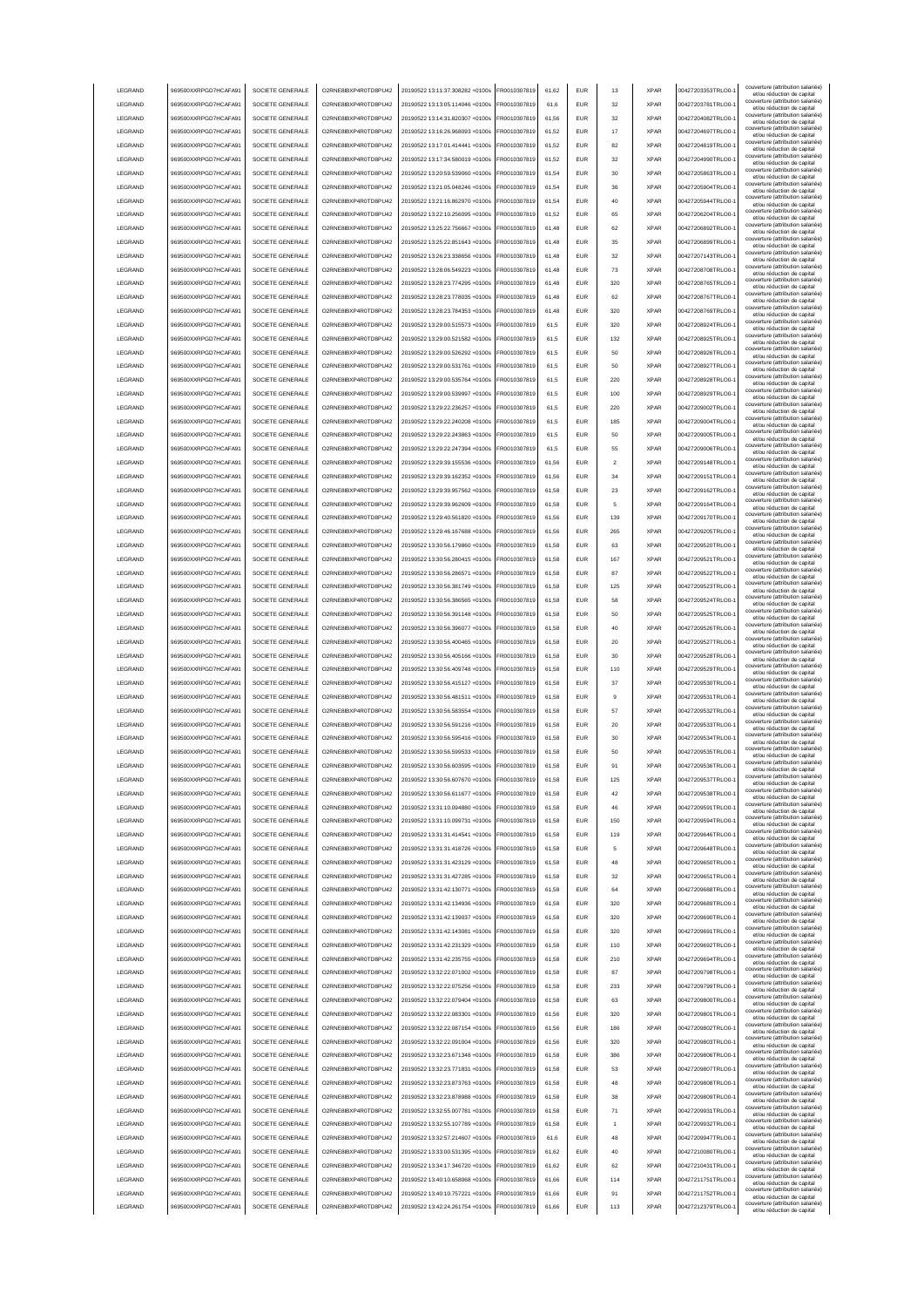| LEGRAND | 969500XXRPGD7HCAFA91 | SOCIETE GENERALE | O2RNE8IBXP4R0TD8PU42 | 20190522 13:11:37.308282 +0100s | FR0010307819 | 61,62 | EUR | 13 | XPAR | 00427203353TRLO0-1 | couverture (attribution salariée) et/ou réduction de capital |
|---|---|---|---|---|---|---|---|---|---|---|---|
| LEGRAND | 969500XXRPGD7HCAFA91 | SOCIETE GENERALE | O2RNE8IBXP4R0TD8PU42 | 20190522 13:13:05.114046 +0100s | FR0010307819 | 61,6 | EUR | 32 | XPAR | 00427203781TRLO0-1 | couverture (attribution salariée) et/ou réduction de capital |
| LEGRAND | 969500XXRPGD7HCAFA91 | SOCIETE GENERALE | O2RNE8IBXP4R0TD8PU42 | 20190522 13:14:31.820307 +0100s | FR0010307819 | 61,56 | EUR | 32 | XPAR | 00427204082TRLO0-1 | couverture (attribution salariée) et/ou réduction de capital |
| LEGRAND | 969500XXRPGD7HCAFA91 | SOCIETE GENERALE | O2RNE8IBXP4R0TD8PU42 | 20190522 13:16:26.968093 +0100s | FR0010307819 | 61,52 | EUR | 17 | XPAR | 00427204697TRLO0-1 | couverture (attribution salariée) et/ou réduction de capital |
| LEGRAND | 969500XXRPGD7HCAFA91 | SOCIETE GENERALE | O2RNE8IBXP4R0TD8PU42 | 20190522 13:17:01.414441 +0100s | FR0010307819 | 61,52 | EUR | 82 | XPAR | 00427204819TRLO0-1 | couverture (attribution salariée) et/ou réduction de capital |
| LEGRAND | 969500XXRPGD7HCAFA91 | SOCIETE GENERALE | O2RNE8IBXP4R0TD8PU42 | 20190522 13:17:34.580019 +0100s | FR0010307819 | 61,52 | EUR | 32 | XPAR | 00427204990TRLO0-1 | couverture (attribution salariée) et/ou réduction de capital |
| LEGRAND | 969500XXRPGD7HCAFA91 | SOCIETE GENERALE | O2RNE8IBXP4R0TD8PU42 | 20190522 13:20:59.539060 +0100s | FR0010307819 | 61,54 | EUR | 30 | XPAR | 00427205863TRLO0-1 | couverture (attribution salariée) et/ou réduction de capital |
| LEGRAND | 969500XXRPGD7HCAFA91 | SOCIETE GENERALE | O2RNE8IBXP4R0TD8PU42 | 20190522 13:21:05.048246 +0100s | FR0010307819 | 61,54 | EUR | 36 | XPAR | 00427205904TRLO0-1 | couverture (attribution salariée) et/ou réduction de capital |
| LEGRAND | 969500XXRPGD7HCAFA91 | SOCIETE GENERALE | O2RNE8IBXP4R0TD8PU42 | 20190522 13:21:16.862970 +0100s | FR0010307819 | 61,54 | EUR | 40 | XPAR | 00427205944TRLO0-1 | couverture (attribution salariée) et/ou réduction de capital |
| LEGRAND | 969500XXRPGD7HCAFA91 | SOCIETE GENERALE | O2RNE8IBXP4R0TD8PU42 | 20190522 13:22:10.256095 +0100s | FR0010307819 | 61,52 | EUR | 65 | XPAR | 00427206204TRLO0-1 | couverture (attribution salariée) et/ou réduction de capital |
| LEGRAND | 969500XXRPGD7HCAFA91 | SOCIETE GENERALE | O2RNE8IBXP4R0TD8PU42 | 20190522 13:25:22.756667 +0100s | FR0010307819 | 61,48 | EUR | 62 | XPAR | 00427206892TRLO0-1 | couverture (attribution salariée) et/ou réduction de capital |
| LEGRAND | 969500XXRPGD7HCAFA91 | SOCIETE GENERALE | O2RNE8IBXP4R0TD8PU42 | 20190522 13:25:22.851643 +0100s | FR0010307819 | 61,48 | EUR | 35 | XPAR | 00427206899TRLO0-1 | couverture (attribution salariée) et/ou réduction de capital |
| LEGRAND | 969500XXRPGD7HCAFA91 | SOCIETE GENERALE | O2RNE8IBXP4R0TD8PU42 | 20190522 13:26:23.338656 +0100s | FR0010307819 | 61,48 | EUR | 32 | XPAR | 00427207143TRLO0-1 | couverture (attribution salariée) et/ou réduction de capital |
| LEGRAND | 969500XXRPGD7HCAFA91 | SOCIETE GENERALE | O2RNE8IBXP4R0TD8PU42 | 20190522 13:28:06.549223 +0100s | FR0010307819 | 61,48 | EUR | 73 | XPAR | 00427208708TRLO0-1 | couverture (attribution salariée) et/ou réduction de capital |
| LEGRAND | 969500XXRPGD7HCAFA91 | SOCIETE GENERALE | O2RNE8IBXP4R0TD8PU42 | 20190522 13:28:23.774295 +0100s | FR0010307819 | 61,48 | EUR | 320 | XPAR | 00427208765TRLO0-1 | couverture (attribution salariée) et/ou réduction de capital |
| LEGRAND | 969500XXRPGD7HCAFA91 | SOCIETE GENERALE | O2RNE8IBXP4R0TD8PU42 | 20190522 13:28:23.778035 +0100s | FR0010307819 | 61,48 | EUR | 62 | XPAR | 00427208767TRLO0-1 | couverture (attribution salariée) et/ou réduction de capital |
| LEGRAND | 969500XXRPGD7HCAFA91 | SOCIETE GENERALE | O2RNE8IBXP4R0TD8PU42 | 20190522 13:28:23.784353 +0100s | FR0010307819 | 61,48 | EUR | 320 | XPAR | 00427208769TRLO0-1 | couverture (attribution salariée) et/ou réduction de capital |
| LEGRAND | 969500XXRPGD7HCAFA91 | SOCIETE GENERALE | O2RNE8IBXP4R0TD8PU42 | 20190522 13:29:00.515573 +0100s | FR0010307819 | 61,5 | EUR | 320 | XPAR | 00427208924TRLO0-1 | couverture (attribution salariée) et/ou réduction de capital |
| LEGRAND | 969500XXRPGD7HCAFA91 | SOCIETE GENERALE | O2RNE8IBXP4R0TD8PU42 | 20190522 13:29:00.521582 +0100s | FR0010307819 | 61,5 | EUR | 132 | XPAR | 00427208925TRLO0-1 | couverture (attribution salariée) et/ou réduction de capital |
| LEGRAND | 969500XXRPGD7HCAFA91 | SOCIETE GENERALE | O2RNE8IBXP4R0TD8PU42 | 20190522 13:29:00.526292 +0100s | FR0010307819 | 61,5 | EUR | 50 | XPAR | 00427208926TRLO0-1 | couverture (attribution salariée) et/ou réduction de capital |
| LEGRAND | 969500XXRPGD7HCAFA91 | SOCIETE GENERALE | O2RNE8IBXP4R0TD8PU42 | 20190522 13:29:00.531761 +0100s | FR0010307819 | 61,5 | EUR | 50 | XPAR | 00427208927TRLO0-1 | couverture (attribution salariée) et/ou réduction de capital |
| LEGRAND | 969500XXRPGD7HCAFA91 | SOCIETE GENERALE | O2RNE8IBXP4R0TD8PU42 | 20190522 13:29:00.535764 +0100s | FR0010307819 | 61,5 | EUR | 220 | XPAR | 00427208928TRLO0-1 | couverture (attribution salariée) et/ou réduction de capital |
| LEGRAND | 969500XXRPGD7HCAFA91 | SOCIETE GENERALE | O2RNE8IBXP4R0TD8PU42 | 20190522 13:29:00.539997 +0100s | FR0010307819 | 61,5 | EUR | 100 | XPAR | 00427208929TRLO0-1 | couverture (attribution salariée) et/ou réduction de capital |
| LEGRAND | 969500XXRPGD7HCAFA91 | SOCIETE GENERALE | O2RNE8IBXP4R0TD8PU42 | 20190522 13:29:22.236257 +0100s | FR0010307819 | 61,5 | EUR | 220 | XPAR | 00427209002TRLO0-1 | couverture (attribution salariée) et/ou réduction de capital |
| LEGRAND | 969500XXRPGD7HCAFA91 | SOCIETE GENERALE | O2RNE8IBXP4R0TD8PU42 | 20190522 13:29:22.240208 +0100s | FR0010307819 | 61,5 | EUR | 185 | XPAR | 00427209004TRLO0-1 | couverture (attribution salariée) et/ou réduction de capital |
| LEGRAND | 969500XXRPGD7HCAFA91 | SOCIETE GENERALE | O2RNE8IBXP4R0TD8PU42 | 20190522 13:29:22.243863 +0100s | FR0010307819 | 61,5 | EUR | 50 | XPAR | 00427209005TRLO0-1 | couverture (attribution salariée) et/ou réduction de capital |
| LEGRAND | 969500XXRPGD7HCAFA91 | SOCIETE GENERALE | O2RNE8IBXP4R0TD8PU42 | 20190522 13:29:22.247394 +0100s | FR0010307819 | 61,5 | EUR | 55 | XPAR | 00427209006TRLO0-1 | couverture (attribution salariée) et/ou réduction de capital |
| LEGRAND | 969500XXRPGD7HCAFA91 | SOCIETE GENERALE | O2RNE8IBXP4R0TD8PU42 | 20190522 13:29:39.155536 +0100s | FR0010307819 | 61,56 | EUR | 2 | XPAR | 00427209148TRLO0-1 | couverture (attribution salariée) et/ou réduction de capital |
| LEGRAND | 969500XXRPGD7HCAFA91 | SOCIETE GENERALE | O2RNE8IBXP4R0TD8PU42 | 20190522 13:29:39.162352 +0100s | FR0010307819 | 61,56 | EUR | 34 | XPAR | 00427209151TRLO0-1 | couverture (attribution salariée) et/ou réduction de capital |
| LEGRAND | 969500XXRPGD7HCAFA91 | SOCIETE GENERALE | O2RNE8IBXP4R0TD8PU42 | 20190522 13:29:39.957562 +0100s | FR0010307819 | 61,58 | EUR | 23 | XPAR | 00427209162TRLO0-1 | couverture (attribution salariée) et/ou réduction de capital |
| LEGRAND | 969500XXRPGD7HCAFA91 | SOCIETE GENERALE | O2RNE8IBXP4R0TD8PU42 | 20190522 13:29:39.962609 +0100s | FR0010307819 | 61,58 | EUR | 5 | XPAR | 00427209164TRLO0-1 | couverture (attribution salariée) et/ou réduction de capital |
| LEGRAND | 969500XXRPGD7HCAFA91 | SOCIETE GENERALE | O2RNE8IBXP4R0TD8PU42 | 20190522 13:29:40.561820 +0100s | FR0010307819 | 61,56 | EUR | 139 | XPAR | 00427209170TRLO0-1 | couverture (attribution salariée) et/ou réduction de capital |
| LEGRAND | 969500XXRPGD7HCAFA91 | SOCIETE GENERALE | O2RNE8IBXP4R0TD8PU42 | 20190522 13:29:46.167688 +0100s | FR0010307819 | 61,56 | EUR | 265 | XPAR | 00427209205TRLO0-1 | couverture (attribution salariée) et/ou réduction de capital |
| LEGRAND | 969500XXRPGD7HCAFA91 | SOCIETE GENERALE | O2RNE8IBXP4R0TD8PU42 | 20190522 13:30:56.179860 +0100s | FR0010307819 | 61,58 | EUR | 63 | XPAR | 00427209520TRLO0-1 | couverture (attribution salariée) et/ou réduction de capital |
| LEGRAND | 969500XXRPGD7HCAFA91 | SOCIETE GENERALE | O2RNE8IBXP4R0TD8PU42 | 20190522 13:30:56.280415 +0100s | FR0010307819 | 61,58 | EUR | 167 | XPAR | 00427209521TRLO0-1 | couverture (attribution salariée) et/ou réduction de capital |
| LEGRAND | 969500XXRPGD7HCAFA91 | SOCIETE GENERALE | O2RNE8IBXP4R0TD8PU42 | 20190522 13:30:56.286571 +0100s | FR0010307819 | 61,58 | EUR | 87 | XPAR | 00427209522TRLO0-1 | couverture (attribution salariée) et/ou réduction de capital |
| LEGRAND | 969500XXRPGD7HCAFA91 | SOCIETE GENERALE | O2RNE8IBXP4R0TD8PU42 | 20190522 13:30:56.381749 +0100s | FR0010307819 | 61,58 | EUR | 125 | XPAR | 00427209523TRLO0-1 | couverture (attribution salariée) et/ou réduction de capital |
| LEGRAND | 969500XXRPGD7HCAFA91 | SOCIETE GENERALE | O2RNE8IBXP4R0TD8PU42 | 20190522 13:30:56.386565 +0100s | FR0010307819 | 61,58 | EUR | 58 | XPAR | 00427209524TRLO0-1 | couverture (attribution salariée) et/ou réduction de capital |
| LEGRAND | 969500XXRPGD7HCAFA91 | SOCIETE GENERALE | O2RNE8IBXP4R0TD8PU42 | 20190522 13:30:56.391148 +0100s | FR0010307819 | 61,58 | EUR | 50 | XPAR | 00427209525TRLO0-1 | couverture (attribution salariée) et/ou réduction de capital |
| LEGRAND | 969500XXRPGD7HCAFA91 | SOCIETE GENERALE | O2RNE8IBXP4R0TD8PU42 | 20190522 13:30:56.396077 +0100s | FR0010307819 | 61,58 | EUR | 40 | XPAR | 00427209526TRLO0-1 | couverture (attribution salariée) et/ou réduction de capital |
| LEGRAND | 969500XXRPGD7HCAFA91 | SOCIETE GENERALE | O2RNE8IBXP4R0TD8PU42 | 20190522 13:30:56.400465 +0100s | FR0010307819 | 61,58 | EUR | 20 | XPAR | 00427209527TRLO0-1 | couverture (attribution salariée) et/ou réduction de capital |
| LEGRAND | 969500XXRPGD7HCAFA91 | SOCIETE GENERALE | O2RNE8IBXP4R0TD8PU42 | 20190522 13:30:56.405166 +0100s | FR0010307819 | 61,58 | EUR | 30 | XPAR | 00427209528TRLO0-1 | couverture (attribution salariée) et/ou réduction de capital |
| LEGRAND | 969500XXRPGD7HCAFA91 | SOCIETE GENERALE | O2RNE8IBXP4R0TD8PU42 | 20190522 13:30:56.409748 +0100s | FR0010307819 | 61,58 | EUR | 110 | XPAR | 00427209529TRLO0-1 | couverture (attribution salariée) et/ou réduction de capital |
| LEGRAND | 969500XXRPGD7HCAFA91 | SOCIETE GENERALE | O2RNE8IBXP4R0TD8PU42 | 20190522 13:30:56.415127 +0100s | FR0010307819 | 61,58 | EUR | 37 | XPAR | 00427209530TRLO0-1 | couverture (attribution salariée) et/ou réduction de capital |
| LEGRAND | 969500XXRPGD7HCAFA91 | SOCIETE GENERALE | O2RNE8IBXP4R0TD8PU42 | 20190522 13:30:56.481511 +0100s | FR0010307819 | 61,58 | EUR | 9 | XPAR | 00427209531TRLO0-1 | couverture (attribution salariée) et/ou réduction de capital |
| LEGRAND | 969500XXRPGD7HCAFA91 | SOCIETE GENERALE | O2RNE8IBXP4R0TD8PU42 | 20190522 13:30:56.583554 +0100s | FR0010307819 | 61,58 | EUR | 57 | XPAR | 00427209532TRLO0-1 | couverture (attribution salariée) et/ou réduction de capital |
| LEGRAND | 969500XXRPGD7HCAFA91 | SOCIETE GENERALE | O2RNE8IBXP4R0TD8PU42 | 20190522 13:30:56.591216 +0100s | FR0010307819 | 61,58 | EUR | 20 | XPAR | 00427209533TRLO0-1 | couverture (attribution salariée) et/ou réduction de capital |
| LEGRAND | 969500XXRPGD7HCAFA91 | SOCIETE GENERALE | O2RNE8IBXP4R0TD8PU42 | 20190522 13:30:56.595416 +0100s | FR0010307819 | 61,58 | EUR | 30 | XPAR | 00427209534TRLO0-1 | couverture (attribution salariée) et/ou réduction de capital |
| LEGRAND | 969500XXRPGD7HCAFA91 | SOCIETE GENERALE | O2RNE8IBXP4R0TD8PU42 | 20190522 13:30:56.599533 +0100s | FR0010307819 | 61,58 | EUR | 50 | XPAR | 00427209535TRLO0-1 | couverture (attribution salariée) et/ou réduction de capital |
| LEGRAND | 969500XXRPGD7HCAFA91 | SOCIETE GENERALE | O2RNE8IBXP4R0TD8PU42 | 20190522 13:30:56.603595 +0100s | FR0010307819 | 61,58 | EUR | 91 | XPAR | 00427209536TRLO0-1 | couverture (attribution salariée) et/ou réduction de capital |
| LEGRAND | 969500XXRPGD7HCAFA91 | SOCIETE GENERALE | O2RNE8IBXP4R0TD8PU42 | 20190522 13:30:56.607670 +0100s | FR0010307819 | 61,58 | EUR | 125 | XPAR | 00427209537TRLO0-1 | couverture (attribution salariée) et/ou réduction de capital |
| LEGRAND | 969500XXRPGD7HCAFA91 | SOCIETE GENERALE | O2RNE8IBXP4R0TD8PU42 | 20190522 13:30:56.611677 +0100s | FR0010307819 | 61,58 | EUR | 42 | XPAR | 00427209538TRLO0-1 | couverture (attribution salariée) et/ou réduction de capital |
| LEGRAND | 969500XXRPGD7HCAFA91 | SOCIETE GENERALE | O2RNE8IBXP4R0TD8PU42 | 20190522 13:31:10.094880 +0100s | FR0010307819 | 61,58 | EUR | 46 | XPAR | 00427209591TRLO0-1 | couverture (attribution salariée) et/ou réduction de capital |
| LEGRAND | 969500XXRPGD7HCAFA91 | SOCIETE GENERALE | O2RNE8IBXP4R0TD8PU42 | 20190522 13:31:10.099731 +0100s | FR0010307819 | 61,58 | EUR | 150 | XPAR | 00427209594TRLO0-1 | couverture (attribution salariée) et/ou réduction de capital |
| LEGRAND | 969500XXRPGD7HCAFA91 | SOCIETE GENERALE | O2RNE8IBXP4R0TD8PU42 | 20190522 13:31:31.414541 +0100s | FR0010307819 | 61,58 | EUR | 119 | XPAR | 00427209646TRLO0-1 | couverture (attribution salariée) et/ou réduction de capital |
| LEGRAND | 969500XXRPGD7HCAFA91 | SOCIETE GENERALE | O2RNE8IBXP4R0TD8PU42 | 20190522 13:31:31.418726 +0100s | FR0010307819 | 61,58 | EUR | 5 | XPAR | 00427209648TRLO0-1 | couverture (attribution salariée) et/ou réduction de capital |
| LEGRAND | 969500XXRPGD7HCAFA91 | SOCIETE GENERALE | O2RNE8IBXP4R0TD8PU42 | 20190522 13:31:31.423129 +0100s | FR0010307819 | 61,58 | EUR | 48 | XPAR | 00427209650TRLO0-1 | couverture (attribution salariée) et/ou réduction de capital |
| LEGRAND | 969500XXRPGD7HCAFA91 | SOCIETE GENERALE | O2RNE8IBXP4R0TD8PU42 | 20190522 13:31:31.427285 +0100s | FR0010307819 | 61,58 | EUR | 32 | XPAR | 00427209651TRLO0-1 | couverture (attribution salariée) et/ou réduction de capital |
| LEGRAND | 969500XXRPGD7HCAFA91 | SOCIETE GENERALE | O2RNE8IBXP4R0TD8PU42 | 20190522 13:31:42.130771 +0100s | FR0010307819 | 61,58 | EUR | 64 | XPAR | 00427209688TRLO0-1 | couverture (attribution salariée) et/ou réduction de capital |
| LEGRAND | 969500XXRPGD7HCAFA91 | SOCIETE GENERALE | O2RNE8IBXP4R0TD8PU42 | 20190522 13:31:42.134936 +0100s | FR0010307819 | 61,58 | EUR | 320 | XPAR | 00427209689TRLO0-1 | couverture (attribution salariée) et/ou réduction de capital |
| LEGRAND | 969500XXRPGD7HCAFA91 | SOCIETE GENERALE | O2RNE8IBXP4R0TD8PU42 | 20190522 13:31:42.139037 +0100s | FR0010307819 | 61,58 | EUR | 320 | XPAR | 00427209690TRLO0-1 | couverture (attribution salariée) et/ou réduction de capital |
| LEGRAND | 969500XXRPGD7HCAFA91 | SOCIETE GENERALE | O2RNE8IBXP4R0TD8PU42 | 20190522 13:31:42.143081 +0100s | FR0010307819 | 61,58 | EUR | 320 | XPAR | 00427209691TRLO0-1 | couverture (attribution salariée) et/ou réduction de capital |
| LEGRAND | 969500XXRPGD7HCAFA91 | SOCIETE GENERALE | O2RNE8IBXP4R0TD8PU42 | 20190522 13:31:42.231329 +0100s | FR0010307819 | 61,58 | EUR | 110 | XPAR | 00427209692TRLO0-1 | couverture (attribution salariée) et/ou réduction de capital |
| LEGRAND | 969500XXRPGD7HCAFA91 | SOCIETE GENERALE | O2RNE8IBXP4R0TD8PU42 | 20190522 13:31:42.235755 +0100s | FR0010307819 | 61,58 | EUR | 210 | XPAR | 00427209694TRLO0-1 | couverture (attribution salariée) et/ou réduction de capital |
| LEGRAND | 969500XXRPGD7HCAFA91 | SOCIETE GENERALE | O2RNE8IBXP4R0TD8PU42 | 20190522 13:32:22.071002 +0100s | FR0010307819 | 61,58 | EUR | 87 | XPAR | 00427209798TRLO0-1 | couverture (attribution salariée) et/ou réduction de capital |
| LEGRAND | 969500XXRPGD7HCAFA91 | SOCIETE GENERALE | O2RNE8IBXP4R0TD8PU42 | 20190522 13:32:22.075256 +0100s | FR0010307819 | 61,58 | EUR | 233 | XPAR | 00427209799TRLO0-1 | couverture (attribution salariée) et/ou réduction de capital |
| LEGRAND | 969500XXRPGD7HCAFA91 | SOCIETE GENERALE | O2RNE8IBXP4R0TD8PU42 | 20190522 13:32:22.079404 +0100s | FR0010307819 | 61,58 | EUR | 63 | XPAR | 00427209800TRLO0-1 | couverture (attribution salariée) et/ou réduction de capital |
| LEGRAND | 969500XXRPGD7HCAFA91 | SOCIETE GENERALE | O2RNE8IBXP4R0TD8PU42 | 20190522 13:32:22.083301 +0100s | FR0010307819 | 61,56 | EUR | 320 | XPAR | 00427209801TRLO0-1 | couverture (attribution salariée) et/ou réduction de capital |
| LEGRAND | 969500XXRPGD7HCAFA91 | SOCIETE GENERALE | O2RNE8IBXP4R0TD8PU42 | 20190522 13:32:22.087154 +0100s | FR0010307819 | 61,56 | EUR | 186 | XPAR | 00427209802TRLO0-1 | couverture (attribution salariée) et/ou réduction de capital |
| LEGRAND | 969500XXRPGD7HCAFA91 | SOCIETE GENERALE | O2RNE8IBXP4R0TD8PU42 | 20190522 13:32:22.091004 +0100s | FR0010307819 | 61,56 | EUR | 320 | XPAR | 00427209803TRLO0-1 | couverture (attribution salariée) et/ou réduction de capital |
| LEGRAND | 969500XXRPGD7HCAFA91 | SOCIETE GENERALE | O2RNE8IBXP4R0TD8PU42 | 20190522 13:32:23.671348 +0100s | FR0010307819 | 61,58 | EUR | 386 | XPAR | 00427209806TRLO0-1 | couverture (attribution salariée) et/ou réduction de capital |
| LEGRAND | 969500XXRPGD7HCAFA91 | SOCIETE GENERALE | O2RNE8IBXP4R0TD8PU42 | 20190522 13:32:23.771831 +0100s | FR0010307819 | 61,58 | EUR | 53 | XPAR | 00427209807TRLO0-1 | couverture (attribution salariée) et/ou réduction de capital |
| LEGRAND | 969500XXRPGD7HCAFA91 | SOCIETE GENERALE | O2RNE8IBXP4R0TD8PU42 | 20190522 13:32:23.873763 +0100s | FR0010307819 | 61,58 | EUR | 48 | XPAR | 00427209808TRLO0-1 | couverture (attribution salariée) et/ou réduction de capital |
| LEGRAND | 969500XXRPGD7HCAFA91 | SOCIETE GENERALE | O2RNE8IBXP4R0TD8PU42 | 20190522 13:32:23.878988 +0100s | FR0010307819 | 61,58 | EUR | 38 | XPAR | 00427209809TRLO0-1 | couverture (attribution salariée) et/ou réduction de capital |
| LEGRAND | 969500XXRPGD7HCAFA91 | SOCIETE GENERALE | O2RNE8IBXP4R0TD8PU42 | 20190522 13:32:55.007781 +0100s | FR0010307819 | 61,58 | EUR | 71 | XPAR | 00427209931TRLO0-1 | couverture (attribution salariée) et/ou réduction de capital |
| LEGRAND | 969500XXRPGD7HCAFA91 | SOCIETE GENERALE | O2RNE8IBXP4R0TD8PU42 | 20190522 13:32:55.107789 +0100s | FR0010307819 | 61,58 | EUR | 1 | XPAR | 00427209932TRLO0-1 | couverture (attribution salariée) et/ou réduction de capital |
| LEGRAND | 969500XXRPGD7HCAFA91 | SOCIETE GENERALE | O2RNE8IBXP4R0TD8PU42 | 20190522 13:32:57.214607 +0100s | FR0010307819 | 61,6 | EUR | 48 | XPAR | 00427209947TRLO0-1 | couverture (attribution salariée) et/ou réduction de capital |
| LEGRAND | 969500XXRPGD7HCAFA91 | SOCIETE GENERALE | O2RNE8IBXP4R0TD8PU42 | 20190522 13:33:00.531395 +0100s | FR0010307819 | 61,62 | EUR | 40 | XPAR | 00427210080TRLO0-1 | couverture (attribution salariée) et/ou réduction de capital |
| LEGRAND | 969500XXRPGD7HCAFA91 | SOCIETE GENERALE | O2RNE8IBXP4R0TD8PU42 | 20190522 13:34:17.346720 +0100s | FR0010307819 | 61,62 | EUR | 62 | XPAR | 00427210431TRLO0-1 | couverture (attribution salariée) et/ou réduction de capital |
| LEGRAND | 969500XXRPGD7HCAFA91 | SOCIETE GENERALE | O2RNE8IBXP4R0TD8PU42 | 20190522 13:40:10.658068 +0100s | FR0010307819 | 61,66 | EUR | 114 | XPAR | 00427211751TRLO0-1 | couverture (attribution salariée) et/ou réduction de capital |
| LEGRAND | 969500XXRPGD7HCAFA91 | SOCIETE GENERALE | O2RNE8IBXP4R0TD8PU42 | 20190522 13:40:10.757221 +0100s | FR0010307819 | 61,66 | EUR | 91 | XPAR | 00427211752TRLO0-1 | couverture (attribution salariée) et/ou réduction de capital |
| LEGRAND | 969500XXRPGD7HCAFA91 | SOCIETE GENERALE | O2RNE8IBXP4R0TD8PU42 | 20190522 13:42:24.261754 +0100s | FR0010307819 | 61,66 | EUR | 113 | XPAR | 00427212379TRLO0-1 | couverture (attribution salariée) et/ou réduction de capital |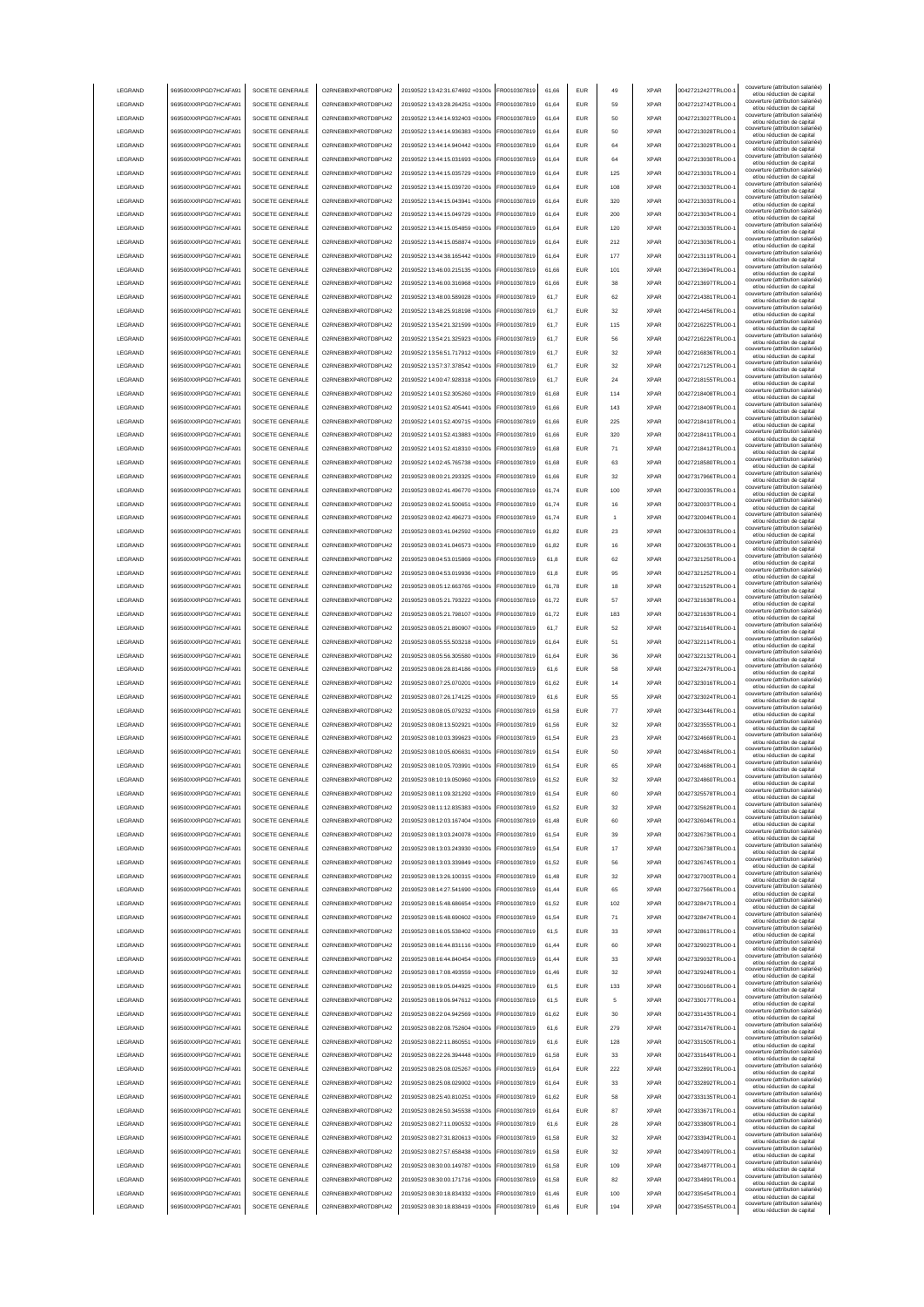| LEGRAND | 969500XXRPGD7HCAFA91 | SOCIETE GENERALE | O2RNE8IBXP4R0TD8PU42 | 20190522 13:42:31.674692 +0100s | FR0010307819 | 61,66 | EUR | 49 | XPAR | 00427212427TRLO0-1 | couverture (attribution salariée) et/ou réduction de capital |
|---|---|---|---|---|---|---|---|---|---|---|---|
| LEGRAND | 969500XXRPGD7HCAFA91 | SOCIETE GENERALE | O2RNE8IBXP4R0TD8PU42 | 20190522 13:43:28.264251 +0100s | FR0010307819 | 61,64 | EUR | 59 | XPAR | 00427212742TRLO0-1 | couverture (attribution salariée) et/ou réduction de capital |
| LEGRAND | 969500XXRPGD7HCAFA91 | SOCIETE GENERALE | O2RNE8IBXP4R0TD8PU42 | 20190522 13:44:14.932403 +0100s | FR0010307819 | 61,64 | EUR | 50 | XPAR | 00427213027TRLO0-1 | couverture (attribution salariée) et/ou réduction de capital |
| LEGRAND | 969500XXRPGD7HCAFA91 | SOCIETE GENERALE | O2RNE8IBXP4R0TD8PU42 | 20190522 13:44:14.936383 +0100s | FR0010307819 | 61,64 | EUR | 50 | XPAR | 00427213028TRLO0-1 | couverture (attribution salariée) et/ou réduction de capital |
| LEGRAND | 969500XXRPGD7HCAFA91 | SOCIETE GENERALE | O2RNE8IBXP4R0TD8PU42 | 20190522 13:44:14.940442 +0100s | FR0010307819 | 61,64 | EUR | 64 | XPAR | 00427213029TRLO0-1 | couverture (attribution salariée) et/ou réduction de capital |
| LEGRAND | 969500XXRPGD7HCAFA91 | SOCIETE GENERALE | O2RNE8IBXP4R0TD8PU42 | 20190522 13:44:15.031693 +0100s | FR0010307819 | 61,64 | EUR | 64 | XPAR | 00427213030TRLO0-1 | couverture (attribution salariée) et/ou réduction de capital |
| LEGRAND | 969500XXRPGD7HCAFA91 | SOCIETE GENERALE | O2RNE8IBXP4R0TD8PU42 | 20190522 13:44:15.035729 +0100s | FR0010307819 | 61,64 | EUR | 125 | XPAR | 00427213031TRLO0-1 | couverture (attribution salariée) et/ou réduction de capital |
| LEGRAND | 969500XXRPGD7HCAFA91 | SOCIETE GENERALE | O2RNE8IBXP4R0TD8PU42 | 20190522 13:44:15.039720 +0100s | FR0010307819 | 61,64 | EUR | 108 | XPAR | 00427213032TRLO0-1 | couverture (attribution salariée) et/ou réduction de capital |
| LEGRAND | 969500XXRPGD7HCAFA91 | SOCIETE GENERALE | O2RNE8IBXP4R0TD8PU42 | 20190522 13:44:15.043941 +0100s | FR0010307819 | 61,64 | EUR | 320 | XPAR | 00427213033TRLO0-1 | couverture (attribution salariée) et/ou réduction de capital |
| LEGRAND | 969500XXRPGD7HCAFA91 | SOCIETE GENERALE | O2RNE8IBXP4R0TD8PU42 | 20190522 13:44:15.049729 +0100s | FR0010307819 | 61,64 | EUR | 200 | XPAR | 00427213034TRLO0-1 | couverture (attribution salariée) et/ou réduction de capital |
| LEGRAND | 969500XXRPGD7HCAFA91 | SOCIETE GENERALE | O2RNE8IBXP4R0TD8PU42 | 20190522 13:44:15.054859 +0100s | FR0010307819 | 61,64 | EUR | 120 | XPAR | 00427213035TRLO0-1 | couverture (attribution salariée) et/ou réduction de capital |
| LEGRAND | 969500XXRPGD7HCAFA91 | SOCIETE GENERALE | O2RNE8IBXP4R0TD8PU42 | 20190522 13:44:15.058874 +0100s | FR0010307819 | 61,64 | EUR | 212 | XPAR | 00427213036TRLO0-1 | couverture (attribution salariée) et/ou réduction de capital |
| LEGRAND | 969500XXRPGD7HCAFA91 | SOCIETE GENERALE | O2RNE8IBXP4R0TD8PU42 | 20190522 13:44:38.165442 +0100s | FR0010307819 | 61,64 | EUR | 177 | XPAR | 00427213119TRLO0-1 | couverture (attribution salariée) et/ou réduction de capital |
| LEGRAND | 969500XXRPGD7HCAFA91 | SOCIETE GENERALE | O2RNE8IBXP4R0TD8PU42 | 20190522 13:46:00.215135 +0100s | FR0010307819 | 61,66 | EUR | 101 | XPAR | 00427213694TRLO0-1 | couverture (attribution salariée) et/ou réduction de capital |
| LEGRAND | 969500XXRPGD7HCAFA91 | SOCIETE GENERALE | O2RNE8IBXP4R0TD8PU42 | 20190522 13:46:00.316968 +0100s | FR0010307819 | 61,66 | EUR | 38 | XPAR | 00427213697TRLO0-1 | couverture (attribution salariée) et/ou réduction de capital |
| LEGRAND | 969500XXRPGD7HCAFA91 | SOCIETE GENERALE | O2RNE8IBXP4R0TD8PU42 | 20190522 13:48:00.589028 +0100s | FR0010307819 | 61,7 | EUR | 62 | XPAR | 00427214381TRLO0-1 | couverture (attribution salariée) et/ou réduction de capital |
| LEGRAND | 969500XXRPGD7HCAFA91 | SOCIETE GENERALE | O2RNE8IBXP4R0TD8PU42 | 20190522 13:48:25.918198 +0100s | FR0010307819 | 61,7 | EUR | 32 | XPAR | 00427214456TRLO0-1 | couverture (attribution salariée) et/ou réduction de capital |
| LEGRAND | 969500XXRPGD7HCAFA91 | SOCIETE GENERALE | O2RNE8IBXP4R0TD8PU42 | 20190522 13:54:21.321599 +0100s | FR0010307819 | 61,7 | EUR | 115 | XPAR | 00427216225TRLO0-1 | couverture (attribution salariée) et/ou réduction de capital |
| LEGRAND | 969500XXRPGD7HCAFA91 | SOCIETE GENERALE | O2RNE8IBXP4R0TD8PU42 | 20190522 13:54:21.325923 +0100s | FR0010307819 | 61,7 | EUR | 56 | XPAR | 00427216226TRLO0-1 | couverture (attribution salariée) et/ou réduction de capital |
| LEGRAND | 969500XXRPGD7HCAFA91 | SOCIETE GENERALE | O2RNE8IBXP4R0TD8PU42 | 20190522 13:56:51.717912 +0100s | FR0010307819 | 61,7 | EUR | 32 | XPAR | 00427216836TRLO0-1 | couverture (attribution salariée) et/ou réduction de capital |
| LEGRAND | 969500XXRPGD7HCAFA91 | SOCIETE GENERALE | O2RNE8IBXP4R0TD8PU42 | 20190522 13:57:37.378542 +0100s | FR0010307819 | 61,7 | EUR | 32 | XPAR | 00427217125TRLO0-1 | couverture (attribution salariée) et/ou réduction de capital |
| LEGRAND | 969500XXRPGD7HCAFA91 | SOCIETE GENERALE | O2RNE8IBXP4R0TD8PU42 | 20190522 14:00:47.928318 +0100s | FR0010307819 | 61,7 | EUR | 24 | XPAR | 00427218155TRLO0-1 | couverture (attribution salariée) et/ou réduction de capital |
| LEGRAND | 969500XXRPGD7HCAFA91 | SOCIETE GENERALE | O2RNE8IBXP4R0TD8PU42 | 20190522 14:01:52.305260 +0100s | FR0010307819 | 61,68 | EUR | 114 | XPAR | 00427218408TRLO0-1 | couverture (attribution salariée) et/ou réduction de capital |
| LEGRAND | 969500XXRPGD7HCAFA91 | SOCIETE GENERALE | O2RNE8IBXP4R0TD8PU42 | 20190522 14:01:52.405441 +0100s | FR0010307819 | 61,66 | EUR | 143 | XPAR | 00427218409TRLO0-1 | couverture (attribution salariée) et/ou réduction de capital |
| LEGRAND | 969500XXRPGD7HCAFA91 | SOCIETE GENERALE | O2RNE8IBXP4R0TD8PU42 | 20190522 14:01:52.409715 +0100s | FR0010307819 | 61,66 | EUR | 225 | XPAR | 00427218410TRLO0-1 | couverture (attribution salariée) et/ou réduction de capital |
| LEGRAND | 969500XXRPGD7HCAFA91 | SOCIETE GENERALE | O2RNE8IBXP4R0TD8PU42 | 20190522 14:01:52.413883 +0100s | FR0010307819 | 61,66 | EUR | 320 | XPAR | 00427218411TRLO0-1 | couverture (attribution salariée) et/ou réduction de capital |
| LEGRAND | 969500XXRPGD7HCAFA91 | SOCIETE GENERALE | O2RNE8IBXP4R0TD8PU42 | 20190522 14:01:52.418310 +0100s | FR0010307819 | 61,68 | EUR | 71 | XPAR | 00427218412TRLO0-1 | couverture (attribution salariée) et/ou réduction de capital |
| LEGRAND | 969500XXRPGD7HCAFA91 | SOCIETE GENERALE | O2RNE8IBXP4R0TD8PU42 | 20190522 14:02:45.765738 +0100s | FR0010307819 | 61,68 | EUR | 63 | XPAR | 00427218580TRLO0-1 | couverture (attribution salariée) et/ou réduction de capital |
| LEGRAND | 969500XXRPGD7HCAFA91 | SOCIETE GENERALE | O2RNE8IBXP4R0TD8PU42 | 20190523 08:00:21.293325 +0100s | FR0010307819 | 61,66 | EUR | 32 | XPAR | 00427317966TRLO0-1 | couverture (attribution salariée) et/ou réduction de capital |
| LEGRAND | 969500XXRPGD7HCAFA91 | SOCIETE GENERALE | O2RNE8IBXP4R0TD8PU42 | 20190523 08:02:41.496770 +0100s | FR0010307819 | 61,74 | EUR | 100 | XPAR | 00427320035TRLO0-1 | couverture (attribution salariée) et/ou réduction de capital |
| LEGRAND | 969500XXRPGD7HCAFA91 | SOCIETE GENERALE | O2RNE8IBXP4R0TD8PU42 | 20190523 08:02:41.500651 +0100s | FR0010307819 | 61,74 | EUR | 16 | XPAR | 00427320037TRLO0-1 | couverture (attribution salariée) et/ou réduction de capital |
| LEGRAND | 969500XXRPGD7HCAFA91 | SOCIETE GENERALE | O2RNE8IBXP4R0TD8PU42 | 20190523 08:02:42.496273 +0100s | FR0010307819 | 61,74 | EUR | 1 | XPAR | 00427320046TRLO0-1 | couverture (attribution salariée) et/ou réduction de capital |
| LEGRAND | 969500XXRPGD7HCAFA91 | SOCIETE GENERALE | O2RNE8IBXP4R0TD8PU42 | 20190523 08:03:41.042592 +0100s | FR0010307819 | 61,82 | EUR | 23 | XPAR | 00427320633TRLO0-1 | couverture (attribution salariée) et/ou réduction de capital |
| LEGRAND | 969500XXRPGD7HCAFA91 | SOCIETE GENERALE | O2RNE8IBXP4R0TD8PU42 | 20190523 08:03:41.046573 +0100s | FR0010307819 | 61,82 | EUR | 16 | XPAR | 00427320635TRLO0-1 | couverture (attribution salariée) et/ou réduction de capital |
| LEGRAND | 969500XXRPGD7HCAFA91 | SOCIETE GENERALE | O2RNE8IBXP4R0TD8PU42 | 20190523 08:04:53.015869 +0100s | FR0010307819 | 61,8 | EUR | 62 | XPAR | 00427321250TRLO0-1 | couverture (attribution salariée) et/ou réduction de capital |
| LEGRAND | 969500XXRPGD7HCAFA91 | SOCIETE GENERALE | O2RNE8IBXP4R0TD8PU42 | 20190523 08:04:53.019936 +0100s | FR0010307819 | 61,8 | EUR | 95 | XPAR | 00427321252TRLO0-1 | couverture (attribution salariée) et/ou réduction de capital |
| LEGRAND | 969500XXRPGD7HCAFA91 | SOCIETE GENERALE | O2RNE8IBXP4R0TD8PU42 | 20190523 08:05:12.663765 +0100s | FR0010307819 | 61,78 | EUR | 18 | XPAR | 00427321529TRLO0-1 | couverture (attribution salariée) et/ou réduction de capital |
| LEGRAND | 969500XXRPGD7HCAFA91 | SOCIETE GENERALE | O2RNE8IBXP4R0TD8PU42 | 20190523 08:05:21.793222 +0100s | FR0010307819 | 61,72 | EUR | 57 | XPAR | 00427321638TRLO0-1 | couverture (attribution salariée) et/ou réduction de capital |
| LEGRAND | 969500XXRPGD7HCAFA91 | SOCIETE GENERALE | O2RNE8IBXP4R0TD8PU42 | 20190523 08:05:21.798107 +0100s | FR0010307819 | 61,72 | EUR | 183 | XPAR | 00427321639TRLO0-1 | couverture (attribution salariée) et/ou réduction de capital |
| LEGRAND | 969500XXRPGD7HCAFA91 | SOCIETE GENERALE | O2RNE8IBXP4R0TD8PU42 | 20190523 08:05:21.890907 +0100s | FR0010307819 | 61,7 | EUR | 52 | XPAR | 00427321640TRLO0-1 | couverture (attribution salariée) et/ou réduction de capital |
| LEGRAND | 969500XXRPGD7HCAFA91 | SOCIETE GENERALE | O2RNE8IBXP4R0TD8PU42 | 20190523 08:05:55.503218 +0100s | FR0010307819 | 61,64 | EUR | 51 | XPAR | 00427322114TRLO0-1 | couverture (attribution salariée) et/ou réduction de capital |
| LEGRAND | 969500XXRPGD7HCAFA91 | SOCIETE GENERALE | O2RNE8IBXP4R0TD8PU42 | 20190523 08:05:56.305580 +0100s | FR0010307819 | 61,64 | EUR | 36 | XPAR | 00427322132TRLO0-1 | couverture (attribution salariée) et/ou réduction de capital |
| LEGRAND | 969500XXRPGD7HCAFA91 | SOCIETE GENERALE | O2RNE8IBXP4R0TD8PU42 | 20190523 08:06:28.814186 +0100s | FR0010307819 | 61,6 | EUR | 58 | XPAR | 00427322479TRLO0-1 | couverture (attribution salariée) et/ou réduction de capital |
| LEGRAND | 969500XXRPGD7HCAFA91 | SOCIETE GENERALE | O2RNE8IBXP4R0TD8PU42 | 20190523 08:07:25.070201 +0100s | FR0010307819 | 61,62 | EUR | 14 | XPAR | 00427323016TRLO0-1 | couverture (attribution salariée) et/ou réduction de capital |
| LEGRAND | 969500XXRPGD7HCAFA91 | SOCIETE GENERALE | O2RNE8IBXP4R0TD8PU42 | 20190523 08:07:26.174125 +0100s | FR0010307819 | 61,6 | EUR | 55 | XPAR | 00427323024TRLO0-1 | couverture (attribution salariée) et/ou réduction de capital |
| LEGRAND | 969500XXRPGD7HCAFA91 | SOCIETE GENERALE | O2RNE8IBXP4R0TD8PU42 | 20190523 08:08:05.079232 +0100s | FR0010307819 | 61,58 | EUR | 77 | XPAR | 00427323446TRLO0-1 | couverture (attribution salariée) et/ou réduction de capital |
| LEGRAND | 969500XXRPGD7HCAFA91 | SOCIETE GENERALE | O2RNE8IBXP4R0TD8PU42 | 20190523 08:08:13.502921 +0100s | FR0010307819 | 61,56 | EUR | 32 | XPAR | 00427323555TRLO0-1 | couverture (attribution salariée) et/ou réduction de capital |
| LEGRAND | 969500XXRPGD7HCAFA91 | SOCIETE GENERALE | O2RNE8IBXP4R0TD8PU42 | 20190523 08:10:03.399623 +0100s | FR0010307819 | 61,54 | EUR | 23 | XPAR | 00427324669TRLO0-1 | couverture (attribution salariée) et/ou réduction de capital |
| LEGRAND | 969500XXRPGD7HCAFA91 | SOCIETE GENERALE | O2RNE8IBXP4R0TD8PU42 | 20190523 08:10:05.606631 +0100s | FR0010307819 | 61,54 | EUR | 50 | XPAR | 00427324684TRLO0-1 | couverture (attribution salariée) et/ou réduction de capital |
| LEGRAND | 969500XXRPGD7HCAFA91 | SOCIETE GENERALE | O2RNE8IBXP4R0TD8PU42 | 20190523 08:10:05.703991 +0100s | FR0010307819 | 61,54 | EUR | 65 | XPAR | 00427324686TRLO0-1 | couverture (attribution salariée) et/ou réduction de capital |
| LEGRAND | 969500XXRPGD7HCAFA91 | SOCIETE GENERALE | O2RNE8IBXP4R0TD8PU42 | 20190523 08:10:19.050960 +0100s | FR0010307819 | 61,52 | EUR | 32 | XPAR | 00427324860TRLO0-1 | couverture (attribution salariée) et/ou réduction de capital |
| LEGRAND | 969500XXRPGD7HCAFA91 | SOCIETE GENERALE | O2RNE8IBXP4R0TD8PU42 | 20190523 08:11:09.321292 +0100s | FR0010307819 | 61,54 | EUR | 60 | XPAR | 00427325578TRLO0-1 | couverture (attribution salariée) et/ou réduction de capital |
| LEGRAND | 969500XXRPGD7HCAFA91 | SOCIETE GENERALE | O2RNE8IBXP4R0TD8PU42 | 20190523 08:11:12.835383 +0100s | FR0010307819 | 61,52 | EUR | 32 | XPAR | 00427325628TRLO0-1 | couverture (attribution salariée) et/ou réduction de capital |
| LEGRAND | 969500XXRPGD7HCAFA91 | SOCIETE GENERALE | O2RNE8IBXP4R0TD8PU42 | 20190523 08:12:03.167404 +0100s | FR0010307819 | 61,48 | EUR | 60 | XPAR | 00427326046TRLO0-1 | couverture (attribution salariée) et/ou réduction de capital |
| LEGRAND | 969500XXRPGD7HCAFA91 | SOCIETE GENERALE | O2RNE8IBXP4R0TD8PU42 | 20190523 08:13:03.240078 +0100s | FR0010307819 | 61,54 | EUR | 39 | XPAR | 00427326736TRLO0-1 | couverture (attribution salariée) et/ou réduction de capital |
| LEGRAND | 969500XXRPGD7HCAFA91 | SOCIETE GENERALE | O2RNE8IBXP4R0TD8PU42 | 20190523 08:13:03.243930 +0100s | FR0010307819 | 61,54 | EUR | 17 | XPAR | 00427326738TRLO0-1 | couverture (attribution salariée) et/ou réduction de capital |
| LEGRAND | 969500XXRPGD7HCAFA91 | SOCIETE GENERALE | O2RNE8IBXP4R0TD8PU42 | 20190523 08:13:03.339849 +0100s | FR0010307819 | 61,52 | EUR | 56 | XPAR | 00427326745TRLO0-1 | couverture (attribution salariée) et/ou réduction de capital |
| LEGRAND | 969500XXRPGD7HCAFA91 | SOCIETE GENERALE | O2RNE8IBXP4R0TD8PU42 | 20190523 08:13:26.100315 +0100s | FR0010307819 | 61,48 | EUR | 32 | XPAR | 00427327003TRLO0-1 | couverture (attribution salariée) et/ou réduction de capital |
| LEGRAND | 969500XXRPGD7HCAFA91 | SOCIETE GENERALE | O2RNE8IBXP4R0TD8PU42 | 20190523 08:14:27.541690 +0100s | FR0010307819 | 61,44 | EUR | 65 | XPAR | 00427327566TRLO0-1 | couverture (attribution salariée) et/ou réduction de capital |
| LEGRAND | 969500XXRPGD7HCAFA91 | SOCIETE GENERALE | O2RNE8IBXP4R0TD8PU42 | 20190523 08:15:48.686654 +0100s | FR0010307819 | 61,52 | EUR | 102 | XPAR | 00427328471TRLO0-1 | couverture (attribution salariée) et/ou réduction de capital |
| LEGRAND | 969500XXRPGD7HCAFA91 | SOCIETE GENERALE | O2RNE8IBXP4R0TD8PU42 | 20190523 08:15:48.690602 +0100s | FR0010307819 | 61,54 | EUR | 71 | XPAR | 00427328474TRLO0-1 | couverture (attribution salariée) et/ou réduction de capital |
| LEGRAND | 969500XXRPGD7HCAFA91 | SOCIETE GENERALE | O2RNE8IBXP4R0TD8PU42 | 20190523 08:16:05.538402 +0100s | FR0010307819 | 61,5 | EUR | 33 | XPAR | 00427328617TRLO0-1 | couverture (attribution salariée) et/ou réduction de capital |
| LEGRAND | 969500XXRPGD7HCAFA91 | SOCIETE GENERALE | O2RNE8IBXP4R0TD8PU42 | 20190523 08:16:44.831116 +0100s | FR0010307819 | 61,44 | EUR | 60 | XPAR | 00427329023TRLO0-1 | couverture (attribution salariée) et/ou réduction de capital |
| LEGRAND | 969500XXRPGD7HCAFA91 | SOCIETE GENERALE | O2RNE8IBXP4R0TD8PU42 | 20190523 08:16:44.840454 +0100s | FR0010307819 | 61,44 | EUR | 33 | XPAR | 00427329032TRLO0-1 | couverture (attribution salariée) et/ou réduction de capital |
| LEGRAND | 969500XXRPGD7HCAFA91 | SOCIETE GENERALE | O2RNE8IBXP4R0TD8PU42 | 20190523 08:17:08.493559 +0100s | FR0010307819 | 61,46 | EUR | 32 | XPAR | 00427329248TRLO0-1 | couverture (attribution salariée) et/ou réduction de capital |
| LEGRAND | 969500XXRPGD7HCAFA91 | SOCIETE GENERALE | O2RNE8IBXP4R0TD8PU42 | 20190523 08:19:05.044925 +0100s | FR0010307819 | 61,5 | EUR | 133 | XPAR | 00427330160TRLO0-1 | couverture (attribution salariée) et/ou réduction de capital |
| LEGRAND | 969500XXRPGD7HCAFA91 | SOCIETE GENERALE | O2RNE8IBXP4R0TD8PU42 | 20190523 08:19:06.947612 +0100s | FR0010307819 | 61,5 | EUR | 5 | XPAR | 00427330177TRLO0-1 | couverture (attribution salariée) et/ou réduction de capital |
| LEGRAND | 969500XXRPGD7HCAFA91 | SOCIETE GENERALE | O2RNE8IBXP4R0TD8PU42 | 20190523 08:22:04.942569 +0100s | FR0010307819 | 61,62 | EUR | 30 | XPAR | 00427331435TRLO0-1 | couverture (attribution salariée) et/ou réduction de capital |
| LEGRAND | 969500XXRPGD7HCAFA91 | SOCIETE GENERALE | O2RNE8IBXP4R0TD8PU42 | 20190523 08:22:08.752604 +0100s | FR0010307819 | 61,6 | EUR | 279 | XPAR | 00427331476TRLO0-1 | couverture (attribution salariée) et/ou réduction de capital |
| LEGRAND | 969500XXRPGD7HCAFA91 | SOCIETE GENERALE | O2RNE8IBXP4R0TD8PU42 | 20190523 08:22:11.860551 +0100s | FR0010307819 | 61,6 | EUR | 128 | XPAR | 00427331505TRLO0-1 | couverture (attribution salariée) et/ou réduction de capital |
| LEGRAND | 969500XXRPGD7HCAFA91 | SOCIETE GENERALE | O2RNE8IBXP4R0TD8PU42 | 20190523 08:22:26.394448 +0100s | FR0010307819 | 61,58 | EUR | 33 | XPAR | 00427331649TRLO0-1 | couverture (attribution salariée) et/ou réduction de capital |
| LEGRAND | 969500XXRPGD7HCAFA91 | SOCIETE GENERALE | O2RNE8IBXP4R0TD8PU42 | 20190523 08:25:08.025267 +0100s | FR0010307819 | 61,64 | EUR | 222 | XPAR | 00427332891TRLO0-1 | couverture (attribution salariée) et/ou réduction de capital |
| LEGRAND | 969500XXRPGD7HCAFA91 | SOCIETE GENERALE | O2RNE8IBXP4R0TD8PU42 | 20190523 08:25:08.029002 +0100s | FR0010307819 | 61,64 | EUR | 33 | XPAR | 00427332892TRLO0-1 | couverture (attribution salariée) et/ou réduction de capital |
| LEGRAND | 969500XXRPGD7HCAFA91 | SOCIETE GENERALE | O2RNE8IBXP4R0TD8PU42 | 20190523 08:25:40.810251 +0100s | FR0010307819 | 61,62 | EUR | 58 | XPAR | 00427333135TRLO0-1 | couverture (attribution salariée) et/ou réduction de capital |
| LEGRAND | 969500XXRPGD7HCAFA91 | SOCIETE GENERALE | O2RNE8IBXP4R0TD8PU42 | 20190523 08:26:50.345538 +0100s | FR0010307819 | 61,64 | EUR | 87 | XPAR | 00427333671TRLO0-1 | couverture (attribution salariée) et/ou réduction de capital |
| LEGRAND | 969500XXRPGD7HCAFA91 | SOCIETE GENERALE | O2RNE8IBXP4R0TD8PU42 | 20190523 08:27:11.090532 +0100s | FR0010307819 | 61,6 | EUR | 28 | XPAR | 00427333809TRLO0-1 | couverture (attribution salariée) et/ou réduction de capital |
| LEGRAND | 969500XXRPGD7HCAFA91 | SOCIETE GENERALE | O2RNE8IBXP4R0TD8PU42 | 20190523 08:27:31.820613 +0100s | FR0010307819 | 61,58 | EUR | 32 | XPAR | 00427333942TRLO0-1 | couverture (attribution salariée) et/ou réduction de capital |
| LEGRAND | 969500XXRPGD7HCAFA91 | SOCIETE GENERALE | O2RNE8IBXP4R0TD8PU42 | 20190523 08:27:57.658438 +0100s | FR0010307819 | 61,58 | EUR | 32 | XPAR | 00427334097TRLO0-1 | couverture (attribution salariée) et/ou réduction de capital |
| LEGRAND | 969500XXRPGD7HCAFA91 | SOCIETE GENERALE | O2RNE8IBXP4R0TD8PU42 | 20190523 08:30:00.149787 +0100s | FR0010307819 | 61,58 | EUR | 109 | XPAR | 00427334877TRLO0-1 | couverture (attribution salariée) et/ou réduction de capital |
| LEGRAND | 969500XXRPGD7HCAFA91 | SOCIETE GENERALE | O2RNE8IBXP4R0TD8PU42 | 20190523 08:30:00.171716 +0100s | FR0010307819 | 61,58 | EUR | 82 | XPAR | 00427334891TRLO0-1 | couverture (attribution salariée) et/ou réduction de capital |
| LEGRAND | 969500XXRPGD7HCAFA91 | SOCIETE GENERALE | O2RNE8IBXP4R0TD8PU42 | 20190523 08:30:18.834332 +0100s | FR0010307819 | 61,46 | EUR | 100 | XPAR | 00427335454TRLO0-1 | couverture (attribution salariée) et/ou réduction de capital |
| LEGRAND | 969500XXRPGD7HCAFA91 | SOCIETE GENERALE | O2RNE8IBXP4R0TD8PU42 | 20190523 08:30:18.838419 +0100s | FR0010307819 | 61,46 | EUR | 194 | XPAR | 00427335455TRLO0-1 | couverture (attribution salariée) et/ou réduction de capital |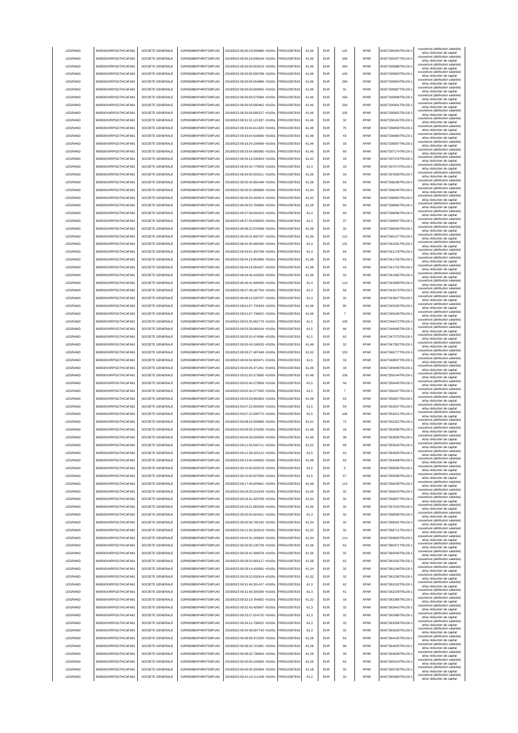| LEGRAND | 969500XXRPGD7HCAFA91 | SOCIETE GENERALE | O2RNE8IBXP4R0TD8PU42 | 20190523 08:30:18.933986 +0100s | FR0010307819 | 61,46 | EUR | 125 | XPAR | 00427335456TRLO0-1 | couverture (attribution salariée) et/ou réduction de capital |
|---|---|---|---|---|---|---|---|---|---|---|---|
| LEGRAND | 969500XXRPGD7HCAFA91 | SOCIETE GENERALE | O2RNE8IBXP4R0TD8PU42 | 20190523 08:30:18.938164 +0100s | FR0010307819 | 61,46 | EUR | 169 | XPAR | 00427335457TRLO0-1 | couverture (attribution salariée) et/ou réduction de capital |
| LEGRAND | 969500XXRPGD7HCAFA91 | SOCIETE GENERALE | O2RNE8IBXP4R0TD8PU42 | 20190523 08:30:59.553013 +0100s | FR0010307819 | 61,46 | EUR | 294 | XPAR | 00427335888TRLO0-1 | couverture (attribution salariée) et/ou réduction de capital |
| LEGRAND | 969500XXRPGD7HCAFA91 | SOCIETE GENERALE | O2RNE8IBXP4R0TD8PU42 | 20190523 08:30:59.559788 +0100s | FR0010307819 | 61,46 | EUR | 100 | XPAR | 00427335893TRLO0-1 | couverture (attribution salariée) et/ou réduction de capital |
| LEGRAND | 969500XXRPGD7HCAFA91 | SOCIETE GENERALE | O2RNE8IBXP4R0TD8PU42 | 20190523 08:30:59.564899 +0100s | FR0010307819 | 61,46 | EUR | 294 | XPAR | 00427335894TRLO0-1 | couverture (attribution salariée) et/ou réduction de capital |
| LEGRAND | 969500XXRPGD7HCAFA91 | SOCIETE GENERALE | O2RNE8IBXP4R0TD8PU42 | 20190523 08:30:59.569950 +0100s | FR0010307819 | 61,46 | EUR | 31 | XPAR | 00427335897TRLO0-1 | couverture (attribution salariée) et/ou réduction de capital |
| LEGRAND | 969500XXRPGD7HCAFA91 | SOCIETE GENERALE | O2RNE8IBXP4R0TD8PU42 | 20190523 08:30:59.575084 +0100s | FR0010307819 | 61,46 | EUR | 294 | XPAR | 00427335898TRLO0-1 | couverture (attribution salariée) et/ou réduction de capital |
| LEGRAND | 969500XXRPGD7HCAFA91 | SOCIETE GENERALE | O2RNE8IBXP4R0TD8PU42 | 20190523 08:30:59.580462 +0100s | FR0010307819 | 61,46 | EUR | 294 | XPAR | 00427335901TRLO0-1 | couverture (attribution salariée) et/ou réduction de capital |
| LEGRAND | 969500XXRPGD7HCAFA91 | SOCIETE GENERALE | O2RNE8IBXP4R0TD8PU42 | 20190523 08:30:59.585227 +0100s | FR0010307819 | 61,46 | EUR | 105 | XPAR | 00427335902TRLO0-1 | couverture (attribution salariée) et/ou réduction de capital |
| LEGRAND | 969500XXRPGD7HCAFA91 | SOCIETE GENERALE | O2RNE8IBXP4R0TD8PU42 | 20190523 08:31:31.121337 +0100s | FR0010307819 | 61,46 | EUR | 32 | XPAR | 00427336162TRLO0-1 | couverture (attribution salariée) et/ou réduction de capital |
| LEGRAND | 969500XXRPGD7HCAFA91 | SOCIETE GENERALE | O2RNE8IBXP4R0TD8PU42 | 20190523 08:33:04.611825 +0100s | FR0010307819 | 61,48 | EUR | 75 | XPAR | 00427336858TRLO0-1 | couverture (attribution salariée) et/ou réduction de capital |
| LEGRAND | 969500XXRPGD7HCAFA91 | SOCIETE GENERALE | O2RNE8IBXP4R0TD8PU42 | 20190523 08:33:04.616666 +0100s | FR0010307819 | 61,48 | EUR | 43 | XPAR | 00427336860TRLO0-1 | couverture (attribution salariée) et/ou réduction de capital |
| LEGRAND | 969500XXRPGD7HCAFA91 | SOCIETE GENERALE | O2RNE8IBXP4R0TD8PU42 | 20190523 08:33:24.234089 +0100s | FR0010307819 | 61,46 | EUR | 33 | XPAR | 00427336997TRLO0-1 | couverture (attribution salariée) et/ou réduction de capital |
| LEGRAND | 969500XXRPGD7HCAFA91 | SOCIETE GENERALE | O2RNE8IBXP4R0TD8PU42 | 20190523 08:33:54.085985 +0100s | FR0010307819 | 61,46 | EUR | 60 | XPAR | 00427337174TRLO0-1 | couverture (attribution salariée) et/ou réduction de capital |
| LEGRAND | 969500XXRPGD7HCAFA91 | SOCIETE GENERALE | O2RNE8IBXP4R0TD8PU42 | 20190523 08:34:16.530943 +0100s | FR0010307819 | 61,42 | EUR | 33 | XPAR | 00427337376TRLO0-1 | couverture (attribution salariée) et/ou réduction de capital |
| LEGRAND | 969500XXRPGD7HCAFA91 | SOCIETE GENERALE | O2RNE8IBXP4R0TD8PU42 | 20190523 08:34:34.775953 +0100s | FR0010307819 | 61,4 | EUR | 33 | XPAR | 00427337574TRLO0-1 | couverture (attribution salariée) et/ou réduction de capital |
| LEGRAND | 969500XXRPGD7HCAFA91 | SOCIETE GENERALE | O2RNE8IBXP4R0TD8PU42 | 20190523 08:34:56.550311 +0100s | FR0010307819 | 61,36 | EUR | 33 | XPAR | 00427337830TRLO0-1 | couverture (attribution salariée) et/ou réduction de capital |
| LEGRAND | 969500XXRPGD7HCAFA91 | SOCIETE GENERALE | O2RNE8IBXP4R0TD8PU42 | 20190523 08:35:45.855448 +0100s | FR0010307819 | 61,36 | EUR | 64 | XPAR | 00427338196TRLO0-1 | couverture (attribution salariée) et/ou réduction de capital |
| LEGRAND | 969500XXRPGD7HCAFA91 | SOCIETE GENERALE | O2RNE8IBXP4R0TD8PU42 | 20190523 08:35:52.068899 +0100s | FR0010307819 | 61,34 | EUR | 33 | XPAR | 00427338240TRLO0-1 | couverture (attribution salariée) et/ou réduction de capital |
| LEGRAND | 969500XXRPGD7HCAFA91 | SOCIETE GENERALE | O2RNE8IBXP4R0TD8PU42 | 20190523 08:36:25.340874 +0100s | FR0010307819 | 61,32 | EUR | 59 | XPAR | 00427338482TRLO0-1 | couverture (attribution salariée) et/ou réduction de capital |
| LEGRAND | 969500XXRPGD7HCAFA91 | SOCIETE GENERALE | O2RNE8IBXP4R0TD8PU42 | 20190523 08:36:53.794666 +0100s | FR0010307819 | 61,28 | EUR | 60 | XPAR | 00427338682TRLO0-1 | couverture (attribution salariée) et/ou réduction de capital |
| LEGRAND | 969500XXRPGD7HCAFA91 | SOCIETE GENERALE | O2RNE8IBXP4R0TD8PU42 | 20190523 08:37:59.634313 +0100s | FR0010307819 | 61,4 | EUR | 84 | XPAR | 00427339096TRLO0-1 | couverture (attribution salariée) et/ou réduction de capital |
| LEGRAND | 969500XXRPGD7HCAFA91 | SOCIETE GENERALE | O2RNE8IBXP4R0TD8PU42 | 20190523 08:37:59.639055 +0100s | FR0010307819 | 61,4 | EUR | 37 | XPAR | 00427339097TRLO0-1 | couverture (attribution salariée) et/ou réduction de capital |
| LEGRAND | 969500XXRPGD7HCAFA91 | SOCIETE GENERALE | O2RNE8IBXP4R0TD8PU42 | 20190523 08:38:22.076938 +0100s | FR0010307819 | 61,38 | EUR | 32 | XPAR | 00427339260TRLO0-1 | couverture (attribution salariée) et/ou réduction de capital |
| LEGRAND | 969500XXRPGD7HCAFA91 | SOCIETE GENERALE | O2RNE8IBXP4R0TD8PU42 | 20190523 08:40:31.800797 +0100s | FR0010307819 | 61,36 | EUR | 112 | XPAR | 00427340127TRLO0-1 | couverture (attribution salariée) et/ou réduction de capital |
| LEGRAND | 969500XXRPGD7HCAFA91 | SOCIETE GENERALE | O2RNE8IBXP4R0TD8PU42 | 20190523 08:42:35.560346 +0100s | FR0010307819 | 61,4 | EUR | 131 | XPAR | 00427341031TRLO0-1 | couverture (attribution salariée) et/ou réduction de capital |
| LEGRAND | 969500XXRPGD7HCAFA91 | SOCIETE GENERALE | O2RNE8IBXP4R0TD8PU42 | 20190523 08:43:01.402799 +0100s | FR0010307819 | 61,4 | EUR | 64 | XPAR | 00427341178TRLO0-1 | couverture (attribution salariée) et/ou réduction de capital |
| LEGRAND | 969500XXRPGD7HCAFA91 | SOCIETE GENERALE | O2RNE8IBXP4R0TD8PU42 | 20190523 08:44:15.953986 +0100s | FR0010307819 | 61,38 | EUR | 63 | XPAR | 00427341750TRLO0-1 | couverture (attribution salariée) et/ou réduction de capital |
| LEGRAND | 969500XXRPGD7HCAFA91 | SOCIETE GENERALE | O2RNE8IBXP4R0TD8PU42 | 20190523 08:44:16.054297 +0100s | FR0010307819 | 61,38 | EUR | 42 | XPAR | 00427341752TRLO0-1 | couverture (attribution salariée) et/ou réduction de capital |
| LEGRAND | 969500XXRPGD7HCAFA91 | SOCIETE GENERALE | O2RNE8IBXP4R0TD8PU42 | 20190523 08:44:46.410926 +0100s | FR0010307819 | 61,36 | EUR | 32 | XPAR | 00427341982TRLO0-1 | couverture (attribution salariée) et/ou réduction de capital |
| LEGRAND | 969500XXRPGD7HCAFA91 | SOCIETE GENERALE | O2RNE8IBXP4R0TD8PU42 | 20190523 08:46:41.848400 +0100s | FR0010307819 | 61,4 | EUR | 114 | XPAR | 00427342958TRLO0-1 | couverture (attribution salariée) et/ou réduction de capital |
| LEGRAND | 969500XXRPGD7HCAFA91 | SOCIETE GENERALE | O2RNE8IBXP4R0TD8PU42 | 20190523 08:47:48.187764 +0100s | FR0010307819 | 61,4 | EUR | 56 | XPAR | 00427343473TRLO0-1 | couverture (attribution salariée) et/ou réduction de capital |
| LEGRAND | 969500XXRPGD7HCAFA91 | SOCIETE GENERALE | O2RNE8IBXP4R0TD8PU42 | 20190523 08:48:14.529797 +0100s | FR0010307819 | 61,4 | EUR | 32 | XPAR | 00427343627TRLO0-1 | couverture (attribution salariée) et/ou réduction de capital |
| LEGRAND | 969500XXRPGD7HCAFA91 | SOCIETE GENERALE | O2RNE8IBXP4R0TD8PU42 | 20190523 08:51:07.732943 +0100s | FR0010307819 | 61,46 | EUR | 95 | XPAR | 00427345245TRLO0-1 | couverture (attribution salariée) et/ou réduction de capital |
| LEGRAND | 969500XXRPGD7HCAFA91 | SOCIETE GENERALE | O2RNE8IBXP4R0TD8PU42 | 20190523 08:51:07.736822 +0100s | FR0010307819 | 61,46 | EUR | 7 | XPAR | 00427345246TRLO0-1 | couverture (attribution salariée) et/ou réduction de capital |
| LEGRAND | 969500XXRPGD7HCAFA91 | SOCIETE GENERALE | O2RNE8IBXP4R0TD8PU42 | 20190523 08:53:35.062779 +0100s | FR0010307819 | 61,5 | EUR | 100 | XPAR | 00427346472TRLO0-1 | couverture (attribution salariée) et/ou réduction de capital |
| LEGRAND | 969500XXRPGD7HCAFA91 | SOCIETE GENERALE | O2RNE8IBXP4R0TD8PU42 | 20190523 08:53:39.569164 +0100s | FR0010307819 | 61,5 | EUR | 66 | XPAR | 00427346485TRLO0-1 | couverture (attribution salariée) et/ou réduction de capital |
| LEGRAND | 969500XXRPGD7HCAFA91 | SOCIETE GENERALE | O2RNE8IBXP4R0TD8PU42 | 20190523 08:55:25.474586 +0100s | FR0010307819 | 61,5 | EUR | 62 | XPAR | 00427347273TRLO0-1 | couverture (attribution salariée) et/ou réduction de capital |
| LEGRAND | 969500XXRPGD7HCAFA91 | SOCIETE GENERALE | O2RNE8IBXP4R0TD8PU42 | 20190523 08:55:40.199533 +0100s | FR0010307819 | 61,48 | EUR | 32 | XPAR | 00427347352TRLO0-1 | couverture (attribution salariée) et/ou réduction de capital |
| LEGRAND | 969500XXRPGD7HCAFA91 | SOCIETE GENERALE | O2RNE8IBXP4R0TD8PU42 | 20190523 08:59:27.497648 +0100s | FR0010307819 | 61,52 | EUR | 153 | XPAR | 00427348777TRLO0-1 | couverture (attribution salariée) et/ou réduction de capital |
| LEGRAND | 969500XXRPGD7HCAFA91 | SOCIETE GENERALE | O2RNE8IBXP4R0TD8PU42 | 20190523 08:59:34.903471 +0100s | FR0010307819 | 61,5 | EUR | 33 | XPAR | 00427348837TRLO0-1 | couverture (attribution salariée) et/ou réduction de capital |
| LEGRAND | 969500XXRPGD7HCAFA91 | SOCIETE GENERALE | O2RNE8IBXP4R0TD8PU42 | 20190523 09:00:05.471451 +0100s | FR0010307819 | 61,48 | EUR | 33 | XPAR | 00427349449TRLO0-1 | couverture (attribution salariée) et/ou réduction de capital |
| LEGRAND | 969500XXRPGD7HCAFA91 | SOCIETE GENERALE | O2RNE8IBXP4R0TD8PU42 | 20190523 09:01:50.373695 +0100s | FR0010307819 | 61,48 | EUR | 106 | XPAR | 00427350144TRLO0-1 | couverture (attribution salariée) et/ou réduction de capital |
| LEGRAND | 969500XXRPGD7HCAFA91 | SOCIETE GENERALE | O2RNE8IBXP4R0TD8PU42 | 20190523 09:02:44.273069 +0100s | FR0010307819 | 61,5 | EUR | 56 | XPAR | 00427350445TRLO0-1 | couverture (attribution salariée) et/ou réduction de capital |
| LEGRAND | 969500XXRPGD7HCAFA91 | SOCIETE GENERALE | O2RNE8IBXP4R0TD8PU42 | 20190523 09:02:44.277455 +0100s | FR0010307819 | 61,5 | EUR | 7 | XPAR | 00427350447TRLO0-1 | couverture (attribution salariée) et/ou réduction de capital |
| LEGRAND | 969500XXRPGD7HCAFA91 | SOCIETE GENERALE | O2RNE8IBXP4R0TD8PU42 | 20190523 09:03:28.960963 +0100s | FR0010307819 | 61,48 | EUR | 63 | XPAR | 00427350657TRLO0-1 | couverture (attribution salariée) et/ou réduction de capital |
| LEGRAND | 969500XXRPGD7HCAFA91 | SOCIETE GENERALE | O2RNE8IBXP4R0TD8PU42 | 20190523 09:07:22.004526 +0100s | FR0010307819 | 61,5 | EUR | 54 | XPAR | 00427352007TRLO0-1 | couverture (attribution salariée) et/ou réduction de capital |
| LEGRAND | 969500XXRPGD7HCAFA91 | SOCIETE GENERALE | O2RNE8IBXP4R0TD8PU42 | 20190523 09:07:22.008770 +0100s | FR0010307819 | 61,5 | EUR | 106 | XPAR | 00427352011TRLO0-1 | couverture (attribution salariée) et/ou réduction de capital |
| LEGRAND | 969500XXRPGD7HCAFA91 | SOCIETE GENERALE | O2RNE8IBXP4R0TD8PU42 | 20190523 09:08:16.009685 +0100s | FR0010307819 | 61,52 | EUR | 72 | XPAR | 00427352322TRLO0-1 | couverture (attribution salariée) et/ou réduction de capital |
| LEGRAND | 969500XXRPGD7HCAFA91 | SOCIETE GENERALE | O2RNE8IBXP4R0TD8PU42 | 20190523 09:09:35.376290 +0100s | FR0010307819 | 61,48 | EUR | 18 | XPAR | 00427352936TRLO0-1 | couverture (attribution salariée) et/ou réduction de capital |
| LEGRAND | 969500XXRPGD7HCAFA91 | SOCIETE GENERALE | O2RNE8IBXP4R0TD8PU42 | 20190523 09:09:36.500050 +0100s | FR0010307819 | 61,48 | EUR | 38 | XPAR | 00427353005TRLO0-1 | couverture (attribution salariée) et/ou réduction de capital |
| LEGRAND | 969500XXRPGD7HCAFA91 | SOCIETE GENERALE | O2RNE8IBXP4R0TD8PU42 | 20190523 09:11:05.546711 +0100s | FR0010307819 | 61,52 | EUR | 69 | XPAR | 00427353520TRLO0-1 | couverture (attribution salariée) et/ou réduction de capital |
| LEGRAND | 969500XXRPGD7HCAFA91 | SOCIETE GENERALE | O2RNE8IBXP4R0TD8PU42 | 20190523 09:12:38.320122 +0100s | FR0010307819 | 61,5 | EUR | 62 | XPAR | 00427354050TRLO0-1 | couverture (attribution salariée) et/ou réduction de capital |
| LEGRAND | 969500XXRPGD7HCAFA91 | SOCIETE GENERALE | O2RNE8IBXP4R0TD8PU42 | 20190523 09:13:42.546925 +0100s | FR0010307819 | 61,48 | EUR | 62 | XPAR | 00427354468TRLO0-1 | couverture (attribution salariée) et/ou réduction de capital |
| LEGRAND | 969500XXRPGD7HCAFA91 | SOCIETE GENERALE | O2RNE8IBXP4R0TD8PU42 | 20190523 09:15:00.503579 +0100s | FR0010307819 | 61,5 | EUR | 5 | XPAR | 00427355056TRLO0-1 | couverture (attribution salariée) et/ou réduction de capital |
| LEGRAND | 969500XXRPGD7HCAFA91 | SOCIETE GENERALE | O2RNE8IBXP4R0TD8PU42 | 20190523 09:15:00.507956 +0100s | FR0010307819 | 61,5 | EUR | 57 | XPAR | 00427355058TRLO0-1 | couverture (attribution salariée) et/ou réduction de capital |
| LEGRAND | 969500XXRPGD7HCAFA91 | SOCIETE GENERALE | O2RNE8IBXP4R0TD8PU42 | 20190523 09:17:45.029661 +0100s | FR0010307819 | 61,48 | EUR | 114 | XPAR | 00427356209TRLO0-1 | couverture (attribution salariée) et/ou réduction de capital |
| LEGRAND | 969500XXRPGD7HCAFA91 | SOCIETE GENERALE | O2RNE8IBXP4R0TD8PU42 | 20190523 09:18:25.514233 +0100s | FR0010307819 | 61,46 | EUR | 32 | XPAR | 00427356523TRLO0-1 | couverture (attribution salariée) et/ou réduction de capital |
| LEGRAND | 969500XXRPGD7HCAFA91 | SOCIETE GENERALE | O2RNE8IBXP4R0TD8PU42 | 20190523 09:18:31.429769 +0100s | FR0010307819 | 61,44 | EUR | 32 | XPAR | 00427356607TRLO0-1 | couverture (attribution salariée) et/ou réduction de capital |
| LEGRAND | 969500XXRPGD7HCAFA91 | SOCIETE GENERALE | O2RNE8IBXP4R0TD8PU42 | 20190523 09:19:21.083299 +0100s | FR0010307819 | 61,36 | EUR | 32 | XPAR | 00427357416TRLO0-1 | couverture (attribution salariée) et/ou réduction de capital |
| LEGRAND | 969500XXRPGD7HCAFA91 | SOCIETE GENERALE | O2RNE8IBXP4R0TD8PU42 | 20190523 09:20:04.924421 +0100s | FR0010307819 | 61,3 | EUR | 32 | XPAR | 00427358099TRLO0-1 | couverture (attribution salariée) et/ou réduction de capital |
| LEGRAND | 969500XXRPGD7HCAFA91 | SOCIETE GENERALE | O2RNE8IBXP4R0TD8PU42 | 20190523 09:20:36.795192 +0100s | FR0010307819 | 61,34 | EUR | 32 | XPAR | 00427358281TRLO0-1 | couverture (attribution salariée) et/ou réduction de capital |
| LEGRAND | 969500XXRPGD7HCAFA91 | SOCIETE GENERALE | O2RNE8IBXP4R0TD8PU42 | 20190523 09:21:35.322619 +0100s | FR0010307819 | 61,32 | EUR | 32 | XPAR | 00427358711TRLO0-1 | couverture (attribution salariée) et/ou réduction de capital |
| LEGRAND | 969500XXRPGD7HCAFA91 | SOCIETE GENERALE | O2RNE8IBXP4R0TD8PU42 | 20190523 09:24:31.249943 +0100s | FR0010307819 | 61,34 | EUR | 114 | XPAR | 00427359655TRLO0-1 | couverture (attribution salariée) et/ou réduction de capital |
| LEGRAND | 969500XXRPGD7HCAFA91 | SOCIETE GENERALE | O2RNE8IBXP4R0TD8PU42 | 20190523 09:26:05.130739 +0100s | FR0010307819 | 61,38 | EUR | 62 | XPAR | 00427360371TRLO0-1 | couverture (attribution salariée) et/ou réduction de capital |
| LEGRAND | 969500XXRPGD7HCAFA91 | SOCIETE GENERALE | O2RNE8IBXP4R0TD8PU42 | 20190523 09:26:42.396978 +0100s | FR0010307819 | 61,36 | EUR | 32 | XPAR | 00427360540TRLO0-1 | couverture (attribution salariée) et/ou réduction de capital |
| LEGRAND | 969500XXRPGD7HCAFA91 | SOCIETE GENERALE | O2RNE8IBXP4R0TD8PU42 | 20190523 09:28:33.563117 +0100s | FR0010307819 | 61,38 | EUR | 62 | XPAR | 00427361032TRLO0-1 | couverture (attribution salariée) et/ou réduction de capital |
| LEGRAND | 969500XXRPGD7HCAFA91 | SOCIETE GENERALE | O2RNE8IBXP4R0TD8PU42 | 20190523 09:29:14.420091 +0100s | FR0010307819 | 61,34 | EUR | 32 | XPAR | 00427361248TRLO0-1 | couverture (attribution salariée) et/ou réduction de capital |
| LEGRAND | 969500XXRPGD7HCAFA91 | SOCIETE GENERALE | O2RNE8IBXP4R0TD8PU42 | 20190523 09:29:22.032614 +0100s | FR0010307819 | 61,32 | EUR | 32 | XPAR | 00427361290TRLO0-1 | couverture (attribution salariée) et/ou réduction de capital |
| LEGRAND | 969500XXRPGD7HCAFA91 | SOCIETE GENERALE | O2RNE8IBXP4R0TD8PU42 | 20190523 09:31:40.291417 +0100s | FR0010307819 | 61,3 | EUR | 62 | XPAR | 00427362102TRLO0-1 | couverture (attribution salariée) et/ou réduction de capital |
| LEGRAND | 969500XXRPGD7HCAFA91 | SOCIETE GENERALE | O2RNE8IBXP4R0TD8PU42 | 20190523 09:31:40.300399 +0100s | FR0010307819 | 61,3 | EUR | 41 | XPAR | 00427362109TRLO0-1 | couverture (attribution salariée) et/ou réduction de capital |
| LEGRAND | 969500XXRPGD7HCAFA91 | SOCIETE GENERALE | O2RNE8IBXP4R0TD8PU42 | 20190523 09:32:19.764582 +0100s | FR0010307819 | 61,32 | EUR | 18 | XPAR | 00427362386TRLO0-1 | couverture (attribution salariée) et/ou réduction de capital |
| LEGRAND | 969500XXRPGD7HCAFA91 | SOCIETE GENERALE | O2RNE8IBXP4R0TD8PU42 | 20190523 09:32:43.429097 +0100s | FR0010307819 | 61,3 | EUR | 32 | XPAR | 00427362643TRLO0-1 | couverture (attribution salariée) et/ou réduction de capital |
| LEGRAND | 969500XXRPGD7HCAFA91 | SOCIETE GENERALE | O2RNE8IBXP4R0TD8PU42 | 20190523 09:33:27.024720 +0100s | FR0010307819 | 61,3 | EUR | 32 | XPAR | 00427362980TRLO0-1 | couverture (attribution salariée) et/ou réduction de capital |
| LEGRAND | 969500XXRPGD7HCAFA91 | SOCIETE GENERALE | O2RNE8IBXP4R0TD8PU42 | 20190523 09:34:21.736922 +0100s | FR0010307819 | 61,3 | EUR | 32 | XPAR | 00427363358TRLO0-1 | couverture (attribution salariée) et/ou réduction de capital |
| LEGRAND | 969500XXRPGD7HCAFA91 | SOCIETE GENERALE | O2RNE8IBXP4R0TD8PU42 | 20190523 09:34:48.597745 +0100s | FR0010307819 | 61,3 | EUR | 32 | XPAR | 00427363528TRLO0-1 | couverture (attribution salariée) et/ou réduction de capital |
| LEGRAND | 969500XXRPGD7HCAFA91 | SOCIETE GENERALE | O2RNE8IBXP4R0TD8PU42 | 20190523 09:36:08.372293 +0100s | FR0010307819 | 61,28 | EUR | 62 | XPAR | 00427364145TRLO0-1 | couverture (attribution salariée) et/ou réduction de capital |
| LEGRAND | 969500XXRPGD7HCAFA91 | SOCIETE GENERALE | O2RNE8IBXP4R0TD8PU42 | 20190523 09:38:32.721681 +0100s | FR0010307819 | 61,28 | EUR | 86 | XPAR | 00427364925TRLO0-1 | couverture (attribution salariée) et/ou réduction de capital |
| LEGRAND | 969500XXRPGD7HCAFA91 | SOCIETE GENERALE | O2RNE8IBXP4R0TD8PU42 | 20190523 09:38:32.738964 +0100s | FR0010307819 | 61,28 | EUR | 39 | XPAR | 00427364938TRLO0-1 | couverture (attribution salariée) et/ou réduction de capital |
| LEGRAND | 969500XXRPGD7HCAFA91 | SOCIETE GENERALE | O2RNE8IBXP4R0TD8PU42 | 20190523 09:40:00.143836 +0100s | FR0010307819 | 61,26 | EUR | 62 | XPAR | 00427365319TRLO0-1 | couverture (attribution salariée) et/ou réduction de capital |
| LEGRAND | 969500XXRPGD7HCAFA91 | SOCIETE GENERALE | O2RNE8IBXP4R0TD8PU42 | 20190523 09:40:35.333394 +0100s | FR0010307819 | 61,18 | EUR | 32 | XPAR | 00427365700TRLO0-1 | couverture (attribution salariée) et/ou réduction de capital |
| LEGRAND | 969500XXRPGD7HCAFA91 | SOCIETE GENERALE | O2RNE8IBXP4R0TD8PU42 | 20190523 09:41:10.111108 +0100s | FR0010307819 | 61,2 | EUR | 32 | XPAR | 00427365969TRLO0-1 | couverture (attribution salariée) et/ou réduction de capital |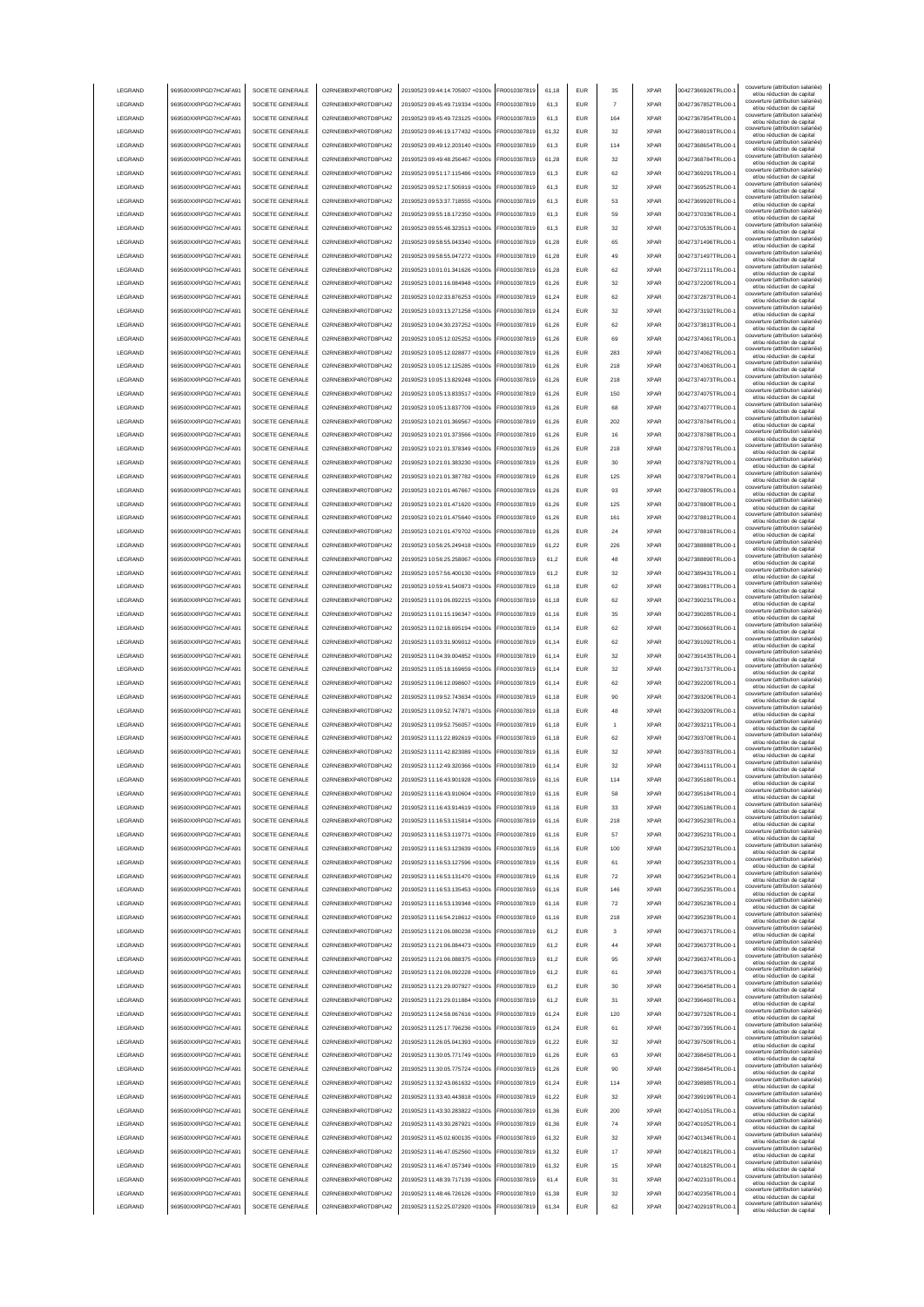| | | | | | | | | | | | |
|---|---|---|---|---|---|---|---|---|---|---|---|
| LEGRAND | 969500XXRPGD7HCAFA91 | SOCIETE GENERALE | O2RNE8IBXP4R0TD8PU42 | 20190523 09:44:14.705007 +0100s | FR0010307819 | 61,18 | EUR | 35 | XPAR | 00427366926TRLO0-1 | couverture (attribution salariée) et/ou réduction de capital |
| LEGRAND | 969500XXRPGD7HCAFA91 | SOCIETE GENERALE | O2RNE8IBXP4R0TD8PU42 | 20190523 09:45:49.719334 +0100s | FR0010307819 | 61,3 | EUR | 7 | XPAR | 00427367852TRLO0-1 | couverture (attribution salariée) et/ou réduction de capital |
| LEGRAND | 969500XXRPGD7HCAFA91 | SOCIETE GENERALE | O2RNE8IBXP4R0TD8PU42 | 20190523 09:45:49.723125 +0100s | FR0010307819 | 61,3 | EUR | 164 | XPAR | 00427367854TRLO0-1 | couverture (attribution salariée) et/ou réduction de capital |
| LEGRAND | 969500XXRPGD7HCAFA91 | SOCIETE GENERALE | O2RNE8IBXP4R0TD8PU42 | 20190523 09:46:19.177432 +0100s | FR0010307819 | 61,32 | EUR | 32 | XPAR | 00427368019TRLO0-1 | couverture (attribution salariée) et/ou réduction de capital |
| LEGRAND | 969500XXRPGD7HCAFA91 | SOCIETE GENERALE | O2RNE8IBXP4R0TD8PU42 | 20190523 09:49:12.203140 +0100s | FR0010307819 | 61,3 | EUR | 114 | XPAR | 00427368654TRLO0-1 | couverture (attribution salariée) et/ou réduction de capital |
| LEGRAND | 969500XXRPGD7HCAFA91 | SOCIETE GENERALE | O2RNE8IBXP4R0TD8PU42 | 20190523 09:49:48.256467 +0100s | FR0010307819 | 61,28 | EUR | 32 | XPAR | 00427368784TRLO0-1 | couverture (attribution salariée) et/ou réduction de capital |
| LEGRAND | 969500XXRPGD7HCAFA91 | SOCIETE GENERALE | O2RNE8IBXP4R0TD8PU42 | 20190523 09:51:17.115486 +0100s | FR0010307819 | 61,3 | EUR | 62 | XPAR | 00427369291TRLO0-1 | couverture (attribution salariée) et/ou réduction de capital |
| LEGRAND | 969500XXRPGD7HCAFA91 | SOCIETE GENERALE | O2RNE8IBXP4R0TD8PU42 | 20190523 09:52:17.505919 +0100s | FR0010307819 | 61,3 | EUR | 32 | XPAR | 00427369525TRLO0-1 | couverture (attribution salariée) et/ou réduction de capital |
| LEGRAND | 969500XXRPGD7HCAFA91 | SOCIETE GENERALE | O2RNE8IBXP4R0TD8PU42 | 20190523 09:53:37.718555 +0100s | FR0010307819 | 61,3 | EUR | 53 | XPAR | 00427369920TRLO0-1 | couverture (attribution salariée) et/ou réduction de capital |
| LEGRAND | 969500XXRPGD7HCAFA91 | SOCIETE GENERALE | O2RNE8IBXP4R0TD8PU42 | 20190523 09:55:18.172350 +0100s | FR0010307819 | 61,3 | EUR | 59 | XPAR | 00427370336TRLO0-1 | couverture (attribution salariée) et/ou réduction de capital |
| LEGRAND | 969500XXRPGD7HCAFA91 | SOCIETE GENERALE | O2RNE8IBXP4R0TD8PU42 | 20190523 09:55:48.323513 +0100s | FR0010307819 | 61,3 | EUR | 32 | XPAR | 00427370535TRLO0-1 | couverture (attribution salariée) et/ou réduction de capital |
| LEGRAND | 969500XXRPGD7HCAFA91 | SOCIETE GENERALE | O2RNE8IBXP4R0TD8PU42 | 20190523 09:58:55.043340 +0100s | FR0010307819 | 61,28 | EUR | 65 | XPAR | 00427371496TRLO0-1 | couverture (attribution salariée) et/ou réduction de capital |
| LEGRAND | 969500XXRPGD7HCAFA91 | SOCIETE GENERALE | O2RNE8IBXP4R0TD8PU42 | 20190523 09:58:55.047272 +0100s | FR0010307819 | 61,28 | EUR | 49 | XPAR | 00427371497TRLO0-1 | couverture (attribution salariée) et/ou réduction de capital |
| LEGRAND | 969500XXRPGD7HCAFA91 | SOCIETE GENERALE | O2RNE8IBXP4R0TD8PU42 | 20190523 10:01:01.341626 +0100s | FR0010307819 | 61,28 | EUR | 62 | XPAR | 00427372111TRLO0-1 | couverture (attribution salariée) et/ou réduction de capital |
| LEGRAND | 969500XXRPGD7HCAFA91 | SOCIETE GENERALE | O2RNE8IBXP4R0TD8PU42 | 20190523 10:01:16.084948 +0100s | FR0010307819 | 61,26 | EUR | 32 | XPAR | 00427372200TRLO0-1 | couverture (attribution salariée) et/ou réduction de capital |
| LEGRAND | 969500XXRPGD7HCAFA91 | SOCIETE GENERALE | O2RNE8IBXP4R0TD8PU42 | 20190523 10:02:33.876253 +0100s | FR0010307819 | 61,24 | EUR | 62 | XPAR | 00427372873TRLO0-1 | couverture (attribution salariée) et/ou réduction de capital |
| LEGRAND | 969500XXRPGD7HCAFA91 | SOCIETE GENERALE | O2RNE8IBXP4R0TD8PU42 | 20190523 10:03:13.271258 +0100s | FR0010307819 | 61,24 | EUR | 32 | XPAR | 00427373192TRLO0-1 | couverture (attribution salariée) et/ou réduction de capital |
| LEGRAND | 969500XXRPGD7HCAFA91 | SOCIETE GENERALE | O2RNE8IBXP4R0TD8PU42 | 20190523 10:04:30.237252 +0100s | FR0010307819 | 61,26 | EUR | 62 | XPAR | 00427373813TRLO0-1 | couverture (attribution salariée) et/ou réduction de capital |
| LEGRAND | 969500XXRPGD7HCAFA91 | SOCIETE GENERALE | O2RNE8IBXP4R0TD8PU42 | 20190523 10:05:12.025252 +0100s | FR0010307819 | 61,26 | EUR | 69 | XPAR | 00427374061TRLO0-1 | couverture (attribution salariée) et/ou réduction de capital |
| LEGRAND | 969500XXRPGD7HCAFA91 | SOCIETE GENERALE | O2RNE8IBXP4R0TD8PU42 | 20190523 10:05:12.028877 +0100s | FR0010307819 | 61,26 | EUR | 283 | XPAR | 00427374062TRLO0-1 | couverture (attribution salariée) et/ou réduction de capital |
| LEGRAND | 969500XXRPGD7HCAFA91 | SOCIETE GENERALE | O2RNE8IBXP4R0TD8PU42 | 20190523 10:05:12.125285 +0100s | FR0010307819 | 61,26 | EUR | 218 | XPAR | 00427374063TRLO0-1 | couverture (attribution salariée) et/ou réduction de capital |
| LEGRAND | 969500XXRPGD7HCAFA91 | SOCIETE GENERALE | O2RNE8IBXP4R0TD8PU42 | 20190523 10:05:13.829248 +0100s | FR0010307819 | 61,26 | EUR | 218 | XPAR | 00427374073TRLO0-1 | couverture (attribution salariée) et/ou réduction de capital |
| LEGRAND | 969500XXRPGD7HCAFA91 | SOCIETE GENERALE | O2RNE8IBXP4R0TD8PU42 | 20190523 10:05:13.833517 +0100s | FR0010307819 | 61,26 | EUR | 150 | XPAR | 00427374075TRLO0-1 | couverture (attribution salariée) et/ou réduction de capital |
| LEGRAND | 969500XXRPGD7HCAFA91 | SOCIETE GENERALE | O2RNE8IBXP4R0TD8PU42 | 20190523 10:05:13.837709 +0100s | FR0010307819 | 61,26 | EUR | 68 | XPAR | 00427374077TRLO0-1 | couverture (attribution salariée) et/ou réduction de capital |
| LEGRAND | 969500XXRPGD7HCAFA91 | SOCIETE GENERALE | O2RNE8IBXP4R0TD8PU42 | 20190523 10:21:01.369567 +0100s | FR0010307819 | 61,26 | EUR | 202 | XPAR | 00427378784TRLO0-1 | couverture (attribution salariée) et/ou réduction de capital |
| LEGRAND | 969500XXRPGD7HCAFA91 | SOCIETE GENERALE | O2RNE8IBXP4R0TD8PU42 | 20190523 10:21:01.373566 +0100s | FR0010307819 | 61,26 | EUR | 16 | XPAR | 00427378788TRLO0-1 | couverture (attribution salariée) et/ou réduction de capital |
| LEGRAND | 969500XXRPGD7HCAFA91 | SOCIETE GENERALE | O2RNE8IBXP4R0TD8PU42 | 20190523 10:21:01.378349 +0100s | FR0010307819 | 61,26 | EUR | 218 | XPAR | 00427378791TRLO0-1 | couverture (attribution salariée) et/ou réduction de capital |
| LEGRAND | 969500XXRPGD7HCAFA91 | SOCIETE GENERALE | O2RNE8IBXP4R0TD8PU42 | 20190523 10:21:01.383230 +0100s | FR0010307819 | 61,26 | EUR | 30 | XPAR | 00427378792TRLO0-1 | couverture (attribution salariée) et/ou réduction de capital |
| LEGRAND | 969500XXRPGD7HCAFA91 | SOCIETE GENERALE | O2RNE8IBXP4R0TD8PU42 | 20190523 10:21:01.387782 +0100s | FR0010307819 | 61,26 | EUR | 125 | XPAR | 00427378794TRLO0-1 | couverture (attribution salariée) et/ou réduction de capital |
| LEGRAND | 969500XXRPGD7HCAFA91 | SOCIETE GENERALE | O2RNE8IBXP4R0TD8PU42 | 20190523 10:21:01.467667 +0100s | FR0010307819 | 61,26 | EUR | 93 | XPAR | 00427378805TRLO0-1 | couverture (attribution salariée) et/ou réduction de capital |
| LEGRAND | 969500XXRPGD7HCAFA91 | SOCIETE GENERALE | O2RNE8IBXP4R0TD8PU42 | 20190523 10:21:01.471620 +0100s | FR0010307819 | 61,26 | EUR | 125 | XPAR | 00427378808TRLO0-1 | couverture (attribution salariée) et/ou réduction de capital |
| LEGRAND | 969500XXRPGD7HCAFA91 | SOCIETE GENERALE | O2RNE8IBXP4R0TD8PU42 | 20190523 10:21:01.475640 +0100s | FR0010307819 | 61,26 | EUR | 161 | XPAR | 00427378812TRLO0-1 | couverture (attribution salariée) et/ou réduction de capital |
| LEGRAND | 969500XXRPGD7HCAFA91 | SOCIETE GENERALE | O2RNE8IBXP4R0TD8PU42 | 20190523 10:21:01.479702 +0100s | FR0010307819 | 61,26 | EUR | 24 | XPAR | 00427378816TRLO0-1 | couverture (attribution salariée) et/ou réduction de capital |
| LEGRAND | 969500XXRPGD7HCAFA91 | SOCIETE GENERALE | O2RNE8IBXP4R0TD8PU42 | 20190523 10:56:25.249418 +0100s | FR0010307819 | 61,22 | EUR | 226 | XPAR | 00427388888TRLO0-1 | couverture (attribution salariée) et/ou réduction de capital |
| LEGRAND | 969500XXRPGD7HCAFA91 | SOCIETE GENERALE | O2RNE8IBXP4R0TD8PU42 | 20190523 10:56:25.258067 +0100s | FR0010307819 | 61,2 | EUR | 48 | XPAR | 00427388890TRLO0-1 | couverture (attribution salariée) et/ou réduction de capital |
| LEGRAND | 969500XXRPGD7HCAFA91 | SOCIETE GENERALE | O2RNE8IBXP4R0TD8PU42 | 20190523 10:57:56.400130 +0100s | FR0010307819 | 61,2 | EUR | 32 | XPAR | 00427389431TRLO0-1 | couverture (attribution salariée) et/ou réduction de capital |
| LEGRAND | 969500XXRPGD7HCAFA91 | SOCIETE GENERALE | O2RNE8IBXP4R0TD8PU42 | 20190523 10:59:41.540873 +0100s | FR0010307819 | 61,18 | EUR | 62 | XPAR | 00427389817TRLO0-1 | couverture (attribution salariée) et/ou réduction de capital |
| LEGRAND | 969500XXRPGD7HCAFA91 | SOCIETE GENERALE | O2RNE8IBXP4R0TD8PU42 | 20190523 11:01:06.092215 +0100s | FR0010307819 | 61,18 | EUR | 62 | XPAR | 00427390231TRLO0-1 | couverture (attribution salariée) et/ou réduction de capital |
| LEGRAND | 969500XXRPGD7HCAFA91 | SOCIETE GENERALE | O2RNE8IBXP4R0TD8PU42 | 20190523 11:01:15.196347 +0100s | FR0010307819 | 61,16 | EUR | 35 | XPAR | 00427390285TRLO0-1 | couverture (attribution salariée) et/ou réduction de capital |
| LEGRAND | 969500XXRPGD7HCAFA91 | SOCIETE GENERALE | O2RNE8IBXP4R0TD8PU42 | 20190523 11:02:18.695194 +0100s | FR0010307819 | 61,14 | EUR | 62 | XPAR | 00427390663TRLO0-1 | couverture (attribution salariée) et/ou réduction de capital |
| LEGRAND | 969500XXRPGD7HCAFA91 | SOCIETE GENERALE | O2RNE8IBXP4R0TD8PU42 | 20190523 11:03:31.909012 +0100s | FR0010307819 | 61,14 | EUR | 62 | XPAR | 00427391092TRLO0-1 | couverture (attribution salariée) et/ou réduction de capital |
| LEGRAND | 969500XXRPGD7HCAFA91 | SOCIETE GENERALE | O2RNE8IBXP4R0TD8PU42 | 20190523 11:04:39.004852 +0100s | FR0010307819 | 61,14 | EUR | 32 | XPAR | 00427391435TRLO0-1 | couverture (attribution salariée) et/ou réduction de capital |
| LEGRAND | 969500XXRPGD7HCAFA91 | SOCIETE GENERALE | O2RNE8IBXP4R0TD8PU42 | 20190523 11:05:18.169659 +0100s | FR0010307819 | 61,14 | EUR | 32 | XPAR | 00427391737TRLO0-1 | couverture (attribution salariée) et/ou réduction de capital |
| LEGRAND | 969500XXRPGD7HCAFA91 | SOCIETE GENERALE | O2RNE8IBXP4R0TD8PU42 | 20190523 11:06:12.098607 +0100s | FR0010307819 | 61,14 | EUR | 62 | XPAR | 00427392200TRLO0-1 | couverture (attribution salariée) et/ou réduction de capital |
| LEGRAND | 969500XXRPGD7HCAFA91 | SOCIETE GENERALE | O2RNE8IBXP4R0TD8PU42 | 20190523 11:09:52.743634 +0100s | FR0010307819 | 61,18 | EUR | 90 | XPAR | 00427393206TRLO0-1 | couverture (attribution salariée) et/ou réduction de capital |
| LEGRAND | 969500XXRPGD7HCAFA91 | SOCIETE GENERALE | O2RNE8IBXP4R0TD8PU42 | 20190523 11:09:52.747871 +0100s | FR0010307819 | 61,18 | EUR | 48 | XPAR | 00427393209TRLO0-1 | couverture (attribution salariée) et/ou réduction de capital |
| LEGRAND | 969500XXRPGD7HCAFA91 | SOCIETE GENERALE | O2RNE8IBXP4R0TD8PU42 | 20190523 11:09:52.756057 +0100s | FR0010307819 | 61,18 | EUR | 1 | XPAR | 00427393211TRLO0-1 | couverture (attribution salariée) et/ou réduction de capital |
| LEGRAND | 969500XXRPGD7HCAFA91 | SOCIETE GENERALE | O2RNE8IBXP4R0TD8PU42 | 20190523 11:11:22.892619 +0100s | FR0010307819 | 61,18 | EUR | 62 | XPAR | 00427393708TRLO0-1 | couverture (attribution salariée) et/ou réduction de capital |
| LEGRAND | 969500XXRPGD7HCAFA91 | SOCIETE GENERALE | O2RNE8IBXP4R0TD8PU42 | 20190523 11:11:42.823089 +0100s | FR0010307819 | 61,16 | EUR | 32 | XPAR | 00427393783TRLO0-1 | couverture (attribution salariée) et/ou réduction de capital |
| LEGRAND | 969500XXRPGD7HCAFA91 | SOCIETE GENERALE | O2RNE8IBXP4R0TD8PU42 | 20190523 11:12:49.320366 +0100s | FR0010307819 | 61,14 | EUR | 32 | XPAR | 00427394111TRLO0-1 | couverture (attribution salariée) et/ou réduction de capital |
| LEGRAND | 969500XXRPGD7HCAFA91 | SOCIETE GENERALE | O2RNE8IBXP4R0TD8PU42 | 20190523 11:16:43.901928 +0100s | FR0010307819 | 61,16 | EUR | 114 | XPAR | 00427395180TRLO0-1 | couverture (attribution salariée) et/ou réduction de capital |
| LEGRAND | 969500XXRPGD7HCAFA91 | SOCIETE GENERALE | O2RNE8IBXP4R0TD8PU42 | 20190523 11:16:43.910604 +0100s | FR0010307819 | 61,16 | EUR | 58 | XPAR | 00427395184TRLO0-1 | couverture (attribution salariée) et/ou réduction de capital |
| LEGRAND | 969500XXRPGD7HCAFA91 | SOCIETE GENERALE | O2RNE8IBXP4R0TD8PU42 | 20190523 11:16:43.914619 +0100s | FR0010307819 | 61,16 | EUR | 33 | XPAR | 00427395186TRLO0-1 | couverture (attribution salariée) et/ou réduction de capital |
| LEGRAND | 969500XXRPGD7HCAFA91 | SOCIETE GENERALE | O2RNE8IBXP4R0TD8PU42 | 20190523 11:16:53.115814 +0100s | FR0010307819 | 61,16 | EUR | 218 | XPAR | 00427395230TRLO0-1 | couverture (attribution salariée) et/ou réduction de capital |
| LEGRAND | 969500XXRPGD7HCAFA91 | SOCIETE GENERALE | O2RNE8IBXP4R0TD8PU42 | 20190523 11:16:53.119771 +0100s | FR0010307819 | 61,16 | EUR | 57 | XPAR | 00427395231TRLO0-1 | couverture (attribution salariée) et/ou réduction de capital |
| LEGRAND | 969500XXRPGD7HCAFA91 | SOCIETE GENERALE | O2RNE8IBXP4R0TD8PU42 | 20190523 11:16:53.123639 +0100s | FR0010307819 | 61,16 | EUR | 100 | XPAR | 00427395232TRLO0-1 | couverture (attribution salariée) et/ou réduction de capital |
| LEGRAND | 969500XXRPGD7HCAFA91 | SOCIETE GENERALE | O2RNE8IBXP4R0TD8PU42 | 20190523 11:16:53.127596 +0100s | FR0010307819 | 61,16 | EUR | 61 | XPAR | 00427395233TRLO0-1 | couverture (attribution salariée) et/ou réduction de capital |
| LEGRAND | 969500XXRPGD7HCAFA91 | SOCIETE GENERALE | O2RNE8IBXP4R0TD8PU42 | 20190523 11:16:53.131470 +0100s | FR0010307819 | 61,16 | EUR | 72 | XPAR | 00427395234TRLO0-1 | couverture (attribution salariée) et/ou réduction de capital |
| LEGRAND | 969500XXRPGD7HCAFA91 | SOCIETE GENERALE | O2RNE8IBXP4R0TD8PU42 | 20190523 11:16:53.135453 +0100s | FR0010307819 | 61,16 | EUR | 146 | XPAR | 00427395235TRLO0-1 | couverture (attribution salariée) et/ou réduction de capital |
| LEGRAND | 969500XXRPGD7HCAFA91 | SOCIETE GENERALE | O2RNE8IBXP4R0TD8PU42 | 20190523 11:16:53.139348 +0100s | FR0010307819 | 61,16 | EUR | 72 | XPAR | 00427395236TRLO0-1 | couverture (attribution salariée) et/ou réduction de capital |
| LEGRAND | 969500XXRPGD7HCAFA91 | SOCIETE GENERALE | O2RNE8IBXP4R0TD8PU42 | 20190523 11:16:54.218612 +0100s | FR0010307819 | 61,16 | EUR | 218 | XPAR | 00427395239TRLO0-1 | couverture (attribution salariée) et/ou réduction de capital |
| LEGRAND | 969500XXRPGD7HCAFA91 | SOCIETE GENERALE | O2RNE8IBXP4R0TD8PU42 | 20190523 11:21:06.080238 +0100s | FR0010307819 | 61,2 | EUR | 3 | XPAR | 00427396371TRLO0-1 | couverture (attribution salariée) et/ou réduction de capital |
| LEGRAND | 969500XXRPGD7HCAFA91 | SOCIETE GENERALE | O2RNE8IBXP4R0TD8PU42 | 20190523 11:21:06.084473 +0100s | FR0010307819 | 61,2 | EUR | 44 | XPAR | 00427396373TRLO0-1 | couverture (attribution salariée) et/ou réduction de capital |
| LEGRAND | 969500XXRPGD7HCAFA91 | SOCIETE GENERALE | O2RNE8IBXP4R0TD8PU42 | 20190523 11:21:06.088375 +0100s | FR0010307819 | 61,2 | EUR | 95 | XPAR | 00427396374TRLO0-1 | couverture (attribution salariée) et/ou réduction de capital |
| LEGRAND | 969500XXRPGD7HCAFA91 | SOCIETE GENERALE | O2RNE8IBXP4R0TD8PU42 | 20190523 11:21:06.092228 +0100s | FR0010307819 | 61,2 | EUR | 61 | XPAR | 00427396375TRLO0-1 | couverture (attribution salariée) et/ou réduction de capital |
| LEGRAND | 969500XXRPGD7HCAFA91 | SOCIETE GENERALE | O2RNE8IBXP4R0TD8PU42 | 20190523 11:21:29.007927 +0100s | FR0010307819 | 61,2 | EUR | 30 | XPAR | 00427396458TRLO0-1 | couverture (attribution salariée) et/ou réduction de capital |
| LEGRAND | 969500XXRPGD7HCAFA91 | SOCIETE GENERALE | O2RNE8IBXP4R0TD8PU42 | 20190523 11:21:29.011884 +0100s | FR0010307819 | 61,2 | EUR | 31 | XPAR | 00427396460TRLO0-1 | couverture (attribution salariée) et/ou réduction de capital |
| LEGRAND | 969500XXRPGD7HCAFA91 | SOCIETE GENERALE | O2RNE8IBXP4R0TD8PU42 | 20190523 11:24:58.067616 +0100s | FR0010307819 | 61,24 | EUR | 120 | XPAR | 00427397326TRLO0-1 | couverture (attribution salariée) et/ou réduction de capital |
| LEGRAND | 969500XXRPGD7HCAFA91 | SOCIETE GENERALE | O2RNE8IBXP4R0TD8PU42 | 20190523 11:25:17.796236 +0100s | FR0010307819 | 61,24 | EUR | 61 | XPAR | 00427397395TRLO0-1 | couverture (attribution salariée) et/ou réduction de capital |
| LEGRAND | 969500XXRPGD7HCAFA91 | SOCIETE GENERALE | O2RNE8IBXP4R0TD8PU42 | 20190523 11:26:05.041393 +0100s | FR0010307819 | 61,22 | EUR | 32 | XPAR | 00427397509TRLO0-1 | couverture (attribution salariée) et/ou réduction de capital |
| LEGRAND | 969500XXRPGD7HCAFA91 | SOCIETE GENERALE | O2RNE8IBXP4R0TD8PU42 | 20190523 11:30:05.771749 +0100s | FR0010307819 | 61,26 | EUR | 63 | XPAR | 00427398450TRLO0-1 | couverture (attribution salariée) et/ou réduction de capital |
| LEGRAND | 969500XXRPGD7HCAFA91 | SOCIETE GENERALE | O2RNE8IBXP4R0TD8PU42 | 20190523 11:30:05.775724 +0100s | FR0010307819 | 61,26 | EUR | 90 | XPAR | 00427398454TRLO0-1 | couverture (attribution salariée) et/ou réduction de capital |
| LEGRAND | 969500XXRPGD7HCAFA91 | SOCIETE GENERALE | O2RNE8IBXP4R0TD8PU42 | 20190523 11:32:43.061632 +0100s | FR0010307819 | 61,24 | EUR | 114 | XPAR | 00427398985TRLO0-1 | couverture (attribution salariée) et/ou réduction de capital |
| LEGRAND | 969500XXRPGD7HCAFA91 | SOCIETE GENERALE | O2RNE8IBXP4R0TD8PU42 | 20190523 11:33:40.443818 +0100s | FR0010307819 | 61,22 | EUR | 32 | XPAR | 00427399199TRLO0-1 | couverture (attribution salariée) et/ou réduction de capital |
| LEGRAND | 969500XXRPGD7HCAFA91 | SOCIETE GENERALE | O2RNE8IBXP4R0TD8PU42 | 20190523 11:43:30.283822 +0100s | FR0010307819 | 61,36 | EUR | 200 | XPAR | 00427401051TRLO0-1 | couverture (attribution salariée) et/ou réduction de capital |
| LEGRAND | 969500XXRPGD7HCAFA91 | SOCIETE GENERALE | O2RNE8IBXP4R0TD8PU42 | 20190523 11:43:30.287921 +0100s | FR0010307819 | 61,36 | EUR | 74 | XPAR | 00427401052TRLO0-1 | couverture (attribution salariée) et/ou réduction de capital |
| LEGRAND | 969500XXRPGD7HCAFA91 | SOCIETE GENERALE | O2RNE8IBXP4R0TD8PU42 | 20190523 11:45:02.600135 +0100s | FR0010307819 | 61,32 | EUR | 32 | XPAR | 00427401346TRLO0-1 | couverture (attribution salariée) et/ou réduction de capital |
| LEGRAND | 969500XXRPGD7HCAFA91 | SOCIETE GENERALE | O2RNE8IBXP4R0TD8PU42 | 20190523 11:46:47.052560 +0100s | FR0010307819 | 61,32 | EUR | 17 | XPAR | 00427401821TRLO0-1 | couverture (attribution salariée) et/ou réduction de capital |
| LEGRAND | 969500XXRPGD7HCAFA91 | SOCIETE GENERALE | O2RNE8IBXP4R0TD8PU42 | 20190523 11:46:47.057349 +0100s | FR0010307819 | 61,32 | EUR | 15 | XPAR | 00427401825TRLO0-1 | couverture (attribution salariée) et/ou réduction de capital |
| LEGRAND | 969500XXRPGD7HCAFA91 | SOCIETE GENERALE | O2RNE8IBXP4R0TD8PU42 | 20190523 11:48:39.717139 +0100s | FR0010307819 | 61,4 | EUR | 31 | XPAR | 00427402310TRLO0-1 | couverture (attribution salariée) et/ou réduction de capital |
| LEGRAND | 969500XXRPGD7HCAFA91 | SOCIETE GENERALE | O2RNE8IBXP4R0TD8PU42 | 20190523 11:48:46.726126 +0100s | FR0010307819 | 61,38 | EUR | 32 | XPAR | 00427402356TRLO0-1 | couverture (attribution salariée) et/ou réduction de capital |
| LEGRAND | 969500XXRPGD7HCAFA91 | SOCIETE GENERALE | O2RNE8IBXP4R0TD8PU42 | 20190523 11:52:25.072920 +0100s | FR0010307819 | 61,34 | EUR | 62 | XPAR | 00427402919TRLO0-1 | couverture (attribution salariée) et/ou réduction de capital |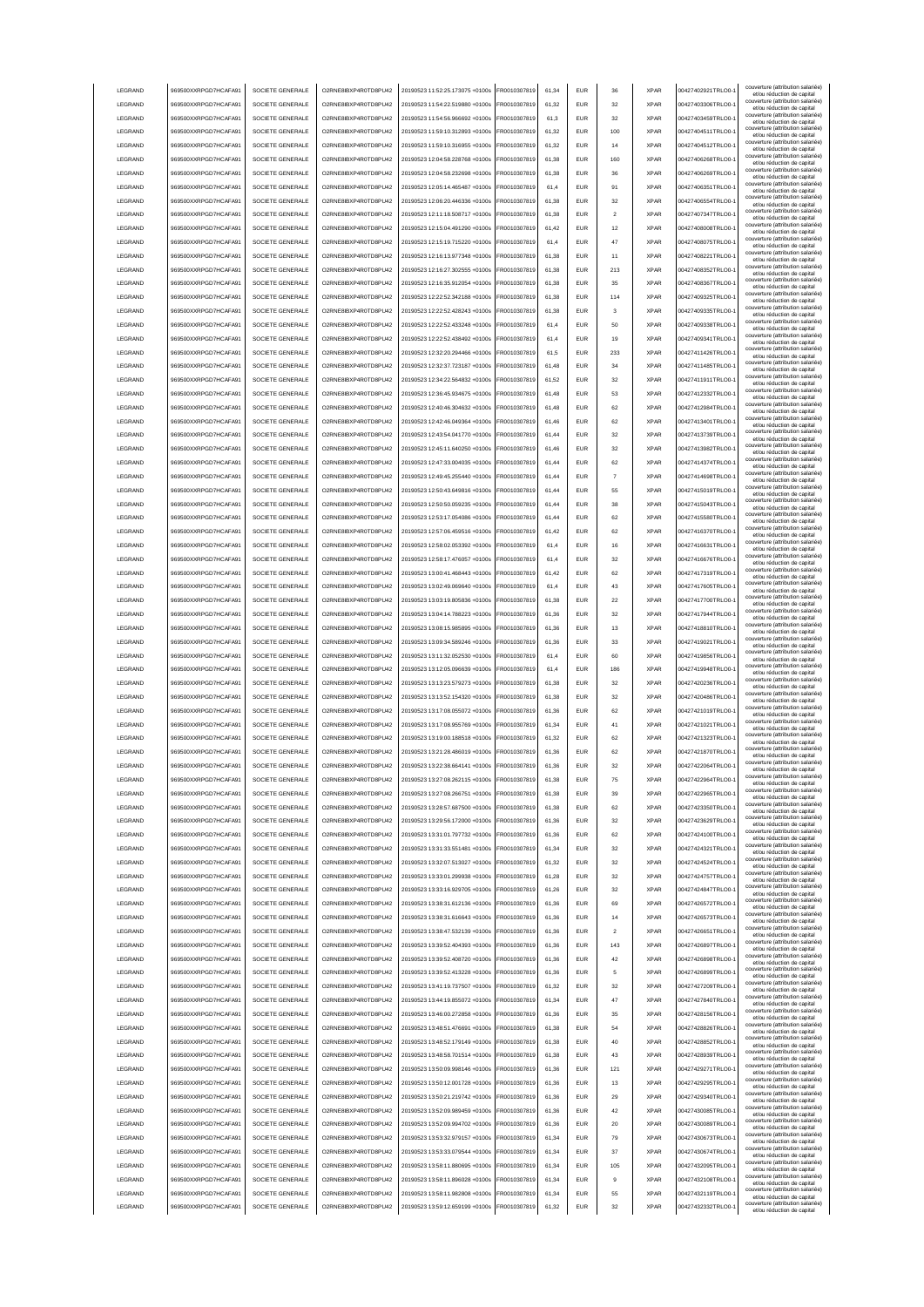| | | | | | | | | | | | |
|---|---|---|---|---|---|---|---|---|---|---|---|
| LEGRAND | 969500XXRPGD7HCAFA91 | SOCIETE GENERALE | O2RNE8IBXP4R0TD8PU42 | 20190523 11:52:25.173075 +0100s | FR0010307819 | 61,34 | EUR | 36 | XPAR | 00427402921TRLO0-1 | couverture (attribution salariée) et/ou réduction de capital |
| LEGRAND | 969500XXRPGD7HCAFA91 | SOCIETE GENERALE | O2RNE8IBXP4R0TD8PU42 | 20190523 11:54:22.519880 +0100s | FR0010307819 | 61,32 | EUR | 32 | XPAR | 00427403306TRLO0-1 | couverture (attribution salariée) et/ou réduction de capital |
| LEGRAND | 969500XXRPGD7HCAFA91 | SOCIETE GENERALE | O2RNE8IBXP4R0TD8PU42 | 20190523 11:54:56.966692 +0100s | FR0010307819 | 61,3 | EUR | 32 | XPAR | 00427403459TRLO0-1 | couverture (attribution salariée) et/ou réduction de capital |
| LEGRAND | 969500XXRPGD7HCAFA91 | SOCIETE GENERALE | O2RNE8IBXP4R0TD8PU42 | 20190523 11:59:10.312893 +0100s | FR0010307819 | 61,32 | EUR | 100 | XPAR | 00427404511TRLO0-1 | couverture (attribution salariée) et/ou réduction de capital |
| LEGRAND | 969500XXRPGD7HCAFA91 | SOCIETE GENERALE | O2RNE8IBXP4R0TD8PU42 | 20190523 11:59:10.316955 +0100s | FR0010307819 | 61,32 | EUR | 14 | XPAR | 00427404512TRLO0-1 | couverture (attribution salariée) et/ou réduction de capital |
| LEGRAND | 969500XXRPGD7HCAFA91 | SOCIETE GENERALE | O2RNE8IBXP4R0TD8PU42 | 20190523 12:04:58.228768 +0100s | FR0010307819 | 61,38 | EUR | 160 | XPAR | 00427406268TRLO0-1 | couverture (attribution salariée) et/ou réduction de capital |
| LEGRAND | 969500XXRPGD7HCAFA91 | SOCIETE GENERALE | O2RNE8IBXP4R0TD8PU42 | 20190523 12:04:58.232698 +0100s | FR0010307819 | 61,38 | EUR | 36 | XPAR | 00427406269TRLO0-1 | couverture (attribution salariée) et/ou réduction de capital |
| LEGRAND | 969500XXRPGD7HCAFA91 | SOCIETE GENERALE | O2RNE8IBXP4R0TD8PU42 | 20190523 12:05:14.465487 +0100s | FR0010307819 | 61,4 | EUR | 91 | XPAR | 00427406351TRLO0-1 | couverture (attribution salariée) et/ou réduction de capital |
| LEGRAND | 969500XXRPGD7HCAFA91 | SOCIETE GENERALE | O2RNE8IBXP4R0TD8PU42 | 20190523 12:06:20.446336 +0100s | FR0010307819 | 61,38 | EUR | 32 | XPAR | 00427406554TRLO0-1 | couverture (attribution salariée) et/ou réduction de capital |
| LEGRAND | 969500XXRPGD7HCAFA91 | SOCIETE GENERALE | O2RNE8IBXP4R0TD8PU42 | 20190523 12:11:18.508717 +0100s | FR0010307819 | 61,38 | EUR | 2 | XPAR | 00427407347TRLO0-1 | couverture (attribution salariée) et/ou réduction de capital |
| LEGRAND | 969500XXRPGD7HCAFA91 | SOCIETE GENERALE | O2RNE8IBXP4R0TD8PU42 | 20190523 12:15:04.491290 +0100s | FR0010307819 | 61,42 | EUR | 12 | XPAR | 00427408008TRLO0-1 | couverture (attribution salariée) et/ou réduction de capital |
| LEGRAND | 969500XXRPGD7HCAFA91 | SOCIETE GENERALE | O2RNE8IBXP4R0TD8PU42 | 20190523 12:15:19.715220 +0100s | FR0010307819 | 61,4 | EUR | 47 | XPAR | 00427408075TRLO0-1 | couverture (attribution salariée) et/ou réduction de capital |
| LEGRAND | 969500XXRPGD7HCAFA91 | SOCIETE GENERALE | O2RNE8IBXP4R0TD8PU42 | 20190523 12:16:13.977348 +0100s | FR0010307819 | 61,38 | EUR | 11 | XPAR | 00427408221TRLO0-1 | couverture (attribution salariée) et/ou réduction de capital |
| LEGRAND | 969500XXRPGD7HCAFA91 | SOCIETE GENERALE | O2RNE8IBXP4R0TD8PU42 | 20190523 12:16:27.302555 +0100s | FR0010307819 | 61,38 | EUR | 213 | XPAR | 00427408352TRLO0-1 | couverture (attribution salariée) et/ou réduction de capital |
| LEGRAND | 969500XXRPGD7HCAFA91 | SOCIETE GENERALE | O2RNE8IBXP4R0TD8PU42 | 20190523 12:16:35.912054 +0100s | FR0010307819 | 61,38 | EUR | 35 | XPAR | 00427408367TRLO0-1 | couverture (attribution salariée) et/ou réduction de capital |
| LEGRAND | 969500XXRPGD7HCAFA91 | SOCIETE GENERALE | O2RNE8IBXP4R0TD8PU42 | 20190523 12:22:52.342188 +0100s | FR0010307819 | 61,38 | EUR | 114 | XPAR | 00427409325TRLO0-1 | couverture (attribution salariée) et/ou réduction de capital |
| LEGRAND | 969500XXRPGD7HCAFA91 | SOCIETE GENERALE | O2RNE8IBXP4R0TD8PU42 | 20190523 12:22:52.428243 +0100s | FR0010307819 | 61,38 | EUR | 3 | XPAR | 00427409335TRLO0-1 | couverture (attribution salariée) et/ou réduction de capital |
| LEGRAND | 969500XXRPGD7HCAFA91 | SOCIETE GENERALE | O2RNE8IBXP4R0TD8PU42 | 20190523 12:22:52.433248 +0100s | FR0010307819 | 61,4 | EUR | 50 | XPAR | 00427409338TRLO0-1 | couverture (attribution salariée) et/ou réduction de capital |
| LEGRAND | 969500XXRPGD7HCAFA91 | SOCIETE GENERALE | O2RNE8IBXP4R0TD8PU42 | 20190523 12:22:52.438492 +0100s | FR0010307819 | 61,4 | EUR | 19 | XPAR | 00427409341TRLO0-1 | couverture (attribution salariée) et/ou réduction de capital |
| LEGRAND | 969500XXRPGD7HCAFA91 | SOCIETE GENERALE | O2RNE8IBXP4R0TD8PU42 | 20190523 12:32:20.294466 +0100s | FR0010307819 | 61,5 | EUR | 233 | XPAR | 00427411426TRLO0-1 | couverture (attribution salariée) et/ou réduction de capital |
| LEGRAND | 969500XXRPGD7HCAFA91 | SOCIETE GENERALE | O2RNE8IBXP4R0TD8PU42 | 20190523 12:32:37.723187 +0100s | FR0010307819 | 61,48 | EUR | 34 | XPAR | 00427411485TRLO0-1 | couverture (attribution salariée) et/ou réduction de capital |
| LEGRAND | 969500XXRPGD7HCAFA91 | SOCIETE GENERALE | O2RNE8IBXP4R0TD8PU42 | 20190523 12:34:22.564832 +0100s | FR0010307819 | 61,52 | EUR | 32 | XPAR | 00427411911TRLO0-1 | couverture (attribution salariée) et/ou réduction de capital |
| LEGRAND | 969500XXRPGD7HCAFA91 | SOCIETE GENERALE | O2RNE8IBXP4R0TD8PU42 | 20190523 12:36:45.934675 +0100s | FR0010307819 | 61,48 | EUR | 53 | XPAR | 00427412332TRLO0-1 | couverture (attribution salariée) et/ou réduction de capital |
| LEGRAND | 969500XXRPGD7HCAFA91 | SOCIETE GENERALE | O2RNE8IBXP4R0TD8PU42 | 20190523 12:40:46.304632 +0100s | FR0010307819 | 61,48 | EUR | 62 | XPAR | 00427412984TRLO0-1 | couverture (attribution salariée) et/ou réduction de capital |
| LEGRAND | 969500XXRPGD7HCAFA91 | SOCIETE GENERALE | O2RNE8IBXP4R0TD8PU42 | 20190523 12:42:46.049364 +0100s | FR0010307819 | 61,46 | EUR | 62 | XPAR | 00427413401TRLO0-1 | couverture (attribution salariée) et/ou réduction de capital |
| LEGRAND | 969500XXRPGD7HCAFA91 | SOCIETE GENERALE | O2RNE8IBXP4R0TD8PU42 | 20190523 12:43:54.041770 +0100s | FR0010307819 | 61,44 | EUR | 32 | XPAR | 00427413739TRLO0-1 | couverture (attribution salariée) et/ou réduction de capital |
| LEGRAND | 969500XXRPGD7HCAFA91 | SOCIETE GENERALE | O2RNE8IBXP4R0TD8PU42 | 20190523 12:45:11.640250 +0100s | FR0010307819 | 61,46 | EUR | 32 | XPAR | 00427413982TRLO0-1 | couverture (attribution salariée) et/ou réduction de capital |
| LEGRAND | 969500XXRPGD7HCAFA91 | SOCIETE GENERALE | O2RNE8IBXP4R0TD8PU42 | 20190523 12:47:33.004035 +0100s | FR0010307819 | 61,44 | EUR | 62 | XPAR | 00427414374TRLO0-1 | couverture (attribution salariée) et/ou réduction de capital |
| LEGRAND | 969500XXRPGD7HCAFA91 | SOCIETE GENERALE | O2RNE8IBXP4R0TD8PU42 | 20190523 12:49:45.255440 +0100s | FR0010307819 | 61,44 | EUR | 7 | XPAR | 00427414698TRLO0-1 | couverture (attribution salariée) et/ou réduction de capital |
| LEGRAND | 969500XXRPGD7HCAFA91 | SOCIETE GENERALE | O2RNE8IBXP4R0TD8PU42 | 20190523 12:50:43.649816 +0100s | FR0010307819 | 61,44 | EUR | 55 | XPAR | 00427415019TRLO0-1 | couverture (attribution salariée) et/ou réduction de capital |
| LEGRAND | 969500XXRPGD7HCAFA91 | SOCIETE GENERALE | O2RNE8IBXP4R0TD8PU42 | 20190523 12:50:50.059235 +0100s | FR0010307819 | 61,44 | EUR | 38 | XPAR | 00427415043TRLO0-1 | couverture (attribution salariée) et/ou réduction de capital |
| LEGRAND | 969500XXRPGD7HCAFA91 | SOCIETE GENERALE | O2RNE8IBXP4R0TD8PU42 | 20190523 12:53:17.054086 +0100s | FR0010307819 | 61,44 | EUR | 62 | XPAR | 00427415580TRLO0-1 | couverture (attribution salariée) et/ou réduction de capital |
| LEGRAND | 969500XXRPGD7HCAFA91 | SOCIETE GENERALE | O2RNE8IBXP4R0TD8PU42 | 20190523 12:57:06.459516 +0100s | FR0010307819 | 61,42 | EUR | 62 | XPAR | 00427416370TRLO0-1 | couverture (attribution salariée) et/ou réduction de capital |
| LEGRAND | 969500XXRPGD7HCAFA91 | SOCIETE GENERALE | O2RNE8IBXP4R0TD8PU42 | 20190523 12:58:02.053392 +0100s | FR0010307819 | 61,4 | EUR | 16 | XPAR | 00427416631TRLO0-1 | couverture (attribution salariée) et/ou réduction de capital |
| LEGRAND | 969500XXRPGD7HCAFA91 | SOCIETE GENERALE | O2RNE8IBXP4R0TD8PU42 | 20190523 12:58:17.476057 +0100s | FR0010307819 | 61,4 | EUR | 32 | XPAR | 00427416676TRLO0-1 | couverture (attribution salariée) et/ou réduction de capital |
| LEGRAND | 969500XXRPGD7HCAFA91 | SOCIETE GENERALE | O2RNE8IBXP4R0TD8PU42 | 20190523 13:00:41.468443 +0100s | FR0010307819 | 61,42 | EUR | 62 | XPAR | 00427417319TRLO0-1 | couverture (attribution salariée) et/ou réduction de capital |
| LEGRAND | 969500XXRPGD7HCAFA91 | SOCIETE GENERALE | O2RNE8IBXP4R0TD8PU42 | 20190523 13:02:49.069640 +0100s | FR0010307819 | 61,4 | EUR | 43 | XPAR | 00427417605TRLO0-1 | couverture (attribution salariée) et/ou réduction de capital |
| LEGRAND | 969500XXRPGD7HCAFA91 | SOCIETE GENERALE | O2RNE8IBXP4R0TD8PU42 | 20190523 13:03:19.805836 +0100s | FR0010307819 | 61,38 | EUR | 22 | XPAR | 00427417700TRLO0-1 | couverture (attribution salariée) et/ou réduction de capital |
| LEGRAND | 969500XXRPGD7HCAFA91 | SOCIETE GENERALE | O2RNE8IBXP4R0TD8PU42 | 20190523 13:04:14.788223 +0100s | FR0010307819 | 61,36 | EUR | 32 | XPAR | 00427417944TRLO0-1 | couverture (attribution salariée) et/ou réduction de capital |
| LEGRAND | 969500XXRPGD7HCAFA91 | SOCIETE GENERALE | O2RNE8IBXP4R0TD8PU42 | 20190523 13:08:15.985895 +0100s | FR0010307819 | 61,36 | EUR | 13 | XPAR | 00427418810TRLO0-1 | couverture (attribution salariée) et/ou réduction de capital |
| LEGRAND | 969500XXRPGD7HCAFA91 | SOCIETE GENERALE | O2RNE8IBXP4R0TD8PU42 | 20190523 13:09:34.589246 +0100s | FR0010307819 | 61,36 | EUR | 33 | XPAR | 00427419021TRLO0-1 | couverture (attribution salariée) et/ou réduction de capital |
| LEGRAND | 969500XXRPGD7HCAFA91 | SOCIETE GENERALE | O2RNE8IBXP4R0TD8PU42 | 20190523 13:11:32.052530 +0100s | FR0010307819 | 61,4 | EUR | 60 | XPAR | 00427419856TRLO0-1 | couverture (attribution salariée) et/ou réduction de capital |
| LEGRAND | 969500XXRPGD7HCAFA91 | SOCIETE GENERALE | O2RNE8IBXP4R0TD8PU42 | 20190523 13:12:05.096639 +0100s | FR0010307819 | 61,4 | EUR | 186 | XPAR | 00427419948TRLO0-1 | couverture (attribution salariée) et/ou réduction de capital |
| LEGRAND | 969500XXRPGD7HCAFA91 | SOCIETE GENERALE | O2RNE8IBXP4R0TD8PU42 | 20190523 13:13:23.579273 +0100s | FR0010307819 | 61,38 | EUR | 32 | XPAR | 00427420236TRLO0-1 | couverture (attribution salariée) et/ou réduction de capital |
| LEGRAND | 969500XXRPGD7HCAFA91 | SOCIETE GENERALE | O2RNE8IBXP4R0TD8PU42 | 20190523 13:13:52.154320 +0100s | FR0010307819 | 61,38 | EUR | 32 | XPAR | 00427420486TRLO0-1 | couverture (attribution salariée) et/ou réduction de capital |
| LEGRAND | 969500XXRPGD7HCAFA91 | SOCIETE GENERALE | O2RNE8IBXP4R0TD8PU42 | 20190523 13:17:08.055072 +0100s | FR0010307819 | 61,36 | EUR | 62 | XPAR | 00427421019TRLO0-1 | couverture (attribution salariée) et/ou réduction de capital |
| LEGRAND | 969500XXRPGD7HCAFA91 | SOCIETE GENERALE | O2RNE8IBXP4R0TD8PU42 | 20190523 13:17:08.955769 +0100s | FR0010307819 | 61,34 | EUR | 41 | XPAR | 00427421021TRLO0-1 | couverture (attribution salariée) et/ou réduction de capital |
| LEGRAND | 969500XXRPGD7HCAFA91 | SOCIETE GENERALE | O2RNE8IBXP4R0TD8PU42 | 20190523 13:19:00.188518 +0100s | FR0010307819 | 61,32 | EUR | 62 | XPAR | 00427421323TRLO0-1 | couverture (attribution salariée) et/ou réduction de capital |
| LEGRAND | 969500XXRPGD7HCAFA91 | SOCIETE GENERALE | O2RNE8IBXP4R0TD8PU42 | 20190523 13:21:28.486019 +0100s | FR0010307819 | 61,36 | EUR | 62 | XPAR | 00427421870TRLO0-1 | couverture (attribution salariée) et/ou réduction de capital |
| LEGRAND | 969500XXRPGD7HCAFA91 | SOCIETE GENERALE | O2RNE8IBXP4R0TD8PU42 | 20190523 13:22:38.664141 +0100s | FR0010307819 | 61,36 | EUR | 32 | XPAR | 00427422064TRLO0-1 | couverture (attribution salariée) et/ou réduction de capital |
| LEGRAND | 969500XXRPGD7HCAFA91 | SOCIETE GENERALE | O2RNE8IBXP4R0TD8PU42 | 20190523 13:27:08.262115 +0100s | FR0010307819 | 61,38 | EUR | 75 | XPAR | 00427422964TRLO0-1 | couverture (attribution salariée) et/ou réduction de capital |
| LEGRAND | 969500XXRPGD7HCAFA91 | SOCIETE GENERALE | O2RNE8IBXP4R0TD8PU42 | 20190523 13:27:08.266751 +0100s | FR0010307819 | 61,38 | EUR | 39 | XPAR | 00427422965TRLO0-1 | couverture (attribution salariée) et/ou réduction de capital |
| LEGRAND | 969500XXRPGD7HCAFA91 | SOCIETE GENERALE | O2RNE8IBXP4R0TD8PU42 | 20190523 13:28:57.687500 +0100s | FR0010307819 | 61,38 | EUR | 62 | XPAR | 00427423350TRLO0-1 | couverture (attribution salariée) et/ou réduction de capital |
| LEGRAND | 969500XXRPGD7HCAFA91 | SOCIETE GENERALE | O2RNE8IBXP4R0TD8PU42 | 20190523 13:29:56.172000 +0100s | FR0010307819 | 61,36 | EUR | 32 | XPAR | 00427423629TRLO0-1 | couverture (attribution salariée) et/ou réduction de capital |
| LEGRAND | 969500XXRPGD7HCAFA91 | SOCIETE GENERALE | O2RNE8IBXP4R0TD8PU42 | 20190523 13:31:01.797732 +0100s | FR0010307819 | 61,36 | EUR | 62 | XPAR | 00427424100TRLO0-1 | couverture (attribution salariée) et/ou réduction de capital |
| LEGRAND | 969500XXRPGD7HCAFA91 | SOCIETE GENERALE | O2RNE8IBXP4R0TD8PU42 | 20190523 13:31:33.551481 +0100s | FR0010307819 | 61,34 | EUR | 32 | XPAR | 00427424321TRLO0-1 | couverture (attribution salariée) et/ou réduction de capital |
| LEGRAND | 969500XXRPGD7HCAFA91 | SOCIETE GENERALE | O2RNE8IBXP4R0TD8PU42 | 20190523 13:32:07.513027 +0100s | FR0010307819 | 61,32 | EUR | 32 | XPAR | 00427424524TRLO0-1 | couverture (attribution salariée) et/ou réduction de capital |
| LEGRAND | 969500XXRPGD7HCAFA91 | SOCIETE GENERALE | O2RNE8IBXP4R0TD8PU42 | 20190523 13:33:01.299938 +0100s | FR0010307819 | 61,28 | EUR | 32 | XPAR | 00427424757TRLO0-1 | couverture (attribution salariée) et/ou réduction de capital |
| LEGRAND | 969500XXRPGD7HCAFA91 | SOCIETE GENERALE | O2RNE8IBXP4R0TD8PU42 | 20190523 13:33:16.929705 +0100s | FR0010307819 | 61,26 | EUR | 32 | XPAR | 00427424847TRLO0-1 | couverture (attribution salariée) et/ou réduction de capital |
| LEGRAND | 969500XXRPGD7HCAFA91 | SOCIETE GENERALE | O2RNE8IBXP4R0TD8PU42 | 20190523 13:38:31.612136 +0100s | FR0010307819 | 61,36 | EUR | 69 | XPAR | 00427426572TRLO0-1 | couverture (attribution salariée) et/ou réduction de capital |
| LEGRAND | 969500XXRPGD7HCAFA91 | SOCIETE GENERALE | O2RNE8IBXP4R0TD8PU42 | 20190523 13:38:31.616643 +0100s | FR0010307819 | 61,36 | EUR | 14 | XPAR | 00427426573TRLO0-1 | couverture (attribution salariée) et/ou réduction de capital |
| LEGRAND | 969500XXRPGD7HCAFA91 | SOCIETE GENERALE | O2RNE8IBXP4R0TD8PU42 | 20190523 13:38:47.532139 +0100s | FR0010307819 | 61,36 | EUR | 2 | XPAR | 00427426651TRLO0-1 | couverture (attribution salariée) et/ou réduction de capital |
| LEGRAND | 969500XXRPGD7HCAFA91 | SOCIETE GENERALE | O2RNE8IBXP4R0TD8PU42 | 20190523 13:39:52.404393 +0100s | FR0010307819 | 61,36 | EUR | 143 | XPAR | 00427426897TRLO0-1 | couverture (attribution salariée) et/ou réduction de capital |
| LEGRAND | 969500XXRPGD7HCAFA91 | SOCIETE GENERALE | O2RNE8IBXP4R0TD8PU42 | 20190523 13:39:52.408720 +0100s | FR0010307819 | 61,36 | EUR | 42 | XPAR | 00427426898TRLO0-1 | couverture (attribution salariée) et/ou réduction de capital |
| LEGRAND | 969500XXRPGD7HCAFA91 | SOCIETE GENERALE | O2RNE8IBXP4R0TD8PU42 | 20190523 13:39:52.413228 +0100s | FR0010307819 | 61,36 | EUR | 5 | XPAR | 00427426899TRLO0-1 | couverture (attribution salariée) et/ou réduction de capital |
| LEGRAND | 969500XXRPGD7HCAFA91 | SOCIETE GENERALE | O2RNE8IBXP4R0TD8PU42 | 20190523 13:41:19.737507 +0100s | FR0010307819 | 61,32 | EUR | 32 | XPAR | 00427427209TRLO0-1 | couverture (attribution salariée) et/ou réduction de capital |
| LEGRAND | 969500XXRPGD7HCAFA91 | SOCIETE GENERALE | O2RNE8IBXP4R0TD8PU42 | 20190523 13:44:19.855072 +0100s | FR0010307819 | 61,34 | EUR | 47 | XPAR | 00427427840TRLO0-1 | couverture (attribution salariée) et/ou réduction de capital |
| LEGRAND | 969500XXRPGD7HCAFA91 | SOCIETE GENERALE | O2RNE8IBXP4R0TD8PU42 | 20190523 13:46:00.272858 +0100s | FR0010307819 | 61,36 | EUR | 35 | XPAR | 00427428156TRLO0-1 | couverture (attribution salariée) et/ou réduction de capital |
| LEGRAND | 969500XXRPGD7HCAFA91 | SOCIETE GENERALE | O2RNE8IBXP4R0TD8PU42 | 20190523 13:48:51.476691 +0100s | FR0010307819 | 61,38 | EUR | 54 | XPAR | 00427428826TRLO0-1 | couverture (attribution salariée) et/ou réduction de capital |
| LEGRAND | 969500XXRPGD7HCAFA91 | SOCIETE GENERALE | O2RNE8IBXP4R0TD8PU42 | 20190523 13:48:52.179149 +0100s | FR0010307819 | 61,38 | EUR | 40 | XPAR | 00427428852TRLO0-1 | couverture (attribution salariée) et/ou réduction de capital |
| LEGRAND | 969500XXRPGD7HCAFA91 | SOCIETE GENERALE | O2RNE8IBXP4R0TD8PU42 | 20190523 13:48:58.701514 +0100s | FR0010307819 | 61,38 | EUR | 43 | XPAR | 00427428939TRLO0-1 | couverture (attribution salariée) et/ou réduction de capital |
| LEGRAND | 969500XXRPGD7HCAFA91 | SOCIETE GENERALE | O2RNE8IBXP4R0TD8PU42 | 20190523 13:50:09.998146 +0100s | FR0010307819 | 61,36 | EUR | 121 | XPAR | 00427429271TRLO0-1 | couverture (attribution salariée) et/ou réduction de capital |
| LEGRAND | 969500XXRPGD7HCAFA91 | SOCIETE GENERALE | O2RNE8IBXP4R0TD8PU42 | 20190523 13:50:12.001728 +0100s | FR0010307819 | 61,36 | EUR | 13 | XPAR | 00427429295TRLO0-1 | couverture (attribution salariée) et/ou réduction de capital |
| LEGRAND | 969500XXRPGD7HCAFA91 | SOCIETE GENERALE | O2RNE8IBXP4R0TD8PU42 | 20190523 13:50:21.219742 +0100s | FR0010307819 | 61,36 | EUR | 29 | XPAR | 00427429340TRLO0-1 | couverture (attribution salariée) et/ou réduction de capital |
| LEGRAND | 969500XXRPGD7HCAFA91 | SOCIETE GENERALE | O2RNE8IBXP4R0TD8PU42 | 20190523 13:52:09.989459 +0100s | FR0010307819 | 61,36 | EUR | 42 | XPAR | 00427430085TRLO0-1 | couverture (attribution salariée) et/ou réduction de capital |
| LEGRAND | 969500XXRPGD7HCAFA91 | SOCIETE GENERALE | O2RNE8IBXP4R0TD8PU42 | 20190523 13:52:09.994702 +0100s | FR0010307819 | 61,36 | EUR | 20 | XPAR | 00427430089TRLO0-1 | couverture (attribution salariée) et/ou réduction de capital |
| LEGRAND | 969500XXRPGD7HCAFA91 | SOCIETE GENERALE | O2RNE8IBXP4R0TD8PU42 | 20190523 13:53:32.979157 +0100s | FR0010307819 | 61,34 | EUR | 79 | XPAR | 00427430673TRLO0-1 | couverture (attribution salariée) et/ou réduction de capital |
| LEGRAND | 969500XXRPGD7HCAFA91 | SOCIETE GENERALE | O2RNE8IBXP4R0TD8PU42 | 20190523 13:53:33.079544 +0100s | FR0010307819 | 61,34 | EUR | 37 | XPAR | 00427430674TRLO0-1 | couverture (attribution salariée) et/ou réduction de capital |
| LEGRAND | 969500XXRPGD7HCAFA91 | SOCIETE GENERALE | O2RNE8IBXP4R0TD8PU42 | 20190523 13:58:11.880695 +0100s | FR0010307819 | 61,34 | EUR | 105 | XPAR | 00427432095TRLO0-1 | couverture (attribution salariée) et/ou réduction de capital |
| LEGRAND | 969500XXRPGD7HCAFA91 | SOCIETE GENERALE | O2RNE8IBXP4R0TD8PU42 | 20190523 13:58:11.896028 +0100s | FR0010307819 | 61,34 | EUR | 9 | XPAR | 00427432108TRLO0-1 | couverture (attribution salariée) et/ou réduction de capital |
| LEGRAND | 969500XXRPGD7HCAFA91 | SOCIETE GENERALE | O2RNE8IBXP4R0TD8PU42 | 20190523 13:58:11.982808 +0100s | FR0010307819 | 61,34 | EUR | 55 | XPAR | 00427432119TRLO0-1 | couverture (attribution salariée) et/ou réduction de capital |
| LEGRAND | 969500XXRPGD7HCAFA91 | SOCIETE GENERALE | O2RNE8IBXP4R0TD8PU42 | 20190523 13:59:12.659199 +0100s | FR0010307819 | 61,32 | EUR | 32 | XPAR | 00427432332TRLO0-1 | couverture (attribution salariée) et/ou réduction de capital |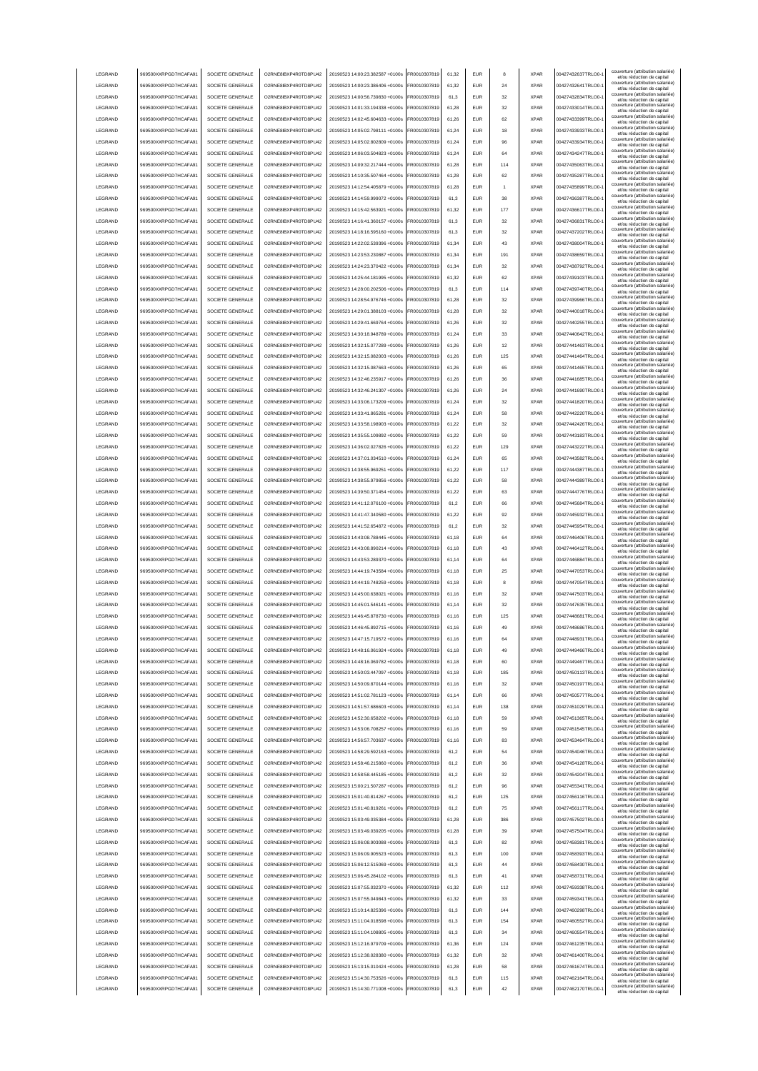| LEGRAND | 969500XXRPGD7HCAFA91 | SOCIETE GENERALE | O2RNE8IBXP4R0TD8PU42 | 20190523 14:00:23.382587 +0100s | FR0010307819 | 61,32 | EUR | 8 | XPAR | 00427432637TRLO0-1 | couverture (attribution salariée) et/ou réduction de capital |
|---|---|---|---|---|---|---|---|---|---|---|---|
| LEGRAND | 969500XXRPGD7HCAFA91 | SOCIETE GENERALE | O2RNE8IBXP4R0TD8PU42 | 20190523 14:00:23.386406 +0100s | FR0010307819 | 61,32 | EUR | 24 | XPAR | 00427432641TRLO0-1 | couverture (attribution salariée) et/ou réduction de capital |
| LEGRAND | 969500XXRPGD7HCAFA91 | SOCIETE GENERALE | O2RNE8IBXP4R0TD8PU42 | 20190523 14:00:56.739830 +0100s | FR0010307819 | 61,3 | EUR | 32 | XPAR | 00427432834TRLO0-1 | couverture (attribution salariée) et/ou réduction de capital |
| LEGRAND | 969500XXRPGD7HCAFA91 | SOCIETE GENERALE | O2RNE8IBXP4R0TD8PU42 | 20190523 14:01:33.194338 +0100s | FR0010307819 | 61,28 | EUR | 32 | XPAR | 00427433014TRLO0-1 | couverture (attribution salariée) et/ou réduction de capital |
| LEGRAND | 969500XXRPGD7HCAFA91 | SOCIETE GENERALE | O2RNE8IBXP4R0TD8PU42 | 20190523 14:02:45.604633 +0100s | FR0010307819 | 61,26 | EUR | 62 | XPAR | 00427433399TRLO0-1 | couverture (attribution salariée) et/ou réduction de capital |
| LEGRAND | 969500XXRPGD7HCAFA91 | SOCIETE GENERALE | O2RNE8IBXP4R0TD8PU42 | 20190523 14:05:02.798111 +0100s | FR0010307819 | 61,24 | EUR | 18 | XPAR | 00427433933TRLO0-1 | couverture (attribution salariée) et/ou réduction de capital |
| LEGRAND | 969500XXRPGD7HCAFA91 | SOCIETE GENERALE | O2RNE8IBXP4R0TD8PU42 | 20190523 14:05:02.802809 +0100s | FR0010307819 | 61,24 | EUR | 96 | XPAR | 00427433934TRLO0-1 | couverture (attribution salariée) et/ou réduction de capital |
| LEGRAND | 969500XXRPGD7HCAFA91 | SOCIETE GENERALE | O2RNE8IBXP4R0TD8PU42 | 20190523 14:06:03.504823 +0100s | FR0010307819 | 61,24 | EUR | 64 | XPAR | 00427434247TRLO0-1 | couverture (attribution salariée) et/ou réduction de capital |
| LEGRAND | 969500XXRPGD7HCAFA91 | SOCIETE GENERALE | O2RNE8IBXP4R0TD8PU42 | 20190523 14:09:32.217444 +0100s | FR0010307819 | 61,28 | EUR | 114 | XPAR | 00427435063TRLO0-1 | couverture (attribution salariée) et/ou réduction de capital |
| LEGRAND | 969500XXRPGD7HCAFA91 | SOCIETE GENERALE | O2RNE8IBXP4R0TD8PU42 | 20190523 14:10:35.507464 +0100s | FR0010307819 | 61,28 | EUR | 62 | XPAR | 00427435287TRLO0-1 | couverture (attribution salariée) et/ou réduction de capital |
| LEGRAND | 969500XXRPGD7HCAFA91 | SOCIETE GENERALE | O2RNE8IBXP4R0TD8PU42 | 20190523 14:12:54.405879 +0100s | FR0010307819 | 61,28 | EUR | 1 | XPAR | 00427435899TRLO0-1 | couverture (attribution salariée) et/ou réduction de capital |
| LEGRAND | 969500XXRPGD7HCAFA91 | SOCIETE GENERALE | O2RNE8IBXP4R0TD8PU42 | 20190523 14:14:59.999072 +0100s | FR0010307819 | 61,3 | EUR | 38 | XPAR | 00427436387TRLO0-1 | couverture (attribution salariée) et/ou réduction de capital |
| LEGRAND | 969500XXRPGD7HCAFA91 | SOCIETE GENERALE | O2RNE8IBXP4R0TD8PU42 | 20190523 14:15:42.563921 +0100s | FR0010307819 | 61,32 | EUR | 177 | XPAR | 00427436617TRLO0-1 | couverture (attribution salariée) et/ou réduction de capital |
| LEGRAND | 969500XXRPGD7HCAFA91 | SOCIETE GENERALE | O2RNE8IBXP4R0TD8PU42 | 20190523 14:16:41.360157 +0100s | FR0010307819 | 61,3 | EUR | 32 | XPAR | 00427436831TRLO0-1 | couverture (attribution salariée) et/ou réduction de capital |
| LEGRAND | 969500XXRPGD7HCAFA91 | SOCIETE GENERALE | O2RNE8IBXP4R0TD8PU42 | 20190523 14:18:16.595160 +0100s | FR0010307819 | 61,3 | EUR | 32 | XPAR | 00427437202TRLO0-1 | couverture (attribution salariée) et/ou réduction de capital |
| LEGRAND | 969500XXRPGD7HCAFA91 | SOCIETE GENERALE | O2RNE8IBXP4R0TD8PU42 | 20190523 14:22:02.539396 +0100s | FR0010307819 | 61,34 | EUR | 43 | XPAR | 00427438004TRLO0-1 | couverture (attribution salariée) et/ou réduction de capital |
| LEGRAND | 969500XXRPGD7HCAFA91 | SOCIETE GENERALE | O2RNE8IBXP4R0TD8PU42 | 20190523 14:23:53.230887 +0100s | FR0010307819 | 61,34 | EUR | 191 | XPAR | 00427438659TRLO0-1 | couverture (attribution salariée) et/ou réduction de capital |
| LEGRAND | 969500XXRPGD7HCAFA91 | SOCIETE GENERALE | O2RNE8IBXP4R0TD8PU42 | 20190523 14:24:23.370422 +0100s | FR0010307819 | 61,34 | EUR | 32 | XPAR | 00427438792TRLO0-1 | couverture (attribution salariée) et/ou réduction de capital |
| LEGRAND | 969500XXRPGD7HCAFA91 | SOCIETE GENERALE | O2RNE8IBXP4R0TD8PU42 | 20190523 14:25:44.181995 +0100s | FR0010307819 | 61,32 | EUR | 62 | XPAR | 00427439103TRLO0-1 | couverture (attribution salariée) et/ou réduction de capital |
| LEGRAND | 969500XXRPGD7HCAFA91 | SOCIETE GENERALE | O2RNE8IBXP4R0TD8PU42 | 20190523 14:28:00.202506 +0100s | FR0010307819 | 61,3 | EUR | 114 | XPAR | 00427439740TRLO0-1 | couverture (attribution salariée) et/ou réduction de capital |
| LEGRAND | 969500XXRPGD7HCAFA91 | SOCIETE GENERALE | O2RNE8IBXP4R0TD8PU42 | 20190523 14:28:54.976746 +0100s | FR0010307819 | 61,28 | EUR | 32 | XPAR | 00427439966TRLO0-1 | couverture (attribution salariée) et/ou réduction de capital |
| LEGRAND | 969500XXRPGD7HCAFA91 | SOCIETE GENERALE | O2RNE8IBXP4R0TD8PU42 | 20190523 14:29:01.388103 +0100s | FR0010307819 | 61,28 | EUR | 32 | XPAR | 00427440018TRLO0-1 | couverture (attribution salariée) et/ou réduction de capital |
| LEGRAND | 969500XXRPGD7HCAFA91 | SOCIETE GENERALE | O2RNE8IBXP4R0TD8PU42 | 20190523 14:29:41.669764 +0100s | FR0010307819 | 61,26 | EUR | 32 | XPAR | 00427440255TRLO0-1 | couverture (attribution salariée) et/ou réduction de capital |
| LEGRAND | 969500XXRPGD7HCAFA91 | SOCIETE GENERALE | O2RNE8IBXP4R0TD8PU42 | 20190523 14:30:18.948789 +0100s | FR0010307819 | 61,24 | EUR | 33 | XPAR | 00427440642TRLO0-1 | couverture (attribution salariée) et/ou réduction de capital |
| LEGRAND | 969500XXRPGD7HCAFA91 | SOCIETE GENERALE | O2RNE8IBXP4R0TD8PU42 | 20190523 14:32:15.077289 +0100s | FR0010307819 | 61,26 | EUR | 12 | XPAR | 00427441463TRLO0-1 | couverture (attribution salariée) et/ou réduction de capital |
| LEGRAND | 969500XXRPGD7HCAFA91 | SOCIETE GENERALE | O2RNE8IBXP4R0TD8PU42 | 20190523 14:32:15.082003 +0100s | FR0010307819 | 61,26 | EUR | 125 | XPAR | 00427441464TRLO0-1 | couverture (attribution salariée) et/ou réduction de capital |
| LEGRAND | 969500XXRPGD7HCAFA91 | SOCIETE GENERALE | O2RNE8IBXP4R0TD8PU42 | 20190523 14:32:15.087663 +0100s | FR0010307819 | 61,26 | EUR | 65 | XPAR | 00427441465TRLO0-1 | couverture (attribution salariée) et/ou réduction de capital |
| LEGRAND | 969500XXRPGD7HCAFA91 | SOCIETE GENERALE | O2RNE8IBXP4R0TD8PU42 | 20190523 14:32:46.235917 +0100s | FR0010307819 | 61,26 | EUR | 36 | XPAR | 00427441685TRLO0-1 | couverture (attribution salariée) et/ou réduction de capital |
| LEGRAND | 969500XXRPGD7HCAFA91 | SOCIETE GENERALE | O2RNE8IBXP4R0TD8PU42 | 20190523 14:32:46.241307 +0100s | FR0010307819 | 61,26 | EUR | 24 | XPAR | 00427441690TRLO0-1 | couverture (attribution salariée) et/ou réduction de capital |
| LEGRAND | 969500XXRPGD7HCAFA91 | SOCIETE GENERALE | O2RNE8IBXP4R0TD8PU42 | 20190523 14:33:06.173209 +0100s | FR0010307819 | 61,24 | EUR | 32 | XPAR | 00427441820TRLO0-1 | couverture (attribution salariée) et/ou réduction de capital |
| LEGRAND | 969500XXRPGD7HCAFA91 | SOCIETE GENERALE | O2RNE8IBXP4R0TD8PU42 | 20190523 14:33:41.865281 +0100s | FR0010307819 | 61,24 | EUR | 58 | XPAR | 00427442220TRLO0-1 | couverture (attribution salariée) et/ou réduction de capital |
| LEGRAND | 969500XXRPGD7HCAFA91 | SOCIETE GENERALE | O2RNE8IBXP4R0TD8PU42 | 20190523 14:33:58.198903 +0100s | FR0010307819 | 61,22 | EUR | 32 | XPAR | 00427442426TRLO0-1 | couverture (attribution salariée) et/ou réduction de capital |
| LEGRAND | 969500XXRPGD7HCAFA91 | SOCIETE GENERALE | O2RNE8IBXP4R0TD8PU42 | 20190523 14:35:55.109892 +0100s | FR0010307819 | 61,22 | EUR | 59 | XPAR | 00427443183TRLO0-1 | couverture (attribution salariée) et/ou réduction de capital |
| LEGRAND | 969500XXRPGD7HCAFA91 | SOCIETE GENERALE | O2RNE8IBXP4R0TD8PU42 | 20190523 14:36:02.027826 +0100s | FR0010307819 | 61,22 | EUR | 129 | XPAR | 00427443222TRLO0-1 | couverture (attribution salariée) et/ou réduction de capital |
| LEGRAND | 969500XXRPGD7HCAFA91 | SOCIETE GENERALE | O2RNE8IBXP4R0TD8PU42 | 20190523 14:37:01.034510 +0100s | FR0010307819 | 61,24 | EUR | 65 | XPAR | 00427443582TRLO0-1 | couverture (attribution salariée) et/ou réduction de capital |
| LEGRAND | 969500XXRPGD7HCAFA91 | SOCIETE GENERALE | O2RNE8IBXP4R0TD8PU42 | 20190523 14:38:55.969251 +0100s | FR0010307819 | 61,22 | EUR | 117 | XPAR | 00427444387TRLO0-1 | couverture (attribution salariée) et/ou réduction de capital |
| LEGRAND | 969500XXRPGD7HCAFA91 | SOCIETE GENERALE | O2RNE8IBXP4R0TD8PU42 | 20190523 14:38:55.979856 +0100s | FR0010307819 | 61,22 | EUR | 58 | XPAR | 00427444389TRLO0-1 | couverture (attribution salariée) et/ou réduction de capital |
| LEGRAND | 969500XXRPGD7HCAFA91 | SOCIETE GENERALE | O2RNE8IBXP4R0TD8PU42 | 20190523 14:39:50.371454 +0100s | FR0010307819 | 61,22 | EUR | 63 | XPAR | 00427444776TRLO0-1 | couverture (attribution salariée) et/ou réduction de capital |
| LEGRAND | 969500XXRPGD7HCAFA91 | SOCIETE GENERALE | O2RNE8IBXP4R0TD8PU42 | 20190523 14:41:12.076100 +0100s | FR0010307819 | 61,2 | EUR | 66 | XPAR | 00427445684TRLO0-1 | couverture (attribution salariée) et/ou réduction de capital |
| LEGRAND | 969500XXRPGD7HCAFA91 | SOCIETE GENERALE | O2RNE8IBXP4R0TD8PU42 | 20190523 14:41:47.340580 +0100s | FR0010307819 | 61,22 | EUR | 92 | XPAR | 00427445932TRLO0-1 | couverture (attribution salariée) et/ou réduction de capital |
| LEGRAND | 969500XXRPGD7HCAFA91 | SOCIETE GENERALE | O2RNE8IBXP4R0TD8PU42 | 20190523 14:41:52.654872 +0100s | FR0010307819 | 61,2 | EUR | 32 | XPAR | 00427445954TRLO0-1 | couverture (attribution salariée) et/ou réduction de capital |
| LEGRAND | 969500XXRPGD7HCAFA91 | SOCIETE GENERALE | O2RNE8IBXP4R0TD8PU42 | 20190523 14:43:08.788445 +0100s | FR0010307819 | 61,18 | EUR | 64 | XPAR | 00427446406TRLO0-1 | couverture (attribution salariée) et/ou réduction de capital |
| LEGRAND | 969500XXRPGD7HCAFA91 | SOCIETE GENERALE | O2RNE8IBXP4R0TD8PU42 | 20190523 14:43:08.890214 +0100s | FR0010307819 | 61,18 | EUR | 43 | XPAR | 00427446412TRLO0-1 | couverture (attribution salariée) et/ou réduction de capital |
| LEGRAND | 969500XXRPGD7HCAFA91 | SOCIETE GENERALE | O2RNE8IBXP4R0TD8PU42 | 20190523 14:43:53.289370 +0100s | FR0010307819 | 61,14 | EUR | 64 | XPAR | 00427446884TRLO0-1 | couverture (attribution salariée) et/ou réduction de capital |
| LEGRAND | 969500XXRPGD7HCAFA91 | SOCIETE GENERALE | O2RNE8IBXP4R0TD8PU42 | 20190523 14:44:19.743584 +0100s | FR0010307819 | 61,18 | EUR | 25 | XPAR | 00427447053TRLO0-1 | couverture (attribution salariée) et/ou réduction de capital |
| LEGRAND | 969500XXRPGD7HCAFA91 | SOCIETE GENERALE | O2RNE8IBXP4R0TD8PU42 | 20190523 14:44:19.748259 +0100s | FR0010307819 | 61,18 | EUR | 8 | XPAR | 00427447054TRLO0-1 | couverture (attribution salariée) et/ou réduction de capital |
| LEGRAND | 969500XXRPGD7HCAFA91 | SOCIETE GENERALE | O2RNE8IBXP4R0TD8PU42 | 20190523 14:45:00.638021 +0100s | FR0010307819 | 61,16 | EUR | 32 | XPAR | 00427447503TRLO0-1 | couverture (attribution salariée) et/ou réduction de capital |
| LEGRAND | 969500XXRPGD7HCAFA91 | SOCIETE GENERALE | O2RNE8IBXP4R0TD8PU42 | 20190523 14:45:01.546141 +0100s | FR0010307819 | 61,14 | EUR | 32 | XPAR | 00427447635TRLO0-1 | couverture (attribution salariée) et/ou réduction de capital |
| LEGRAND | 969500XXRPGD7HCAFA91 | SOCIETE GENERALE | O2RNE8IBXP4R0TD8PU42 | 20190523 14:46:45.878730 +0100s | FR0010307819 | 61,16 | EUR | 125 | XPAR | 00427448681TRLO0-1 | couverture (attribution salariée) et/ou réduction de capital |
| LEGRAND | 969500XXRPGD7HCAFA91 | SOCIETE GENERALE | O2RNE8IBXP4R0TD8PU42 | 20190523 14:46:45.892715 +0100s | FR0010307819 | 61,16 | EUR | 49 | XPAR | 00427448686TRLO0-1 | couverture (attribution salariée) et/ou réduction de capital |
| LEGRAND | 969500XXRPGD7HCAFA91 | SOCIETE GENERALE | O2RNE8IBXP4R0TD8PU42 | 20190523 14:47:15.719572 +0100s | FR0010307819 | 61,16 | EUR | 64 | XPAR | 00427448931TRLO0-1 | couverture (attribution salariée) et/ou réduction de capital |
| LEGRAND | 969500XXRPGD7HCAFA91 | SOCIETE GENERALE | O2RNE8IBXP4R0TD8PU42 | 20190523 14:48:16.061924 +0100s | FR0010307819 | 61,18 | EUR | 49 | XPAR | 00427449466TRLO0-1 | couverture (attribution salariée) et/ou réduction de capital |
| LEGRAND | 969500XXRPGD7HCAFA91 | SOCIETE GENERALE | O2RNE8IBXP4R0TD8PU42 | 20190523 14:48:16.069782 +0100s | FR0010307819 | 61,18 | EUR | 60 | XPAR | 00427449467TRLO0-1 | couverture (attribution salariée) et/ou réduction de capital |
| LEGRAND | 969500XXRPGD7HCAFA91 | SOCIETE GENERALE | O2RNE8IBXP4R0TD8PU42 | 20190523 14:50:03.447097 +0100s | FR0010307819 | 61,18 | EUR | 185 | XPAR | 00427450113TRLO0-1 | couverture (attribution salariée) et/ou réduction de capital |
| LEGRAND | 969500XXRPGD7HCAFA91 | SOCIETE GENERALE | O2RNE8IBXP4R0TD8PU42 | 20190523 14:50:09.870144 +0100s | FR0010307819 | 61,16 | EUR | 32 | XPAR | 00427450197TRLO0-1 | couverture (attribution salariée) et/ou réduction de capital |
| LEGRAND | 969500XXRPGD7HCAFA91 | SOCIETE GENERALE | O2RNE8IBXP4R0TD8PU42 | 20190523 14:51:02.781123 +0100s | FR0010307819 | 61,14 | EUR | 66 | XPAR | 00427450577TRLO0-1 | couverture (attribution salariée) et/ou réduction de capital |
| LEGRAND | 969500XXRPGD7HCAFA91 | SOCIETE GENERALE | O2RNE8IBXP4R0TD8PU42 | 20190523 14:51:57.686603 +0100s | FR0010307819 | 61,14 | EUR | 138 | XPAR | 00427451029TRLO0-1 | couverture (attribution salariée) et/ou réduction de capital |
| LEGRAND | 969500XXRPGD7HCAFA91 | SOCIETE GENERALE | O2RNE8IBXP4R0TD8PU42 | 20190523 14:52:30.658202 +0100s | FR0010307819 | 61,18 | EUR | 59 | XPAR | 00427451365TRLO0-1 | couverture (attribution salariée) et/ou réduction de capital |
| LEGRAND | 969500XXRPGD7HCAFA91 | SOCIETE GENERALE | O2RNE8IBXP4R0TD8PU42 | 20190523 14:53:06.708257 +0100s | FR0010307819 | 61,16 | EUR | 59 | XPAR | 00427451545TRLO0-1 | couverture (attribution salariée) et/ou réduction de capital |
| LEGRAND | 969500XXRPGD7HCAFA91 | SOCIETE GENERALE | O2RNE8IBXP4R0TD8PU42 | 20190523 14:56:57.703637 +0100s | FR0010307819 | 61,16 | EUR | 83 | XPAR | 00427453464TRLO0-1 | couverture (attribution salariée) et/ou réduction de capital |
| LEGRAND | 969500XXRPGD7HCAFA91 | SOCIETE GENERALE | O2RNE8IBXP4R0TD8PU42 | 20190523 14:58:29.592163 +0100s | FR0010307819 | 61,2 | EUR | 54 | XPAR | 00427454046TRLO0-1 | couverture (attribution salariée) et/ou réduction de capital |
| LEGRAND | 969500XXRPGD7HCAFA91 | SOCIETE GENERALE | O2RNE8IBXP4R0TD8PU42 | 20190523 14:58:46.215860 +0100s | FR0010307819 | 61,2 | EUR | 36 | XPAR | 00427454128TRLO0-1 | couverture (attribution salariée) et/ou réduction de capital |
| LEGRAND | 969500XXRPGD7HCAFA91 | SOCIETE GENERALE | O2RNE8IBXP4R0TD8PU42 | 20190523 14:58:58.445185 +0100s | FR0010307819 | 61,2 | EUR | 32 | XPAR | 00427454204TRLO0-1 | couverture (attribution salariée) et/ou réduction de capital |
| LEGRAND | 969500XXRPGD7HCAFA91 | SOCIETE GENERALE | O2RNE8IBXP4R0TD8PU42 | 20190523 15:00:21.507287 +0100s | FR0010307819 | 61,2 | EUR | 96 | XPAR | 00427455341TRLO0-1 | couverture (attribution salariée) et/ou réduction de capital |
| LEGRAND | 969500XXRPGD7HCAFA91 | SOCIETE GENERALE | O2RNE8IBXP4R0TD8PU42 | 20190523 15:01:40.814267 +0100s | FR0010307819 | 61,2 | EUR | 125 | XPAR | 00427456116TRLO0-1 | couverture (attribution salariée) et/ou réduction de capital |
| LEGRAND | 969500XXRPGD7HCAFA91 | SOCIETE GENERALE | O2RNE8IBXP4R0TD8PU42 | 20190523 15:01:40.819261 +0100s | FR0010307819 | 61,2 | EUR | 75 | XPAR | 00427456117TRLO0-1 | couverture (attribution salariée) et/ou réduction de capital |
| LEGRAND | 969500XXRPGD7HCAFA91 | SOCIETE GENERALE | O2RNE8IBXP4R0TD8PU42 | 20190523 15:03:49.035384 +0100s | FR0010307819 | 61,28 | EUR | 386 | XPAR | 00427457502TRLO0-1 | couverture (attribution salariée) et/ou réduction de capital |
| LEGRAND | 969500XXRPGD7HCAFA91 | SOCIETE GENERALE | O2RNE8IBXP4R0TD8PU42 | 20190523 15:03:49.039205 +0100s | FR0010307819 | 61,28 | EUR | 39 | XPAR | 00427457504TRLO0-1 | couverture (attribution salariée) et/ou réduction de capital |
| LEGRAND | 969500XXRPGD7HCAFA91 | SOCIETE GENERALE | O2RNE8IBXP4R0TD8PU42 | 20190523 15:06:08.903088 +0100s | FR0010307819 | 61,3 | EUR | 82 | XPAR | 00427458381TRLO0-1 | couverture (attribution salariée) et/ou réduction de capital |
| LEGRAND | 969500XXRPGD7HCAFA91 | SOCIETE GENERALE | O2RNE8IBXP4R0TD8PU42 | 20190523 15:06:09.905523 +0100s | FR0010307819 | 61,3 | EUR | 100 | XPAR | 00427458393TRLO0-1 | couverture (attribution salariée) et/ou réduction de capital |
| LEGRAND | 969500XXRPGD7HCAFA91 | SOCIETE GENERALE | O2RNE8IBXP4R0TD8PU42 | 20190523 15:06:12.515069 +0100s | FR0010307819 | 61,3 | EUR | 44 | XPAR | 00427458430TRLO0-1 | couverture (attribution salariée) et/ou réduction de capital |
| LEGRAND | 969500XXRPGD7HCAFA91 | SOCIETE GENERALE | O2RNE8IBXP4R0TD8PU42 | 20190523 15:06:45.284102 +0100s | FR0010307819 | 61,3 | EUR | 41 | XPAR | 00427458731TRLO0-1 | couverture (attribution salariée) et/ou réduction de capital |
| LEGRAND | 969500XXRPGD7HCAFA91 | SOCIETE GENERALE | O2RNE8IBXP4R0TD8PU42 | 20190523 15:07:55.032370 +0100s | FR0010307819 | 61,32 | EUR | 112 | XPAR | 00427459338TRLO0-1 | couverture (attribution salariée) et/ou réduction de capital |
| LEGRAND | 969500XXRPGD7HCAFA91 | SOCIETE GENERALE | O2RNE8IBXP4R0TD8PU42 | 20190523 15:07:55.049843 +0100s | FR0010307819 | 61,32 | EUR | 33 | XPAR | 00427459341TRLO0-1 | couverture (attribution salariée) et/ou réduction de capital |
| LEGRAND | 969500XXRPGD7HCAFA91 | SOCIETE GENERALE | O2RNE8IBXP4R0TD8PU42 | 20190523 15:10:14.825396 +0100s | FR0010307819 | 61,3 | EUR | 144 | XPAR | 00427460298TRLO0-1 | couverture (attribution salariée) et/ou réduction de capital |
| LEGRAND | 969500XXRPGD7HCAFA91 | SOCIETE GENERALE | O2RNE8IBXP4R0TD8PU42 | 20190523 15:11:04.018598 +0100s | FR0010307819 | 61,3 | EUR | 154 | XPAR | 00427460552TRLO0-1 | couverture (attribution salariée) et/ou réduction de capital |
| LEGRAND | 969500XXRPGD7HCAFA91 | SOCIETE GENERALE | O2RNE8IBXP4R0TD8PU42 | 20190523 15:11:04.108805 +0100s | FR0010307819 | 61,3 | EUR | 34 | XPAR | 00427460554TRLO0-1 | couverture (attribution salariée) et/ou réduction de capital |
| LEGRAND | 969500XXRPGD7HCAFA91 | SOCIETE GENERALE | O2RNE8IBXP4R0TD8PU42 | 20190523 15:12:16.979709 +0100s | FR0010307819 | 61,36 | EUR | 124 | XPAR | 00427461235TRLO0-1 | couverture (attribution salariée) et/ou réduction de capital |
| LEGRAND | 969500XXRPGD7HCAFA91 | SOCIETE GENERALE | O2RNE8IBXP4R0TD8PU42 | 20190523 15:12:38.028380 +0100s | FR0010307819 | 61,32 | EUR | 32 | XPAR | 00427461400TRLO0-1 | couverture (attribution salariée) et/ou réduction de capital |
| LEGRAND | 969500XXRPGD7HCAFA91 | SOCIETE GENERALE | O2RNE8IBXP4R0TD8PU42 | 20190523 15:13:15.010424 +0100s | FR0010307819 | 61,28 | EUR | 58 | XPAR | 00427461674TRLO0-1 | couverture (attribution salariée) et/ou réduction de capital |
| LEGRAND | 969500XXRPGD7HCAFA91 | SOCIETE GENERALE | O2RNE8IBXP4R0TD8PU42 | 20190523 15:14:30.753526 +0100s | FR0010307819 | 61,3 | EUR | 115 | XPAR | 00427462164TRLO0-1 | couverture (attribution salariée) et/ou réduction de capital |
| LEGRAND | 969500XXRPGD7HCAFA91 | SOCIETE GENERALE | O2RNE8IBXP4R0TD8PU42 | 20190523 15:14:30.771008 +0100s | FR0010307819 | 61,3 | EUR | 42 | XPAR | 00427462170TRLO0-1 | couverture (attribution salariée) et/ou réduction de capital |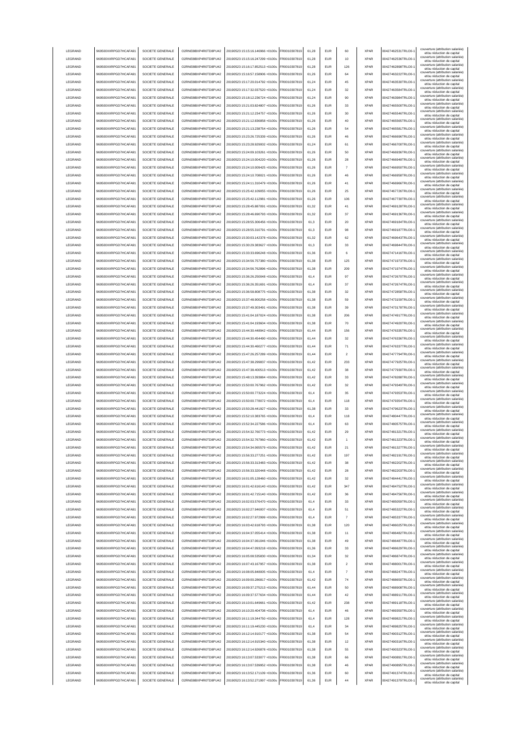| LEGRAND | 969500XXRPGD7HCAFA91 | SOCIETE GENERALE | O2RNE8IBXP4R0TD8PU42 | 20190523 15:15:16.146966 +0100s | FR0010307819 | 61,28 | EUR | 60 | XPAR | 00427462531TRLO0-1 | couverture (attribution salariée) et/ou réduction de capital |
|---|---|---|---|---|---|---|---|---|---|---|---|
| LEGRAND | 969500XXRPGD7HCAFA91 | SOCIETE GENERALE | O2RNE8IBXP4R0TD8PU42 | 20190523 15:15:16.247299 +0100s | FR0010307819 | 61,28 | EUR | 10 | XPAR | 00427462536TRLO0-1 | couverture (attribution salariée) et/ou réduction de capital |
| LEGRAND | 969500XXRPGD7HCAFA91 | SOCIETE GENERALE | O2RNE8IBXP4R0TD8PU42 | 20190523 15:16:17.852513 +0100s | FR0010307819 | 61,28 | EUR | 126 | XPAR | 00427462898TRLO0-1 | couverture (attribution salariée) et/ou réduction de capital |
| LEGRAND | 969500XXRPGD7HCAFA91 | SOCIETE GENERALE | O2RNE8IBXP4R0TD8PU42 | 20190523 15:16:57.158906 +0100s | FR0010307819 | 61,26 | EUR | 64 | XPAR | 00427463222TRLO0-1 | couverture (attribution salariée) et/ou réduction de capital |
| LEGRAND | 969500XXRPGD7HCAFA91 | SOCIETE GENERALE | O2RNE8IBXP4R0TD8PU42 | 20190523 15:17:20.014792 +0100s | FR0010307819 | 61,24 | EUR | 45 | XPAR | 00427463530TRLO0-1 | couverture (attribution salariée) et/ou réduction de capital |
| LEGRAND | 969500XXRPGD7HCAFA91 | SOCIETE GENERALE | O2RNE8IBXP4R0TD8PU42 | 20190523 15:17:32.037520 +0100s | FR0010307819 | 61,24 | EUR | 32 | XPAR | 00427463584TRLO0-1 | couverture (attribution salariée) et/ou réduction de capital |
| LEGRAND | 969500XXRPGD7HCAFA91 | SOCIETE GENERALE | O2RNE8IBXP4R0TD8PU42 | 20190523 15:18:12.236724 +0100s | FR0010307819 | 61,24 | EUR | 90 | XPAR | 00427463984TRLO0-1 | couverture (attribution salariée) et/ou réduction de capital |
| LEGRAND | 969500XXRPGD7HCAFA91 | SOCIETE GENERALE | O2RNE8IBXP4R0TD8PU42 | 20190523 15:21:03.824807 +0100s | FR0010307819 | 61,26 | EUR | 33 | XPAR | 00427465500TRLO0-1 | couverture (attribution salariée) et/ou réduction de capital |
| LEGRAND | 969500XXRPGD7HCAFA91 | SOCIETE GENERALE | O2RNE8IBXP4R0TD8PU42 | 20190523 15:21:12.234757 +0100s | FR0010307819 | 61,26 | EUR | 30 | XPAR | 00427465546TRLO0-1 | couverture (attribution salariée) et/ou réduction de capital |
| LEGRAND | 969500XXRPGD7HCAFA91 | SOCIETE GENERALE | O2RNE8IBXP4R0TD8PU42 | 20190523 15:21:12.836858 +0100s | FR0010307819 | 61,26 | EUR | 40 | XPAR | 00427465565TRLO0-1 | couverture (attribution salariée) et/ou réduction de capital |
| LEGRAND | 969500XXRPGD7HCAFA91 | SOCIETE GENERALE | O2RNE8IBXP4R0TD8PU42 | 20190523 15:21:13.238754 +0100s | FR0010307819 | 61,26 | EUR | 54 | XPAR | 00427465581TRLO0-1 | couverture (attribution salariée) et/ou réduction de capital |
| LEGRAND | 969500XXRPGD7HCAFA91 | SOCIETE GENERALE | O2RNE8IBXP4R0TD8PU42 | 20190523 15:23:26.725339 +0100s | FR0010307819 | 61,26 | EUR | 46 | XPAR | 00427466696TRLO0-1 | couverture (attribution salariée) et/ou réduction de capital |
| LEGRAND | 969500XXRPGD7HCAFA91 | SOCIETE GENERALE | O2RNE8IBXP4R0TD8PU42 | 20190523 15:23:28.929002 +0100s | FR0010307819 | 61,24 | EUR | 61 | XPAR | 00427466700TRLO0-1 | couverture (attribution salariée) et/ou réduction de capital |
| LEGRAND | 969500XXRPGD7HCAFA91 | SOCIETE GENERALE | O2RNE8IBXP4R0TD8PU42 | 20190523 15:24:09.103261 +0100s | FR0010307819 | 61,26 | EUR | 50 | XPAR | 00427466936TRLO0-1 | couverture (attribution salariée) et/ou réduction de capital |
| LEGRAND | 969500XXRPGD7HCAFA91 | SOCIETE GENERALE | O2RNE8IBXP4R0TD8PU42 | 20190523 15:24:10.004220 +0100s | FR0010307819 | 61,26 | EUR | 28 | XPAR | 00427466948TRLO0-1 | couverture (attribution salariée) et/ou réduction de capital |
| LEGRAND | 969500XXRPGD7HCAFA91 | SOCIETE GENERALE | O2RNE8IBXP4R0TD8PU42 | 20190523 15:24:10.009425 +0100s | FR0010307819 | 61,26 | EUR | 7 | XPAR | 00427466950TRLO0-1 | couverture (attribution salariée) et/ou réduction de capital |
| LEGRAND | 969500XXRPGD7HCAFA91 | SOCIETE GENERALE | O2RNE8IBXP4R0TD8PU42 | 20190523 15:24:10.708021 +0100s | FR0010307819 | 61,26 | EUR | 46 | XPAR | 00427466958TRLO0-1 | couverture (attribution salariée) et/ou réduction de capital |
| LEGRAND | 969500XXRPGD7HCAFA91 | SOCIETE GENERALE | O2RNE8IBXP4R0TD8PU42 | 20190523 15:24:11.310479 +0100s | FR0010307819 | 61,26 | EUR | 41 | XPAR | 00427466966TRLO0-1 | couverture (attribution salariée) et/ou réduction de capital |
| LEGRAND | 969500XXRPGD7HCAFA91 | SOCIETE GENERALE | O2RNE8IBXP4R0TD8PU42 | 20190523 15:25:42.109055 +0100s | FR0010307819 | 61,26 | EUR | 25 | XPAR | 00427467726TRLO0-1 | couverture (attribution salariée) et/ou réduction de capital |
| LEGRAND | 969500XXRPGD7HCAFA91 | SOCIETE GENERALE | O2RNE8IBXP4R0TD8PU42 | 20190523 15:25:42.112981 +0100s | FR0010307819 | 61,26 | EUR | 106 | XPAR | 00427467730TRLO0-1 | couverture (attribution salariée) et/ou réduction de capital |
| LEGRAND | 969500XXRPGD7HCAFA91 | SOCIETE GENERALE | O2RNE8IBXP4R0TD8PU42 | 20190523 15:28:45.887091 +0100s | FR0010307819 | 61,32 | EUR | 41 | XPAR | 00427469128TRLO0-1 | couverture (attribution salariée) et/ou réduction de capital |
| LEGRAND | 969500XXRPGD7HCAFA91 | SOCIETE GENERALE | O2RNE8IBXP4R0TD8PU42 | 20190523 15:28:46.690793 +0100s | FR0010307819 | 61,32 | EUR | 37 | XPAR | 00427469136TRLO0-1 | couverture (attribution salariée) et/ou réduction de capital |
| LEGRAND | 969500XXRPGD7HCAFA91 | SOCIETE GENERALE | O2RNE8IBXP4R0TD8PU42 | 20190523 15:28:55.306456 +0100s | FR0010307819 | 61,3 | EUR | 20 | XPAR | 00427469184TRLO0-1 | couverture (attribution salariée) et/ou réduction de capital |
| LEGRAND | 969500XXRPGD7HCAFA91 | SOCIETE GENERALE | O2RNE8IBXP4R0TD8PU42 | 20190523 15:28:55.310791 +0100s | FR0010307819 | 61,3 | EUR | 98 | XPAR | 00427469187TRLO0-1 | couverture (attribution salariée) et/ou réduction de capital |
| LEGRAND | 969500XXRPGD7HCAFA91 | SOCIETE GENERALE | O2RNE8IBXP4R0TD8PU42 | 20190523 15:30:03.142378 +0100s | FR0010307819 | 61,32 | EUR | 62 | XPAR | 00427469643TRLO0-1 | couverture (attribution salariée) et/ou réduction de capital |
| LEGRAND | 969500XXRPGD7HCAFA91 | SOCIETE GENERALE | O2RNE8IBXP4R0TD8PU42 | 20190523 15:30:29.383627 +0100s | FR0010307819 | 61,3 | EUR | 33 | XPAR | 00427469844TRLO0-1 | couverture (attribution salariée) et/ou réduction de capital |
| LEGRAND | 969500XXRPGD7HCAFA91 | SOCIETE GENERALE | O2RNE8IBXP4R0TD8PU42 | 20190523 15:33:33.696248 +0100s | FR0010307819 | 61,36 | EUR | 6 | XPAR | 00427471416TRLO0-1 | couverture (attribution salariée) et/ou réduction de capital |
| LEGRAND | 969500XXRPGD7HCAFA91 | SOCIETE GENERALE | O2RNE8IBXP4R0TD8PU42 | 20190523 15:34:56.757380 +0100s | FR0010307819 | 61,38 | EUR | 125 | XPAR | 00427471973TRLO0-1 | couverture (attribution salariée) et/ou réduction de capital |
| LEGRAND | 969500XXRPGD7HCAFA91 | SOCIETE GENERALE | O2RNE8IBXP4R0TD8PU42 | 20190523 15:34:56.762896 +0100s | FR0010307819 | 61,38 | EUR | 209 | XPAR | 00427471974TRLO0-1 | couverture (attribution salariée) et/ou réduction de capital |
| LEGRAND | 969500XXRPGD7HCAFA91 | SOCIETE GENERALE | O2RNE8IBXP4R0TD8PU42 | 20190523 15:36:26.250048 +0100s | FR0010307819 | 61,4 | EUR | 97 | XPAR | 00427472670TRLO0-1 | couverture (attribution salariée) et/ou réduction de capital |
| LEGRAND | 969500XXRPGD7HCAFA91 | SOCIETE GENERALE | O2RNE8IBXP4R0TD8PU42 | 20190523 15:36:26.351691 +0100s | FR0010307819 | 61,4 | EUR | 37 | XPAR | 00427472674TRLO0-1 | couverture (attribution salariée) et/ou réduction de capital |
| LEGRAND | 969500XXRPGD7HCAFA91 | SOCIETE GENERALE | O2RNE8IBXP4R0TD8PU42 | 20190523 15:36:58.808775 +0100s | FR0010307819 | 61,38 | EUR | 32 | XPAR | 00427472858TRLO0-1 | couverture (attribution salariée) et/ou réduction de capital |
| LEGRAND | 969500XXRPGD7HCAFA91 | SOCIETE GENERALE | O2RNE8IBXP4R0TD8PU42 | 20190523 15:37:48.900258 +0100s | FR0010307819 | 61,38 | EUR | 59 | XPAR | 00427473159TRLO0-1 | couverture (attribution salariée) et/ou réduction de capital |
| LEGRAND | 969500XXRPGD7HCAFA91 | SOCIETE GENERALE | O2RNE8IBXP4R0TD8PU42 | 20190523 15:37:49.303491 +0100s | FR0010307819 | 61,38 | EUR | 39 | XPAR | 00427473178TRLO0-1 | couverture (attribution salariée) et/ou réduction de capital |
| LEGRAND | 969500XXRPGD7HCAFA91 | SOCIETE GENERALE | O2RNE8IBXP4R0TD8PU42 | 20190523 15:41:04.187024 +0100s | FR0010307819 | 61,38 | EUR | 206 | XPAR | 00427474917TRLO0-1 | couverture (attribution salariée) et/ou réduction de capital |
| LEGRAND | 969500XXRPGD7HCAFA91 | SOCIETE GENERALE | O2RNE8IBXP4R0TD8PU42 | 20190523 15:41:04.193604 +0100s | FR0010307819 | 61,38 | EUR | 70 | XPAR | 00427474920TRLO0-1 | couverture (attribution salariée) et/ou réduction de capital |
| LEGRAND | 969500XXRPGD7HCAFA91 | SOCIETE GENERALE | O2RNE8IBXP4R0TD8PU42 | 20190523 15:44:30.448942 +0100s | FR0010307819 | 61,44 | EUR | 156 | XPAR | 00427476335TRLO0-1 | couverture (attribution salariée) et/ou réduction de capital |
| LEGRAND | 969500XXRPGD7HCAFA91 | SOCIETE GENERALE | O2RNE8IBXP4R0TD8PU42 | 20190523 15:44:30.454490 +0100s | FR0010307819 | 61,44 | EUR | 32 | XPAR | 00427476336TRLO0-1 | couverture (attribution salariée) et/ou réduction de capital |
| LEGRAND | 969500XXRPGD7HCAFA91 | SOCIETE GENERALE | O2RNE8IBXP4R0TD8PU42 | 20190523 15:44:30.460277 +0100s | FR0010307819 | 61,44 | EUR | 71 | XPAR | 00427476337TRLO0-1 | couverture (attribution salariée) et/ou réduction de capital |
| LEGRAND | 969500XXRPGD7HCAFA91 | SOCIETE GENERALE | O2RNE8IBXP4R0TD8PU42 | 20190523 15:47:26.257289 +0100s | FR0010307819 | 61,44 | EUR | 2 | XPAR | 00427477794TRLO0-1 | couverture (attribution salariée) et/ou réduction de capital |
| LEGRAND | 969500XXRPGD7HCAFA91 | SOCIETE GENERALE | O2RNE8IBXP4R0TD8PU42 | 20190523 15:47:38.299837 +0100s | FR0010307819 | 61,42 | EUR | 233 | XPAR | 00427477925TRLO0-1 | couverture (attribution salariée) et/ou réduction de capital |
| LEGRAND | 969500XXRPGD7HCAFA91 | SOCIETE GENERALE | O2RNE8IBXP4R0TD8PU42 | 20190523 15:47:38.400513 +0100s | FR0010307819 | 61,42 | EUR | 38 | XPAR | 00427477930TRLO0-1 | couverture (attribution salariée) et/ou réduction de capital |
| LEGRAND | 969500XXRPGD7HCAFA91 | SOCIETE GENERALE | O2RNE8IBXP4R0TD8PU42 | 20190523 15:48:13.393884 +0100s | FR0010307819 | 61,42 | EUR | 33 | XPAR | 00427478288TRLO0-1 | couverture (attribution salariée) et/ou réduction de capital |
| LEGRAND | 969500XXRPGD7HCAFA91 | SOCIETE GENERALE | O2RNE8IBXP4R0TD8PU42 | 20190523 15:50:00.767962 +0100s | FR0010307819 | 61,42 | EUR | 32 | XPAR | 00427479349TRLO0-1 | couverture (attribution salariée) et/ou réduction de capital |
| LEGRAND | 969500XXRPGD7HCAFA91 | SOCIETE GENERALE | O2RNE8IBXP4R0TD8PU42 | 20190523 15:50:00.773224 +0100s | FR0010307819 | 61,4 | EUR | 35 | XPAR | 00427479353TRLO0-1 | couverture (attribution salariée) et/ou réduction de capital |
| LEGRAND | 969500XXRPGD7HCAFA91 | SOCIETE GENERALE | O2RNE8IBXP4R0TD8PU42 | 20190523 15:50:00.778072 +0100s | FR0010307819 | 61,4 | EUR | 118 | XPAR | 00427479354TRLO0-1 | couverture (attribution salariée) et/ou réduction de capital |
| LEGRAND | 969500XXRPGD7HCAFA91 | SOCIETE GENERALE | O2RNE8IBXP4R0TD8PU42 | 20190523 15:50:28.441927 +0100s | FR0010307819 | 61,38 | EUR | 33 | XPAR | 00427479623TRLO0-1 | couverture (attribution salariée) et/ou réduction de capital |
| LEGRAND | 969500XXRPGD7HCAFA91 | SOCIETE GENERALE | O2RNE8IBXP4R0TD8PU42 | 20190523 15:52:10.383765 +0100s | FR0010307819 | 61,4 | EUR | 118 | XPAR | 00427480447TRLO0-1 | couverture (attribution salariée) et/ou réduction de capital |
| LEGRAND | 969500XXRPGD7HCAFA91 | SOCIETE GENERALE | O2RNE8IBXP4R0TD8PU42 | 20190523 15:52:34.227586 +0100s | FR0010307819 | 61,4 | EUR | 63 | XPAR | 00427480575TRLO0-1 | couverture (attribution salariée) et/ou réduction de capital |
| LEGRAND | 969500XXRPGD7HCAFA91 | SOCIETE GENERALE | O2RNE8IBXP4R0TD8PU42 | 20190523 15:54:32.760773 +0100s | FR0010307819 | 61,42 | EUR | 29 | XPAR | 00427481321TRLO0-1 | couverture (attribution salariée) et/ou réduction de capital |
| LEGRAND | 969500XXRPGD7HCAFA91 | SOCIETE GENERALE | O2RNE8IBXP4R0TD8PU42 | 20190523 15:54:32.767960 +0100s | FR0010307819 | 61,42 | EUR | 1 | XPAR | 00427481323TRLO0-1 | couverture (attribution salariée) et/ou réduction de capital |
| LEGRAND | 969500XXRPGD7HCAFA91 | SOCIETE GENERALE | O2RNE8IBXP4R0TD8PU42 | 20190523 15:54:34.065579 +0100s | FR0010307819 | 61,42 | EUR | 21 | XPAR | 00427481377TRLO0-1 | couverture (attribution salariée) et/ou réduction de capital |
| LEGRAND | 969500XXRPGD7HCAFA91 | SOCIETE GENERALE | O2RNE8IBXP4R0TD8PU42 | 20190523 15:56:33.277251 +0100s | FR0010307819 | 61,42 | EUR | 197 | XPAR | 00427482191TRLO0-1 | couverture (attribution salariée) et/ou réduction de capital |
| LEGRAND | 969500XXRPGD7HCAFA91 | SOCIETE GENERALE | O2RNE8IBXP4R0TD8PU42 | 20190523 15:56:33.313483 +0100s | FR0010307819 | 61,42 | EUR | 38 | XPAR | 00427482202TRLO0-1 | couverture (attribution salariée) et/ou réduction de capital |
| LEGRAND | 969500XXRPGD7HCAFA91 | SOCIETE GENERALE | O2RNE8IBXP4R0TD8PU42 | 20190523 15:56:33.320448 +0100s | FR0010307819 | 61,42 | EUR | 28 | XPAR | 00427482203TRLO0-1 | couverture (attribution salariée) et/ou réduction de capital |
| LEGRAND | 969500XXRPGD7HCAFA91 | SOCIETE GENERALE | O2RNE8IBXP4R0TD8PU42 | 20190523 16:01:05.128460 +0100s | FR0010307819 | 61,42 | EUR | 32 | XPAR | 00427484441TRLO0-1 | couverture (attribution salariée) et/ou réduction de capital |
| LEGRAND | 969500XXRPGD7HCAFA91 | SOCIETE GENERALE | O2RNE8IBXP4R0TD8PU42 | 20190523 16:01:42.616140 +0100s | FR0010307819 | 61,42 | EUR | 347 | XPAR | 00427484752TRLO0-1 | couverture (attribution salariée) et/ou réduction de capital |
| LEGRAND | 969500XXRPGD7HCAFA91 | SOCIETE GENERALE | O2RNE8IBXP4R0TD8PU42 | 20190523 16:01:42.715140 +0100s | FR0010307819 | 61,42 | EUR | 36 | XPAR | 00427484756TRLO0-1 | couverture (attribution salariée) et/ou réduction de capital |
| LEGRAND | 969500XXRPGD7HCAFA91 | SOCIETE GENERALE | O2RNE8IBXP4R0TD8PU42 | 20190523 16:02:03.576470 +0100s | FR0010307819 | 61,4 | EUR | 33 | XPAR | 00427485059TRLO0-1 | couverture (attribution salariée) et/ou réduction de capital |
| LEGRAND | 969500XXRPGD7HCAFA91 | SOCIETE GENERALE | O2RNE8IBXP4R0TD8PU42 | 20190523 16:02:27.946007 +0100s | FR0010307819 | 61,4 | EUR | 51 | XPAR | 00427485322TRLO0-1 | couverture (attribution salariée) et/ou réduction de capital |
| LEGRAND | 969500XXRPGD7HCAFA91 | SOCIETE GENERALE | O2RNE8IBXP4R0TD8PU42 | 20190523 16:02:27.972999 +0100s | FR0010307819 | 61,4 | EUR | 7 | XPAR | 00427485337TRLO0-1 | couverture (attribution salariée) et/ou réduction de capital |
| LEGRAND | 969500XXRPGD7HCAFA91 | SOCIETE GENERALE | O2RNE8IBXP4R0TD8PU42 | 20190523 16:03:42.618793 +0100s | FR0010307819 | 61,38 | EUR | 120 | XPAR | 00427486025TRLO0-1 | couverture (attribution salariée) et/ou réduction de capital |
| LEGRAND | 969500XXRPGD7HCAFA91 | SOCIETE GENERALE | O2RNE8IBXP4R0TD8PU42 | 20190523 16:04:37.055414 +0100s | FR0010307819 | 61,38 | EUR | 11 | XPAR | 00427486482TRLO0-1 | couverture (attribution salariée) et/ou réduction de capital |
| LEGRAND | 969500XXRPGD7HCAFA91 | SOCIETE GENERALE | O2RNE8IBXP4R0TD8PU42 | 20190523 16:04:37.061046 +0100s | FR0010307819 | 61,38 | EUR | 49 | XPAR | 00427486487TRLO0-1 | couverture (attribution salariée) et/ou réduction de capital |
| LEGRAND | 969500XXRPGD7HCAFA91 | SOCIETE GENERALE | O2RNE8IBXP4R0TD8PU42 | 20190523 16:04:47.093218 +0100s | FR0010307819 | 61,36 | EUR | 33 | XPAR | 00427486629TRLO0-1 | couverture (attribution salariée) et/ou réduction de capital |
| LEGRAND | 969500XXRPGD7HCAFA91 | SOCIETE GENERALE | O2RNE8IBXP4R0TD8PU42 | 20190523 16:05:08.535830 +0100s | FR0010307819 | 61,34 | EUR | 32 | XPAR | 00427486874TRLO0-1 | couverture (attribution salariée) et/ou réduction de capital |
| LEGRAND | 969500XXRPGD7HCAFA91 | SOCIETE GENERALE | O2RNE8IBXP4R0TD8PU42 | 20190523 16:07:43.167957 +0100s | FR0010307819 | 61,38 | EUR | 2 | XPAR | 00427488001TRLO0-1 | couverture (attribution salariée) et/ou réduction de capital |
| LEGRAND | 969500XXRPGD7HCAFA91 | SOCIETE GENERALE | O2RNE8IBXP4R0TD8PU42 | 20190523 16:08:05.848005 +0100s | FR0010307819 | 61,4 | EUR | 7 | XPAR | 00427488247TRLO0-1 | couverture (attribution salariée) et/ou réduction de capital |
| LEGRAND | 969500XXRPGD7HCAFA91 | SOCIETE GENERALE | O2RNE8IBXP4R0TD8PU42 | 20190523 16:09:00.286817 +0100s | FR0010307819 | 61,42 | EUR | 74 | XPAR | 00427488650TRLO0-1 | couverture (attribution salariée) et/ou réduction de capital |
| LEGRAND | 969500XXRPGD7HCAFA91 | SOCIETE GENERALE | O2RNE8IBXP4R0TD8PU42 | 20190523 16:09:37.275213 +0100s | FR0010307819 | 61,44 | EUR | 50 | XPAR | 00427488908TRLO0-1 | couverture (attribution salariée) et/ou réduction de capital |
| LEGRAND | 969500XXRPGD7HCAFA91 | SOCIETE GENERALE | O2RNE8IBXP4R0TD8PU42 | 20190523 16:09:37.577634 +0100s | FR0010307819 | 61,44 | EUR | 42 | XPAR | 00427488911TRLO0-1 | couverture (attribution salariée) et/ou réduction de capital |
| LEGRAND | 969500XXRPGD7HCAFA91 | SOCIETE GENERALE | O2RNE8IBXP4R0TD8PU42 | 20190523 16:10:01.649661 +0100s | FR0010307819 | 61,42 | EUR | 238 | XPAR | 00427489118TRLO0-1 | couverture (attribution salariée) et/ou réduction de capital |
| LEGRAND | 969500XXRPGD7HCAFA91 | SOCIETE GENERALE | O2RNE8IBXP4R0TD8PU42 | 20190523 16:10:20.404708 +0100s | FR0010307819 | 61,4 | EUR | 46 | XPAR | 00427489350TRLO0-1 | couverture (attribution salariée) et/ou réduction de capital |
| LEGRAND | 969500XXRPGD7HCAFA91 | SOCIETE GENERALE | O2RNE8IBXP4R0TD8PU42 | 20190523 16:11:19.344750 +0100s | FR0010307819 | 61,4 | EUR | 128 | XPAR | 00427489821TRLO0-1 | couverture (attribution salariée) et/ou réduction de capital |
| LEGRAND | 969500XXRPGD7HCAFA91 | SOCIETE GENERALE | O2RNE8IBXP4R0TD8PU42 | 20190523 16:11:19.445230 +0100s | FR0010307819 | 61,4 | EUR | 34 | XPAR | 00427489825TRLO0-1 | couverture (attribution salariée) et/ou réduction de capital |
| LEGRAND | 969500XXRPGD7HCAFA91 | SOCIETE GENERALE | O2RNE8IBXP4R0TD8PU42 | 20190523 16:12:14.910177 +0100s | FR0010307819 | 61,38 | EUR | 54 | XPAR | 00427490312TRLO0-1 | couverture (attribution salariée) et/ou réduction de capital |
| LEGRAND | 969500XXRPGD7HCAFA91 | SOCIETE GENERALE | O2RNE8IBXP4R0TD8PU42 | 20190523 16:12:14.915340 +0100s | FR0010307819 | 61,38 | EUR | 12 | XPAR | 00427490316TRLO0-1 | couverture (attribution salariée) et/ou réduction de capital |
| LEGRAND | 969500XXRPGD7HCAFA91 | SOCIETE GENERALE | O2RNE8IBXP4R0TD8PU42 | 20190523 16:12:14.926878 +0100s | FR0010307819 | 61,38 | EUR | 55 | XPAR | 00427490323TRLO0-1 | couverture (attribution salariée) et/ou réduction de capital |
| LEGRAND | 969500XXRPGD7HCAFA91 | SOCIETE GENERALE | O2RNE8IBXP4R0TD8PU42 | 20190523 16:13:07.533077 +0100s | FR0010307819 | 61,38 | EUR | 66 | XPAR | 00427490891TRLO0-1 | couverture (attribution salariée) et/ou réduction de capital |
| LEGRAND | 969500XXRPGD7HCAFA91 | SOCIETE GENERALE | O2RNE8IBXP4R0TD8PU42 | 20190523 16:13:07.539952 +0100s | FR0010307819 | 61,38 | EUR | 46 | XPAR | 00427490895TRLO0-1 | couverture (attribution salariée) et/ou réduction de capital |
| LEGRAND | 969500XXRPGD7HCAFA91 | SOCIETE GENERALE | O2RNE8IBXP4R0TD8PU42 | 20190523 16:13:52.171109 +0100s | FR0010307819 | 61,36 | EUR | 60 | XPAR | 00427491374TRLO0-1 | couverture (attribution salariée) et/ou réduction de capital |
| LEGRAND | 969500XXRPGD7HCAFA91 | SOCIETE GENERALE | O2RNE8IBXP4R0TD8PU42 | 20190523 16:13:52.271997 +0100s | FR0010307819 | 61,36 | EUR | 44 | XPAR | 00427491379TRLO0-1 | couverture (attribution salariée) et/ou réduction de capital |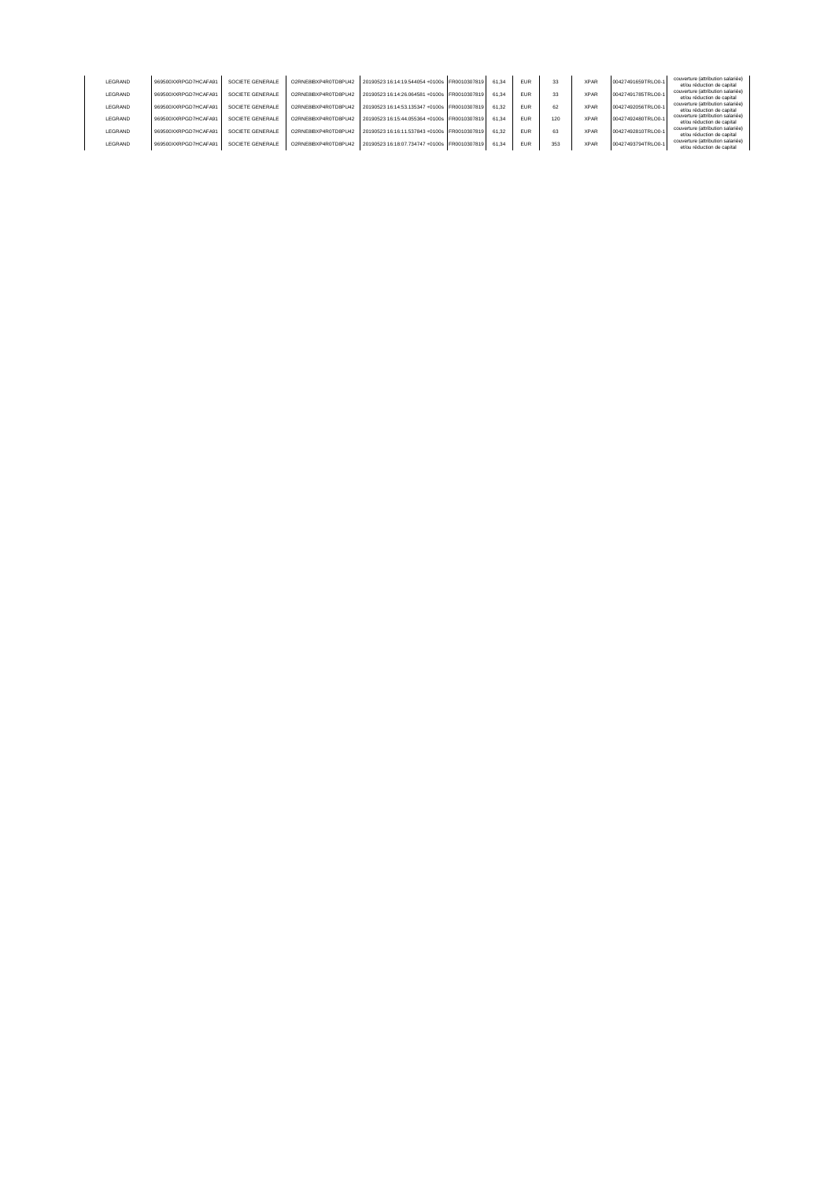| | | | | | | | | | | | |
|---|---|---|---|---|---|---|---|---|---|---|---|
| LEGRAND | 969500XXRPGD7HCAFA91 | SOCIETE GENERALE | O2RNE8IBXP4R0TD8PU42 | 20190523 16:14:19.544054 +0100s | FR0010307819 | 61,34 | EUR | 33 | XPAR | 00427491659TRLO0-1 | couverture (attribution salariée) et/ou réduction de capital |
| LEGRAND | 969500XXRPGD7HCAFA91 | SOCIETE GENERALE | O2RNE8IBXP4R0TD8PU42 | 20190523 16:14:26.064581 +0100s | FR0010307819 | 61,34 | EUR | 33 | XPAR | 00427491785TRLO0-1 | couverture (attribution salariée) et/ou réduction de capital |
| LEGRAND | 969500XXRPGD7HCAFA91 | SOCIETE GENERALE | O2RNE8IBXP4R0TD8PU42 | 20190523 16:14:53.135347 +0100s | FR0010307819 | 61,32 | EUR | 62 | XPAR | 00427492056TRLO0-1 | couverture (attribution salariée) et/ou réduction de capital |
| LEGRAND | 969500XXRPGD7HCAFA91 | SOCIETE GENERALE | O2RNE8IBXP4R0TD8PU42 | 20190523 16:15:44.055364 +0100s | FR0010307819 | 61,34 | EUR | 120 | XPAR | 00427492480TRLO0-1 | couverture (attribution salariée) et/ou réduction de capital |
| LEGRAND | 969500XXRPGD7HCAFA91 | SOCIETE GENERALE | O2RNE8IBXP4R0TD8PU42 | 20190523 16:16:11.537843 +0100s | FR0010307819 | 61,32 | EUR | 63 | XPAR | 00427492810TRLO0-1 | couverture (attribution salariée) et/ou réduction de capital |
| LEGRAND | 969500XXRPGD7HCAFA91 | SOCIETE GENERALE | O2RNE8IBXP4R0TD8PU42 | 20190523 16:18:07.734747 +0100s | FR0010307819 | 61,34 | EUR | 353 | XPAR | 00427493794TRLO0-1 | couverture (attribution salariée) et/ou réduction de capital |